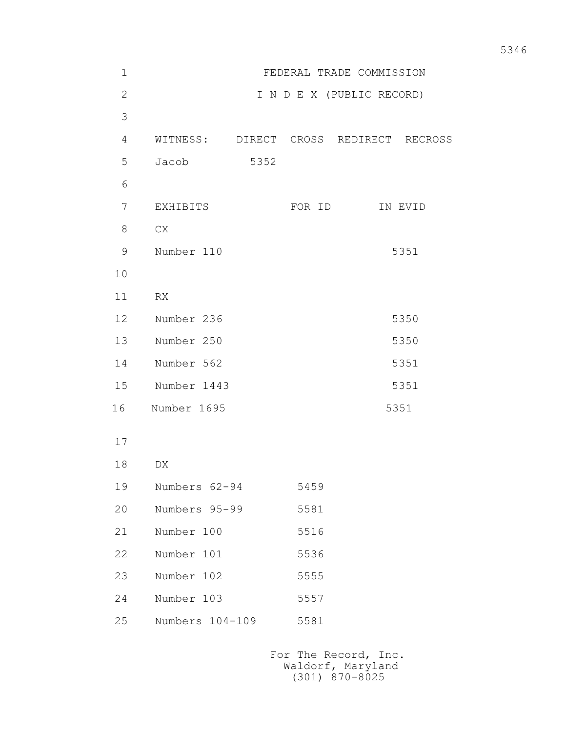# FEDERAL TRADE COMMISSION

## I N D E X (PUBLIC RECORD)

| WITNESS: | DIRECT | CROSS | REDIRECT | RECROSS |
|---|---|---|---|---|
| Jacob | 5352 | | | |

| EXHIBITS | FOR ID | IN EVID |
|---|---|---|
| CX | | |
| Number 110 | | 5351 |
| | | |
| RX | | |
| Number 236 | | 5350 |
| Number 250 | | 5350 |
| Number 562 | | 5351 |
| Number 1443 | | 5351 |
| Number 1695 | | 5351 |
| | | |
| DX | | |
| Numbers 62-94 | 5459 | |
| Numbers 95-99 | 5581 | |
| Number 100 | 5516 | |
| Number 101 | 5536 | |
| Number 102 | 5555 | |
| Number 103 | 5557 | |
| Numbers 104-109 | 5581 | |

For The Record, Inc.
Waldorf, Maryland
(301) 870-8025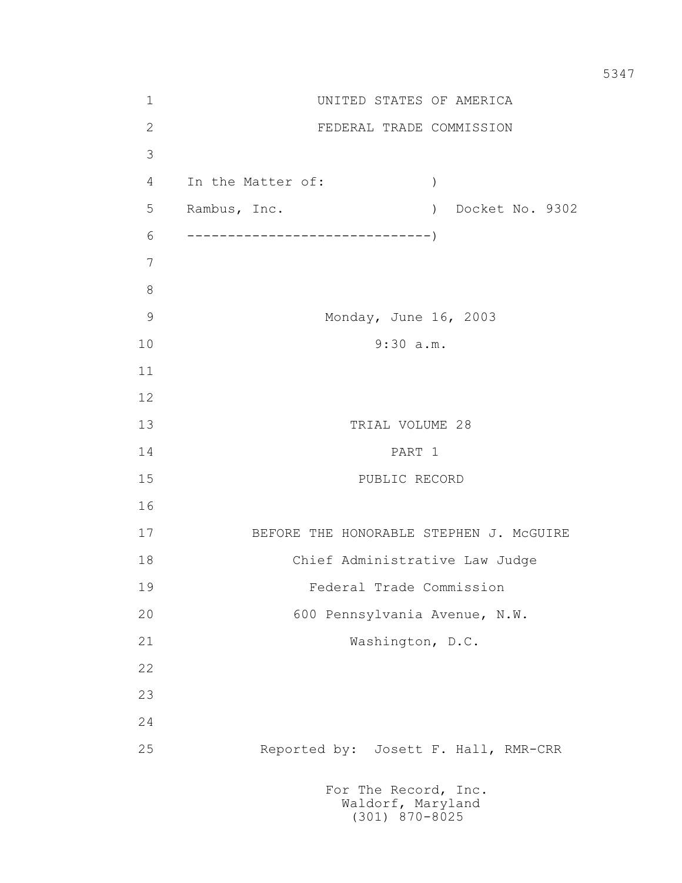UNITED STATES OF AMERICA

FEDERAL TRADE COMMISSION

```
In the Matter of:             )
Rambus, Inc.                  )  Docket No. 9302
------------------------------)
```

Monday, June 16, 2003

9:30 a.m.

TRIAL VOLUME 28

PART 1

PUBLIC RECORD

BEFORE THE HONORABLE STEPHEN J. McGUIRE

Chief Administrative Law Judge

Federal Trade Commission

600 Pennsylvania Avenue, N.W.

Washington, D.C.

Reported by: Josett F. Hall, RMR-CRR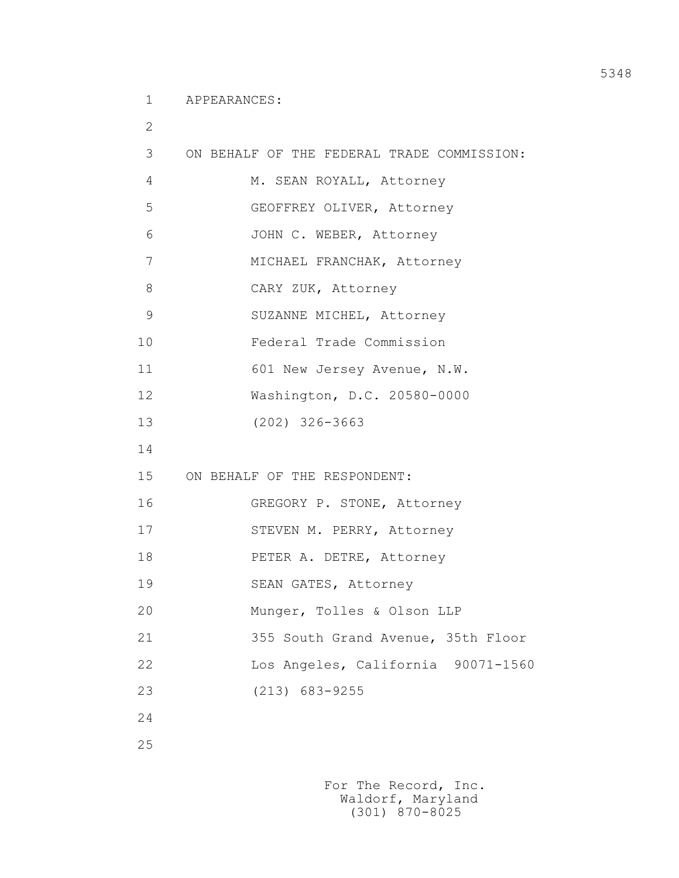APPEARANCES:

ON BEHALF OF THE FEDERAL TRADE COMMISSION:

M. SEAN ROYALL, Attorney
GEOFFREY OLIVER, Attorney
JOHN C. WEBER, Attorney
MICHAEL FRANCHAK, Attorney
CARY ZUK, Attorney
SUZANNE MICHEL, Attorney
Federal Trade Commission
601 New Jersey Avenue, N.W.
Washington, D.C. 20580-0000
(202) 326-3663

ON BEHALF OF THE RESPONDENT:

GREGORY P. STONE, Attorney
STEVEN M. PERRY, Attorney
PETER A. DETRE, Attorney
SEAN GATES, Attorney
Munger, Tolles & Olson LLP
355 South Grand Avenue, 35th Floor
Los Angeles, California 90071-1560
(213) 683-9255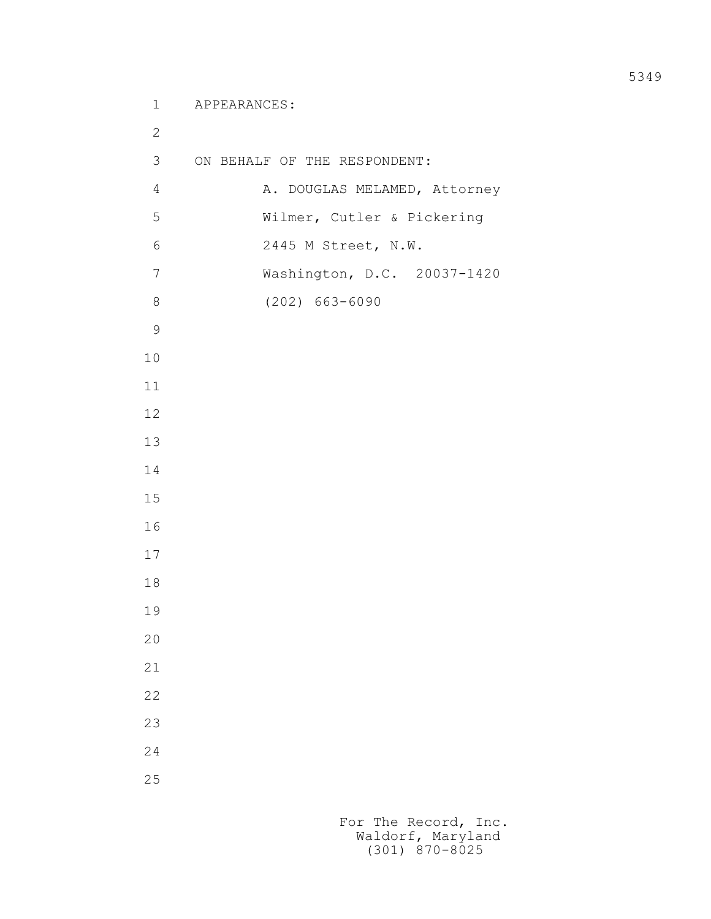APPEARANCES:

ON BEHALF OF THE RESPONDENT:

A. DOUGLAS MELAMED, Attorney
Wilmer, Cutler & Pickering
2445 M Street, N.W.
Washington, D.C. 20037-1420
(202) 663-6090

For The Record, Inc.
Waldorf, Maryland
(301) 870-8025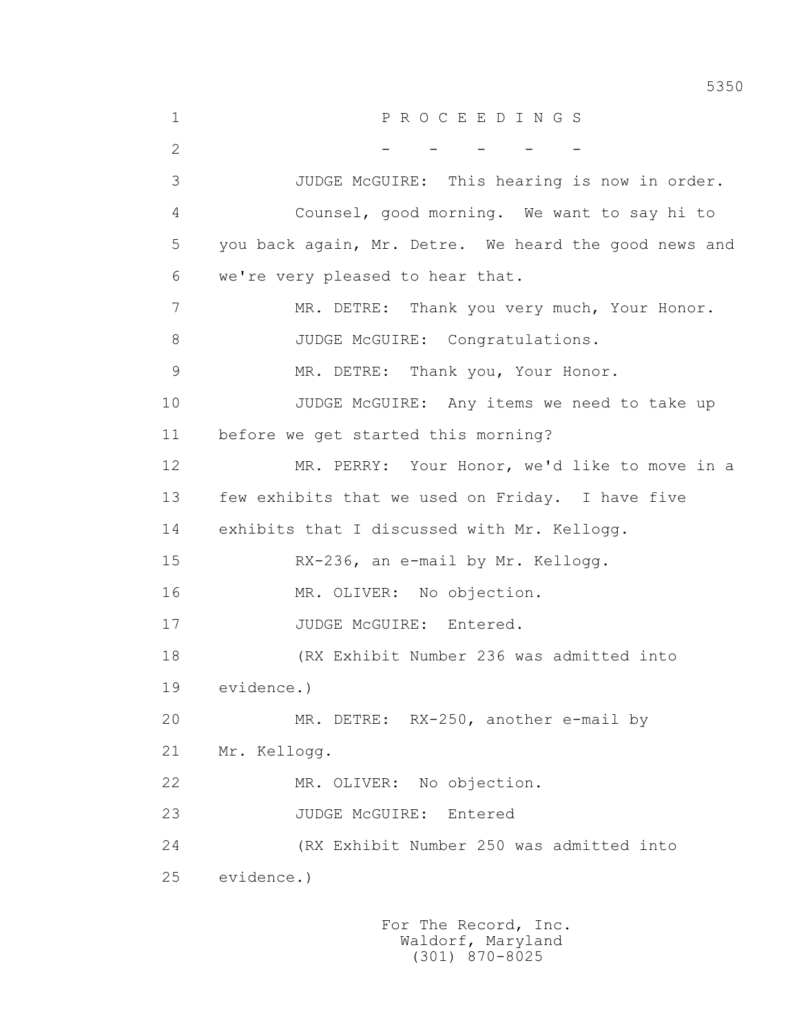P R O C E E D I N G S

\- - - - -

JUDGE McGUIRE: This hearing is now in order. Counsel, good morning. We want to say hi to you back again, Mr. Detre. We heard the good news and we're very pleased to hear that.

MR. DETRE: Thank you very much, Your Honor.

JUDGE McGUIRE: Congratulations.

MR. DETRE: Thank you, Your Honor.

JUDGE McGUIRE: Any items we need to take up before we get started this morning?

MR. PERRY: Your Honor, we'd like to move in a few exhibits that we used on Friday. I have five exhibits that I discussed with Mr. Kellogg.

RX-236, an e-mail by Mr. Kellogg.

MR. OLIVER: No objection.

JUDGE McGUIRE: Entered.

(RX Exhibit Number 236 was admitted into evidence.)

MR. DETRE: RX-250, another e-mail by Mr. Kellogg.

MR. OLIVER: No objection.

JUDGE McGUIRE: Entered

(RX Exhibit Number 250 was admitted into evidence.)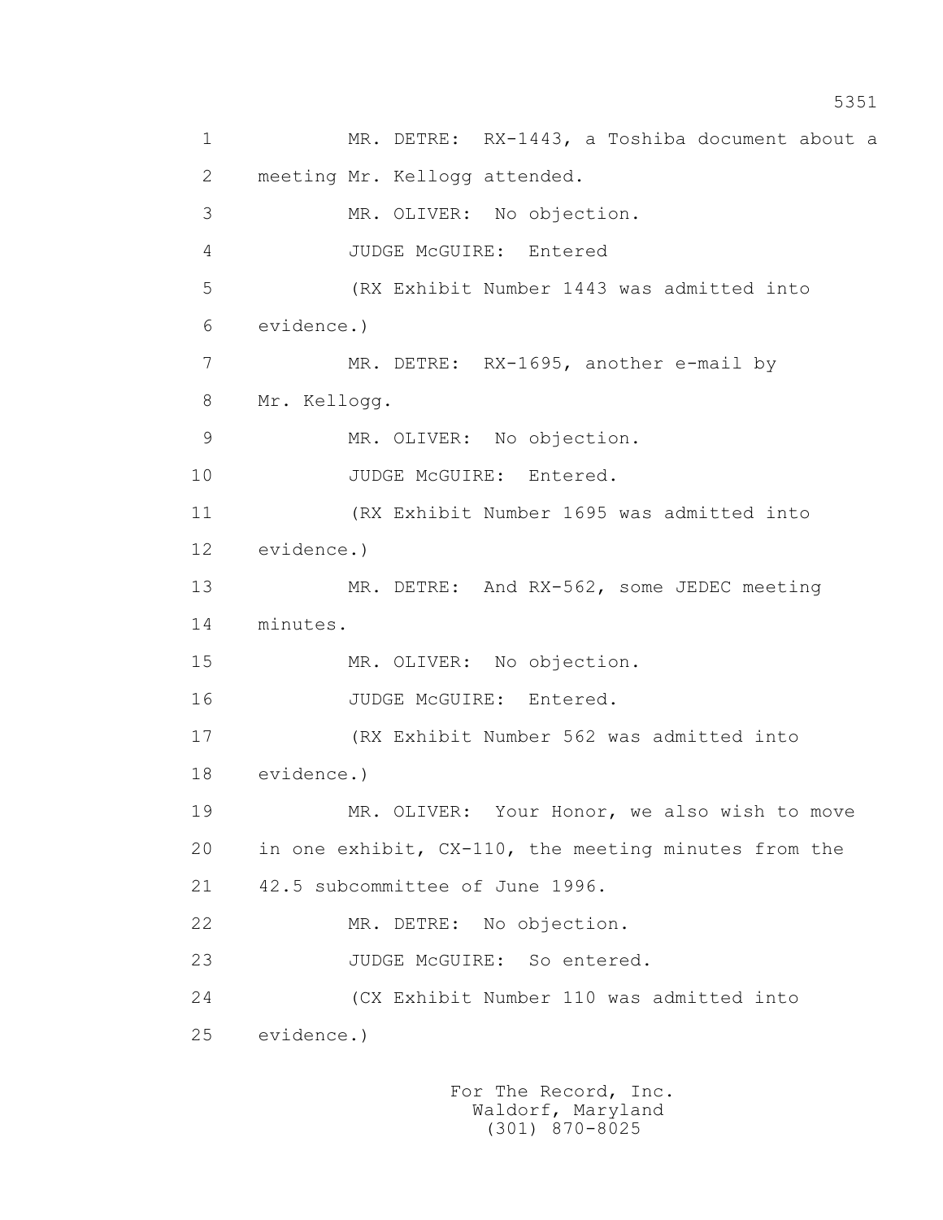MR. DETRE: RX-1443, a Toshiba document about a meeting Mr. Kellogg attended.

MR. OLIVER: No objection.

JUDGE McGUIRE: Entered

(RX Exhibit Number 1443 was admitted into evidence.)

MR. DETRE: RX-1695, another e-mail by Mr. Kellogg.

MR. OLIVER: No objection.

JUDGE McGUIRE: Entered.

(RX Exhibit Number 1695 was admitted into evidence.)

MR. DETRE: And RX-562, some JEDEC meeting minutes.

MR. OLIVER: No objection.

JUDGE McGUIRE: Entered.

(RX Exhibit Number 562 was admitted into evidence.)

MR. OLIVER: Your Honor, we also wish to move in one exhibit, CX-110, the meeting minutes from the 42.5 subcommittee of June 1996.

MR. DETRE: No objection.

JUDGE McGUIRE: So entered.

(CX Exhibit Number 110 was admitted into evidence.)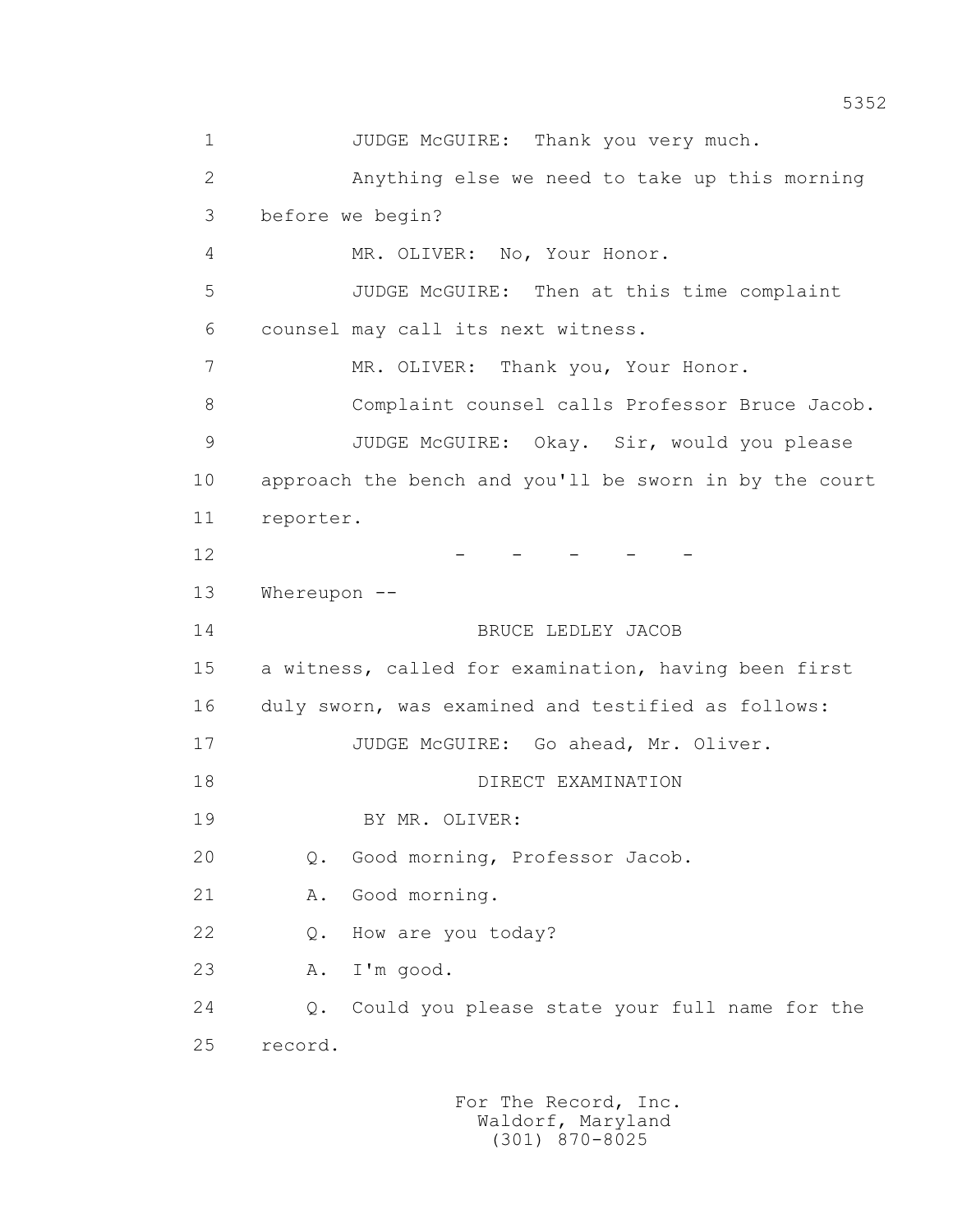1 JUDGE McGUIRE: Thank you very much.

2 Anything else we need to take up this morning

3 before we begin?

4 MR. OLIVER: No, Your Honor.

5 JUDGE McGUIRE: Then at this time complaint

6 counsel may call its next witness.

7 MR. OLIVER: Thank you, Your Honor.

8 Complaint counsel calls Professor Bruce Jacob.

9 JUDGE McGUIRE: Okay. Sir, would you please

10 approach the bench and you'll be sworn in by the court

11 reporter.

12 - - - - -

13 Whereupon --

14 BRUCE LEDLEY JACOB

15 a witness, called for examination, having been first

16 duly sworn, was examined and testified as follows:

17 JUDGE McGUIRE: Go ahead, Mr. Oliver.

18 DIRECT EXAMINATION

19 BY MR. OLIVER:

20 Q. Good morning, Professor Jacob.

21 A. Good morning.

22 Q. How are you today?

23 A. I'm good.

24 Q. Could you please state your full name for the

25 record.

For The Record, Inc.
Waldorf, Maryland
(301) 870-8025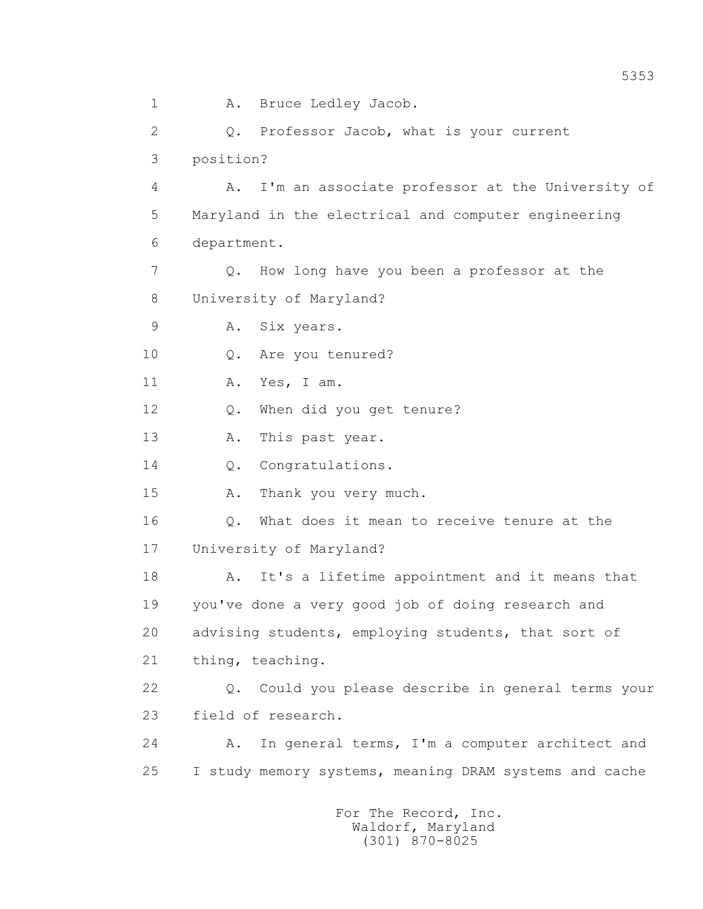1 A. Bruce Ledley Jacob.

2 Q. Professor Jacob, what is your current

3 position?

4 A. I'm an associate professor at the University of

5 Maryland in the electrical and computer engineering

6 department.

7 Q. How long have you been a professor at the

8 University of Maryland?

9 A. Six years.

10 Q. Are you tenured?

11 A. Yes, I am.

12 Q. When did you get tenure?

13 A. This past year.

14 Q. Congratulations.

15 A. Thank you very much.

16 Q. What does it mean to receive tenure at the

17 University of Maryland?

18 A. It's a lifetime appointment and it means that

19 you've done a very good job of doing research and

20 advising students, employing students, that sort of

21 thing, teaching.

22 Q. Could you please describe in general terms your

23 field of research.

24 A. In general terms, I'm a computer architect and

25 I study memory systems, meaning DRAM systems and cache

For The Record, Inc.
Waldorf, Maryland
(301) 870-8025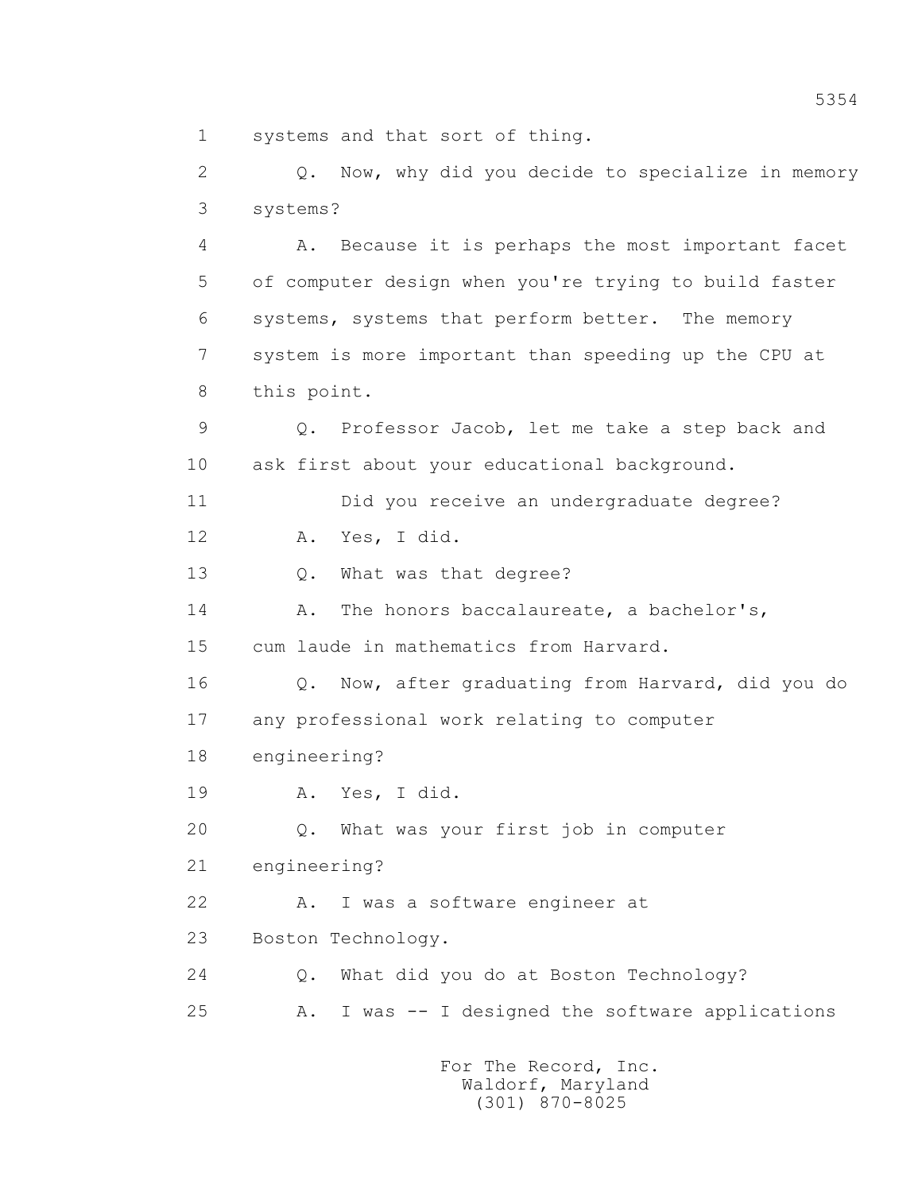systems and that sort of thing.

Q. Now, why did you decide to specialize in memory systems?

A. Because it is perhaps the most important facet of computer design when you're trying to build faster systems, systems that perform better. The memory system is more important than speeding up the CPU at this point.

Q. Professor Jacob, let me take a step back and ask first about your educational background.

Did you receive an undergraduate degree?

A. Yes, I did.

Q. What was that degree?

A. The honors baccalaureate, a bachelor's, cum laude in mathematics from Harvard.

Q. Now, after graduating from Harvard, did you do any professional work relating to computer engineering?

A. Yes, I did.

Q. What was your first job in computer engineering?

A. I was a software engineer at Boston Technology.

Q. What did you do at Boston Technology?

A. I was -- I designed the software applications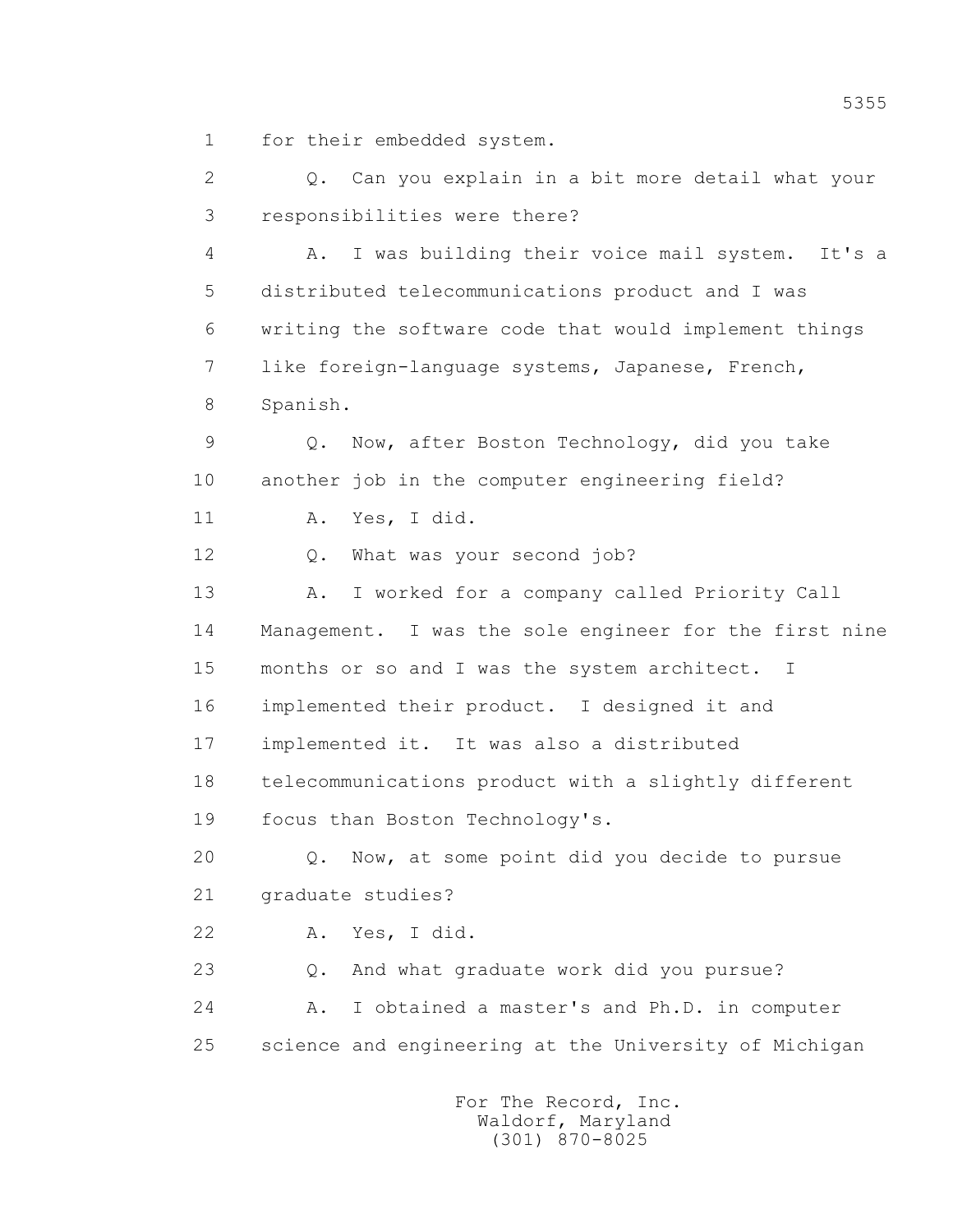1 for their embedded system.

2 Q. Can you explain in a bit more detail what your

3 responsibilities were there?

4 A. I was building their voice mail system. It's a

5 distributed telecommunications product and I was

6 writing the software code that would implement things

7 like foreign-language systems, Japanese, French,

8 Spanish.

9 Q. Now, after Boston Technology, did you take

10 another job in the computer engineering field?

11 A. Yes, I did.

12 Q. What was your second job?

13 A. I worked for a company called Priority Call

14 Management. I was the sole engineer for the first nine

15 months or so and I was the system architect. I

16 implemented their product. I designed it and

17 implemented it. It was also a distributed

18 telecommunications product with a slightly different

19 focus than Boston Technology's.

20 Q. Now, at some point did you decide to pursue

21 graduate studies?

22 A. Yes, I did.

23 Q. And what graduate work did you pursue?

24 A. I obtained a master's and Ph.D. in computer

25 science and engineering at the University of Michigan

For The Record, Inc.
Waldorf, Maryland
(301) 870-8025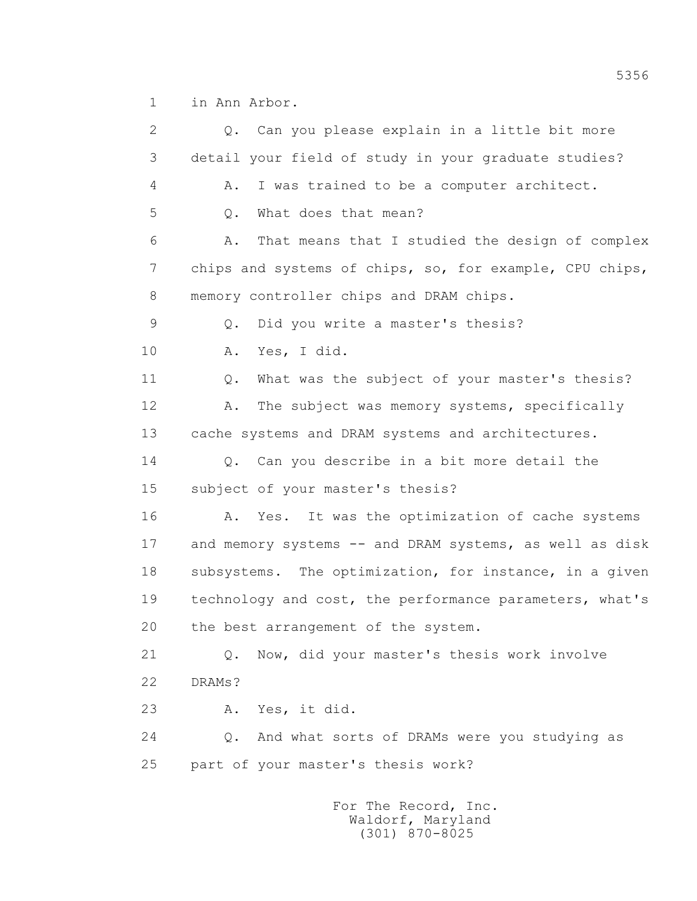1 in Ann Arbor.

2 Q. Can you please explain in a little bit more

3 detail your field of study in your graduate studies?

4 A. I was trained to be a computer architect.

5 Q. What does that mean?

6 A. That means that I studied the design of complex

7 chips and systems of chips, so, for example, CPU chips,

8 memory controller chips and DRAM chips.

9 Q. Did you write a master's thesis?

10 A. Yes, I did.

11 Q. What was the subject of your master's thesis?

12 A. The subject was memory systems, specifically

13 cache systems and DRAM systems and architectures.

14 Q. Can you describe in a bit more detail the

15 subject of your master's thesis?

16 A. Yes. It was the optimization of cache systems

17 and memory systems -- and DRAM systems, as well as disk

18 subsystems. The optimization, for instance, in a given

19 technology and cost, the performance parameters, what's

20 the best arrangement of the system.

21 Q. Now, did your master's thesis work involve

22 DRAMs?

23 A. Yes, it did.

24 Q. And what sorts of DRAMs were you studying as

25 part of your master's thesis work?

For The Record, Inc.
Waldorf, Maryland
(301) 870-8025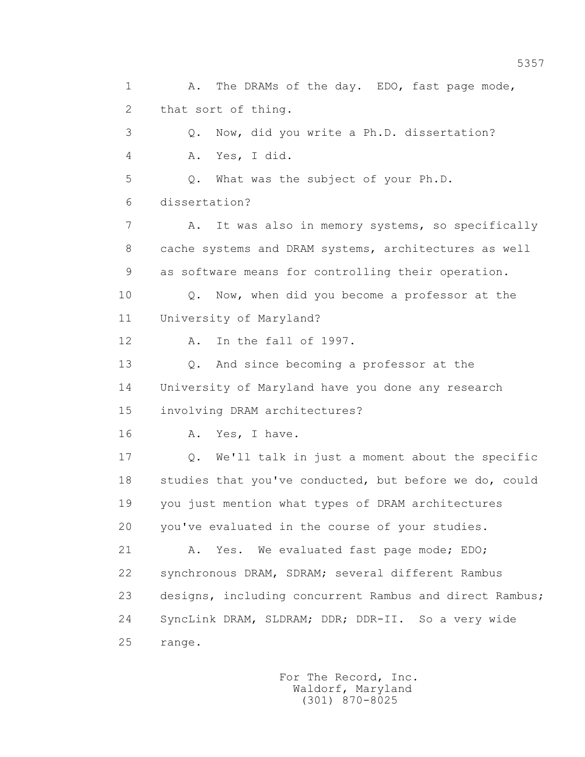A. The DRAMs of the day. EDO, fast page mode, that sort of thing.

Q. Now, did you write a Ph.D. dissertation?

A. Yes, I did.

Q. What was the subject of your Ph.D. dissertation?

A. It was also in memory systems, so specifically cache systems and DRAM systems, architectures as well as software means for controlling their operation.

Q. Now, when did you become a professor at the University of Maryland?

A. In the fall of 1997.

Q. And since becoming a professor at the University of Maryland have you done any research involving DRAM architectures?

A. Yes, I have.

Q. We'll talk in just a moment about the specific studies that you've conducted, but before we do, could you just mention what types of DRAM architectures you've evaluated in the course of your studies.

A. Yes. We evaluated fast page mode; EDO; synchronous DRAM, SDRAM; several different Rambus designs, including concurrent Rambus and direct Rambus; SyncLink DRAM, SLDRAM; DDR; DDR-II. So a very wide range.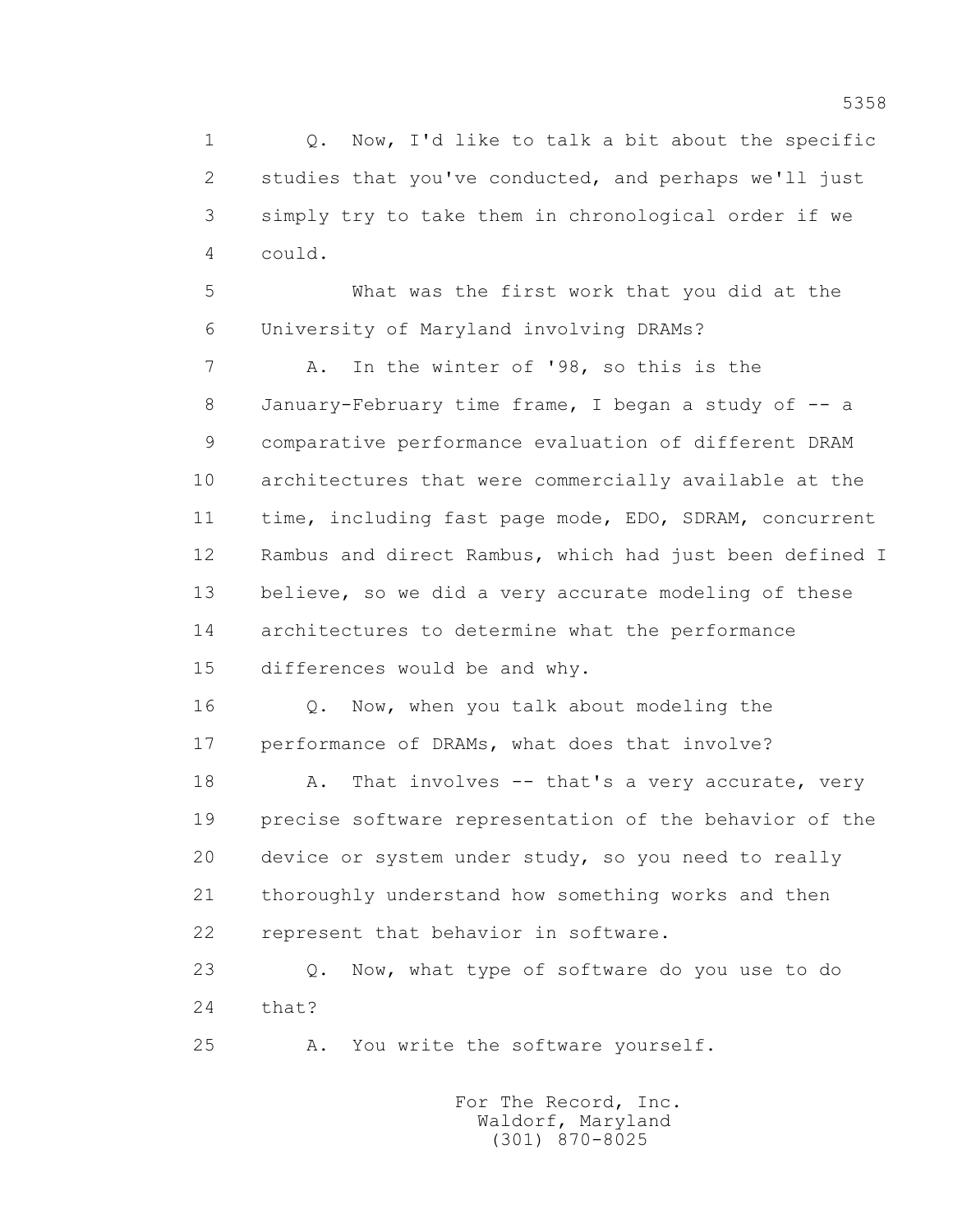1 Q. Now, I'd like to talk a bit about the specific
2 studies that you've conducted, and perhaps we'll just
3 simply try to take them in chronological order if we
4 could.

5 What was the first work that you did at the
6 University of Maryland involving DRAMs?

7 A. In the winter of '98, so this is the
8 January-February time frame, I began a study of -- a
9 comparative performance evaluation of different DRAM
10 architectures that were commercially available at the
11 time, including fast page mode, EDO, SDRAM, concurrent
12 Rambus and direct Rambus, which had just been defined I
13 believe, so we did a very accurate modeling of these
14 architectures to determine what the performance
15 differences would be and why.

16 Q. Now, when you talk about modeling the
17 performance of DRAMs, what does that involve?

18 A. That involves -- that's a very accurate, very
19 precise software representation of the behavior of the
20 device or system under study, so you need to really
21 thoroughly understand how something works and then
22 represent that behavior in software.

23 Q. Now, what type of software do you use to do
24 that?

25 A. You write the software yourself.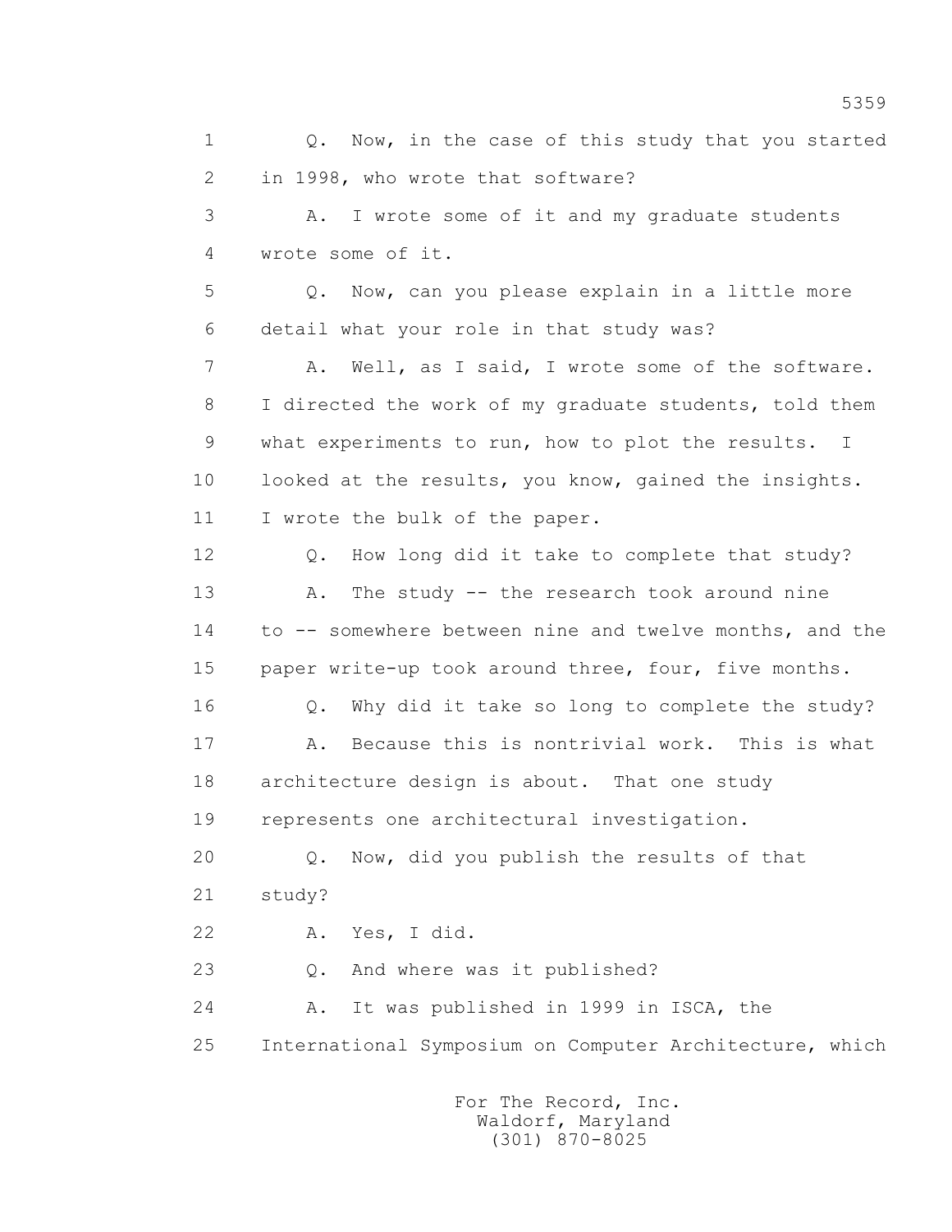1 Q. Now, in the case of this study that you started
2 in 1998, who wrote that software?
3 A. I wrote some of it and my graduate students
4 wrote some of it.
5 Q. Now, can you please explain in a little more
6 detail what your role in that study was?
7 A. Well, as I said, I wrote some of the software.
8 I directed the work of my graduate students, told them
9 what experiments to run, how to plot the results. I
10 looked at the results, you know, gained the insights.
11 I wrote the bulk of the paper.
12 Q. How long did it take to complete that study?
13 A. The study -- the research took around nine
14 to -- somewhere between nine and twelve months, and the
15 paper write-up took around three, four, five months.
16 Q. Why did it take so long to complete the study?
17 A. Because this is nontrivial work. This is what
18 architecture design is about. That one study
19 represents one architectural investigation.
20 Q. Now, did you publish the results of that
21 study?
22 A. Yes, I did.
23 Q. And where was it published?
24 A. It was published in 1999 in ISCA, the
25 International Symposium on Computer Architecture, which

For The Record, Inc.
Waldorf, Maryland
(301) 870-8025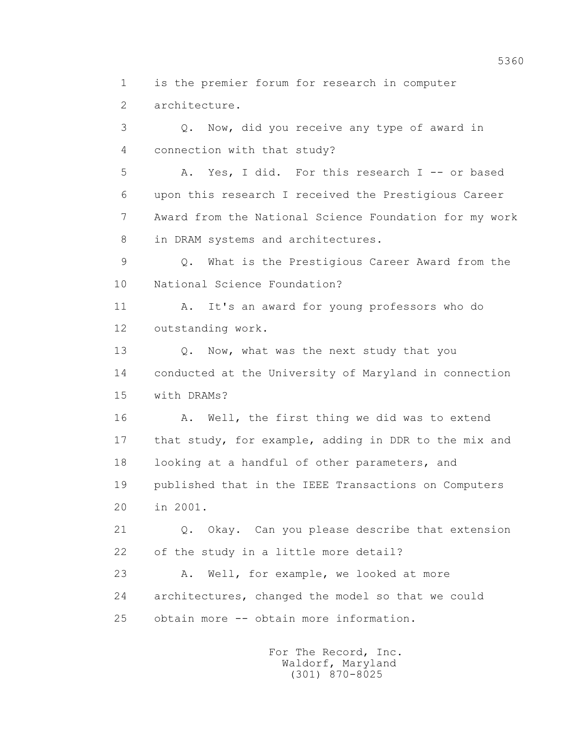1 is the premier forum for research in computer
2 architecture.
3 Q. Now, did you receive any type of award in
4 connection with that study?
5 A. Yes, I did. For this research I -- or based
6 upon this research I received the Prestigious Career
7 Award from the National Science Foundation for my work
8 in DRAM systems and architectures.
9 Q. What is the Prestigious Career Award from the
10 National Science Foundation?
11 A. It's an award for young professors who do
12 outstanding work.
13 Q. Now, what was the next study that you
14 conducted at the University of Maryland in connection
15 with DRAMs?
16 A. Well, the first thing we did was to extend
17 that study, for example, adding in DDR to the mix and
18 looking at a handful of other parameters, and
19 published that in the IEEE Transactions on Computers
20 in 2001.
21 Q. Okay. Can you please describe that extension
22 of the study in a little more detail?
23 A. Well, for example, we looked at more
24 architectures, changed the model so that we could
25 obtain more -- obtain more information.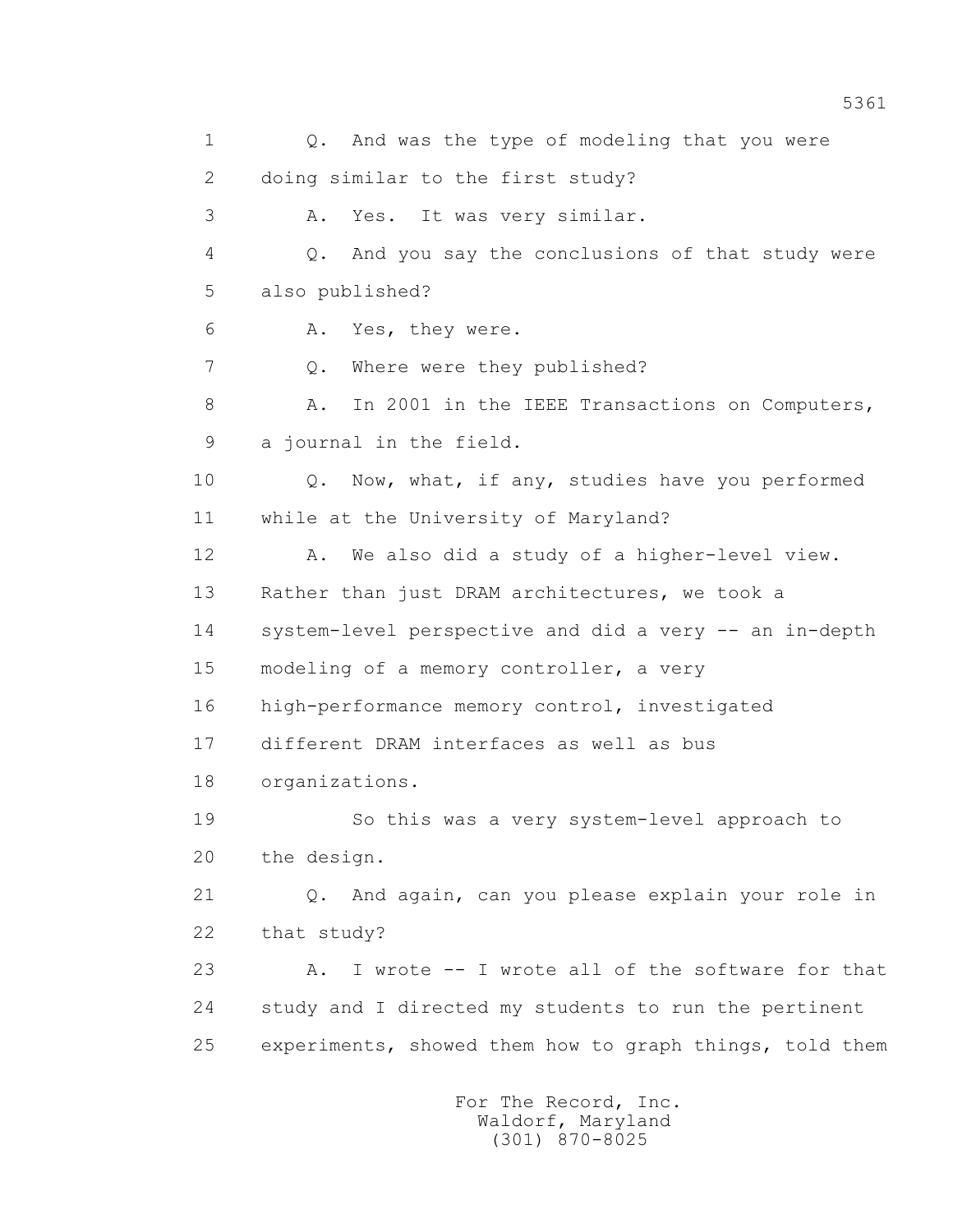Q. And was the type of modeling that you were doing similar to the first study?

A. Yes. It was very similar.

Q. And you say the conclusions of that study were also published?

A. Yes, they were.

Q. Where were they published?

A. In 2001 in the IEEE Transactions on Computers, a journal in the field.

Q. Now, what, if any, studies have you performed while at the University of Maryland?

A. We also did a study of a higher-level view. Rather than just DRAM architectures, we took a system-level perspective and did a very -- an in-depth modeling of a memory controller, a very high-performance memory control, investigated different DRAM interfaces as well as bus organizations.

So this was a very system-level approach to the design.

Q. And again, can you please explain your role in that study?

A. I wrote -- I wrote all of the software for that study and I directed my students to run the pertinent experiments, showed them how to graph things, told them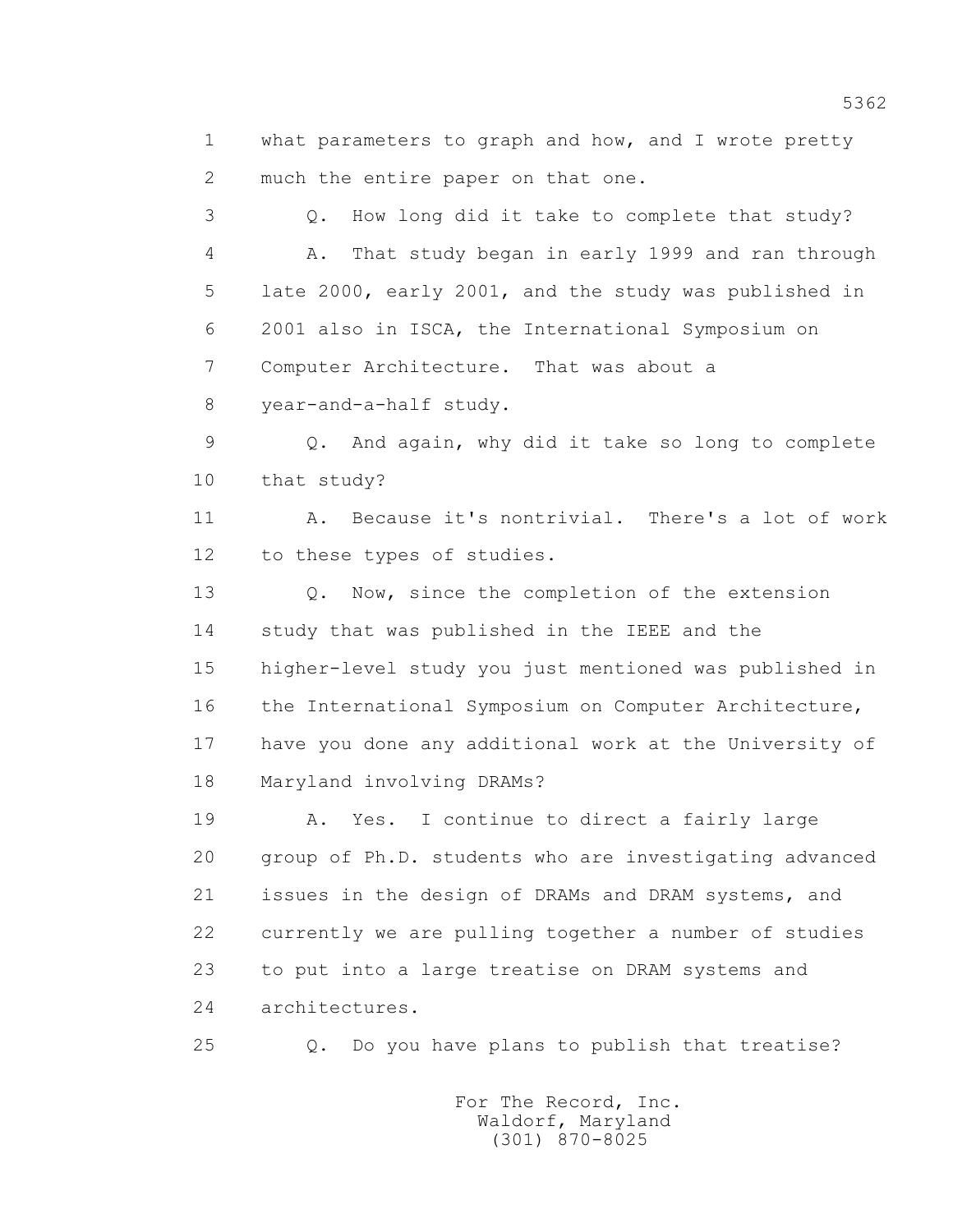1 what parameters to graph and how, and I wrote pretty
2 much the entire paper on that one.
3 Q. How long did it take to complete that study?
4 A. That study began in early 1999 and ran through
5 late 2000, early 2001, and the study was published in
6 2001 also in ISCA, the International Symposium on
7 Computer Architecture. That was about a
8 year-and-a-half study.
9 Q. And again, why did it take so long to complete
10 that study?
11 A. Because it's nontrivial. There's a lot of work
12 to these types of studies.
13 Q. Now, since the completion of the extension
14 study that was published in the IEEE and the
15 higher-level study you just mentioned was published in
16 the International Symposium on Computer Architecture,
17 have you done any additional work at the University of
18 Maryland involving DRAMs?
19 A. Yes. I continue to direct a fairly large
20 group of Ph.D. students who are investigating advanced
21 issues in the design of DRAMs and DRAM systems, and
22 currently we are pulling together a number of studies
23 to put into a large treatise on DRAM systems and
24 architectures.
25 Q. Do you have plans to publish that treatise?

For The Record, Inc.
Waldorf, Maryland
(301) 870-8025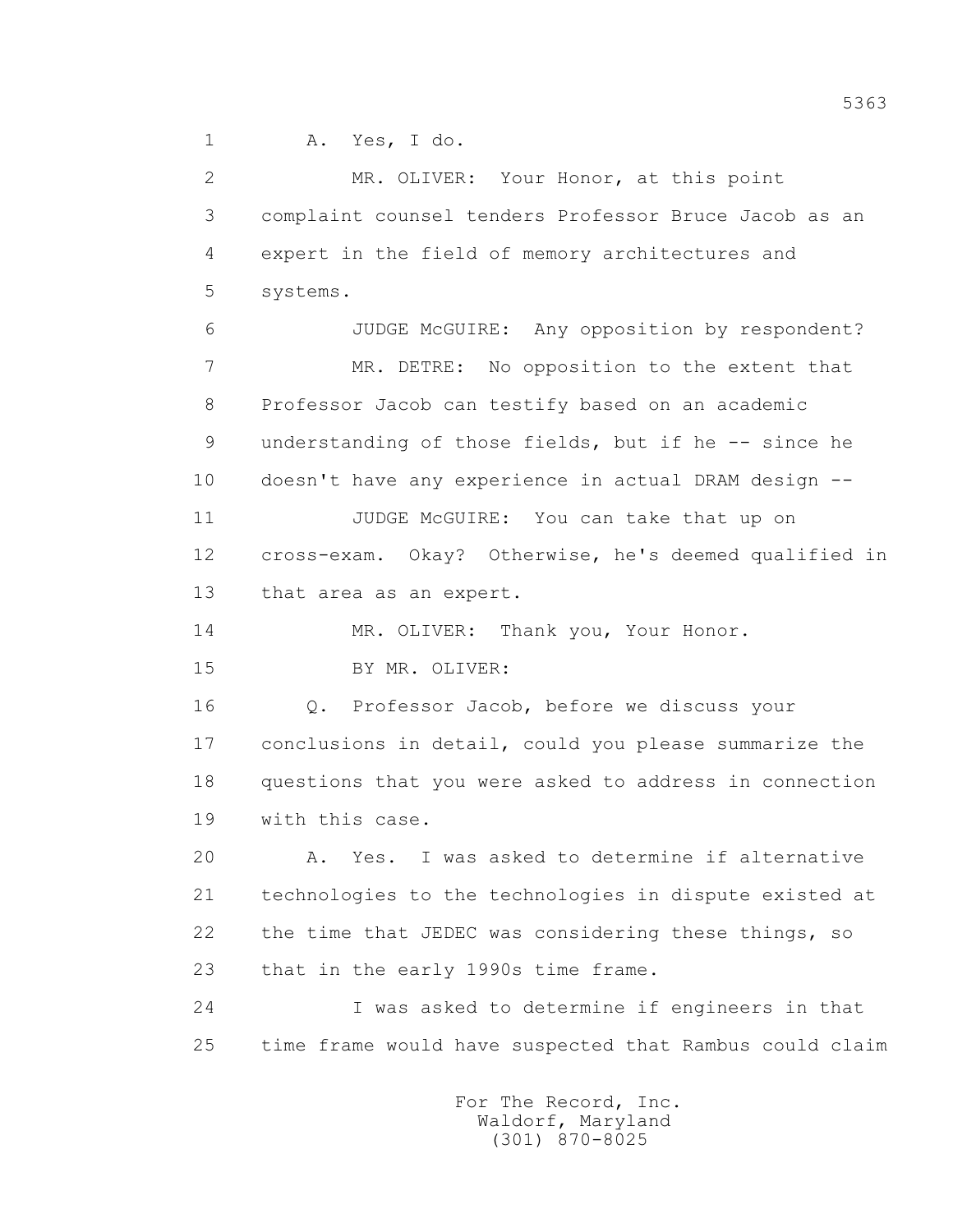A. Yes, I do.

MR. OLIVER: Your Honor, at this point complaint counsel tenders Professor Bruce Jacob as an expert in the field of memory architectures and systems.

JUDGE McGUIRE: Any opposition by respondent?

MR. DETRE: No opposition to the extent that Professor Jacob can testify based on an academic understanding of those fields, but if he -- since he doesn't have any experience in actual DRAM design --

JUDGE McGUIRE: You can take that up on cross-exam. Okay? Otherwise, he's deemed qualified in that area as an expert.

MR. OLIVER: Thank you, Your Honor.

BY MR. OLIVER:

Q. Professor Jacob, before we discuss your conclusions in detail, could you please summarize the questions that you were asked to address in connection with this case.

A. Yes. I was asked to determine if alternative technologies to the technologies in dispute existed at the time that JEDEC was considering these things, so that in the early 1990s time frame.

I was asked to determine if engineers in that time frame would have suspected that Rambus could claim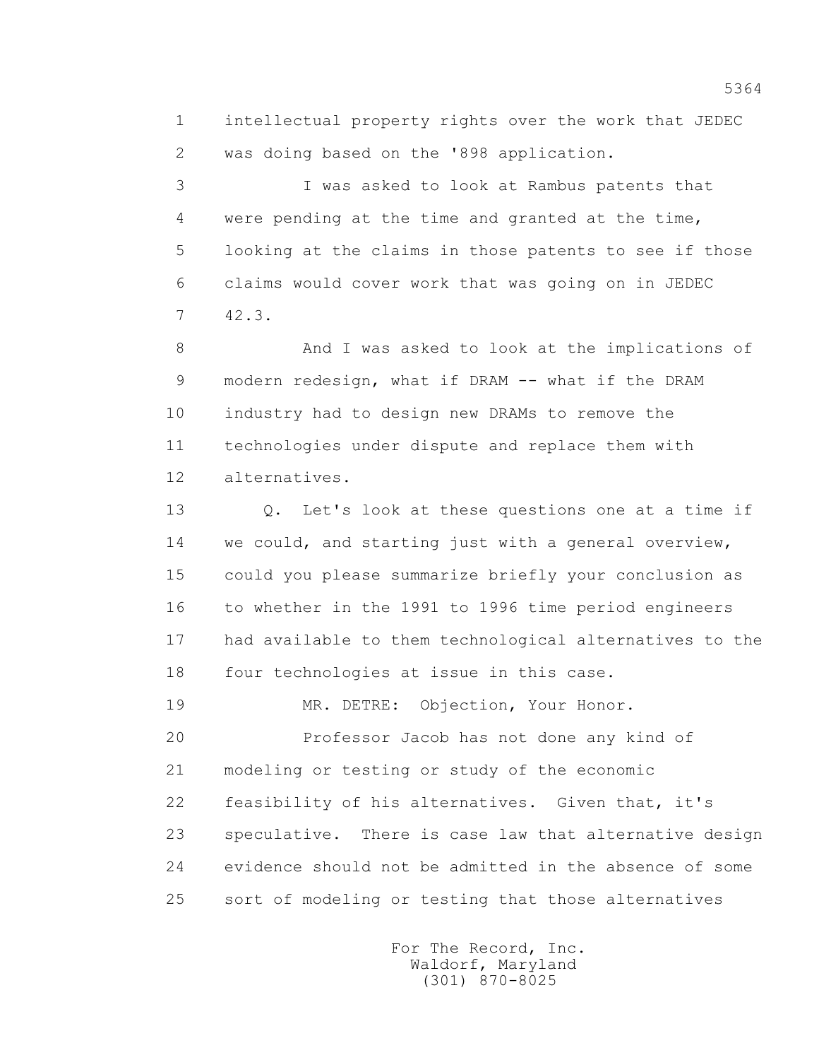1 intellectual property rights over the work that JEDEC
2 was doing based on the '898 application.

3 I was asked to look at Rambus patents that
4 were pending at the time and granted at the time,
5 looking at the claims in those patents to see if those
6 claims would cover work that was going on in JEDEC
7 42.3.

8 And I was asked to look at the implications of
9 modern redesign, what if DRAM -- what if the DRAM
10 industry had to design new DRAMs to remove the
11 technologies under dispute and replace them with
12 alternatives.

13 Q. Let's look at these questions one at a time if
14 we could, and starting just with a general overview,
15 could you please summarize briefly your conclusion as
16 to whether in the 1991 to 1996 time period engineers
17 had available to them technological alternatives to the
18 four technologies at issue in this case.

19 MR. DETRE: Objection, Your Honor.

20 Professor Jacob has not done any kind of
21 modeling or testing or study of the economic
22 feasibility of his alternatives. Given that, it's
23 speculative. There is case law that alternative design
24 evidence should not be admitted in the absence of some
25 sort of modeling or testing that those alternatives

For The Record, Inc.
Waldorf, Maryland
(301) 870-8025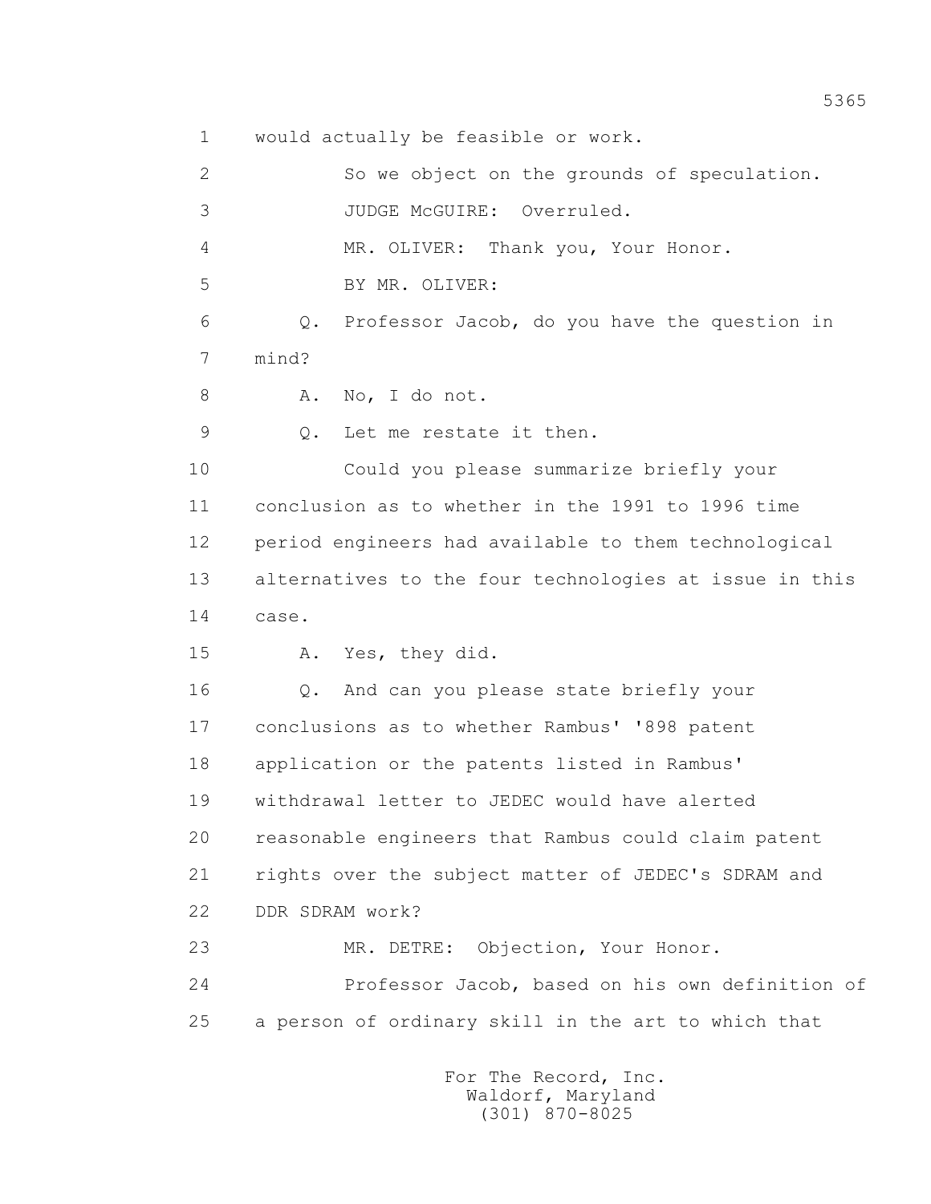would actually be feasible or work.

So we object on the grounds of speculation.

JUDGE McGUIRE: Overruled.

MR. OLIVER: Thank you, Your Honor.

BY MR. OLIVER:

Q. Professor Jacob, do you have the question in mind?

A. No, I do not.

Q. Let me restate it then.

Could you please summarize briefly your conclusion as to whether in the 1991 to 1996 time period engineers had available to them technological alternatives to the four technologies at issue in this case.

A. Yes, they did.

Q. And can you please state briefly your conclusions as to whether Rambus' '898 patent application or the patents listed in Rambus' withdrawal letter to JEDEC would have alerted reasonable engineers that Rambus could claim patent rights over the subject matter of JEDEC's SDRAM and DDR SDRAM work?

MR. DETRE: Objection, Your Honor.

Professor Jacob, based on his own definition of a person of ordinary skill in the art to which that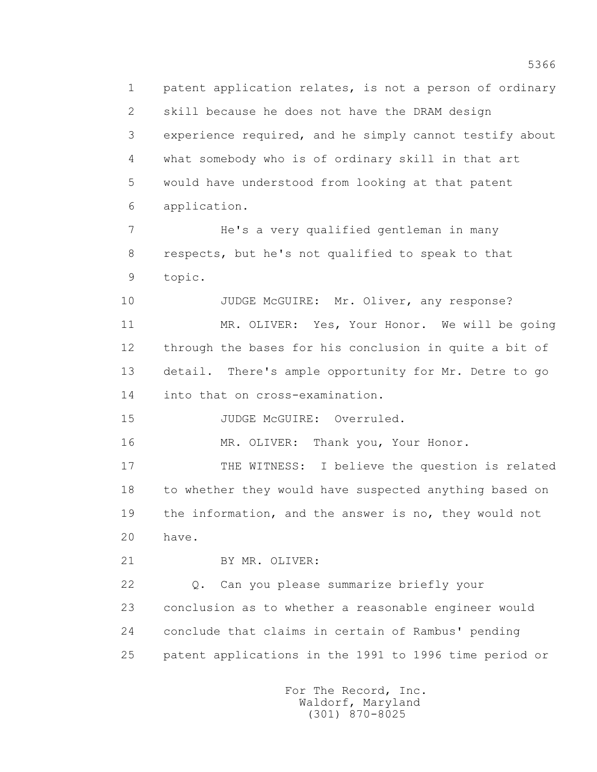patent application relates, is not a person of ordinary skill because he does not have the DRAM design experience required, and he simply cannot testify about what somebody who is of ordinary skill in that art would have understood from looking at that patent application.

He's a very qualified gentleman in many respects, but he's not qualified to speak to that topic.

JUDGE McGUIRE: Mr. Oliver, any response?

MR. OLIVER: Yes, Your Honor. We will be going through the bases for his conclusion in quite a bit of detail. There's ample opportunity for Mr. Detre to go into that on cross-examination.

JUDGE McGUIRE: Overruled.

MR. OLIVER: Thank you, Your Honor.

THE WITNESS: I believe the question is related to whether they would have suspected anything based on the information, and the answer is no, they would not have.

BY MR. OLIVER:

Q. Can you please summarize briefly your conclusion as to whether a reasonable engineer would conclude that claims in certain of Rambus' pending patent applications in the 1991 to 1996 time period or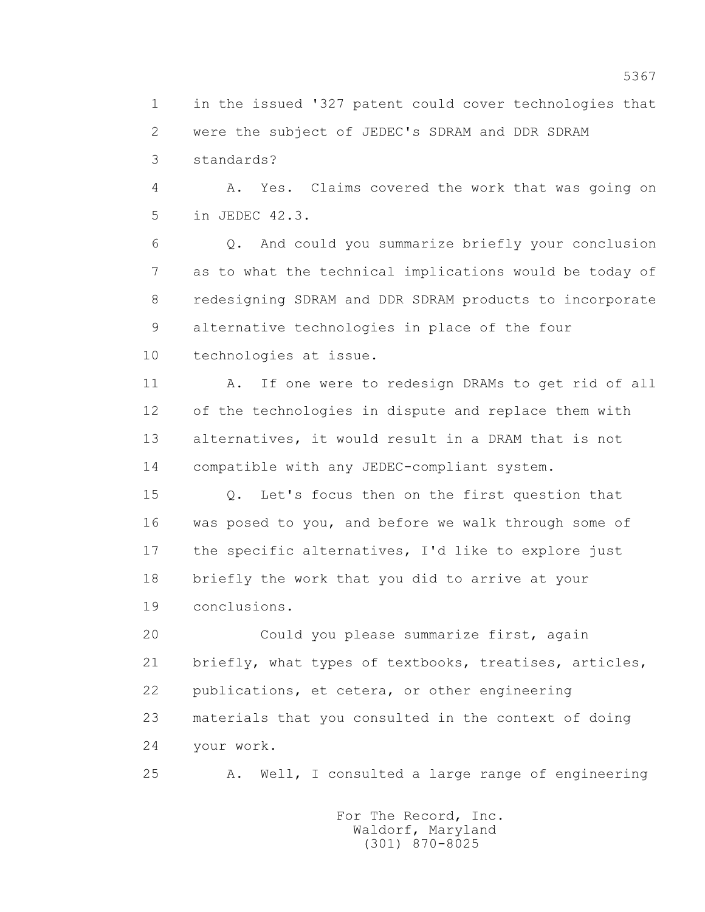1 in the issued '327 patent could cover technologies that
2 were the subject of JEDEC's SDRAM and DDR SDRAM
3 standards?

4 A. Yes. Claims covered the work that was going on
5 in JEDEC 42.3.

6 Q. And could you summarize briefly your conclusion
7 as to what the technical implications would be today of
8 redesigning SDRAM and DDR SDRAM products to incorporate
9 alternative technologies in place of the four
10 technologies at issue.

11 A. If one were to redesign DRAMs to get rid of all
12 of the technologies in dispute and replace them with
13 alternatives, it would result in a DRAM that is not
14 compatible with any JEDEC-compliant system.

15 Q. Let's focus then on the first question that
16 was posed to you, and before we walk through some of
17 the specific alternatives, I'd like to explore just
18 briefly the work that you did to arrive at your
19 conclusions.

20 Could you please summarize first, again
21 briefly, what types of textbooks, treatises, articles,
22 publications, et cetera, or other engineering
23 materials that you consulted in the context of doing
24 your work.

25 A. Well, I consulted a large range of engineering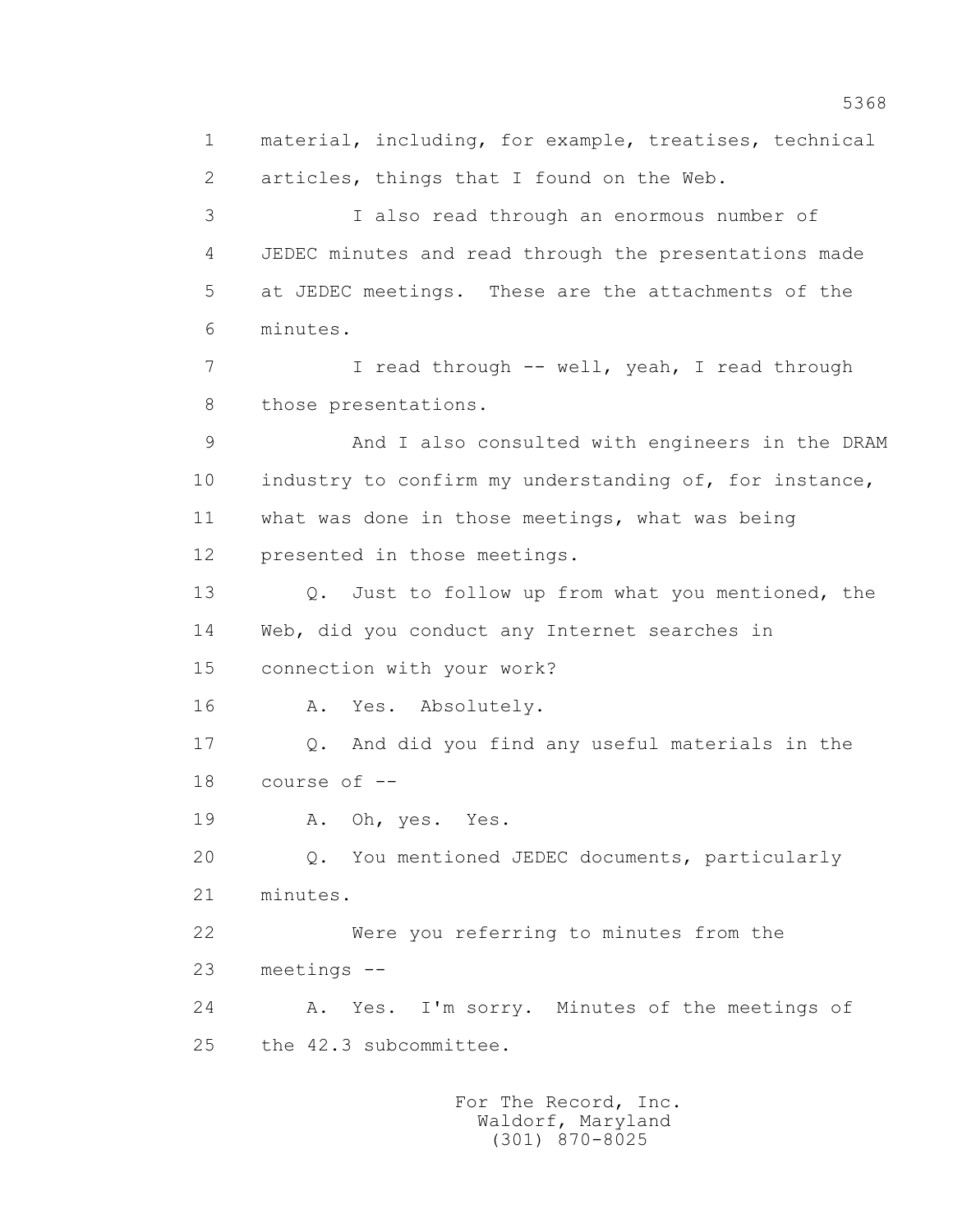material, including, for example, treatises, technical articles, things that I found on the Web.

I also read through an enormous number of JEDEC minutes and read through the presentations made at JEDEC meetings. These are the attachments of the minutes.

I read through -- well, yeah, I read through those presentations.

And I also consulted with engineers in the DRAM industry to confirm my understanding of, for instance, what was done in those meetings, what was being presented in those meetings.

Q. Just to follow up from what you mentioned, the Web, did you conduct any Internet searches in connection with your work?

A. Yes. Absolutely.

Q. And did you find any useful materials in the course of --

A. Oh, yes. Yes.

Q. You mentioned JEDEC documents, particularly minutes.

Were you referring to minutes from the meetings --

A. Yes. I'm sorry. Minutes of the meetings of the 42.3 subcommittee.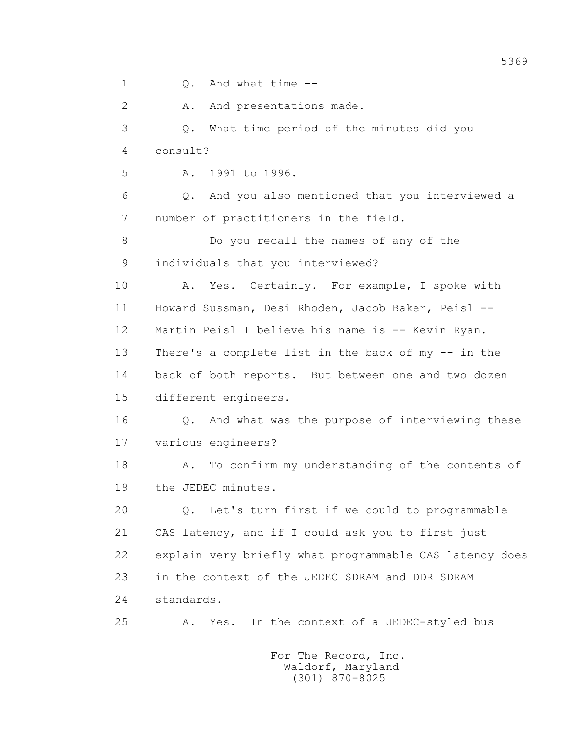1 Q. And what time --

2 A. And presentations made.

3 Q. What time period of the minutes did you

4 consult?

5 A. 1991 to 1996.

6 Q. And you also mentioned that you interviewed a

7 number of practitioners in the field.

8 Do you recall the names of any of the

9 individuals that you interviewed?

10 A. Yes. Certainly. For example, I spoke with

11 Howard Sussman, Desi Rhoden, Jacob Baker, Peisl --

12 Martin Peisl I believe his name is -- Kevin Ryan.

13 There's a complete list in the back of my -- in the

14 back of both reports. But between one and two dozen

15 different engineers.

16 Q. And what was the purpose of interviewing these

17 various engineers?

18 A. To confirm my understanding of the contents of

19 the JEDEC minutes.

20 Q. Let's turn first if we could to programmable

21 CAS latency, and if I could ask you to first just

22 explain very briefly what programmable CAS latency does

23 in the context of the JEDEC SDRAM and DDR SDRAM

24 standards.

25 A. Yes. In the context of a JEDEC-styled bus

For The Record, Inc.
Waldorf, Maryland
(301) 870-8025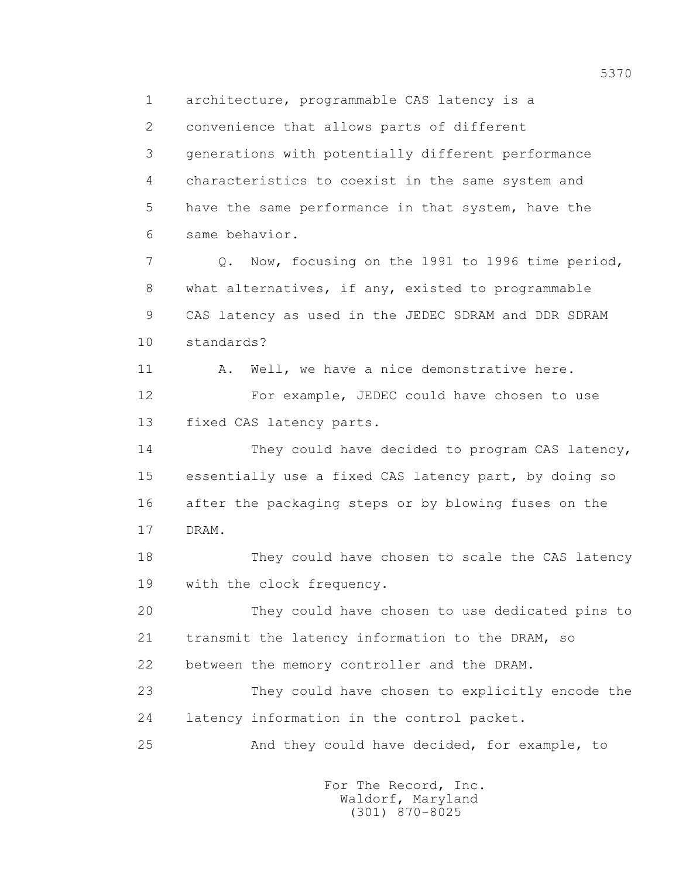1 architecture, programmable CAS latency is a
2 convenience that allows parts of different
3 generations with potentially different performance
4 characteristics to coexist in the same system and
5 have the same performance in that system, have the
6 same behavior.

7 Q. Now, focusing on the 1991 to 1996 time period,
8 what alternatives, if any, existed to programmable
9 CAS latency as used in the JEDEC SDRAM and DDR SDRAM
10 standards?

11 A. Well, we have a nice demonstrative here.

12 For example, JEDEC could have chosen to use
13 fixed CAS latency parts.

14 They could have decided to program CAS latency,
15 essentially use a fixed CAS latency part, by doing so
16 after the packaging steps or by blowing fuses on the
17 DRAM.

18 They could have chosen to scale the CAS latency
19 with the clock frequency.

20 They could have chosen to use dedicated pins to
21 transmit the latency information to the DRAM, so
22 between the memory controller and the DRAM.

23 They could have chosen to explicitly encode the
24 latency information in the control packet.

25 And they could have decided, for example, to

For The Record, Inc.
Waldorf, Maryland
(301) 870-8025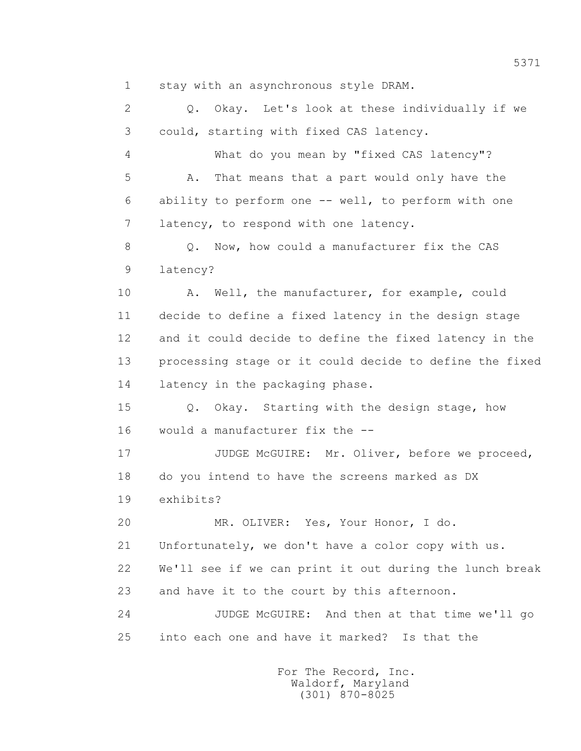1 stay with an asynchronous style DRAM.

2 Q. Okay. Let's look at these individually if we

3 could, starting with fixed CAS latency.

4 What do you mean by "fixed CAS latency"?

5 A. That means that a part would only have the

6 ability to perform one -- well, to perform with one

7 latency, to respond with one latency.

8 Q. Now, how could a manufacturer fix the CAS

9 latency?

10 A. Well, the manufacturer, for example, could

11 decide to define a fixed latency in the design stage

12 and it could decide to define the fixed latency in the

13 processing stage or it could decide to define the fixed

14 latency in the packaging phase.

15 Q. Okay. Starting with the design stage, how

16 would a manufacturer fix the --

17 JUDGE McGUIRE: Mr. Oliver, before we proceed,

18 do you intend to have the screens marked as DX

19 exhibits?

20 MR. OLIVER: Yes, Your Honor, I do.

21 Unfortunately, we don't have a color copy with us.

22 We'll see if we can print it out during the lunch break

23 and have it to the court by this afternoon.

24 JUDGE McGUIRE: And then at that time we'll go

25 into each one and have it marked? Is that the

For The Record, Inc.
Waldorf, Maryland
(301) 870-8025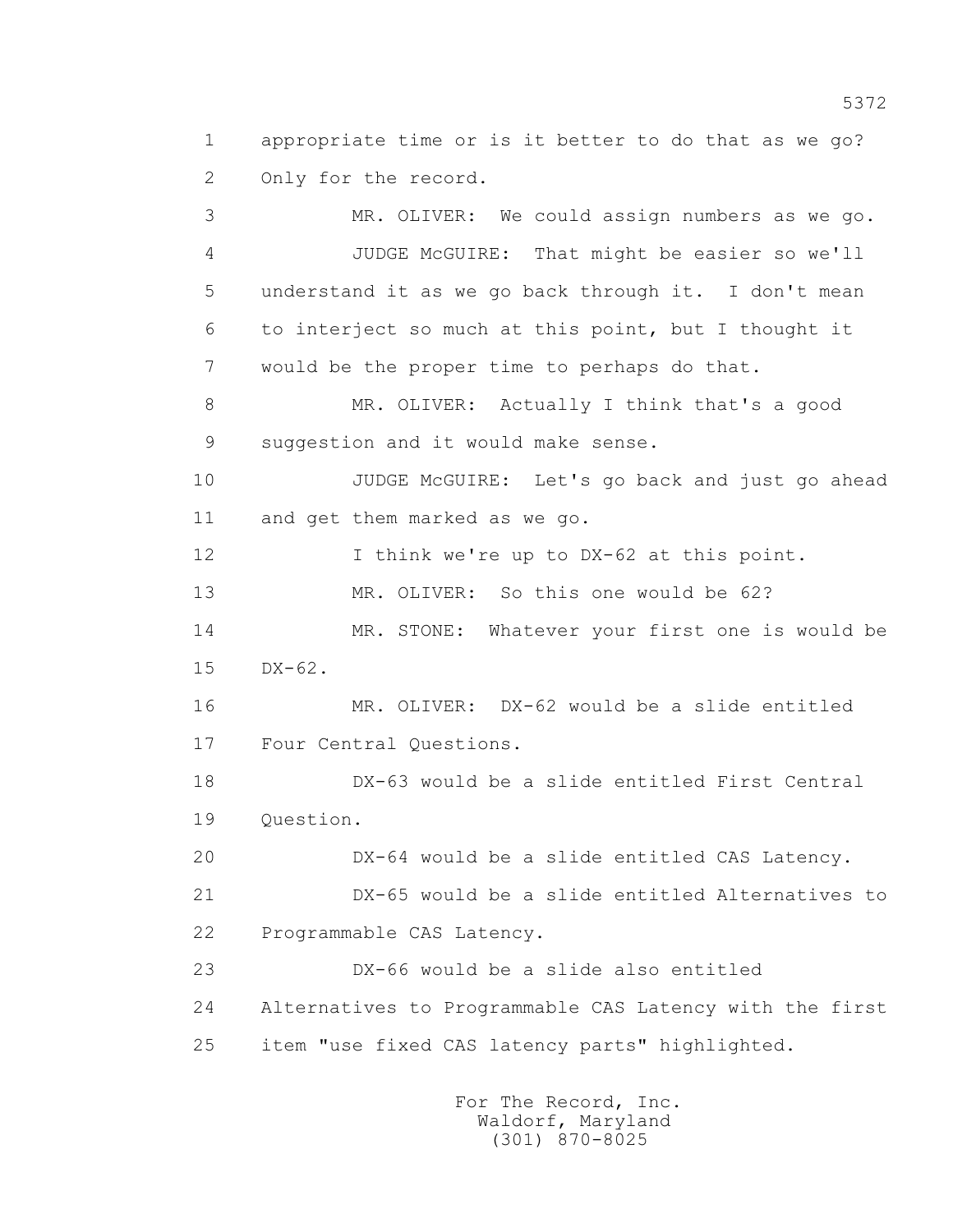appropriate time or is it better to do that as we go? Only for the record.

MR. OLIVER: We could assign numbers as we go.

JUDGE McGUIRE: That might be easier so we'll understand it as we go back through it. I don't mean to interject so much at this point, but I thought it would be the proper time to perhaps do that.

MR. OLIVER: Actually I think that's a good suggestion and it would make sense.

JUDGE McGUIRE: Let's go back and just go ahead and get them marked as we go.

I think we're up to DX-62 at this point.

MR. OLIVER: So this one would be 62?

MR. STONE: Whatever your first one is would be DX-62.

MR. OLIVER: DX-62 would be a slide entitled Four Central Questions.

DX-63 would be a slide entitled First Central Question.

DX-64 would be a slide entitled CAS Latency.

DX-65 would be a slide entitled Alternatives to Programmable CAS Latency.

DX-66 would be a slide also entitled Alternatives to Programmable CAS Latency with the first item "use fixed CAS latency parts" highlighted.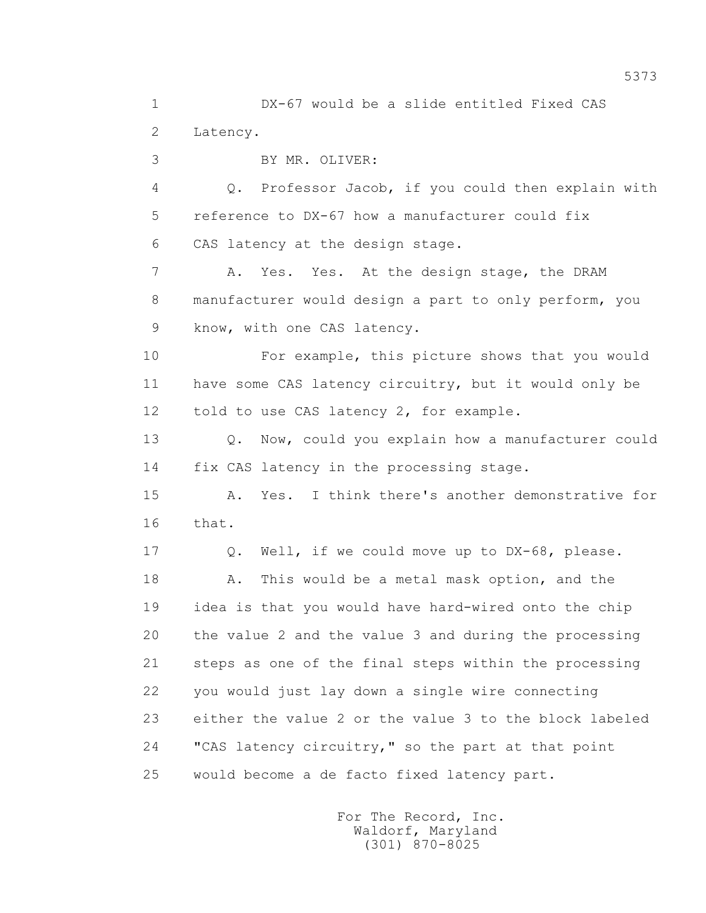1 DX-67 would be a slide entitled Fixed CAS
2 Latency.
3 BY MR. OLIVER:
4 Q. Professor Jacob, if you could then explain with
5 reference to DX-67 how a manufacturer could fix
6 CAS latency at the design stage.
7 A. Yes. Yes. At the design stage, the DRAM
8 manufacturer would design a part to only perform, you
9 know, with one CAS latency.
10 For example, this picture shows that you would
11 have some CAS latency circuitry, but it would only be
12 told to use CAS latency 2, for example.
13 Q. Now, could you explain how a manufacturer could
14 fix CAS latency in the processing stage.
15 A. Yes. I think there's another demonstrative for
16 that.
17 Q. Well, if we could move up to DX-68, please.
18 A. This would be a metal mask option, and the
19 idea is that you would have hard-wired onto the chip
20 the value 2 and the value 3 and during the processing
21 steps as one of the final steps within the processing
22 you would just lay down a single wire connecting
23 either the value 2 or the value 3 to the block labeled
24 "CAS latency circuitry," so the part at that point
25 would become a de facto fixed latency part.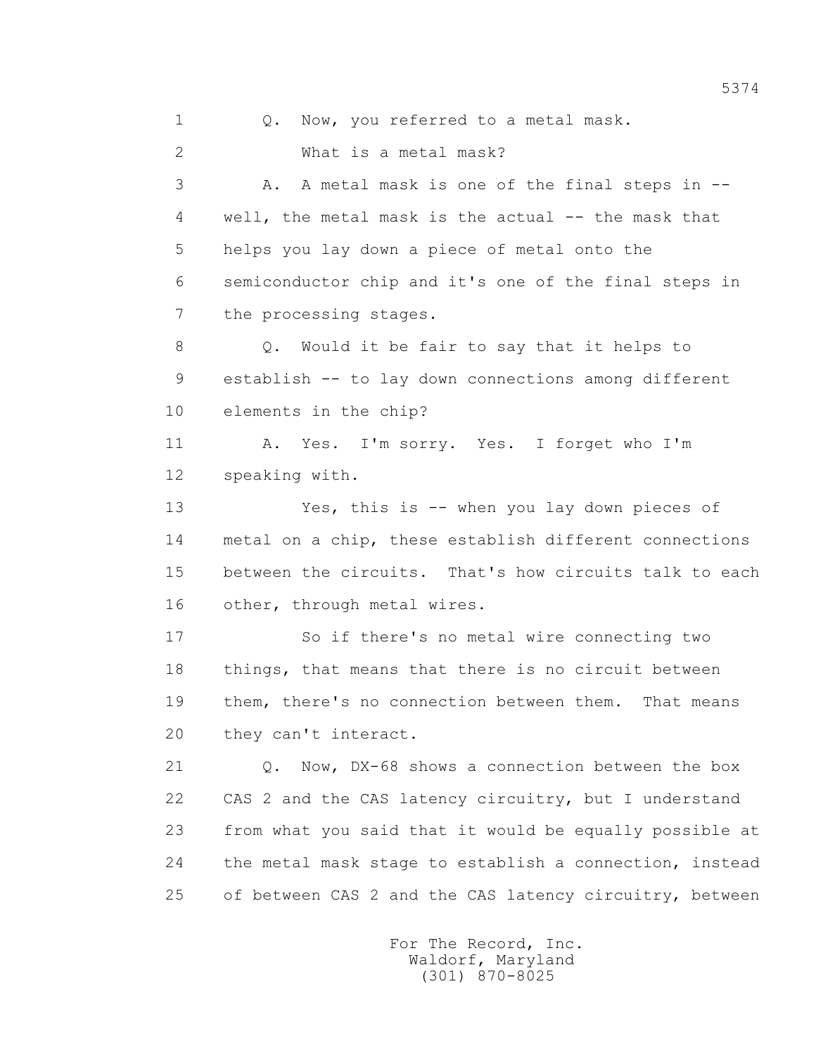Q. Now, you referred to a metal mask.

What is a metal mask?

A. A metal mask is one of the final steps in -- well, the metal mask is the actual -- the mask that helps you lay down a piece of metal onto the semiconductor chip and it's one of the final steps in the processing stages.

Q. Would it be fair to say that it helps to establish -- to lay down connections among different elements in the chip?

A. Yes. I'm sorry. Yes. I forget who I'm speaking with.

Yes, this is -- when you lay down pieces of metal on a chip, these establish different connections between the circuits. That's how circuits talk to each other, through metal wires.

So if there's no metal wire connecting two things, that means that there is no circuit between them, there's no connection between them. That means they can't interact.

Q. Now, DX-68 shows a connection between the box CAS 2 and the CAS latency circuitry, but I understand from what you said that it would be equally possible at the metal mask stage to establish a connection, instead of between CAS 2 and the CAS latency circuitry, between

For The Record, Inc.
Waldorf, Maryland
(301) 870-8025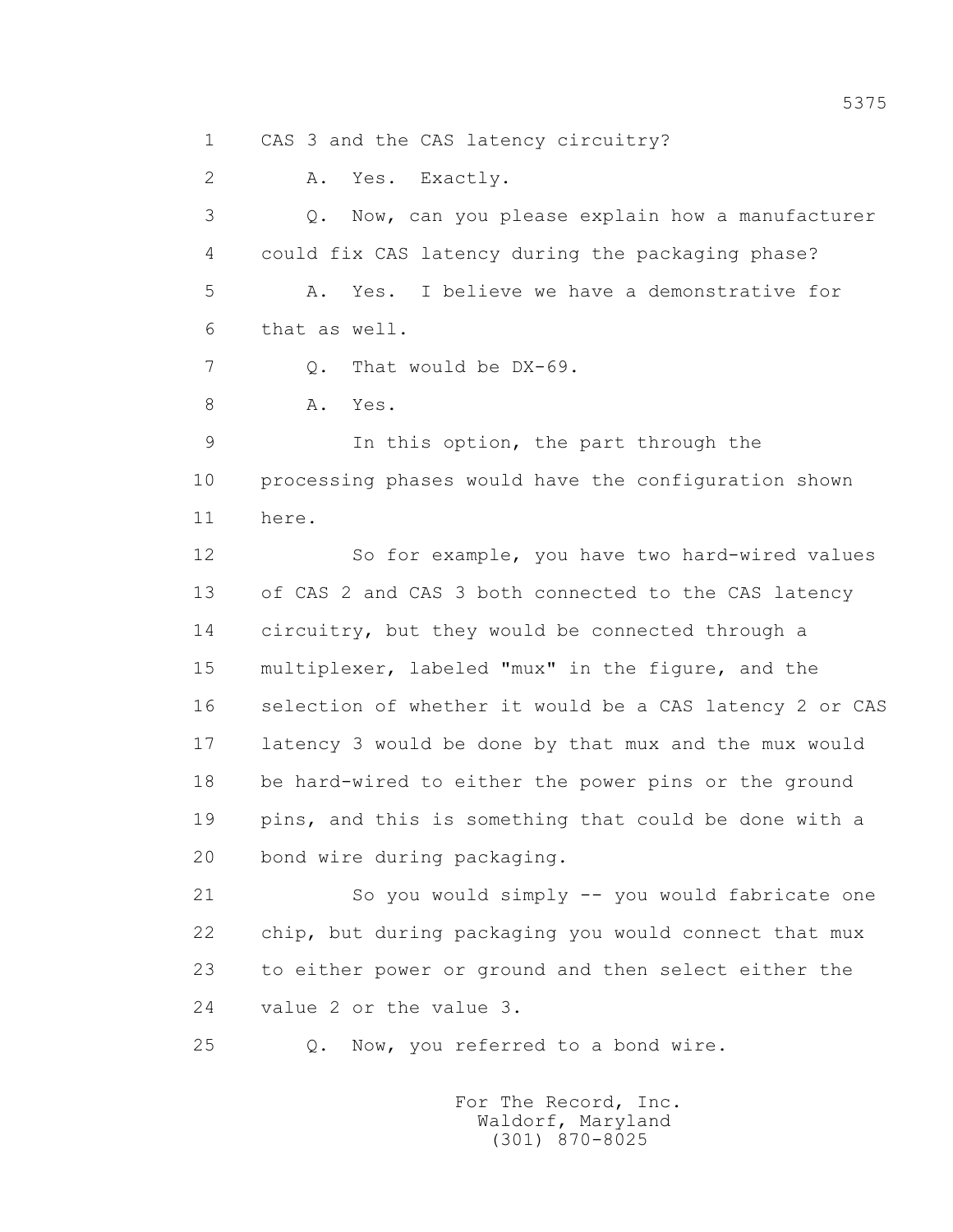1 CAS 3 and the CAS latency circuitry?

2 A. Yes. Exactly.

3 Q. Now, can you please explain how a manufacturer

4 could fix CAS latency during the packaging phase?

5 A. Yes. I believe we have a demonstrative for

6 that as well.

7 Q. That would be DX-69.

8 A. Yes.

9 In this option, the part through the

10 processing phases would have the configuration shown

11 here.

12 So for example, you have two hard-wired values

13 of CAS 2 and CAS 3 both connected to the CAS latency

14 circuitry, but they would be connected through a

15 multiplexer, labeled "mux" in the figure, and the

16 selection of whether it would be a CAS latency 2 or CAS

17 latency 3 would be done by that mux and the mux would

18 be hard-wired to either the power pins or the ground

19 pins, and this is something that could be done with a

20 bond wire during packaging.

21 So you would simply -- you would fabricate one

22 chip, but during packaging you would connect that mux

23 to either power or ground and then select either the

24 value 2 or the value 3.

25 Q. Now, you referred to a bond wire.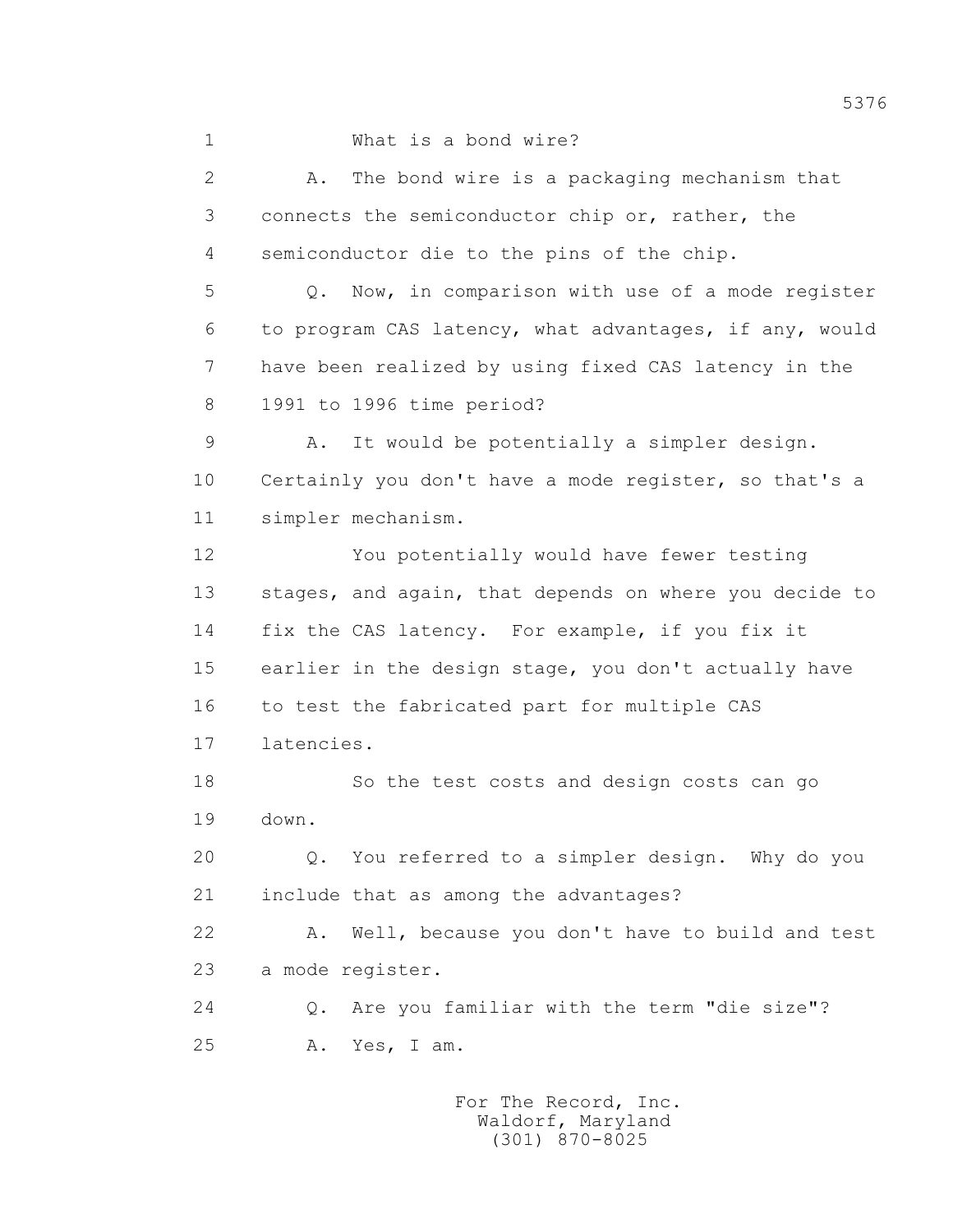What is a bond wire?

A. The bond wire is a packaging mechanism that connects the semiconductor chip or, rather, the semiconductor die to the pins of the chip.

Q. Now, in comparison with use of a mode register to program CAS latency, what advantages, if any, would have been realized by using fixed CAS latency in the 1991 to 1996 time period?

A. It would be potentially a simpler design. Certainly you don't have a mode register, so that's a simpler mechanism.

You potentially would have fewer testing stages, and again, that depends on where you decide to fix the CAS latency. For example, if you fix it earlier in the design stage, you don't actually have to test the fabricated part for multiple CAS latencies.

So the test costs and design costs can go down.

Q. You referred to a simpler design. Why do you include that as among the advantages?

A. Well, because you don't have to build and test a mode register.

Q. Are you familiar with the term "die size"?

A. Yes, I am.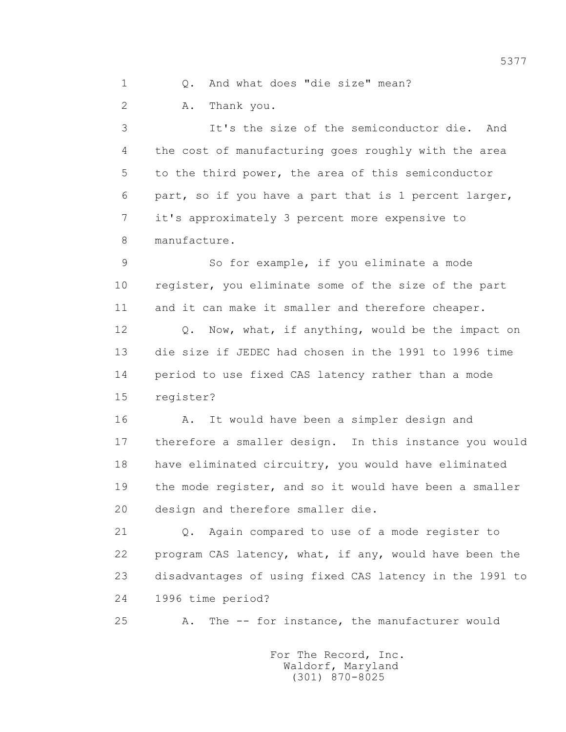1 Q. And what does "die size" mean?

2 A. Thank you.

3 It's the size of the semiconductor die. And
4 the cost of manufacturing goes roughly with the area
5 to the third power, the area of this semiconductor
6 part, so if you have a part that is 1 percent larger,
7 it's approximately 3 percent more expensive to
8 manufacture.

9 So for example, if you eliminate a mode
10 register, you eliminate some of the size of the part
11 and it can make it smaller and therefore cheaper.

12 Q. Now, what, if anything, would be the impact on
13 die size if JEDEC had chosen in the 1991 to 1996 time
14 period to use fixed CAS latency rather than a mode
15 register?

16 A. It would have been a simpler design and
17 therefore a smaller design. In this instance you would
18 have eliminated circuitry, you would have eliminated
19 the mode register, and so it would have been a smaller
20 design and therefore smaller die.

21 Q. Again compared to use of a mode register to
22 program CAS latency, what, if any, would have been the
23 disadvantages of using fixed CAS latency in the 1991 to
24 1996 time period?

25 A. The -- for instance, the manufacturer would

For The Record, Inc.
Waldorf, Maryland
(301) 870-8025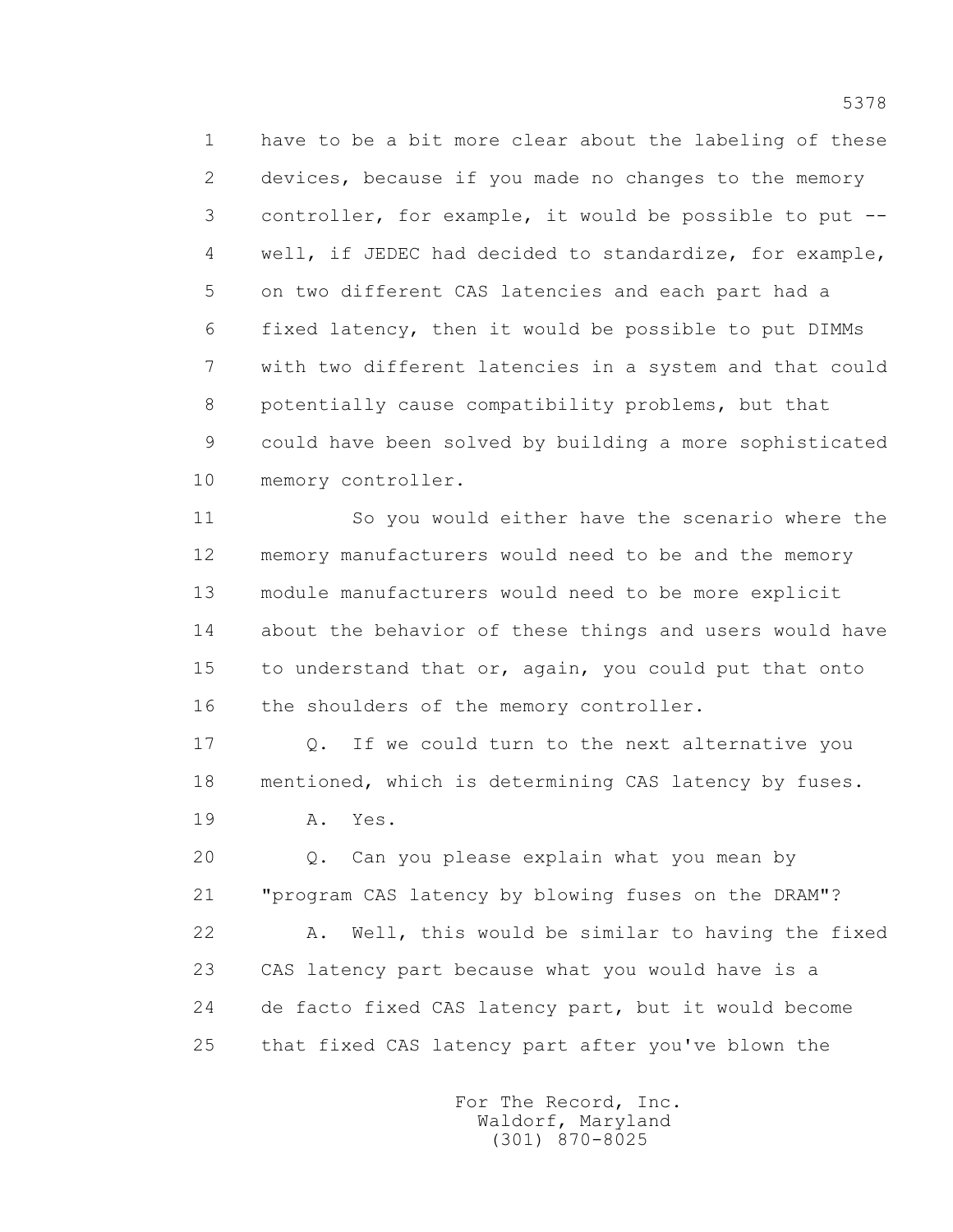have to be a bit more clear about the labeling of these devices, because if you made no changes to the memory controller, for example, it would be possible to put -- well, if JEDEC had decided to standardize, for example, on two different CAS latencies and each part had a fixed latency, then it would be possible to put DIMMs with two different latencies in a system and that could potentially cause compatibility problems, but that could have been solved by building a more sophisticated memory controller.

So you would either have the scenario where the memory manufacturers would need to be and the memory module manufacturers would need to be more explicit about the behavior of these things and users would have to understand that or, again, you could put that onto the shoulders of the memory controller.

Q. If we could turn to the next alternative you mentioned, which is determining CAS latency by fuses.

A. Yes.

Q. Can you please explain what you mean by "program CAS latency by blowing fuses on the DRAM"?

A. Well, this would be similar to having the fixed CAS latency part because what you would have is a de facto fixed CAS latency part, but it would become that fixed CAS latency part after you've blown the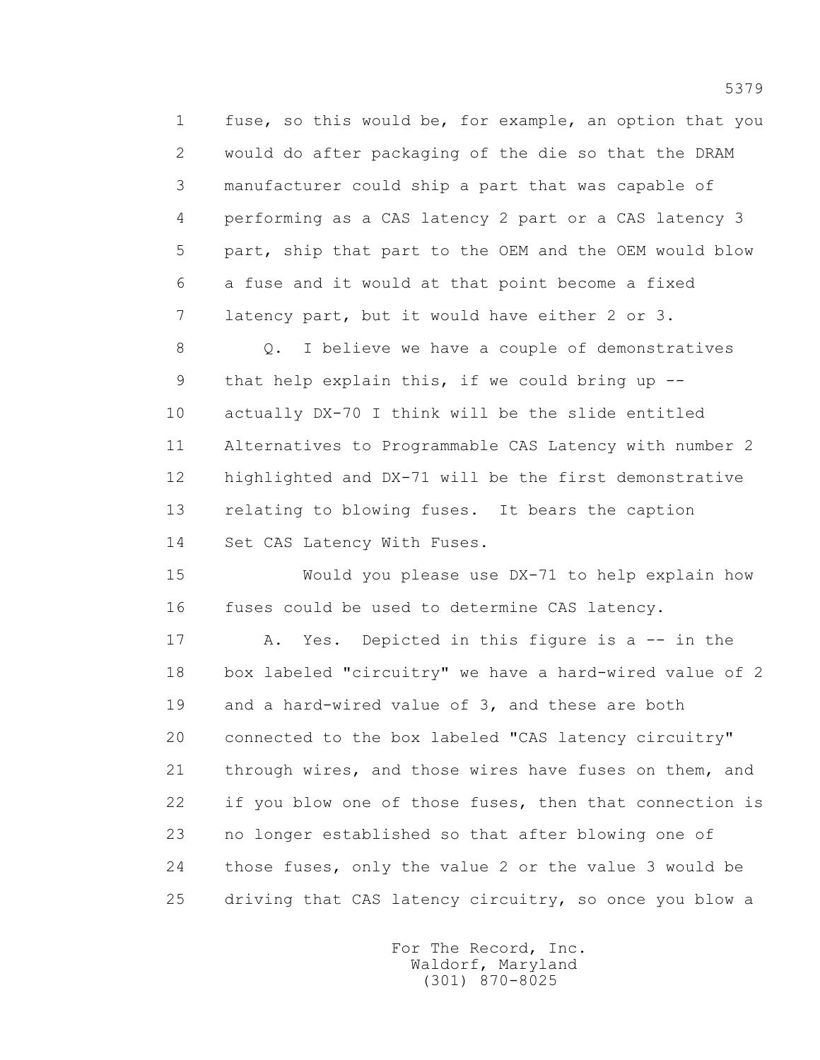fuse, so this would be, for example, an option that you would do after packaging of the die so that the DRAM manufacturer could ship a part that was capable of performing as a CAS latency 2 part or a CAS latency 3 part, ship that part to the OEM and the OEM would blow a fuse and it would at that point become a fixed latency part, but it would have either 2 or 3.

Q. I believe we have a couple of demonstratives that help explain this, if we could bring up -- actually DX-70 I think will be the slide entitled Alternatives to Programmable CAS Latency with number 2 highlighted and DX-71 will be the first demonstrative relating to blowing fuses. It bears the caption Set CAS Latency With Fuses.

Would you please use DX-71 to help explain how fuses could be used to determine CAS latency.

A. Yes. Depicted in this figure is a -- in the box labeled "circuitry" we have a hard-wired value of 2 and a hard-wired value of 3, and these are both connected to the box labeled "CAS latency circuitry" through wires, and those wires have fuses on them, and if you blow one of those fuses, then that connection is no longer established so that after blowing one of those fuses, only the value 2 or the value 3 would be driving that CAS latency circuitry, so once you blow a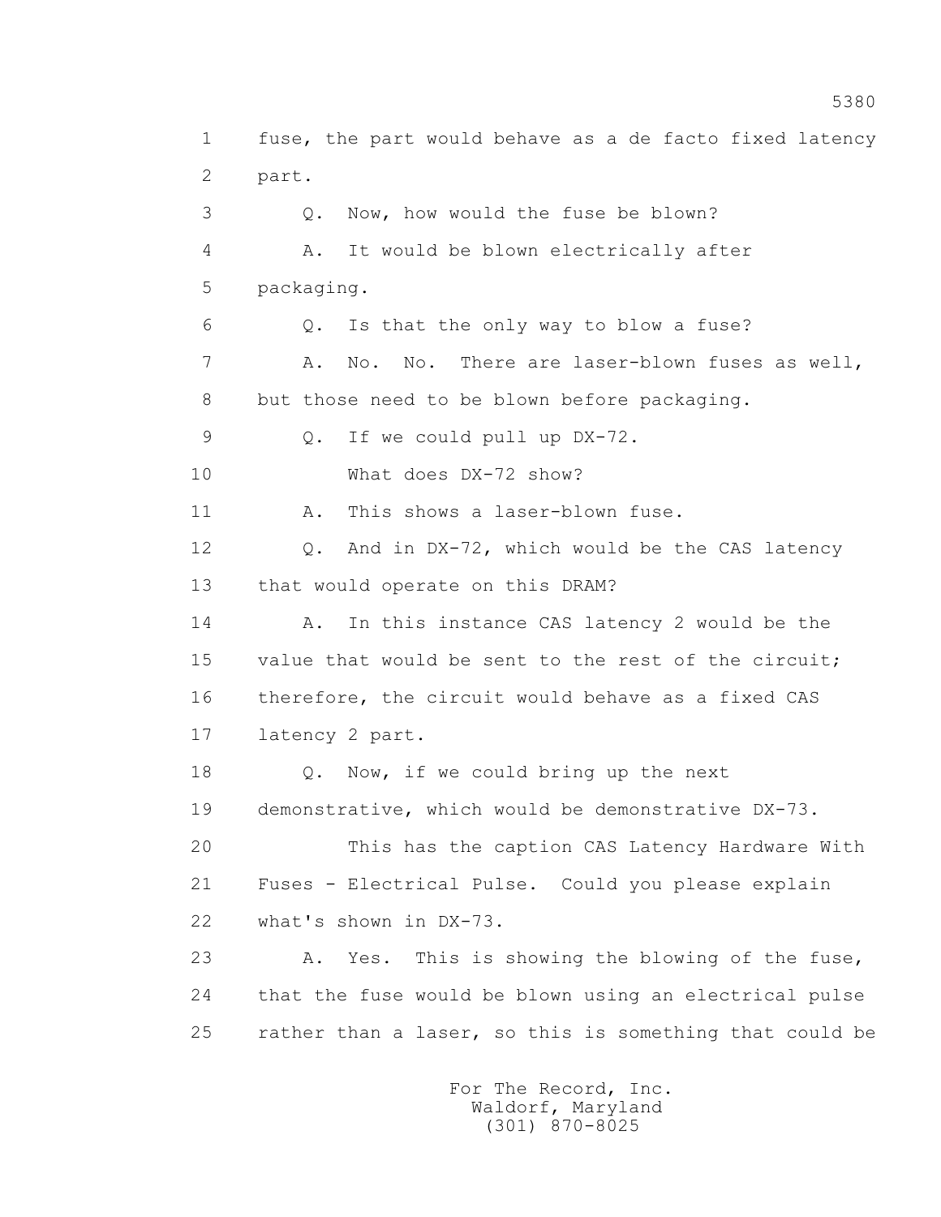1 fuse, the part would behave as a de facto fixed latency
2 part.
3 Q. Now, how would the fuse be blown?
4 A. It would be blown electrically after
5 packaging.
6 Q. Is that the only way to blow a fuse?
7 A. No. No. There are laser-blown fuses as well,
8 but those need to be blown before packaging.
9 Q. If we could pull up DX-72.
10 What does DX-72 show?
11 A. This shows a laser-blown fuse.
12 Q. And in DX-72, which would be the CAS latency
13 that would operate on this DRAM?
14 A. In this instance CAS latency 2 would be the
15 value that would be sent to the rest of the circuit;
16 therefore, the circuit would behave as a fixed CAS
17 latency 2 part.
18 Q. Now, if we could bring up the next
19 demonstrative, which would be demonstrative DX-73.
20 This has the caption CAS Latency Hardware With
21 Fuses - Electrical Pulse. Could you please explain
22 what's shown in DX-73.
23 A. Yes. This is showing the blowing of the fuse,
24 that the fuse would be blown using an electrical pulse
25 rather than a laser, so this is something that could be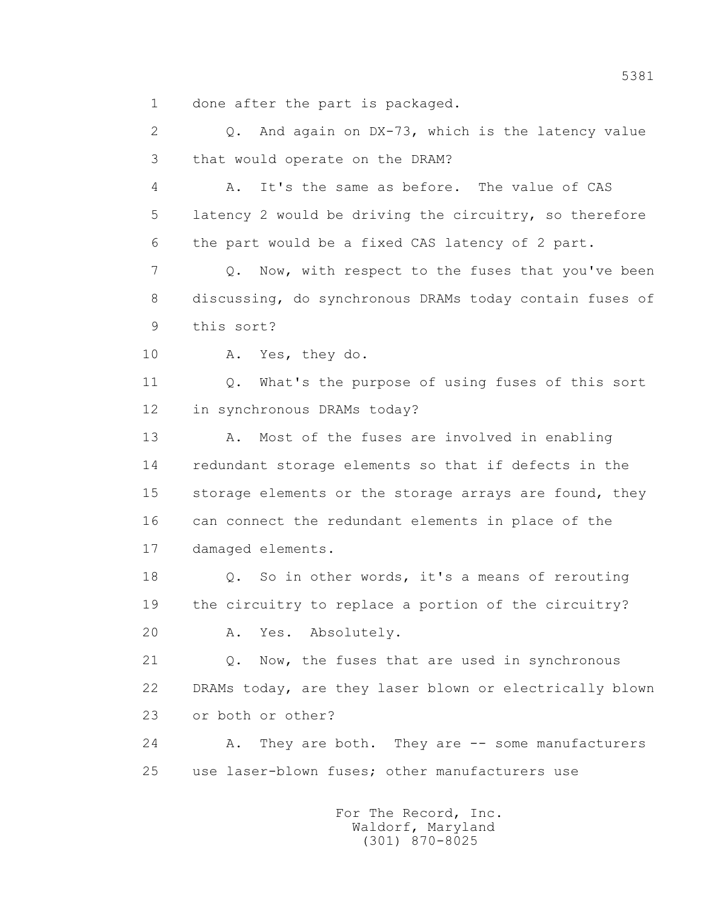1 done after the part is packaged.

2 Q. And again on DX-73, which is the latency value

3 that would operate on the DRAM?

4 A. It's the same as before. The value of CAS

5 latency 2 would be driving the circuitry, so therefore

6 the part would be a fixed CAS latency of 2 part.

7 Q. Now, with respect to the fuses that you've been

8 discussing, do synchronous DRAMs today contain fuses of

9 this sort?

10 A. Yes, they do.

11 Q. What's the purpose of using fuses of this sort

12 in synchronous DRAMs today?

13 A. Most of the fuses are involved in enabling

14 redundant storage elements so that if defects in the

15 storage elements or the storage arrays are found, they

16 can connect the redundant elements in place of the

17 damaged elements.

18 Q. So in other words, it's a means of rerouting

19 the circuitry to replace a portion of the circuitry?

20 A. Yes. Absolutely.

21 Q. Now, the fuses that are used in synchronous

22 DRAMs today, are they laser blown or electrically blown

23 or both or other?

24 A. They are both. They are -- some manufacturers

25 use laser-blown fuses; other manufacturers use

For The Record, Inc.
Waldorf, Maryland
(301) 870-8025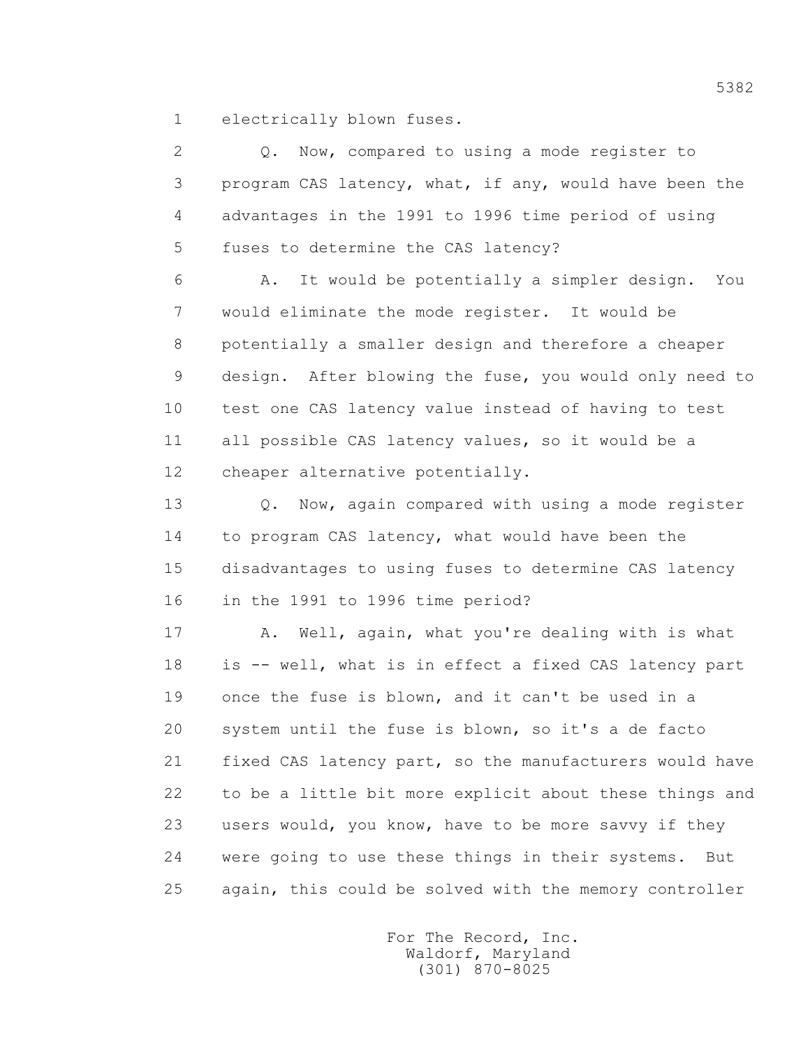1 electrically blown fuses.

2 Q. Now, compared to using a mode register to
3 program CAS latency, what, if any, would have been the
4 advantages in the 1991 to 1996 time period of using
5 fuses to determine the CAS latency?

6 A. It would be potentially a simpler design. You
7 would eliminate the mode register. It would be
8 potentially a smaller design and therefore a cheaper
9 design. After blowing the fuse, you would only need to
10 test one CAS latency value instead of having to test
11 all possible CAS latency values, so it would be a
12 cheaper alternative potentially.

13 Q. Now, again compared with using a mode register
14 to program CAS latency, what would have been the
15 disadvantages to using fuses to determine CAS latency
16 in the 1991 to 1996 time period?

17 A. Well, again, what you're dealing with is what
18 is -- well, what is in effect a fixed CAS latency part
19 once the fuse is blown, and it can't be used in a
20 system until the fuse is blown, so it's a de facto
21 fixed CAS latency part, so the manufacturers would have
22 to be a little bit more explicit about these things and
23 users would, you know, have to be more savvy if they
24 were going to use these things in their systems. But
25 again, this could be solved with the memory controller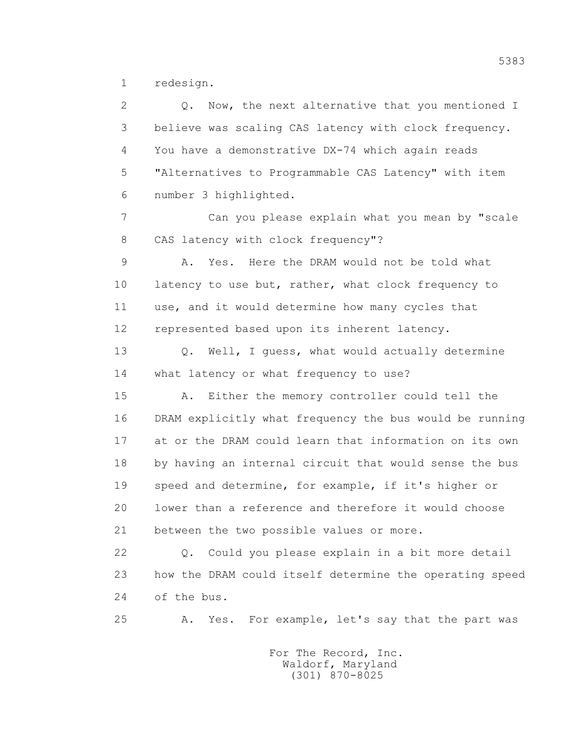redesign.

Q. Now, the next alternative that you mentioned I believe was scaling CAS latency with clock frequency. You have a demonstrative DX-74 which again reads "Alternatives to Programmable CAS Latency" with item number 3 highlighted.

Can you please explain what you mean by "scale CAS latency with clock frequency"?

A. Yes. Here the DRAM would not be told what latency to use but, rather, what clock frequency to use, and it would determine how many cycles that represented based upon its inherent latency.

Q. Well, I guess, what would actually determine what latency or what frequency to use?

A. Either the memory controller could tell the DRAM explicitly what frequency the bus would be running at or the DRAM could learn that information on its own by having an internal circuit that would sense the bus speed and determine, for example, if it's higher or lower than a reference and therefore it would choose between the two possible values or more.

Q. Could you please explain in a bit more detail how the DRAM could itself determine the operating speed of the bus.

A. Yes. For example, let's say that the part was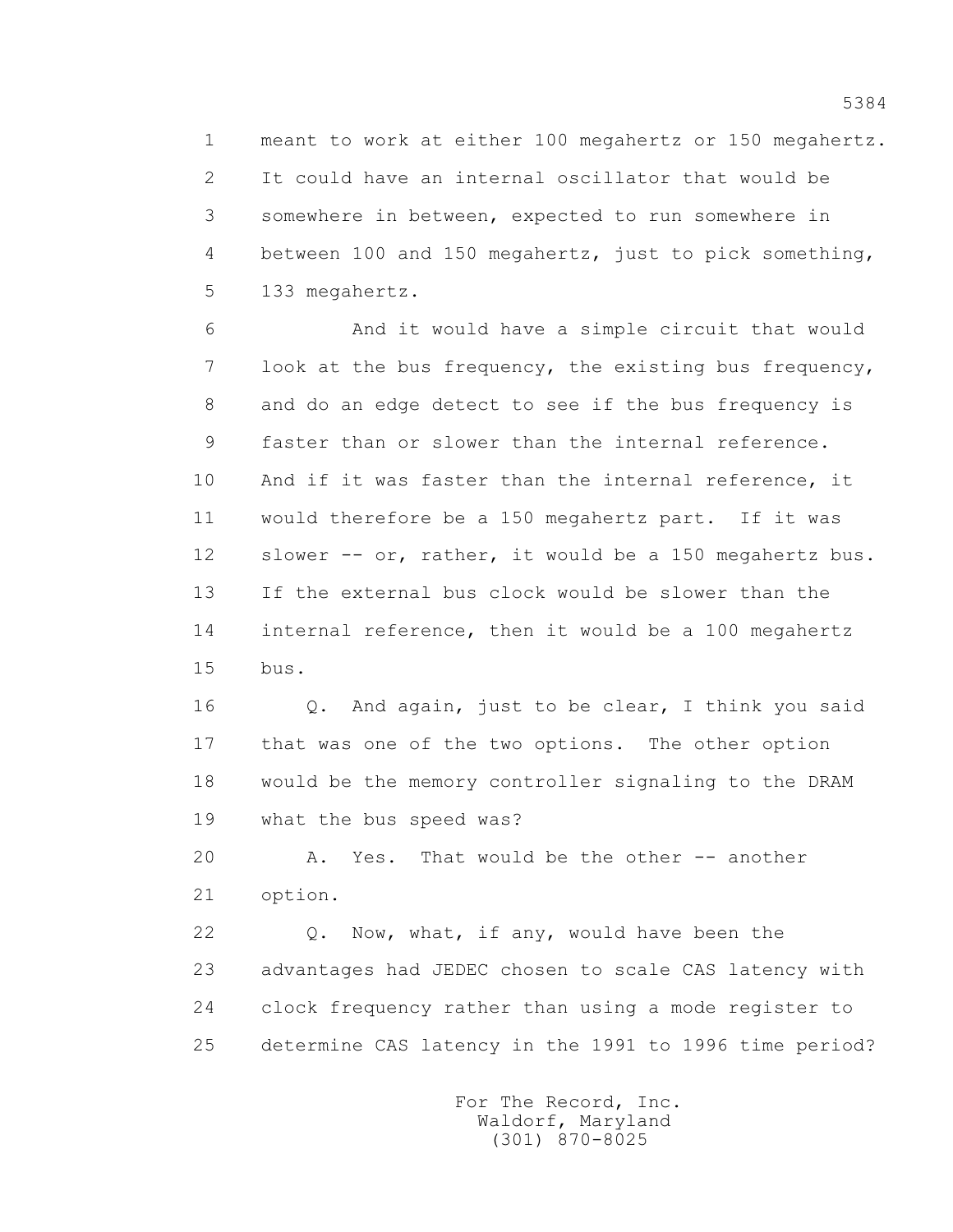meant to work at either 100 megahertz or 150 megahertz. It could have an internal oscillator that would be somewhere in between, expected to run somewhere in between 100 and 150 megahertz, just to pick something, 133 megahertz.

And it would have a simple circuit that would look at the bus frequency, the existing bus frequency, and do an edge detect to see if the bus frequency is faster than or slower than the internal reference. And if it was faster than the internal reference, it would therefore be a 150 megahertz part. If it was slower -- or, rather, it would be a 150 megahertz bus. If the external bus clock would be slower than the internal reference, then it would be a 100 megahertz bus.

Q. And again, just to be clear, I think you said that was one of the two options. The other option would be the memory controller signaling to the DRAM what the bus speed was?

A. Yes. That would be the other -- another option.

Q. Now, what, if any, would have been the advantages had JEDEC chosen to scale CAS latency with clock frequency rather than using a mode register to determine CAS latency in the 1991 to 1996 time period?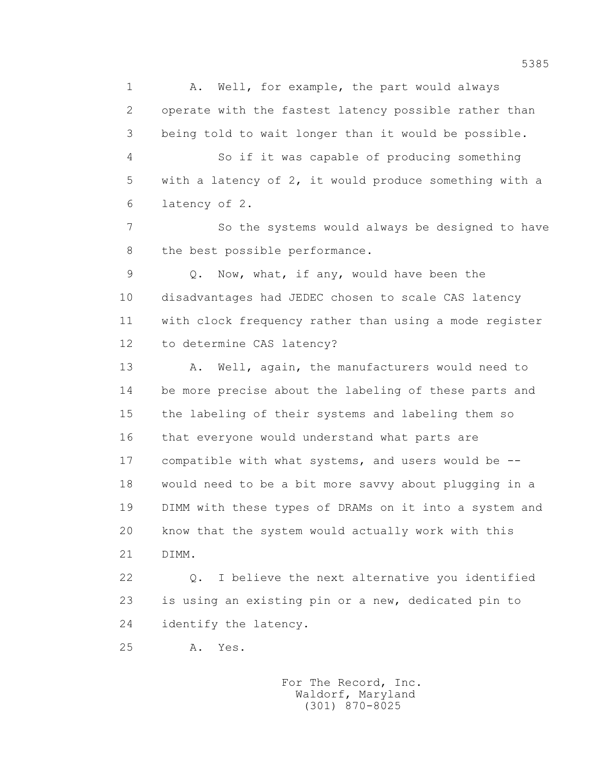A. Well, for example, the part would always operate with the fastest latency possible rather than being told to wait longer than it would be possible.

So if it was capable of producing something with a latency of 2, it would produce something with a latency of 2.

So the systems would always be designed to have the best possible performance.

Q. Now, what, if any, would have been the disadvantages had JEDEC chosen to scale CAS latency with clock frequency rather than using a mode register to determine CAS latency?

A. Well, again, the manufacturers would need to be more precise about the labeling of these parts and the labeling of their systems and labeling them so that everyone would understand what parts are compatible with what systems, and users would be -- would need to be a bit more savvy about plugging in a DIMM with these types of DRAMs on it into a system and know that the system would actually work with this DIMM.

Q. I believe the next alternative you identified is using an existing pin or a new, dedicated pin to identify the latency.

A. Yes.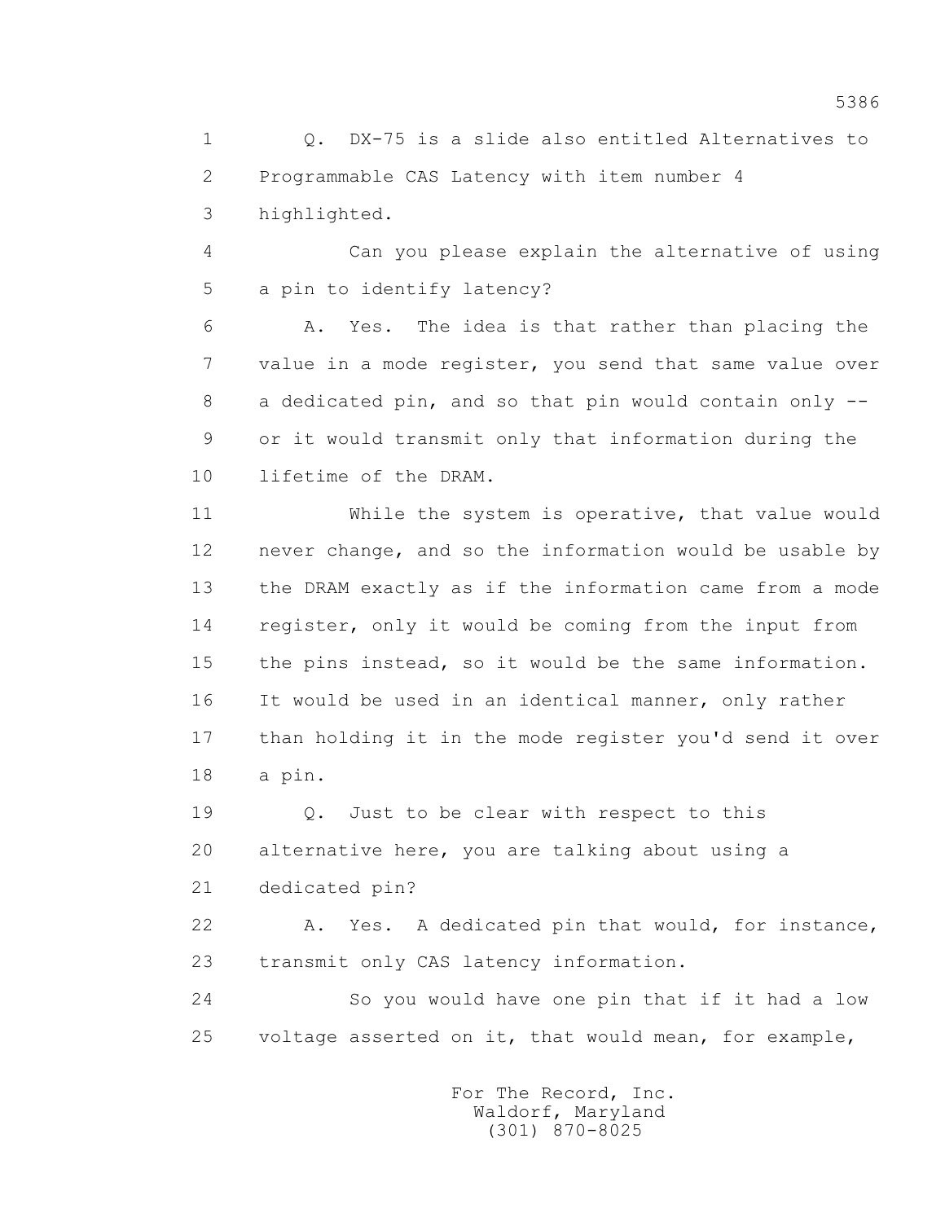Q. DX-75 is a slide also entitled Alternatives to Programmable CAS Latency with item number 4 highlighted.

Can you please explain the alternative of using a pin to identify latency?

A. Yes. The idea is that rather than placing the value in a mode register, you send that same value over a dedicated pin, and so that pin would contain only -- or it would transmit only that information during the lifetime of the DRAM.

While the system is operative, that value would never change, and so the information would be usable by the DRAM exactly as if the information came from a mode register, only it would be coming from the input from the pins instead, so it would be the same information. It would be used in an identical manner, only rather than holding it in the mode register you'd send it over a pin.

Q. Just to be clear with respect to this alternative here, you are talking about using a dedicated pin?

A. Yes. A dedicated pin that would, for instance, transmit only CAS latency information.

So you would have one pin that if it had a low voltage asserted on it, that would mean, for example,

For The Record, Inc.
Waldorf, Maryland
(301) 870-8025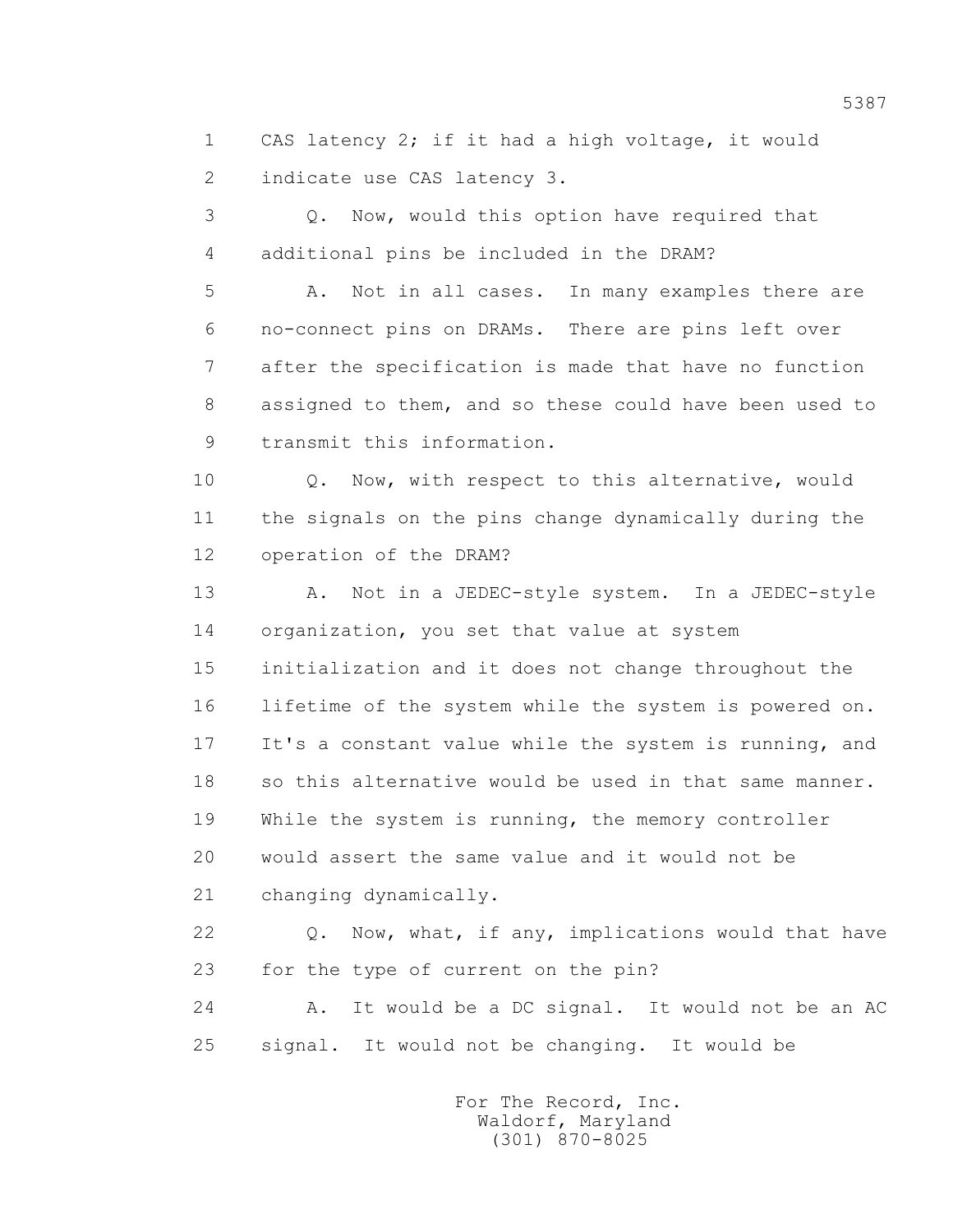1 CAS latency 2; if it had a high voltage, it would
2 indicate use CAS latency 3.

3 Q. Now, would this option have required that
4 additional pins be included in the DRAM?

5 A. Not in all cases. In many examples there are
6 no-connect pins on DRAMs. There are pins left over
7 after the specification is made that have no function
8 assigned to them, and so these could have been used to
9 transmit this information.

10 Q. Now, with respect to this alternative, would
11 the signals on the pins change dynamically during the
12 operation of the DRAM?

13 A. Not in a JEDEC-style system. In a JEDEC-style
14 organization, you set that value at system
15 initialization and it does not change throughout the
16 lifetime of the system while the system is powered on.
17 It's a constant value while the system is running, and
18 so this alternative would be used in that same manner.
19 While the system is running, the memory controller
20 would assert the same value and it would not be
21 changing dynamically.

22 Q. Now, what, if any, implications would that have
23 for the type of current on the pin?

24 A. It would be a DC signal. It would not be an AC
25 signal. It would not be changing. It would be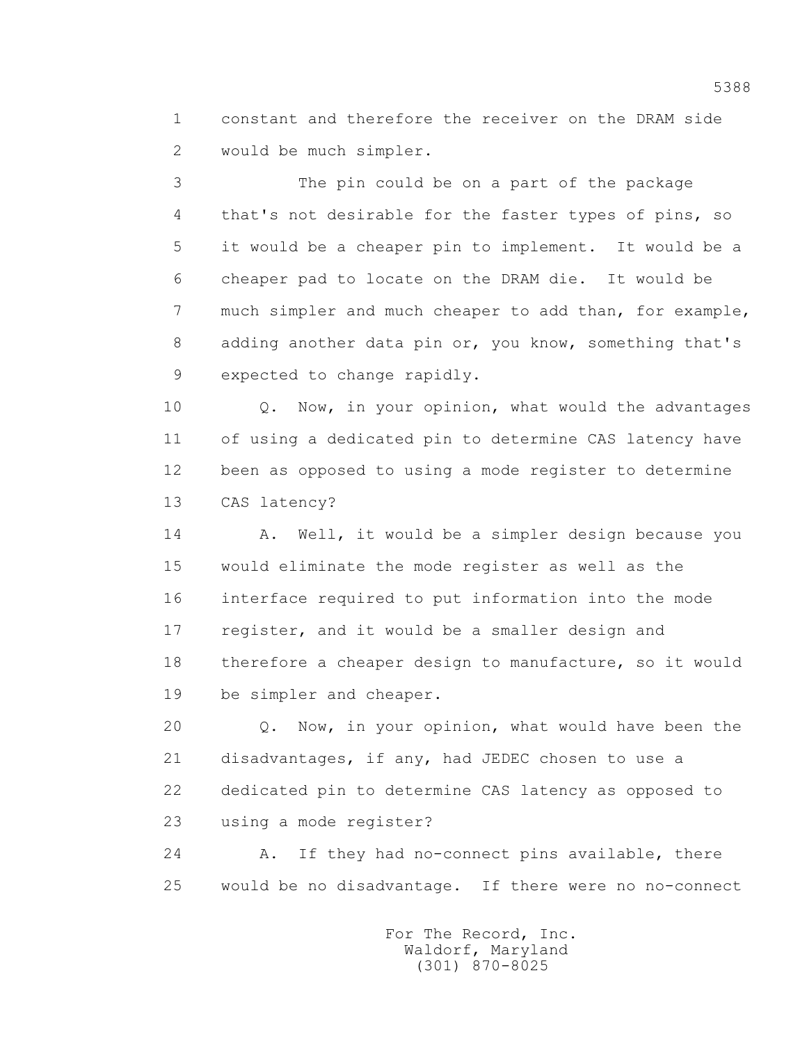constant and therefore the receiver on the DRAM side would be much simpler.

The pin could be on a part of the package that's not desirable for the faster types of pins, so it would be a cheaper pin to implement. It would be a cheaper pad to locate on the DRAM die. It would be much simpler and much cheaper to add than, for example, adding another data pin or, you know, something that's expected to change rapidly.

Q. Now, in your opinion, what would the advantages of using a dedicated pin to determine CAS latency have been as opposed to using a mode register to determine CAS latency?

A. Well, it would be a simpler design because you would eliminate the mode register as well as the interface required to put information into the mode register, and it would be a smaller design and therefore a cheaper design to manufacture, so it would be simpler and cheaper.

Q. Now, in your opinion, what would have been the disadvantages, if any, had JEDEC chosen to use a dedicated pin to determine CAS latency as opposed to using a mode register?

A. If they had no-connect pins available, there would be no disadvantage. If there were no no-connect

For The Record, Inc.
Waldorf, Maryland
(301) 870-8025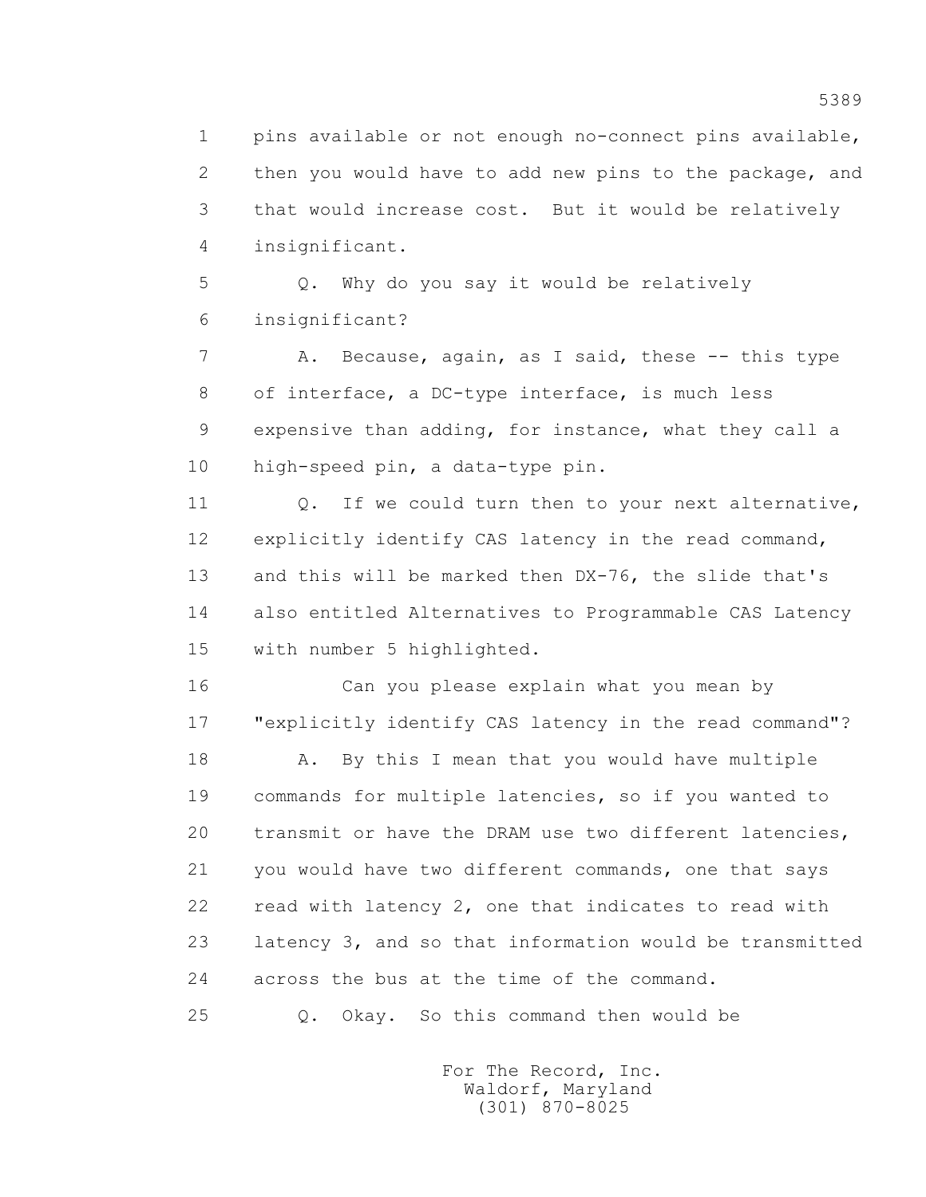1 pins available or not enough no-connect pins available,
2 then you would have to add new pins to the package, and
3 that would increase cost. But it would be relatively
4 insignificant.

5 Q. Why do you say it would be relatively
6 insignificant?

7 A. Because, again, as I said, these -- this type
8 of interface, a DC-type interface, is much less
9 expensive than adding, for instance, what they call a
10 high-speed pin, a data-type pin.

11 Q. If we could turn then to your next alternative,
12 explicitly identify CAS latency in the read command,
13 and this will be marked then DX-76, the slide that's
14 also entitled Alternatives to Programmable CAS Latency
15 with number 5 highlighted.

16 Can you please explain what you mean by
17 "explicitly identify CAS latency in the read command"?

18 A. By this I mean that you would have multiple
19 commands for multiple latencies, so if you wanted to
20 transmit or have the DRAM use two different latencies,
21 you would have two different commands, one that says
22 read with latency 2, one that indicates to read with
23 latency 3, and so that information would be transmitted
24 across the bus at the time of the command.

25 Q. Okay. So this command then would be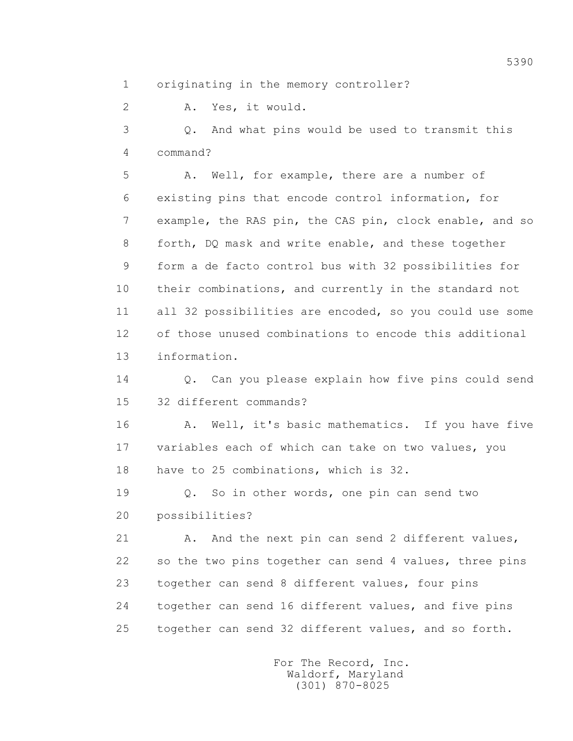1 originating in the memory controller?

2 A. Yes, it would.

3 Q. And what pins would be used to transmit this

4 command?

5 A. Well, for example, there are a number of

6 existing pins that encode control information, for

7 example, the RAS pin, the CAS pin, clock enable, and so

8 forth, DQ mask and write enable, and these together

9 form a de facto control bus with 32 possibilities for

10 their combinations, and currently in the standard not

11 all 32 possibilities are encoded, so you could use some

12 of those unused combinations to encode this additional

13 information.

14 Q. Can you please explain how five pins could send

15 32 different commands?

16 A. Well, it's basic mathematics. If you have five

17 variables each of which can take on two values, you

18 have to 25 combinations, which is 32.

19 Q. So in other words, one pin can send two

20 possibilities?

21 A. And the next pin can send 2 different values,

22 so the two pins together can send 4 values, three pins

23 together can send 8 different values, four pins

24 together can send 16 different values, and five pins

25 together can send 32 different values, and so forth.

For The Record, Inc.
Waldorf, Maryland
(301) 870-8025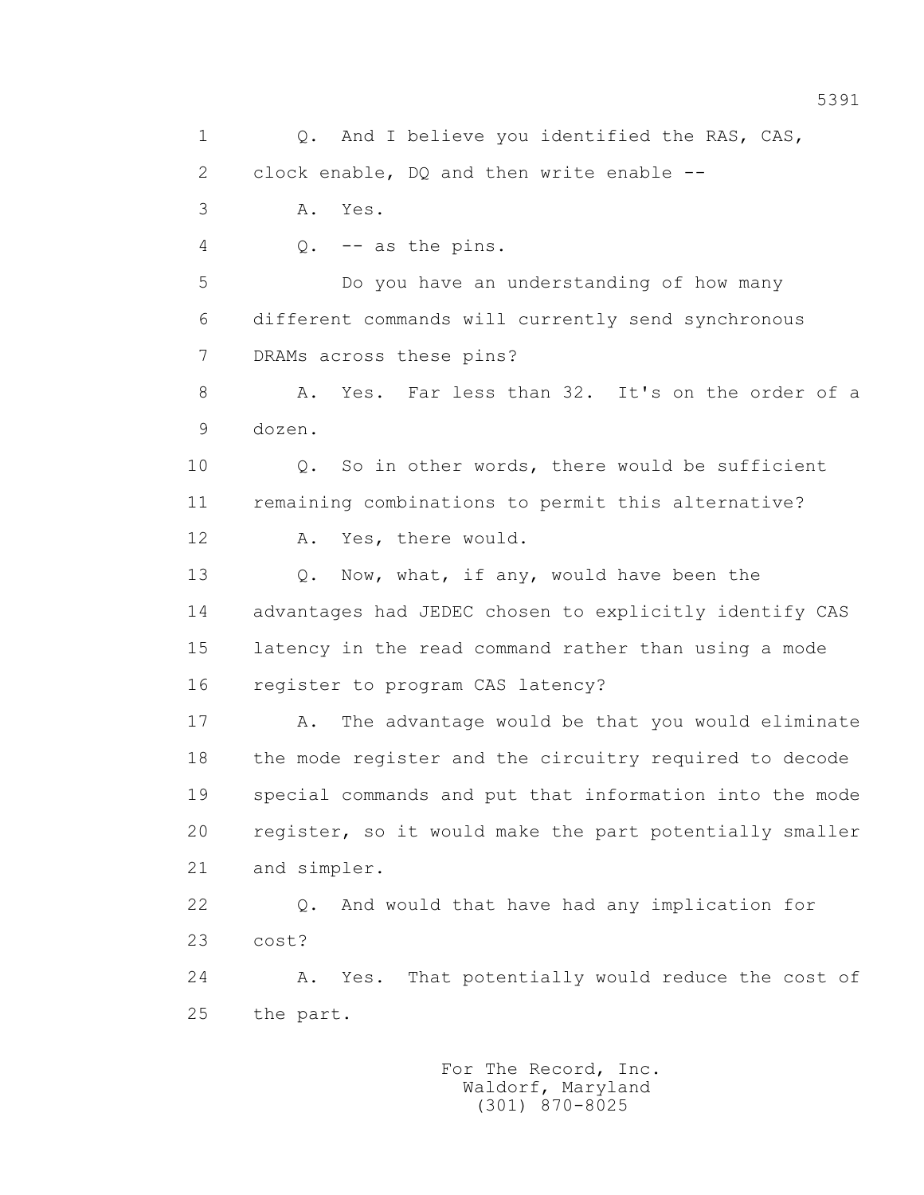1 Q. And I believe you identified the RAS, CAS,
2 clock enable, DQ and then write enable --
3 A. Yes.
4 Q. -- as the pins.
5 Do you have an understanding of how many
6 different commands will currently send synchronous
7 DRAMs across these pins?
8 A. Yes. Far less than 32. It's on the order of a
9 dozen.
10 Q. So in other words, there would be sufficient
11 remaining combinations to permit this alternative?
12 A. Yes, there would.
13 Q. Now, what, if any, would have been the
14 advantages had JEDEC chosen to explicitly identify CAS
15 latency in the read command rather than using a mode
16 register to program CAS latency?
17 A. The advantage would be that you would eliminate
18 the mode register and the circuitry required to decode
19 special commands and put that information into the mode
20 register, so it would make the part potentially smaller
21 and simpler.
22 Q. And would that have had any implication for
23 cost?
24 A. Yes. That potentially would reduce the cost of
25 the part.

For The Record, Inc.
Waldorf, Maryland
(301) 870-8025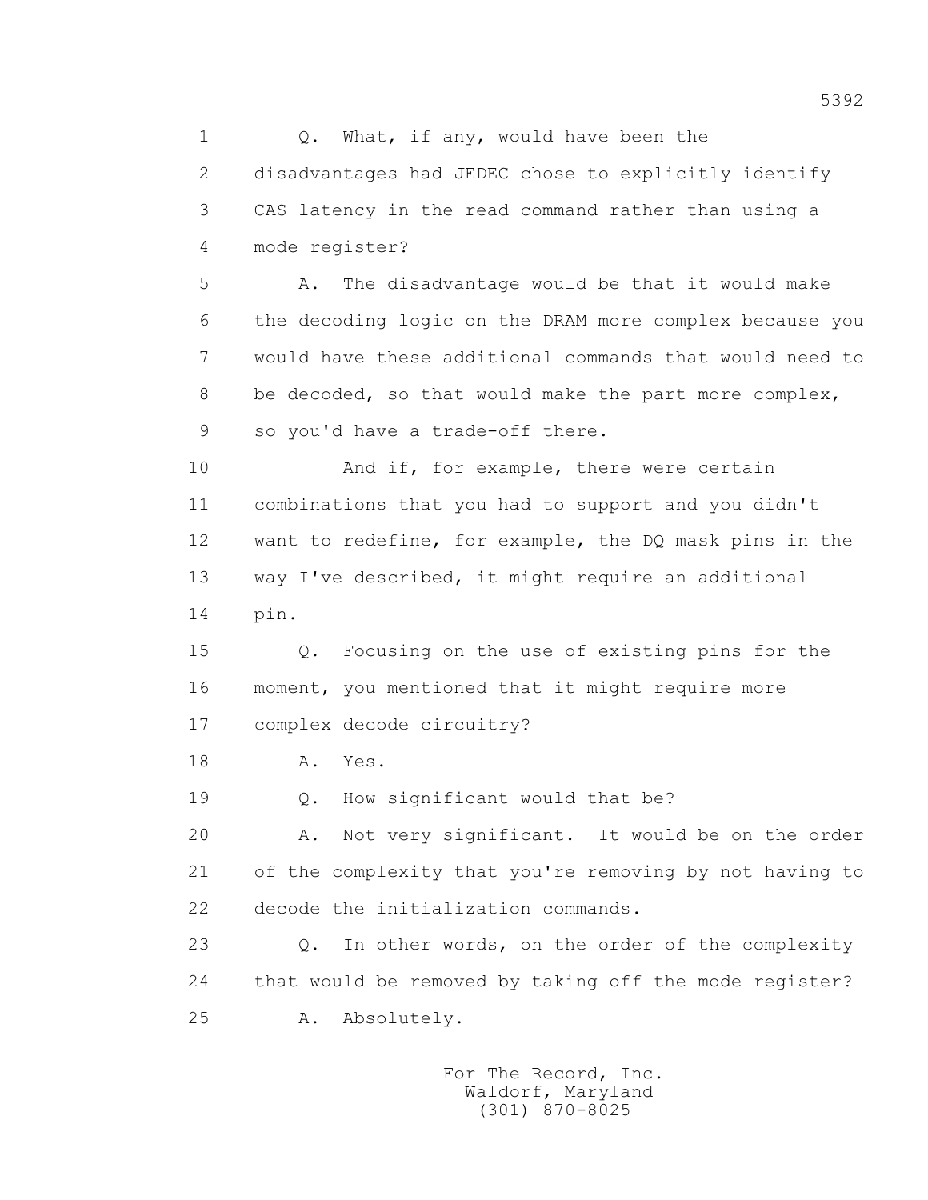Q. What, if any, would have been the disadvantages had JEDEC chose to explicitly identify CAS latency in the read command rather than using a mode register?

A. The disadvantage would be that it would make the decoding logic on the DRAM more complex because you would have these additional commands that would need to be decoded, so that would make the part more complex, so you'd have a trade-off there.

And if, for example, there were certain combinations that you had to support and you didn't want to redefine, for example, the DQ mask pins in the way I've described, it might require an additional pin.

Q. Focusing on the use of existing pins for the moment, you mentioned that it might require more complex decode circuitry?

A. Yes.

Q. How significant would that be?

A. Not very significant. It would be on the order of the complexity that you're removing by not having to decode the initialization commands.

Q. In other words, on the order of the complexity that would be removed by taking off the mode register?

A. Absolutely.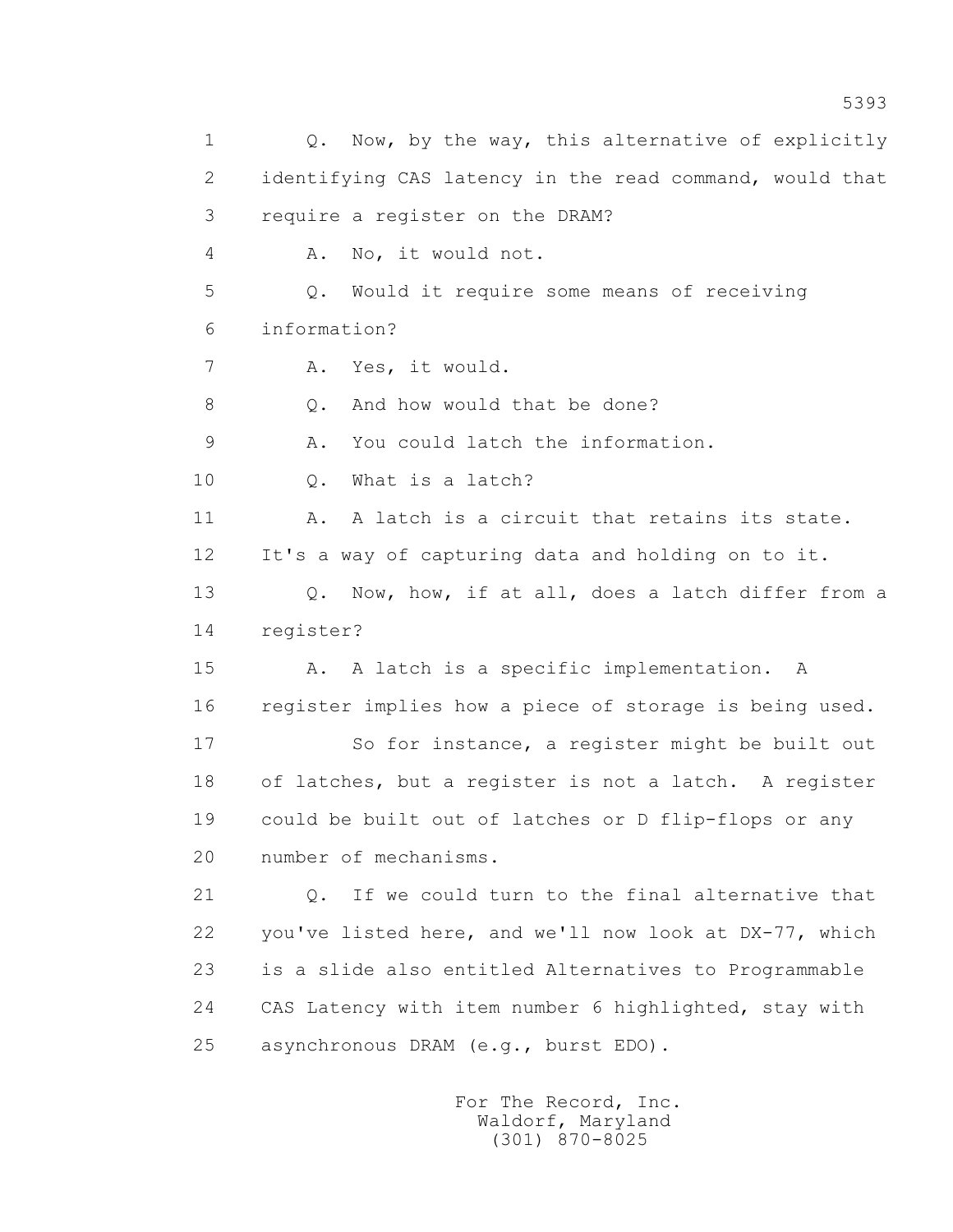1 Q. Now, by the way, this alternative of explicitly
2 identifying CAS latency in the read command, would that
3 require a register on the DRAM?
4 A. No, it would not.
5 Q. Would it require some means of receiving
6 information?
7 A. Yes, it would.
8 Q. And how would that be done?
9 A. You could latch the information.
10 Q. What is a latch?
11 A. A latch is a circuit that retains its state.
12 It's a way of capturing data and holding on to it.
13 Q. Now, how, if at all, does a latch differ from a
14 register?
15 A. A latch is a specific implementation. A
16 register implies how a piece of storage is being used.
17 So for instance, a register might be built out
18 of latches, but a register is not a latch. A register
19 could be built out of latches or D flip-flops or any
20 number of mechanisms.
21 Q. If we could turn to the final alternative that
22 you've listed here, and we'll now look at DX-77, which
23 is a slide also entitled Alternatives to Programmable
24 CAS Latency with item number 6 highlighted, stay with
25 asynchronous DRAM (e.g., burst EDO).

For The Record, Inc.
Waldorf, Maryland
(301) 870-8025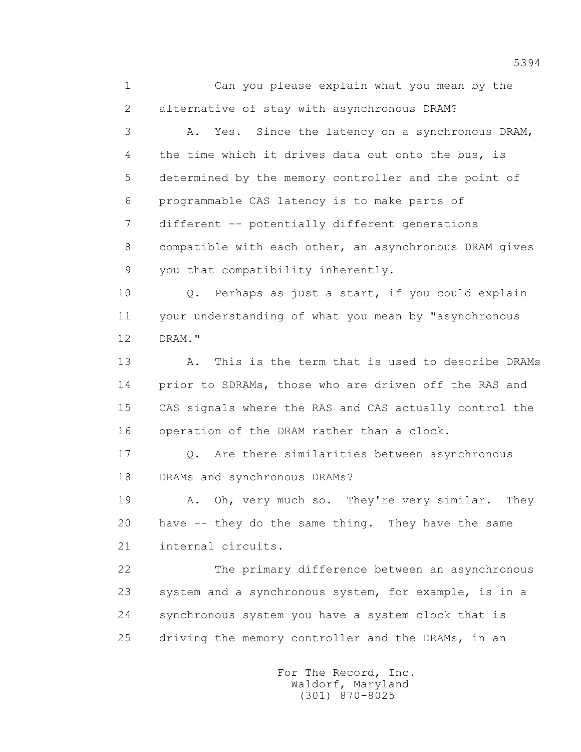Can you please explain what you mean by the alternative of stay with asynchronous DRAM?

A. Yes. Since the latency on a synchronous DRAM, the time which it drives data out onto the bus, is determined by the memory controller and the point of programmable CAS latency is to make parts of different -- potentially different generations compatible with each other, an asynchronous DRAM gives you that compatibility inherently.

Q. Perhaps as just a start, if you could explain your understanding of what you mean by "asynchronous DRAM."

A. This is the term that is used to describe DRAMs prior to SDRAMs, those who are driven off the RAS and CAS signals where the RAS and CAS actually control the operation of the DRAM rather than a clock.

Q. Are there similarities between asynchronous DRAMs and synchronous DRAMs?

A. Oh, very much so. They're very similar. They have -- they do the same thing. They have the same internal circuits.

The primary difference between an asynchronous system and a synchronous system, for example, is in a synchronous system you have a system clock that is driving the memory controller and the DRAMs, in an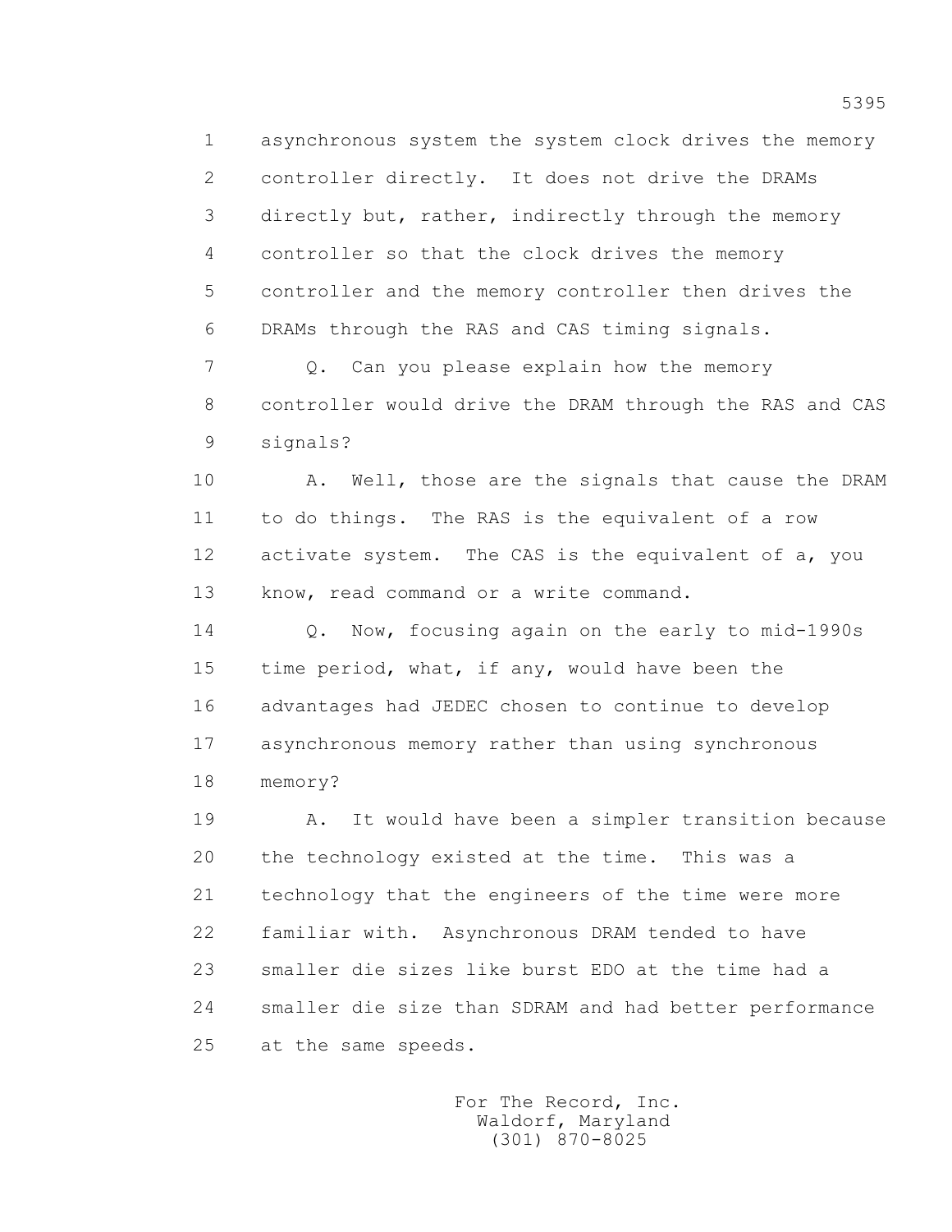asynchronous system the system clock drives the memory controller directly. It does not drive the DRAMs directly but, rather, indirectly through the memory controller so that the clock drives the memory controller and the memory controller then drives the DRAMs through the RAS and CAS timing signals.

Q. Can you please explain how the memory controller would drive the DRAM through the RAS and CAS signals?

A. Well, those are the signals that cause the DRAM to do things. The RAS is the equivalent of a row activate system. The CAS is the equivalent of a, you know, read command or a write command.

Q. Now, focusing again on the early to mid-1990s time period, what, if any, would have been the advantages had JEDEC chosen to continue to develop asynchronous memory rather than using synchronous memory?

A. It would have been a simpler transition because the technology existed at the time. This was a technology that the engineers of the time were more familiar with. Asynchronous DRAM tended to have smaller die sizes like burst EDO at the time had a smaller die size than SDRAM and had better performance at the same speeds.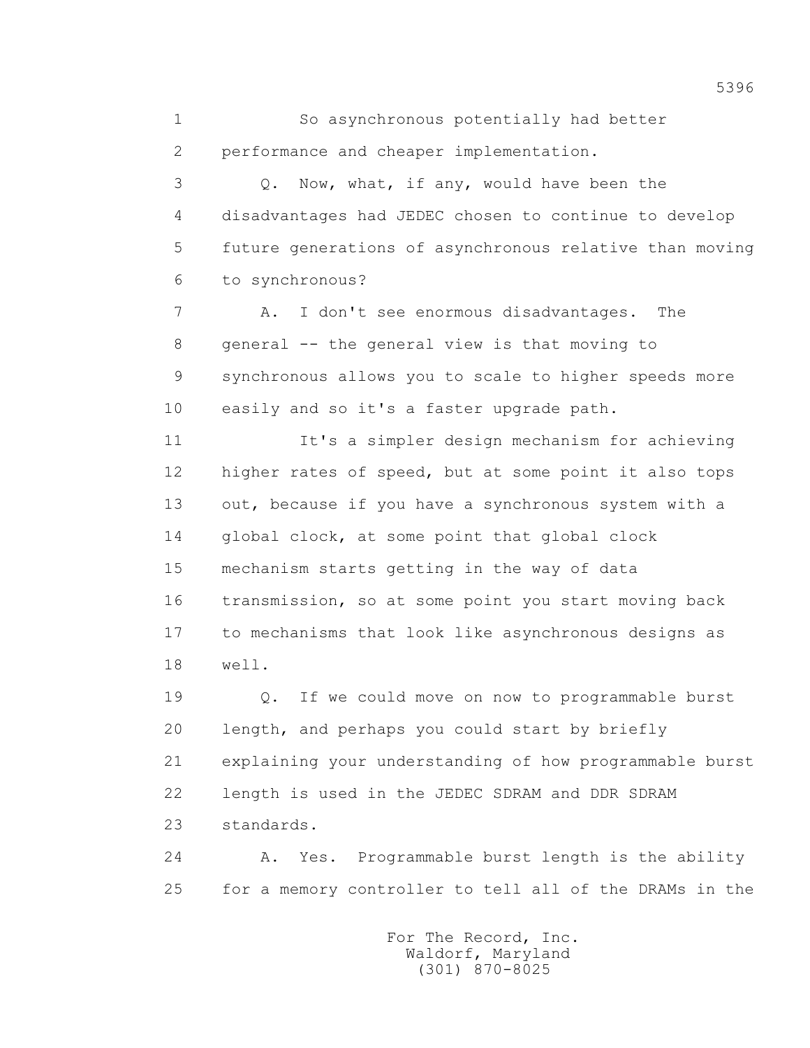So asynchronous potentially had better performance and cheaper implementation.

Q. Now, what, if any, would have been the disadvantages had JEDEC chosen to continue to develop future generations of asynchronous relative than moving to synchronous?

A. I don't see enormous disadvantages. The general -- the general view is that moving to synchronous allows you to scale to higher speeds more easily and so it's a faster upgrade path.

It's a simpler design mechanism for achieving higher rates of speed, but at some point it also tops out, because if you have a synchronous system with a global clock, at some point that global clock mechanism starts getting in the way of data transmission, so at some point you start moving back to mechanisms that look like asynchronous designs as well.

Q. If we could move on now to programmable burst length, and perhaps you could start by briefly explaining your understanding of how programmable burst length is used in the JEDEC SDRAM and DDR SDRAM standards.

A. Yes. Programmable burst length is the ability for a memory controller to tell all of the DRAMs in the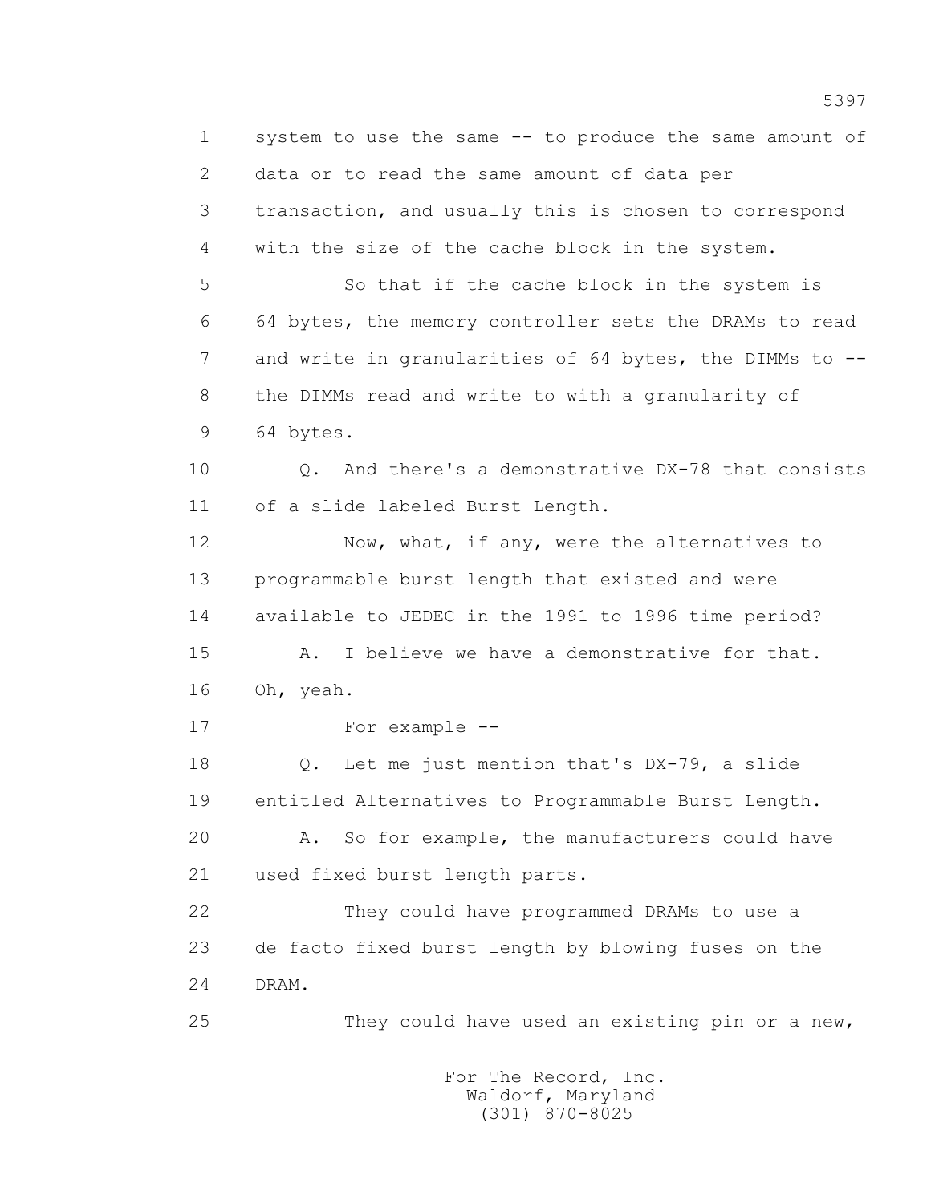system to use the same -- to produce the same amount of data or to read the same amount of data per transaction, and usually this is chosen to correspond with the size of the cache block in the system.

So that if the cache block in the system is 64 bytes, the memory controller sets the DRAMs to read and write in granularities of 64 bytes, the DIMMs to -- the DIMMs read and write to with a granularity of 64 bytes.

Q. And there's a demonstrative DX-78 that consists of a slide labeled Burst Length.

Now, what, if any, were the alternatives to programmable burst length that existed and were available to JEDEC in the 1991 to 1996 time period?

A. I believe we have a demonstrative for that. Oh, yeah.

For example --

Q. Let me just mention that's DX-79, a slide entitled Alternatives to Programmable Burst Length.

A. So for example, the manufacturers could have used fixed burst length parts.

They could have programmed DRAMs to use a de facto fixed burst length by blowing fuses on the DRAM.

They could have used an existing pin or a new,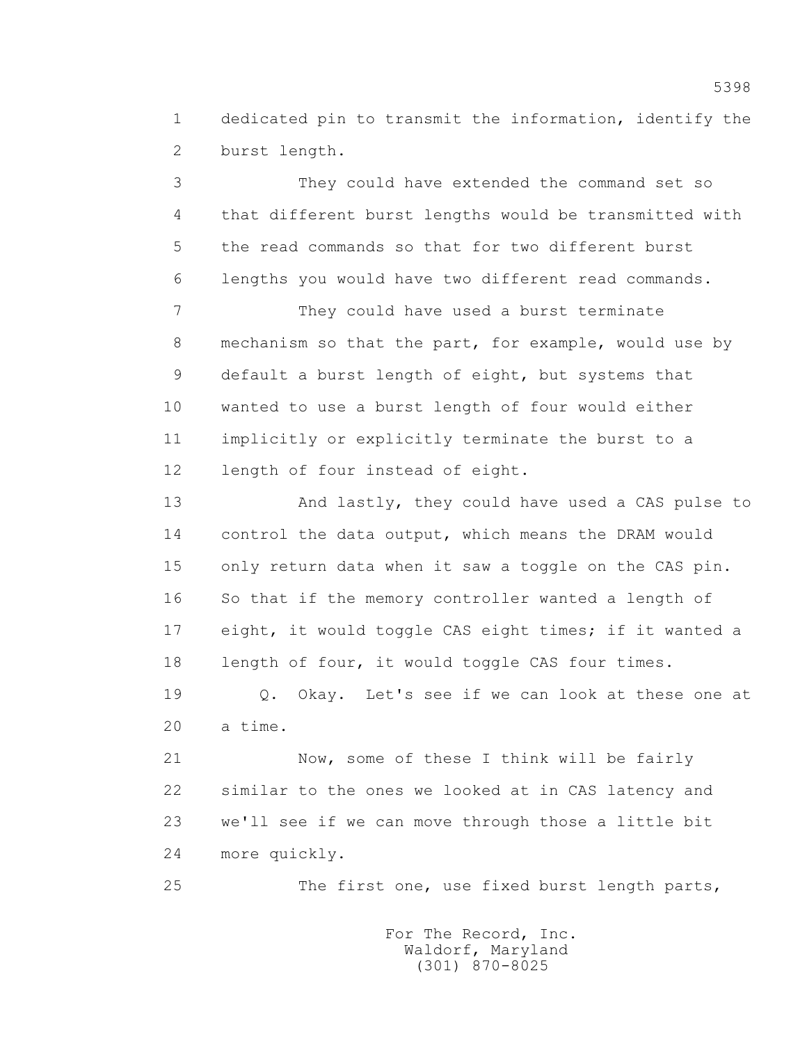1 dedicated pin to transmit the information, identify the
2 burst length.

3 They could have extended the command set so
4 that different burst lengths would be transmitted with
5 the read commands so that for two different burst
6 lengths you would have two different read commands.

7 They could have used a burst terminate
8 mechanism so that the part, for example, would use by
9 default a burst length of eight, but systems that
10 wanted to use a burst length of four would either
11 implicitly or explicitly terminate the burst to a
12 length of four instead of eight.

13 And lastly, they could have used a CAS pulse to
14 control the data output, which means the DRAM would
15 only return data when it saw a toggle on the CAS pin.
16 So that if the memory controller wanted a length of
17 eight, it would toggle CAS eight times; if it wanted a
18 length of four, it would toggle CAS four times.

19 Q. Okay. Let's see if we can look at these one at
20 a time.

21 Now, some of these I think will be fairly
22 similar to the ones we looked at in CAS latency and
23 we'll see if we can move through those a little bit
24 more quickly.

25 The first one, use fixed burst length parts,

For The Record, Inc.
Waldorf, Maryland
(301) 870-8025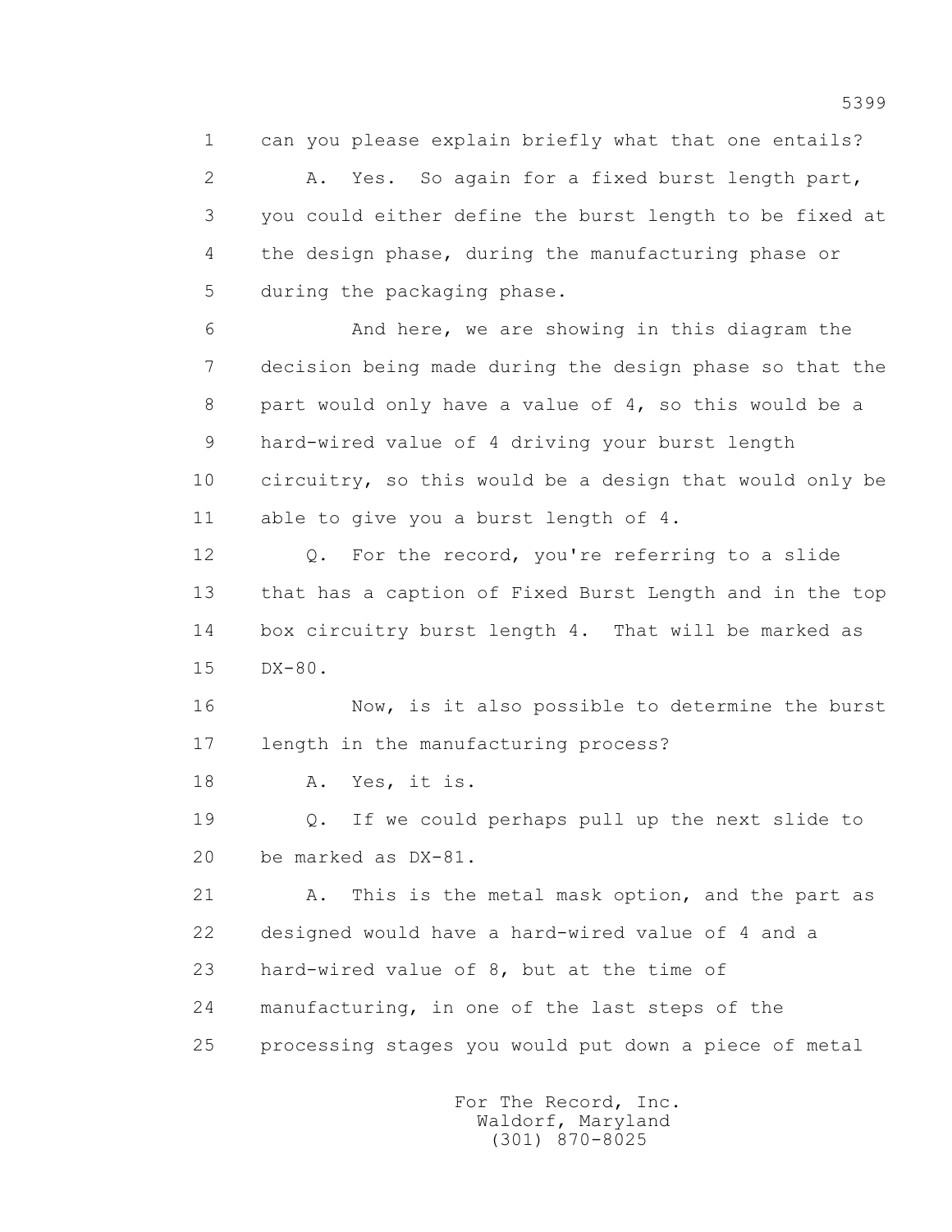1 can you please explain briefly what that one entails?

2 A. Yes. So again for a fixed burst length part,

3 you could either define the burst length to be fixed at

4 the design phase, during the manufacturing phase or

5 during the packaging phase.

6 And here, we are showing in this diagram the

7 decision being made during the design phase so that the

8 part would only have a value of 4, so this would be a

9 hard-wired value of 4 driving your burst length

10 circuitry, so this would be a design that would only be

11 able to give you a burst length of 4.

12 Q. For the record, you're referring to a slide

13 that has a caption of Fixed Burst Length and in the top

14 box circuitry burst length 4. That will be marked as

15 DX-80.

16 Now, is it also possible to determine the burst

17 length in the manufacturing process?

18 A. Yes, it is.

19 Q. If we could perhaps pull up the next slide to

20 be marked as DX-81.

21 A. This is the metal mask option, and the part as

22 designed would have a hard-wired value of 4 and a

23 hard-wired value of 8, but at the time of

24 manufacturing, in one of the last steps of the

25 processing stages you would put down a piece of metal

For The Record, Inc.
Waldorf, Maryland
(301) 870-8025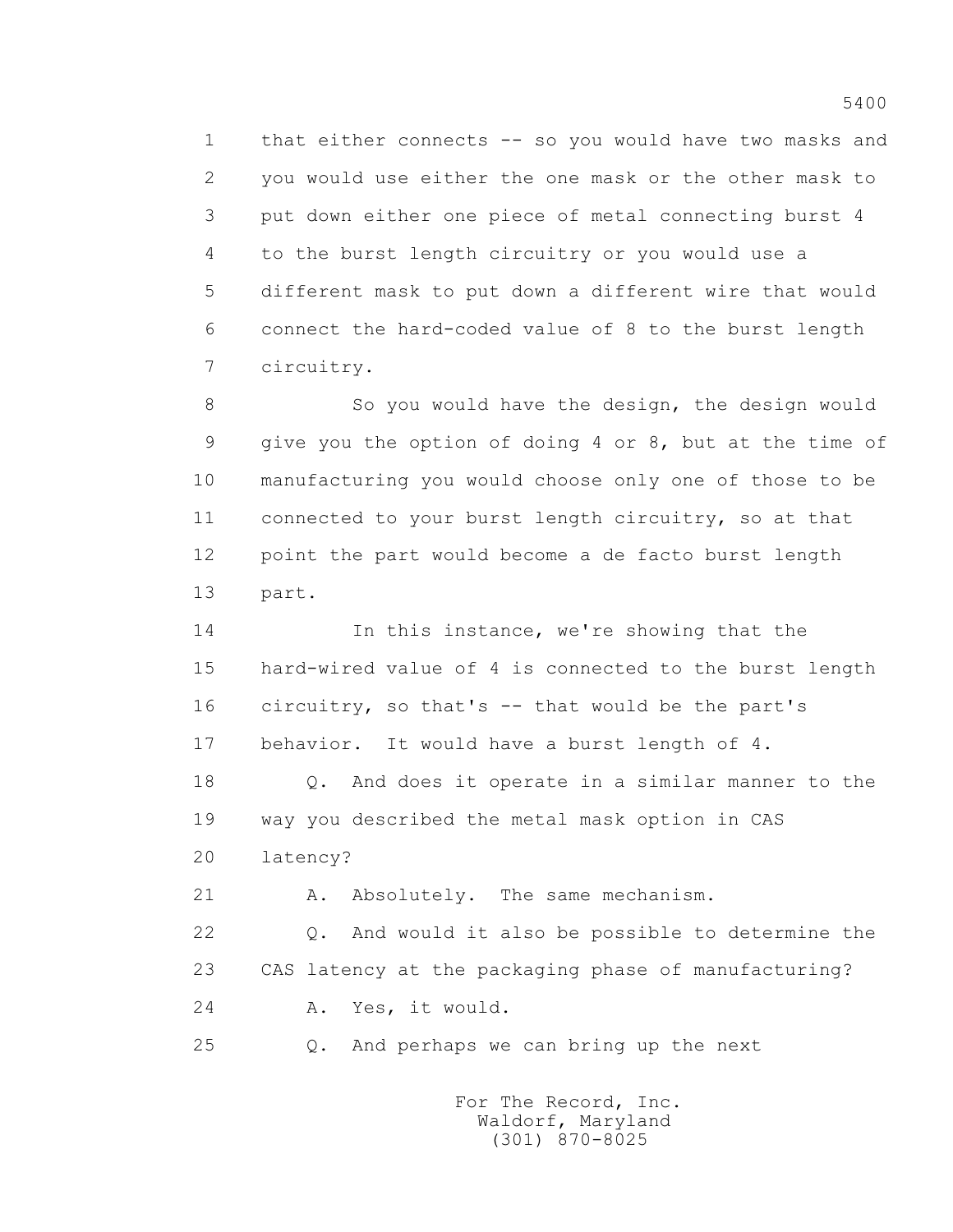that either connects -- so you would have two masks and you would use either the one mask or the other mask to put down either one piece of metal connecting burst 4 to the burst length circuitry or you would use a different mask to put down a different wire that would connect the hard-coded value of 8 to the burst length circuitry.

So you would have the design, the design would give you the option of doing 4 or 8, but at the time of manufacturing you would choose only one of those to be connected to your burst length circuitry, so at that point the part would become a de facto burst length part.

In this instance, we're showing that the hard-wired value of 4 is connected to the burst length circuitry, so that's -- that would be the part's behavior. It would have a burst length of 4.

Q. And does it operate in a similar manner to the way you described the metal mask option in CAS latency?

A. Absolutely. The same mechanism.

Q. And would it also be possible to determine the CAS latency at the packaging phase of manufacturing?

A. Yes, it would.

Q. And perhaps we can bring up the next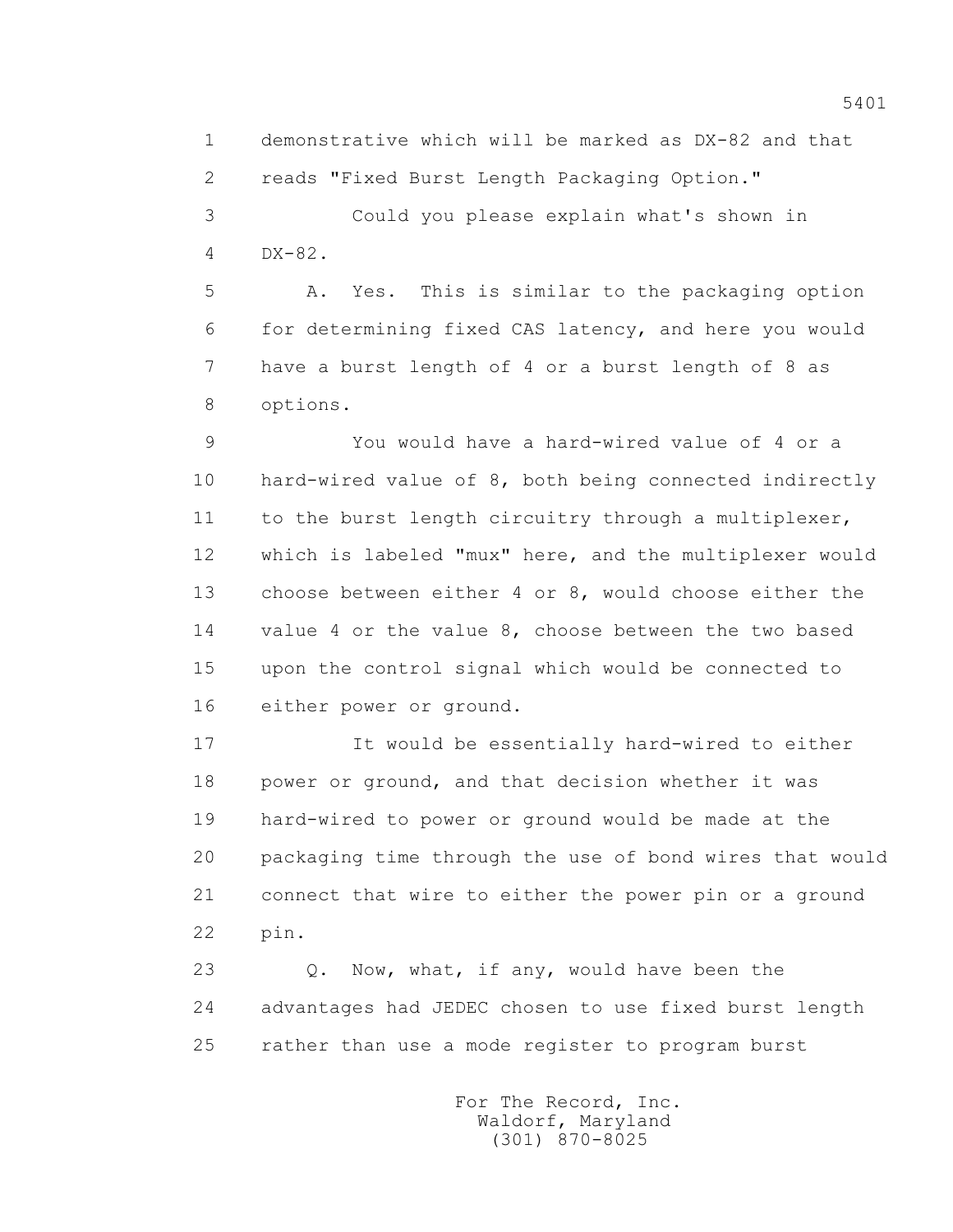demonstrative which will be marked as DX-82 and that reads "Fixed Burst Length Packaging Option."

Could you please explain what's shown in DX-82.

A. Yes. This is similar to the packaging option for determining fixed CAS latency, and here you would have a burst length of 4 or a burst length of 8 as options.

You would have a hard-wired value of 4 or a hard-wired value of 8, both being connected indirectly to the burst length circuitry through a multiplexer, which is labeled "mux" here, and the multiplexer would choose between either 4 or 8, would choose either the value 4 or the value 8, choose between the two based upon the control signal which would be connected to either power or ground.

It would be essentially hard-wired to either power or ground, and that decision whether it was hard-wired to power or ground would be made at the packaging time through the use of bond wires that would connect that wire to either the power pin or a ground pin.

Q. Now, what, if any, would have been the advantages had JEDEC chosen to use fixed burst length rather than use a mode register to program burst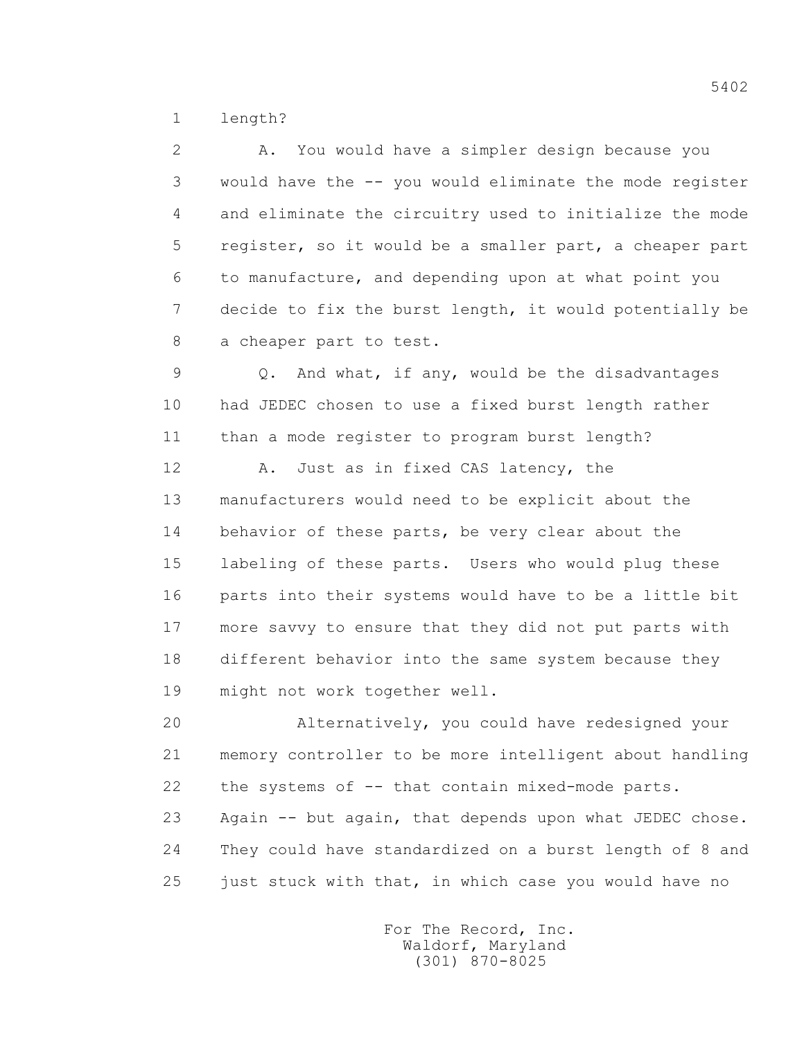length?

A. You would have a simpler design because you would have the -- you would eliminate the mode register and eliminate the circuitry used to initialize the mode register, so it would be a smaller part, a cheaper part to manufacture, and depending upon at what point you decide to fix the burst length, it would potentially be a cheaper part to test.

Q. And what, if any, would be the disadvantages had JEDEC chosen to use a fixed burst length rather than a mode register to program burst length?

A. Just as in fixed CAS latency, the manufacturers would need to be explicit about the behavior of these parts, be very clear about the labeling of these parts. Users who would plug these parts into their systems would have to be a little bit more savvy to ensure that they did not put parts with different behavior into the same system because they might not work together well.

Alternatively, you could have redesigned your memory controller to be more intelligent about handling the systems of -- that contain mixed-mode parts. Again -- but again, that depends upon what JEDEC chose. They could have standardized on a burst length of 8 and just stuck with that, in which case you would have no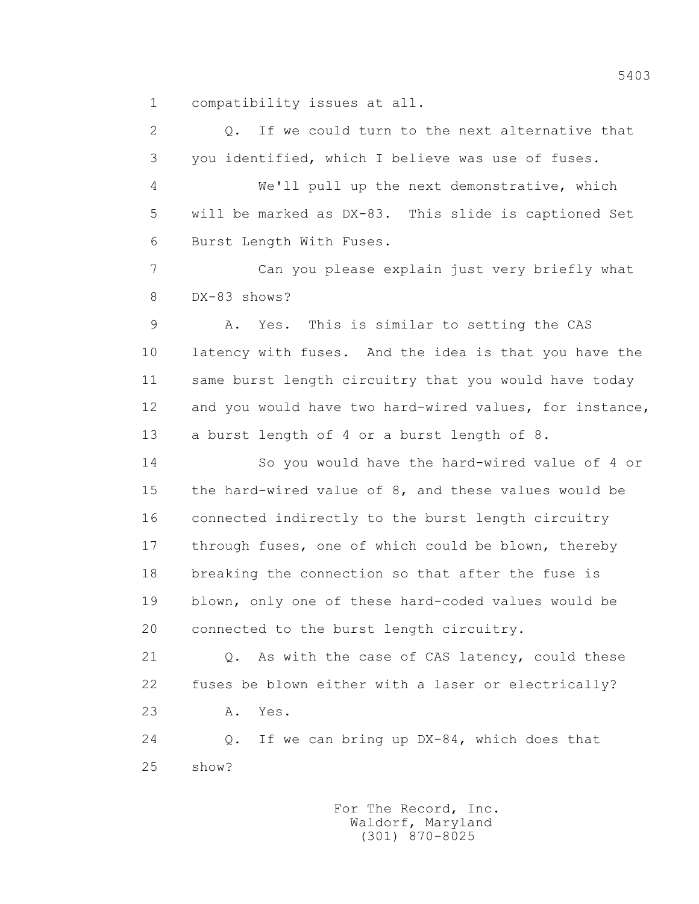compatibility issues at all.

Q. If we could turn to the next alternative that you identified, which I believe was use of fuses.

We'll pull up the next demonstrative, which will be marked as DX-83. This slide is captioned Set Burst Length With Fuses.

Can you please explain just very briefly what DX-83 shows?

A. Yes. This is similar to setting the CAS latency with fuses. And the idea is that you have the same burst length circuitry that you would have today and you would have two hard-wired values, for instance, a burst length of 4 or a burst length of 8.

So you would have the hard-wired value of 4 or the hard-wired value of 8, and these values would be connected indirectly to the burst length circuitry through fuses, one of which could be blown, thereby breaking the connection so that after the fuse is blown, only one of these hard-coded values would be connected to the burst length circuitry.

Q. As with the case of CAS latency, could these fuses be blown either with a laser or electrically?

A. Yes.

Q. If we can bring up DX-84, which does that show?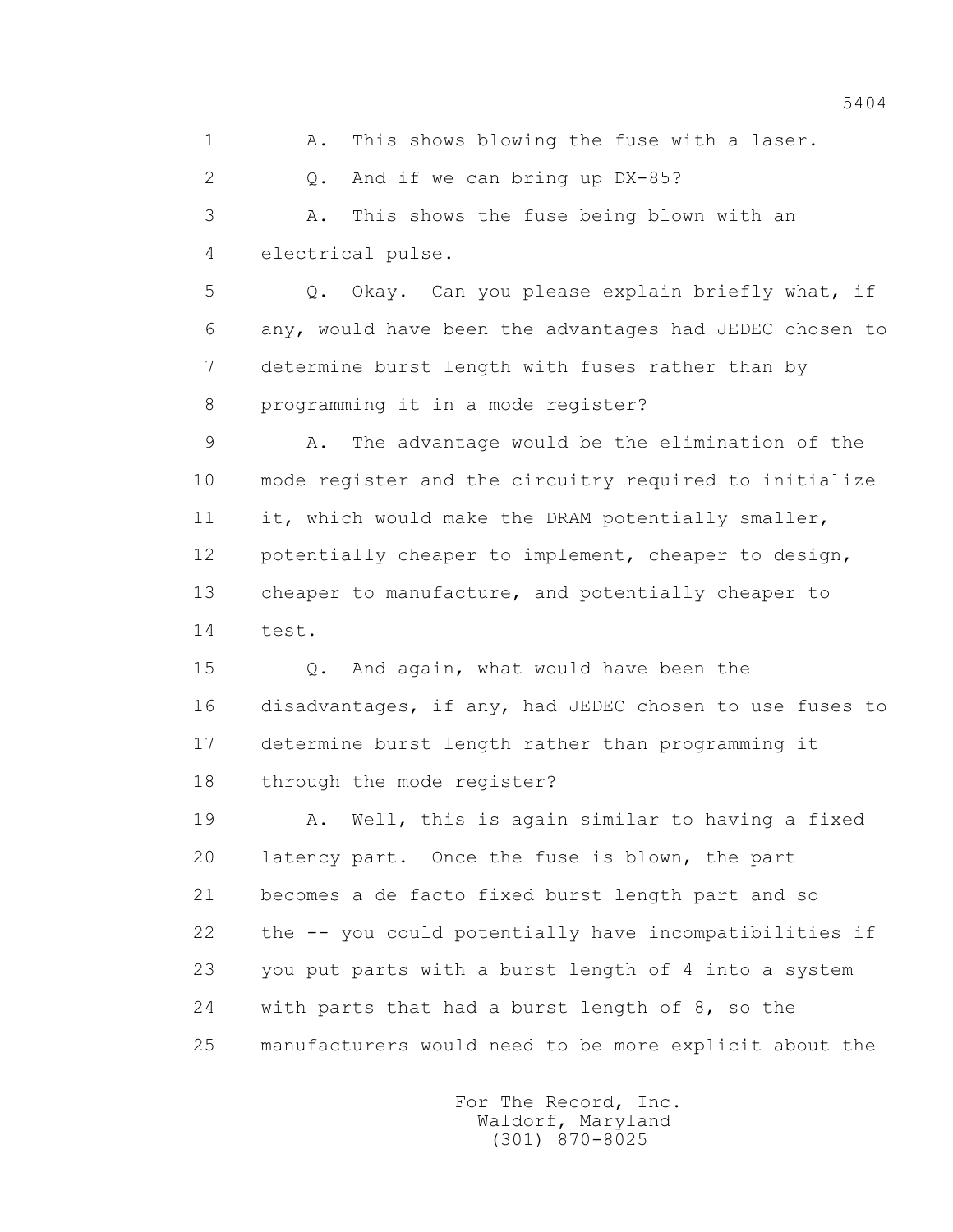1 A. This shows blowing the fuse with a laser.

2 Q. And if we can bring up DX-85?

3 A. This shows the fuse being blown with an

4 electrical pulse.

5 Q. Okay. Can you please explain briefly what, if

6 any, would have been the advantages had JEDEC chosen to

7 determine burst length with fuses rather than by

8 programming it in a mode register?

9 A. The advantage would be the elimination of the

10 mode register and the circuitry required to initialize

11 it, which would make the DRAM potentially smaller,

12 potentially cheaper to implement, cheaper to design,

13 cheaper to manufacture, and potentially cheaper to

14 test.

15 Q. And again, what would have been the

16 disadvantages, if any, had JEDEC chosen to use fuses to

17 determine burst length rather than programming it

18 through the mode register?

19 A. Well, this is again similar to having a fixed

20 latency part. Once the fuse is blown, the part

21 becomes a de facto fixed burst length part and so

22 the -- you could potentially have incompatibilities if

23 you put parts with a burst length of 4 into a system

24 with parts that had a burst length of 8, so the

25 manufacturers would need to be more explicit about the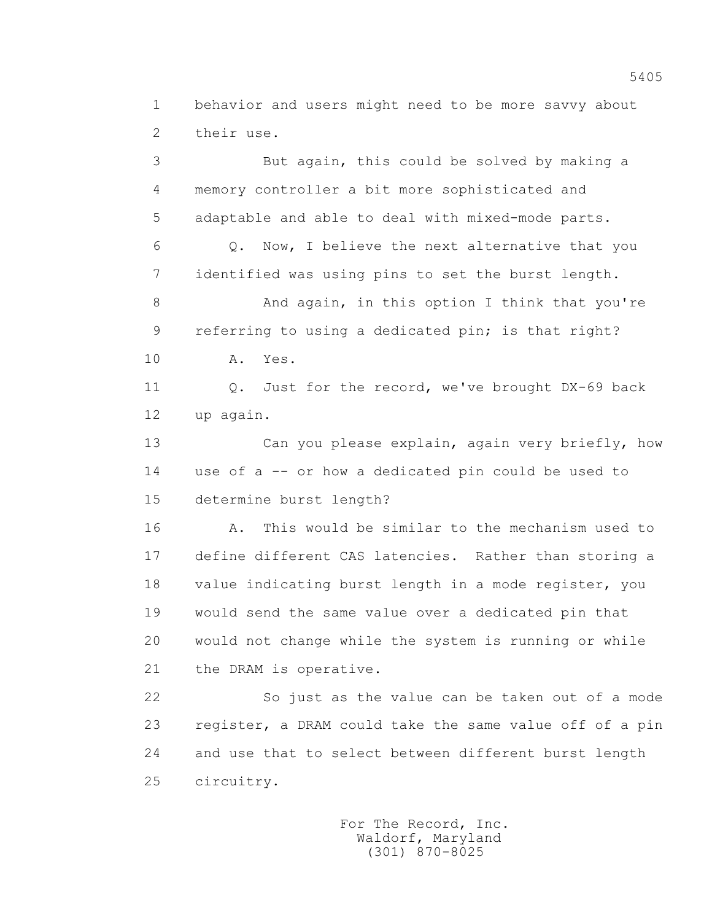behavior and users might need to be more savvy about their use.

But again, this could be solved by making a memory controller a bit more sophisticated and adaptable and able to deal with mixed-mode parts.

Q. Now, I believe the next alternative that you identified was using pins to set the burst length.

And again, in this option I think that you're referring to using a dedicated pin; is that right?

A. Yes.

Q. Just for the record, we've brought DX-69 back up again.

Can you please explain, again very briefly, how use of a -- or how a dedicated pin could be used to determine burst length?

A. This would be similar to the mechanism used to define different CAS latencies. Rather than storing a value indicating burst length in a mode register, you would send the same value over a dedicated pin that would not change while the system is running or while the DRAM is operative.

So just as the value can be taken out of a mode register, a DRAM could take the same value off of a pin and use that to select between different burst length circuitry.

For The Record, Inc.
Waldorf, Maryland
(301) 870-8025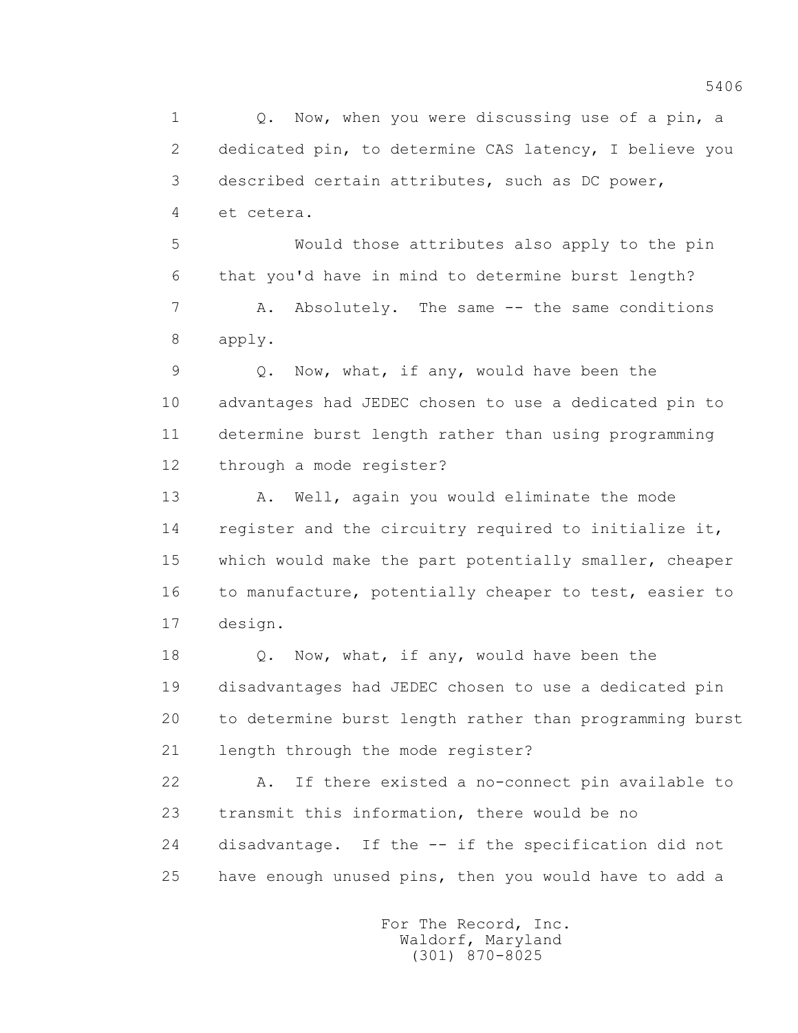Q. Now, when you were discussing use of a pin, a dedicated pin, to determine CAS latency, I believe you described certain attributes, such as DC power, et cetera.

Would those attributes also apply to the pin that you'd have in mind to determine burst length?

A. Absolutely. The same -- the same conditions apply.

Q. Now, what, if any, would have been the advantages had JEDEC chosen to use a dedicated pin to determine burst length rather than using programming through a mode register?

A. Well, again you would eliminate the mode register and the circuitry required to initialize it, which would make the part potentially smaller, cheaper to manufacture, potentially cheaper to test, easier to design.

Q. Now, what, if any, would have been the disadvantages had JEDEC chosen to use a dedicated pin to determine burst length rather than programming burst length through the mode register?

A. If there existed a no-connect pin available to transmit this information, there would be no disadvantage. If the -- if the specification did not have enough unused pins, then you would have to add a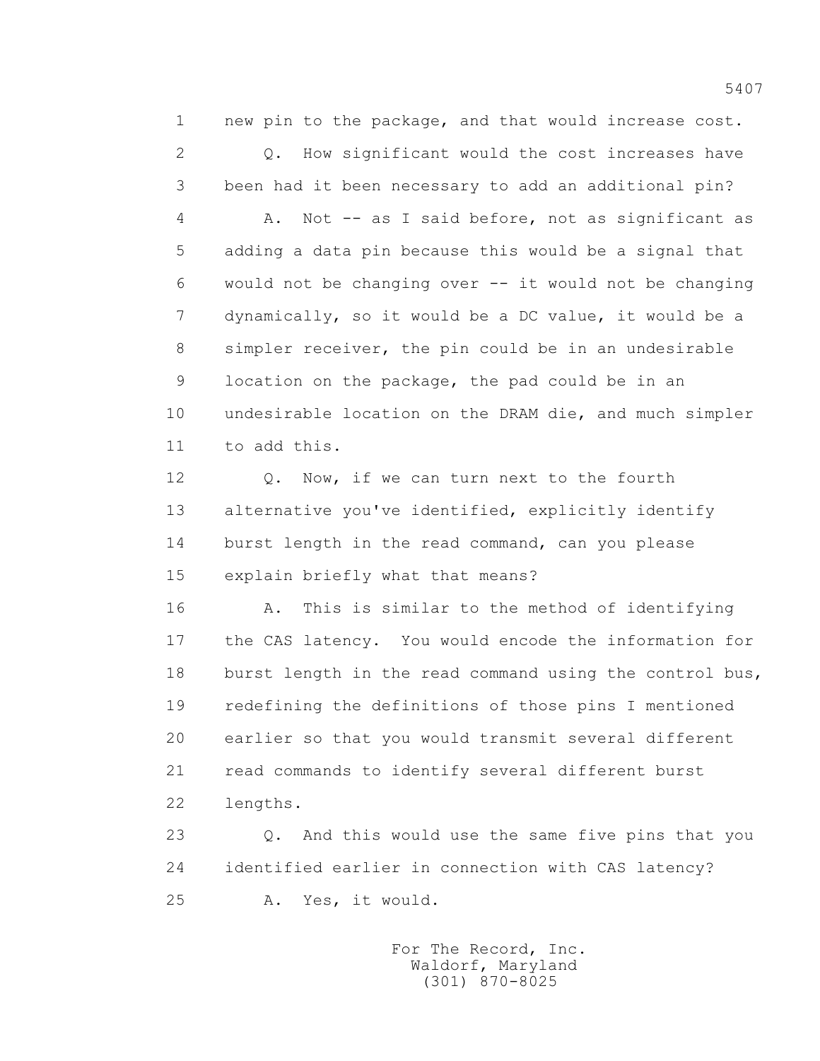1 new pin to the package, and that would increase cost.

2 Q. How significant would the cost increases have

3 been had it been necessary to add an additional pin?

4 A. Not -- as I said before, not as significant as

5 adding a data pin because this would be a signal that

6 would not be changing over -- it would not be changing

7 dynamically, so it would be a DC value, it would be a

8 simpler receiver, the pin could be in an undesirable

9 location on the package, the pad could be in an

10 undesirable location on the DRAM die, and much simpler

11 to add this.

12 Q. Now, if we can turn next to the fourth

13 alternative you've identified, explicitly identify

14 burst length in the read command, can you please

15 explain briefly what that means?

16 A. This is similar to the method of identifying

17 the CAS latency. You would encode the information for

18 burst length in the read command using the control bus,

19 redefining the definitions of those pins I mentioned

20 earlier so that you would transmit several different

21 read commands to identify several different burst

22 lengths.

23 Q. And this would use the same five pins that you

24 identified earlier in connection with CAS latency?

25 A. Yes, it would.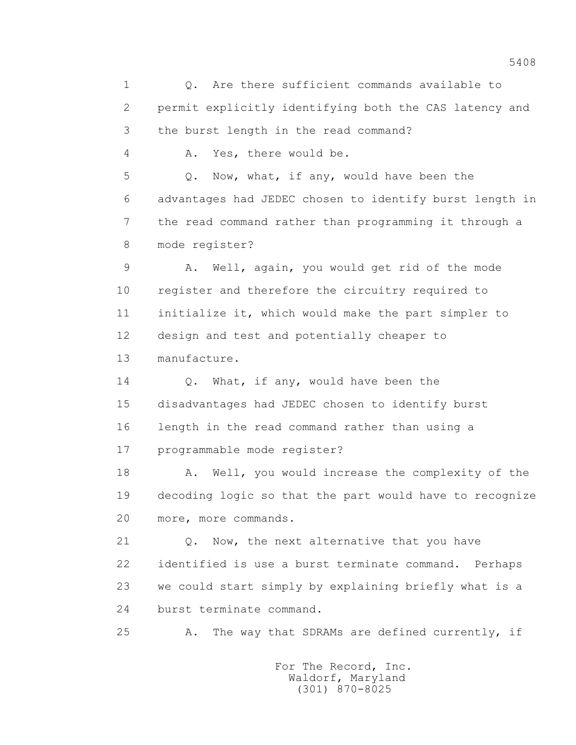Q. Are there sufficient commands available to permit explicitly identifying both the CAS latency and the burst length in the read command?

A. Yes, there would be.

Q. Now, what, if any, would have been the advantages had JEDEC chosen to identify burst length in the read command rather than programming it through a mode register?

A. Well, again, you would get rid of the mode register and therefore the circuitry required to initialize it, which would make the part simpler to design and test and potentially cheaper to manufacture.

Q. What, if any, would have been the disadvantages had JEDEC chosen to identify burst length in the read command rather than using a programmable mode register?

A. Well, you would increase the complexity of the decoding logic so that the part would have to recognize more, more commands.

Q. Now, the next alternative that you have identified is use a burst terminate command. Perhaps we could start simply by explaining briefly what is a burst terminate command.

A. The way that SDRAMs are defined currently, if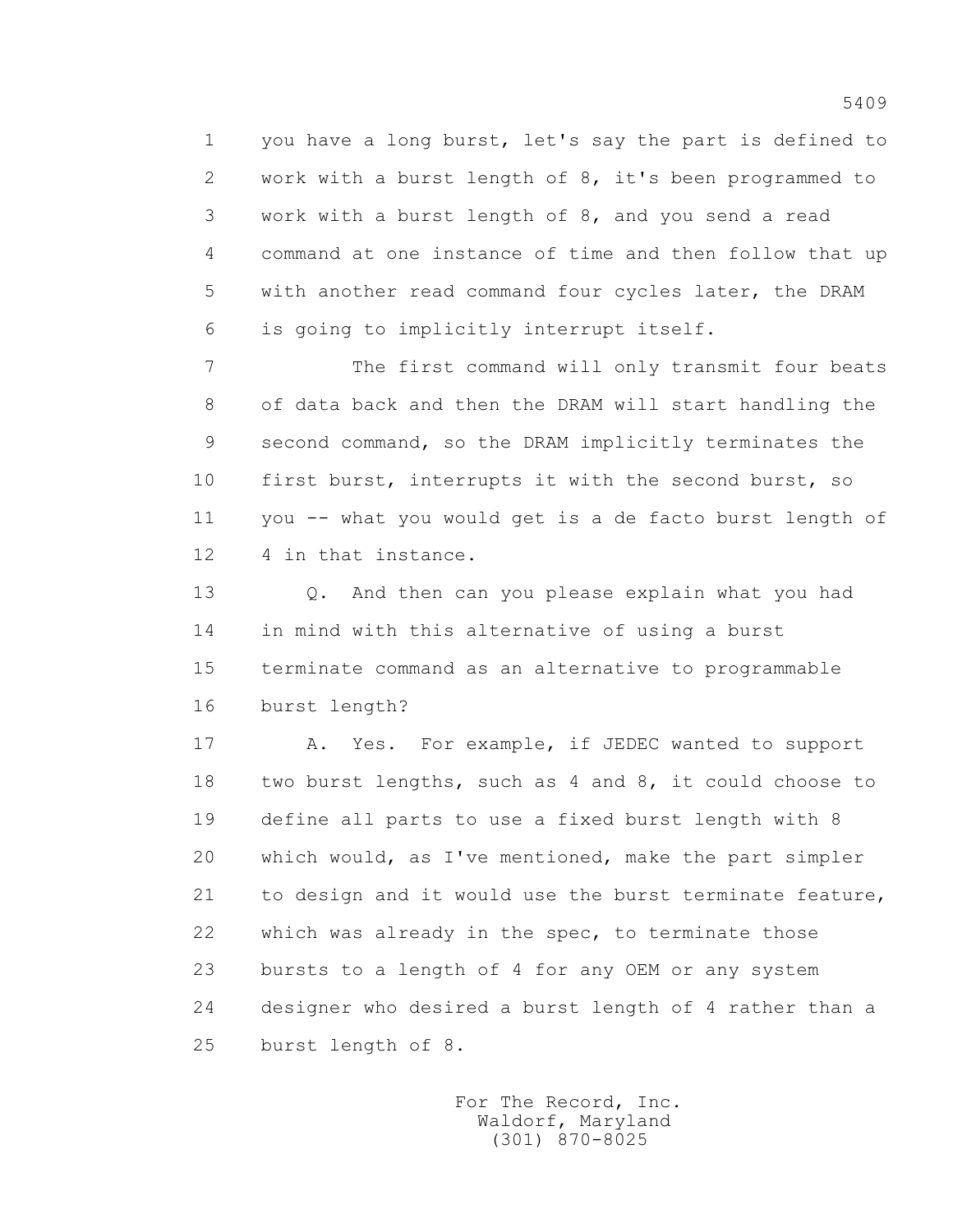you have a long burst, let's say the part is defined to work with a burst length of 8, it's been programmed to work with a burst length of 8, and you send a read command at one instance of time and then follow that up with another read command four cycles later, the DRAM is going to implicitly interrupt itself.

The first command will only transmit four beats of data back and then the DRAM will start handling the second command, so the DRAM implicitly terminates the first burst, interrupts it with the second burst, so you -- what you would get is a de facto burst length of 4 in that instance.

Q. And then can you please explain what you had in mind with this alternative of using a burst terminate command as an alternative to programmable burst length?

A. Yes. For example, if JEDEC wanted to support two burst lengths, such as 4 and 8, it could choose to define all parts to use a fixed burst length with 8 which would, as I've mentioned, make the part simpler to design and it would use the burst terminate feature, which was already in the spec, to terminate those bursts to a length of 4 for any OEM or any system designer who desired a burst length of 4 rather than a burst length of 8.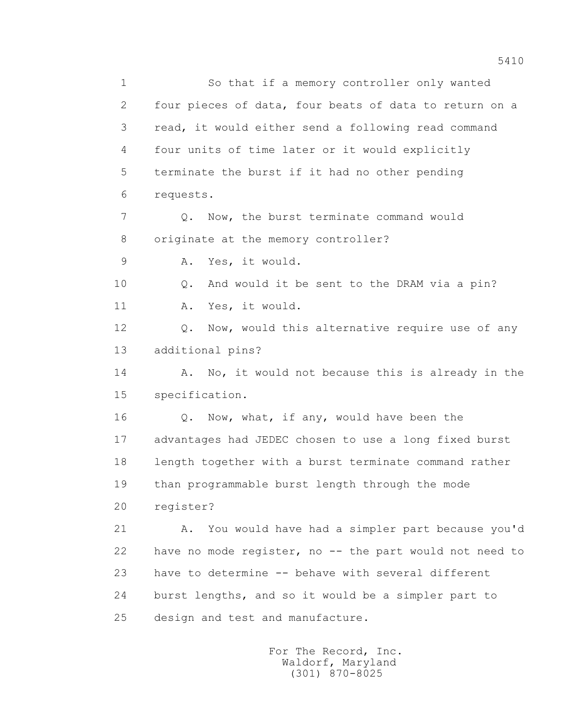So that if a memory controller only wanted four pieces of data, four beats of data to return on a read, it would either send a following read command four units of time later or it would explicitly terminate the burst if it had no other pending requests.

Q. Now, the burst terminate command would originate at the memory controller?

A. Yes, it would.

Q. And would it be sent to the DRAM via a pin?

A. Yes, it would.

Q. Now, would this alternative require use of any additional pins?

A. No, it would not because this is already in the specification.

Q. Now, what, if any, would have been the advantages had JEDEC chosen to use a long fixed burst length together with a burst terminate command rather than programmable burst length through the mode register?

A. You would have had a simpler part because you'd have no mode register, no -- the part would not need to have to determine -- behave with several different burst lengths, and so it would be a simpler part to design and test and manufacture.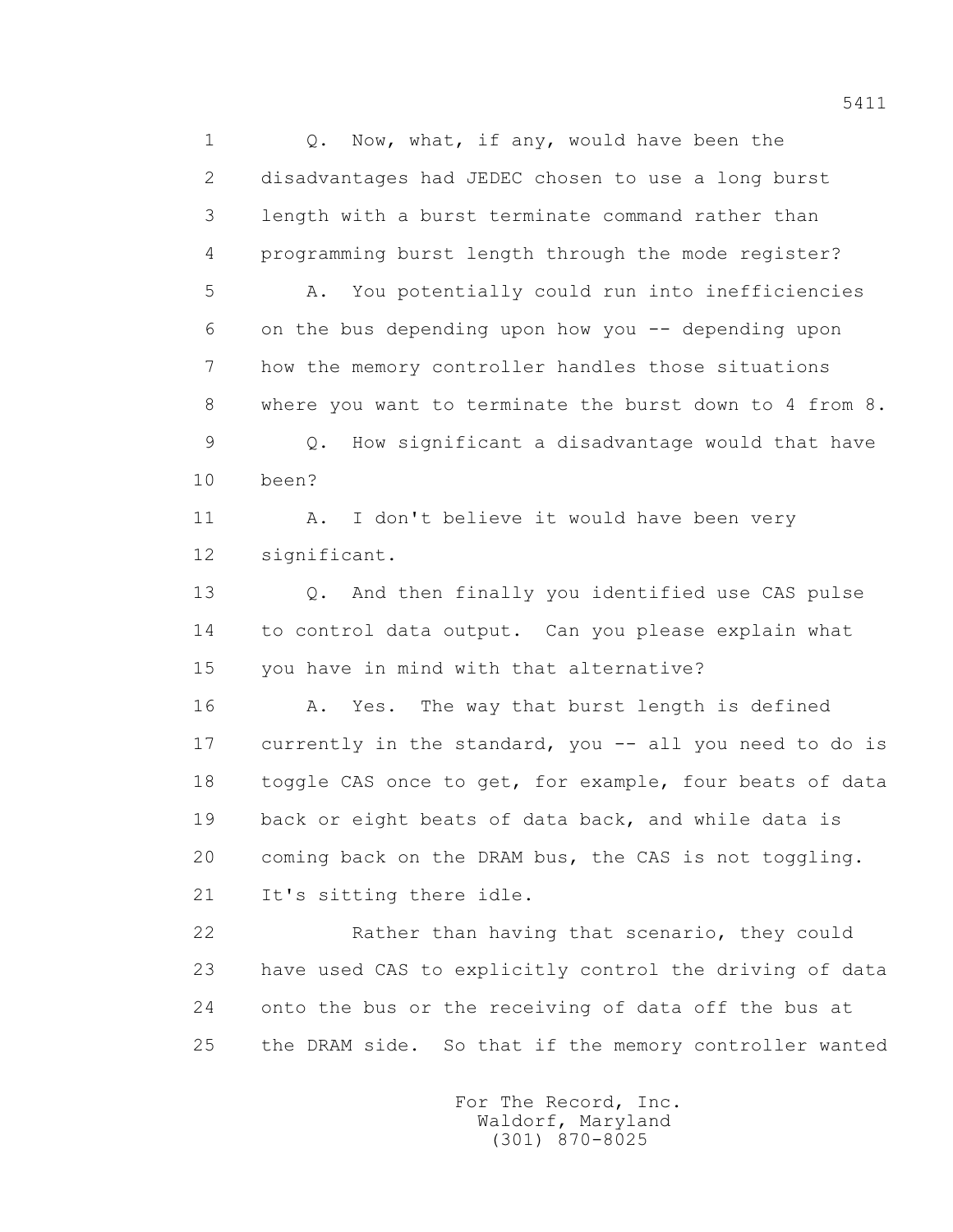Q. Now, what, if any, would have been the disadvantages had JEDEC chosen to use a long burst length with a burst terminate command rather than programming burst length through the mode register?

A. You potentially could run into inefficiencies on the bus depending upon how you -- depending upon how the memory controller handles those situations where you want to terminate the burst down to 4 from 8.

Q. How significant a disadvantage would that have been?

A. I don't believe it would have been very significant.

Q. And then finally you identified use CAS pulse to control data output. Can you please explain what you have in mind with that alternative?

A. Yes. The way that burst length is defined currently in the standard, you -- all you need to do is toggle CAS once to get, for example, four beats of data back or eight beats of data back, and while data is coming back on the DRAM bus, the CAS is not toggling. It's sitting there idle.

Rather than having that scenario, they could have used CAS to explicitly control the driving of data onto the bus or the receiving of data off the bus at the DRAM side. So that if the memory controller wanted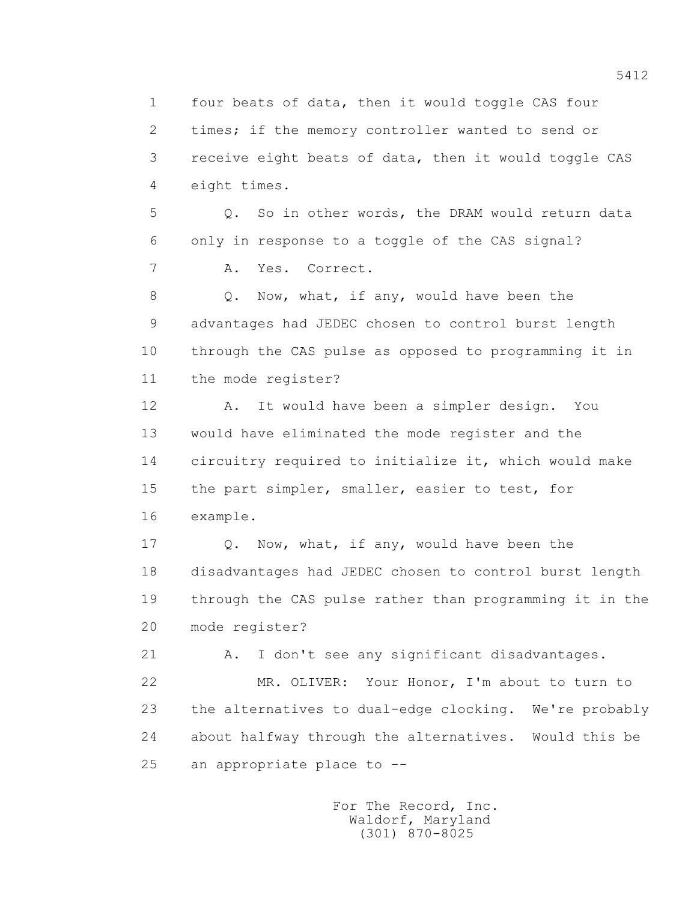four beats of data, then it would toggle CAS four times; if the memory controller wanted to send or receive eight beats of data, then it would toggle CAS eight times.

Q. So in other words, the DRAM would return data only in response to a toggle of the CAS signal?

A. Yes. Correct.

Q. Now, what, if any, would have been the advantages had JEDEC chosen to control burst length through the CAS pulse as opposed to programming it in the mode register?

A. It would have been a simpler design. You would have eliminated the mode register and the circuitry required to initialize it, which would make the part simpler, smaller, easier to test, for example.

Q. Now, what, if any, would have been the disadvantages had JEDEC chosen to control burst length through the CAS pulse rather than programming it in the mode register?

A. I don't see any significant disadvantages.

MR. OLIVER: Your Honor, I'm about to turn to the alternatives to dual-edge clocking. We're probably about halfway through the alternatives. Would this be an appropriate place to --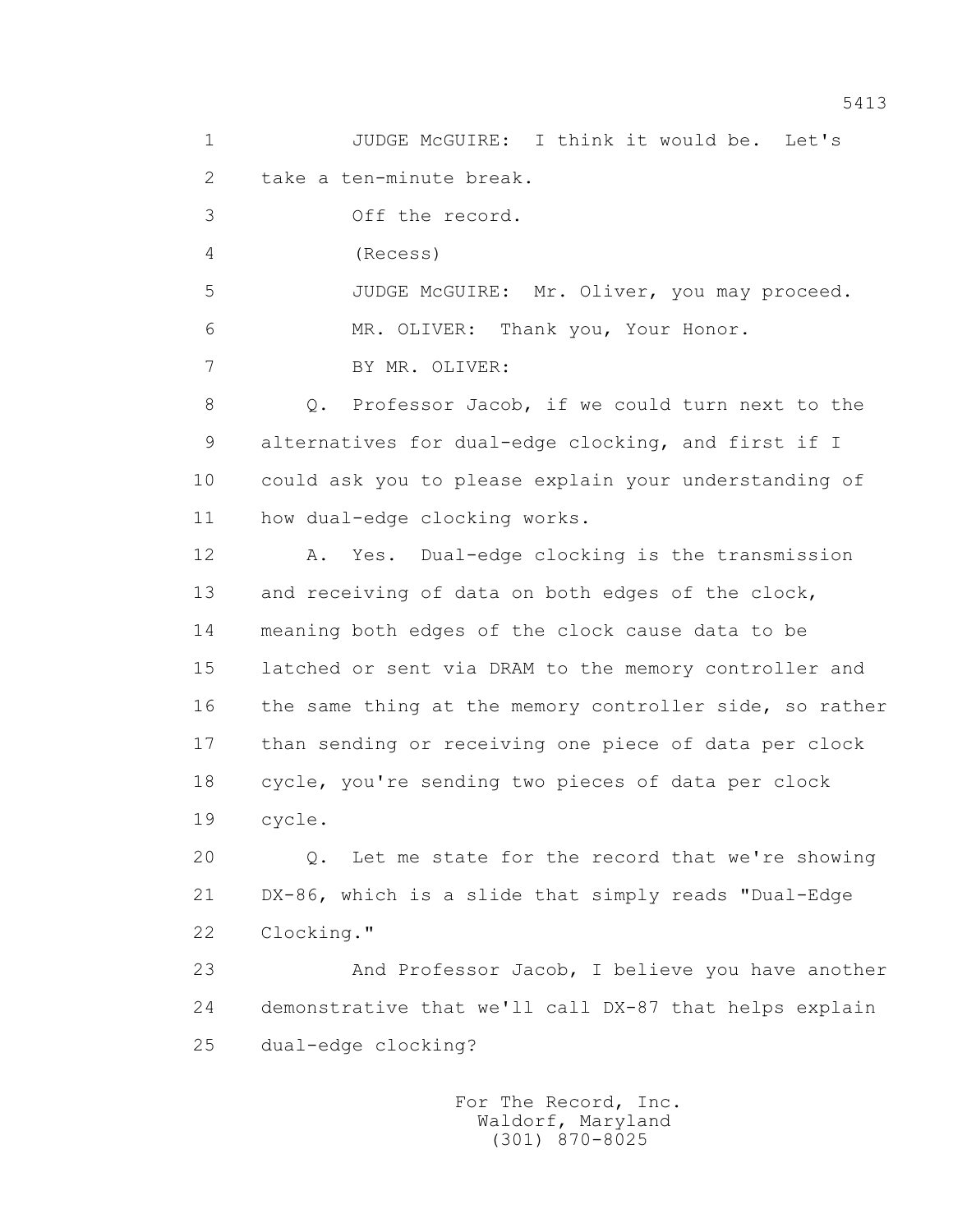JUDGE McGUIRE: I think it would be. Let's take a ten-minute break.

Off the record.

(Recess)

JUDGE McGUIRE: Mr. Oliver, you may proceed.

MR. OLIVER: Thank you, Your Honor.

BY MR. OLIVER:

Q. Professor Jacob, if we could turn next to the alternatives for dual-edge clocking, and first if I could ask you to please explain your understanding of how dual-edge clocking works.

A. Yes. Dual-edge clocking is the transmission and receiving of data on both edges of the clock, meaning both edges of the clock cause data to be latched or sent via DRAM to the memory controller and the same thing at the memory controller side, so rather than sending or receiving one piece of data per clock cycle, you're sending two pieces of data per clock cycle.

Q. Let me state for the record that we're showing DX-86, which is a slide that simply reads "Dual-Edge Clocking."

And Professor Jacob, I believe you have another demonstrative that we'll call DX-87 that helps explain dual-edge clocking?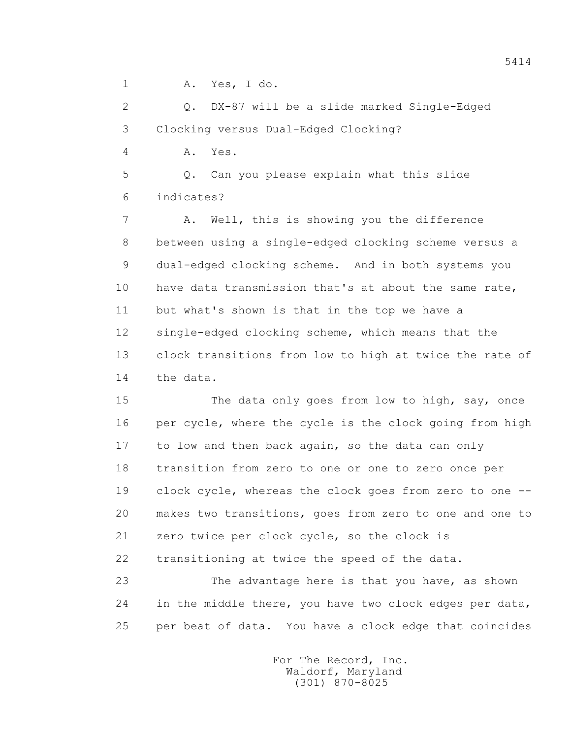A. Yes, I do.

Q. DX-87 will be a slide marked Single-Edged Clocking versus Dual-Edged Clocking?

A. Yes.

Q. Can you please explain what this slide indicates?

A. Well, this is showing you the difference between using a single-edged clocking scheme versus a dual-edged clocking scheme. And in both systems you have data transmission that's at about the same rate, but what's shown is that in the top we have a single-edged clocking scheme, which means that the clock transitions from low to high at twice the rate of the data.

The data only goes from low to high, say, once per cycle, where the cycle is the clock going from high to low and then back again, so the data can only transition from zero to one or one to zero once per clock cycle, whereas the clock goes from zero to one -- makes two transitions, goes from zero to one and one to zero twice per clock cycle, so the clock is transitioning at twice the speed of the data.

The advantage here is that you have, as shown in the middle there, you have two clock edges per data, per beat of data. You have a clock edge that coincides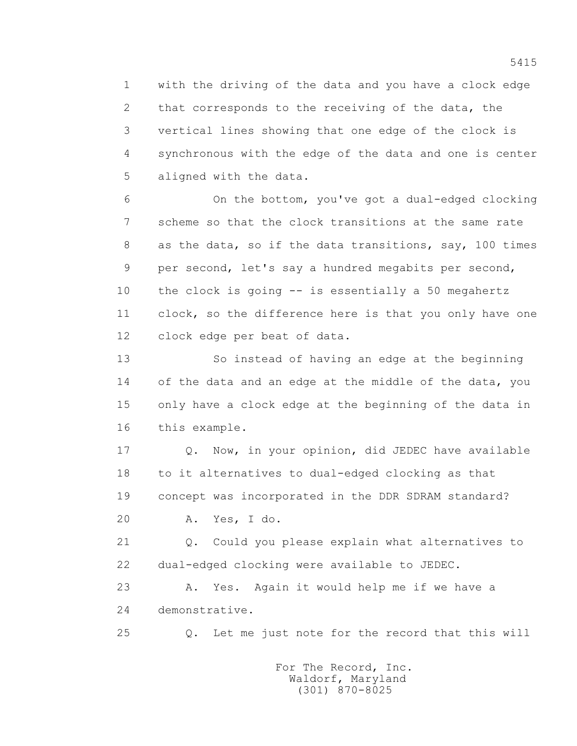1 with the driving of the data and you have a clock edge
2 that corresponds to the receiving of the data, the
3 vertical lines showing that one edge of the clock is
4 synchronous with the edge of the data and one is center
5 aligned with the data.

6 On the bottom, you've got a dual-edged clocking
7 scheme so that the clock transitions at the same rate
8 as the data, so if the data transitions, say, 100 times
9 per second, let's say a hundred megabits per second,
10 the clock is going -- is essentially a 50 megahertz
11 clock, so the difference here is that you only have one
12 clock edge per beat of data.

13 So instead of having an edge at the beginning
14 of the data and an edge at the middle of the data, you
15 only have a clock edge at the beginning of the data in
16 this example.

17 Q. Now, in your opinion, did JEDEC have available
18 to it alternatives to dual-edged clocking as that
19 concept was incorporated in the DDR SDRAM standard?

20 A. Yes, I do.

21 Q. Could you please explain what alternatives to
22 dual-edged clocking were available to JEDEC.

23 A. Yes. Again it would help me if we have a
24 demonstrative.

25 Q. Let me just note for the record that this will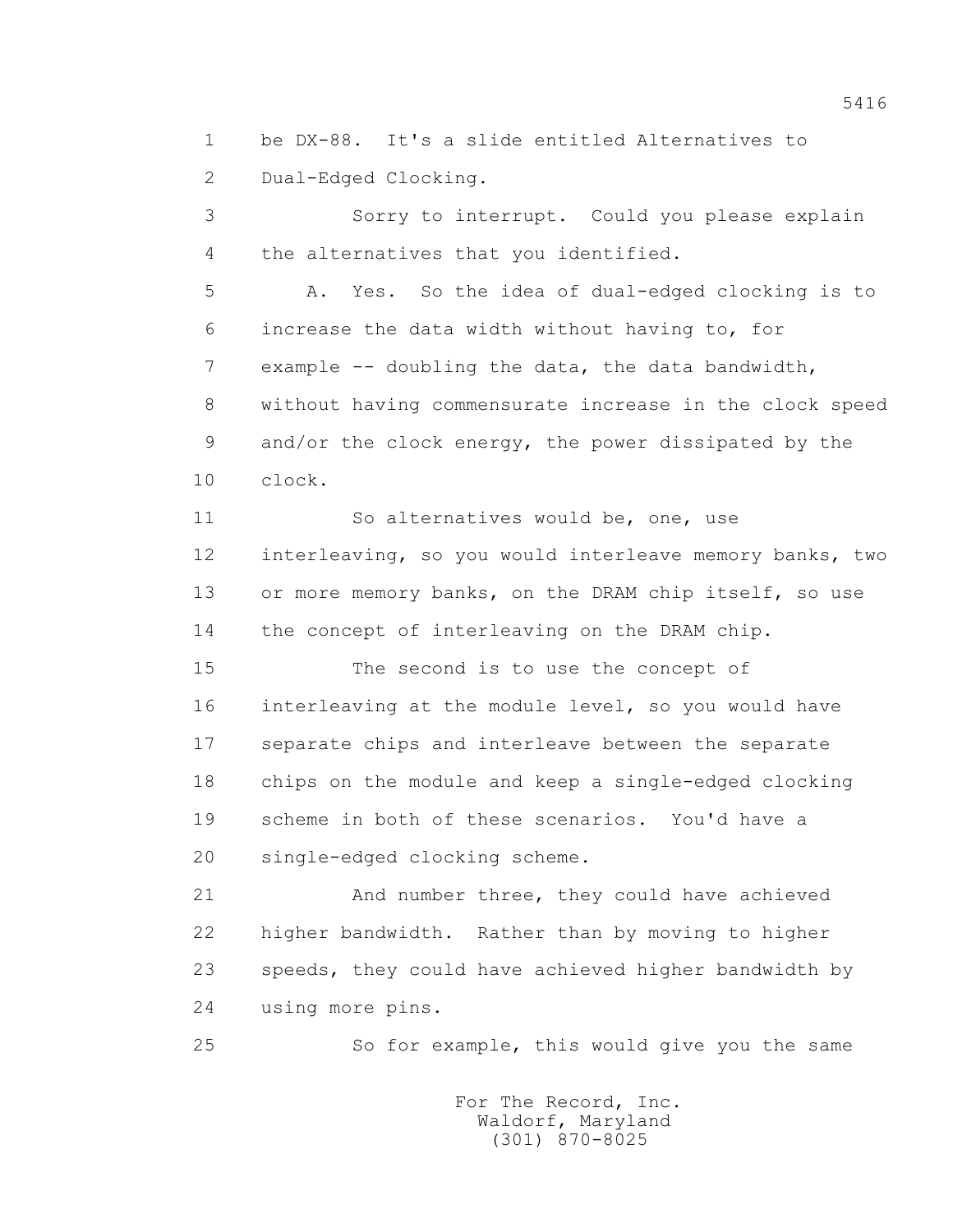be DX-88. It's a slide entitled Alternatives to Dual-Edged Clocking.

Sorry to interrupt. Could you please explain the alternatives that you identified.

A. Yes. So the idea of dual-edged clocking is to increase the data width without having to, for example -- doubling the data, the data bandwidth, without having commensurate increase in the clock speed and/or the clock energy, the power dissipated by the clock.

So alternatives would be, one, use interleaving, so you would interleave memory banks, two or more memory banks, on the DRAM chip itself, so use the concept of interleaving on the DRAM chip.

The second is to use the concept of interleaving at the module level, so you would have separate chips and interleave between the separate chips on the module and keep a single-edged clocking scheme in both of these scenarios. You'd have a single-edged clocking scheme.

And number three, they could have achieved higher bandwidth. Rather than by moving to higher speeds, they could have achieved higher bandwidth by using more pins.

So for example, this would give you the same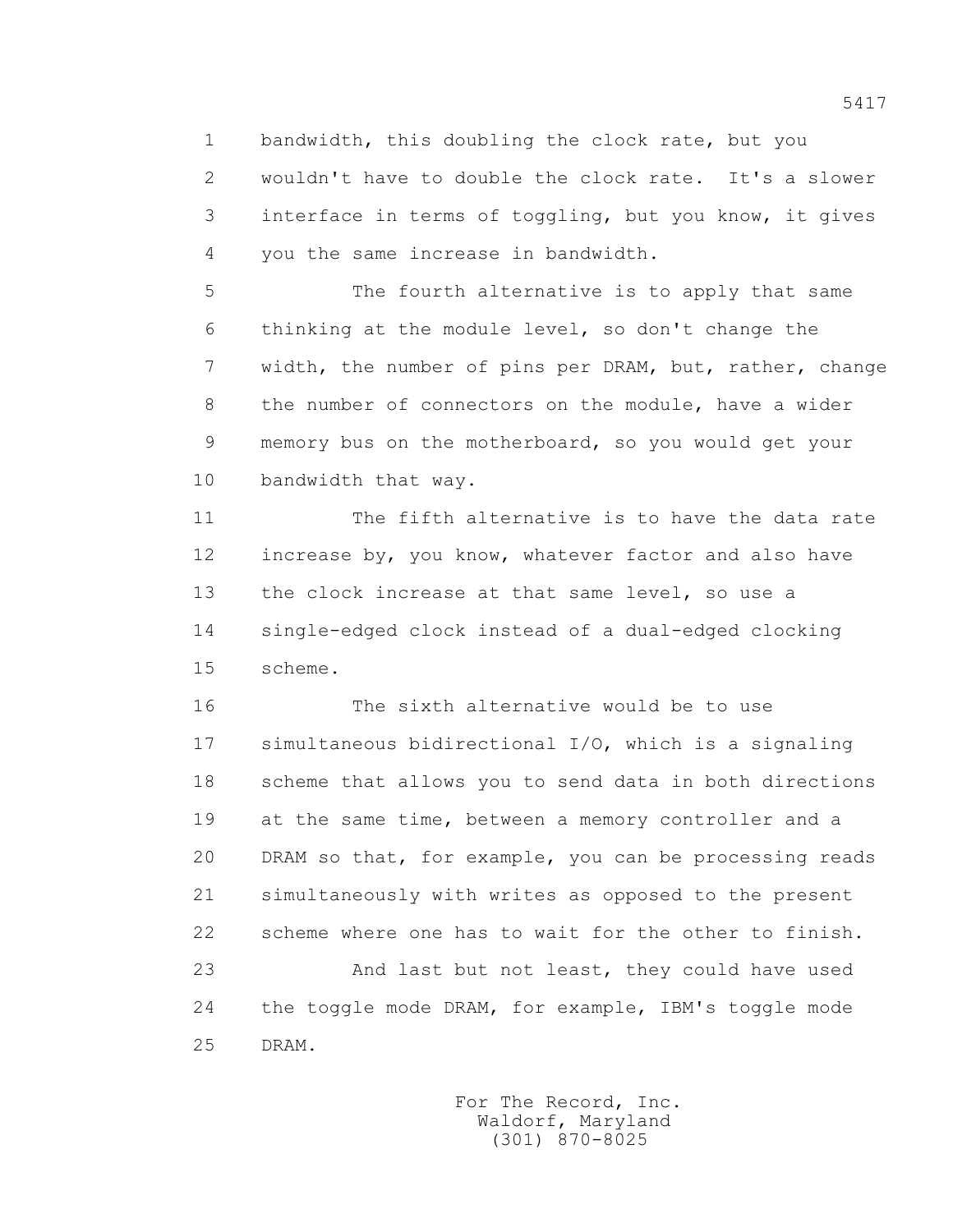bandwidth, this doubling the clock rate, but you wouldn't have to double the clock rate. It's a slower interface in terms of toggling, but you know, it gives you the same increase in bandwidth.

The fourth alternative is to apply that same thinking at the module level, so don't change the width, the number of pins per DRAM, but, rather, change the number of connectors on the module, have a wider memory bus on the motherboard, so you would get your bandwidth that way.

The fifth alternative is to have the data rate increase by, you know, whatever factor and also have the clock increase at that same level, so use a single-edged clock instead of a dual-edged clocking scheme.

The sixth alternative would be to use simultaneous bidirectional I/O, which is a signaling scheme that allows you to send data in both directions at the same time, between a memory controller and a DRAM so that, for example, you can be processing reads simultaneously with writes as opposed to the present scheme where one has to wait for the other to finish.

And last but not least, they could have used the toggle mode DRAM, for example, IBM's toggle mode DRAM.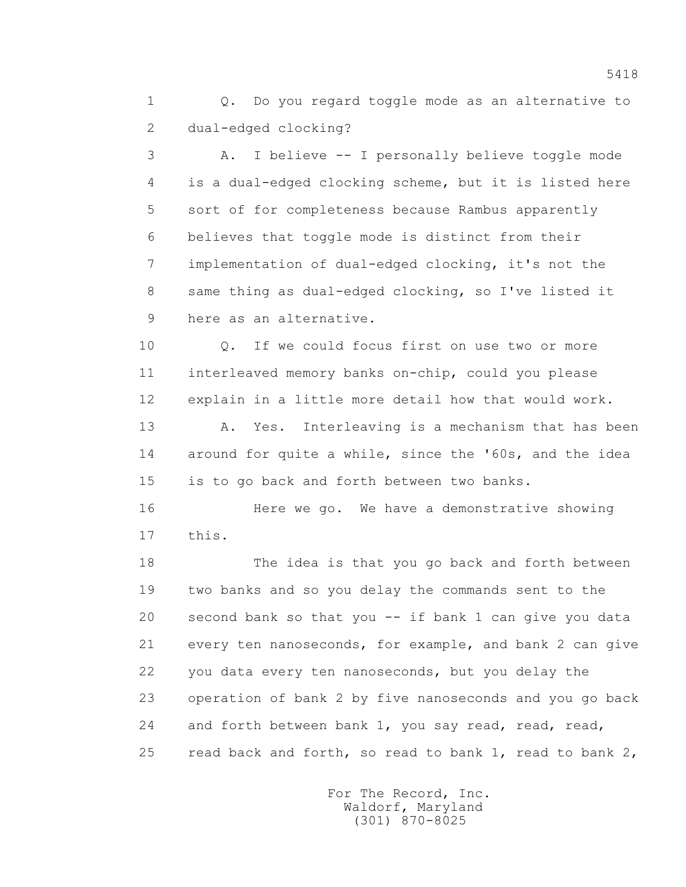Q. Do you regard toggle mode as an alternative to dual-edged clocking?

A. I believe -- I personally believe toggle mode is a dual-edged clocking scheme, but it is listed here sort of for completeness because Rambus apparently believes that toggle mode is distinct from their implementation of dual-edged clocking, it's not the same thing as dual-edged clocking, so I've listed it here as an alternative.

Q. If we could focus first on use two or more interleaved memory banks on-chip, could you please explain in a little more detail how that would work.

A. Yes. Interleaving is a mechanism that has been around for quite a while, since the '60s, and the idea is to go back and forth between two banks.

Here we go. We have a demonstrative showing this.

The idea is that you go back and forth between two banks and so you delay the commands sent to the second bank so that you -- if bank 1 can give you data every ten nanoseconds, for example, and bank 2 can give you data every ten nanoseconds, but you delay the operation of bank 2 by five nanoseconds and you go back and forth between bank 1, you say read, read, read, read back and forth, so read to bank 1, read to bank 2,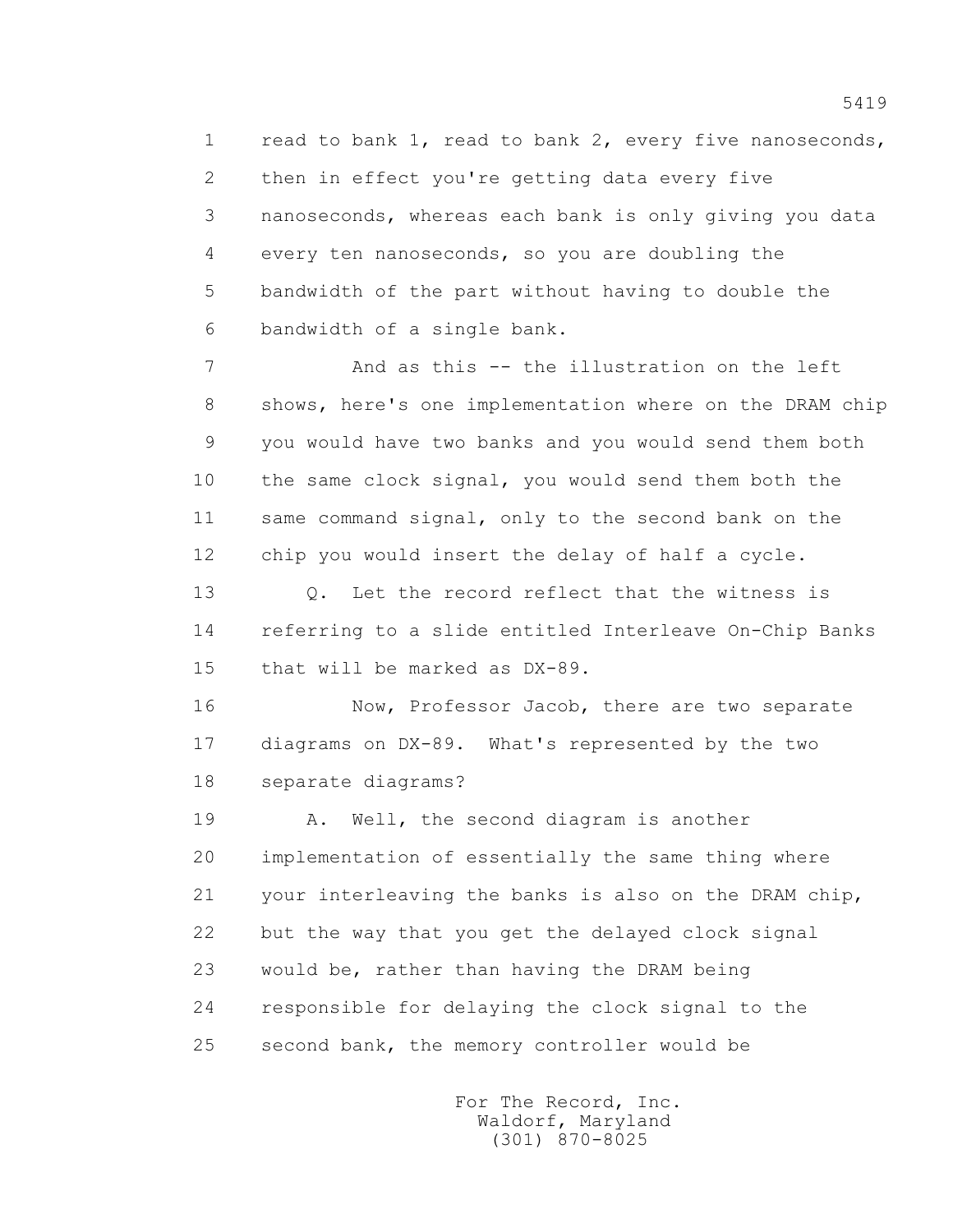read to bank 1, read to bank 2, every five nanoseconds, then in effect you're getting data every five nanoseconds, whereas each bank is only giving you data every ten nanoseconds, so you are doubling the bandwidth of the part without having to double the bandwidth of a single bank.

And as this -- the illustration on the left shows, here's one implementation where on the DRAM chip you would have two banks and you would send them both the same clock signal, you would send them both the same command signal, only to the second bank on the chip you would insert the delay of half a cycle.

Q. Let the record reflect that the witness is referring to a slide entitled Interleave On-Chip Banks that will be marked as DX-89.

Now, Professor Jacob, there are two separate diagrams on DX-89. What's represented by the two separate diagrams?

A. Well, the second diagram is another implementation of essentially the same thing where your interleaving the banks is also on the DRAM chip, but the way that you get the delayed clock signal would be, rather than having the DRAM being responsible for delaying the clock signal to the second bank, the memory controller would be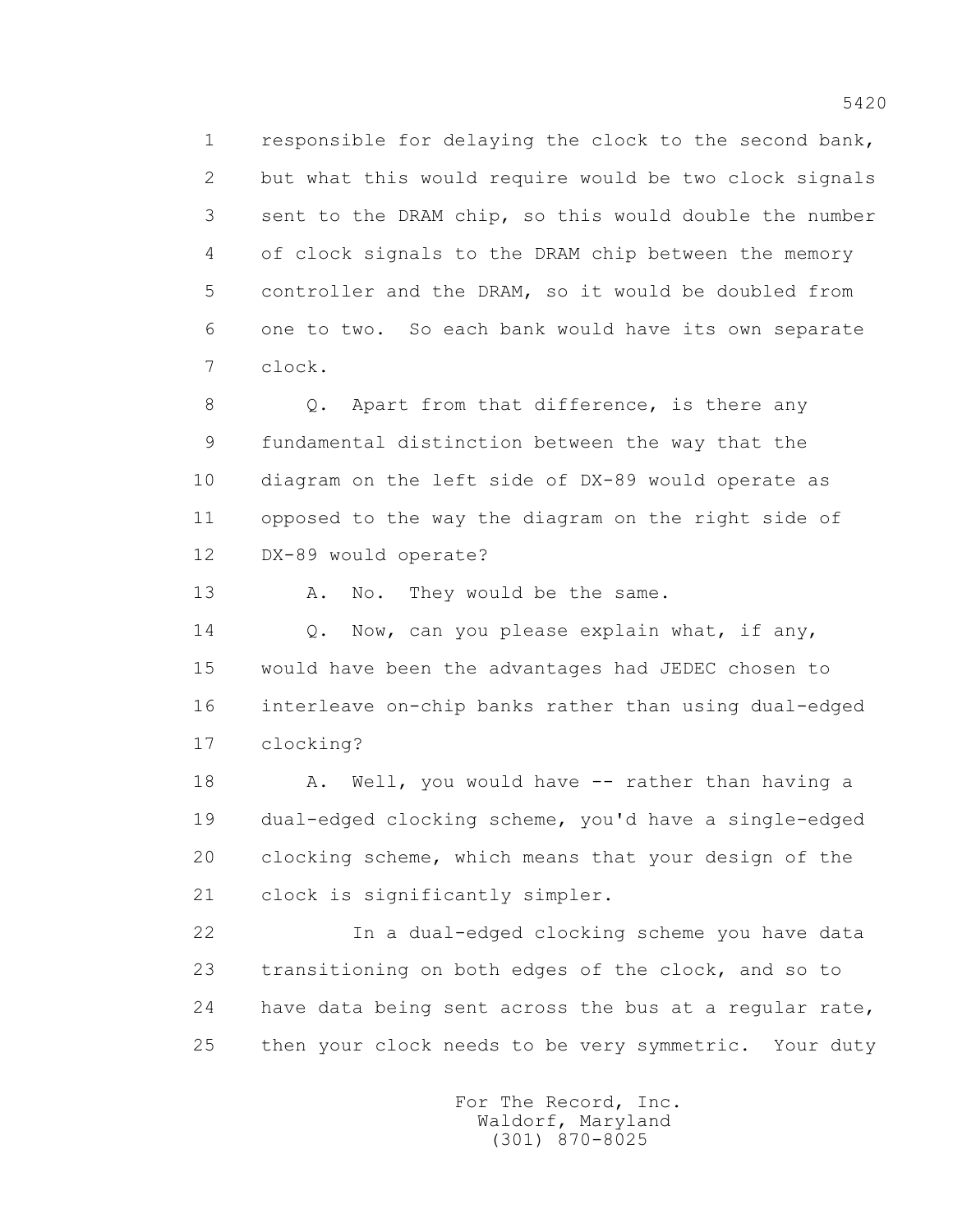responsible for delaying the clock to the second bank, but what this would require would be two clock signals sent to the DRAM chip, so this would double the number of clock signals to the DRAM chip between the memory controller and the DRAM, so it would be doubled from one to two. So each bank would have its own separate clock.

Q. Apart from that difference, is there any fundamental distinction between the way that the diagram on the left side of DX-89 would operate as opposed to the way the diagram on the right side of DX-89 would operate?

A. No. They would be the same.

Q. Now, can you please explain what, if any, would have been the advantages had JEDEC chosen to interleave on-chip banks rather than using dual-edged clocking?

A. Well, you would have -- rather than having a dual-edged clocking scheme, you'd have a single-edged clocking scheme, which means that your design of the clock is significantly simpler.

In a dual-edged clocking scheme you have data transitioning on both edges of the clock, and so to have data being sent across the bus at a regular rate, then your clock needs to be very symmetric. Your duty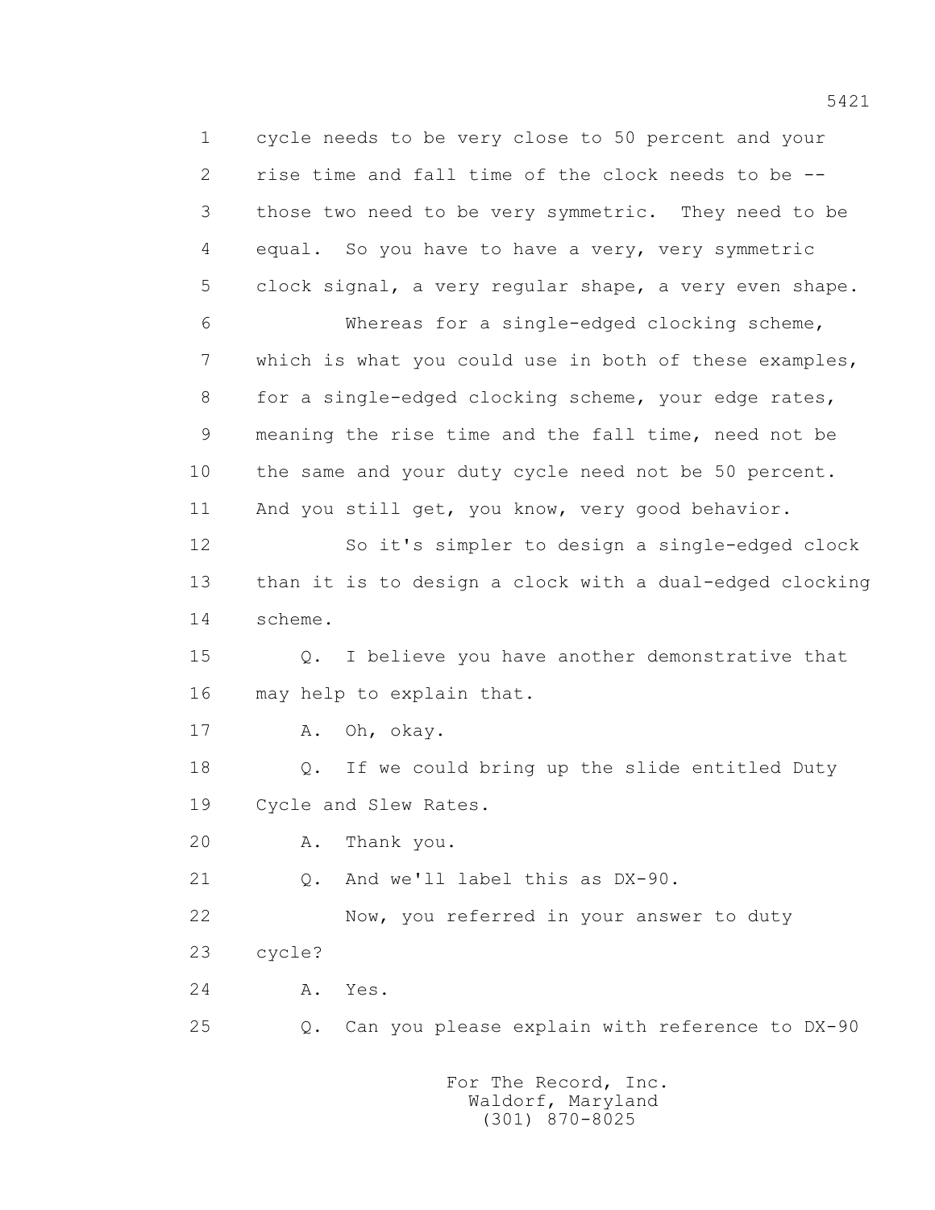cycle needs to be very close to 50 percent and your rise time and fall time of the clock needs to be -- those two need to be very symmetric. They need to be equal. So you have to have a very, very symmetric clock signal, a very regular shape, a very even shape.

Whereas for a single-edged clocking scheme, which is what you could use in both of these examples, for a single-edged clocking scheme, your edge rates, meaning the rise time and the fall time, need not be the same and your duty cycle need not be 50 percent. And you still get, you know, very good behavior.

So it's simpler to design a single-edged clock than it is to design a clock with a dual-edged clocking scheme.

Q. I believe you have another demonstrative that may help to explain that.

A. Oh, okay.

Q. If we could bring up the slide entitled Duty Cycle and Slew Rates.

A. Thank you.

Q. And we'll label this as DX-90.

Now, you referred in your answer to duty cycle?

A. Yes.

Q. Can you please explain with reference to DX-90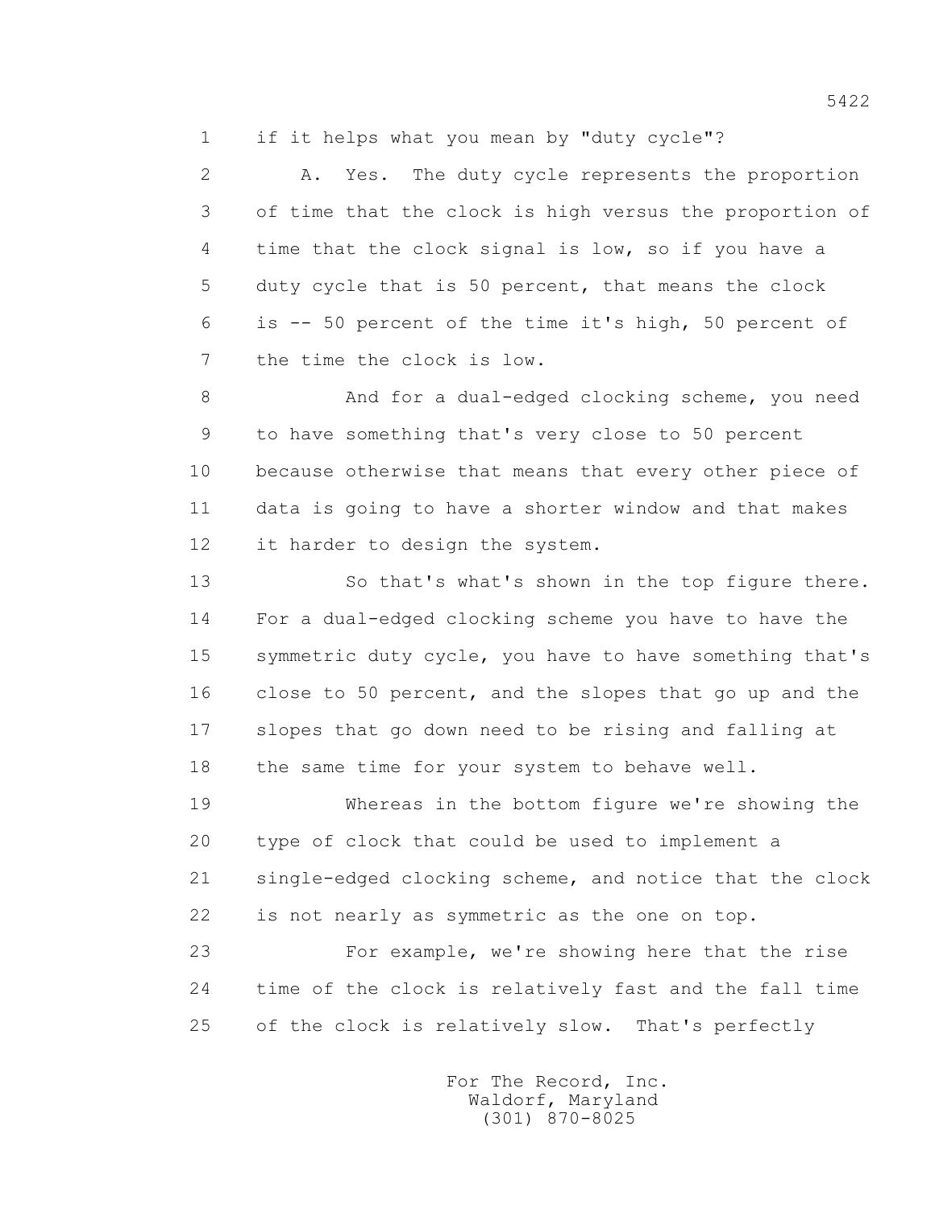1 if it helps what you mean by "duty cycle"?

2 A. Yes. The duty cycle represents the proportion

3 of time that the clock is high versus the proportion of

4 time that the clock signal is low, so if you have a

5 duty cycle that is 50 percent, that means the clock

6 is -- 50 percent of the time it's high, 50 percent of

7 the time the clock is low.

8 And for a dual-edged clocking scheme, you need

9 to have something that's very close to 50 percent

10 because otherwise that means that every other piece of

11 data is going to have a shorter window and that makes

12 it harder to design the system.

13 So that's what's shown in the top figure there.

14 For a dual-edged clocking scheme you have to have the

15 symmetric duty cycle, you have to have something that's

16 close to 50 percent, and the slopes that go up and the

17 slopes that go down need to be rising and falling at

18 the same time for your system to behave well.

19 Whereas in the bottom figure we're showing the

20 type of clock that could be used to implement a

21 single-edged clocking scheme, and notice that the clock

22 is not nearly as symmetric as the one on top.

23 For example, we're showing here that the rise

24 time of the clock is relatively fast and the fall time

25 of the clock is relatively slow. That's perfectly

For The Record, Inc.
Waldorf, Maryland
(301) 870-8025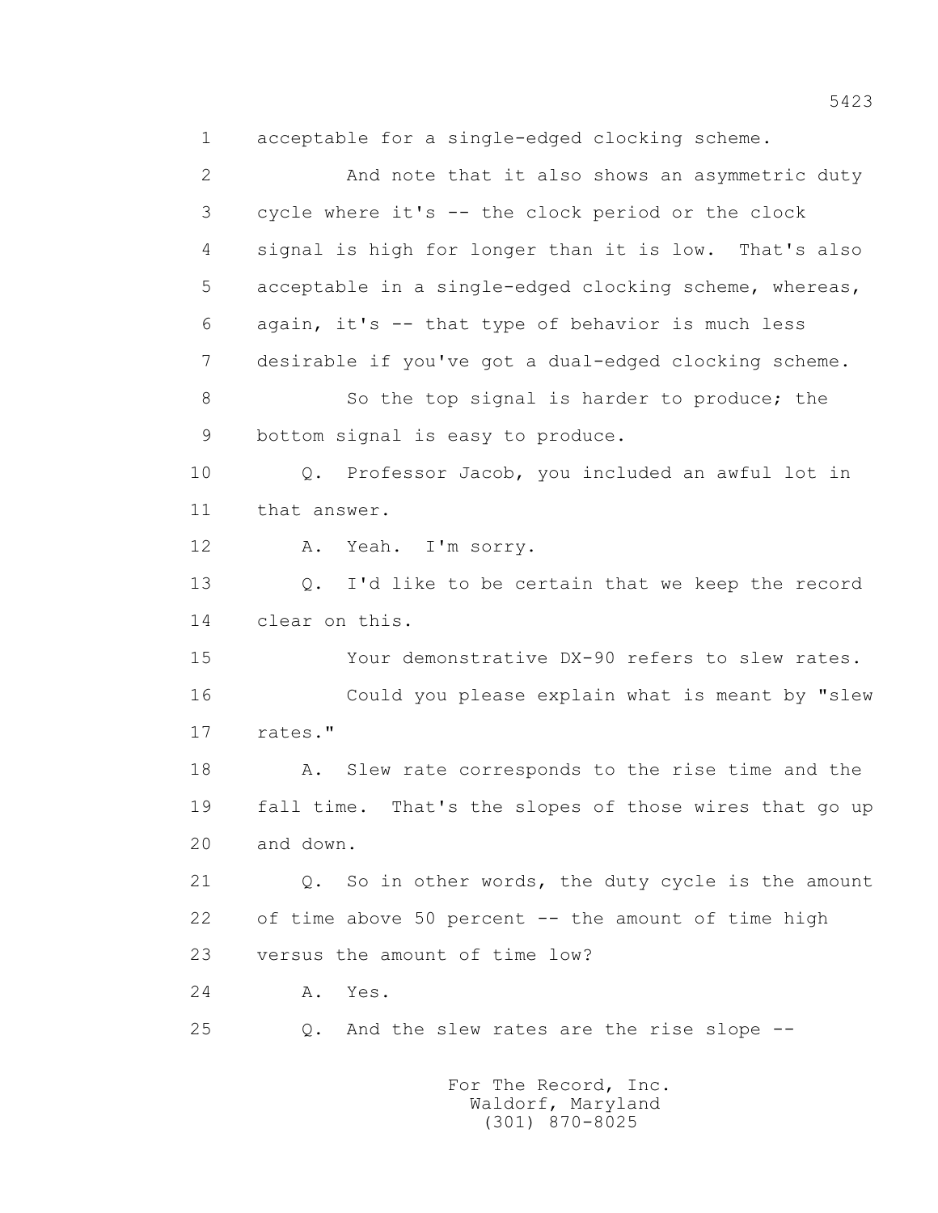acceptable for a single-edged clocking scheme.

And note that it also shows an asymmetric duty cycle where it's -- the clock period or the clock signal is high for longer than it is low. That's also acceptable in a single-edged clocking scheme, whereas, again, it's -- that type of behavior is much less desirable if you've got a dual-edged clocking scheme.

So the top signal is harder to produce; the bottom signal is easy to produce.

Q. Professor Jacob, you included an awful lot in that answer.

A. Yeah. I'm sorry.

Q. I'd like to be certain that we keep the record clear on this.

Your demonstrative DX-90 refers to slew rates.

Could you please explain what is meant by "slew rates."

A. Slew rate corresponds to the rise time and the fall time. That's the slopes of those wires that go up and down.

Q. So in other words, the duty cycle is the amount of time above 50 percent -- the amount of time high versus the amount of time low?

A. Yes.

Q. And the slew rates are the rise slope --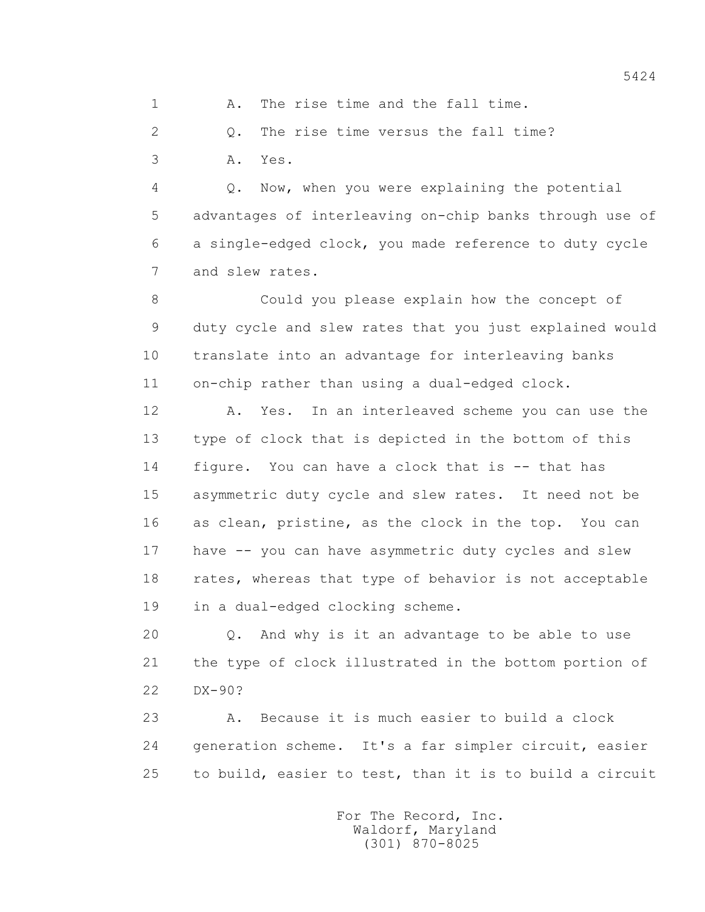A. The rise time and the fall time.

Q. The rise time versus the fall time?

A. Yes.

Q. Now, when you were explaining the potential advantages of interleaving on-chip banks through use of a single-edged clock, you made reference to duty cycle and slew rates.

Could you please explain how the concept of duty cycle and slew rates that you just explained would translate into an advantage for interleaving banks on-chip rather than using a dual-edged clock.

A. Yes. In an interleaved scheme you can use the type of clock that is depicted in the bottom of this figure. You can have a clock that is -- that has asymmetric duty cycle and slew rates. It need not be as clean, pristine, as the clock in the top. You can have -- you can have asymmetric duty cycles and slew rates, whereas that type of behavior is not acceptable in a dual-edged clocking scheme.

Q. And why is it an advantage to be able to use the type of clock illustrated in the bottom portion of DX-90?

A. Because it is much easier to build a clock generation scheme. It's a far simpler circuit, easier to build, easier to test, than it is to build a circuit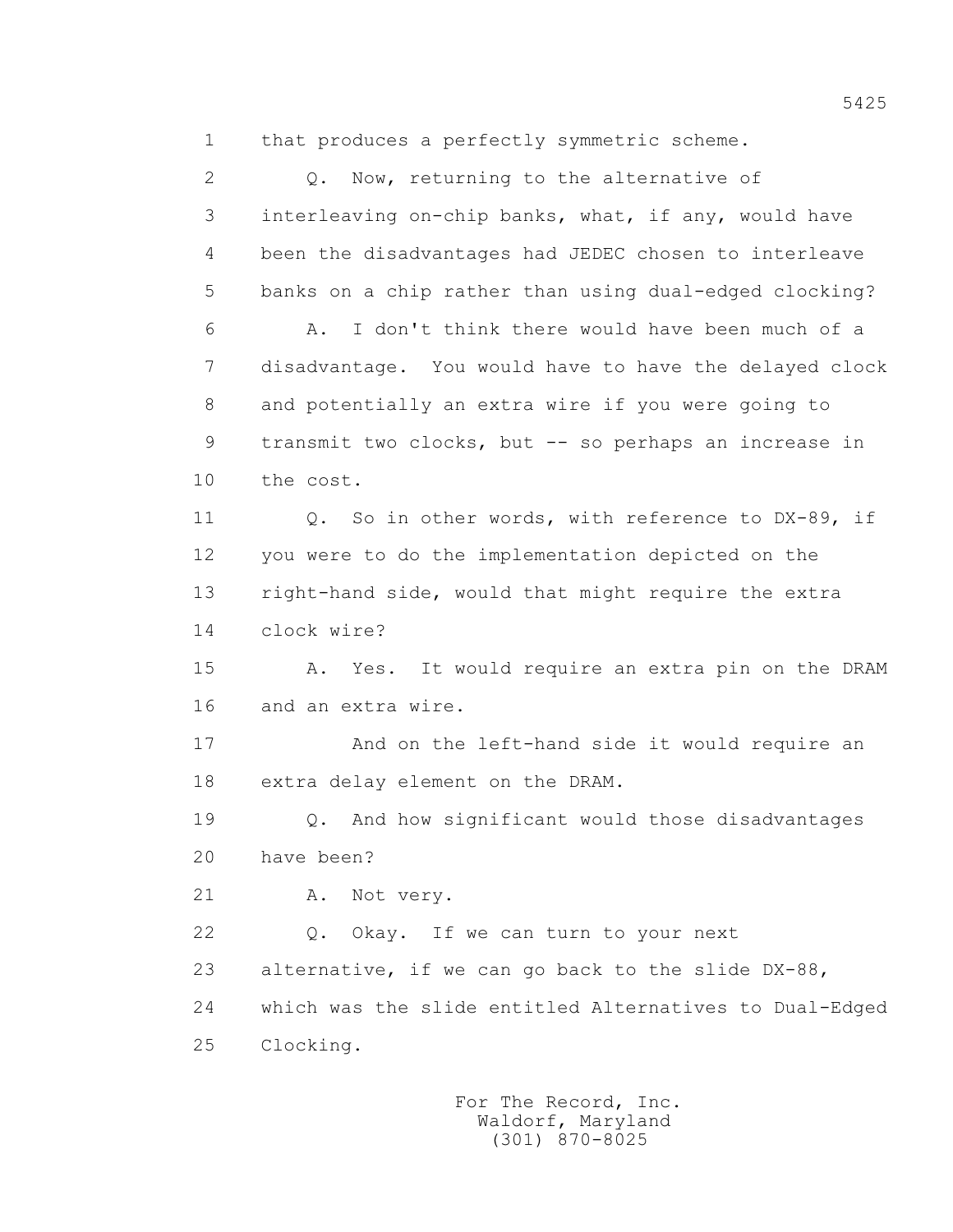1 that produces a perfectly symmetric scheme.

2 Q. Now, returning to the alternative of

3 interleaving on-chip banks, what, if any, would have

4 been the disadvantages had JEDEC chosen to interleave

5 banks on a chip rather than using dual-edged clocking?

6 A. I don't think there would have been much of a

7 disadvantage. You would have to have the delayed clock

8 and potentially an extra wire if you were going to

9 transmit two clocks, but -- so perhaps an increase in

10 the cost.

11 Q. So in other words, with reference to DX-89, if

12 you were to do the implementation depicted on the

13 right-hand side, would that might require the extra

14 clock wire?

15 A. Yes. It would require an extra pin on the DRAM

16 and an extra wire.

17 And on the left-hand side it would require an

18 extra delay element on the DRAM.

19 Q. And how significant would those disadvantages

20 have been?

21 A. Not very.

22 Q. Okay. If we can turn to your next

23 alternative, if we can go back to the slide DX-88,

24 which was the slide entitled Alternatives to Dual-Edged

25 Clocking.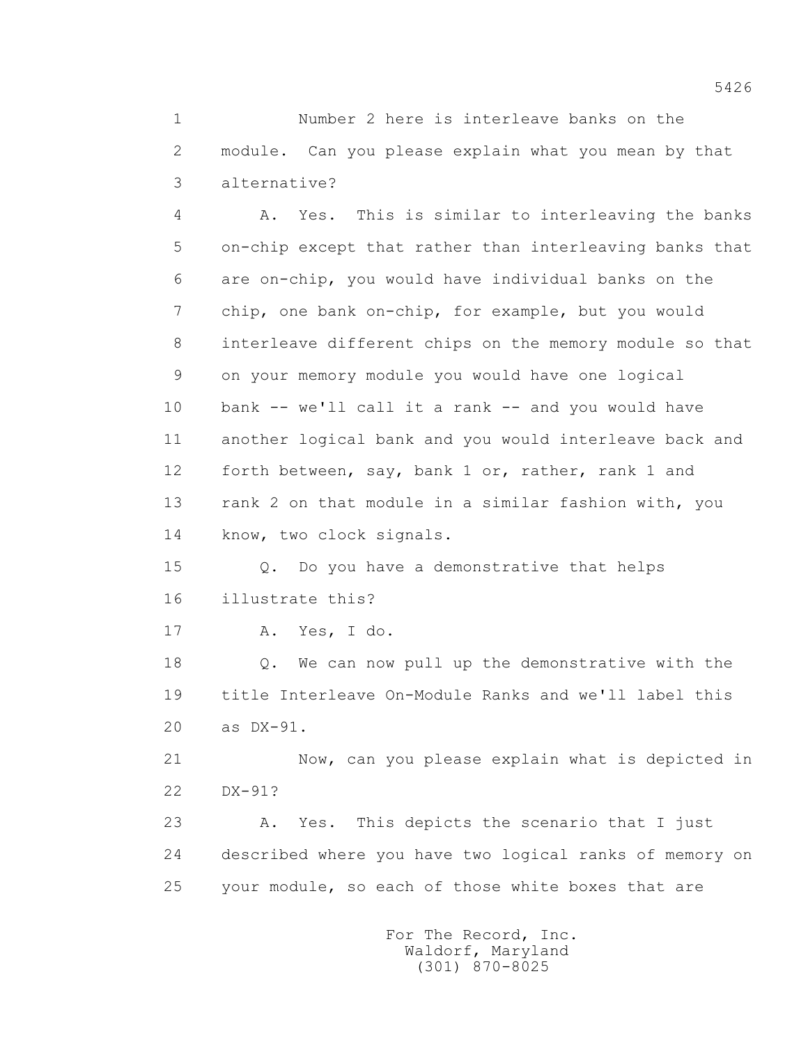1 Number 2 here is interleave banks on the
2 module. Can you please explain what you mean by that
3 alternative?
4 A. Yes. This is similar to interleaving the banks
5 on-chip except that rather than interleaving banks that
6 are on-chip, you would have individual banks on the
7 chip, one bank on-chip, for example, but you would
8 interleave different chips on the memory module so that
9 on your memory module you would have one logical
10 bank -- we'll call it a rank -- and you would have
11 another logical bank and you would interleave back and
12 forth between, say, bank 1 or, rather, rank 1 and
13 rank 2 on that module in a similar fashion with, you
14 know, two clock signals.
15 Q. Do you have a demonstrative that helps
16 illustrate this?
17 A. Yes, I do.
18 Q. We can now pull up the demonstrative with the
19 title Interleave On-Module Ranks and we'll label this
20 as DX-91.
21 Now, can you please explain what is depicted in
22 DX-91?
23 A. Yes. This depicts the scenario that I just
24 described where you have two logical ranks of memory on
25 your module, so each of those white boxes that are

For The Record, Inc.
Waldorf, Maryland
(301) 870-8025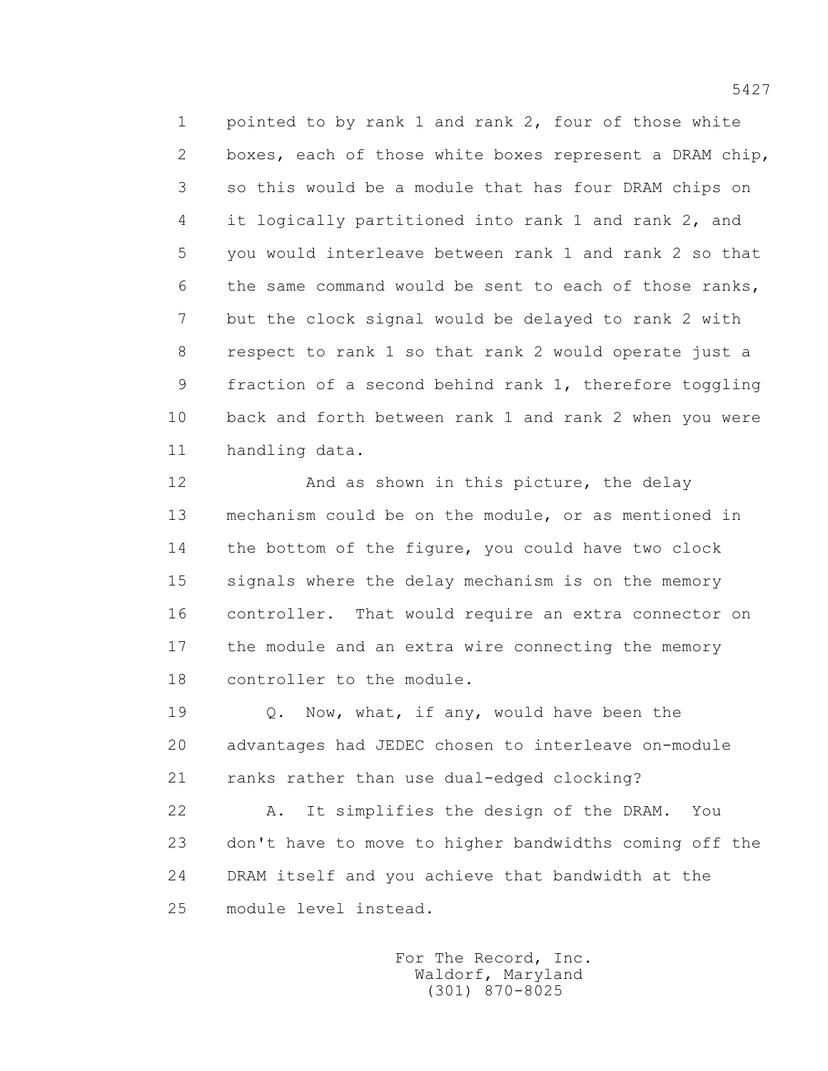pointed to by rank 1 and rank 2, four of those white boxes, each of those white boxes represent a DRAM chip, so this would be a module that has four DRAM chips on it logically partitioned into rank 1 and rank 2, and you would interleave between rank 1 and rank 2 so that the same command would be sent to each of those ranks, but the clock signal would be delayed to rank 2 with respect to rank 1 so that rank 2 would operate just a fraction of a second behind rank 1, therefore toggling back and forth between rank 1 and rank 2 when you were handling data.

And as shown in this picture, the delay mechanism could be on the module, or as mentioned in the bottom of the figure, you could have two clock signals where the delay mechanism is on the memory controller. That would require an extra connector on the module and an extra wire connecting the memory controller to the module.

Q. Now, what, if any, would have been the advantages had JEDEC chosen to interleave on-module ranks rather than use dual-edged clocking?

A. It simplifies the design of the DRAM. You don't have to move to higher bandwidths coming off the DRAM itself and you achieve that bandwidth at the module level instead.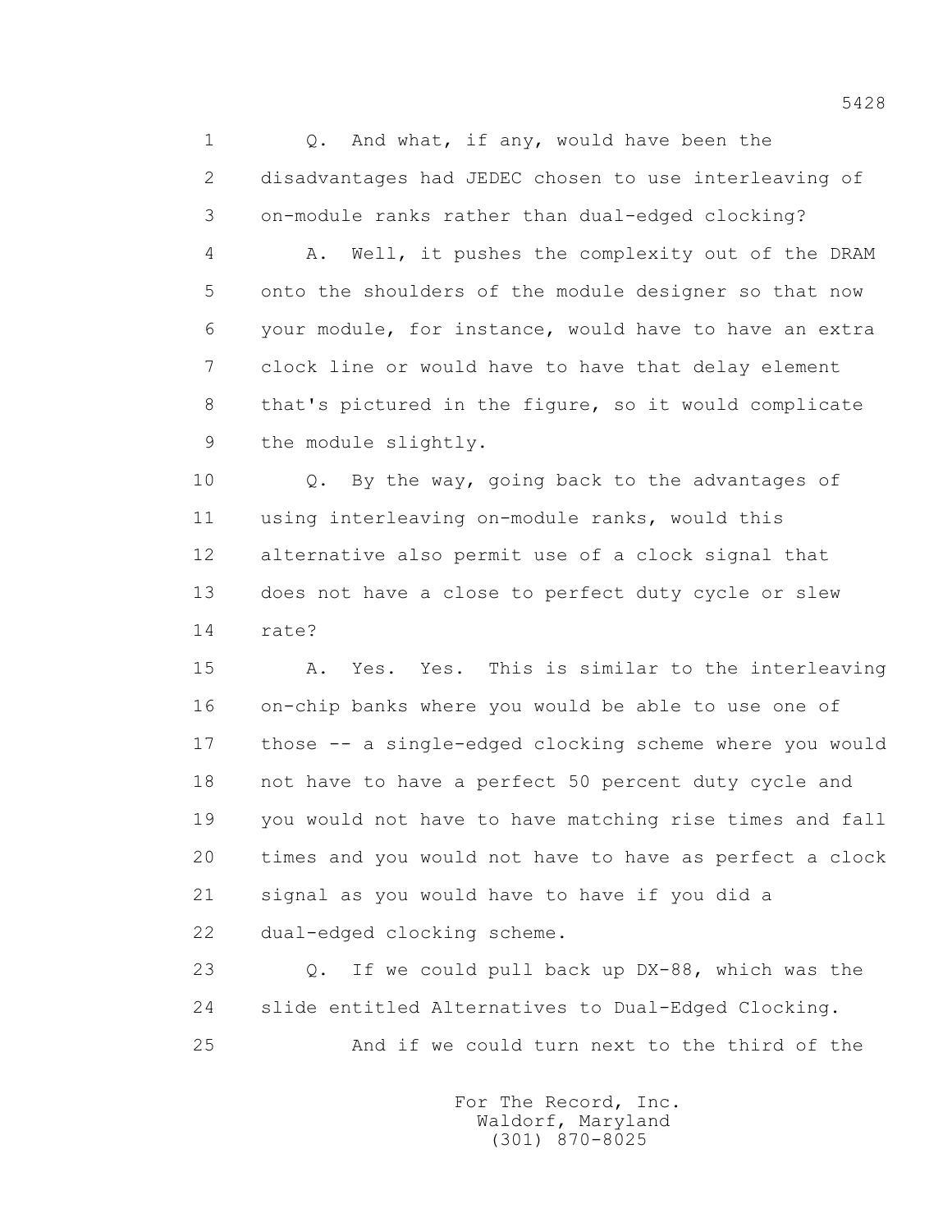1 Q. And what, if any, would have been the
2 disadvantages had JEDEC chosen to use interleaving of
3 on-module ranks rather than dual-edged clocking?
4 A. Well, it pushes the complexity out of the DRAM
5 onto the shoulders of the module designer so that now
6 your module, for instance, would have to have an extra
7 clock line or would have to have that delay element
8 that's pictured in the figure, so it would complicate
9 the module slightly.
10 Q. By the way, going back to the advantages of
11 using interleaving on-module ranks, would this
12 alternative also permit use of a clock signal that
13 does not have a close to perfect duty cycle or slew
14 rate?
15 A. Yes. Yes. This is similar to the interleaving
16 on-chip banks where you would be able to use one of
17 those -- a single-edged clocking scheme where you would
18 not have to have a perfect 50 percent duty cycle and
19 you would not have to have matching rise times and fall
20 times and you would not have to have as perfect a clock
21 signal as you would have to have if you did a
22 dual-edged clocking scheme.
23 Q. If we could pull back up DX-88, which was the
24 slide entitled Alternatives to Dual-Edged Clocking.
25 And if we could turn next to the third of the

For The Record, Inc.
Waldorf, Maryland
(301) 870-8025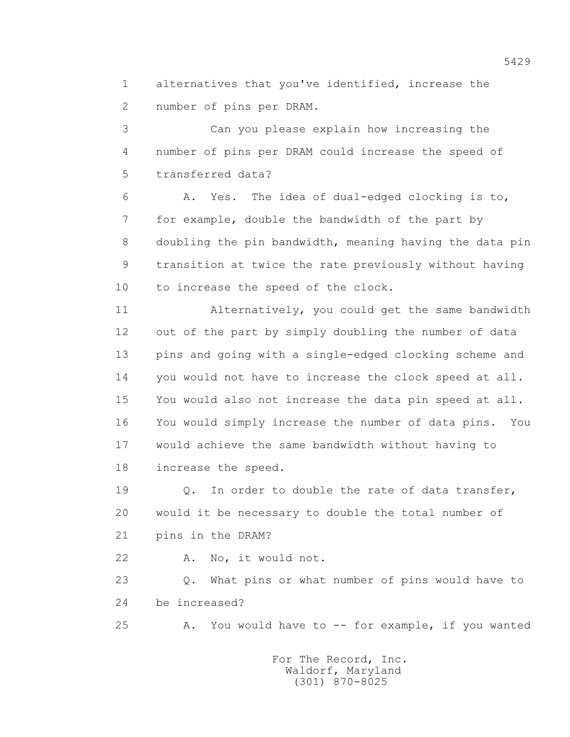alternatives that you've identified, increase the number of pins per DRAM.

Can you please explain how increasing the number of pins per DRAM could increase the speed of transferred data?

A. Yes. The idea of dual-edged clocking is to, for example, double the bandwidth of the part by doubling the pin bandwidth, meaning having the data pin transition at twice the rate previously without having to increase the speed of the clock.

Alternatively, you could get the same bandwidth out of the part by simply doubling the number of data pins and going with a single-edged clocking scheme and you would not have to increase the clock speed at all. You would also not increase the data pin speed at all. You would simply increase the number of data pins. You would achieve the same bandwidth without having to increase the speed.

Q. In order to double the rate of data transfer, would it be necessary to double the total number of pins in the DRAM?

A. No, it would not.

Q. What pins or what number of pins would have to be increased?

A. You would have to -- for example, if you wanted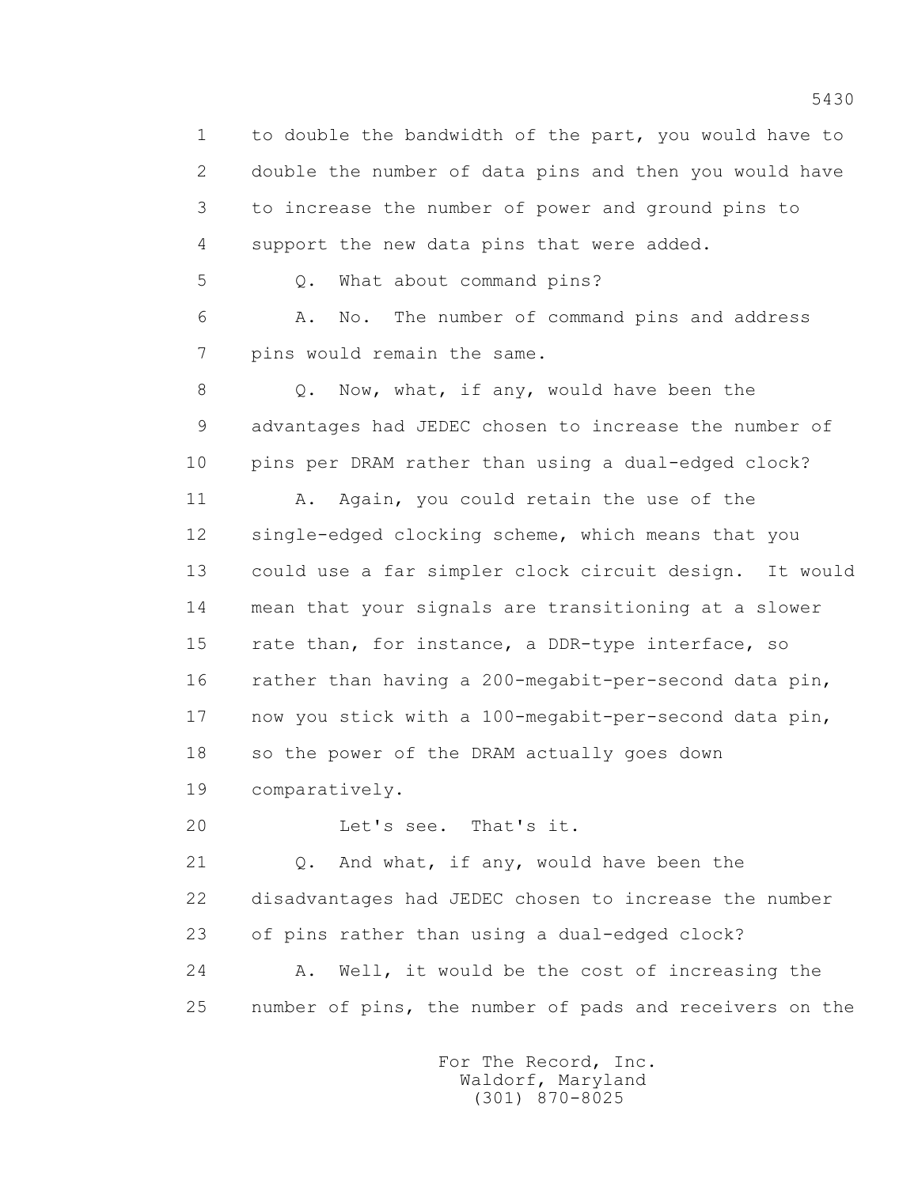to double the bandwidth of the part, you would have to double the number of data pins and then you would have to increase the number of power and ground pins to support the new data pins that were added.

Q. What about command pins?

A. No. The number of command pins and address pins would remain the same.

Q. Now, what, if any, would have been the advantages had JEDEC chosen to increase the number of pins per DRAM rather than using a dual-edged clock?

A. Again, you could retain the use of the single-edged clocking scheme, which means that you could use a far simpler clock circuit design. It would mean that your signals are transitioning at a slower rate than, for instance, a DDR-type interface, so rather than having a 200-megabit-per-second data pin, now you stick with a 100-megabit-per-second data pin, so the power of the DRAM actually goes down comparatively.

Let's see. That's it.

Q. And what, if any, would have been the disadvantages had JEDEC chosen to increase the number of pins rather than using a dual-edged clock?

A. Well, it would be the cost of increasing the number of pins, the number of pads and receivers on the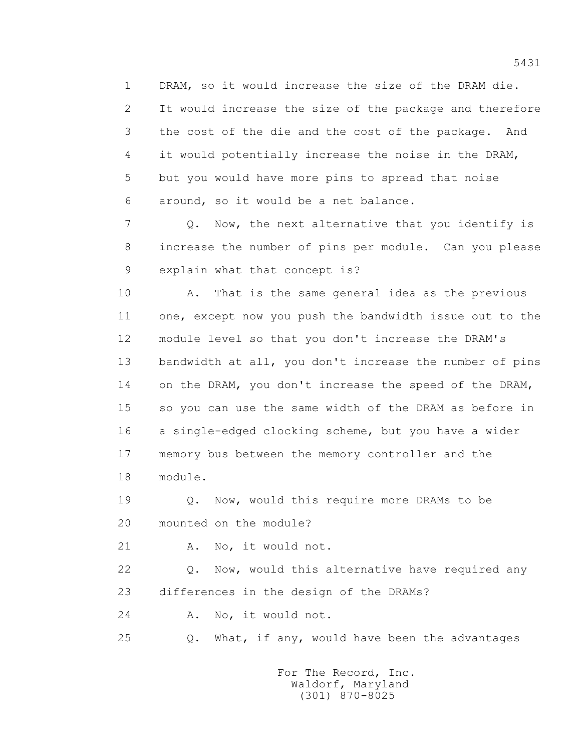1 DRAM, so it would increase the size of the DRAM die.
2 It would increase the size of the package and therefore
3 the cost of the die and the cost of the package. And
4 it would potentially increase the noise in the DRAM,
5 but you would have more pins to spread that noise
6 around, so it would be a net balance.

7 Q. Now, the next alternative that you identify is
8 increase the number of pins per module. Can you please
9 explain what that concept is?

10 A. That is the same general idea as the previous
11 one, except now you push the bandwidth issue out to the
12 module level so that you don't increase the DRAM's
13 bandwidth at all, you don't increase the number of pins
14 on the DRAM, you don't increase the speed of the DRAM,
15 so you can use the same width of the DRAM as before in
16 a single-edged clocking scheme, but you have a wider
17 memory bus between the memory controller and the
18 module.

19 Q. Now, would this require more DRAMs to be
20 mounted on the module?

21 A. No, it would not.

22 Q. Now, would this alternative have required any
23 differences in the design of the DRAMs?

24 A. No, it would not.

25 Q. What, if any, would have been the advantages

For The Record, Inc.
Waldorf, Maryland
(301) 870-8025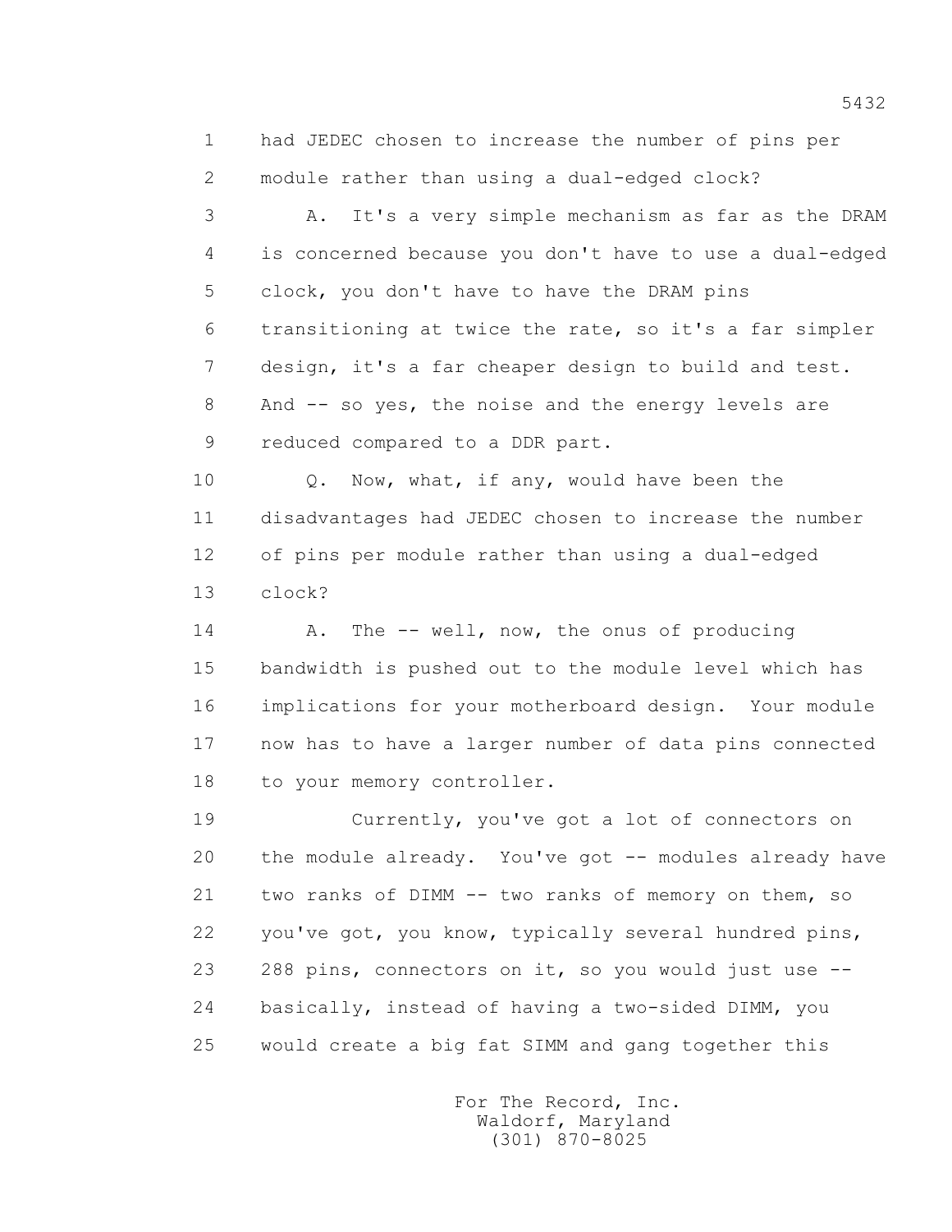had JEDEC chosen to increase the number of pins per module rather than using a dual-edged clock?

A. It's a very simple mechanism as far as the DRAM is concerned because you don't have to use a dual-edged clock, you don't have to have the DRAM pins transitioning at twice the rate, so it's a far simpler design, it's a far cheaper design to build and test. And -- so yes, the noise and the energy levels are reduced compared to a DDR part.

Q. Now, what, if any, would have been the disadvantages had JEDEC chosen to increase the number of pins per module rather than using a dual-edged clock?

A. The -- well, now, the onus of producing bandwidth is pushed out to the module level which has implications for your motherboard design. Your module now has to have a larger number of data pins connected to your memory controller.

Currently, you've got a lot of connectors on the module already. You've got -- modules already have two ranks of DIMM -- two ranks of memory on them, so you've got, you know, typically several hundred pins, 288 pins, connectors on it, so you would just use -- basically, instead of having a two-sided DIMM, you would create a big fat SIMM and gang together this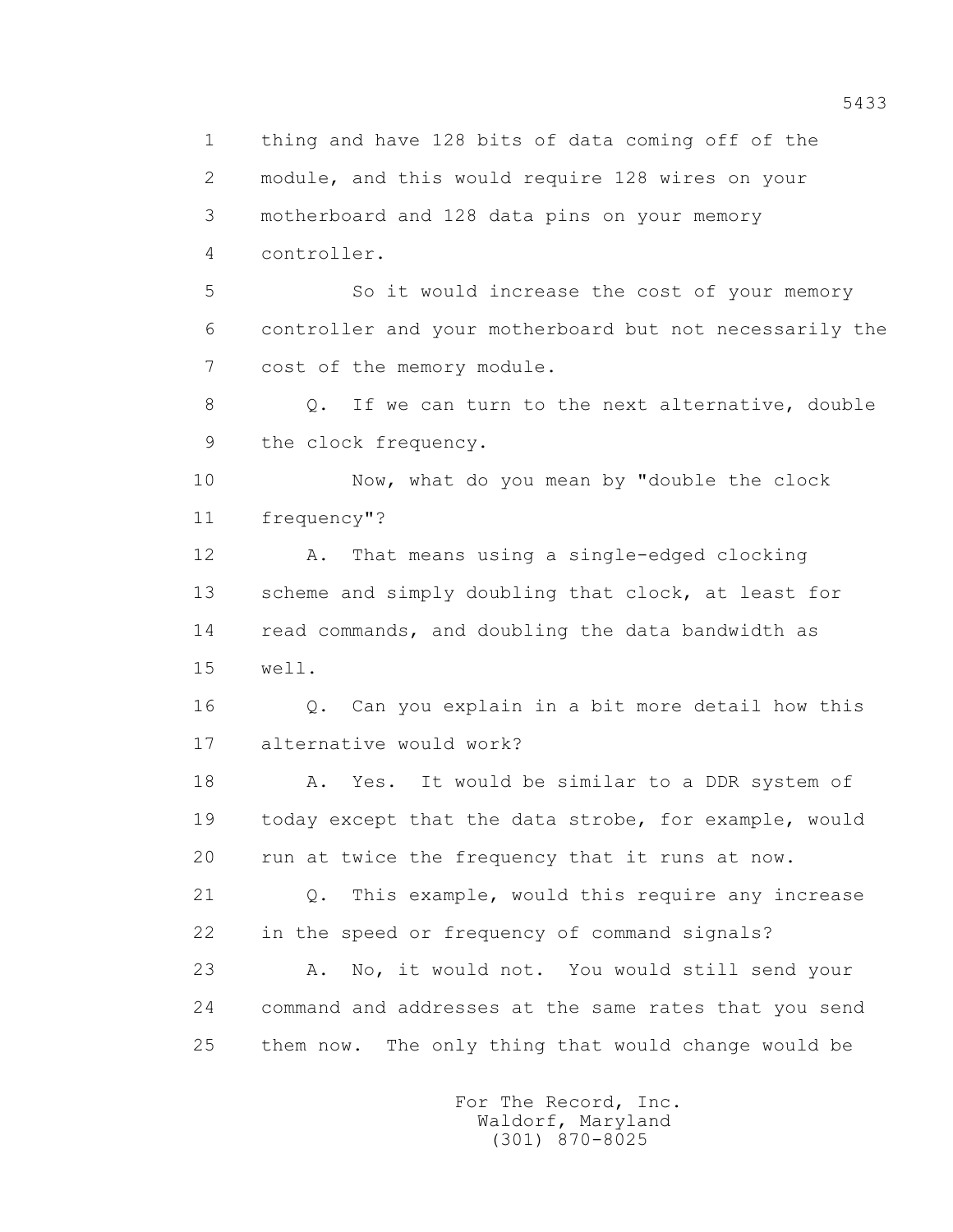thing and have 128 bits of data coming off of the module, and this would require 128 wires on your motherboard and 128 data pins on your memory controller.

So it would increase the cost of your memory controller and your motherboard but not necessarily the cost of the memory module.

Q. If we can turn to the next alternative, double the clock frequency.

Now, what do you mean by "double the clock frequency"?

A. That means using a single-edged clocking scheme and simply doubling that clock, at least for read commands, and doubling the data bandwidth as well.

Q. Can you explain in a bit more detail how this alternative would work?

A. Yes. It would be similar to a DDR system of today except that the data strobe, for example, would run at twice the frequency that it runs at now.

Q. This example, would this require any increase in the speed or frequency of command signals?

A. No, it would not. You would still send your command and addresses at the same rates that you send them now. The only thing that would change would be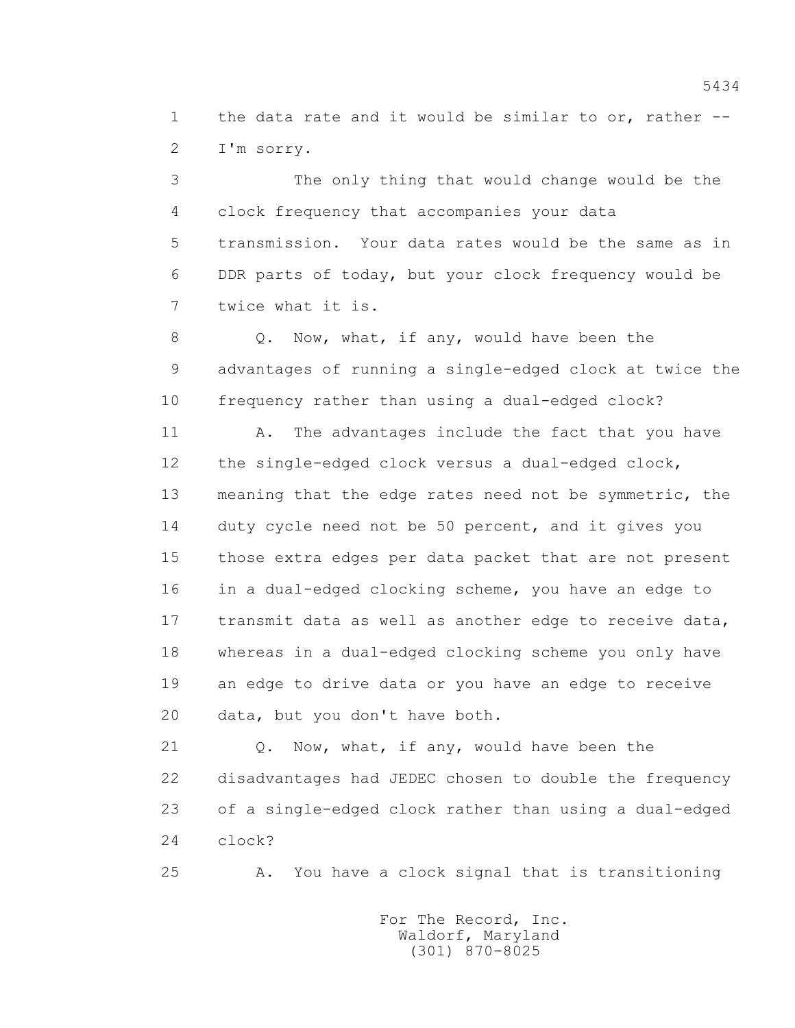1 the data rate and it would be similar to or, rather --
2 I'm sorry.

3 The only thing that would change would be the
4 clock frequency that accompanies your data
5 transmission. Your data rates would be the same as in
6 DDR parts of today, but your clock frequency would be
7 twice what it is.

8 Q. Now, what, if any, would have been the
9 advantages of running a single-edged clock at twice the
10 frequency rather than using a dual-edged clock?

11 A. The advantages include the fact that you have
12 the single-edged clock versus a dual-edged clock,
13 meaning that the edge rates need not be symmetric, the
14 duty cycle need not be 50 percent, and it gives you
15 those extra edges per data packet that are not present
16 in a dual-edged clocking scheme, you have an edge to
17 transmit data as well as another edge to receive data,
18 whereas in a dual-edged clocking scheme you only have
19 an edge to drive data or you have an edge to receive
20 data, but you don't have both.

21 Q. Now, what, if any, would have been the
22 disadvantages had JEDEC chosen to double the frequency
23 of a single-edged clock rather than using a dual-edged
24 clock?

25 A. You have a clock signal that is transitioning

For The Record, Inc.
Waldorf, Maryland
(301) 870-8025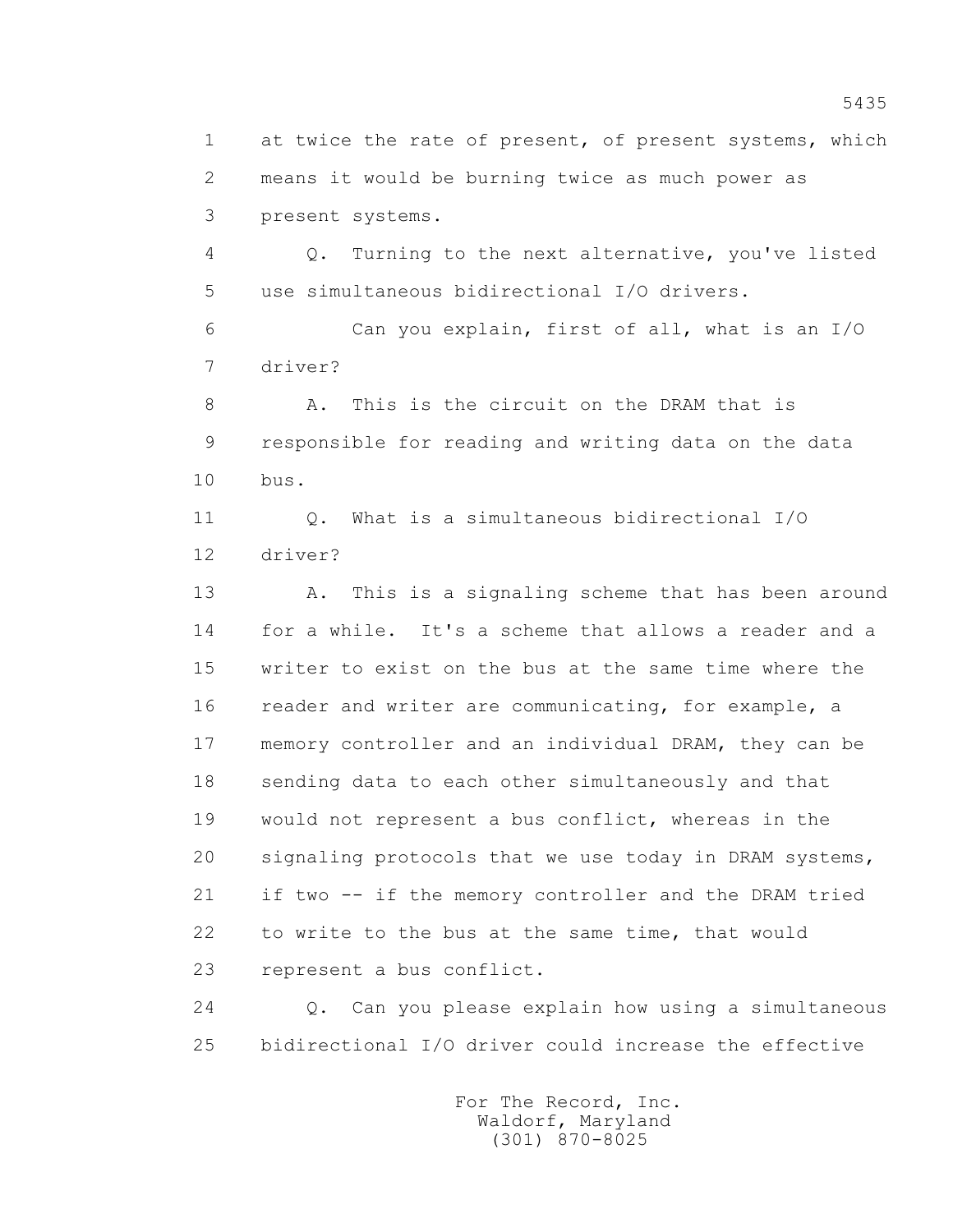1 at twice the rate of present, of present systems, which
2 means it would be burning twice as much power as
3 present systems.

4 Q. Turning to the next alternative, you've listed
5 use simultaneous bidirectional I/O drivers.

6 Can you explain, first of all, what is an I/O
7 driver?

8 A. This is the circuit on the DRAM that is
9 responsible for reading and writing data on the data
10 bus.

11 Q. What is a simultaneous bidirectional I/O
12 driver?

13 A. This is a signaling scheme that has been around
14 for a while. It's a scheme that allows a reader and a
15 writer to exist on the bus at the same time where the
16 reader and writer are communicating, for example, a
17 memory controller and an individual DRAM, they can be
18 sending data to each other simultaneously and that
19 would not represent a bus conflict, whereas in the
20 signaling protocols that we use today in DRAM systems,
21 if two -- if the memory controller and the DRAM tried
22 to write to the bus at the same time, that would
23 represent a bus conflict.

24 Q. Can you please explain how using a simultaneous
25 bidirectional I/O driver could increase the effective

For The Record, Inc.
Waldorf, Maryland
(301) 870-8025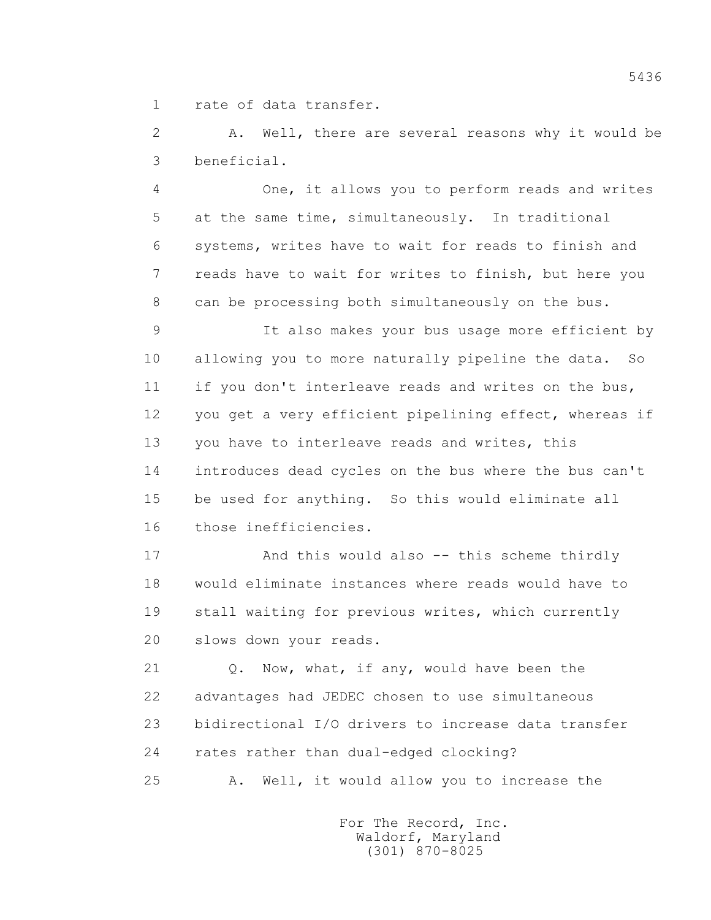rate of data transfer.

A. Well, there are several reasons why it would be beneficial.

One, it allows you to perform reads and writes at the same time, simultaneously. In traditional systems, writes have to wait for reads to finish and reads have to wait for writes to finish, but here you can be processing both simultaneously on the bus.

It also makes your bus usage more efficient by allowing you to more naturally pipeline the data. So if you don't interleave reads and writes on the bus, you get a very efficient pipelining effect, whereas if you have to interleave reads and writes, this introduces dead cycles on the bus where the bus can't be used for anything. So this would eliminate all those inefficiencies.

And this would also -- this scheme thirdly would eliminate instances where reads would have to stall waiting for previous writes, which currently slows down your reads.

Q. Now, what, if any, would have been the advantages had JEDEC chosen to use simultaneous bidirectional I/O drivers to increase data transfer rates rather than dual-edged clocking?

A. Well, it would allow you to increase the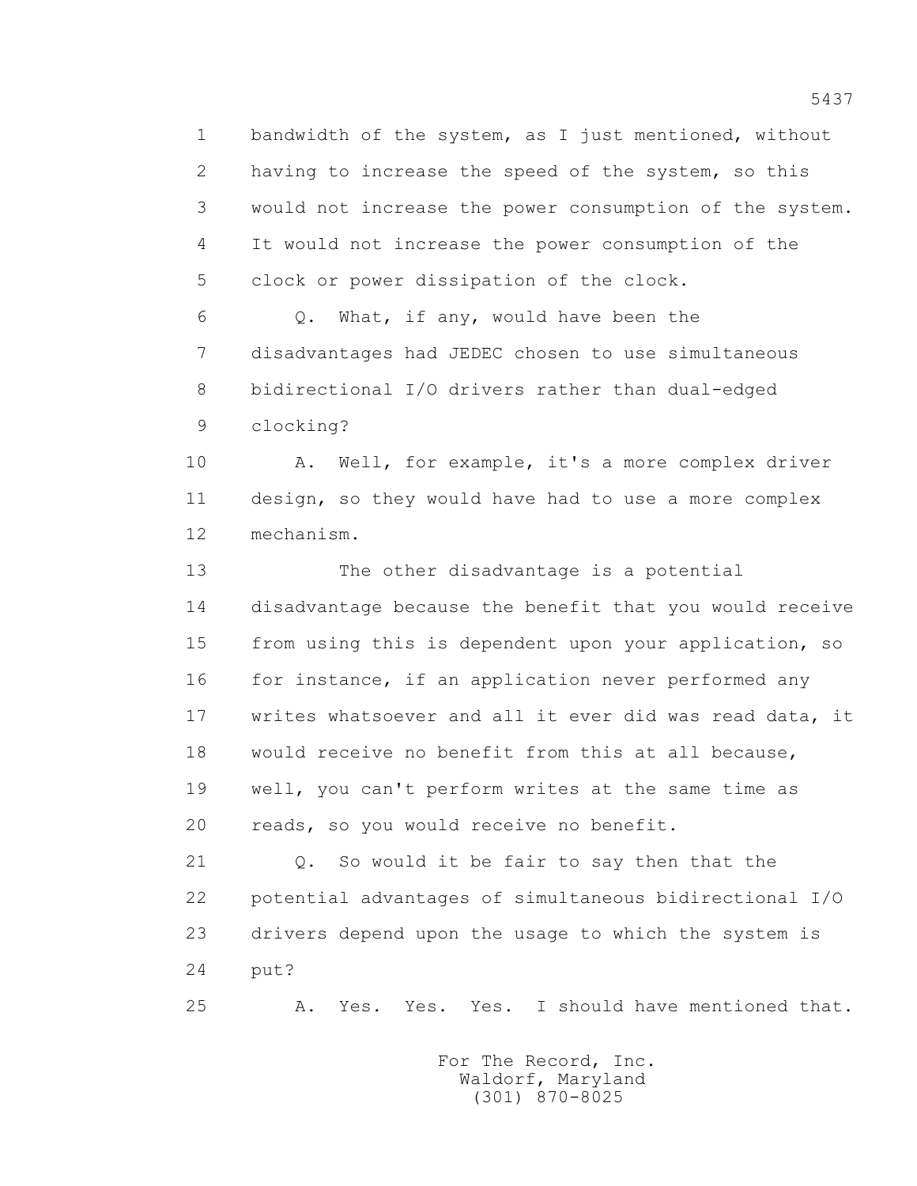bandwidth of the system, as I just mentioned, without having to increase the speed of the system, so this would not increase the power consumption of the system. It would not increase the power consumption of the clock or power dissipation of the clock.

Q. What, if any, would have been the disadvantages had JEDEC chosen to use simultaneous bidirectional I/O drivers rather than dual-edged clocking?

A. Well, for example, it's a more complex driver design, so they would have had to use a more complex mechanism.

The other disadvantage is a potential disadvantage because the benefit that you would receive from using this is dependent upon your application, so for instance, if an application never performed any writes whatsoever and all it ever did was read data, it would receive no benefit from this at all because, well, you can't perform writes at the same time as reads, so you would receive no benefit.

Q. So would it be fair to say then that the potential advantages of simultaneous bidirectional I/O drivers depend upon the usage to which the system is put?

A. Yes. Yes. Yes. I should have mentioned that.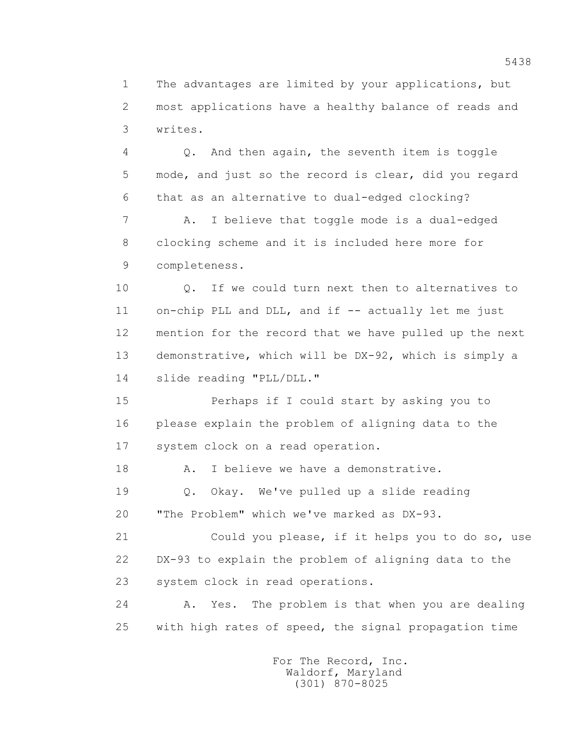The advantages are limited by your applications, but most applications have a healthy balance of reads and writes.

Q. And then again, the seventh item is toggle mode, and just so the record is clear, did you regard that as an alternative to dual-edged clocking?

A. I believe that toggle mode is a dual-edged clocking scheme and it is included here more for completeness.

Q. If we could turn next then to alternatives to on-chip PLL and DLL, and if -- actually let me just mention for the record that we have pulled up the next demonstrative, which will be DX-92, which is simply a slide reading "PLL/DLL."

Perhaps if I could start by asking you to please explain the problem of aligning data to the system clock on a read operation.

A. I believe we have a demonstrative.

Q. Okay. We've pulled up a slide reading "The Problem" which we've marked as DX-93.

Could you please, if it helps you to do so, use DX-93 to explain the problem of aligning data to the system clock in read operations.

A. Yes. The problem is that when you are dealing with high rates of speed, the signal propagation time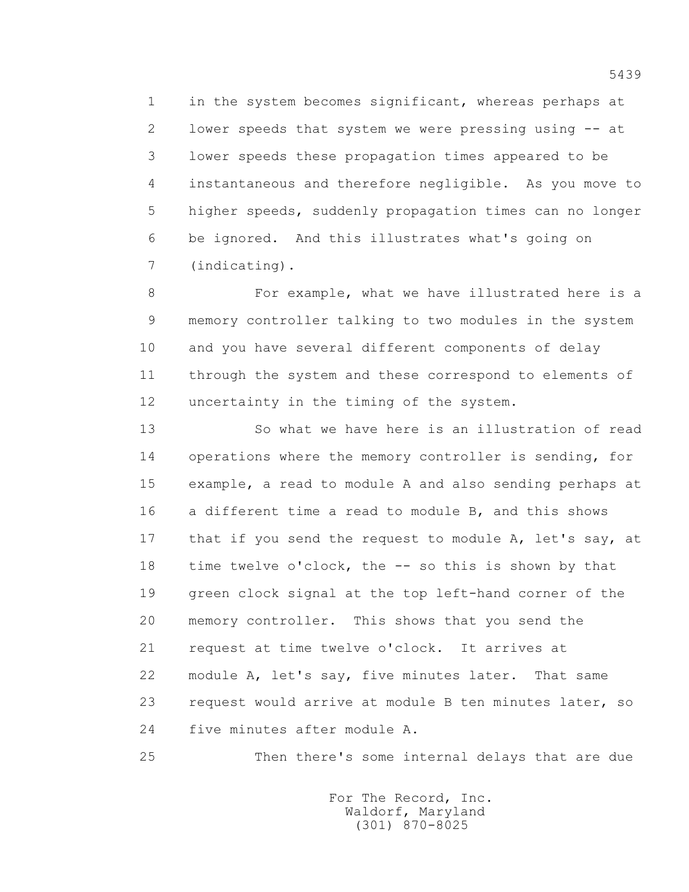1 in the system becomes significant, whereas perhaps at
2 lower speeds that system we were pressing using -- at
3 lower speeds these propagation times appeared to be
4 instantaneous and therefore negligible. As you move to
5 higher speeds, suddenly propagation times can no longer
6 be ignored. And this illustrates what's going on
7 (indicating).

8 For example, what we have illustrated here is a
9 memory controller talking to two modules in the system
10 and you have several different components of delay
11 through the system and these correspond to elements of
12 uncertainty in the timing of the system.

13 So what we have here is an illustration of read
14 operations where the memory controller is sending, for
15 example, a read to module A and also sending perhaps at
16 a different time a read to module B, and this shows
17 that if you send the request to module A, let's say, at
18 time twelve o'clock, the -- so this is shown by that
19 green clock signal at the top left-hand corner of the
20 memory controller. This shows that you send the
21 request at time twelve o'clock. It arrives at
22 module A, let's say, five minutes later. That same
23 request would arrive at module B ten minutes later, so
24 five minutes after module A.

25 Then there's some internal delays that are due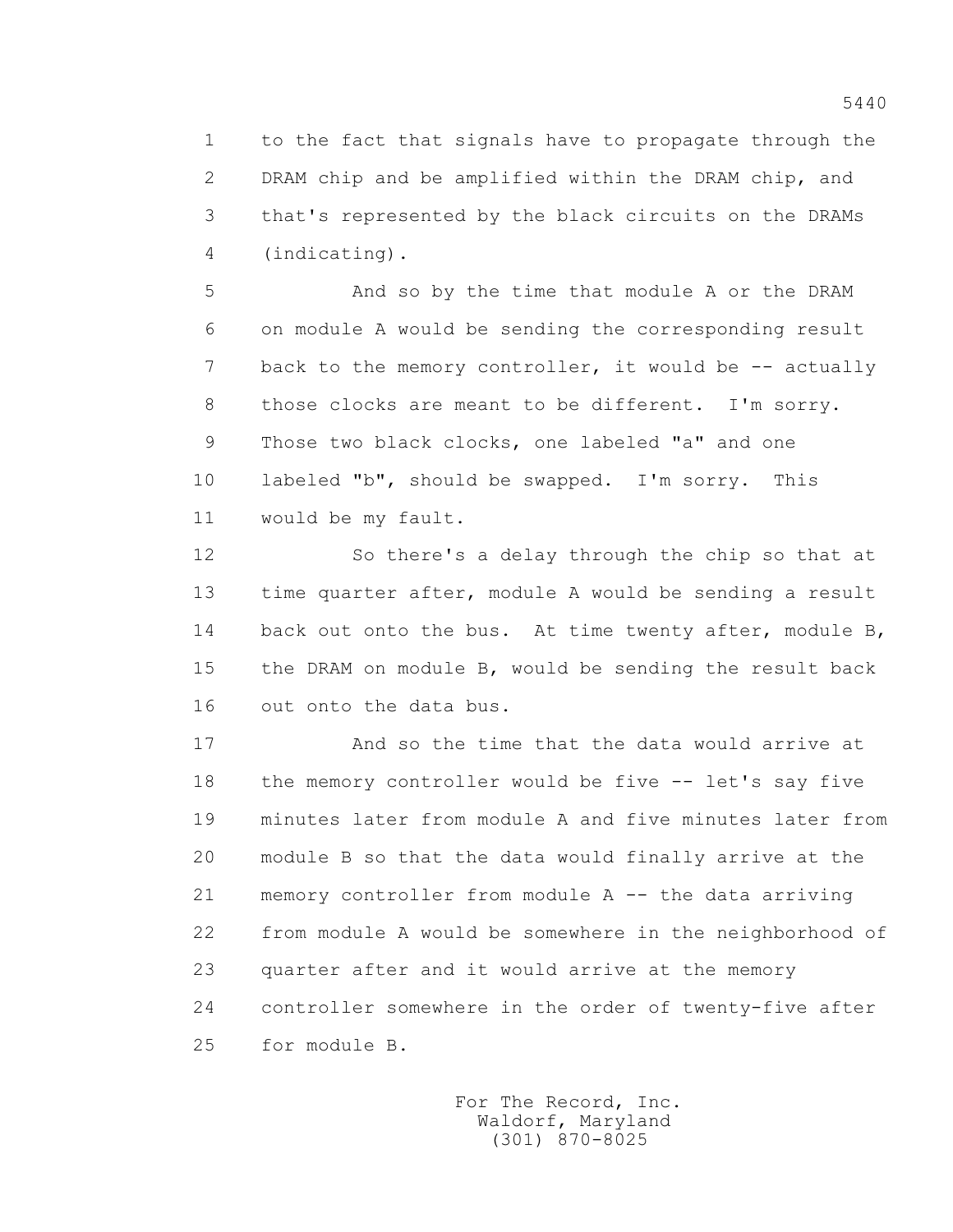1 to the fact that signals have to propagate through the
2 DRAM chip and be amplified within the DRAM chip, and
3 that's represented by the black circuits on the DRAMs
4 (indicating).

5 And so by the time that module A or the DRAM
6 on module A would be sending the corresponding result
7 back to the memory controller, it would be -- actually
8 those clocks are meant to be different. I'm sorry.
9 Those two black clocks, one labeled "a" and one
10 labeled "b", should be swapped. I'm sorry. This
11 would be my fault.

12 So there's a delay through the chip so that at
13 time quarter after, module A would be sending a result
14 back out onto the bus. At time twenty after, module B,
15 the DRAM on module B, would be sending the result back
16 out onto the data bus.

17 And so the time that the data would arrive at
18 the memory controller would be five -- let's say five
19 minutes later from module A and five minutes later from
20 module B so that the data would finally arrive at the
21 memory controller from module A -- the data arriving
22 from module A would be somewhere in the neighborhood of
23 quarter after and it would arrive at the memory
24 controller somewhere in the order of twenty-five after
25 for module B.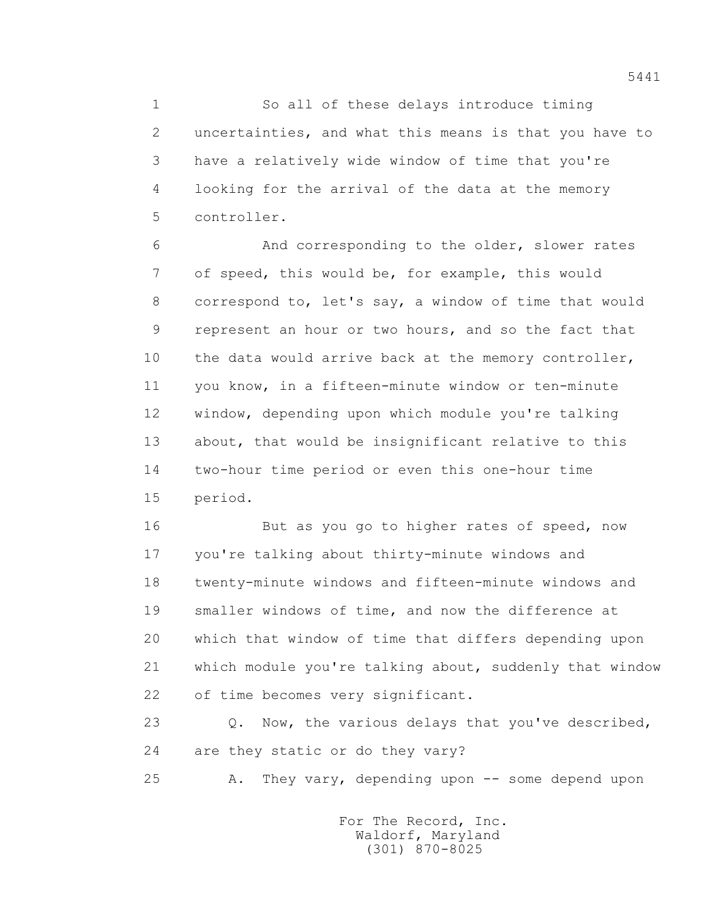1 So all of these delays introduce timing
2 uncertainties, and what this means is that you have to
3 have a relatively wide window of time that you're
4 looking for the arrival of the data at the memory
5 controller.

6 And corresponding to the older, slower rates
7 of speed, this would be, for example, this would
8 correspond to, let's say, a window of time that would
9 represent an hour or two hours, and so the fact that
10 the data would arrive back at the memory controller,
11 you know, in a fifteen-minute window or ten-minute
12 window, depending upon which module you're talking
13 about, that would be insignificant relative to this
14 two-hour time period or even this one-hour time
15 period.

16 But as you go to higher rates of speed, now
17 you're talking about thirty-minute windows and
18 twenty-minute windows and fifteen-minute windows and
19 smaller windows of time, and now the difference at
20 which that window of time that differs depending upon
21 which module you're talking about, suddenly that window
22 of time becomes very significant.

23 Q. Now, the various delays that you've described,
24 are they static or do they vary?

25 A. They vary, depending upon -- some depend upon

For The Record, Inc.
Waldorf, Maryland
(301) 870-8025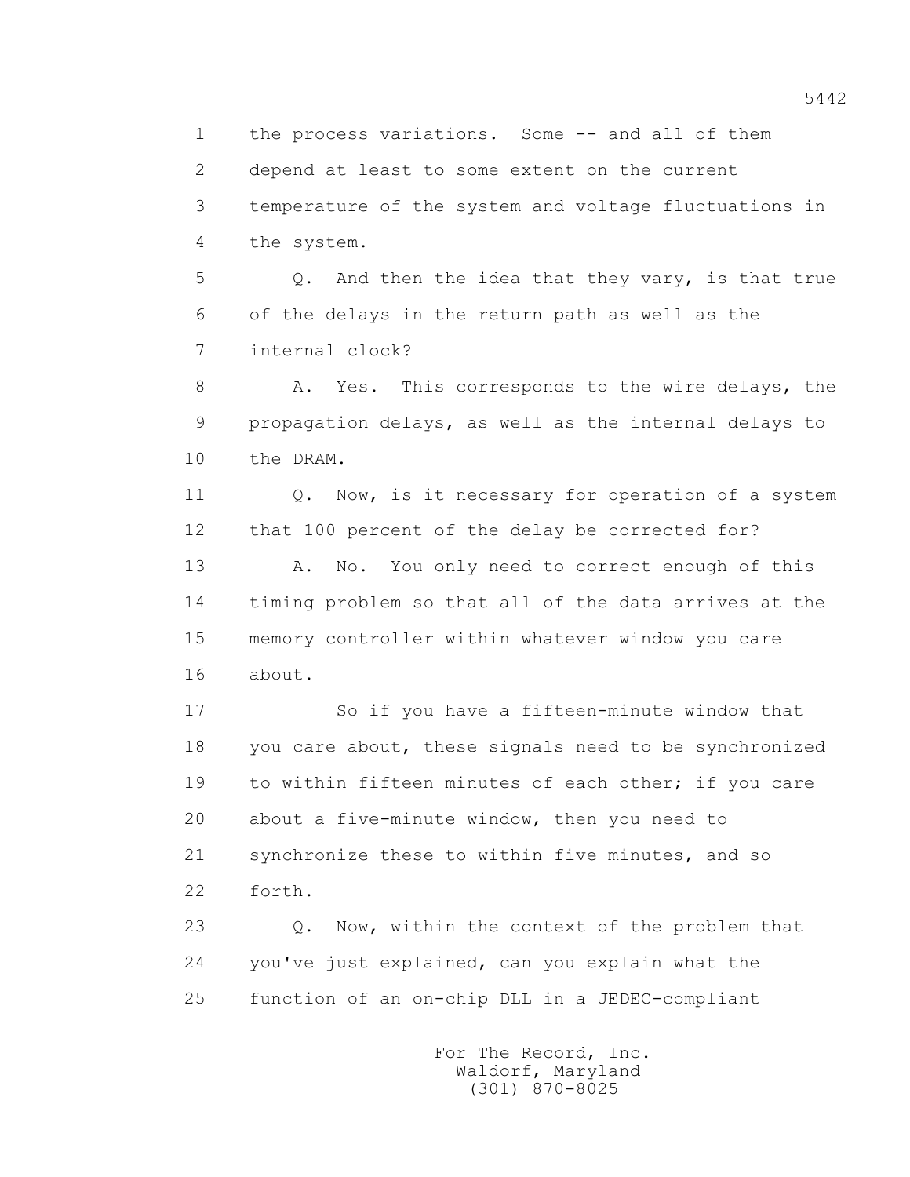the process variations. Some -- and all of them depend at least to some extent on the current temperature of the system and voltage fluctuations in the system.

Q. And then the idea that they vary, is that true of the delays in the return path as well as the internal clock?

A. Yes. This corresponds to the wire delays, the propagation delays, as well as the internal delays to the DRAM.

Q. Now, is it necessary for operation of a system that 100 percent of the delay be corrected for?

A. No. You only need to correct enough of this timing problem so that all of the data arrives at the memory controller within whatever window you care about.

So if you have a fifteen-minute window that you care about, these signals need to be synchronized to within fifteen minutes of each other; if you care about a five-minute window, then you need to synchronize these to within five minutes, and so forth.

Q. Now, within the context of the problem that you've just explained, can you explain what the function of an on-chip DLL in a JEDEC-compliant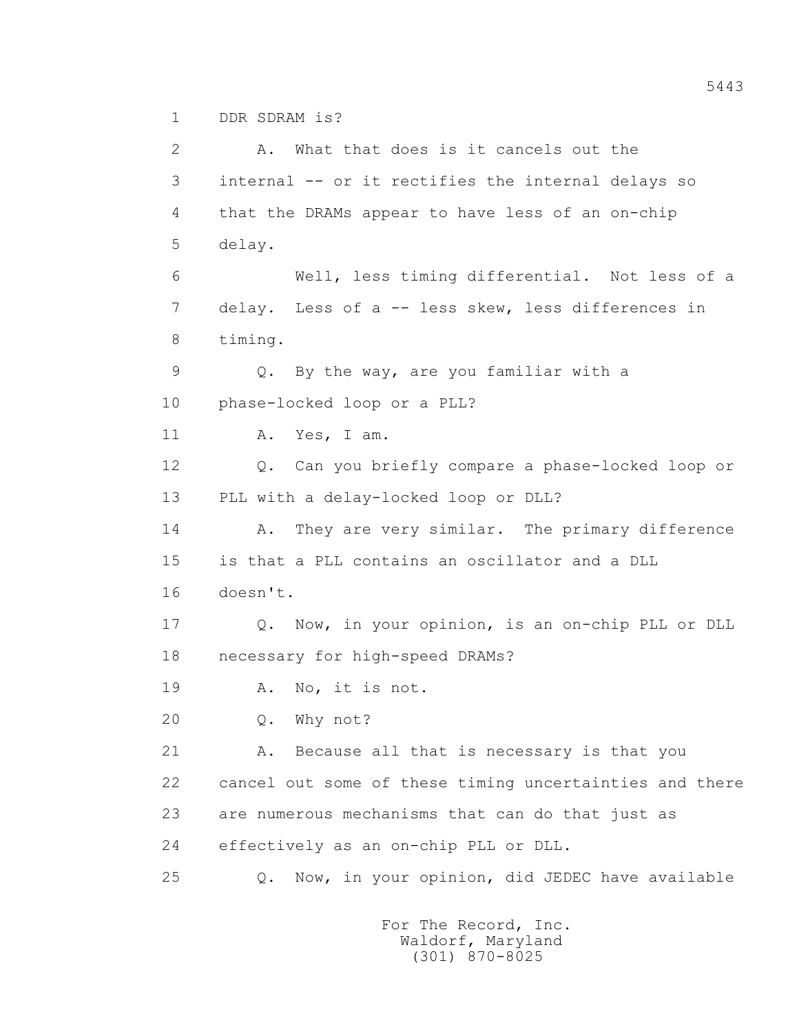1 DDR SDRAM is?

2 A. What that does is it cancels out the

3 internal -- or it rectifies the internal delays so

4 that the DRAMs appear to have less of an on-chip

5 delay.

6 Well, less timing differential. Not less of a

7 delay. Less of a -- less skew, less differences in

8 timing.

9 Q. By the way, are you familiar with a

10 phase-locked loop or a PLL?

11 A. Yes, I am.

12 Q. Can you briefly compare a phase-locked loop or

13 PLL with a delay-locked loop or DLL?

14 A. They are very similar. The primary difference

15 is that a PLL contains an oscillator and a DLL

16 doesn't.

17 Q. Now, in your opinion, is an on-chip PLL or DLL

18 necessary for high-speed DRAMs?

19 A. No, it is not.

20 Q. Why not?

21 A. Because all that is necessary is that you

22 cancel out some of these timing uncertainties and there

23 are numerous mechanisms that can do that just as

24 effectively as an on-chip PLL or DLL.

25 Q. Now, in your opinion, did JEDEC have available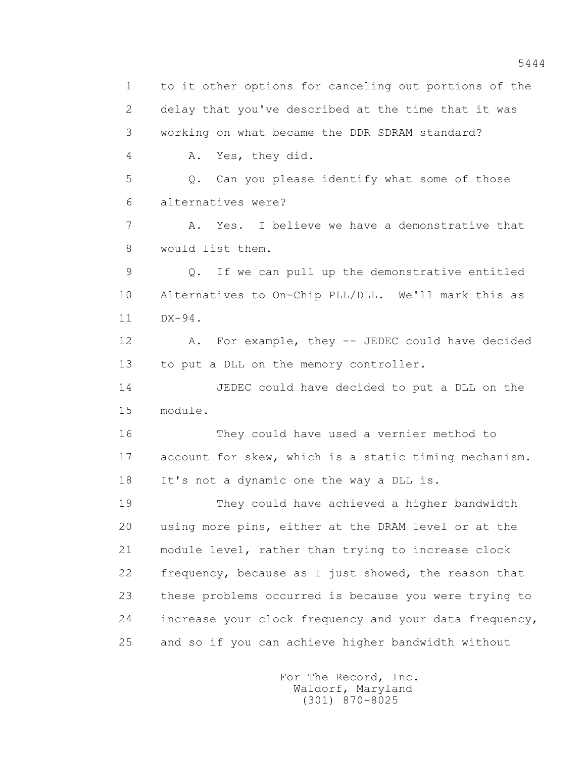to it other options for canceling out portions of the delay that you've described at the time that it was working on what became the DDR SDRAM standard?

A. Yes, they did.

Q. Can you please identify what some of those alternatives were?

A. Yes. I believe we have a demonstrative that would list them.

Q. If we can pull up the demonstrative entitled Alternatives to On-Chip PLL/DLL. We'll mark this as DX-94.

A. For example, they -- JEDEC could have decided to put a DLL on the memory controller.

JEDEC could have decided to put a DLL on the module.

They could have used a vernier method to account for skew, which is a static timing mechanism. It's not a dynamic one the way a DLL is.

They could have achieved a higher bandwidth using more pins, either at the DRAM level or at the module level, rather than trying to increase clock frequency, because as I just showed, the reason that these problems occurred is because you were trying to increase your clock frequency and your data frequency, and so if you can achieve higher bandwidth without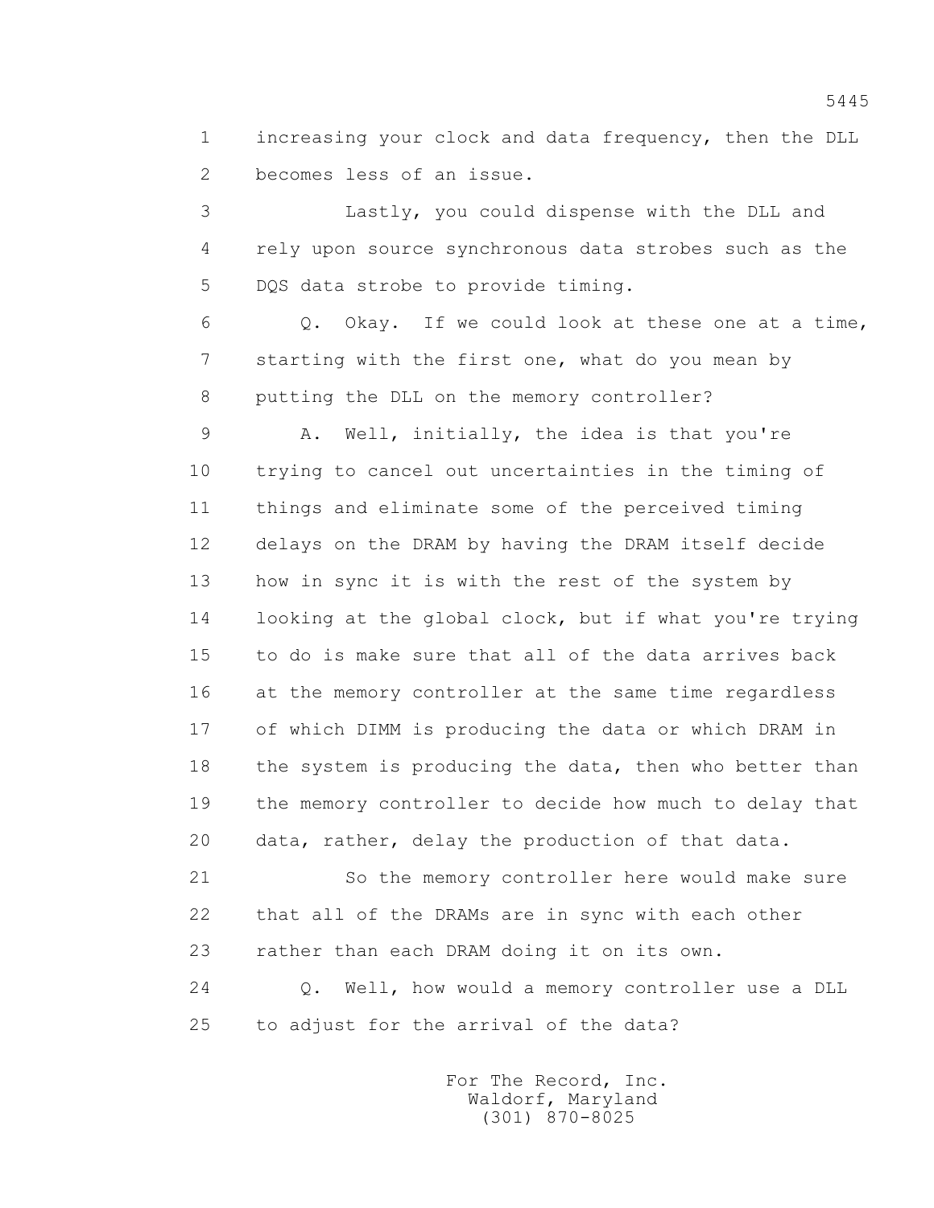1 increasing your clock and data frequency, then the DLL
2 becomes less of an issue.

3 Lastly, you could dispense with the DLL and
4 rely upon source synchronous data strobes such as the
5 DQS data strobe to provide timing.

6 Q. Okay. If we could look at these one at a time,
7 starting with the first one, what do you mean by
8 putting the DLL on the memory controller?

9 A. Well, initially, the idea is that you're
10 trying to cancel out uncertainties in the timing of
11 things and eliminate some of the perceived timing
12 delays on the DRAM by having the DRAM itself decide
13 how in sync it is with the rest of the system by
14 looking at the global clock, but if what you're trying
15 to do is make sure that all of the data arrives back
16 at the memory controller at the same time regardless
17 of which DIMM is producing the data or which DRAM in
18 the system is producing the data, then who better than
19 the memory controller to decide how much to delay that
20 data, rather, delay the production of that data.

21 So the memory controller here would make sure
22 that all of the DRAMs are in sync with each other
23 rather than each DRAM doing it on its own.

24 Q. Well, how would a memory controller use a DLL
25 to adjust for the arrival of the data?

For The Record, Inc.
Waldorf, Maryland
(301) 870-8025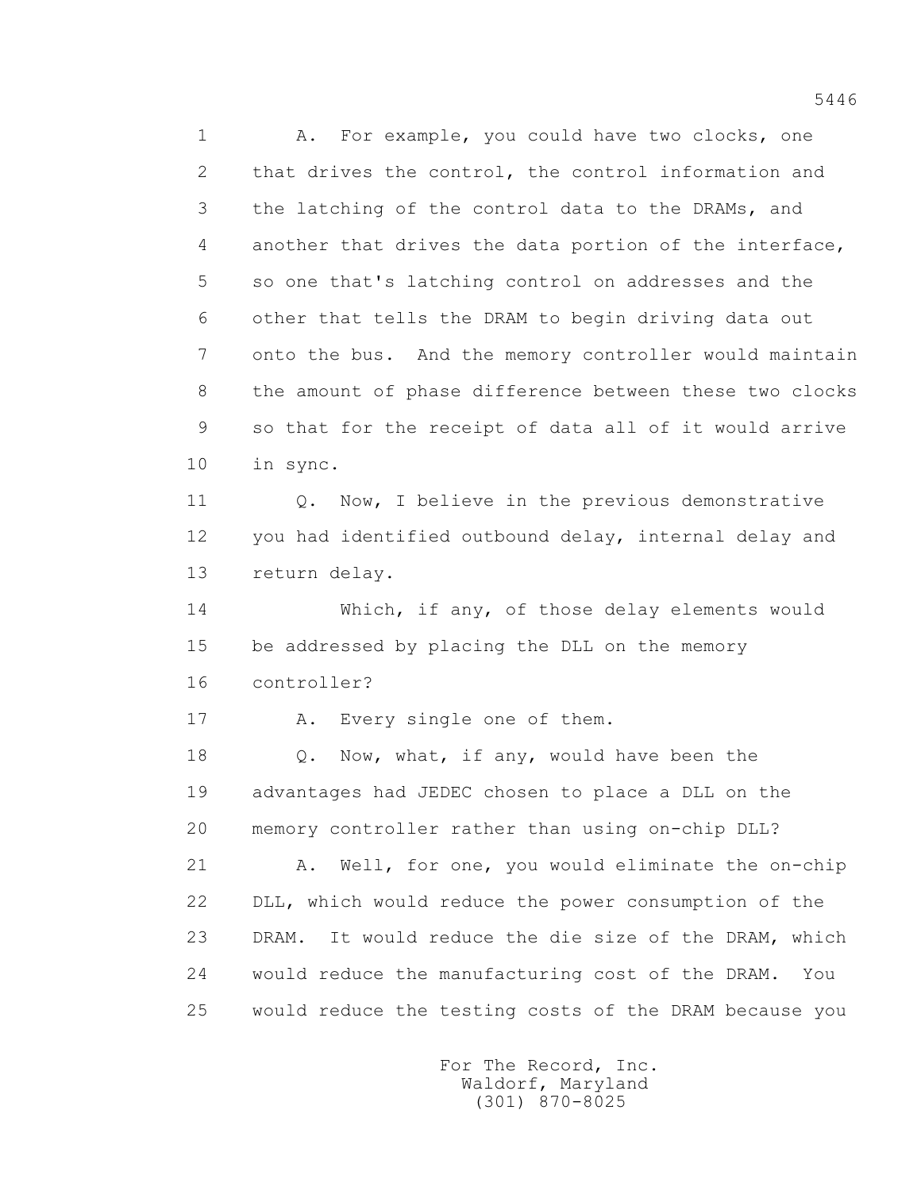1 A. For example, you could have two clocks, one
2 that drives the control, the control information and
3 the latching of the control data to the DRAMs, and
4 another that drives the data portion of the interface,
5 so one that's latching control on addresses and the
6 other that tells the DRAM to begin driving data out
7 onto the bus. And the memory controller would maintain
8 the amount of phase difference between these two clocks
9 so that for the receipt of data all of it would arrive
10 in sync.

11 Q. Now, I believe in the previous demonstrative
12 you had identified outbound delay, internal delay and
13 return delay.

14 Which, if any, of those delay elements would
15 be addressed by placing the DLL on the memory
16 controller?

17 A. Every single one of them.

18 Q. Now, what, if any, would have been the
19 advantages had JEDEC chosen to place a DLL on the
20 memory controller rather than using on-chip DLL?

21 A. Well, for one, you would eliminate the on-chip
22 DLL, which would reduce the power consumption of the
23 DRAM. It would reduce the die size of the DRAM, which
24 would reduce the manufacturing cost of the DRAM. You
25 would reduce the testing costs of the DRAM because you

For The Record, Inc.
Waldorf, Maryland
(301) 870-8025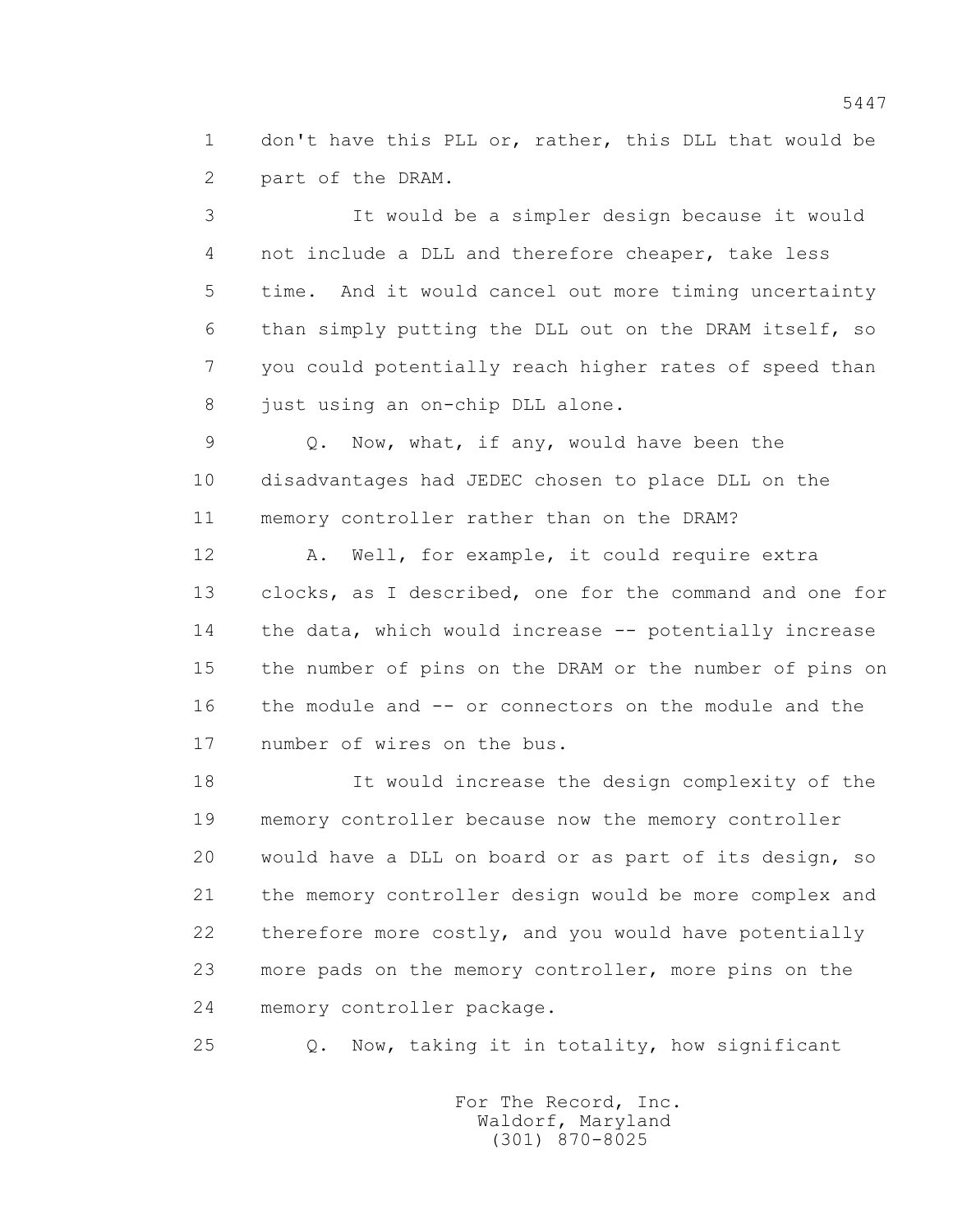don't have this PLL or, rather, this DLL that would be part of the DRAM.

It would be a simpler design because it would not include a DLL and therefore cheaper, take less time. And it would cancel out more timing uncertainty than simply putting the DLL out on the DRAM itself, so you could potentially reach higher rates of speed than just using an on-chip DLL alone.

Q. Now, what, if any, would have been the disadvantages had JEDEC chosen to place DLL on the memory controller rather than on the DRAM?

A. Well, for example, it could require extra clocks, as I described, one for the command and one for the data, which would increase -- potentially increase the number of pins on the DRAM or the number of pins on the module and -- or connectors on the module and the number of wires on the bus.

It would increase the design complexity of the memory controller because now the memory controller would have a DLL on board or as part of its design, so the memory controller design would be more complex and therefore more costly, and you would have potentially more pads on the memory controller, more pins on the memory controller package.

Q. Now, taking it in totality, how significant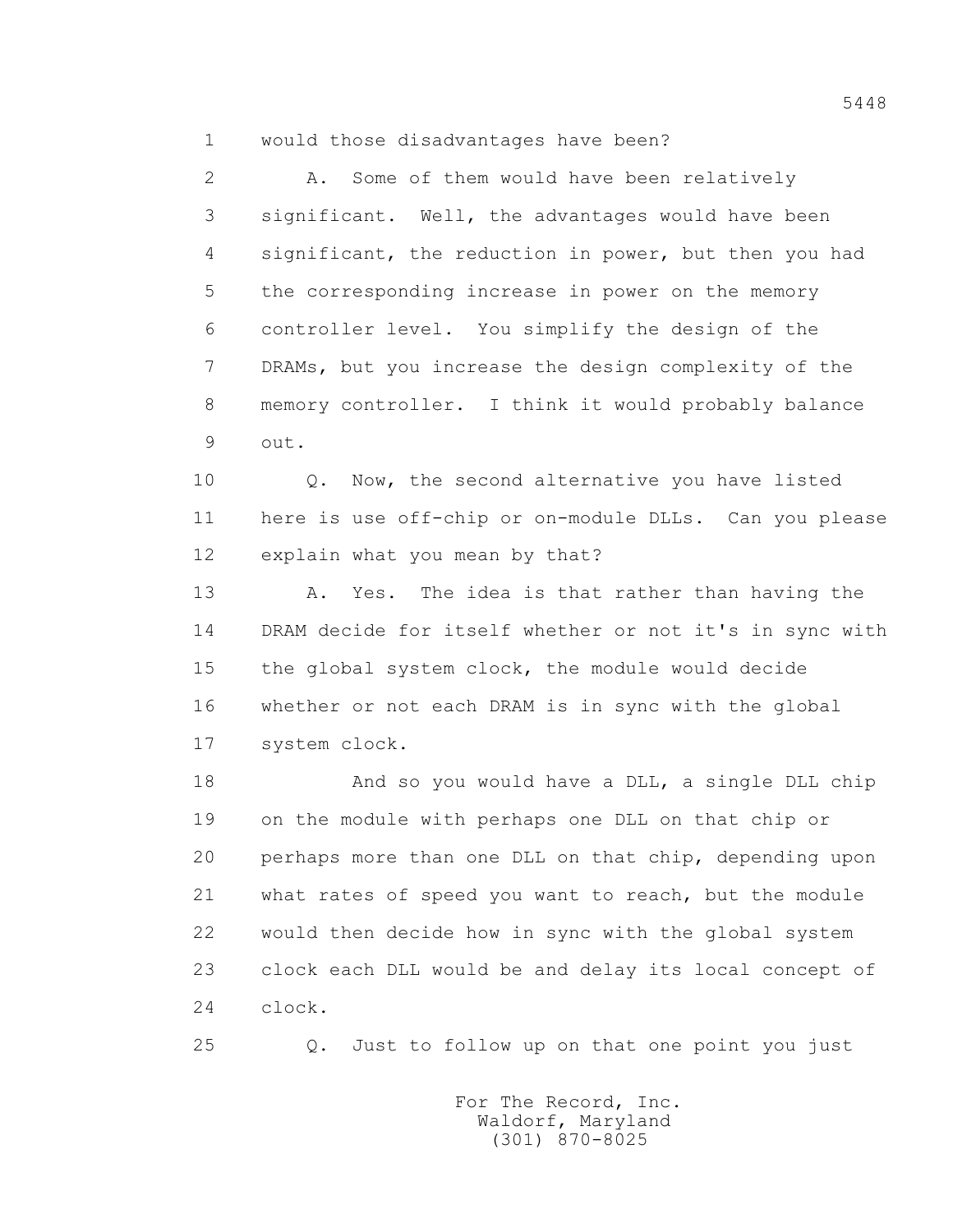1 would those disadvantages have been?

2 A. Some of them would have been relatively

3 significant. Well, the advantages would have been

4 significant, the reduction in power, but then you had

5 the corresponding increase in power on the memory

6 controller level. You simplify the design of the

7 DRAMs, but you increase the design complexity of the

8 memory controller. I think it would probably balance

9 out.

10 Q. Now, the second alternative you have listed

11 here is use off-chip or on-module DLLs. Can you please

12 explain what you mean by that?

13 A. Yes. The idea is that rather than having the

14 DRAM decide for itself whether or not it's in sync with

15 the global system clock, the module would decide

16 whether or not each DRAM is in sync with the global

17 system clock.

18 And so you would have a DLL, a single DLL chip

19 on the module with perhaps one DLL on that chip or

20 perhaps more than one DLL on that chip, depending upon

21 what rates of speed you want to reach, but the module

22 would then decide how in sync with the global system

23 clock each DLL would be and delay its local concept of

24 clock.

25 Q. Just to follow up on that one point you just

For The Record, Inc.
Waldorf, Maryland
(301) 870-8025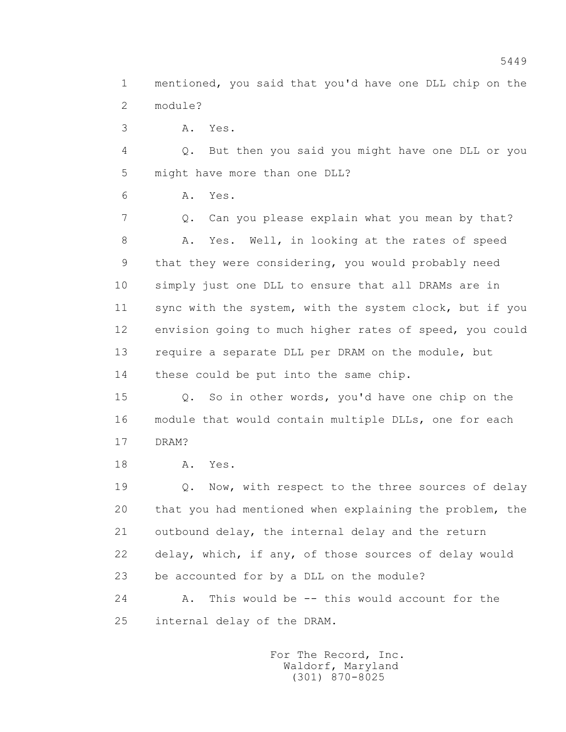mentioned, you said that you'd have one DLL chip on the module?

A. Yes.

Q. But then you said you might have one DLL or you might have more than one DLL?

A. Yes.

Q. Can you please explain what you mean by that?

A. Yes. Well, in looking at the rates of speed that they were considering, you would probably need simply just one DLL to ensure that all DRAMs are in sync with the system, with the system clock, but if you envision going to much higher rates of speed, you could require a separate DLL per DRAM on the module, but these could be put into the same chip.

Q. So in other words, you'd have one chip on the module that would contain multiple DLLs, one for each DRAM?

A. Yes.

Q. Now, with respect to the three sources of delay that you had mentioned when explaining the problem, the outbound delay, the internal delay and the return delay, which, if any, of those sources of delay would be accounted for by a DLL on the module?

A. This would be -- this would account for the internal delay of the DRAM.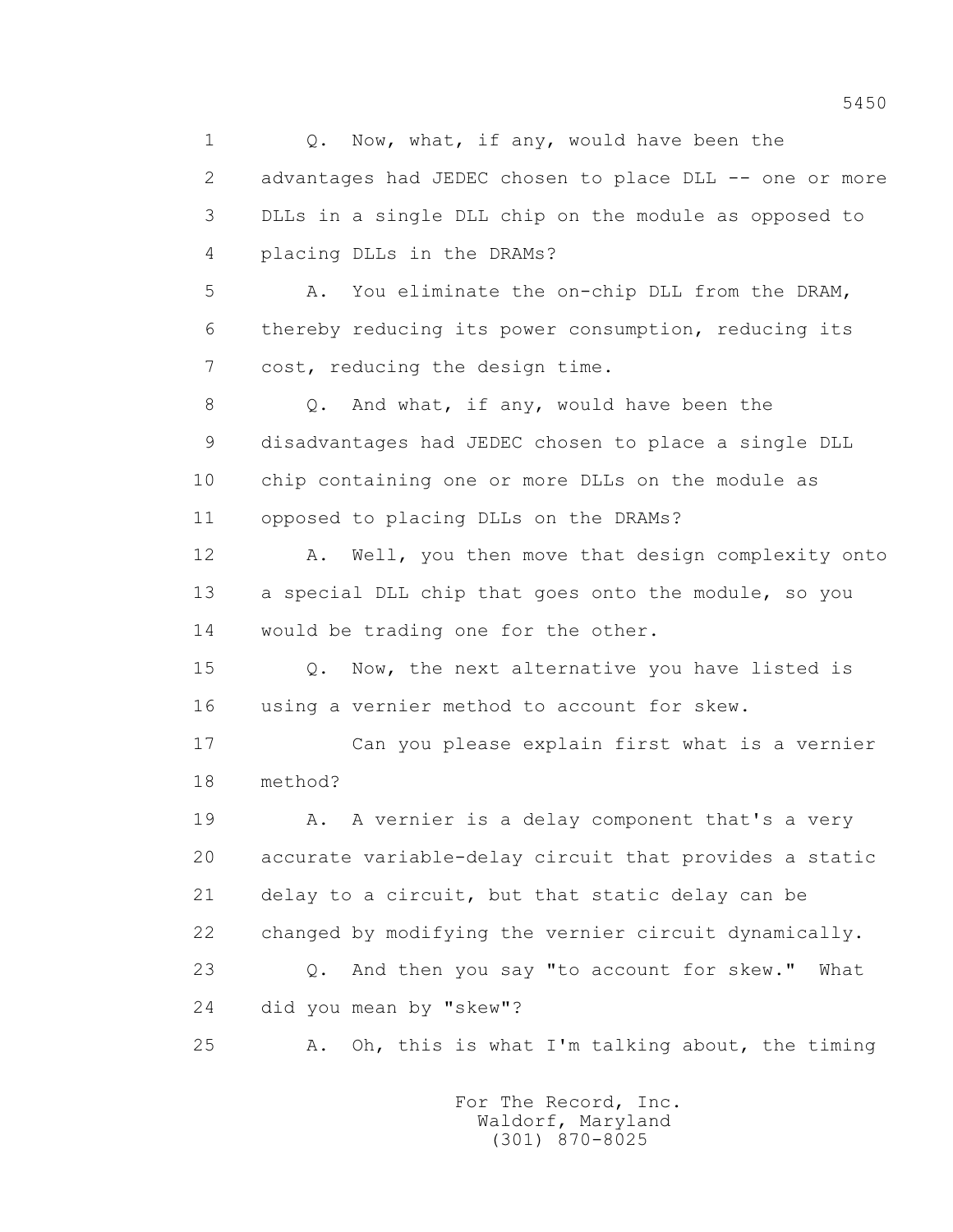Q. Now, what, if any, would have been the advantages had JEDEC chosen to place DLL -- one or more DLLs in a single DLL chip on the module as opposed to placing DLLs in the DRAMs?

A. You eliminate the on-chip DLL from the DRAM, thereby reducing its power consumption, reducing its cost, reducing the design time.

Q. And what, if any, would have been the disadvantages had JEDEC chosen to place a single DLL chip containing one or more DLLs on the module as opposed to placing DLLs on the DRAMs?

A. Well, you then move that design complexity onto a special DLL chip that goes onto the module, so you would be trading one for the other.

Q. Now, the next alternative you have listed is using a vernier method to account for skew.

Can you please explain first what is a vernier method?

A. A vernier is a delay component that's a very accurate variable-delay circuit that provides a static delay to a circuit, but that static delay can be changed by modifying the vernier circuit dynamically.

Q. And then you say "to account for skew." What did you mean by "skew"?

A. Oh, this is what I'm talking about, the timing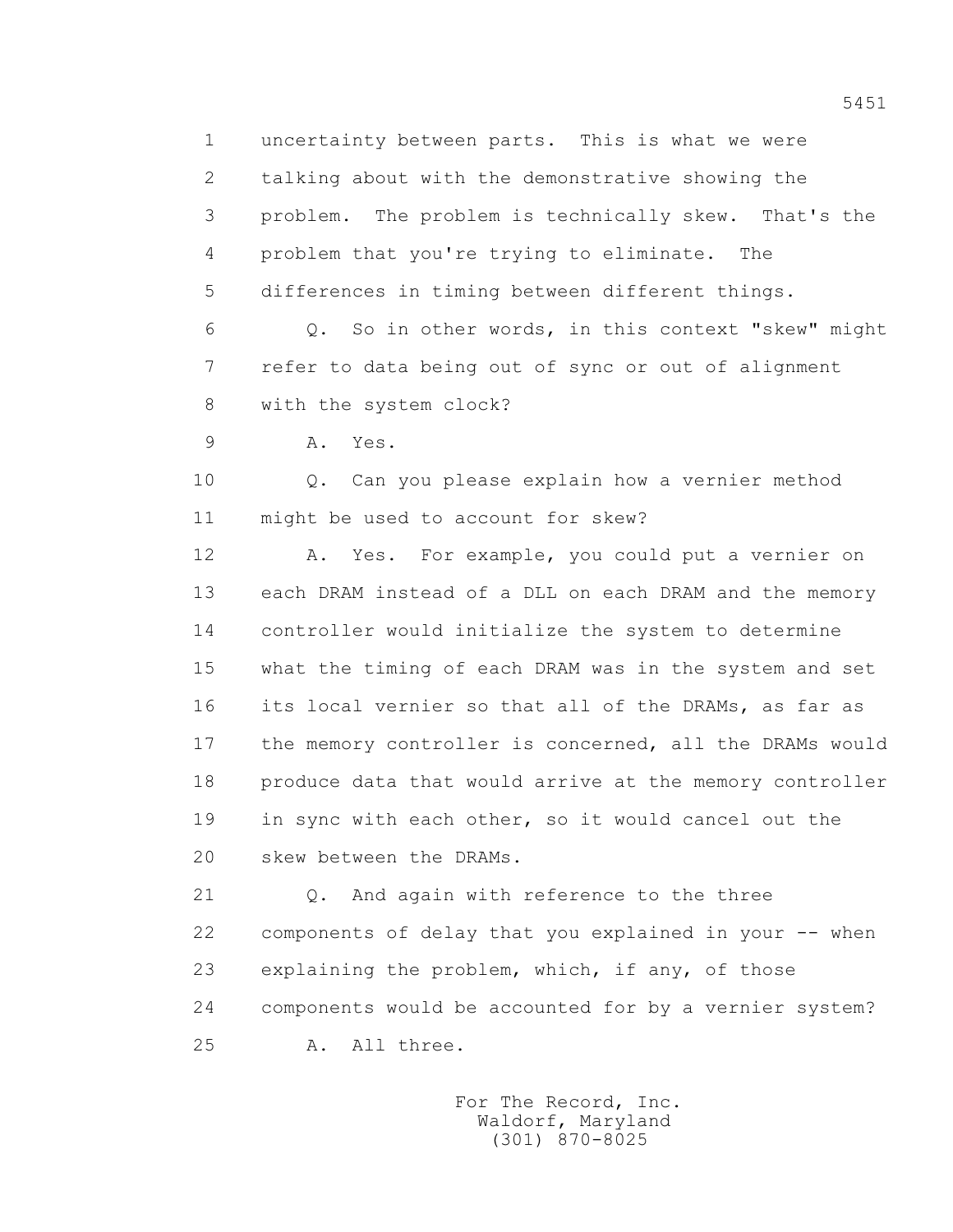uncertainty between parts. This is what we were talking about with the demonstrative showing the problem. The problem is technically skew. That's the problem that you're trying to eliminate. The differences in timing between different things.

Q. So in other words, in this context "skew" might refer to data being out of sync or out of alignment with the system clock?

A. Yes.

Q. Can you please explain how a vernier method might be used to account for skew?

A. Yes. For example, you could put a vernier on each DRAM instead of a DLL on each DRAM and the memory controller would initialize the system to determine what the timing of each DRAM was in the system and set its local vernier so that all of the DRAMs, as far as the memory controller is concerned, all the DRAMs would produce data that would arrive at the memory controller in sync with each other, so it would cancel out the skew between the DRAMs.

Q. And again with reference to the three components of delay that you explained in your -- when explaining the problem, which, if any, of those components would be accounted for by a vernier system?

A. All three.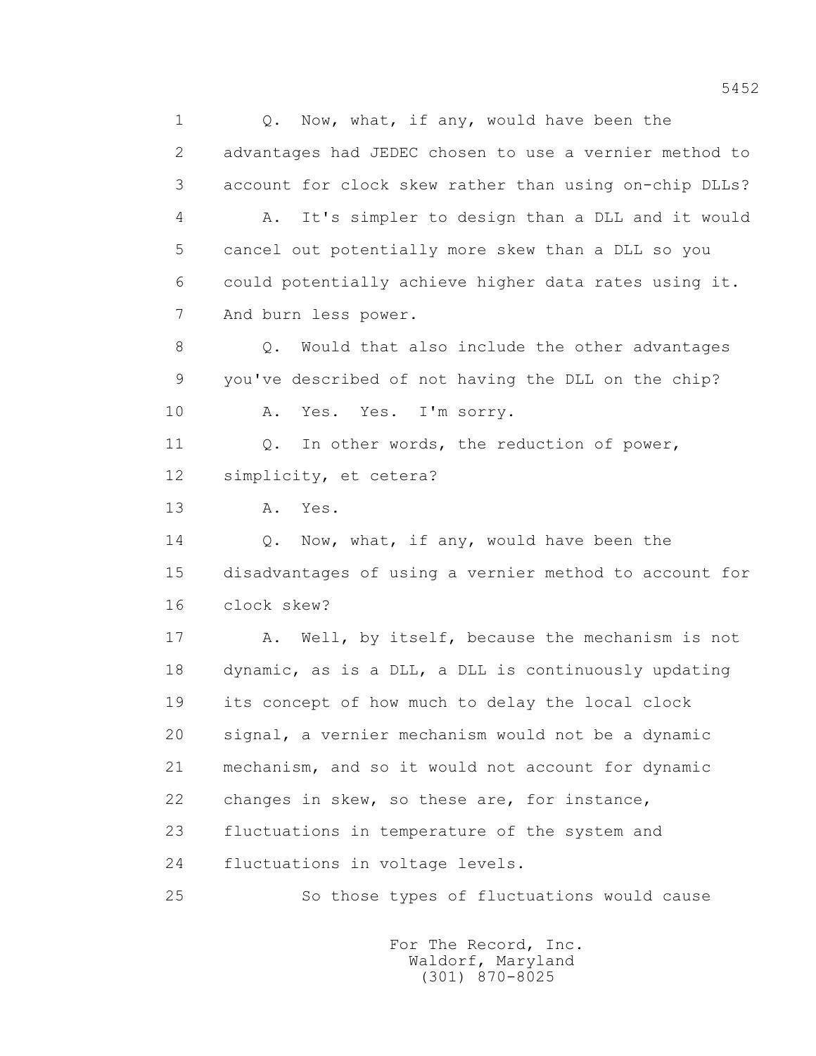Q. Now, what, if any, would have been the advantages had JEDEC chosen to use a vernier method to account for clock skew rather than using on-chip DLLs?

A. It's simpler to design than a DLL and it would cancel out potentially more skew than a DLL so you could potentially achieve higher data rates using it. And burn less power.

Q. Would that also include the other advantages you've described of not having the DLL on the chip?

A. Yes. Yes. I'm sorry.

Q. In other words, the reduction of power, simplicity, et cetera?

A. Yes.

Q. Now, what, if any, would have been the disadvantages of using a vernier method to account for clock skew?

A. Well, by itself, because the mechanism is not dynamic, as is a DLL, a DLL is continuously updating its concept of how much to delay the local clock signal, a vernier mechanism would not be a dynamic mechanism, and so it would not account for dynamic changes in skew, so these are, for instance, fluctuations in temperature of the system and fluctuations in voltage levels.

So those types of fluctuations would cause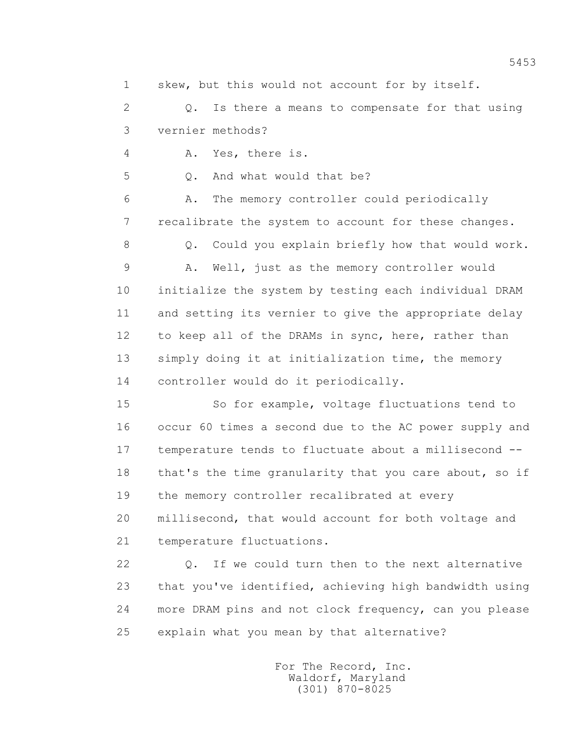1 skew, but this would not account for by itself.

2 Q. Is there a means to compensate for that using

3 vernier methods?

4 A. Yes, there is.

5 Q. And what would that be?

6 A. The memory controller could periodically

7 recalibrate the system to account for these changes.

8 Q. Could you explain briefly how that would work.

9 A. Well, just as the memory controller would

10 initialize the system by testing each individual DRAM

11 and setting its vernier to give the appropriate delay

12 to keep all of the DRAMs in sync, here, rather than

13 simply doing it at initialization time, the memory

14 controller would do it periodically.

15 So for example, voltage fluctuations tend to

16 occur 60 times a second due to the AC power supply and

17 temperature tends to fluctuate about a millisecond --

18 that's the time granularity that you care about, so if

19 the memory controller recalibrated at every

20 millisecond, that would account for both voltage and

21 temperature fluctuations.

22 Q. If we could turn then to the next alternative

23 that you've identified, achieving high bandwidth using

24 more DRAM pins and not clock frequency, can you please

25 explain what you mean by that alternative?

For The Record, Inc.
Waldorf, Maryland
(301) 870-8025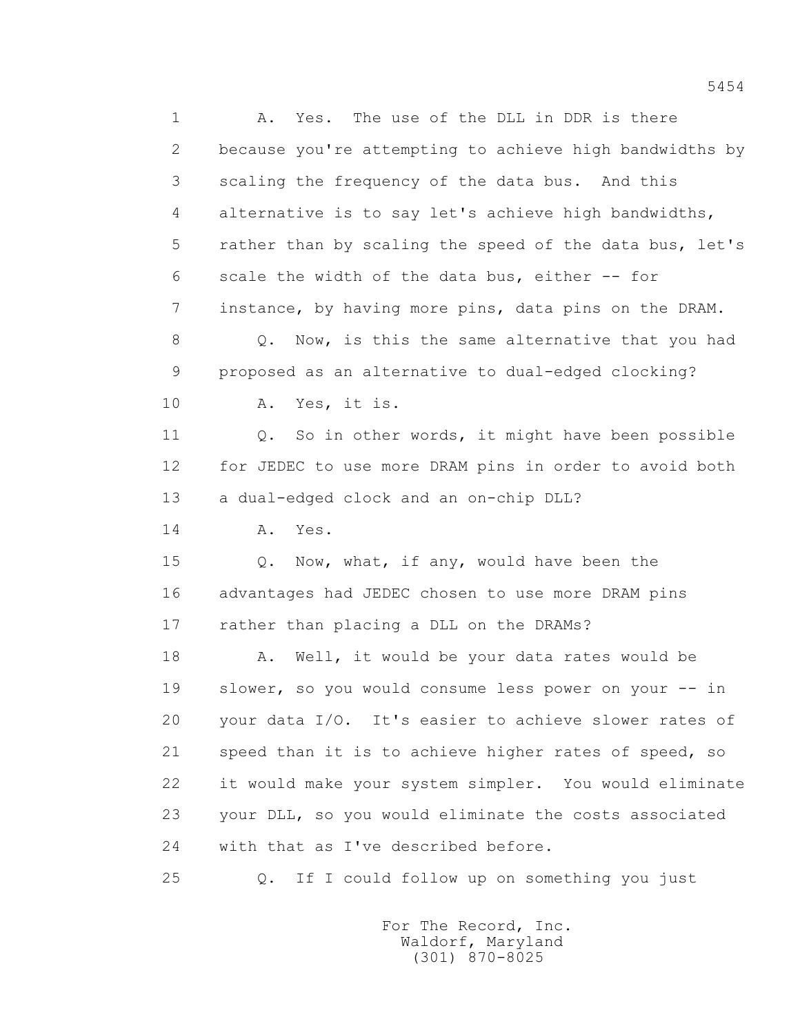1 A. Yes. The use of the DLL in DDR is there
2 because you're attempting to achieve high bandwidths by
3 scaling the frequency of the data bus. And this
4 alternative is to say let's achieve high bandwidths,
5 rather than by scaling the speed of the data bus, let's
6 scale the width of the data bus, either -- for
7 instance, by having more pins, data pins on the DRAM.
8 Q. Now, is this the same alternative that you had
9 proposed as an alternative to dual-edged clocking?
10 A. Yes, it is.
11 Q. So in other words, it might have been possible
12 for JEDEC to use more DRAM pins in order to avoid both
13 a dual-edged clock and an on-chip DLL?
14 A. Yes.
15 Q. Now, what, if any, would have been the
16 advantages had JEDEC chosen to use more DRAM pins
17 rather than placing a DLL on the DRAMs?
18 A. Well, it would be your data rates would be
19 slower, so you would consume less power on your -- in
20 your data I/O. It's easier to achieve slower rates of
21 speed than it is to achieve higher rates of speed, so
22 it would make your system simpler. You would eliminate
23 your DLL, so you would eliminate the costs associated
24 with that as I've described before.
25 Q. If I could follow up on something you just

For The Record, Inc.
Waldorf, Maryland
(301) 870-8025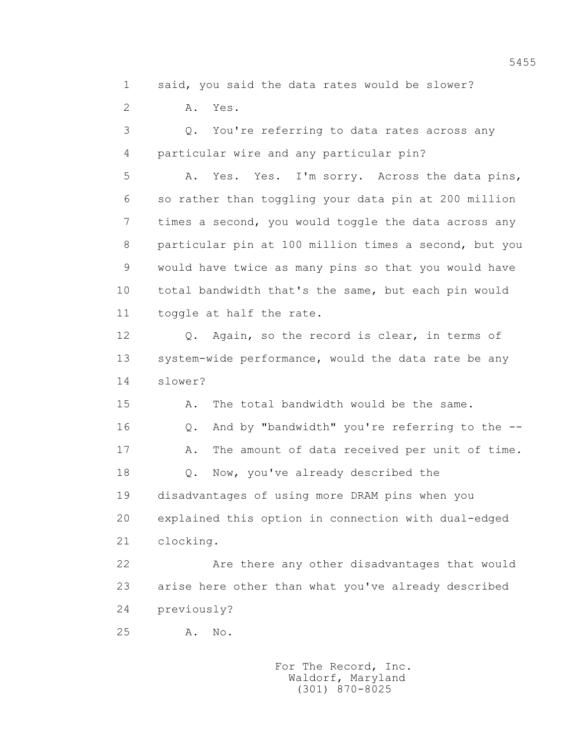said, you said the data rates would be slower?

A. Yes.

Q. You're referring to data rates across any particular wire and any particular pin?

A. Yes. Yes. I'm sorry. Across the data pins, so rather than toggling your data pin at 200 million times a second, you would toggle the data across any particular pin at 100 million times a second, but you would have twice as many pins so that you would have total bandwidth that's the same, but each pin would toggle at half the rate.

Q. Again, so the record is clear, in terms of system-wide performance, would the data rate be any slower?

A. The total bandwidth would be the same.

Q. And by "bandwidth" you're referring to the --

A. The amount of data received per unit of time.

Q. Now, you've already described the disadvantages of using more DRAM pins when you explained this option in connection with dual-edged clocking.

Are there any other disadvantages that would arise here other than what you've already described previously?

A. No.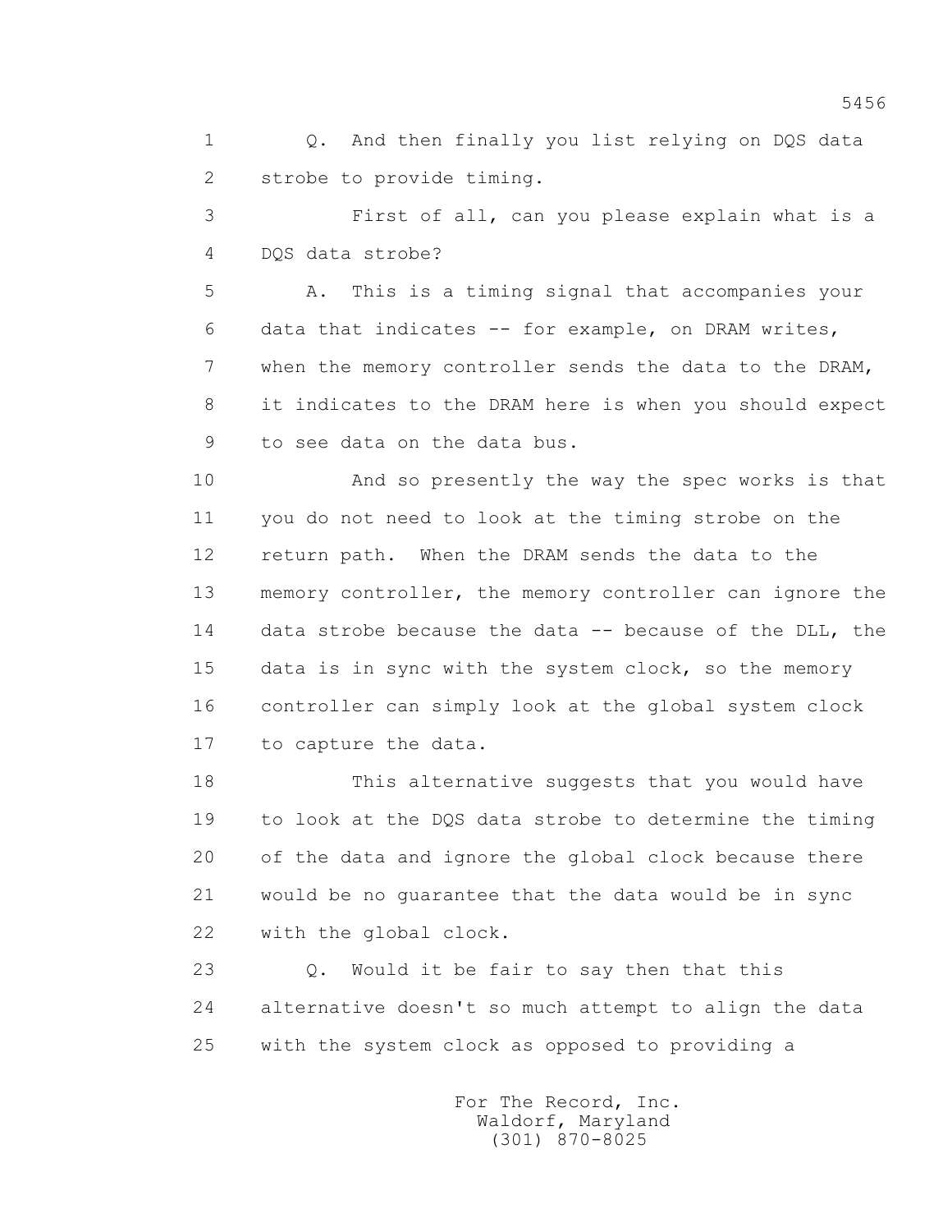Q. And then finally you list relying on DQS data strobe to provide timing.

First of all, can you please explain what is a DQS data strobe?

A. This is a timing signal that accompanies your data that indicates -- for example, on DRAM writes, when the memory controller sends the data to the DRAM, it indicates to the DRAM here is when you should expect to see data on the data bus.

And so presently the way the spec works is that you do not need to look at the timing strobe on the return path. When the DRAM sends the data to the memory controller, the memory controller can ignore the data strobe because the data -- because of the DLL, the data is in sync with the system clock, so the memory controller can simply look at the global system clock to capture the data.

This alternative suggests that you would have to look at the DQS data strobe to determine the timing of the data and ignore the global clock because there would be no guarantee that the data would be in sync with the global clock.

Q. Would it be fair to say then that this alternative doesn't so much attempt to align the data with the system clock as opposed to providing a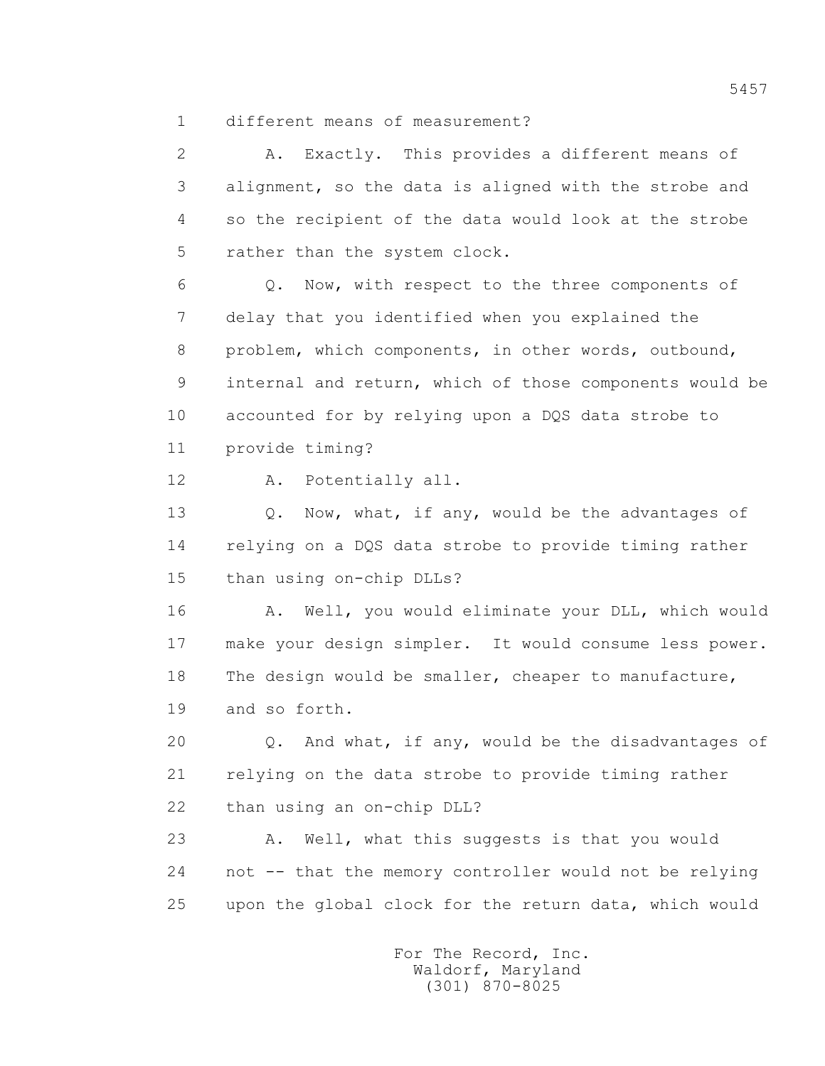different means of measurement?

A. Exactly. This provides a different means of alignment, so the data is aligned with the strobe and so the recipient of the data would look at the strobe rather than the system clock.

Q. Now, with respect to the three components of delay that you identified when you explained the problem, which components, in other words, outbound, internal and return, which of those components would be accounted for by relying upon a DQS data strobe to provide timing?

A. Potentially all.

Q. Now, what, if any, would be the advantages of relying on a DQS data strobe to provide timing rather than using on-chip DLLs?

A. Well, you would eliminate your DLL, which would make your design simpler. It would consume less power. The design would be smaller, cheaper to manufacture, and so forth.

Q. And what, if any, would be the disadvantages of relying on the data strobe to provide timing rather than using an on-chip DLL?

A. Well, what this suggests is that you would not -- that the memory controller would not be relying upon the global clock for the return data, which would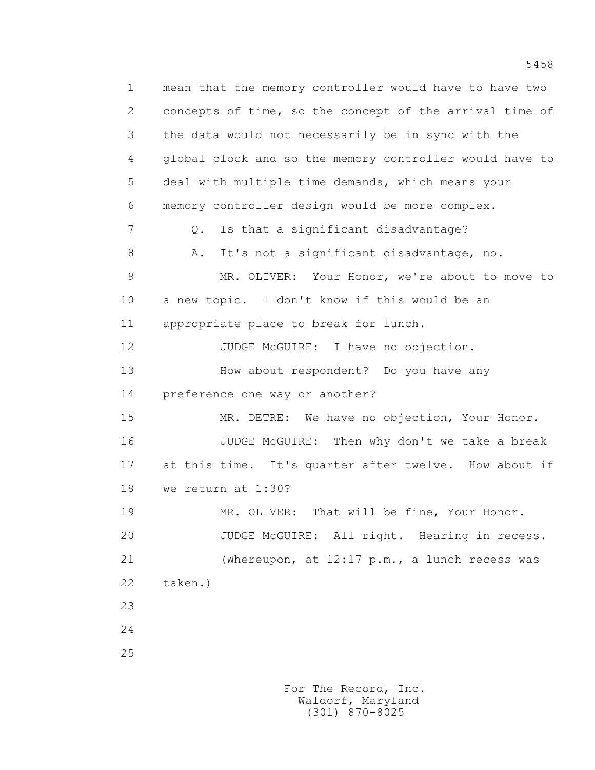mean that the memory controller would have to have two concepts of time, so the concept of the arrival time of the data would not necessarily be in sync with the global clock and so the memory controller would have to deal with multiple time demands, which means your memory controller design would be more complex.

Q. Is that a significant disadvantage?

A. It's not a significant disadvantage, no.

MR. OLIVER: Your Honor, we're about to move to a new topic. I don't know if this would be an appropriate place to break for lunch.

JUDGE McGUIRE: I have no objection.

How about respondent? Do you have any preference one way or another?

MR. DETRE: We have no objection, Your Honor.

JUDGE McGUIRE: Then why don't we take a break at this time. It's quarter after twelve. How about if we return at 1:30?

MR. OLIVER: That will be fine, Your Honor.

JUDGE McGUIRE: All right. Hearing in recess.

(Whereupon, at 12:17 p.m., a lunch recess was taken.)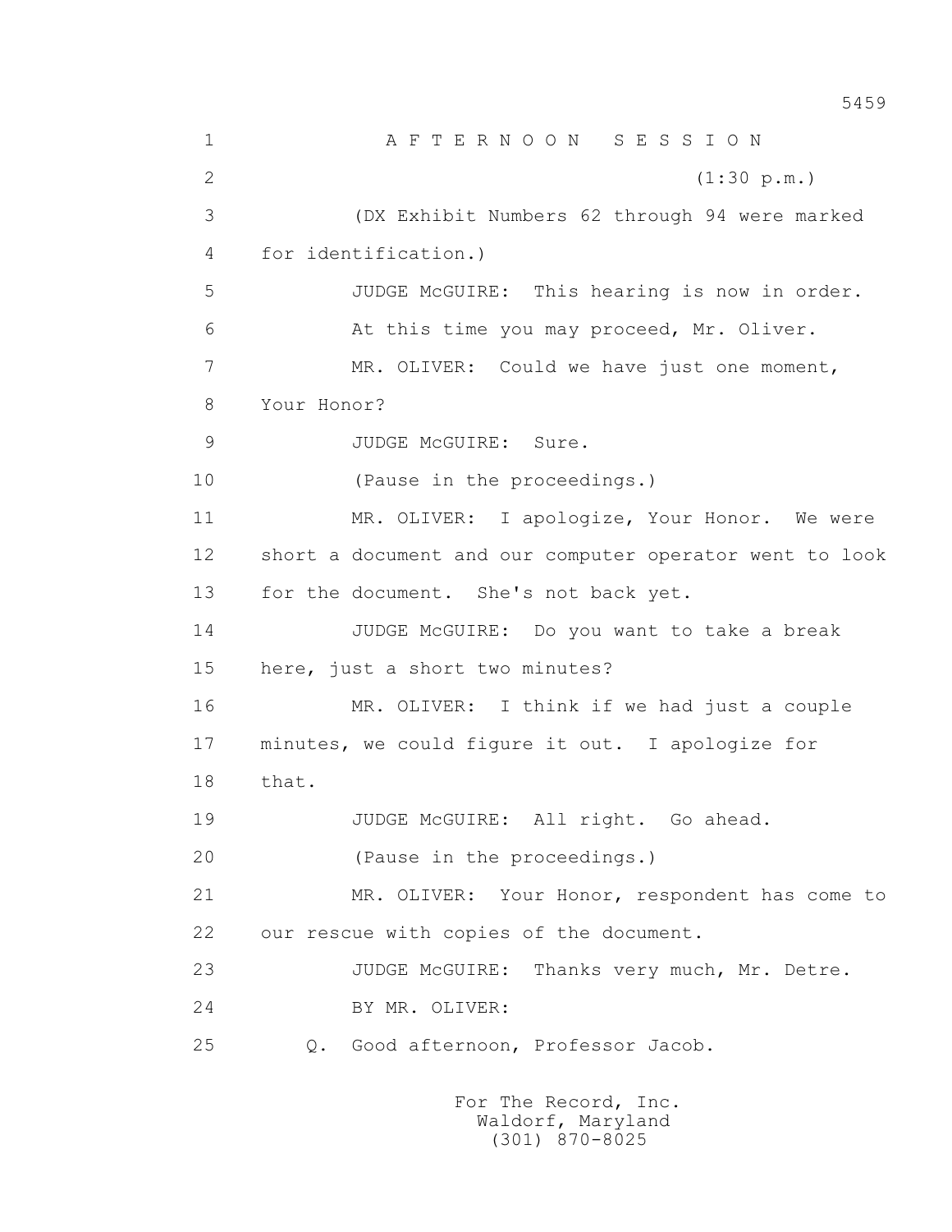# A F T E R N O O N   S E S S I O N

(1:30 p.m.)

(DX Exhibit Numbers 62 through 94 were marked for identification.)

JUDGE McGUIRE: This hearing is now in order. At this time you may proceed, Mr. Oliver.

MR. OLIVER: Could we have just one moment, Your Honor?

JUDGE McGUIRE: Sure.

(Pause in the proceedings.)

MR. OLIVER: I apologize, Your Honor. We were short a document and our computer operator went to look for the document. She's not back yet.

JUDGE McGUIRE: Do you want to take a break here, just a short two minutes?

MR. OLIVER: I think if we had just a couple minutes, we could figure it out. I apologize for that.

JUDGE McGUIRE: All right. Go ahead.

(Pause in the proceedings.)

MR. OLIVER: Your Honor, respondent has come to our rescue with copies of the document.

JUDGE McGUIRE: Thanks very much, Mr. Detre.

BY MR. OLIVER:

Q. Good afternoon, Professor Jacob.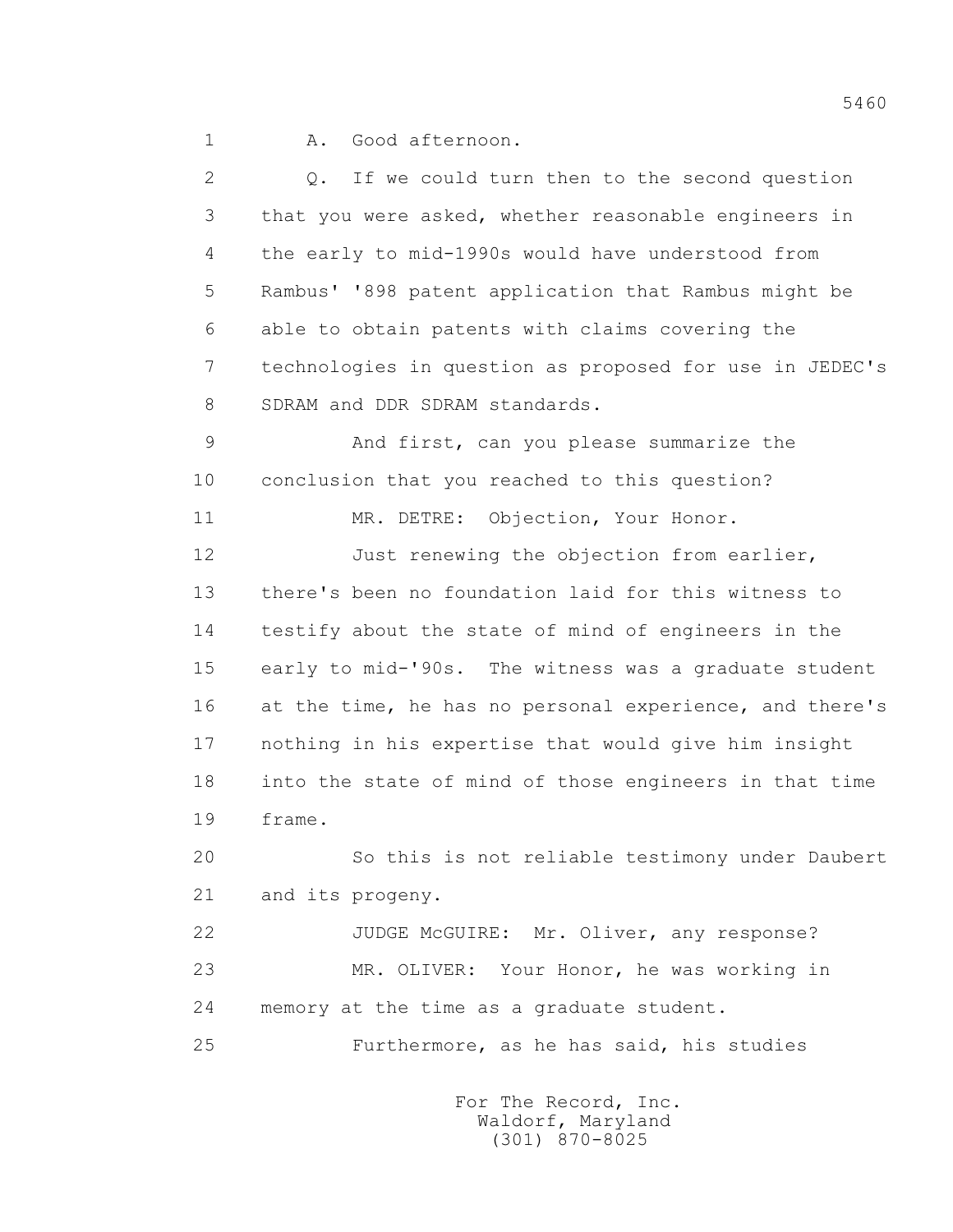1 A. Good afternoon.

2 Q. If we could turn then to the second question

3 that you were asked, whether reasonable engineers in

4 the early to mid-1990s would have understood from

5 Rambus' '898 patent application that Rambus might be

6 able to obtain patents with claims covering the

7 technologies in question as proposed for use in JEDEC's

8 SDRAM and DDR SDRAM standards.

9 And first, can you please summarize the

10 conclusion that you reached to this question?

11 MR. DETRE: Objection, Your Honor.

12 Just renewing the objection from earlier,

13 there's been no foundation laid for this witness to

14 testify about the state of mind of engineers in the

15 early to mid-'90s. The witness was a graduate student

16 at the time, he has no personal experience, and there's

17 nothing in his expertise that would give him insight

18 into the state of mind of those engineers in that time

19 frame.

20 So this is not reliable testimony under Daubert

21 and its progeny.

22 JUDGE McGUIRE: Mr. Oliver, any response?

23 MR. OLIVER: Your Honor, he was working in

24 memory at the time as a graduate student.

25 Furthermore, as he has said, his studies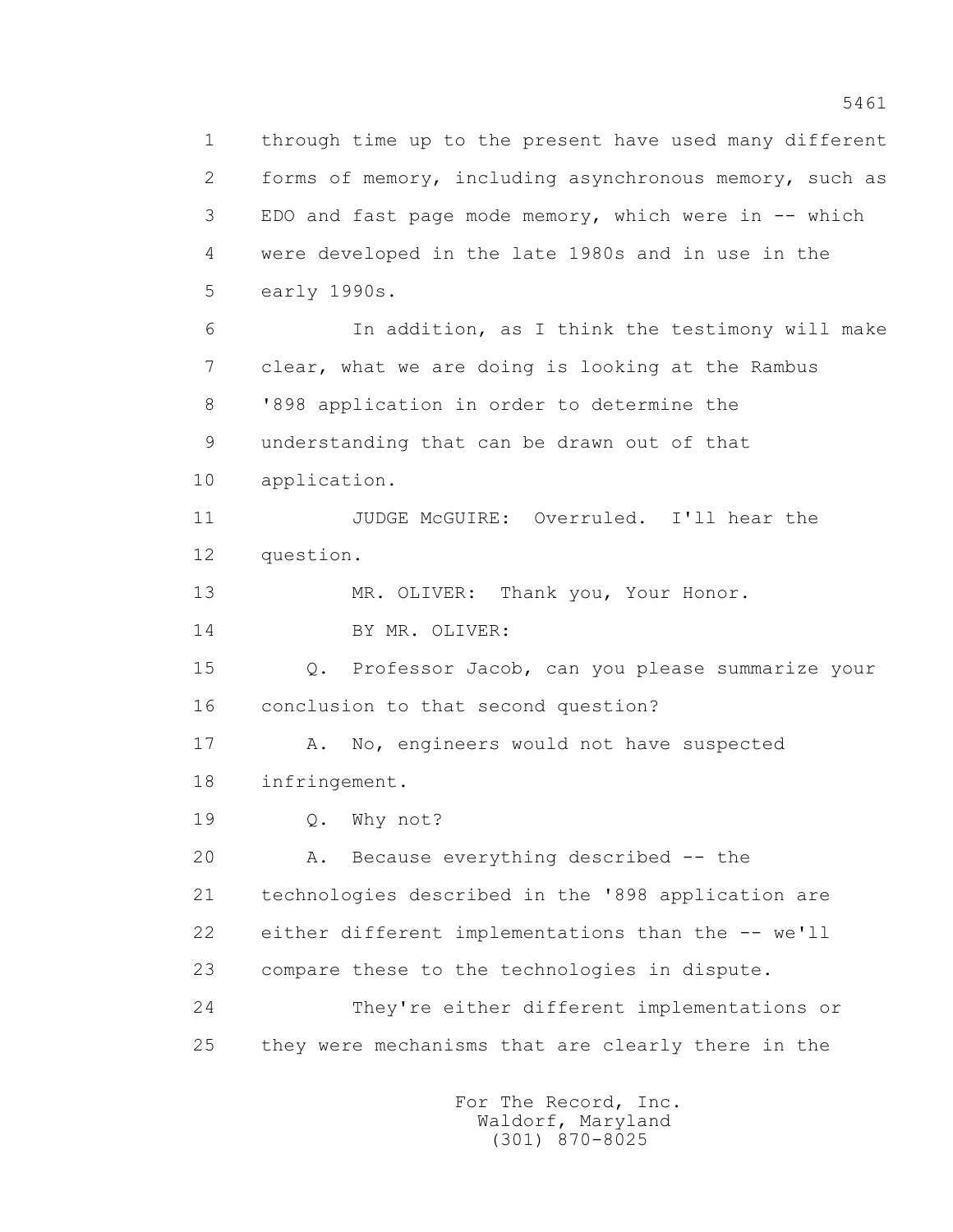through time up to the present have used many different forms of memory, including asynchronous memory, such as EDO and fast page mode memory, which were in -- which were developed in the late 1980s and in use in the early 1990s.

In addition, as I think the testimony will make clear, what we are doing is looking at the Rambus '898 application in order to determine the understanding that can be drawn out of that application.

JUDGE McGUIRE: Overruled. I'll hear the question.

MR. OLIVER: Thank you, Your Honor.

BY MR. OLIVER:

Q. Professor Jacob, can you please summarize your conclusion to that second question?

A. No, engineers would not have suspected infringement.

Q. Why not?

A. Because everything described -- the technologies described in the '898 application are either different implementations than the -- we'll compare these to the technologies in dispute.

They're either different implementations or they were mechanisms that are clearly there in the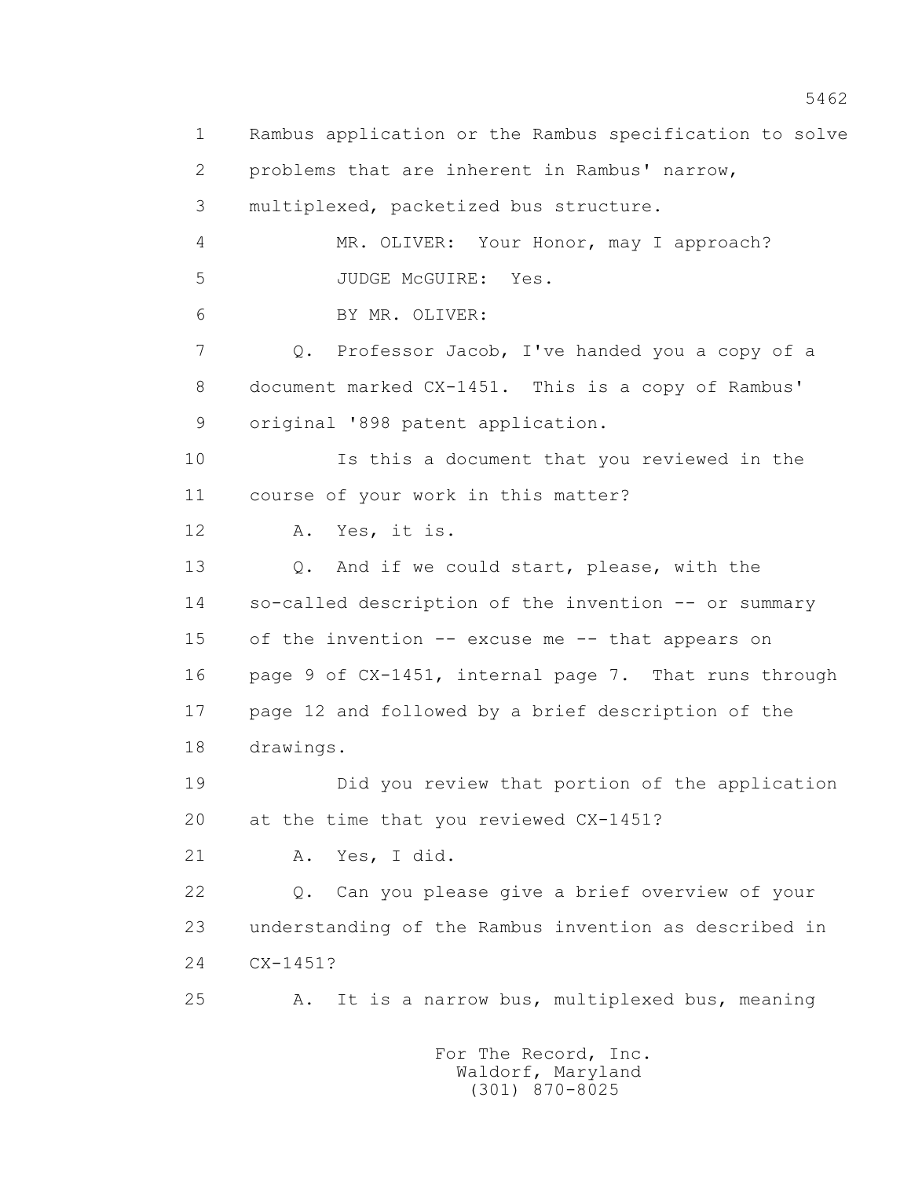1 Rambus application or the Rambus specification to solve
2 problems that are inherent in Rambus' narrow,
3 multiplexed, packetized bus structure.
4 MR. OLIVER: Your Honor, may I approach?
5 JUDGE McGUIRE: Yes.
6 BY MR. OLIVER:
7 Q. Professor Jacob, I've handed you a copy of a
8 document marked CX-1451. This is a copy of Rambus'
9 original '898 patent application.
10 Is this a document that you reviewed in the
11 course of your work in this matter?
12 A. Yes, it is.
13 Q. And if we could start, please, with the
14 so-called description of the invention -- or summary
15 of the invention -- excuse me -- that appears on
16 page 9 of CX-1451, internal page 7. That runs through
17 page 12 and followed by a brief description of the
18 drawings.
19 Did you review that portion of the application
20 at the time that you reviewed CX-1451?
21 A. Yes, I did.
22 Q. Can you please give a brief overview of your
23 understanding of the Rambus invention as described in
24 CX-1451?
25 A. It is a narrow bus, multiplexed bus, meaning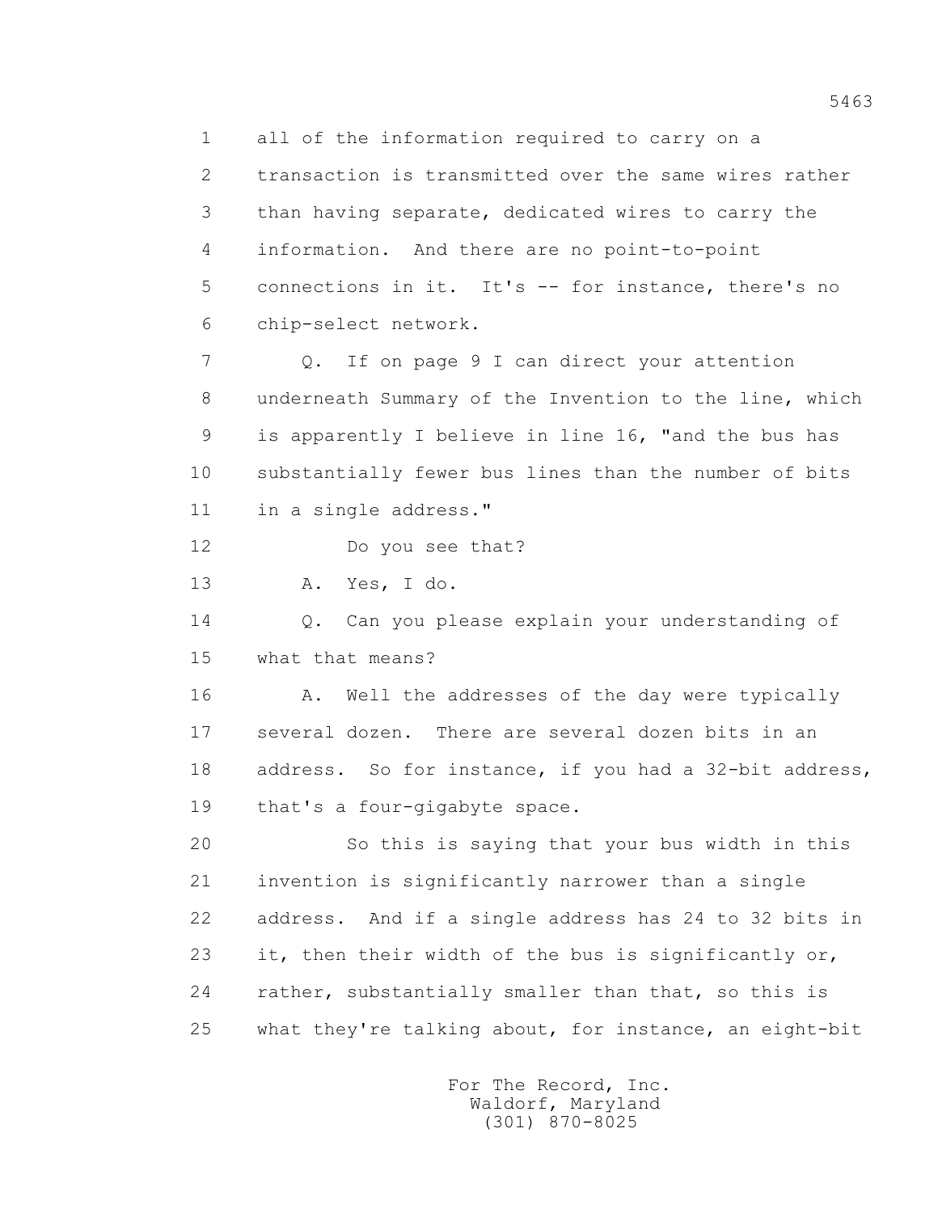1 all of the information required to carry on a
2 transaction is transmitted over the same wires rather
3 than having separate, dedicated wires to carry the
4 information. And there are no point-to-point
5 connections in it. It's -- for instance, there's no
6 chip-select network.

7 Q. If on page 9 I can direct your attention
8 underneath Summary of the Invention to the line, which
9 is apparently I believe in line 16, "and the bus has
10 substantially fewer bus lines than the number of bits
11 in a single address."

12 Do you see that?

13 A. Yes, I do.

14 Q. Can you please explain your understanding of
15 what that means?

16 A. Well the addresses of the day were typically
17 several dozen. There are several dozen bits in an
18 address. So for instance, if you had a 32-bit address,
19 that's a four-gigabyte space.

20 So this is saying that your bus width in this
21 invention is significantly narrower than a single
22 address. And if a single address has 24 to 32 bits in
23 it, then their width of the bus is significantly or,
24 rather, substantially smaller than that, so this is
25 what they're talking about, for instance, an eight-bit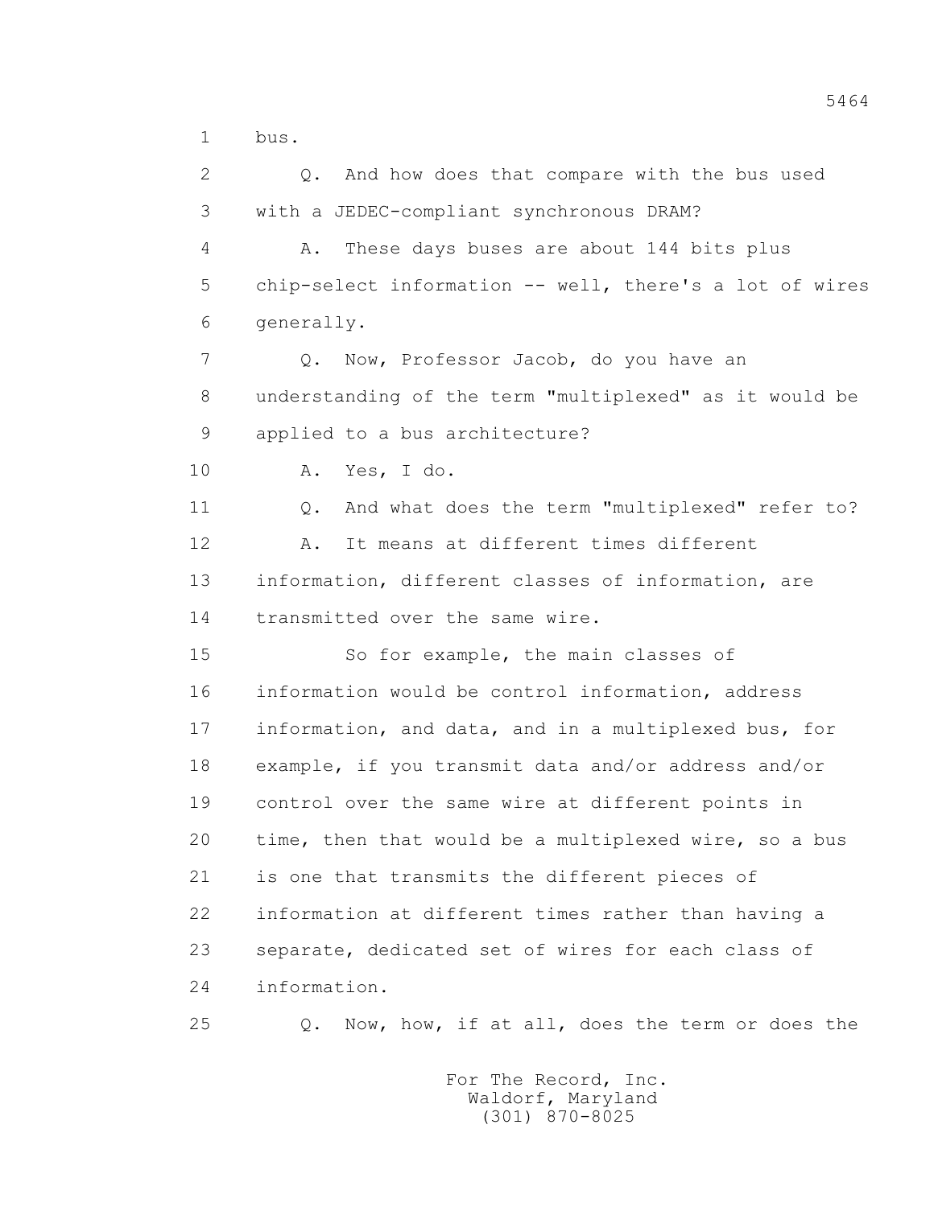bus.

Q. And how does that compare with the bus used with a JEDEC-compliant synchronous DRAM?

A. These days buses are about 144 bits plus chip-select information -- well, there's a lot of wires generally.

Q. Now, Professor Jacob, do you have an understanding of the term "multiplexed" as it would be applied to a bus architecture?

A. Yes, I do.

Q. And what does the term "multiplexed" refer to?

A. It means at different times different information, different classes of information, are transmitted over the same wire.

So for example, the main classes of information would be control information, address information, and data, and in a multiplexed bus, for example, if you transmit data and/or address and/or control over the same wire at different points in time, then that would be a multiplexed wire, so a bus is one that transmits the different pieces of information at different times rather than having a separate, dedicated set of wires for each class of information.

Q. Now, how, if at all, does the term or does the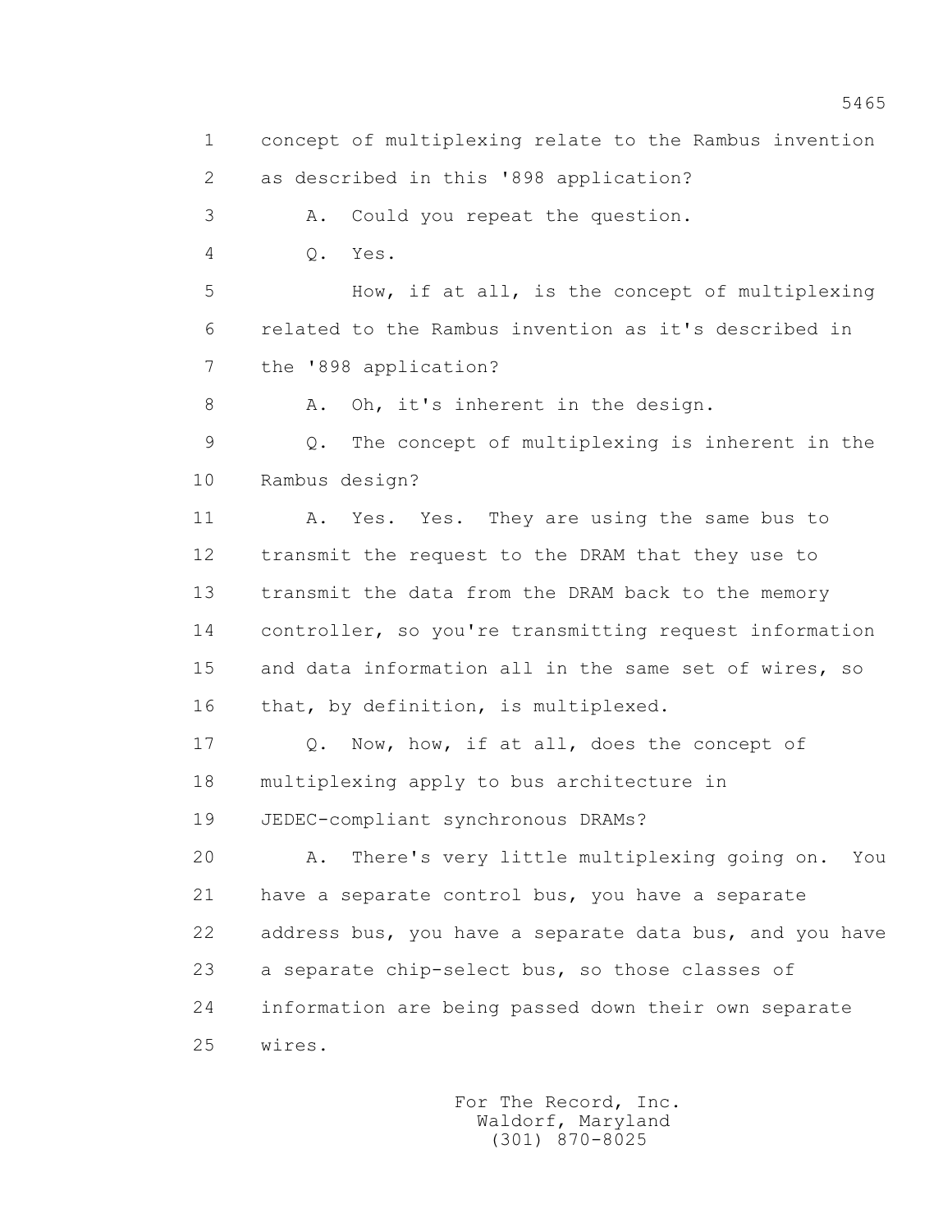concept of multiplexing relate to the Rambus invention as described in this '898 application?

A. Could you repeat the question.

Q. Yes.

How, if at all, is the concept of multiplexing related to the Rambus invention as it's described in the '898 application?

A. Oh, it's inherent in the design.

Q. The concept of multiplexing is inherent in the Rambus design?

A. Yes. Yes. They are using the same bus to transmit the request to the DRAM that they use to transmit the data from the DRAM back to the memory controller, so you're transmitting request information and data information all in the same set of wires, so that, by definition, is multiplexed.

Q. Now, how, if at all, does the concept of multiplexing apply to bus architecture in JEDEC-compliant synchronous DRAMs?

A. There's very little multiplexing going on. You have a separate control bus, you have a separate address bus, you have a separate data bus, and you have a separate chip-select bus, so those classes of information are being passed down their own separate wires.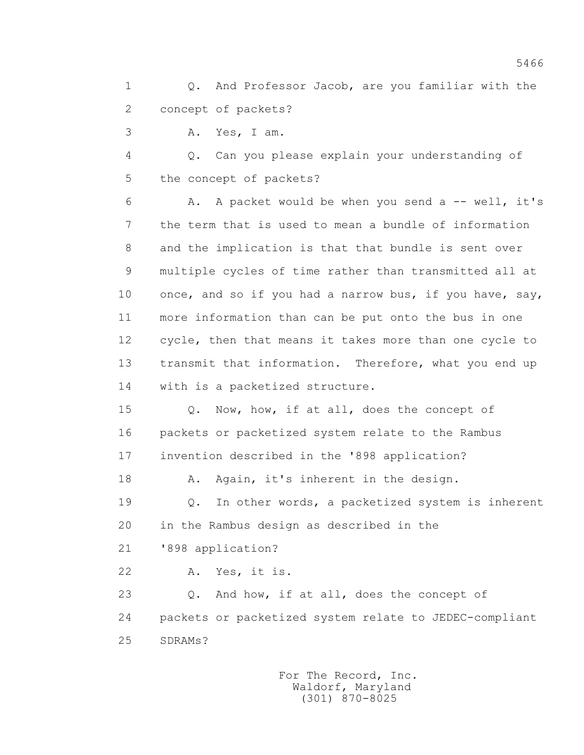1 Q. And Professor Jacob, are you familiar with the
2 concept of packets?

3 A. Yes, I am.

4 Q. Can you please explain your understanding of
5 the concept of packets?

6 A. A packet would be when you send a -- well, it's
7 the term that is used to mean a bundle of information
8 and the implication is that that bundle is sent over
9 multiple cycles of time rather than transmitted all at
10 once, and so if you had a narrow bus, if you have, say,
11 more information than can be put onto the bus in one
12 cycle, then that means it takes more than one cycle to
13 transmit that information. Therefore, what you end up
14 with is a packetized structure.

15 Q. Now, how, if at all, does the concept of
16 packets or packetized system relate to the Rambus
17 invention described in the '898 application?

18 A. Again, it's inherent in the design.

19 Q. In other words, a packetized system is inherent
20 in the Rambus design as described in the
21 '898 application?

22 A. Yes, it is.

23 Q. And how, if at all, does the concept of
24 packets or packetized system relate to JEDEC-compliant
25 SDRAMs?

For The Record, Inc.
Waldorf, Maryland
(301) 870-8025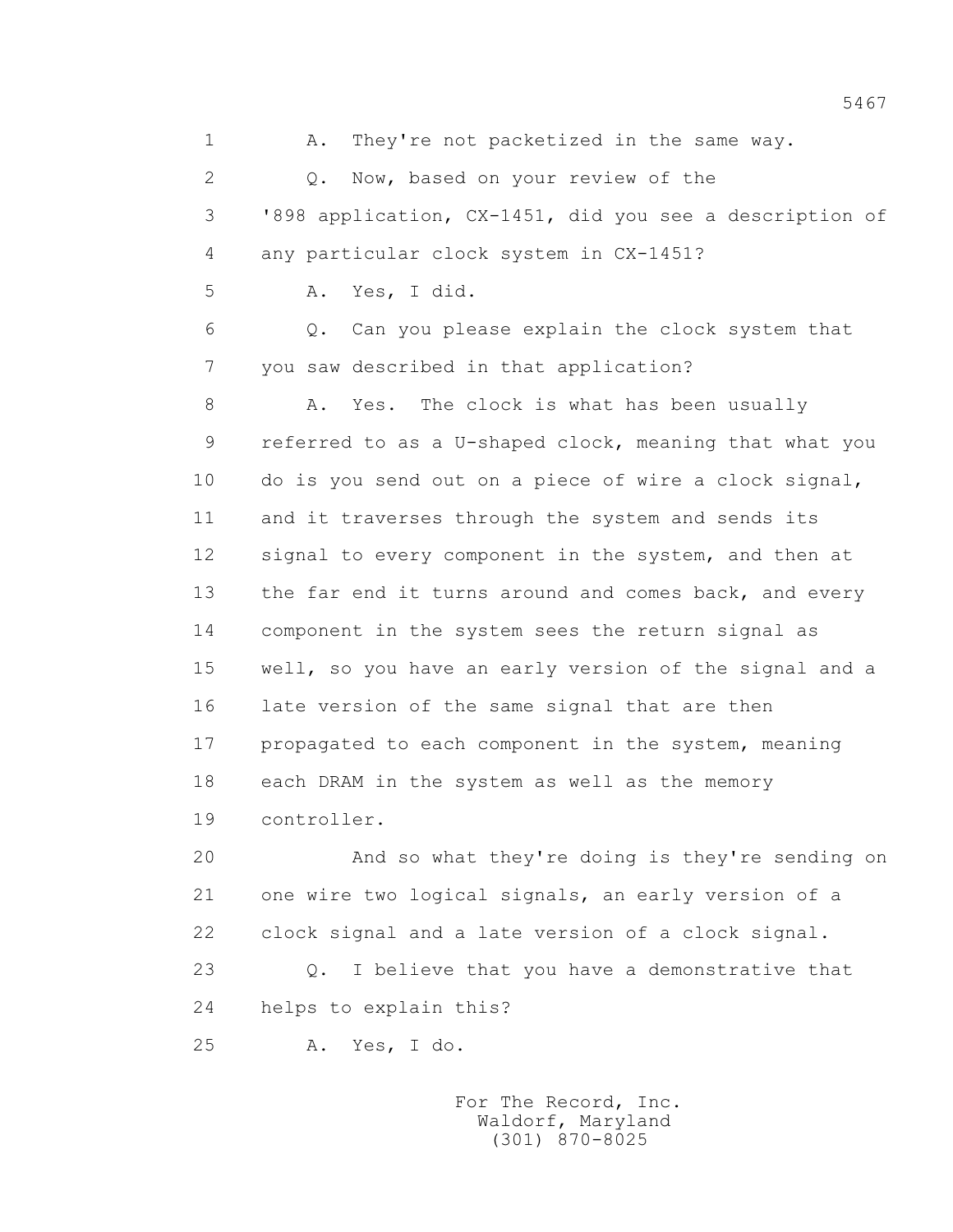A. They're not packetized in the same way.

Q. Now, based on your review of the '898 application, CX-1451, did you see a description of any particular clock system in CX-1451?

A. Yes, I did.

Q. Can you please explain the clock system that you saw described in that application?

A. Yes. The clock is what has been usually referred to as a U-shaped clock, meaning that what you do is you send out on a piece of wire a clock signal, and it traverses through the system and sends its signal to every component in the system, and then at the far end it turns around and comes back, and every component in the system sees the return signal as well, so you have an early version of the signal and a late version of the same signal that are then propagated to each component in the system, meaning each DRAM in the system as well as the memory controller.

And so what they're doing is they're sending on one wire two logical signals, an early version of a clock signal and a late version of a clock signal.

Q. I believe that you have a demonstrative that helps to explain this?

A. Yes, I do.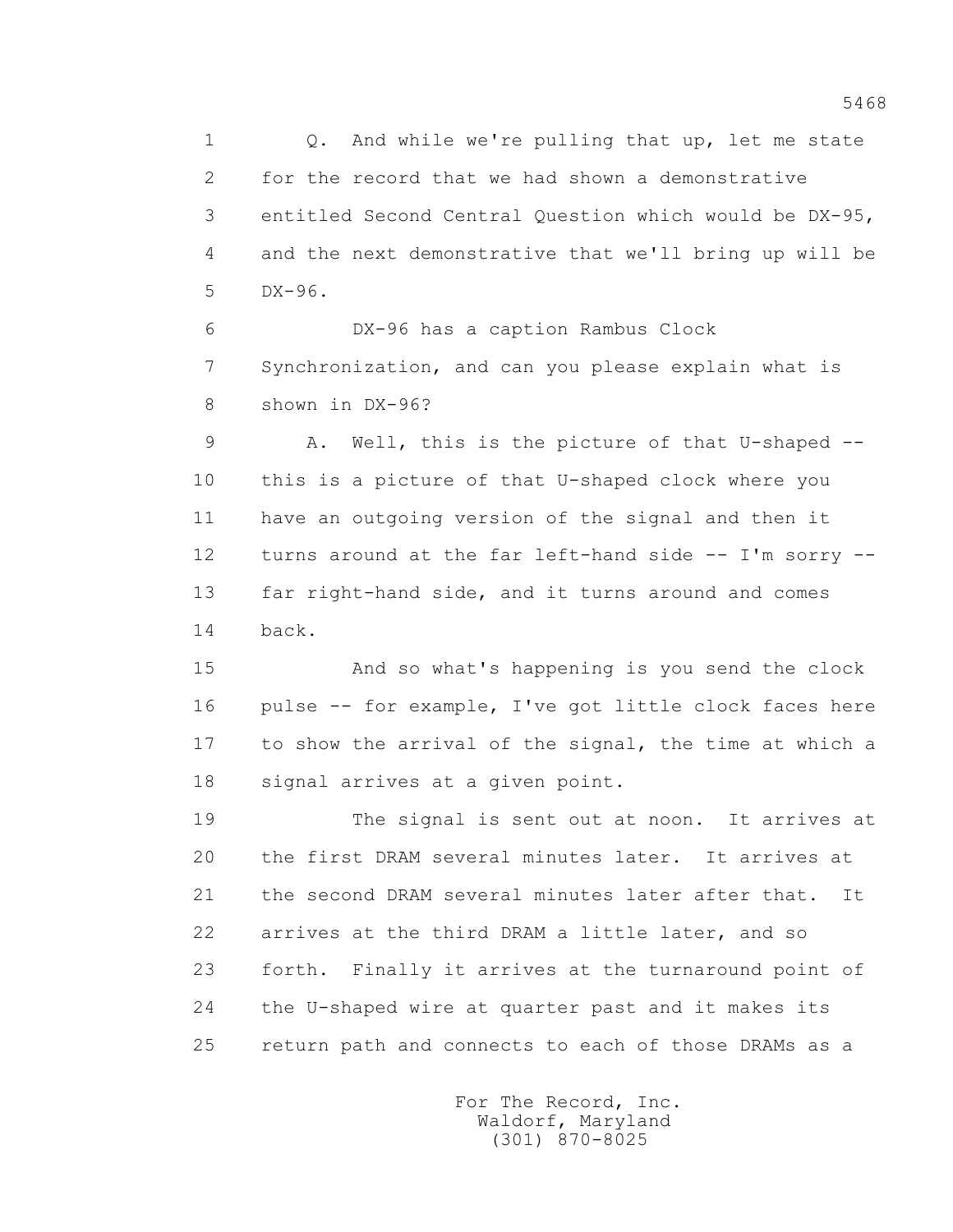1 Q. And while we're pulling that up, let me state
2 for the record that we had shown a demonstrative
3 entitled Second Central Question which would be DX-95,
4 and the next demonstrative that we'll bring up will be
5 DX-96.

6 DX-96 has a caption Rambus Clock
7 Synchronization, and can you please explain what is
8 shown in DX-96?

9 A. Well, this is the picture of that U-shaped --
10 this is a picture of that U-shaped clock where you
11 have an outgoing version of the signal and then it
12 turns around at the far left-hand side -- I'm sorry --
13 far right-hand side, and it turns around and comes
14 back.

15 And so what's happening is you send the clock
16 pulse -- for example, I've got little clock faces here
17 to show the arrival of the signal, the time at which a
18 signal arrives at a given point.

19 The signal is sent out at noon. It arrives at
20 the first DRAM several minutes later. It arrives at
21 the second DRAM several minutes later after that. It
22 arrives at the third DRAM a little later, and so
23 forth. Finally it arrives at the turnaround point of
24 the U-shaped wire at quarter past and it makes its
25 return path and connects to each of those DRAMs as a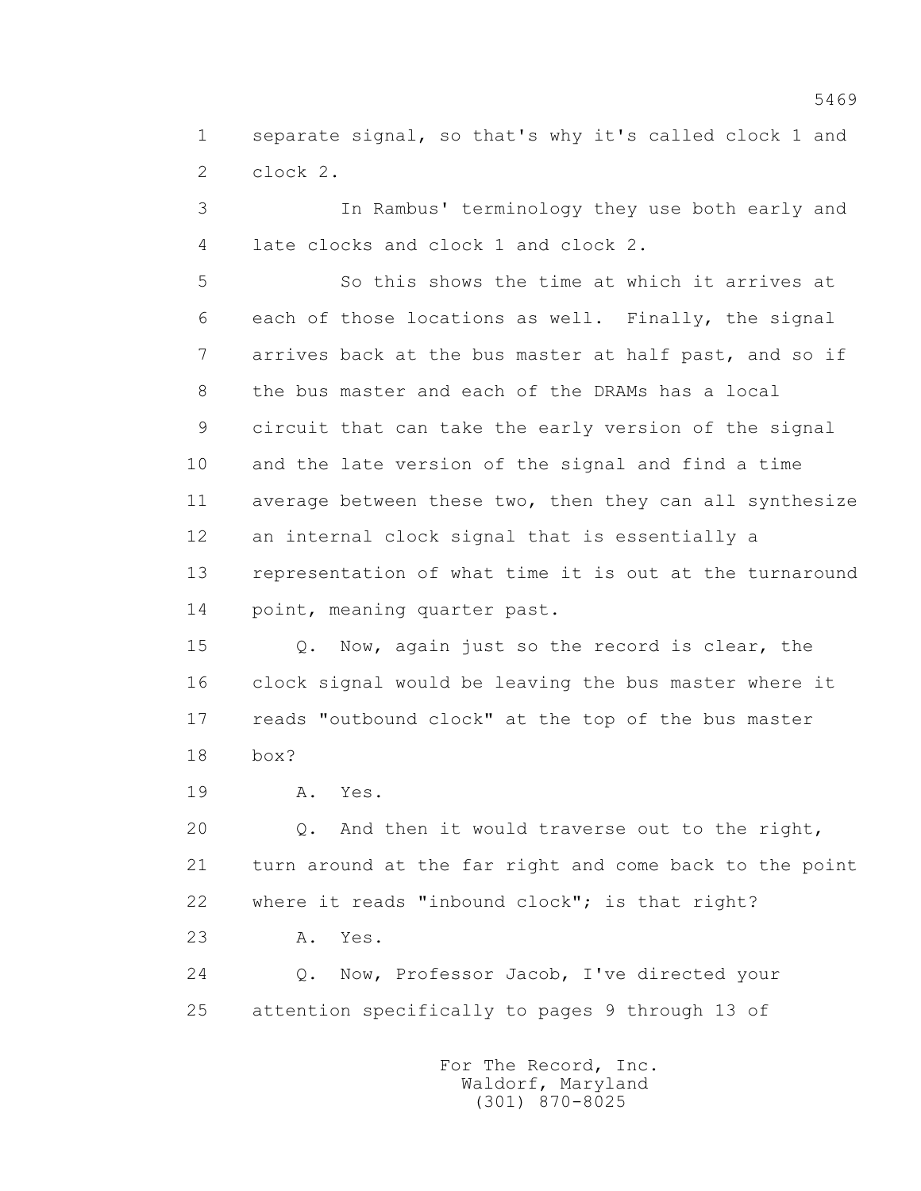1 separate signal, so that's why it's called clock 1 and
2 clock 2.

3 In Rambus' terminology they use both early and
4 late clocks and clock 1 and clock 2.

5 So this shows the time at which it arrives at
6 each of those locations as well. Finally, the signal
7 arrives back at the bus master at half past, and so if
8 the bus master and each of the DRAMs has a local
9 circuit that can take the early version of the signal
10 and the late version of the signal and find a time
11 average between these two, then they can all synthesize
12 an internal clock signal that is essentially a
13 representation of what time it is out at the turnaround
14 point, meaning quarter past.

15 Q. Now, again just so the record is clear, the
16 clock signal would be leaving the bus master where it
17 reads "outbound clock" at the top of the bus master
18 box?

19 A. Yes.

20 Q. And then it would traverse out to the right,
21 turn around at the far right and come back to the point
22 where it reads "inbound clock"; is that right?

23 A. Yes.

24 Q. Now, Professor Jacob, I've directed your
25 attention specifically to pages 9 through 13 of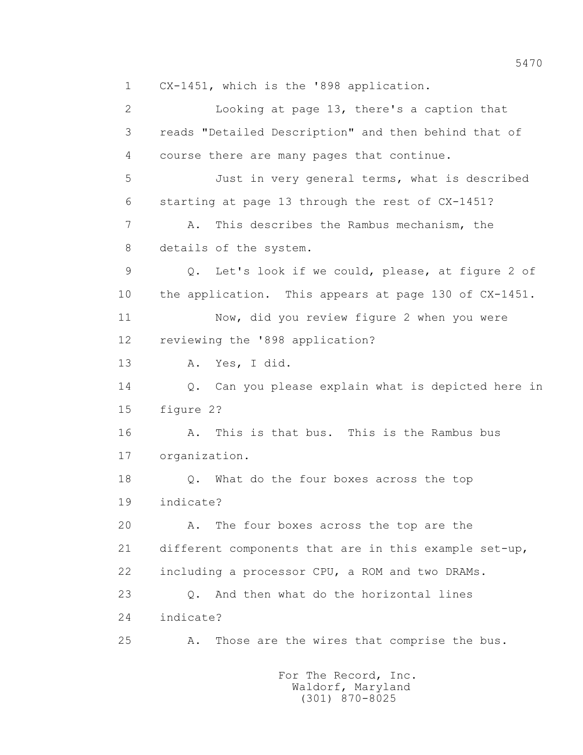CX-1451, which is the '898 application.

Looking at page 13, there's a caption that reads "Detailed Description" and then behind that of course there are many pages that continue.

Just in very general terms, what is described starting at page 13 through the rest of CX-1451?

A. This describes the Rambus mechanism, the details of the system.

Q. Let's look if we could, please, at figure 2 of the application. This appears at page 130 of CX-1451.

Now, did you review figure 2 when you were reviewing the '898 application?

A. Yes, I did.

Q. Can you please explain what is depicted here in figure 2?

A. This is that bus. This is the Rambus bus organization.

Q. What do the four boxes across the top indicate?

A. The four boxes across the top are the different components that are in this example set-up, including a processor CPU, a ROM and two DRAMs.

Q. And then what do the horizontal lines indicate?

A. Those are the wires that comprise the bus.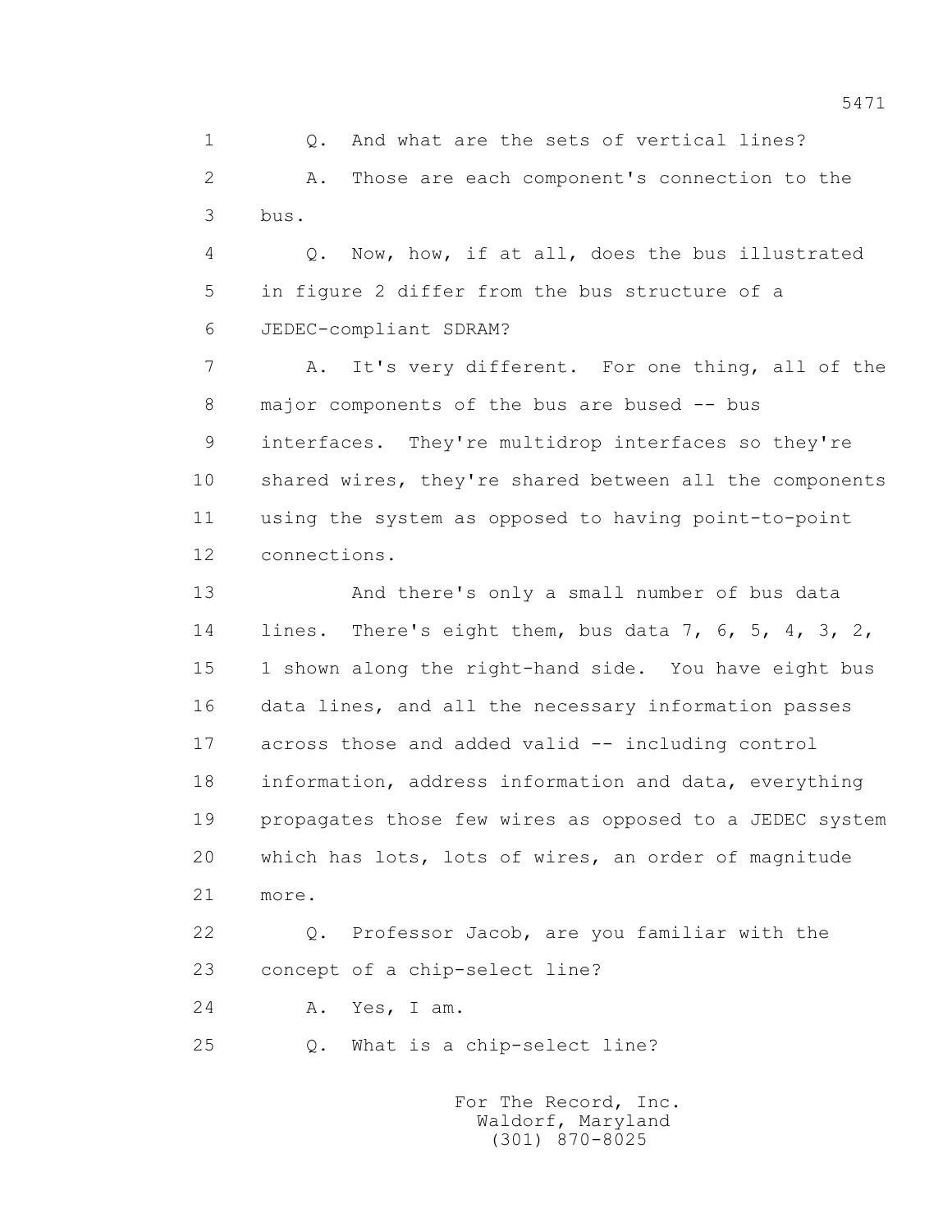1 Q. And what are the sets of vertical lines?

2 A. Those are each component's connection to the

3 bus.

4 Q. Now, how, if at all, does the bus illustrated

5 in figure 2 differ from the bus structure of a

6 JEDEC-compliant SDRAM?

7 A. It's very different. For one thing, all of the

8 major components of the bus are bused -- bus

9 interfaces. They're multidrop interfaces so they're

10 shared wires, they're shared between all the components

11 using the system as opposed to having point-to-point

12 connections.

13 And there's only a small number of bus data

14 lines. There's eight them, bus data 7, 6, 5, 4, 3, 2,

15 1 shown along the right-hand side. You have eight bus

16 data lines, and all the necessary information passes

17 across those and added valid -- including control

18 information, address information and data, everything

19 propagates those few wires as opposed to a JEDEC system

20 which has lots, lots of wires, an order of magnitude

21 more.

22 Q. Professor Jacob, are you familiar with the

23 concept of a chip-select line?

24 A. Yes, I am.

25 Q. What is a chip-select line?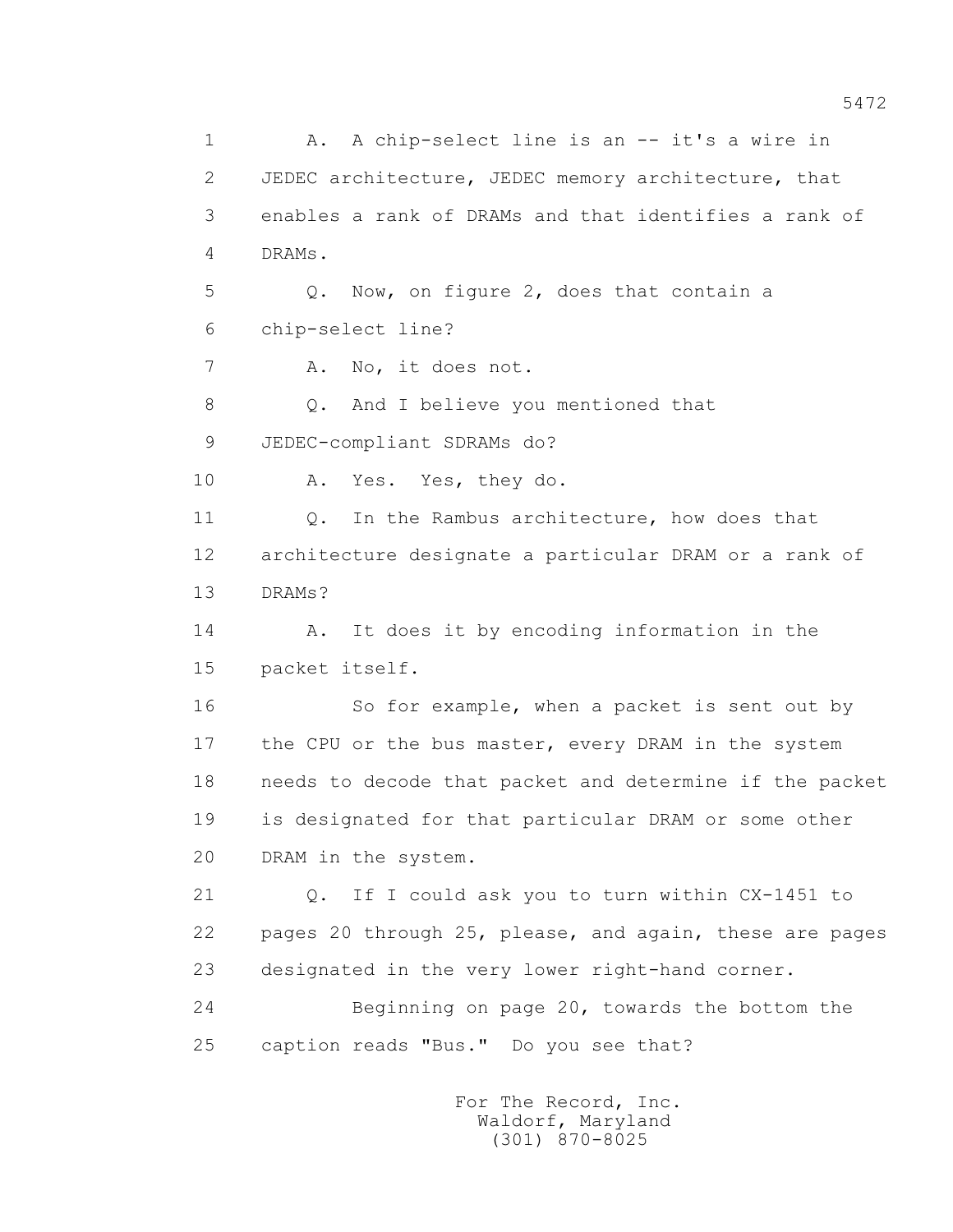1 A. A chip-select line is an -- it's a wire in
2 JEDEC architecture, JEDEC memory architecture, that
3 enables a rank of DRAMs and that identifies a rank of
4 DRAMs.

5 Q. Now, on figure 2, does that contain a
6 chip-select line?

7 A. No, it does not.

8 Q. And I believe you mentioned that
9 JEDEC-compliant SDRAMs do?

10 A. Yes. Yes, they do.

11 Q. In the Rambus architecture, how does that
12 architecture designate a particular DRAM or a rank of
13 DRAMs?

14 A. It does it by encoding information in the
15 packet itself.

16 So for example, when a packet is sent out by
17 the CPU or the bus master, every DRAM in the system
18 needs to decode that packet and determine if the packet
19 is designated for that particular DRAM or some other
20 DRAM in the system.

21 Q. If I could ask you to turn within CX-1451 to
22 pages 20 through 25, please, and again, these are pages
23 designated in the very lower right-hand corner.

24 Beginning on page 20, towards the bottom the
25 caption reads "Bus." Do you see that?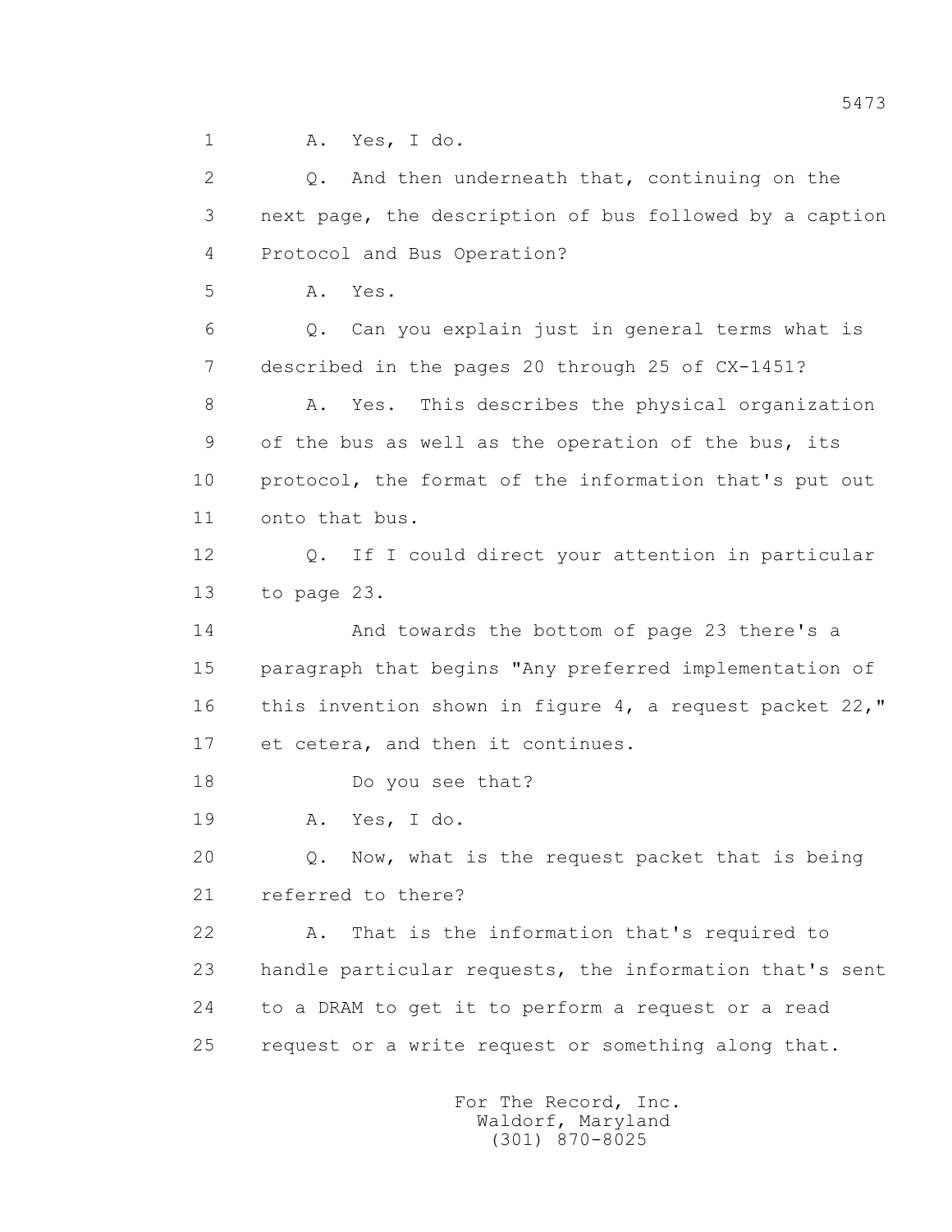1 A. Yes, I do.

2 Q. And then underneath that, continuing on the

3 next page, the description of bus followed by a caption

4 Protocol and Bus Operation?

5 A. Yes.

6 Q. Can you explain just in general terms what is

7 described in the pages 20 through 25 of CX-1451?

8 A. Yes. This describes the physical organization

9 of the bus as well as the operation of the bus, its

10 protocol, the format of the information that's put out

11 onto that bus.

12 Q. If I could direct your attention in particular

13 to page 23.

14 And towards the bottom of page 23 there's a

15 paragraph that begins "Any preferred implementation of

16 this invention shown in figure 4, a request packet 22,"

17 et cetera, and then it continues.

18 Do you see that?

19 A. Yes, I do.

20 Q. Now, what is the request packet that is being

21 referred to there?

22 A. That is the information that's required to

23 handle particular requests, the information that's sent

24 to a DRAM to get it to perform a request or a read

25 request or a write request or something along that.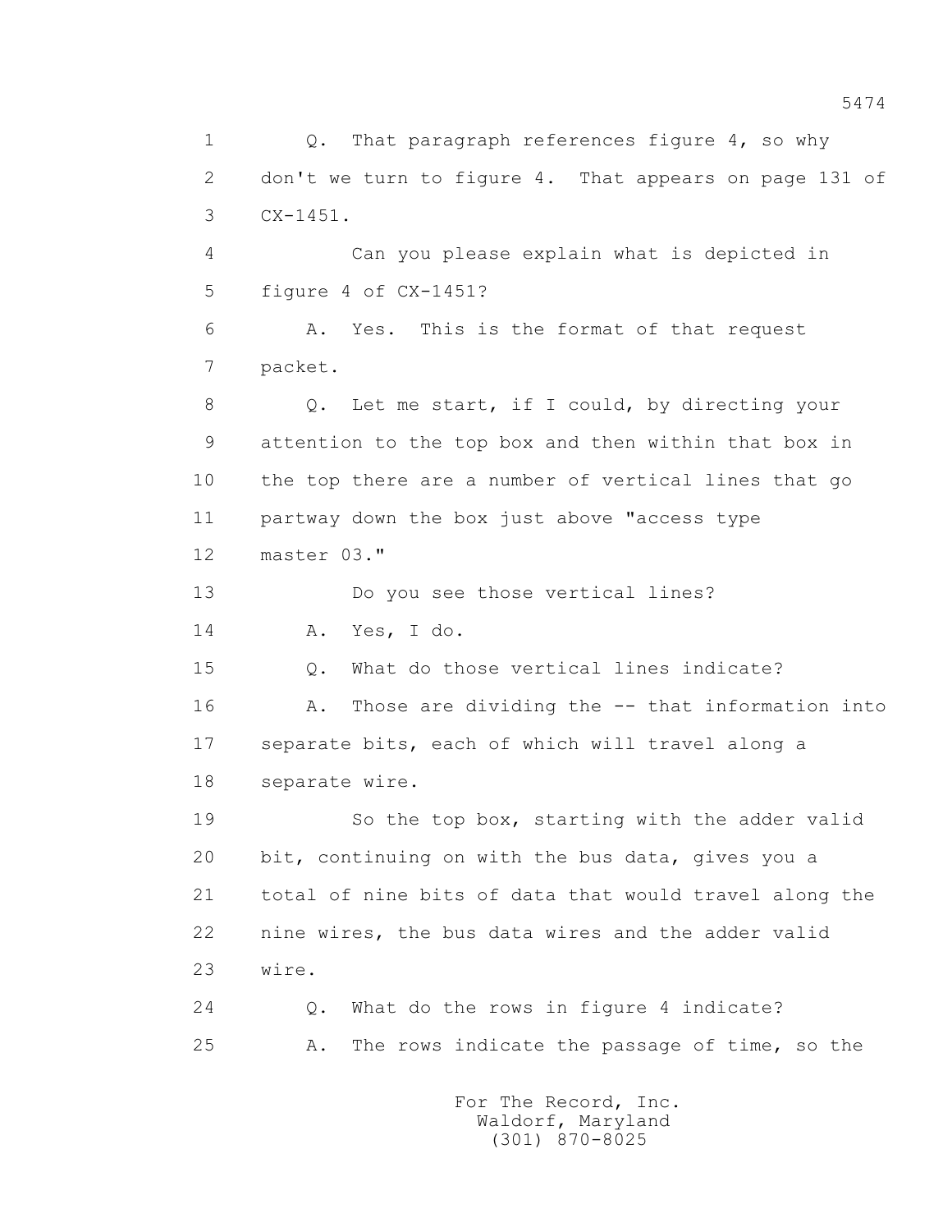1 Q. That paragraph references figure 4, so why
2 don't we turn to figure 4. That appears on page 131 of
3 CX-1451.

4 Can you please explain what is depicted in
5 figure 4 of CX-1451?

6 A. Yes. This is the format of that request
7 packet.

8 Q. Let me start, if I could, by directing your
9 attention to the top box and then within that box in
10 the top there are a number of vertical lines that go
11 partway down the box just above "access type
12 master 03."

13 Do you see those vertical lines?

14 A. Yes, I do.

15 Q. What do those vertical lines indicate?

16 A. Those are dividing the -- that information into
17 separate bits, each of which will travel along a
18 separate wire.

19 So the top box, starting with the adder valid
20 bit, continuing on with the bus data, gives you a
21 total of nine bits of data that would travel along the
22 nine wires, the bus data wires and the adder valid
23 wire.

24 Q. What do the rows in figure 4 indicate?

25 A. The rows indicate the passage of time, so the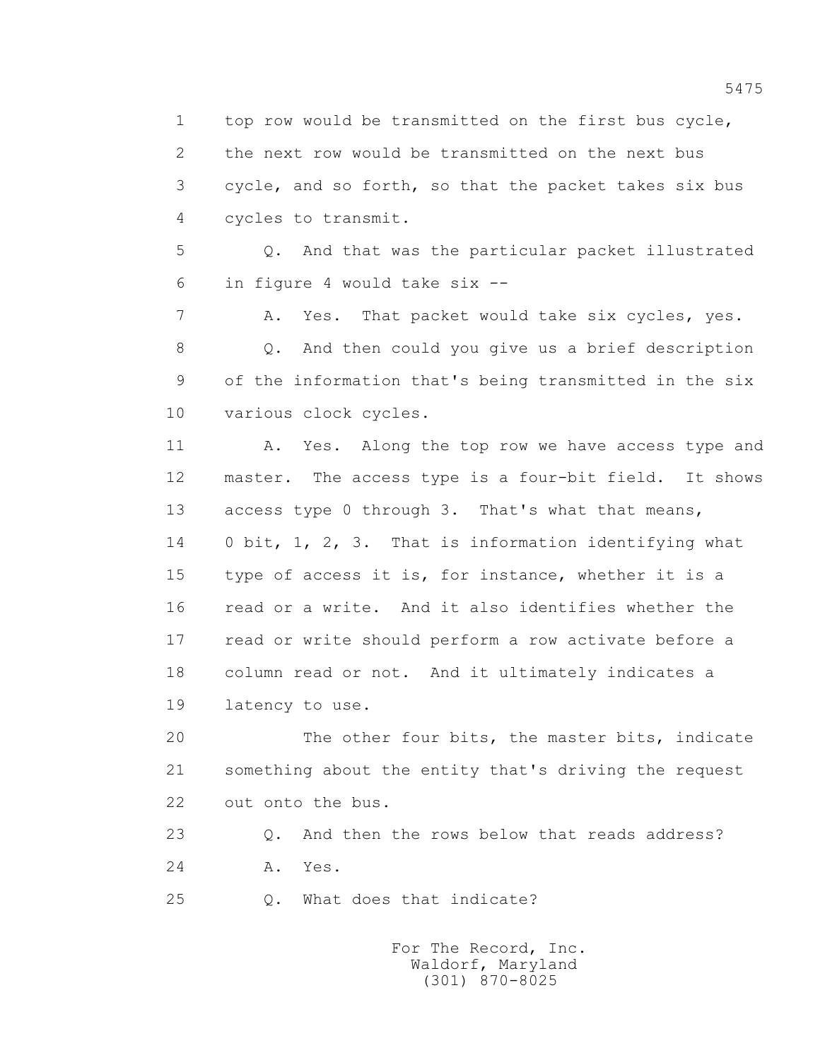top row would be transmitted on the first bus cycle, the next row would be transmitted on the next bus cycle, and so forth, so that the packet takes six bus cycles to transmit.

Q. And that was the particular packet illustrated in figure 4 would take six --

A. Yes. That packet would take six cycles, yes.

Q. And then could you give us a brief description of the information that's being transmitted in the six various clock cycles.

A. Yes. Along the top row we have access type and master. The access type is a four-bit field. It shows access type 0 through 3. That's what that means, 0 bit, 1, 2, 3. That is information identifying what type of access it is, for instance, whether it is a read or a write. And it also identifies whether the read or write should perform a row activate before a column read or not. And it ultimately indicates a latency to use.

The other four bits, the master bits, indicate something about the entity that's driving the request out onto the bus.

Q. And then the rows below that reads address?

A. Yes.

Q. What does that indicate?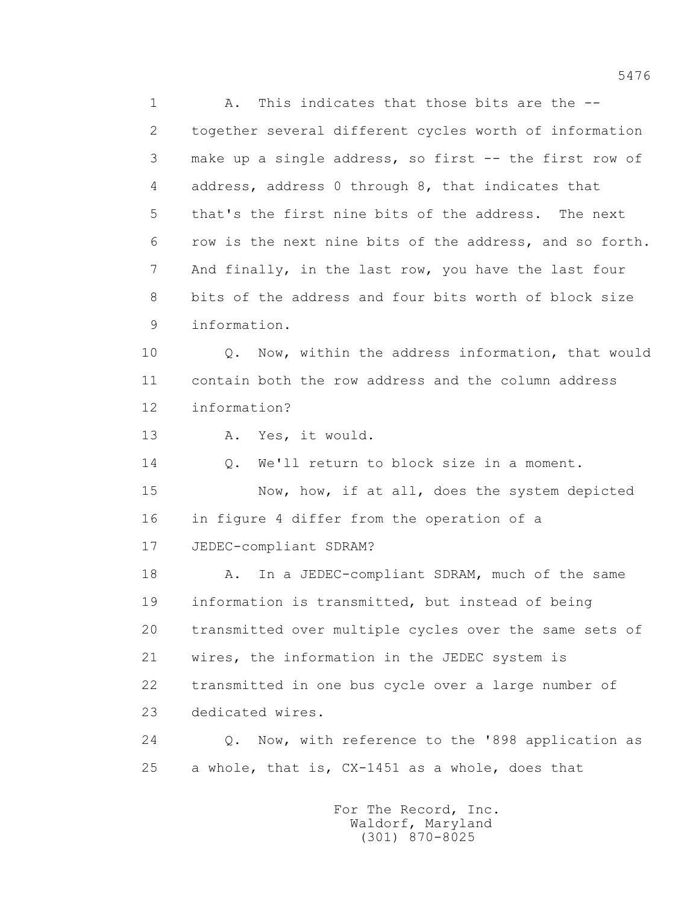1 A. This indicates that those bits are the --
2 together several different cycles worth of information
3 make up a single address, so first -- the first row of
4 address, address 0 through 8, that indicates that
5 that's the first nine bits of the address. The next
6 row is the next nine bits of the address, and so forth.
7 And finally, in the last row, you have the last four
8 bits of the address and four bits worth of block size
9 information.

10 Q. Now, within the address information, that would
11 contain both the row address and the column address
12 information?

13 A. Yes, it would.

14 Q. We'll return to block size in a moment.

15 Now, how, if at all, does the system depicted
16 in figure 4 differ from the operation of a
17 JEDEC-compliant SDRAM?

18 A. In a JEDEC-compliant SDRAM, much of the same
19 information is transmitted, but instead of being
20 transmitted over multiple cycles over the same sets of
21 wires, the information in the JEDEC system is
22 transmitted in one bus cycle over a large number of
23 dedicated wires.

24 Q. Now, with reference to the '898 application as
25 a whole, that is, CX-1451 as a whole, does that

For The Record, Inc.
Waldorf, Maryland
(301) 870-8025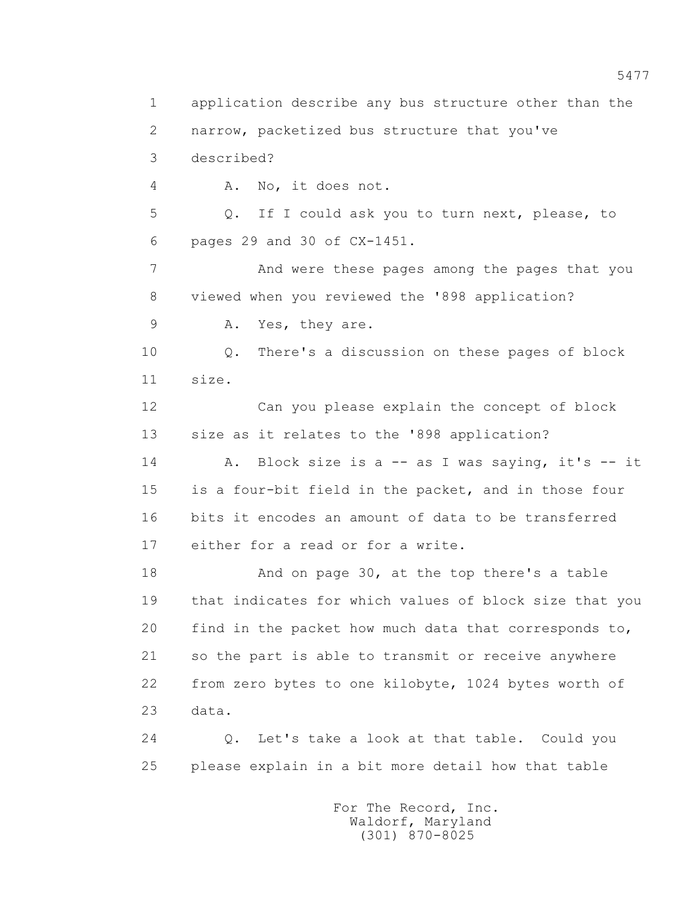1 application describe any bus structure other than the
2 narrow, packetized bus structure that you've
3 described?

4 A. No, it does not.

5 Q. If I could ask you to turn next, please, to
6 pages 29 and 30 of CX-1451.

7 And were these pages among the pages that you
8 viewed when you reviewed the '898 application?

9 A. Yes, they are.

10 Q. There's a discussion on these pages of block
11 size.

12 Can you please explain the concept of block
13 size as it relates to the '898 application?

14 A. Block size is a -- as I was saying, it's -- it
15 is a four-bit field in the packet, and in those four
16 bits it encodes an amount of data to be transferred
17 either for a read or for a write.

18 And on page 30, at the top there's a table
19 that indicates for which values of block size that you
20 find in the packet how much data that corresponds to,
21 so the part is able to transmit or receive anywhere
22 from zero bytes to one kilobyte, 1024 bytes worth of
23 data.

24 Q. Let's take a look at that table. Could you
25 please explain in a bit more detail how that table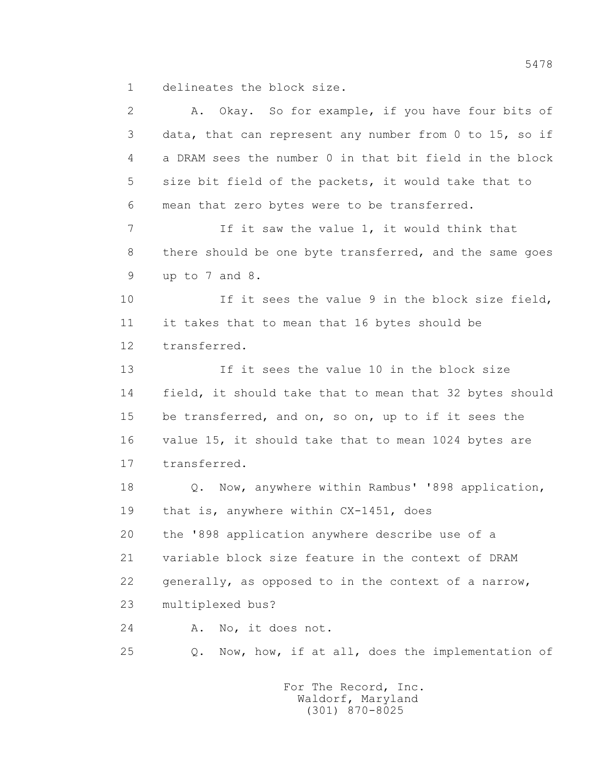1 delineates the block size.

2 A. Okay. So for example, if you have four bits of

3 data, that can represent any number from 0 to 15, so if

4 a DRAM sees the number 0 in that bit field in the block

5 size bit field of the packets, it would take that to

6 mean that zero bytes were to be transferred.

7 If it saw the value 1, it would think that

8 there should be one byte transferred, and the same goes

9 up to 7 and 8.

10 If it sees the value 9 in the block size field,

11 it takes that to mean that 16 bytes should be

12 transferred.

13 If it sees the value 10 in the block size

14 field, it should take that to mean that 32 bytes should

15 be transferred, and on, so on, up to if it sees the

16 value 15, it should take that to mean 1024 bytes are

17 transferred.

18 Q. Now, anywhere within Rambus' '898 application,

19 that is, anywhere within CX-1451, does

20 the '898 application anywhere describe use of a

21 variable block size feature in the context of DRAM

22 generally, as opposed to in the context of a narrow,

23 multiplexed bus?

24 A. No, it does not.

25 Q. Now, how, if at all, does the implementation of

For The Record, Inc.
Waldorf, Maryland
(301) 870-8025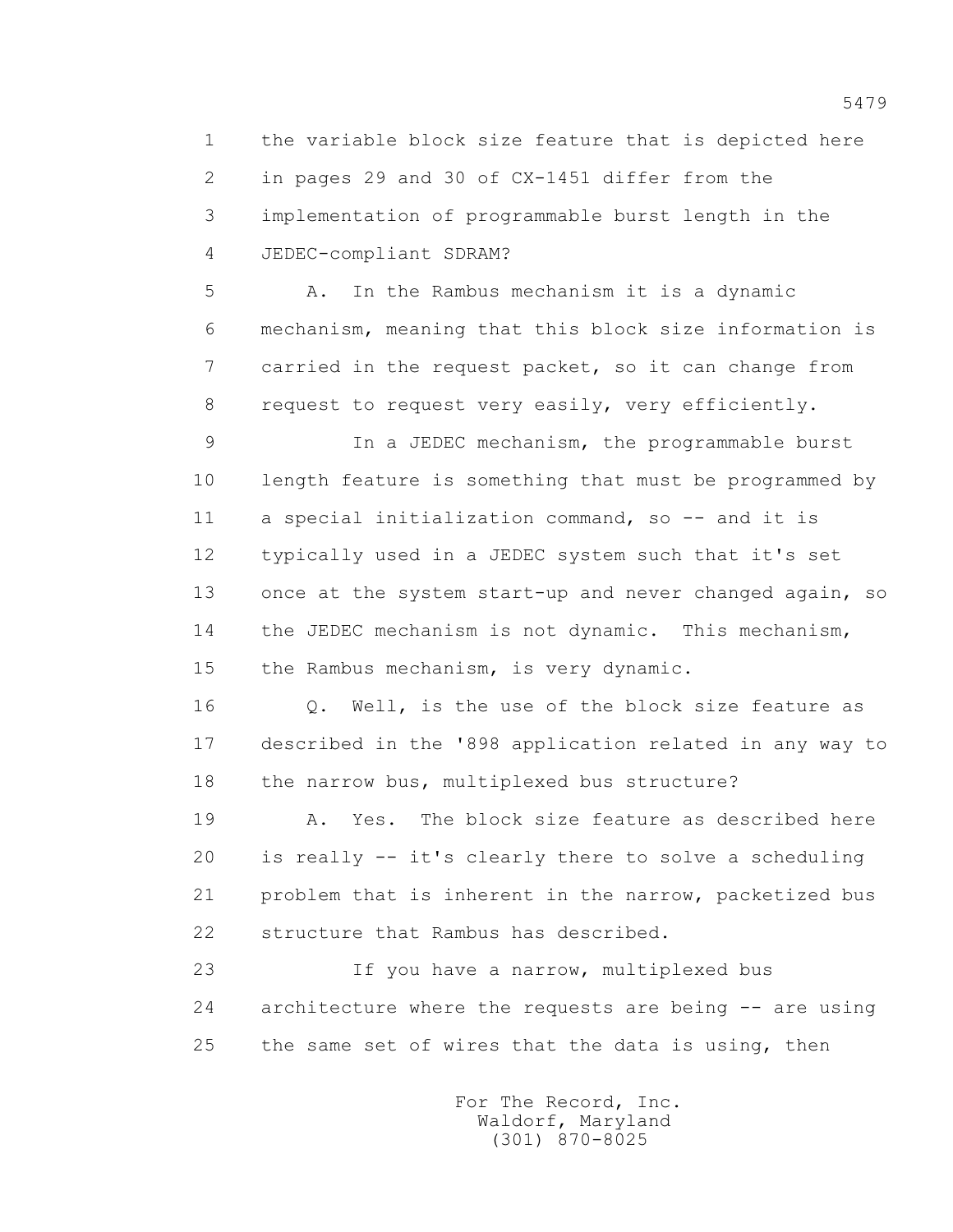the variable block size feature that is depicted here in pages 29 and 30 of CX-1451 differ from the implementation of programmable burst length in the JEDEC-compliant SDRAM?

A. In the Rambus mechanism it is a dynamic mechanism, meaning that this block size information is carried in the request packet, so it can change from request to request very easily, very efficiently.

In a JEDEC mechanism, the programmable burst length feature is something that must be programmed by a special initialization command, so -- and it is typically used in a JEDEC system such that it's set once at the system start-up and never changed again, so the JEDEC mechanism is not dynamic. This mechanism, the Rambus mechanism, is very dynamic.

Q. Well, is the use of the block size feature as described in the '898 application related in any way to the narrow bus, multiplexed bus structure?

A. Yes. The block size feature as described here is really -- it's clearly there to solve a scheduling problem that is inherent in the narrow, packetized bus structure that Rambus has described.

If you have a narrow, multiplexed bus architecture where the requests are being -- are using the same set of wires that the data is using, then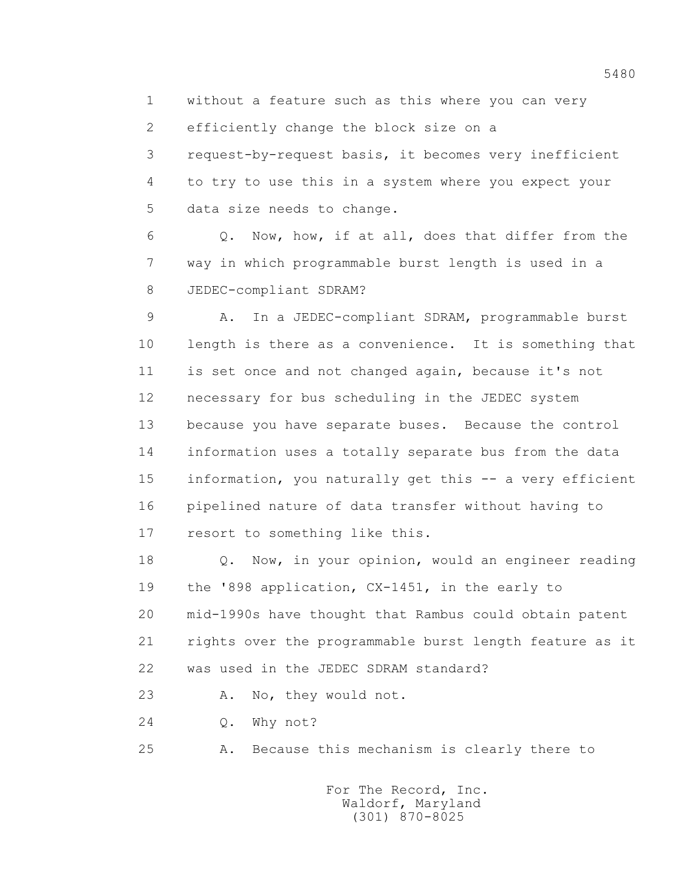1 without a feature such as this where you can very
2 efficiently change the block size on a
3 request-by-request basis, it becomes very inefficient
4 to try to use this in a system where you expect your
5 data size needs to change.

6 Q. Now, how, if at all, does that differ from the
7 way in which programmable burst length is used in a
8 JEDEC-compliant SDRAM?

9 A. In a JEDEC-compliant SDRAM, programmable burst
10 length is there as a convenience. It is something that
11 is set once and not changed again, because it's not
12 necessary for bus scheduling in the JEDEC system
13 because you have separate buses. Because the control
14 information uses a totally separate bus from the data
15 information, you naturally get this -- a very efficient
16 pipelined nature of data transfer without having to
17 resort to something like this.

18 Q. Now, in your opinion, would an engineer reading
19 the '898 application, CX-1451, in the early to
20 mid-1990s have thought that Rambus could obtain patent
21 rights over the programmable burst length feature as it
22 was used in the JEDEC SDRAM standard?

23 A. No, they would not.

24 Q. Why not?

25 A. Because this mechanism is clearly there to

For The Record, Inc.
Waldorf, Maryland
(301) 870-8025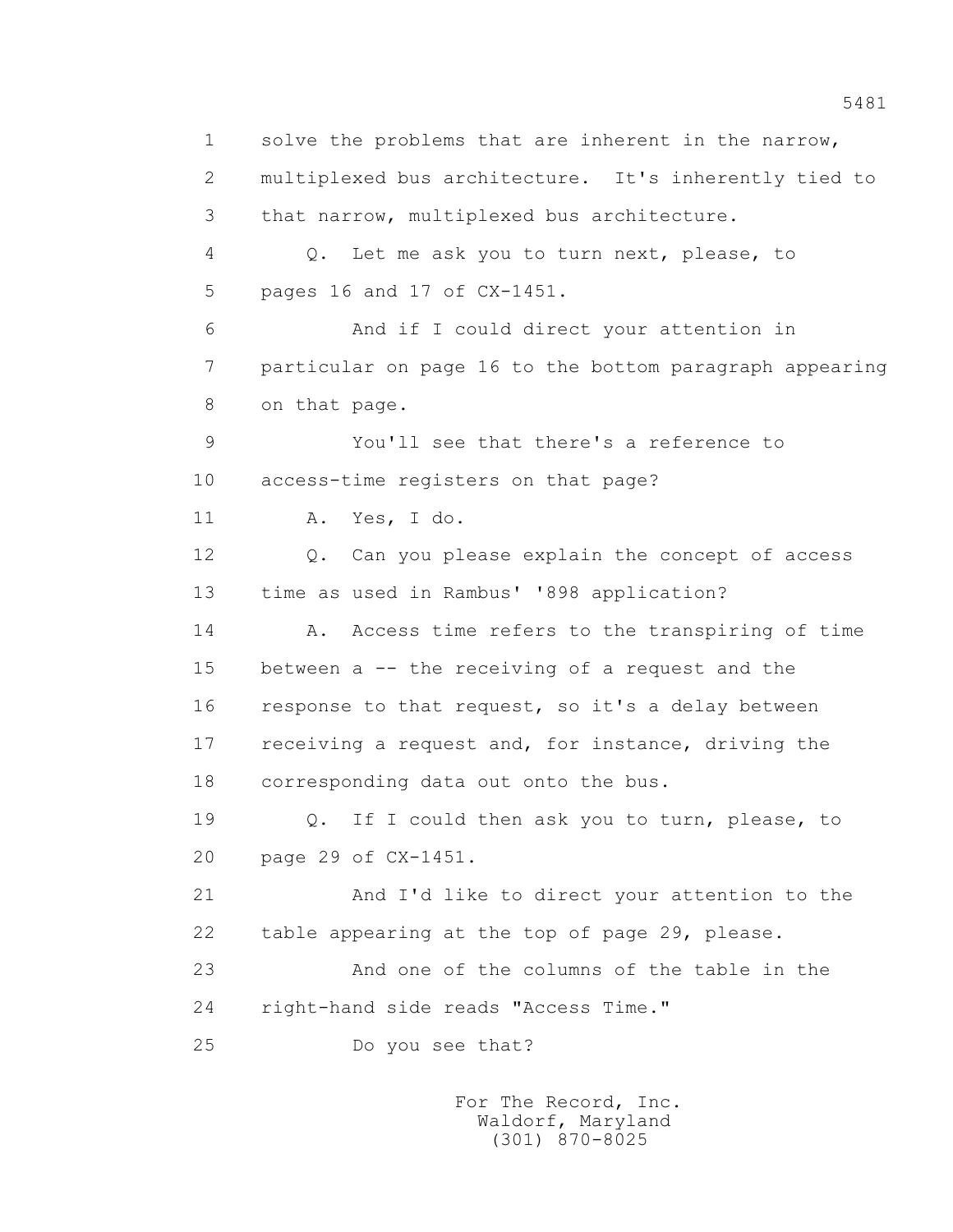1 solve the problems that are inherent in the narrow,
2 multiplexed bus architecture. It's inherently tied to
3 that narrow, multiplexed bus architecture.
4 Q. Let me ask you to turn next, please, to
5 pages 16 and 17 of CX-1451.
6 And if I could direct your attention in
7 particular on page 16 to the bottom paragraph appearing
8 on that page.
9 You'll see that there's a reference to
10 access-time registers on that page?
11 A. Yes, I do.
12 Q. Can you please explain the concept of access
13 time as used in Rambus' '898 application?
14 A. Access time refers to the transpiring of time
15 between a -- the receiving of a request and the
16 response to that request, so it's a delay between
17 receiving a request and, for instance, driving the
18 corresponding data out onto the bus.
19 Q. If I could then ask you to turn, please, to
20 page 29 of CX-1451.
21 And I'd like to direct your attention to the
22 table appearing at the top of page 29, please.
23 And one of the columns of the table in the
24 right-hand side reads "Access Time."
25 Do you see that?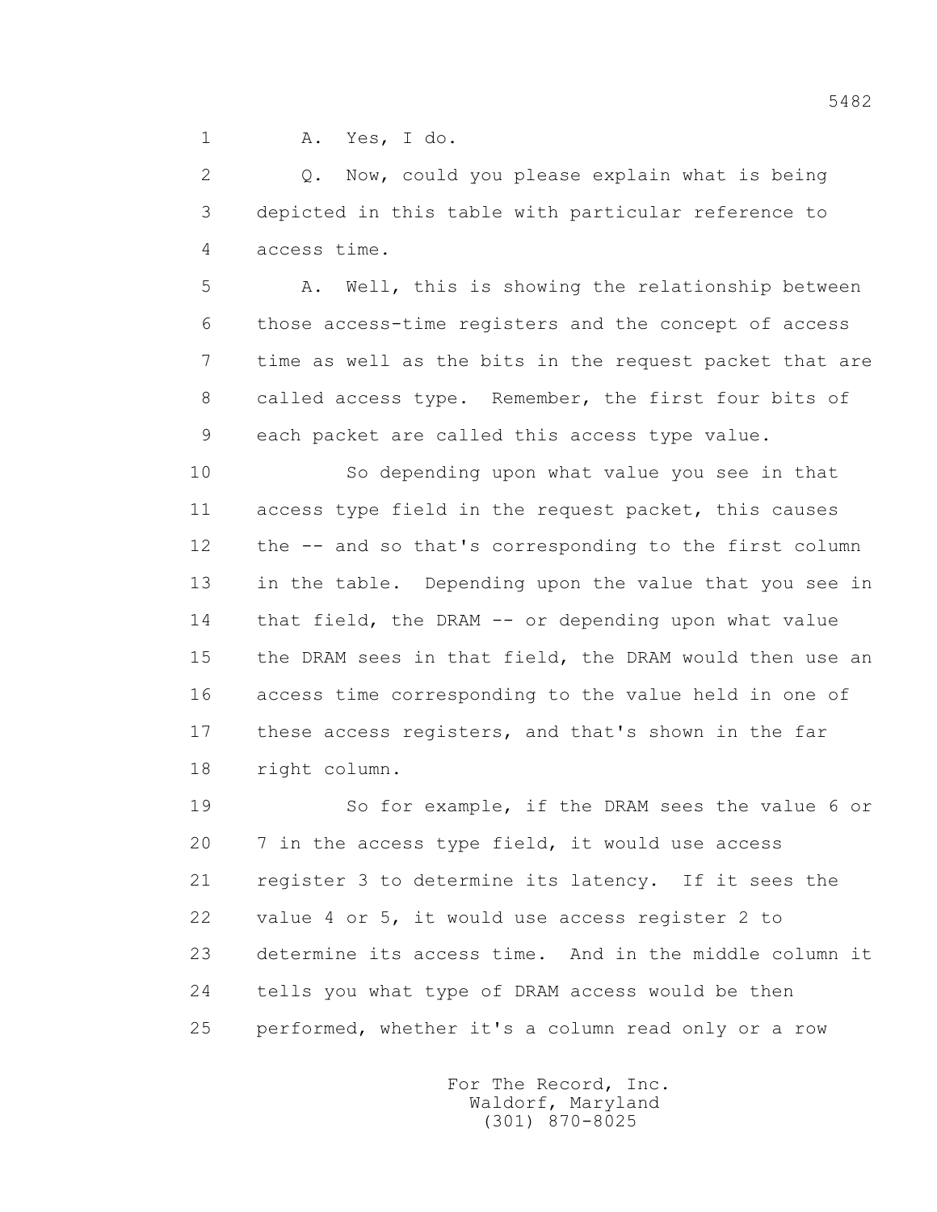A. Yes, I do.

Q. Now, could you please explain what is being depicted in this table with particular reference to access time.

A. Well, this is showing the relationship between those access-time registers and the concept of access time as well as the bits in the request packet that are called access type. Remember, the first four bits of each packet are called this access type value.

So depending upon what value you see in that access type field in the request packet, this causes the -- and so that's corresponding to the first column in the table. Depending upon the value that you see in that field, the DRAM -- or depending upon what value the DRAM sees in that field, the DRAM would then use an access time corresponding to the value held in one of these access registers, and that's shown in the far right column.

So for example, if the DRAM sees the value 6 or 7 in the access type field, it would use access register 3 to determine its latency. If it sees the value 4 or 5, it would use access register 2 to determine its access time. And in the middle column it tells you what type of DRAM access would be then performed, whether it's a column read only or a row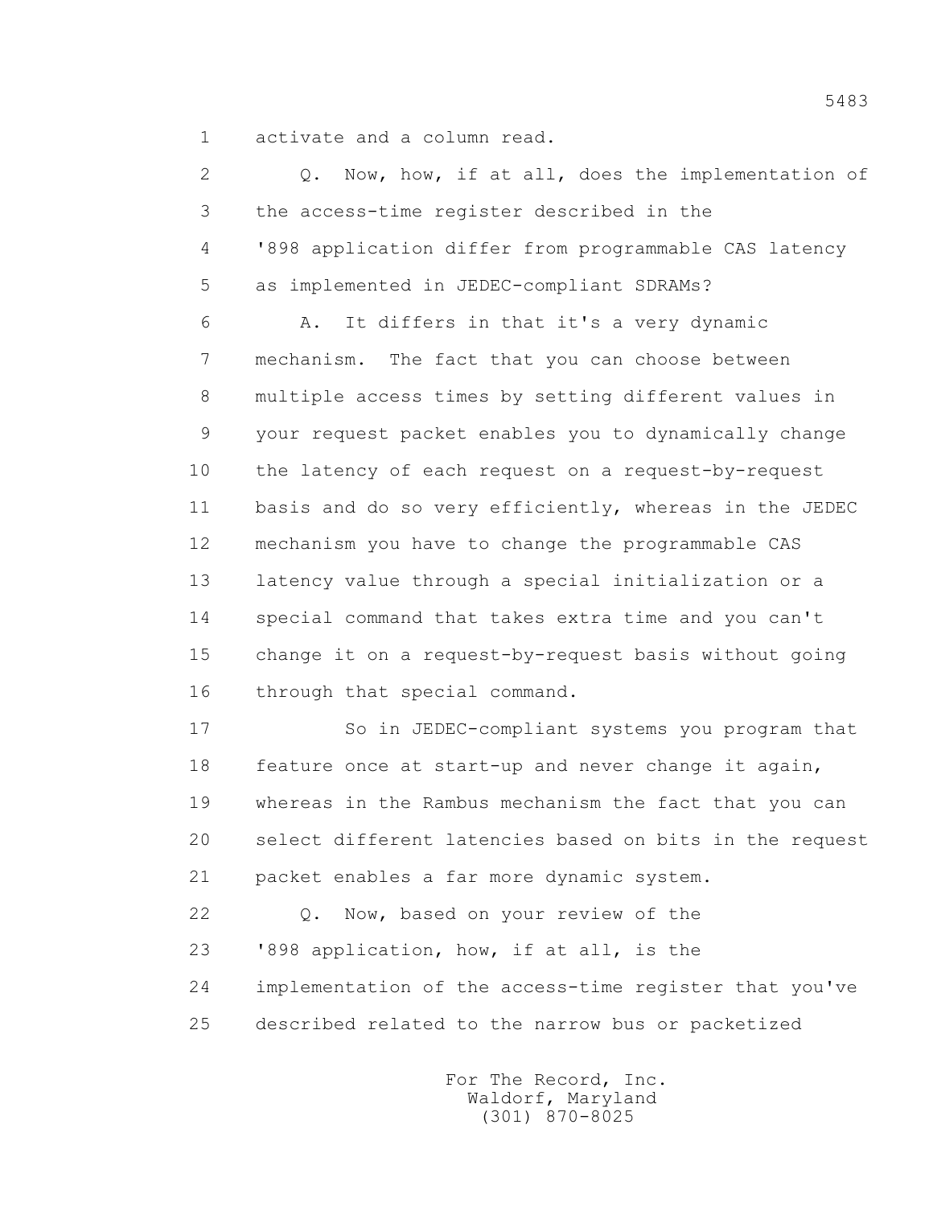1 activate and a column read.

2 Q. Now, how, if at all, does the implementation of

3 the access-time register described in the

4 '898 application differ from programmable CAS latency

5 as implemented in JEDEC-compliant SDRAMs?

6 A. It differs in that it's a very dynamic

7 mechanism. The fact that you can choose between

8 multiple access times by setting different values in

9 your request packet enables you to dynamically change

10 the latency of each request on a request-by-request

11 basis and do so very efficiently, whereas in the JEDEC

12 mechanism you have to change the programmable CAS

13 latency value through a special initialization or a

14 special command that takes extra time and you can't

15 change it on a request-by-request basis without going

16 through that special command.

17 So in JEDEC-compliant systems you program that

18 feature once at start-up and never change it again,

19 whereas in the Rambus mechanism the fact that you can

20 select different latencies based on bits in the request

21 packet enables a far more dynamic system.

22 Q. Now, based on your review of the

23 '898 application, how, if at all, is the

24 implementation of the access-time register that you've

25 described related to the narrow bus or packetized

For The Record, Inc.
Waldorf, Maryland
(301) 870-8025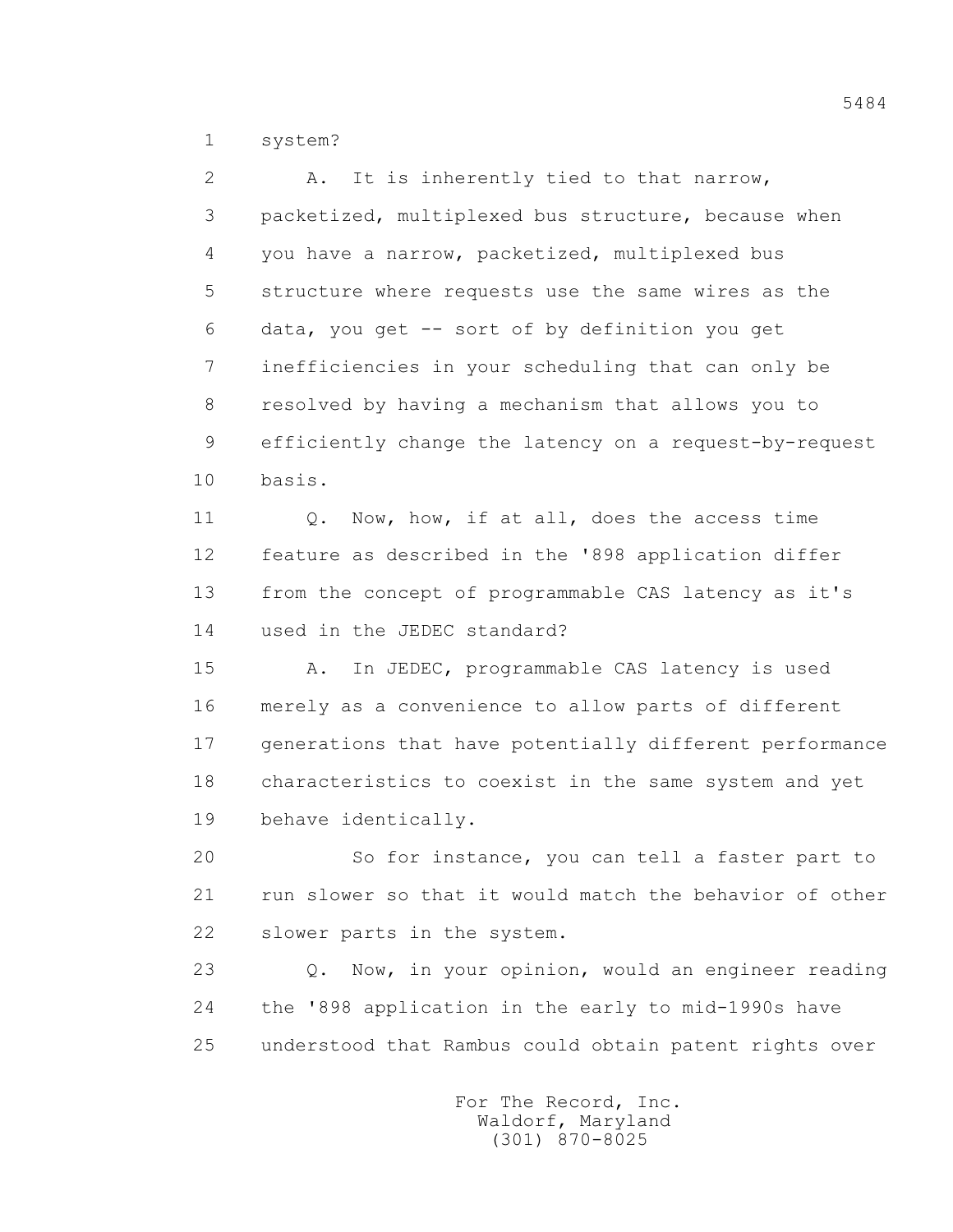1 system?

2 A. It is inherently tied to that narrow,

3 packetized, multiplexed bus structure, because when

4 you have a narrow, packetized, multiplexed bus

5 structure where requests use the same wires as the

6 data, you get -- sort of by definition you get

7 inefficiencies in your scheduling that can only be

8 resolved by having a mechanism that allows you to

9 efficiently change the latency on a request-by-request

10 basis.

11 Q. Now, how, if at all, does the access time

12 feature as described in the '898 application differ

13 from the concept of programmable CAS latency as it's

14 used in the JEDEC standard?

15 A. In JEDEC, programmable CAS latency is used

16 merely as a convenience to allow parts of different

17 generations that have potentially different performance

18 characteristics to coexist in the same system and yet

19 behave identically.

20 So for instance, you can tell a faster part to

21 run slower so that it would match the behavior of other

22 slower parts in the system.

23 Q. Now, in your opinion, would an engineer reading

24 the '898 application in the early to mid-1990s have

25 understood that Rambus could obtain patent rights over

For The Record, Inc.
Waldorf, Maryland
(301) 870-8025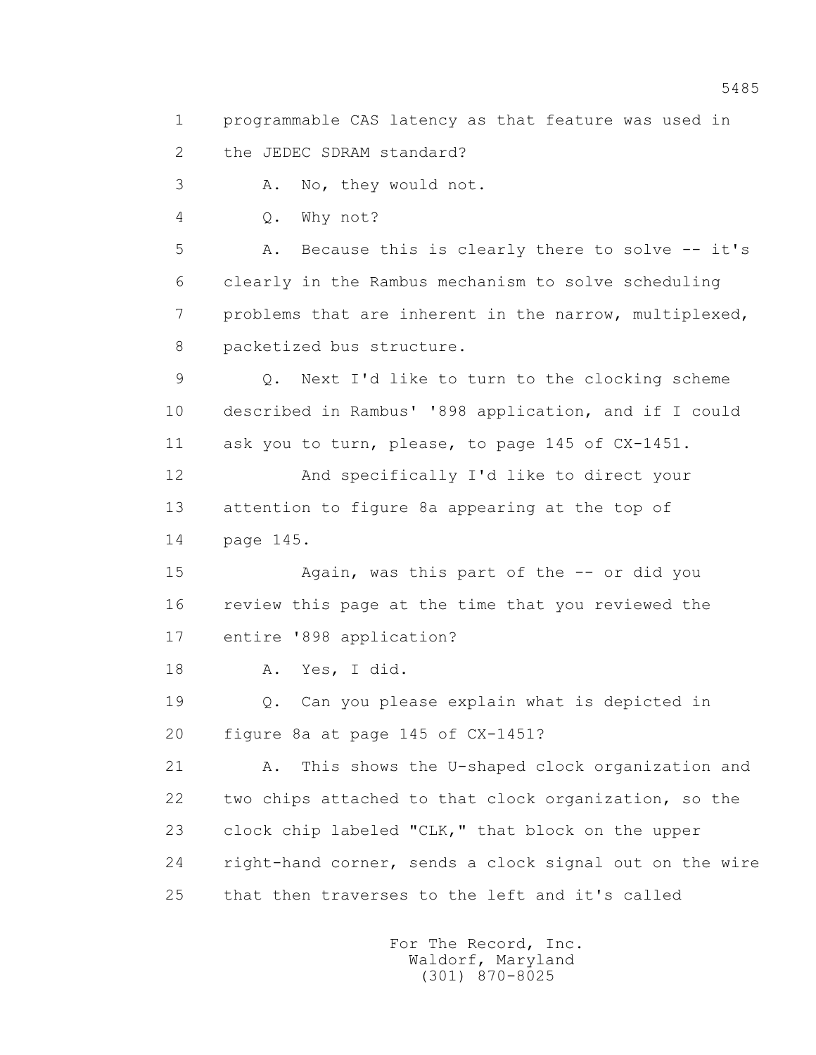1 programmable CAS latency as that feature was used in
2 the JEDEC SDRAM standard?

3 A. No, they would not.

4 Q. Why not?

5 A. Because this is clearly there to solve -- it's
6 clearly in the Rambus mechanism to solve scheduling
7 problems that are inherent in the narrow, multiplexed,
8 packetized bus structure.

9 Q. Next I'd like to turn to the clocking scheme
10 described in Rambus' '898 application, and if I could
11 ask you to turn, please, to page 145 of CX-1451.

12 And specifically I'd like to direct your
13 attention to figure 8a appearing at the top of
14 page 145.

15 Again, was this part of the -- or did you
16 review this page at the time that you reviewed the
17 entire '898 application?

18 A. Yes, I did.

19 Q. Can you please explain what is depicted in
20 figure 8a at page 145 of CX-1451?

21 A. This shows the U-shaped clock organization and
22 two chips attached to that clock organization, so the
23 clock chip labeled "CLK," that block on the upper
24 right-hand corner, sends a clock signal out on the wire
25 that then traverses to the left and it's called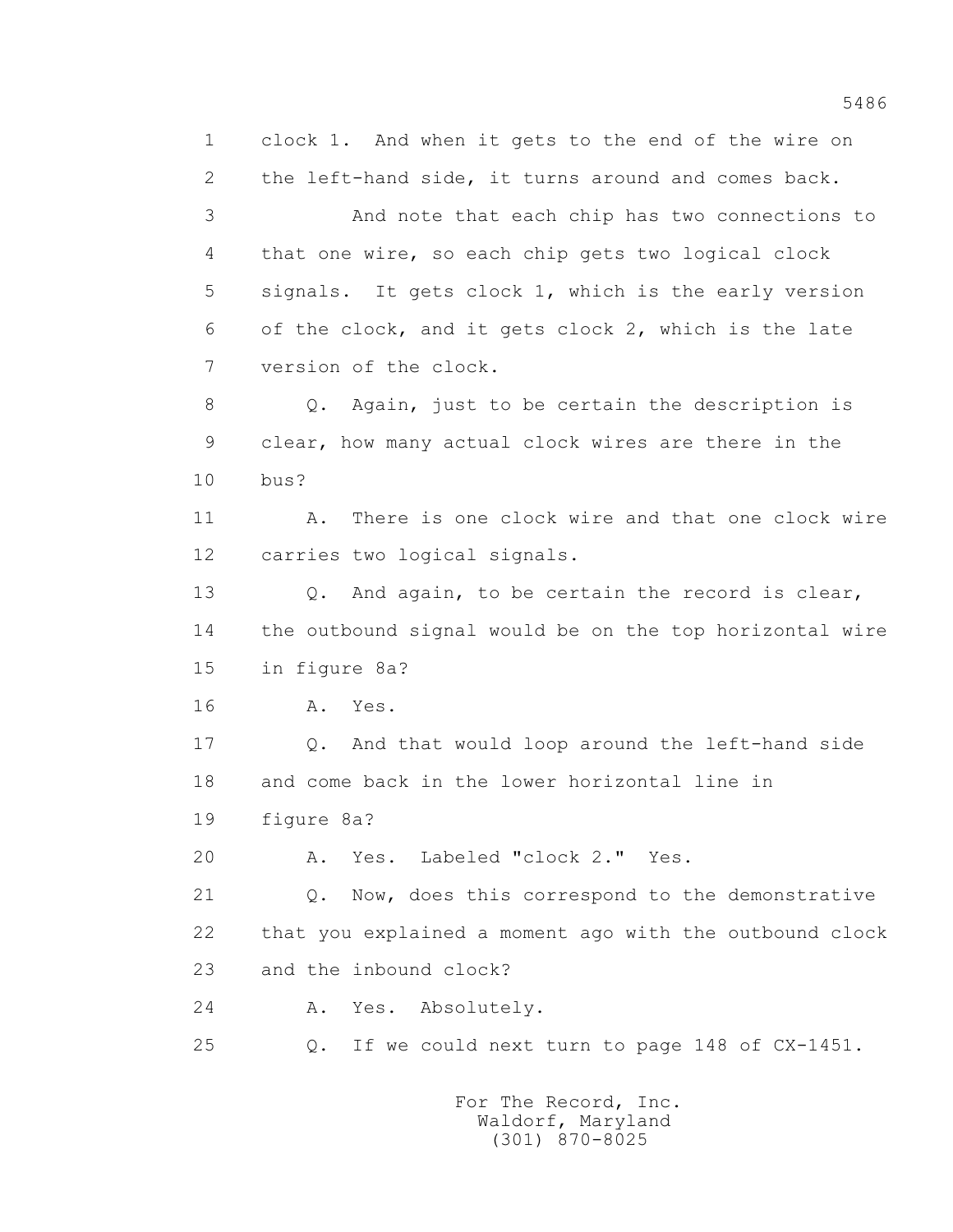1 clock 1. And when it gets to the end of the wire on
2 the left-hand side, it turns around and comes back.
3 And note that each chip has two connections to
4 that one wire, so each chip gets two logical clock
5 signals. It gets clock 1, which is the early version
6 of the clock, and it gets clock 2, which is the late
7 version of the clock.
8 Q. Again, just to be certain the description is
9 clear, how many actual clock wires are there in the
10 bus?
11 A. There is one clock wire and that one clock wire
12 carries two logical signals.
13 Q. And again, to be certain the record is clear,
14 the outbound signal would be on the top horizontal wire
15 in figure 8a?
16 A. Yes.
17 Q. And that would loop around the left-hand side
18 and come back in the lower horizontal line in
19 figure 8a?
20 A. Yes. Labeled "clock 2." Yes.
21 Q. Now, does this correspond to the demonstrative
22 that you explained a moment ago with the outbound clock
23 and the inbound clock?
24 A. Yes. Absolutely.
25 Q. If we could next turn to page 148 of CX-1451.

For The Record, Inc.
Waldorf, Maryland
(301) 870-8025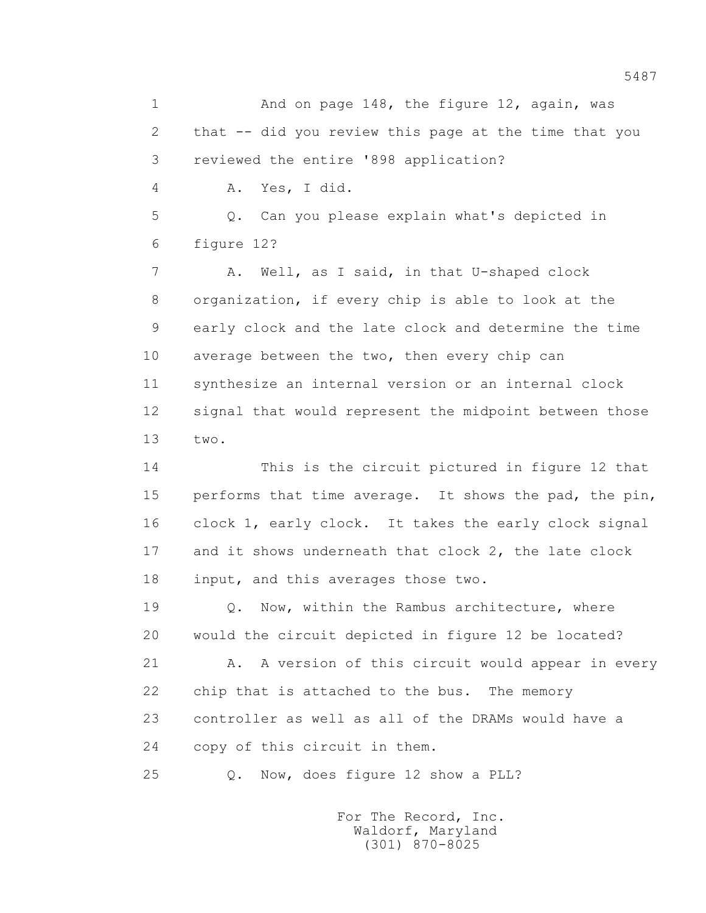1 And on page 148, the figure 12, again, was
2 that -- did you review this page at the time that you
3 reviewed the entire '898 application?
4 A. Yes, I did.
5 Q. Can you please explain what's depicted in
6 figure 12?
7 A. Well, as I said, in that U-shaped clock
8 organization, if every chip is able to look at the
9 early clock and the late clock and determine the time
10 average between the two, then every chip can
11 synthesize an internal version or an internal clock
12 signal that would represent the midpoint between those
13 two.
14 This is the circuit pictured in figure 12 that
15 performs that time average. It shows the pad, the pin,
16 clock 1, early clock. It takes the early clock signal
17 and it shows underneath that clock 2, the late clock
18 input, and this averages those two.
19 Q. Now, within the Rambus architecture, where
20 would the circuit depicted in figure 12 be located?
21 A. A version of this circuit would appear in every
22 chip that is attached to the bus. The memory
23 controller as well as all of the DRAMs would have a
24 copy of this circuit in them.
25 Q. Now, does figure 12 show a PLL?

For The Record, Inc.
Waldorf, Maryland
(301) 870-8025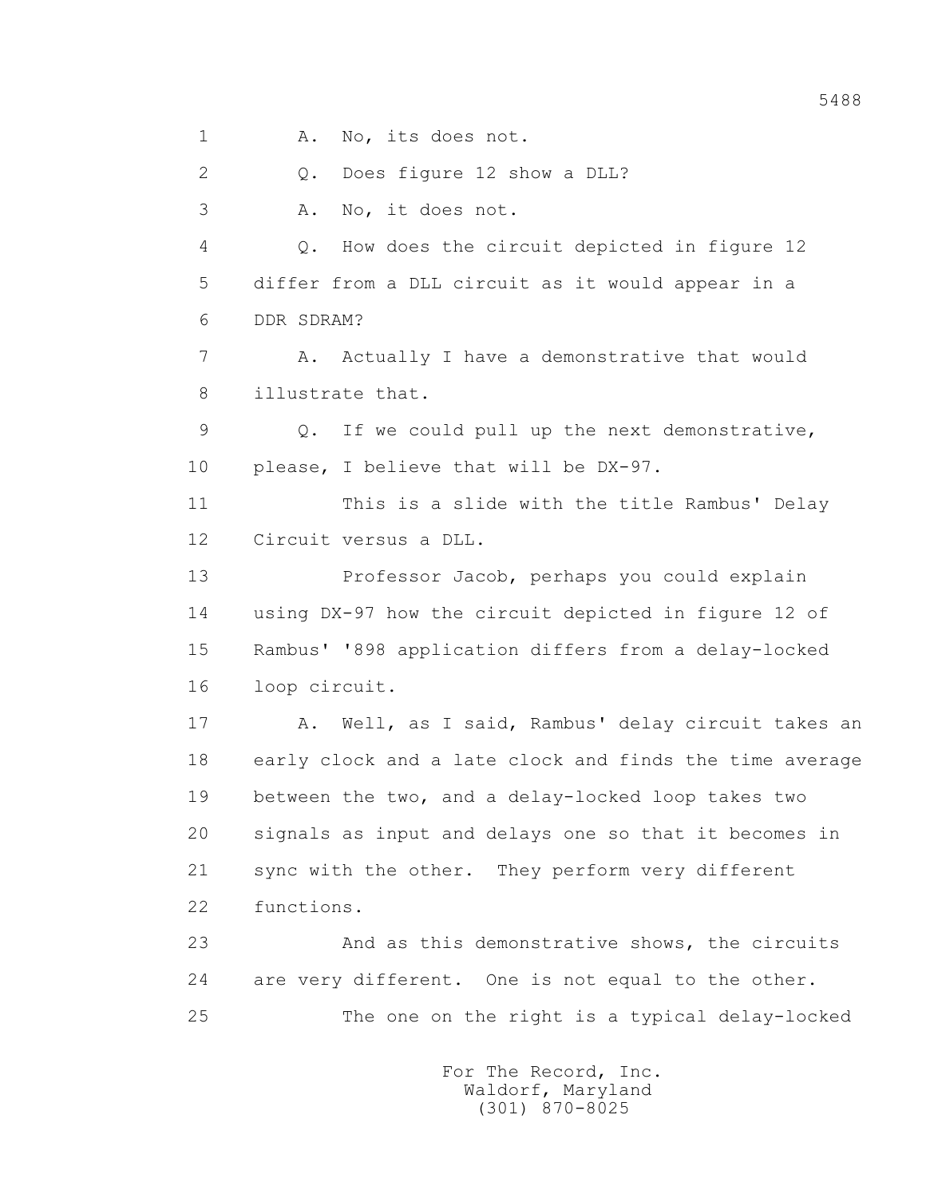1 A. No, its does not.

2 Q. Does figure 12 show a DLL?

3 A. No, it does not.

4 Q. How does the circuit depicted in figure 12

5 differ from a DLL circuit as it would appear in a

6 DDR SDRAM?

7 A. Actually I have a demonstrative that would

8 illustrate that.

9 Q. If we could pull up the next demonstrative,

10 please, I believe that will be DX-97.

11 This is a slide with the title Rambus' Delay

12 Circuit versus a DLL.

13 Professor Jacob, perhaps you could explain

14 using DX-97 how the circuit depicted in figure 12 of

15 Rambus' '898 application differs from a delay-locked

16 loop circuit.

17 A. Well, as I said, Rambus' delay circuit takes an

18 early clock and a late clock and finds the time average

19 between the two, and a delay-locked loop takes two

20 signals as input and delays one so that it becomes in

21 sync with the other. They perform very different

22 functions.

23 And as this demonstrative shows, the circuits

24 are very different. One is not equal to the other.

25 The one on the right is a typical delay-locked

For The Record, Inc.
Waldorf, Maryland
(301) 870-8025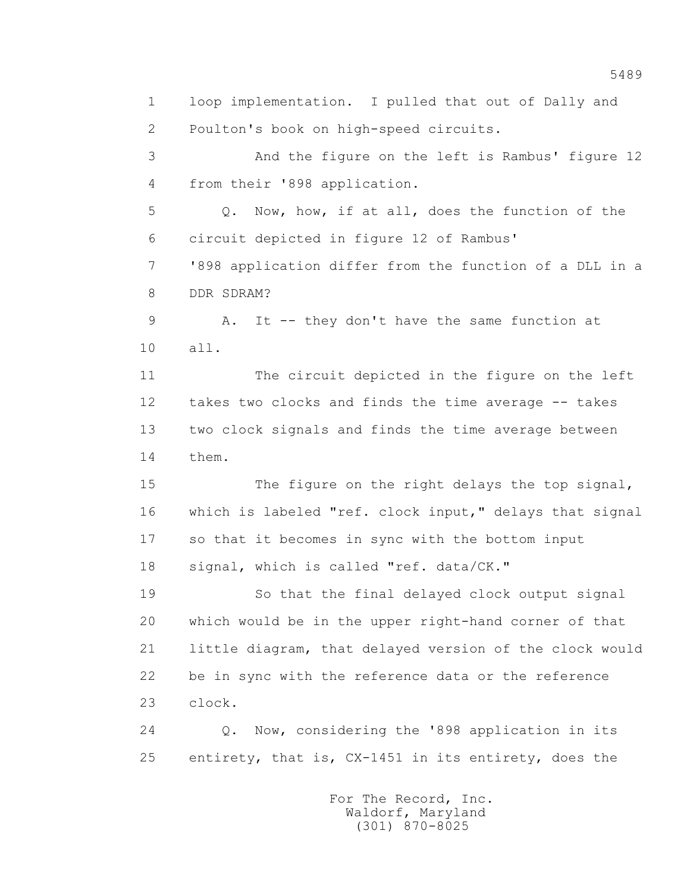1 loop implementation. I pulled that out of Dally and
2 Poulton's book on high-speed circuits.
3 And the figure on the left is Rambus' figure 12
4 from their '898 application.
5 Q. Now, how, if at all, does the function of the
6 circuit depicted in figure 12 of Rambus'
7 '898 application differ from the function of a DLL in a
8 DDR SDRAM?
9 A. It -- they don't have the same function at
10 all.
11 The circuit depicted in the figure on the left
12 takes two clocks and finds the time average -- takes
13 two clock signals and finds the time average between
14 them.
15 The figure on the right delays the top signal,
16 which is labeled "ref. clock input," delays that signal
17 so that it becomes in sync with the bottom input
18 signal, which is called "ref. data/CK."
19 So that the final delayed clock output signal
20 which would be in the upper right-hand corner of that
21 little diagram, that delayed version of the clock would
22 be in sync with the reference data or the reference
23 clock.
24 Q. Now, considering the '898 application in its
25 entirety, that is, CX-1451 in its entirety, does the

For The Record, Inc.
Waldorf, Maryland
(301) 870-8025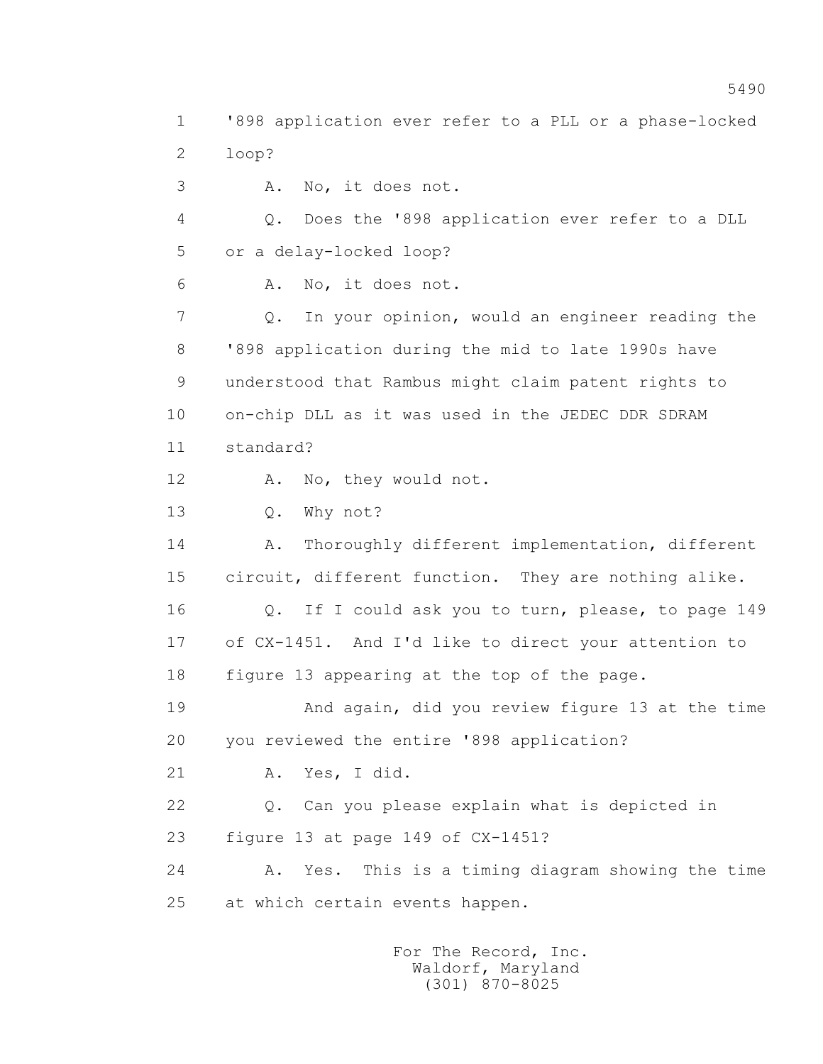'898 application ever refer to a PLL or a phase-locked loop?

A. No, it does not.

Q. Does the '898 application ever refer to a DLL or a delay-locked loop?

A. No, it does not.

Q. In your opinion, would an engineer reading the '898 application during the mid to late 1990s have understood that Rambus might claim patent rights to on-chip DLL as it was used in the JEDEC DDR SDRAM standard?

A. No, they would not.

Q. Why not?

A. Thoroughly different implementation, different circuit, different function. They are nothing alike.

Q. If I could ask you to turn, please, to page 149 of CX-1451. And I'd like to direct your attention to figure 13 appearing at the top of the page.

And again, did you review figure 13 at the time you reviewed the entire '898 application?

A. Yes, I did.

Q. Can you please explain what is depicted in figure 13 at page 149 of CX-1451?

A. Yes. This is a timing diagram showing the time at which certain events happen.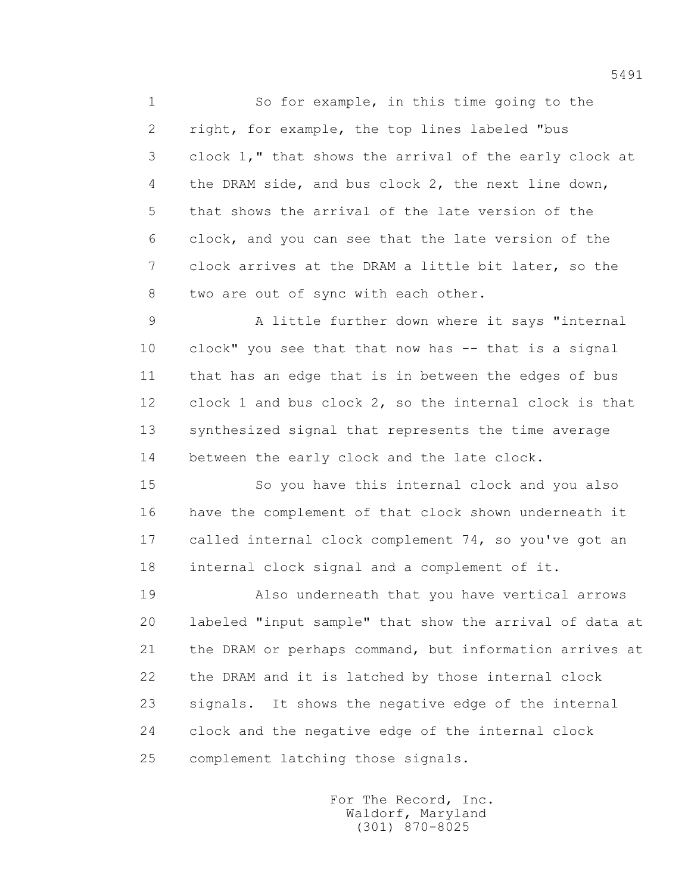So for example, in this time going to the right, for example, the top lines labeled "bus clock 1," that shows the arrival of the early clock at the DRAM side, and bus clock 2, the next line down, that shows the arrival of the late version of the clock, and you can see that the late version of the clock arrives at the DRAM a little bit later, so the two are out of sync with each other.

A little further down where it says "internal clock" you see that that now has -- that is a signal that has an edge that is in between the edges of bus clock 1 and bus clock 2, so the internal clock is that synthesized signal that represents the time average between the early clock and the late clock.

So you have this internal clock and you also have the complement of that clock shown underneath it called internal clock complement 74, so you've got an internal clock signal and a complement of it.

Also underneath that you have vertical arrows labeled "input sample" that show the arrival of data at the DRAM or perhaps command, but information arrives at the DRAM and it is latched by those internal clock signals. It shows the negative edge of the internal clock and the negative edge of the internal clock complement latching those signals.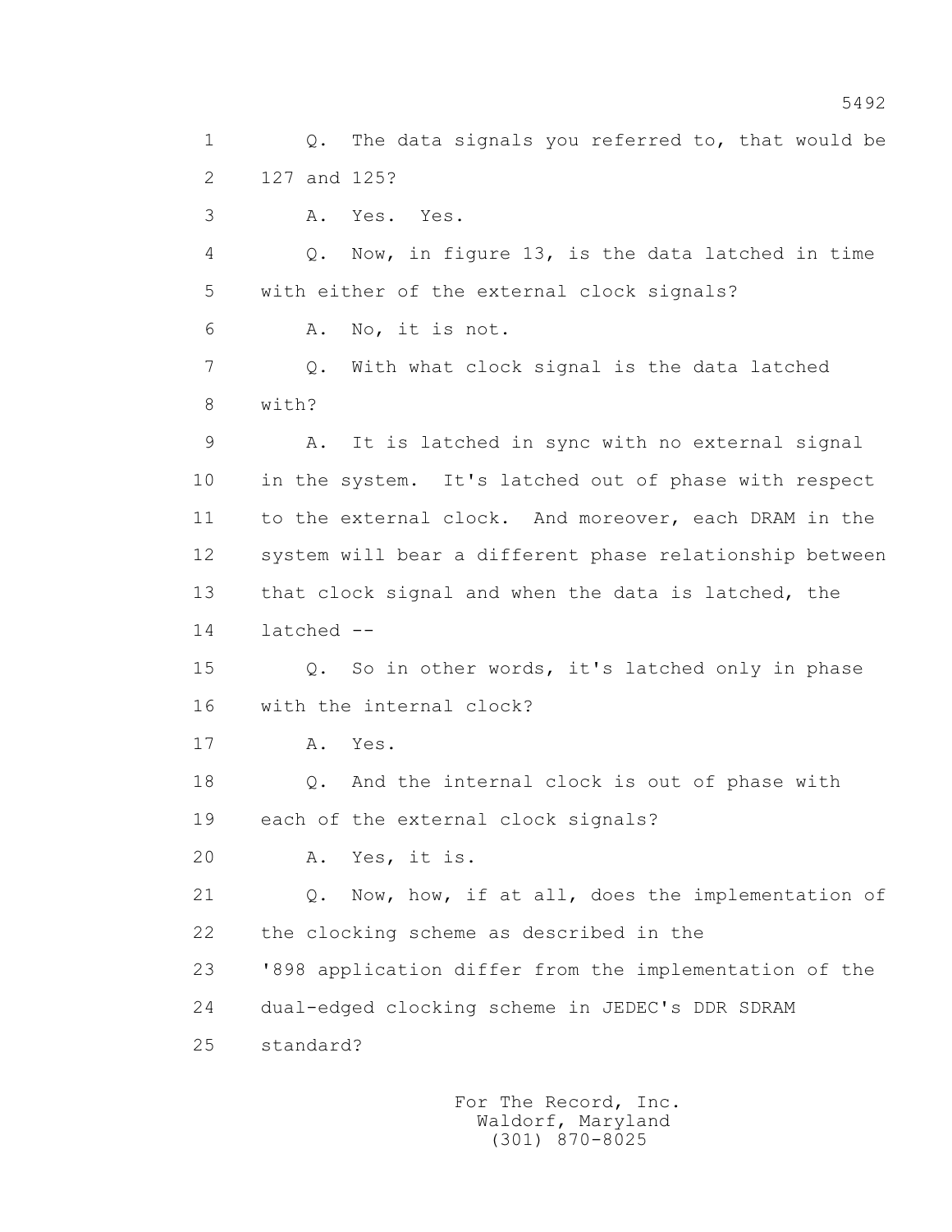1 Q. The data signals you referred to, that would be
2 127 and 125?
3 A. Yes. Yes.
4 Q. Now, in figure 13, is the data latched in time
5 with either of the external clock signals?
6 A. No, it is not.
7 Q. With what clock signal is the data latched
8 with?
9 A. It is latched in sync with no external signal
10 in the system. It's latched out of phase with respect
11 to the external clock. And moreover, each DRAM in the
12 system will bear a different phase relationship between
13 that clock signal and when the data is latched, the
14 latched --
15 Q. So in other words, it's latched only in phase
16 with the internal clock?
17 A. Yes.
18 Q. And the internal clock is out of phase with
19 each of the external clock signals?
20 A. Yes, it is.
21 Q. Now, how, if at all, does the implementation of
22 the clocking scheme as described in the
23 '898 application differ from the implementation of the
24 dual-edged clocking scheme in JEDEC's DDR SDRAM
25 standard?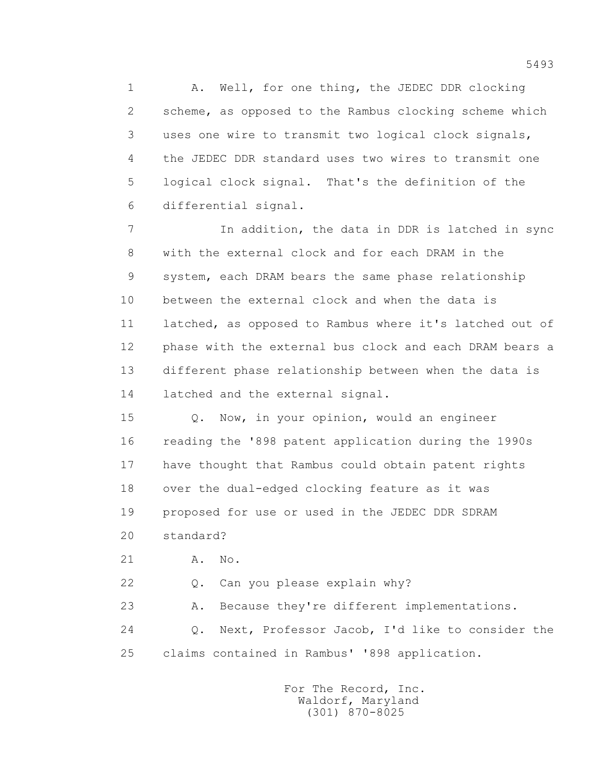1 A. Well, for one thing, the JEDEC DDR clocking
2 scheme, as opposed to the Rambus clocking scheme which
3 uses one wire to transmit two logical clock signals,
4 the JEDEC DDR standard uses two wires to transmit one
5 logical clock signal. That's the definition of the
6 differential signal.

7 In addition, the data in DDR is latched in sync
8 with the external clock and for each DRAM in the
9 system, each DRAM bears the same phase relationship
10 between the external clock and when the data is
11 latched, as opposed to Rambus where it's latched out of
12 phase with the external bus clock and each DRAM bears a
13 different phase relationship between when the data is
14 latched and the external signal.

15 Q. Now, in your opinion, would an engineer
16 reading the '898 patent application during the 1990s
17 have thought that Rambus could obtain patent rights
18 over the dual-edged clocking feature as it was
19 proposed for use or used in the JEDEC DDR SDRAM
20 standard?

21 A. No.

22 Q. Can you please explain why?

23 A. Because they're different implementations.

24 Q. Next, Professor Jacob, I'd like to consider the
25 claims contained in Rambus' '898 application.

For The Record, Inc.
Waldorf, Maryland
(301) 870-8025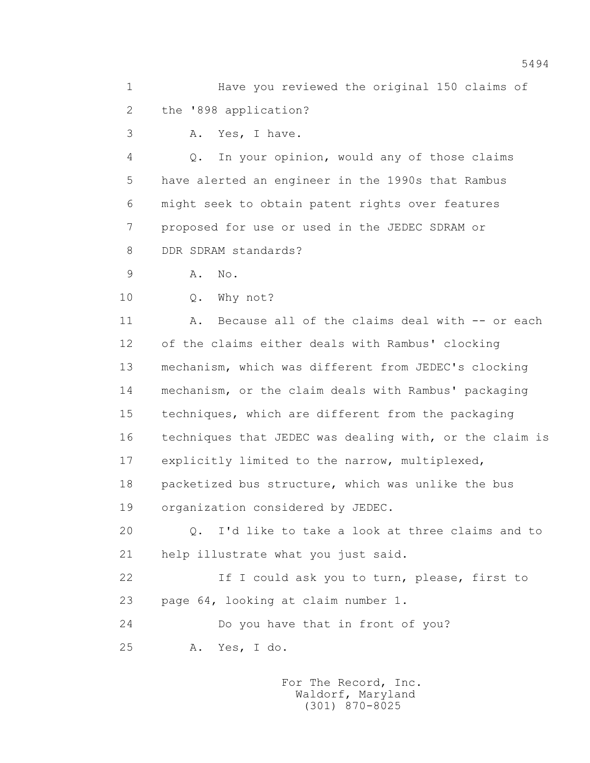1 Have you reviewed the original 150 claims of
2 the '898 application?
3 A. Yes, I have.
4 Q. In your opinion, would any of those claims
5 have alerted an engineer in the 1990s that Rambus
6 might seek to obtain patent rights over features
7 proposed for use or used in the JEDEC SDRAM or
8 DDR SDRAM standards?
9 A. No.
10 Q. Why not?
11 A. Because all of the claims deal with -- or each
12 of the claims either deals with Rambus' clocking
13 mechanism, which was different from JEDEC's clocking
14 mechanism, or the claim deals with Rambus' packaging
15 techniques, which are different from the packaging
16 techniques that JEDEC was dealing with, or the claim is
17 explicitly limited to the narrow, multiplexed,
18 packetized bus structure, which was unlike the bus
19 organization considered by JEDEC.
20 Q. I'd like to take a look at three claims and to
21 help illustrate what you just said.
22 If I could ask you to turn, please, first to
23 page 64, looking at claim number 1.
24 Do you have that in front of you?
25 A. Yes, I do.

For The Record, Inc.
Waldorf, Maryland
(301) 870-8025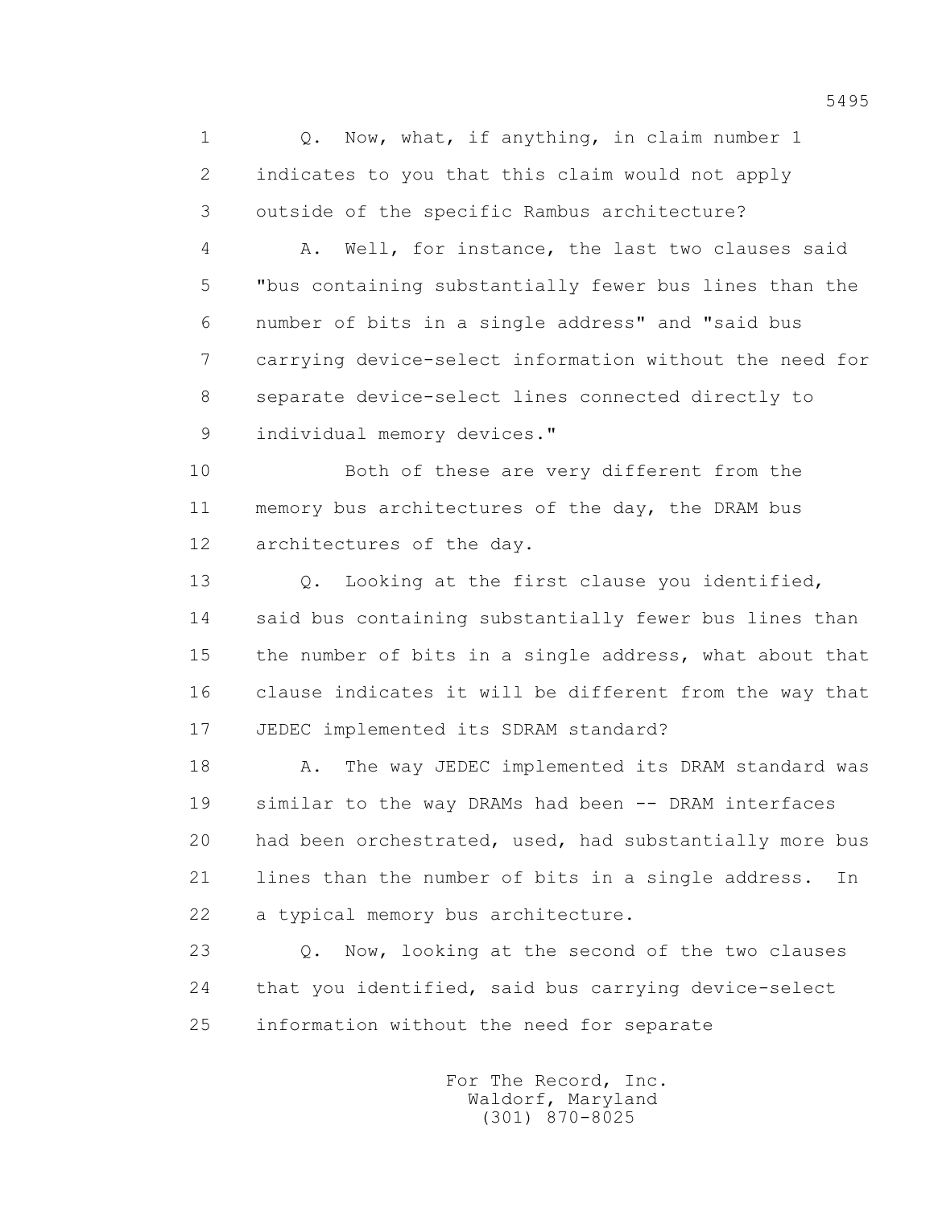1 Q. Now, what, if anything, in claim number 1
2 indicates to you that this claim would not apply
3 outside of the specific Rambus architecture?
4 A. Well, for instance, the last two clauses said
5 "bus containing substantially fewer bus lines than the
6 number of bits in a single address" and "said bus
7 carrying device-select information without the need for
8 separate device-select lines connected directly to
9 individual memory devices."
10 Both of these are very different from the
11 memory bus architectures of the day, the DRAM bus
12 architectures of the day.
13 Q. Looking at the first clause you identified,
14 said bus containing substantially fewer bus lines than
15 the number of bits in a single address, what about that
16 clause indicates it will be different from the way that
17 JEDEC implemented its SDRAM standard?
18 A. The way JEDEC implemented its DRAM standard was
19 similar to the way DRAMs had been -- DRAM interfaces
20 had been orchestrated, used, had substantially more bus
21 lines than the number of bits in a single address. In
22 a typical memory bus architecture.
23 Q. Now, looking at the second of the two clauses
24 that you identified, said bus carrying device-select
25 information without the need for separate

For The Record, Inc.
Waldorf, Maryland
(301) 870-8025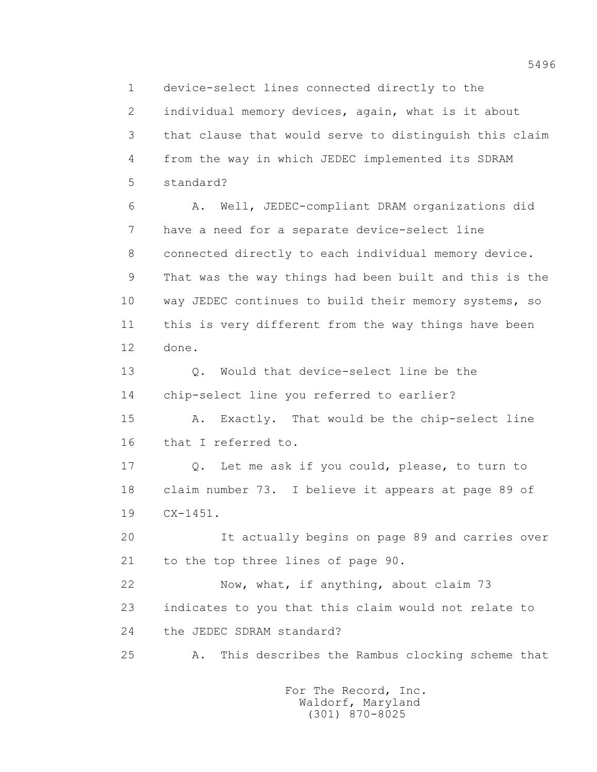1 device-select lines connected directly to the
2 individual memory devices, again, what is it about
3 that clause that would serve to distinguish this claim
4 from the way in which JEDEC implemented its SDRAM
5 standard?

6 A. Well, JEDEC-compliant DRAM organizations did
7 have a need for a separate device-select line
8 connected directly to each individual memory device.
9 That was the way things had been built and this is the
10 way JEDEC continues to build their memory systems, so
11 this is very different from the way things have been
12 done.

13 Q. Would that device-select line be the
14 chip-select line you referred to earlier?

15 A. Exactly. That would be the chip-select line
16 that I referred to.

17 Q. Let me ask if you could, please, to turn to
18 claim number 73. I believe it appears at page 89 of
19 CX-1451.

20 It actually begins on page 89 and carries over
21 to the top three lines of page 90.

22 Now, what, if anything, about claim 73
23 indicates to you that this claim would not relate to
24 the JEDEC SDRAM standard?

25 A. This describes the Rambus clocking scheme that

For The Record, Inc.
Waldorf, Maryland
(301) 870-8025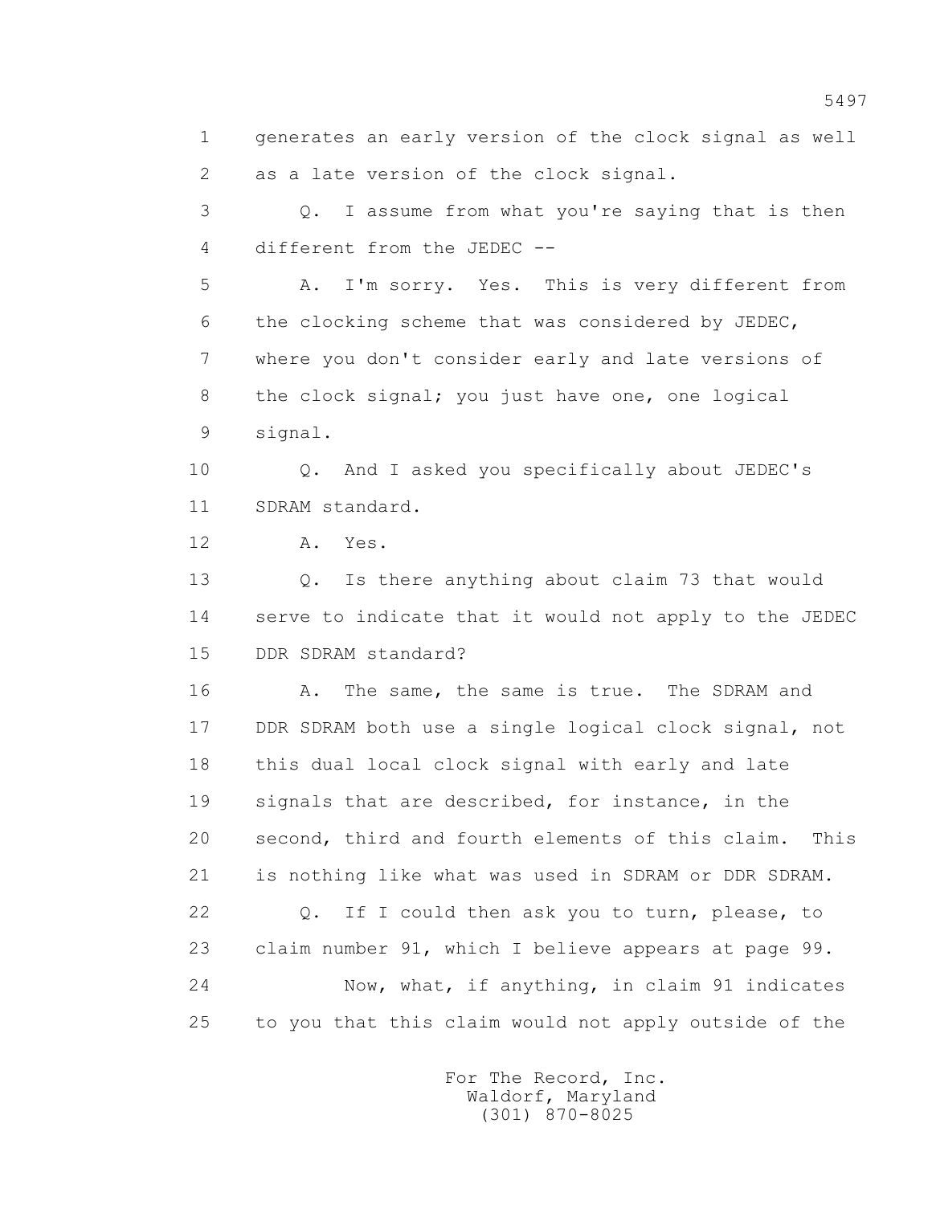1 generates an early version of the clock signal as well
2 as a late version of the clock signal.

3 Q. I assume from what you're saying that is then
4 different from the JEDEC --

5 A. I'm sorry. Yes. This is very different from
6 the clocking scheme that was considered by JEDEC,
7 where you don't consider early and late versions of
8 the clock signal; you just have one, one logical
9 signal.

10 Q. And I asked you specifically about JEDEC's
11 SDRAM standard.

12 A. Yes.

13 Q. Is there anything about claim 73 that would
14 serve to indicate that it would not apply to the JEDEC
15 DDR SDRAM standard?

16 A. The same, the same is true. The SDRAM and
17 DDR SDRAM both use a single logical clock signal, not
18 this dual local clock signal with early and late
19 signals that are described, for instance, in the
20 second, third and fourth elements of this claim. This
21 is nothing like what was used in SDRAM or DDR SDRAM.

22 Q. If I could then ask you to turn, please, to
23 claim number 91, which I believe appears at page 99.

24 Now, what, if anything, in claim 91 indicates
25 to you that this claim would not apply outside of the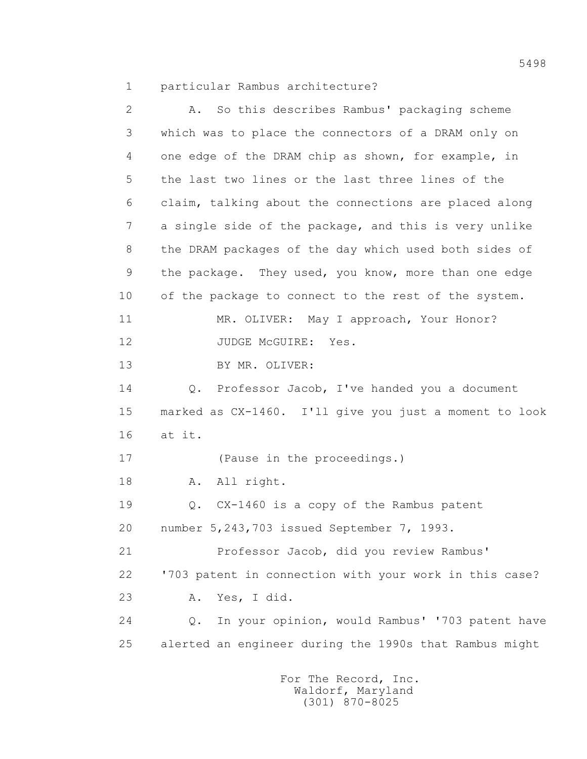1 particular Rambus architecture?

2 A. So this describes Rambus' packaging scheme

3 which was to place the connectors of a DRAM only on

4 one edge of the DRAM chip as shown, for example, in

5 the last two lines or the last three lines of the

6 claim, talking about the connections are placed along

7 a single side of the package, and this is very unlike

8 the DRAM packages of the day which used both sides of

9 the package. They used, you know, more than one edge

10 of the package to connect to the rest of the system.

11 MR. OLIVER: May I approach, Your Honor?

12 JUDGE McGUIRE: Yes.

13 BY MR. OLIVER:

14 Q. Professor Jacob, I've handed you a document

15 marked as CX-1460. I'll give you just a moment to look

16 at it.

17 (Pause in the proceedings.)

18 A. All right.

19 Q. CX-1460 is a copy of the Rambus patent

20 number 5,243,703 issued September 7, 1993.

21 Professor Jacob, did you review Rambus'

22 '703 patent in connection with your work in this case?

23 A. Yes, I did.

24 Q. In your opinion, would Rambus' '703 patent have

25 alerted an engineer during the 1990s that Rambus might

For The Record, Inc.
Waldorf, Maryland
(301) 870-8025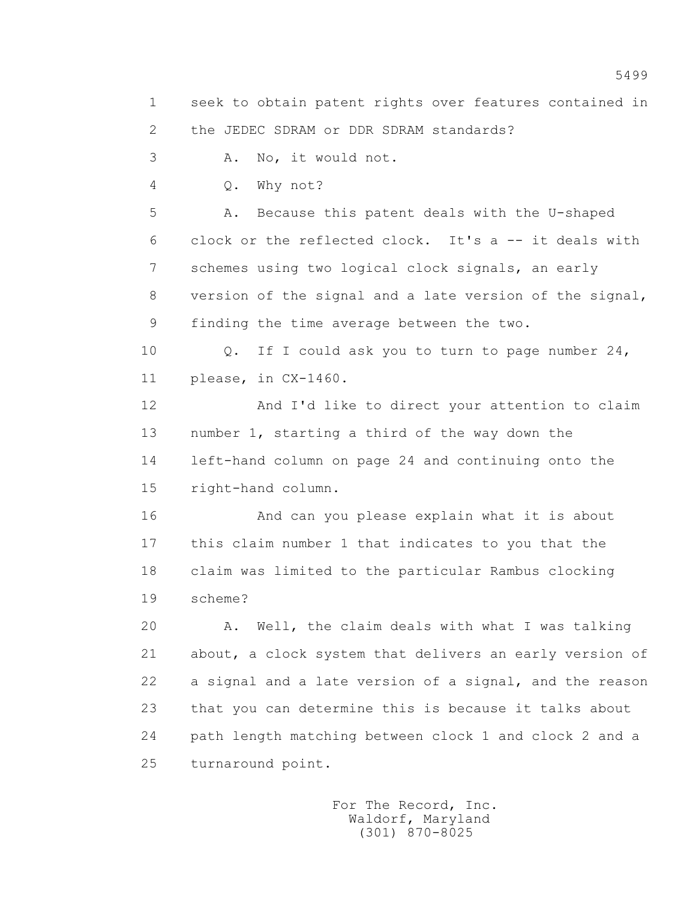1 seek to obtain patent rights over features contained in
2 the JEDEC SDRAM or DDR SDRAM standards?

3 A. No, it would not.

4 Q. Why not?

5 A. Because this patent deals with the U-shaped
6 clock or the reflected clock. It's a -- it deals with
7 schemes using two logical clock signals, an early
8 version of the signal and a late version of the signal,
9 finding the time average between the two.

10 Q. If I could ask you to turn to page number 24,
11 please, in CX-1460.

12 And I'd like to direct your attention to claim
13 number 1, starting a third of the way down the
14 left-hand column on page 24 and continuing onto the
15 right-hand column.

16 And can you please explain what it is about
17 this claim number 1 that indicates to you that the
18 claim was limited to the particular Rambus clocking
19 scheme?

20 A. Well, the claim deals with what I was talking
21 about, a clock system that delivers an early version of
22 a signal and a late version of a signal, and the reason
23 that you can determine this is because it talks about
24 path length matching between clock 1 and clock 2 and a
25 turnaround point.

For The Record, Inc.
Waldorf, Maryland
(301) 870-8025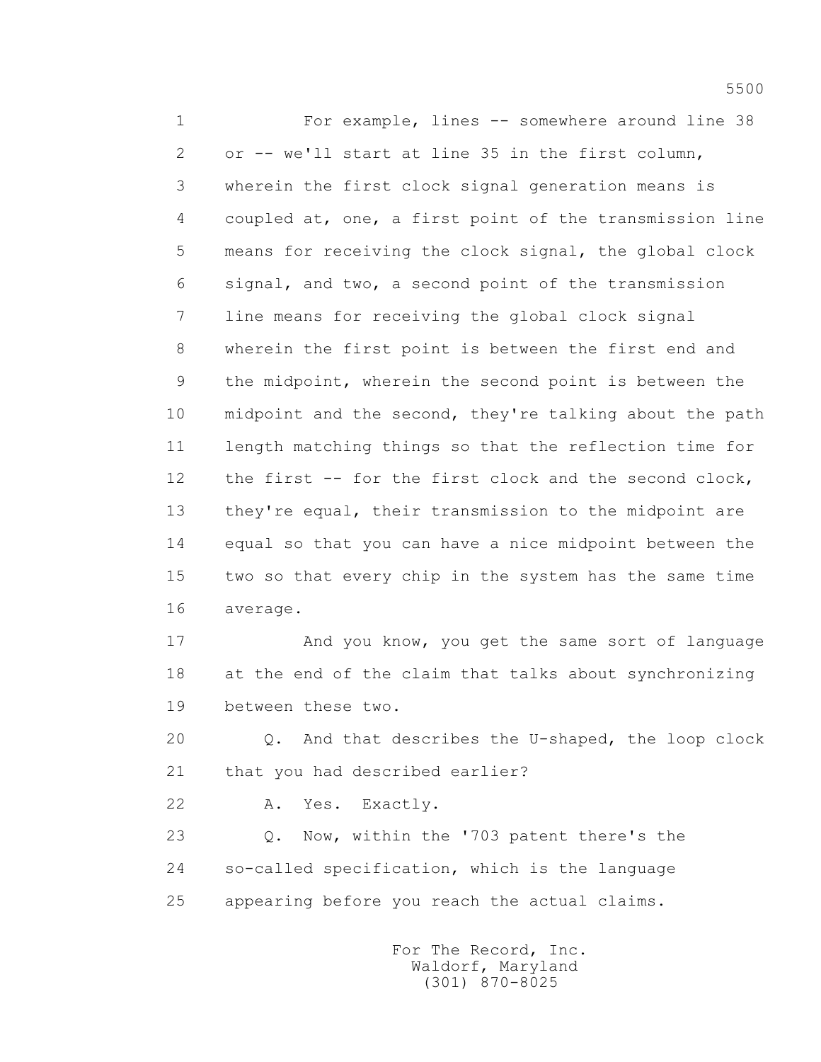For example, lines -- somewhere around line 38 or -- we'll start at line 35 in the first column, wherein the first clock signal generation means is coupled at, one, a first point of the transmission line means for receiving the clock signal, the global clock signal, and two, a second point of the transmission line means for receiving the global clock signal wherein the first point is between the first end and the midpoint, wherein the second point is between the midpoint and the second, they're talking about the path length matching things so that the reflection time for the first -- for the first clock and the second clock, they're equal, their transmission to the midpoint are equal so that you can have a nice midpoint between the two so that every chip in the system has the same time average.

And you know, you get the same sort of language at the end of the claim that talks about synchronizing between these two.

Q. And that describes the U-shaped, the loop clock that you had described earlier?

A. Yes. Exactly.

Q. Now, within the '703 patent there's the so-called specification, which is the language appearing before you reach the actual claims.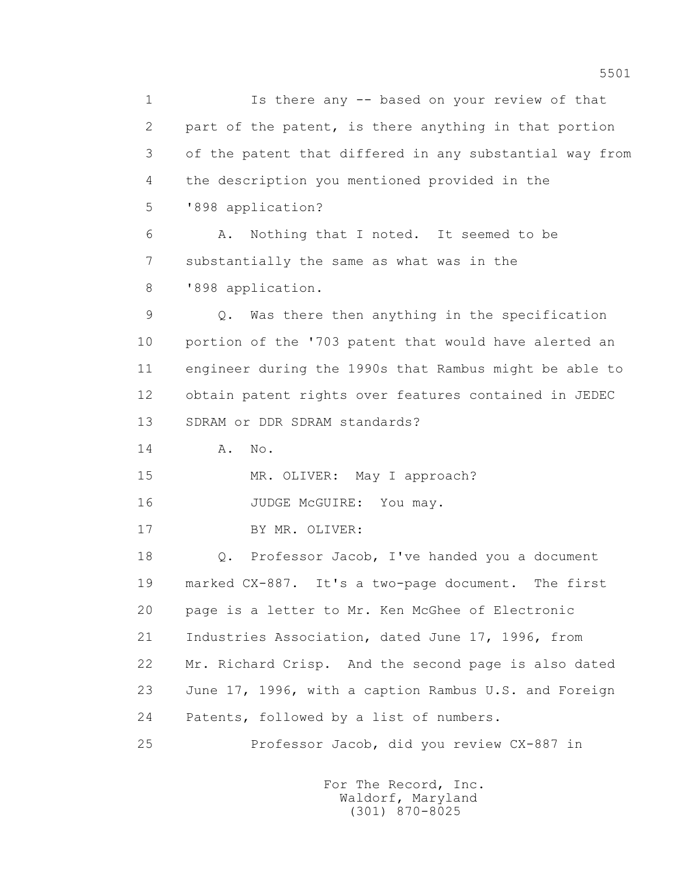1 Is there any -- based on your review of that
2 part of the patent, is there anything in that portion
3 of the patent that differed in any substantial way from
4 the description you mentioned provided in the
5 '898 application?
6 A. Nothing that I noted. It seemed to be
7 substantially the same as what was in the
8 '898 application.
9 Q. Was there then anything in the specification
10 portion of the '703 patent that would have alerted an
11 engineer during the 1990s that Rambus might be able to
12 obtain patent rights over features contained in JEDEC
13 SDRAM or DDR SDRAM standards?
14 A. No.
15 MR. OLIVER: May I approach?
16 JUDGE McGUIRE: You may.
17 BY MR. OLIVER:
18 Q. Professor Jacob, I've handed you a document
19 marked CX-887. It's a two-page document. The first
20 page is a letter to Mr. Ken McGhee of Electronic
21 Industries Association, dated June 17, 1996, from
22 Mr. Richard Crisp. And the second page is also dated
23 June 17, 1996, with a caption Rambus U.S. and Foreign
24 Patents, followed by a list of numbers.
25 Professor Jacob, did you review CX-887 in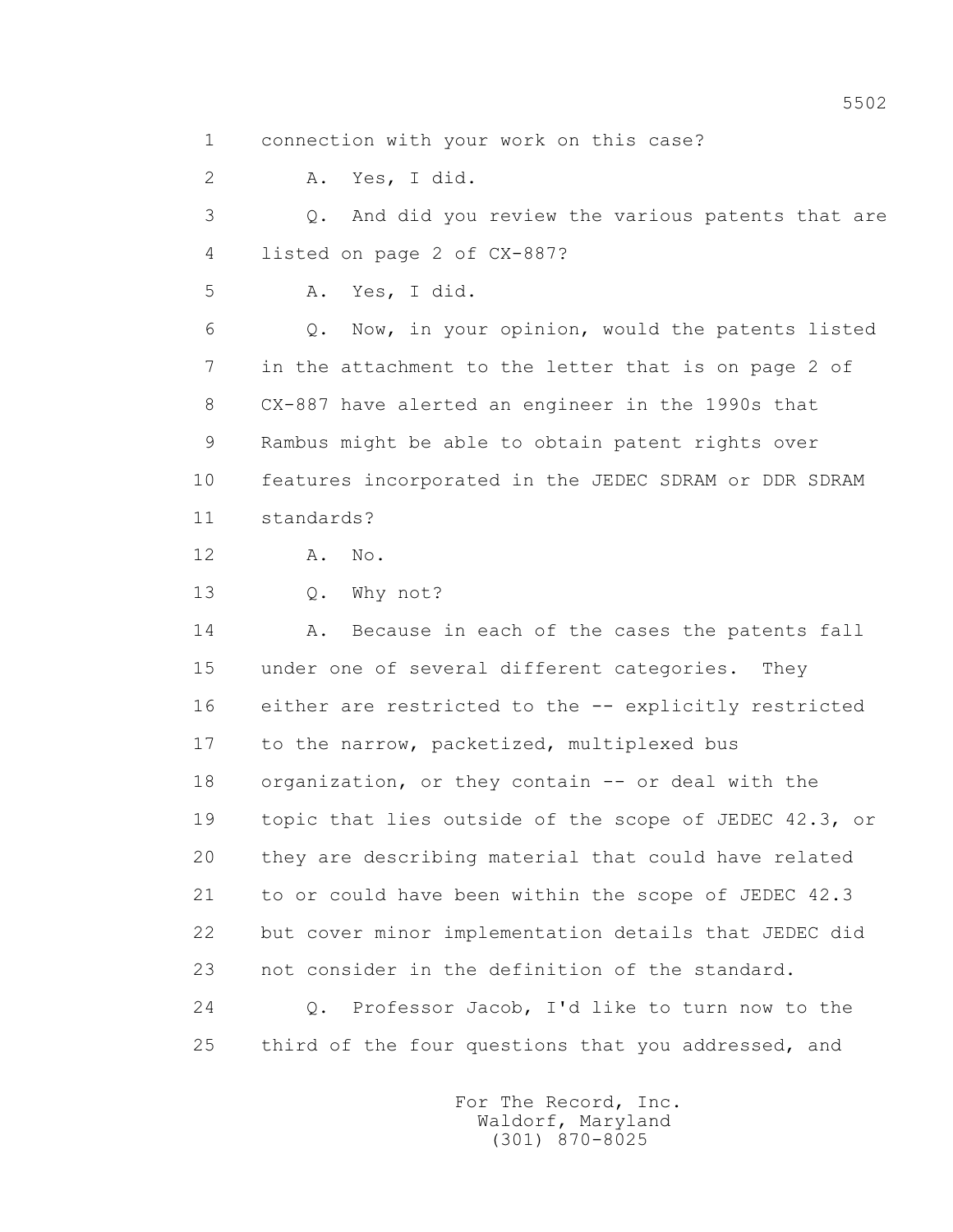1 connection with your work on this case?

2 A. Yes, I did.

3 Q. And did you review the various patents that are

4 listed on page 2 of CX-887?

5 A. Yes, I did.

6 Q. Now, in your opinion, would the patents listed

7 in the attachment to the letter that is on page 2 of

8 CX-887 have alerted an engineer in the 1990s that

9 Rambus might be able to obtain patent rights over

10 features incorporated in the JEDEC SDRAM or DDR SDRAM

11 standards?

12 A. No.

13 Q. Why not?

14 A. Because in each of the cases the patents fall

15 under one of several different categories. They

16 either are restricted to the -- explicitly restricted

17 to the narrow, packetized, multiplexed bus

18 organization, or they contain -- or deal with the

19 topic that lies outside of the scope of JEDEC 42.3, or

20 they are describing material that could have related

21 to or could have been within the scope of JEDEC 42.3

22 but cover minor implementation details that JEDEC did

23 not consider in the definition of the standard.

24 Q. Professor Jacob, I'd like to turn now to the

25 third of the four questions that you addressed, and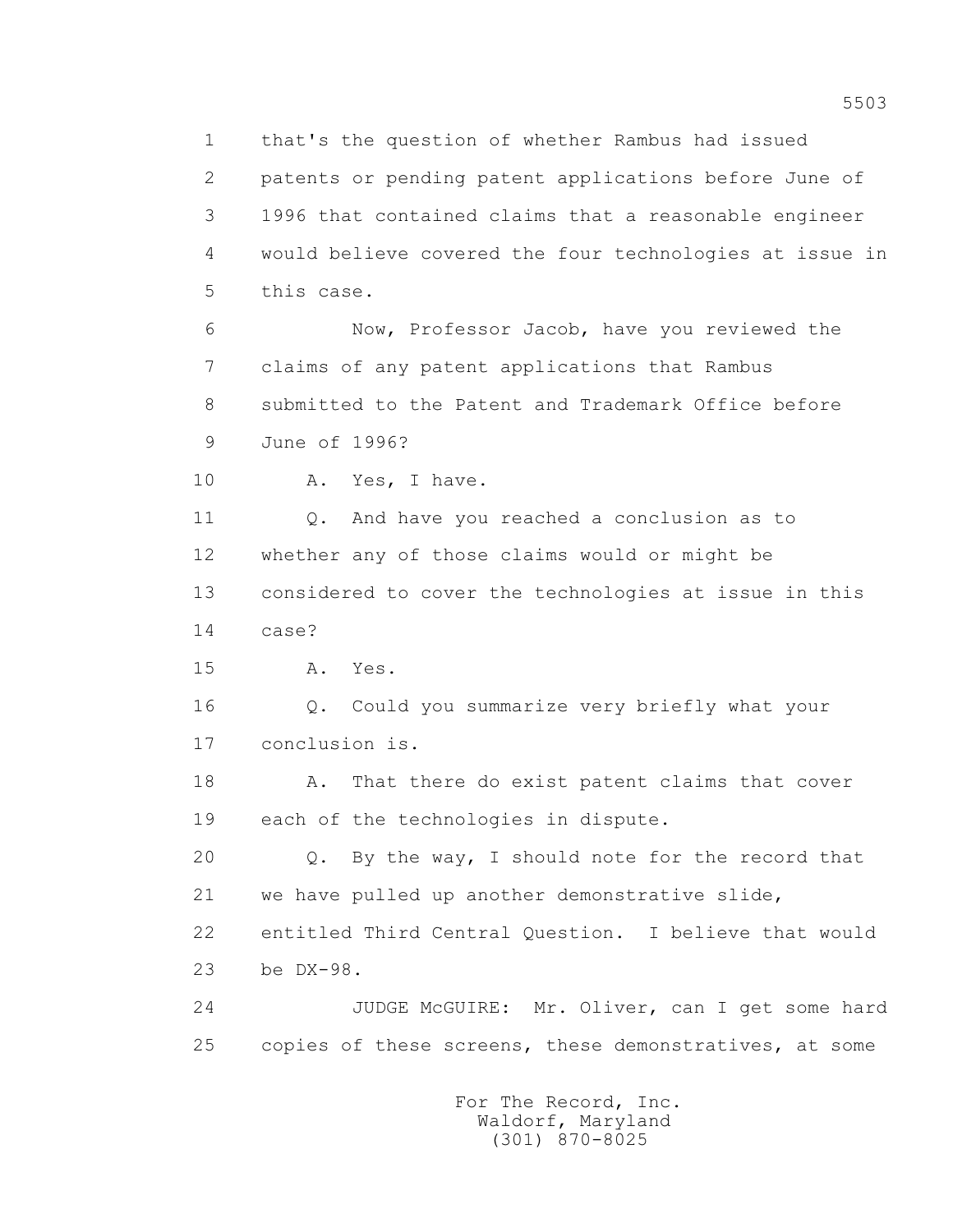1 that's the question of whether Rambus had issued
2 patents or pending patent applications before June of
3 1996 that contained claims that a reasonable engineer
4 would believe covered the four technologies at issue in
5 this case.

6 Now, Professor Jacob, have you reviewed the
7 claims of any patent applications that Rambus
8 submitted to the Patent and Trademark Office before
9 June of 1996?

10 A. Yes, I have.

11 Q. And have you reached a conclusion as to
12 whether any of those claims would or might be
13 considered to cover the technologies at issue in this
14 case?

15 A. Yes.

16 Q. Could you summarize very briefly what your
17 conclusion is.

18 A. That there do exist patent claims that cover
19 each of the technologies in dispute.

20 Q. By the way, I should note for the record that
21 we have pulled up another demonstrative slide,
22 entitled Third Central Question. I believe that would
23 be DX-98.

24 JUDGE McGUIRE: Mr. Oliver, can I get some hard
25 copies of these screens, these demonstratives, at some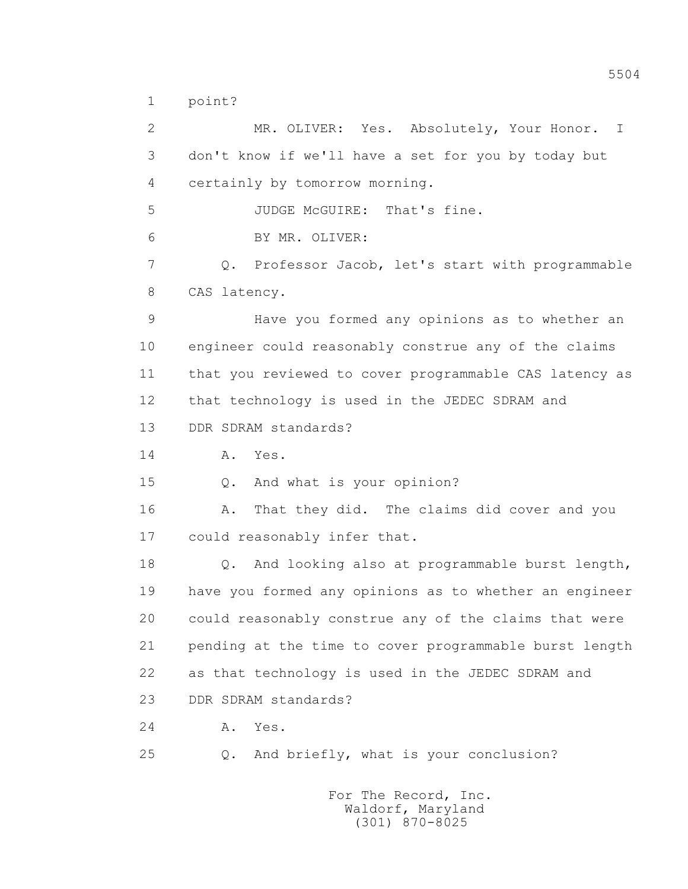1 point?

2 MR. OLIVER: Yes. Absolutely, Your Honor. I

3 don't know if we'll have a set for you by today but

4 certainly by tomorrow morning.

5 JUDGE McGUIRE: That's fine.

6 BY MR. OLIVER:

7 Q. Professor Jacob, let's start with programmable

8 CAS latency.

9 Have you formed any opinions as to whether an

10 engineer could reasonably construe any of the claims

11 that you reviewed to cover programmable CAS latency as

12 that technology is used in the JEDEC SDRAM and

13 DDR SDRAM standards?

14 A. Yes.

15 Q. And what is your opinion?

16 A. That they did. The claims did cover and you

17 could reasonably infer that.

18 Q. And looking also at programmable burst length,

19 have you formed any opinions as to whether an engineer

20 could reasonably construe any of the claims that were

21 pending at the time to cover programmable burst length

22 as that technology is used in the JEDEC SDRAM and

23 DDR SDRAM standards?

24 A. Yes.

25 Q. And briefly, what is your conclusion?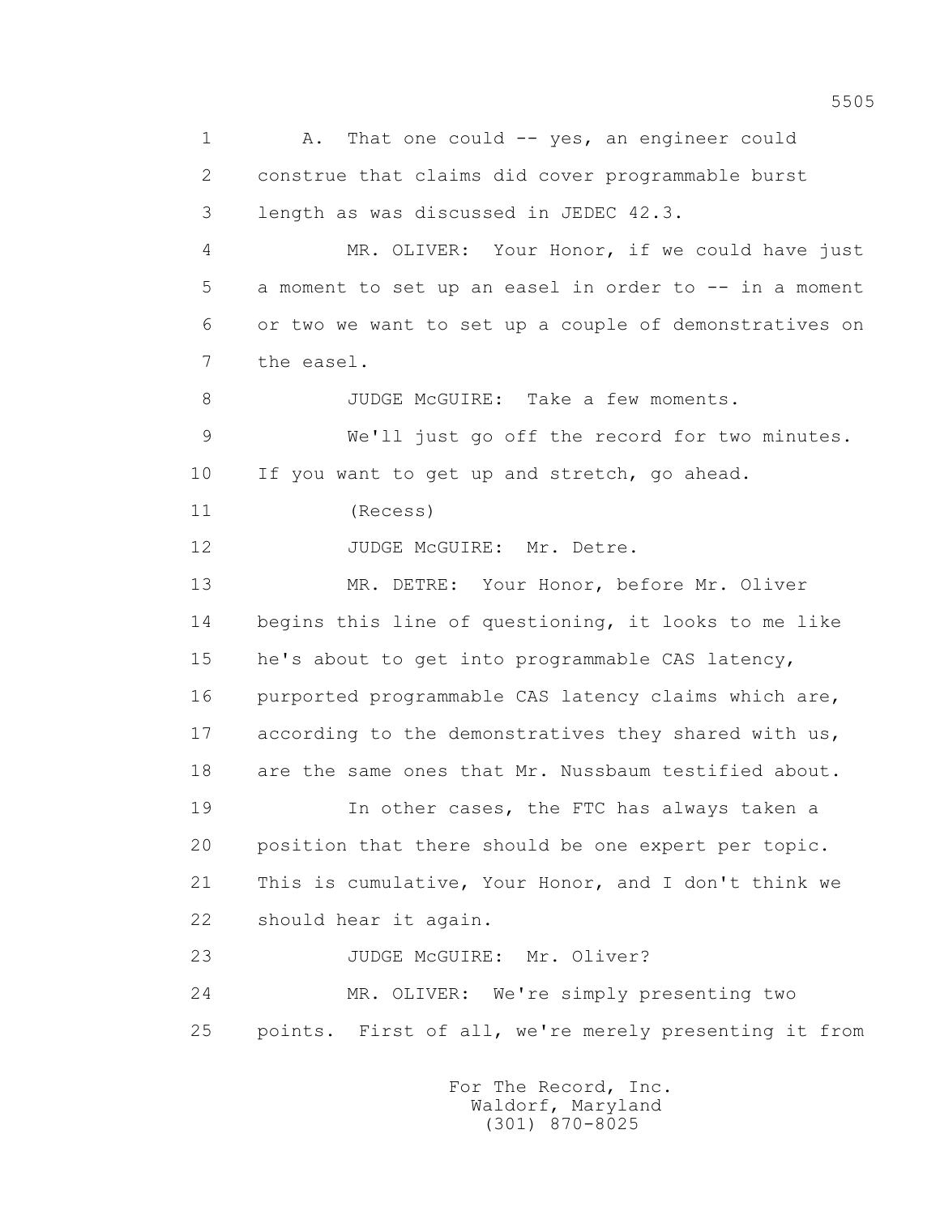1 A. That one could -- yes, an engineer could
2 construe that claims did cover programmable burst
3 length as was discussed in JEDEC 42.3.
4 MR. OLIVER: Your Honor, if we could have just
5 a moment to set up an easel in order to -- in a moment
6 or two we want to set up a couple of demonstratives on
7 the easel.
8 JUDGE McGUIRE: Take a few moments.
9 We'll just go off the record for two minutes.
10 If you want to get up and stretch, go ahead.
11 (Recess)
12 JUDGE McGUIRE: Mr. Detre.
13 MR. DETRE: Your Honor, before Mr. Oliver
14 begins this line of questioning, it looks to me like
15 he's about to get into programmable CAS latency,
16 purported programmable CAS latency claims which are,
17 according to the demonstratives they shared with us,
18 are the same ones that Mr. Nussbaum testified about.
19 In other cases, the FTC has always taken a
20 position that there should be one expert per topic.
21 This is cumulative, Your Honor, and I don't think we
22 should hear it again.
23 JUDGE McGUIRE: Mr. Oliver?
24 MR. OLIVER: We're simply presenting two
25 points. First of all, we're merely presenting it from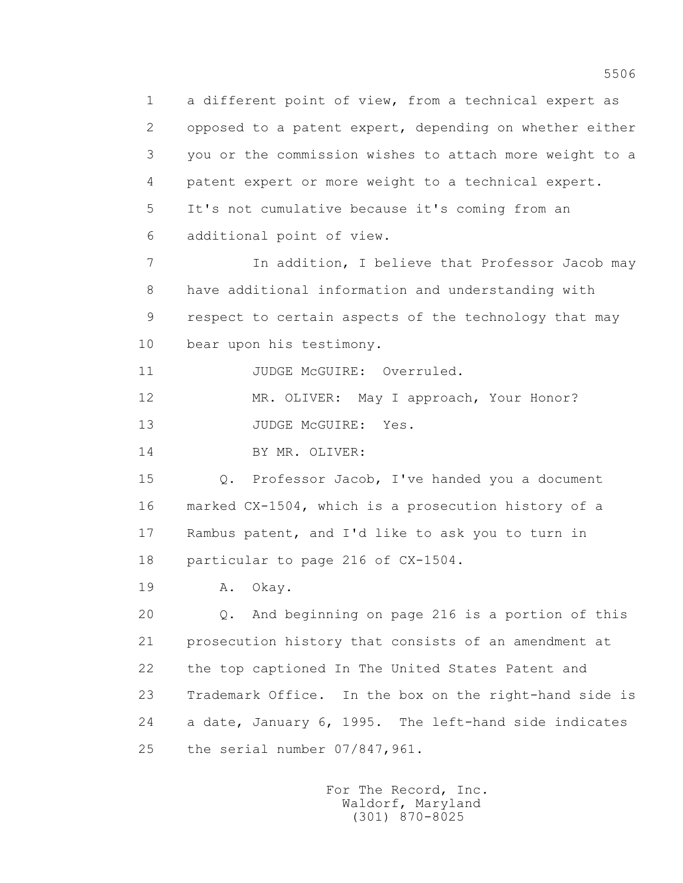a different point of view, from a technical expert as opposed to a patent expert, depending on whether either you or the commission wishes to attach more weight to a patent expert or more weight to a technical expert. It's not cumulative because it's coming from an additional point of view.

In addition, I believe that Professor Jacob may have additional information and understanding with respect to certain aspects of the technology that may bear upon his testimony.

JUDGE McGUIRE: Overruled.

MR. OLIVER: May I approach, Your Honor?

JUDGE McGUIRE: Yes.

BY MR. OLIVER:

Q. Professor Jacob, I've handed you a document marked CX-1504, which is a prosecution history of a Rambus patent, and I'd like to ask you to turn in particular to page 216 of CX-1504.

A. Okay.

Q. And beginning on page 216 is a portion of this prosecution history that consists of an amendment at the top captioned In The United States Patent and Trademark Office. In the box on the right-hand side is a date, January 6, 1995. The left-hand side indicates the serial number 07/847,961.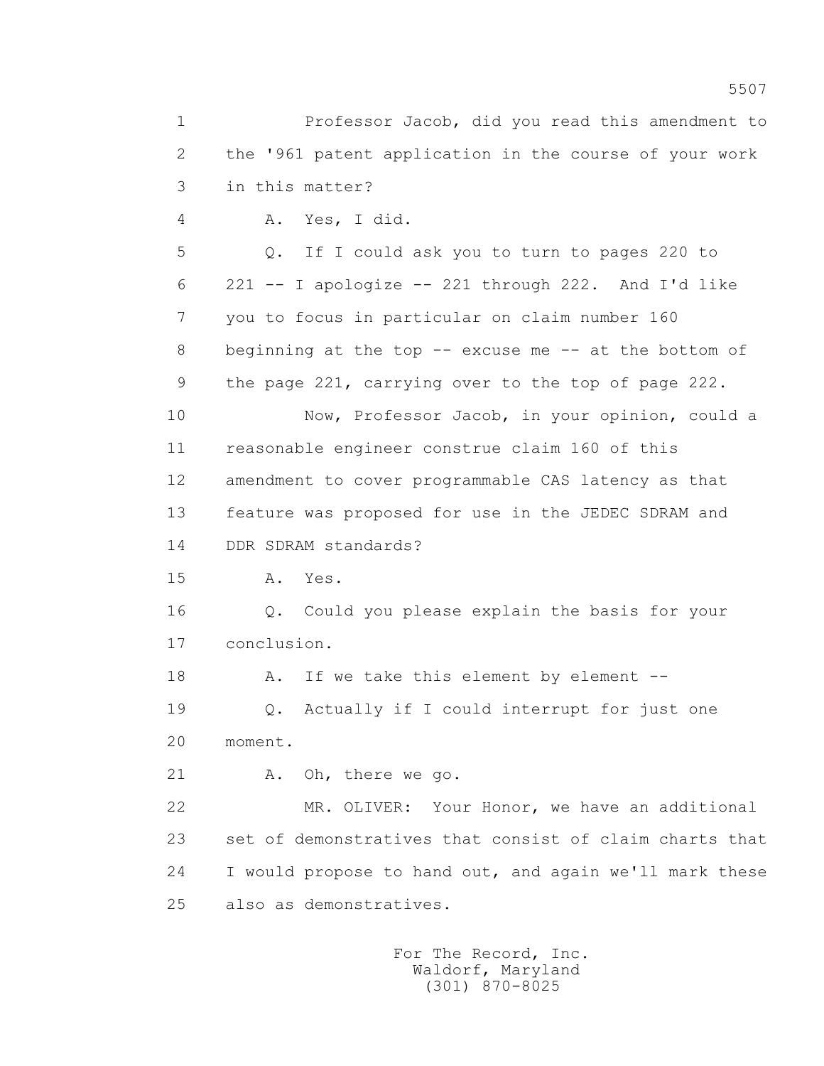1 Professor Jacob, did you read this amendment to
2 the '961 patent application in the course of your work
3 in this matter?
4 A. Yes, I did.
5 Q. If I could ask you to turn to pages 220 to
6 221 -- I apologize -- 221 through 222. And I'd like
7 you to focus in particular on claim number 160
8 beginning at the top -- excuse me -- at the bottom of
9 the page 221, carrying over to the top of page 222.
10 Now, Professor Jacob, in your opinion, could a
11 reasonable engineer construe claim 160 of this
12 amendment to cover programmable CAS latency as that
13 feature was proposed for use in the JEDEC SDRAM and
14 DDR SDRAM standards?
15 A. Yes.
16 Q. Could you please explain the basis for your
17 conclusion.
18 A. If we take this element by element --
19 Q. Actually if I could interrupt for just one
20 moment.
21 A. Oh, there we go.
22 MR. OLIVER: Your Honor, we have an additional
23 set of demonstratives that consist of claim charts that
24 I would propose to hand out, and again we'll mark these
25 also as demonstratives.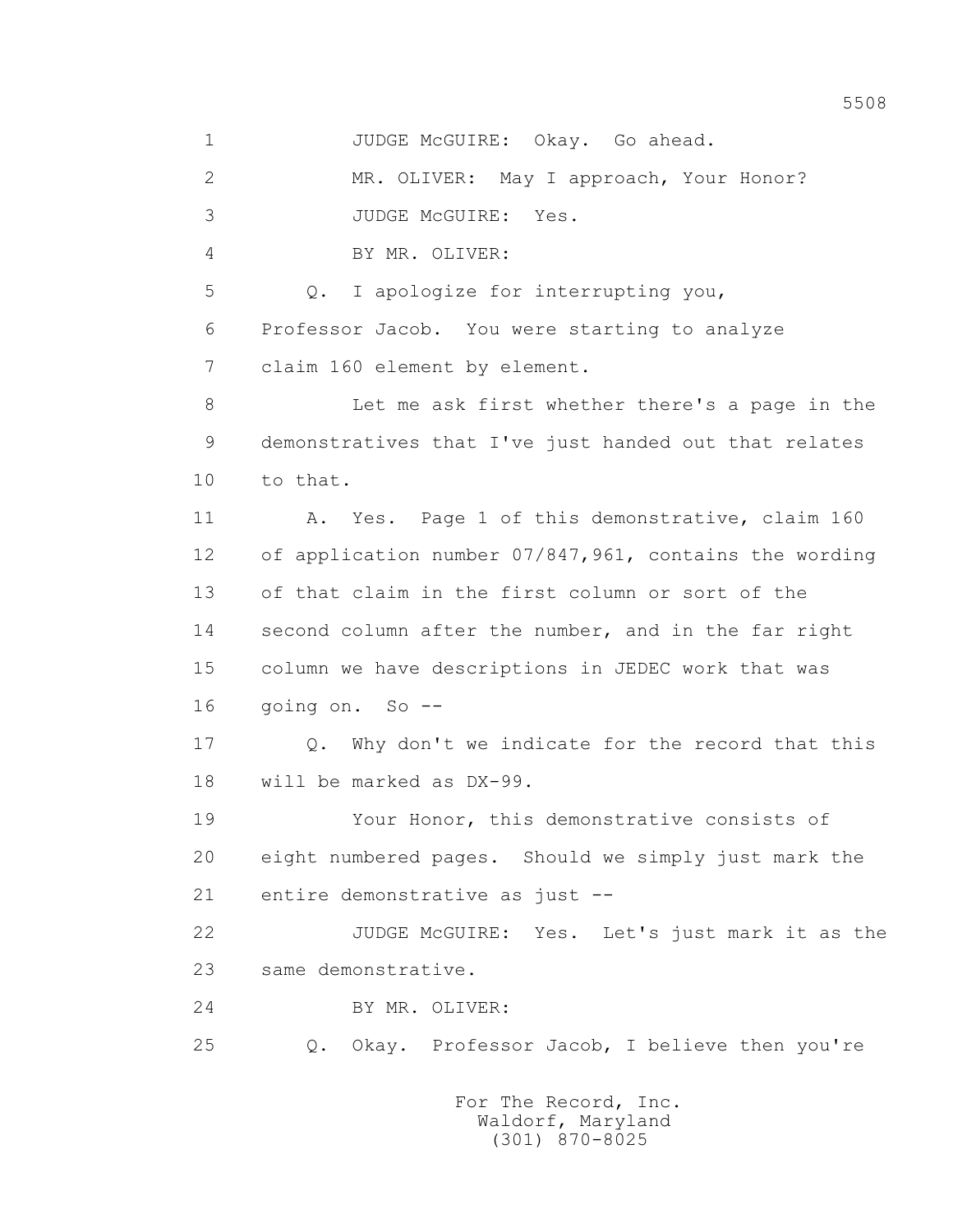1 JUDGE McGUIRE: Okay. Go ahead.

2 MR. OLIVER: May I approach, Your Honor?

3 JUDGE McGUIRE: Yes.

4 BY MR. OLIVER:

5 Q. I apologize for interrupting you,

6 Professor Jacob. You were starting to analyze

7 claim 160 element by element.

8 Let me ask first whether there's a page in the

9 demonstratives that I've just handed out that relates

10 to that.

11 A. Yes. Page 1 of this demonstrative, claim 160

12 of application number 07/847,961, contains the wording

13 of that claim in the first column or sort of the

14 second column after the number, and in the far right

15 column we have descriptions in JEDEC work that was

16 going on. So --

17 Q. Why don't we indicate for the record that this

18 will be marked as DX-99.

19 Your Honor, this demonstrative consists of

20 eight numbered pages. Should we simply just mark the

21 entire demonstrative as just --

22 JUDGE McGUIRE: Yes. Let's just mark it as the

23 same demonstrative.

24 BY MR. OLIVER:

25 Q. Okay. Professor Jacob, I believe then you're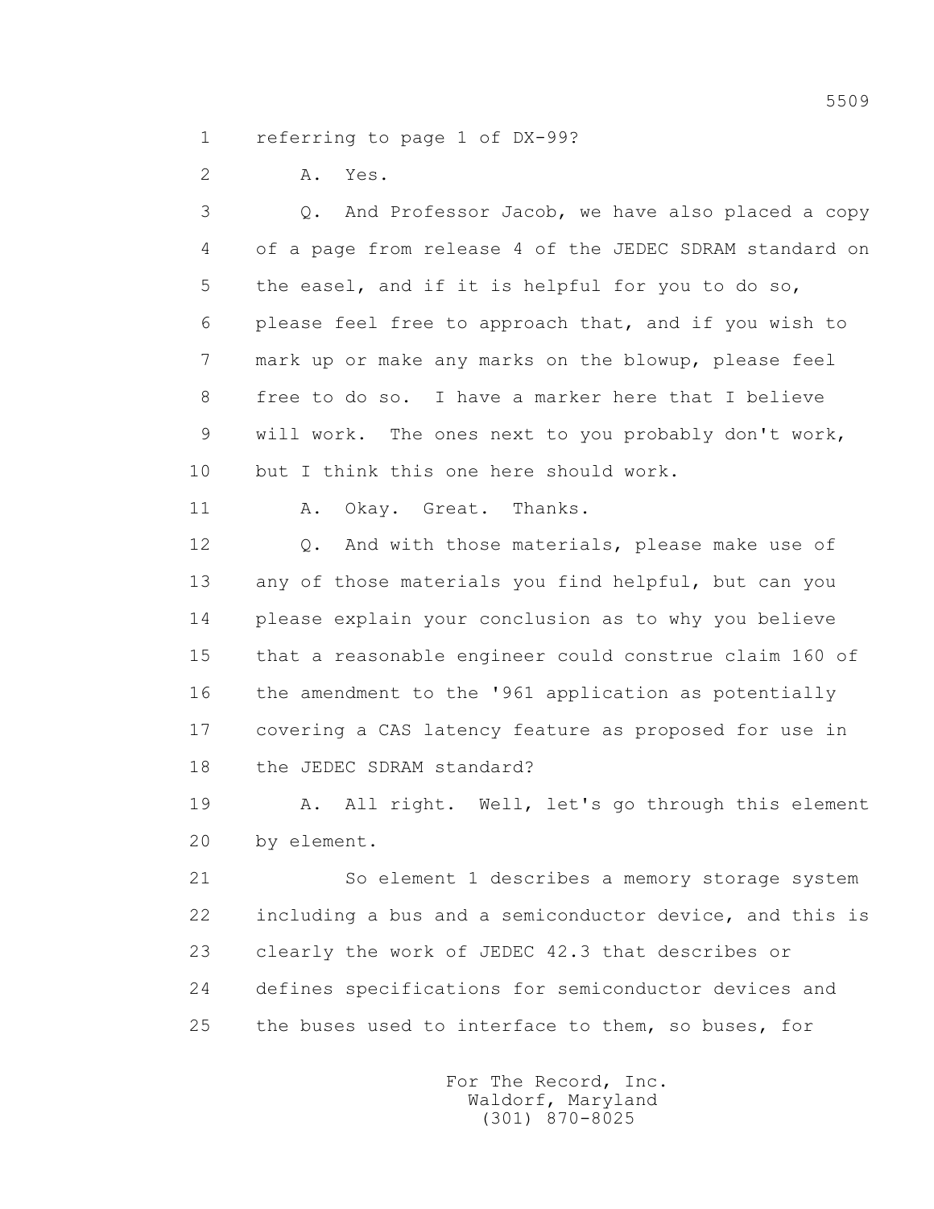1 referring to page 1 of DX-99?

2 A. Yes.

3 Q. And Professor Jacob, we have also placed a copy

4 of a page from release 4 of the JEDEC SDRAM standard on

5 the easel, and if it is helpful for you to do so,

6 please feel free to approach that, and if you wish to

7 mark up or make any marks on the blowup, please feel

8 free to do so. I have a marker here that I believe

9 will work. The ones next to you probably don't work,

10 but I think this one here should work.

11 A. Okay. Great. Thanks.

12 Q. And with those materials, please make use of

13 any of those materials you find helpful, but can you

14 please explain your conclusion as to why you believe

15 that a reasonable engineer could construe claim 160 of

16 the amendment to the '961 application as potentially

17 covering a CAS latency feature as proposed for use in

18 the JEDEC SDRAM standard?

19 A. All right. Well, let's go through this element

20 by element.

21 So element 1 describes a memory storage system

22 including a bus and a semiconductor device, and this is

23 clearly the work of JEDEC 42.3 that describes or

24 defines specifications for semiconductor devices and

25 the buses used to interface to them, so buses, for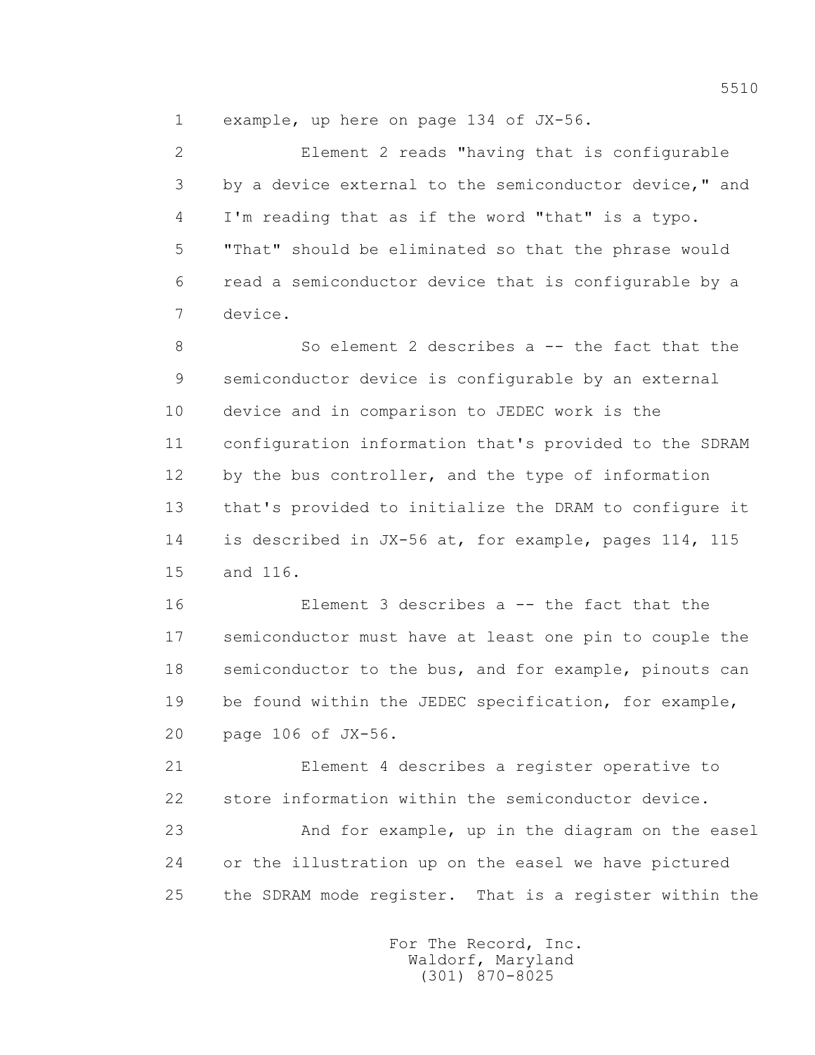example, up here on page 134 of JX-56.

Element 2 reads "having that is configurable by a device external to the semiconductor device," and I'm reading that as if the word "that" is a typo. "That" should be eliminated so that the phrase would read a semiconductor device that is configurable by a device.

So element 2 describes a -- the fact that the semiconductor device is configurable by an external device and in comparison to JEDEC work is the configuration information that's provided to the SDRAM by the bus controller, and the type of information that's provided to initialize the DRAM to configure it is described in JX-56 at, for example, pages 114, 115 and 116.

Element 3 describes a -- the fact that the semiconductor must have at least one pin to couple the semiconductor to the bus, and for example, pinouts can be found within the JEDEC specification, for example, page 106 of JX-56.

Element 4 describes a register operative to store information within the semiconductor device.

And for example, up in the diagram on the easel or the illustration up on the easel we have pictured the SDRAM mode register. That is a register within the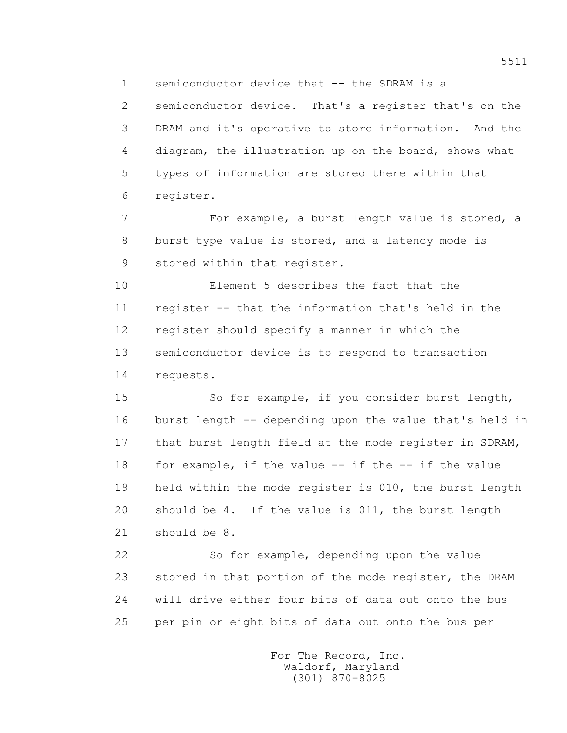semiconductor device that -- the SDRAM is a semiconductor device. That's a register that's on the DRAM and it's operative to store information. And the diagram, the illustration up on the board, shows what types of information are stored there within that register.

For example, a burst length value is stored, a burst type value is stored, and a latency mode is stored within that register.

Element 5 describes the fact that the register -- that the information that's held in the register should specify a manner in which the semiconductor device is to respond to transaction requests.

So for example, if you consider burst length, burst length -- depending upon the value that's held in that burst length field at the mode register in SDRAM, for example, if the value -- if the -- if the value held within the mode register is 010, the burst length should be 4. If the value is 011, the burst length should be 8.

So for example, depending upon the value stored in that portion of the mode register, the DRAM will drive either four bits of data out onto the bus per pin or eight bits of data out onto the bus per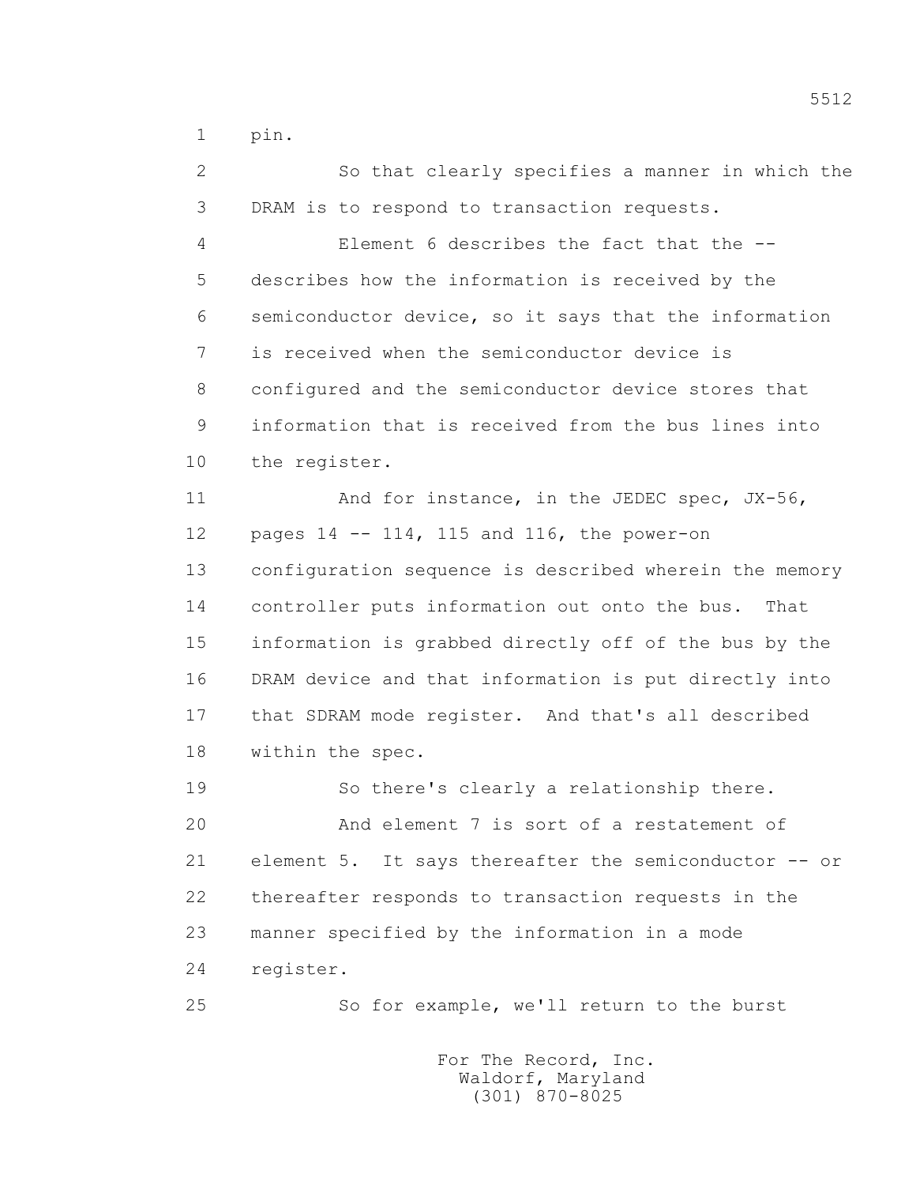pin.

So that clearly specifies a manner in which the DRAM is to respond to transaction requests.

Element 6 describes the fact that the -- describes how the information is received by the semiconductor device, so it says that the information is received when the semiconductor device is configured and the semiconductor device stores that information that is received from the bus lines into the register.

And for instance, in the JEDEC spec, JX-56, pages 14 -- 114, 115 and 116, the power-on configuration sequence is described wherein the memory controller puts information out onto the bus. That information is grabbed directly off of the bus by the DRAM device and that information is put directly into that SDRAM mode register. And that's all described within the spec.

So there's clearly a relationship there.

And element 7 is sort of a restatement of element 5. It says thereafter the semiconductor -- or thereafter responds to transaction requests in the manner specified by the information in a mode register.

So for example, we'll return to the burst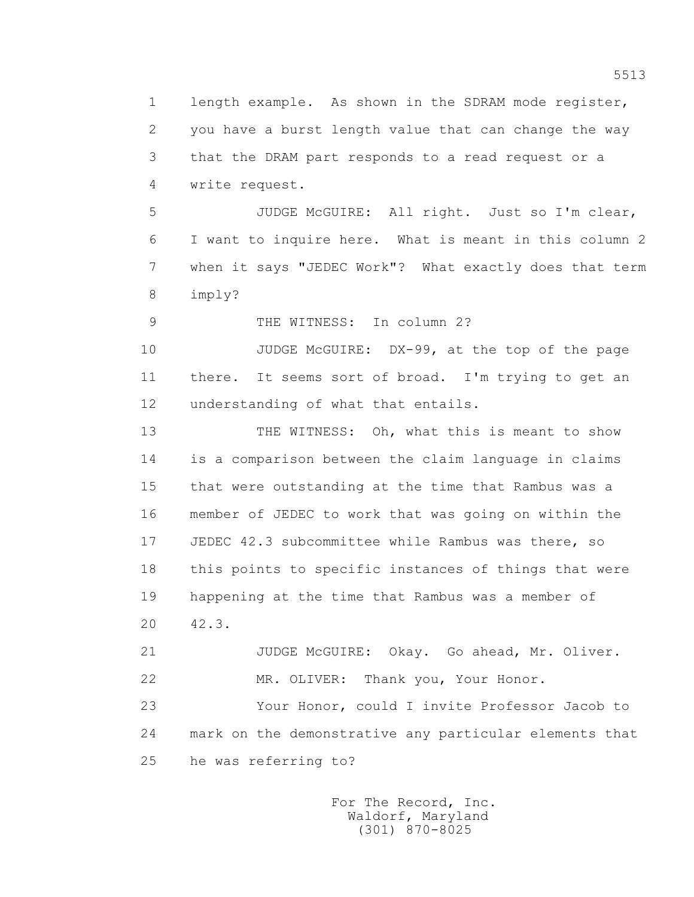1 length example. As shown in the SDRAM mode register,
2 you have a burst length value that can change the way
3 that the DRAM part responds to a read request or a
4 write request.

5 JUDGE McGUIRE: All right. Just so I'm clear,
6 I want to inquire here. What is meant in this column 2
7 when it says "JEDEC Work"? What exactly does that term
8 imply?

9 THE WITNESS: In column 2?

10 JUDGE McGUIRE: DX-99, at the top of the page
11 there. It seems sort of broad. I'm trying to get an
12 understanding of what that entails.

13 THE WITNESS: Oh, what this is meant to show
14 is a comparison between the claim language in claims
15 that were outstanding at the time that Rambus was a
16 member of JEDEC to work that was going on within the
17 JEDEC 42.3 subcommittee while Rambus was there, so
18 this points to specific instances of things that were
19 happening at the time that Rambus was a member of
20 42.3.

21 JUDGE McGUIRE: Okay. Go ahead, Mr. Oliver.

22 MR. OLIVER: Thank you, Your Honor.

23 Your Honor, could I invite Professor Jacob to
24 mark on the demonstrative any particular elements that
25 he was referring to?

For The Record, Inc.
Waldorf, Maryland
(301) 870-8025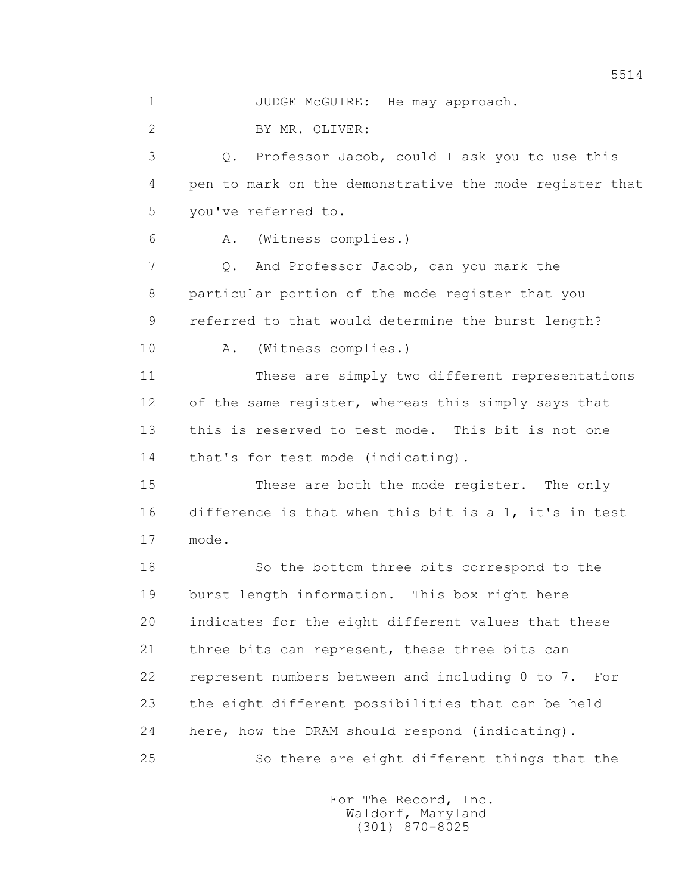1 JUDGE McGUIRE: He may approach.

2 BY MR. OLIVER:

3 Q. Professor Jacob, could I ask you to use this

4 pen to mark on the demonstrative the mode register that

5 you've referred to.

6 A. (Witness complies.)

7 Q. And Professor Jacob, can you mark the

8 particular portion of the mode register that you

9 referred to that would determine the burst length?

10 A. (Witness complies.)

11 These are simply two different representations

12 of the same register, whereas this simply says that

13 this is reserved to test mode. This bit is not one

14 that's for test mode (indicating).

15 These are both the mode register. The only

16 difference is that when this bit is a 1, it's in test

17 mode.

18 So the bottom three bits correspond to the

19 burst length information. This box right here

20 indicates for the eight different values that these

21 three bits can represent, these three bits can

22 represent numbers between and including 0 to 7. For

23 the eight different possibilities that can be held

24 here, how the DRAM should respond (indicating).

25 So there are eight different things that the

For The Record, Inc.
Waldorf, Maryland
(301) 870-8025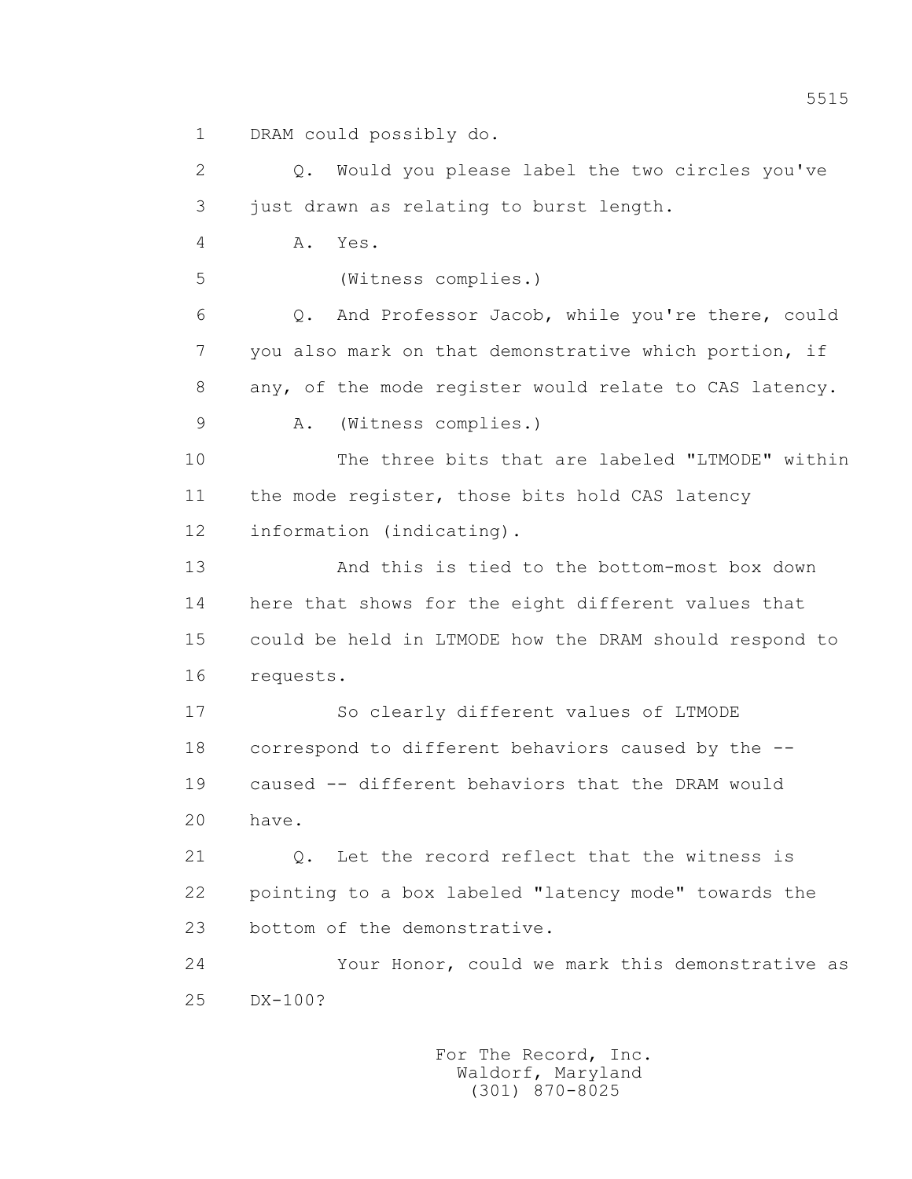1 DRAM could possibly do.

2 Q. Would you please label the two circles you've

3 just drawn as relating to burst length.

4 A. Yes.

5 (Witness complies.)

6 Q. And Professor Jacob, while you're there, could

7 you also mark on that demonstrative which portion, if

8 any, of the mode register would relate to CAS latency.

9 A. (Witness complies.)

10 The three bits that are labeled "LTMODE" within

11 the mode register, those bits hold CAS latency

12 information (indicating).

13 And this is tied to the bottom-most box down

14 here that shows for the eight different values that

15 could be held in LTMODE how the DRAM should respond to

16 requests.

17 So clearly different values of LTMODE

18 correspond to different behaviors caused by the --

19 caused -- different behaviors that the DRAM would

20 have.

21 Q. Let the record reflect that the witness is

22 pointing to a box labeled "latency mode" towards the

23 bottom of the demonstrative.

24 Your Honor, could we mark this demonstrative as

25 DX-100?

For The Record, Inc.
Waldorf, Maryland
(301) 870-8025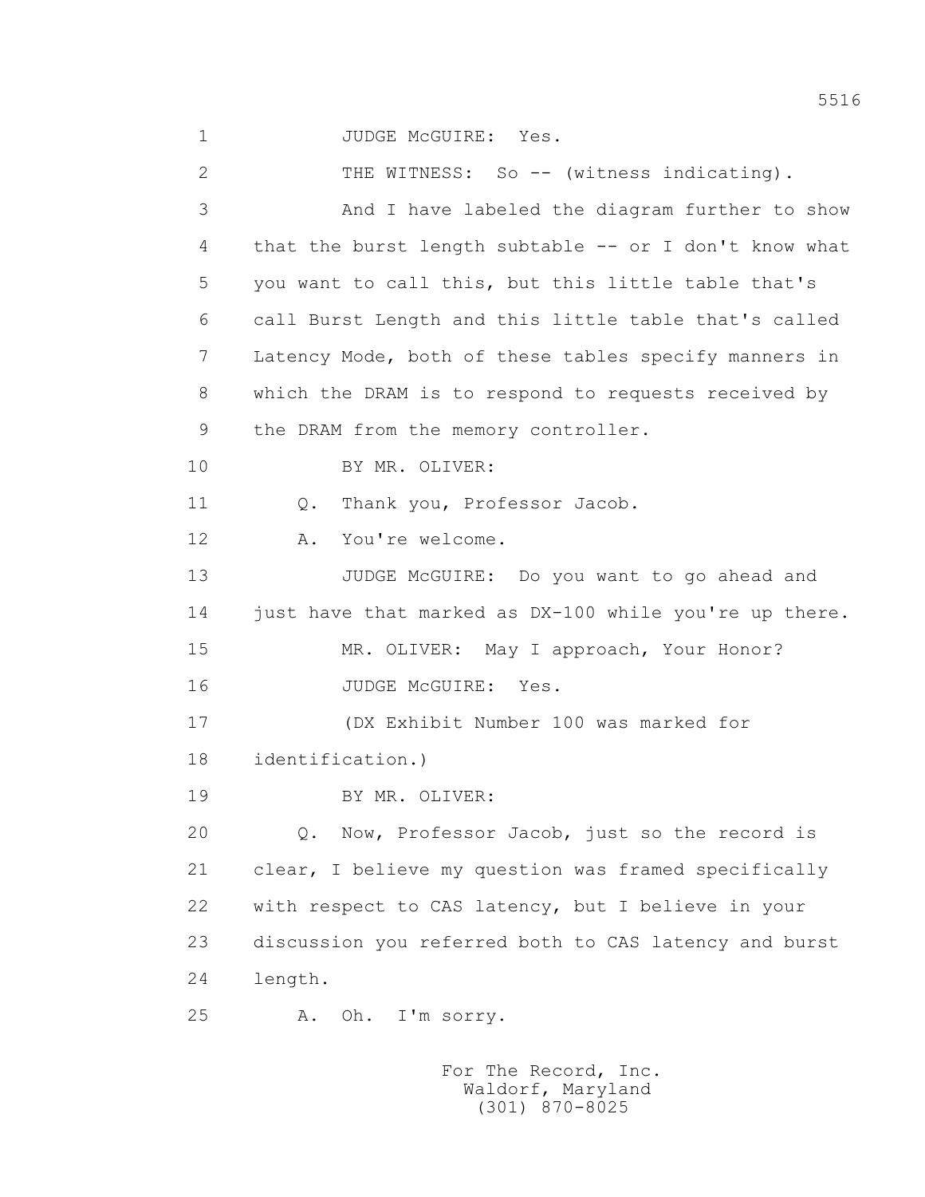1 JUDGE McGUIRE: Yes.

2 THE WITNESS: So -- (witness indicating).

3 And I have labeled the diagram further to show

4 that the burst length subtable -- or I don't know what

5 you want to call this, but this little table that's

6 call Burst Length and this little table that's called

7 Latency Mode, both of these tables specify manners in

8 which the DRAM is to respond to requests received by

9 the DRAM from the memory controller.

10 BY MR. OLIVER:

11 Q. Thank you, Professor Jacob.

12 A. You're welcome.

13 JUDGE McGUIRE: Do you want to go ahead and

14 just have that marked as DX-100 while you're up there.

15 MR. OLIVER: May I approach, Your Honor?

16 JUDGE McGUIRE: Yes.

17 (DX Exhibit Number 100 was marked for

18 identification.)

19 BY MR. OLIVER:

20 Q. Now, Professor Jacob, just so the record is

21 clear, I believe my question was framed specifically

22 with respect to CAS latency, but I believe in your

23 discussion you referred both to CAS latency and burst

24 length.

25 A. Oh. I'm sorry.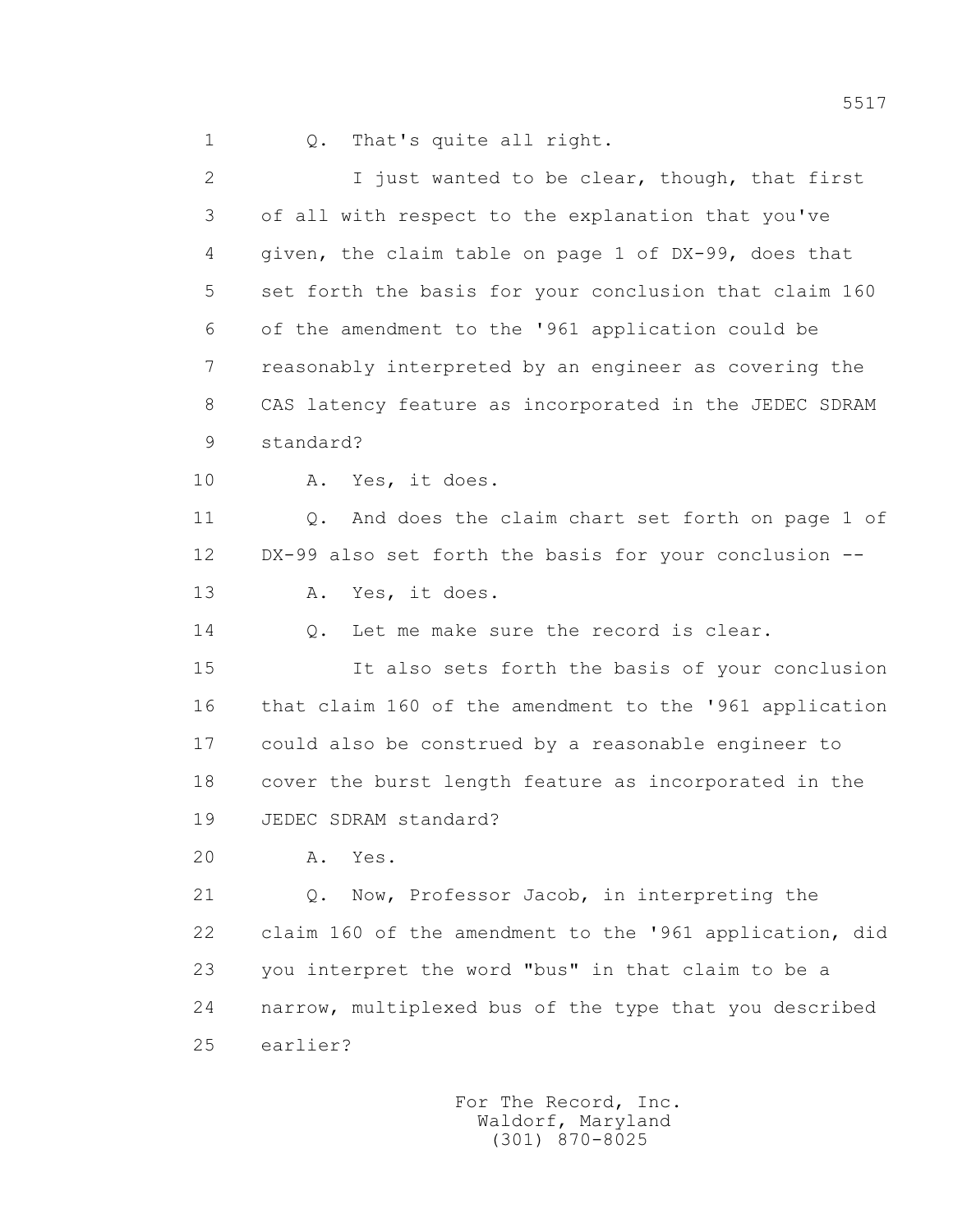1 Q. That's quite all right.

2 I just wanted to be clear, though, that first

3 of all with respect to the explanation that you've

4 given, the claim table on page 1 of DX-99, does that

5 set forth the basis for your conclusion that claim 160

6 of the amendment to the '961 application could be

7 reasonably interpreted by an engineer as covering the

8 CAS latency feature as incorporated in the JEDEC SDRAM

9 standard?

10 A. Yes, it does.

11 Q. And does the claim chart set forth on page 1 of

12 DX-99 also set forth the basis for your conclusion --

13 A. Yes, it does.

14 Q. Let me make sure the record is clear.

15 It also sets forth the basis of your conclusion

16 that claim 160 of the amendment to the '961 application

17 could also be construed by a reasonable engineer to

18 cover the burst length feature as incorporated in the

19 JEDEC SDRAM standard?

20 A. Yes.

21 Q. Now, Professor Jacob, in interpreting the

22 claim 160 of the amendment to the '961 application, did

23 you interpret the word "bus" in that claim to be a

24 narrow, multiplexed bus of the type that you described

25 earlier?

For The Record, Inc.
Waldorf, Maryland
(301) 870-8025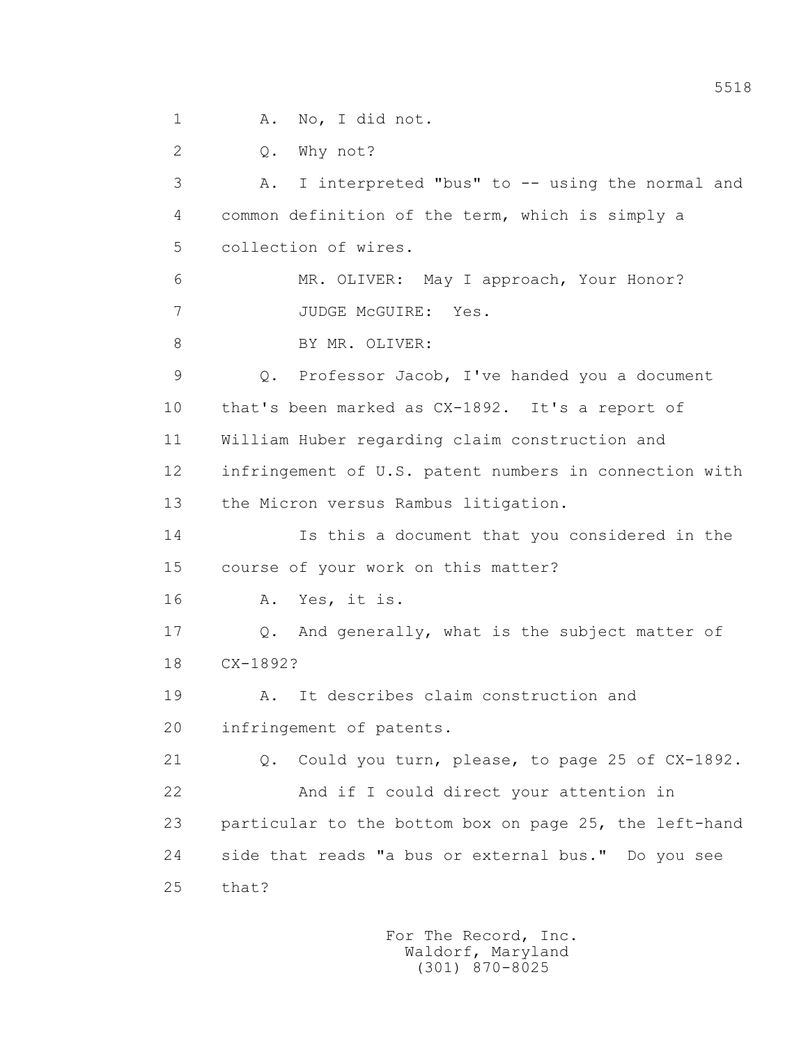A. No, I did not.

Q. Why not?

A. I interpreted "bus" to -- using the normal and common definition of the term, which is simply a collection of wires.

MR. OLIVER: May I approach, Your Honor?

JUDGE McGUIRE: Yes.

BY MR. OLIVER:

Q. Professor Jacob, I've handed you a document that's been marked as CX-1892. It's a report of William Huber regarding claim construction and infringement of U.S. patent numbers in connection with the Micron versus Rambus litigation.

Is this a document that you considered in the course of your work on this matter?

A. Yes, it is.

Q. And generally, what is the subject matter of CX-1892?

A. It describes claim construction and infringement of patents.

Q. Could you turn, please, to page 25 of CX-1892.

And if I could direct your attention in particular to the bottom box on page 25, the left-hand side that reads "a bus or external bus." Do you see that?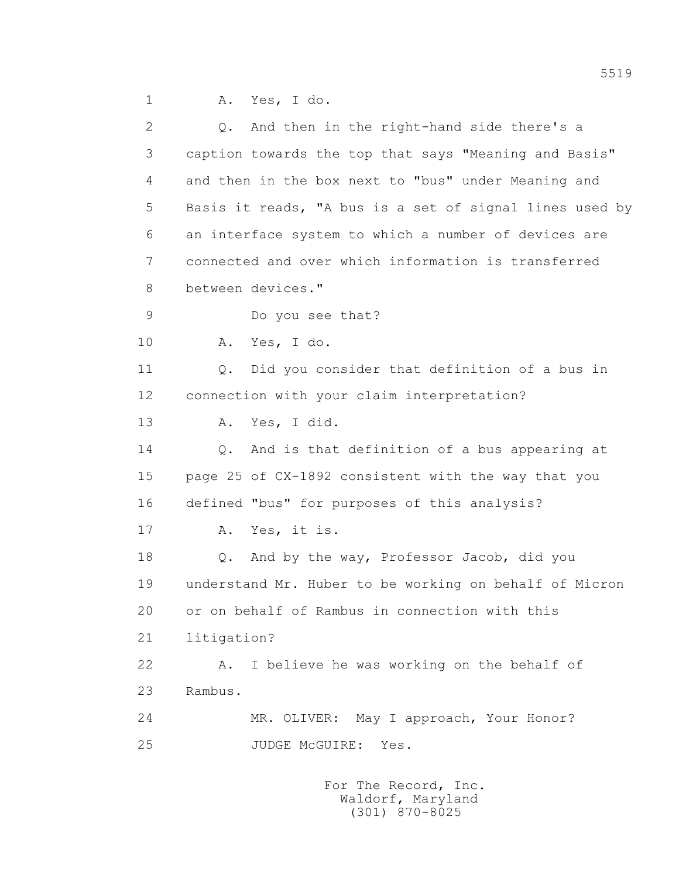1 A. Yes, I do.

2 Q. And then in the right-hand side there's a

3 caption towards the top that says "Meaning and Basis"

4 and then in the box next to "bus" under Meaning and

5 Basis it reads, "A bus is a set of signal lines used by

6 an interface system to which a number of devices are

7 connected and over which information is transferred

8 between devices."

9 Do you see that?

10 A. Yes, I do.

11 Q. Did you consider that definition of a bus in

12 connection with your claim interpretation?

13 A. Yes, I did.

14 Q. And is that definition of a bus appearing at

15 page 25 of CX-1892 consistent with the way that you

16 defined "bus" for purposes of this analysis?

17 A. Yes, it is.

18 Q. And by the way, Professor Jacob, did you

19 understand Mr. Huber to be working on behalf of Micron

20 or on behalf of Rambus in connection with this

21 litigation?

22 A. I believe he was working on the behalf of

23 Rambus.

24 MR. OLIVER: May I approach, Your Honor?

25 JUDGE McGUIRE: Yes.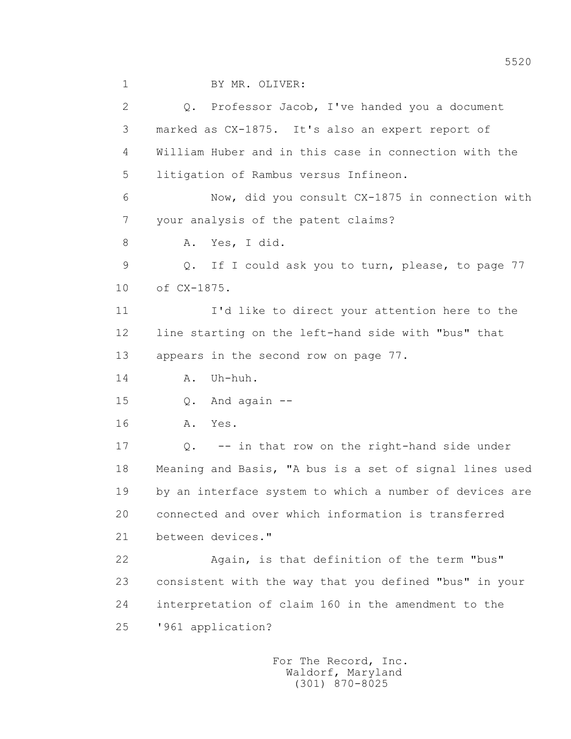BY MR. OLIVER:

Q. Professor Jacob, I've handed you a document marked as CX-1875. It's also an expert report of William Huber and in this case in connection with the litigation of Rambus versus Infineon.

Now, did you consult CX-1875 in connection with your analysis of the patent claims?

A. Yes, I did.

Q. If I could ask you to turn, please, to page 77 of CX-1875.

I'd like to direct your attention here to the line starting on the left-hand side with "bus" that appears in the second row on page 77.

A. Uh-huh.

Q. And again --

A. Yes.

Q. -- in that row on the right-hand side under Meaning and Basis, "A bus is a set of signal lines used by an interface system to which a number of devices are connected and over which information is transferred between devices."

Again, is that definition of the term "bus" consistent with the way that you defined "bus" in your interpretation of claim 160 in the amendment to the '961 application?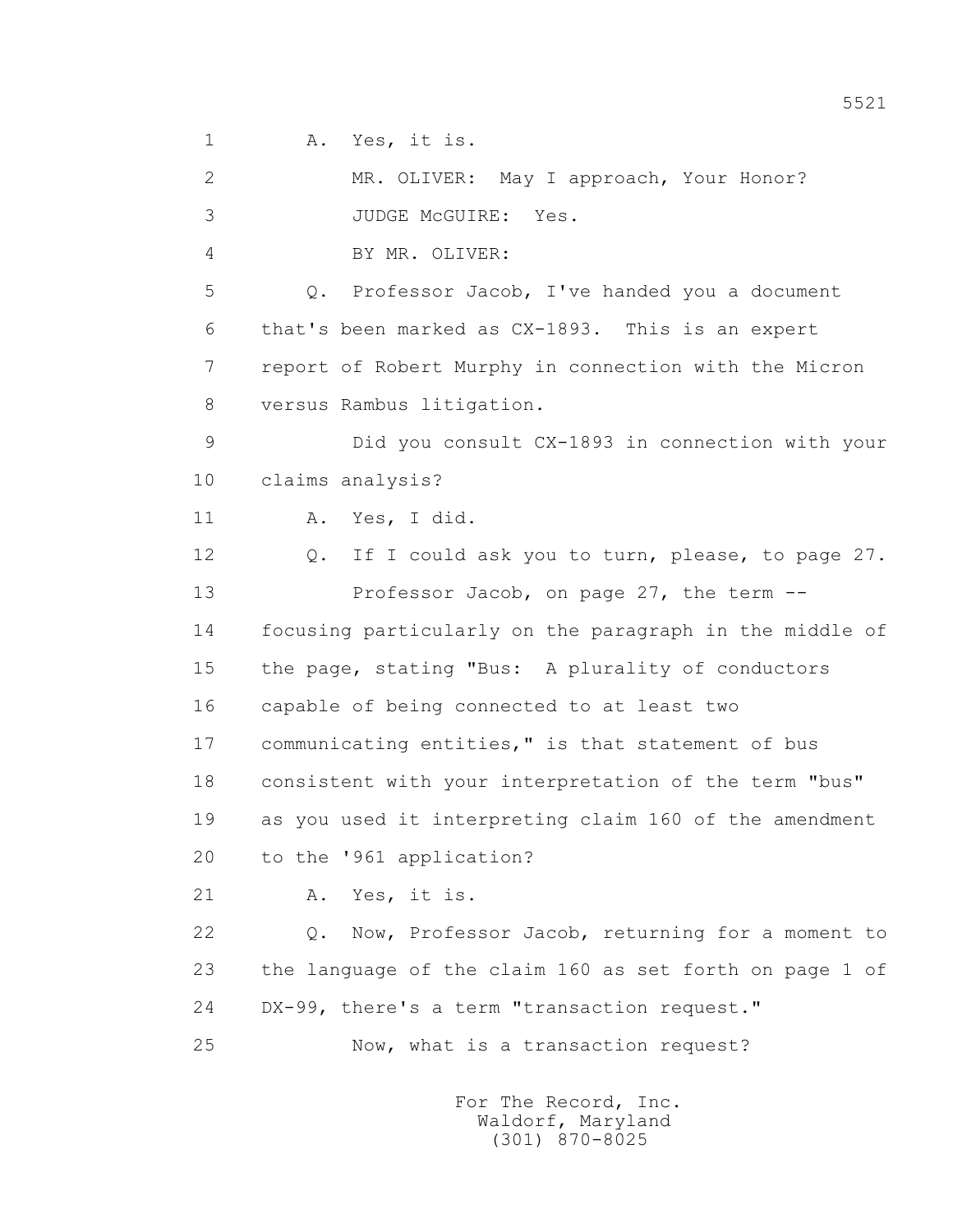A. Yes, it is.

MR. OLIVER: May I approach, Your Honor?

JUDGE McGUIRE: Yes.

BY MR. OLIVER:

Q. Professor Jacob, I've handed you a document that's been marked as CX-1893. This is an expert report of Robert Murphy in connection with the Micron versus Rambus litigation.

Did you consult CX-1893 in connection with your claims analysis?

A. Yes, I did.

Q. If I could ask you to turn, please, to page 27.

Professor Jacob, on page 27, the term -- focusing particularly on the paragraph in the middle of the page, stating "Bus: A plurality of conductors capable of being connected to at least two communicating entities," is that statement of bus consistent with your interpretation of the term "bus" as you used it interpreting claim 160 of the amendment to the '961 application?

A. Yes, it is.

Q. Now, Professor Jacob, returning for a moment to the language of the claim 160 as set forth on page 1 of DX-99, there's a term "transaction request."

Now, what is a transaction request?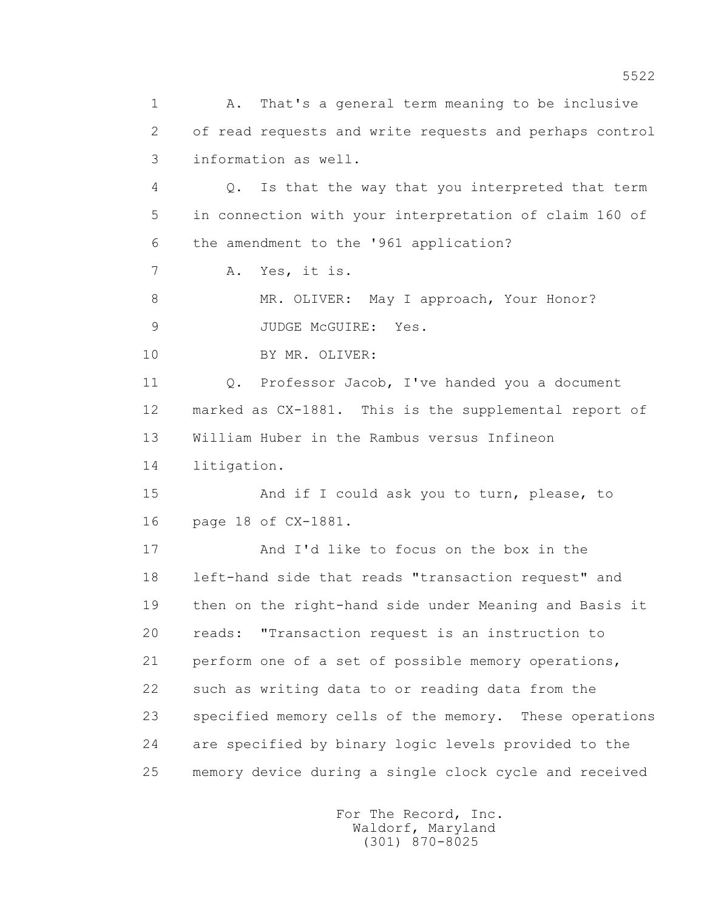1 A. That's a general term meaning to be inclusive
2 of read requests and write requests and perhaps control
3 information as well.
4 Q. Is that the way that you interpreted that term
5 in connection with your interpretation of claim 160 of
6 the amendment to the '961 application?
7 A. Yes, it is.
8 MR. OLIVER: May I approach, Your Honor?
9 JUDGE McGUIRE: Yes.
10 BY MR. OLIVER:
11 Q. Professor Jacob, I've handed you a document
12 marked as CX-1881. This is the supplemental report of
13 William Huber in the Rambus versus Infineon
14 litigation.
15 And if I could ask you to turn, please, to
16 page 18 of CX-1881.
17 And I'd like to focus on the box in the
18 left-hand side that reads "transaction request" and
19 then on the right-hand side under Meaning and Basis it
20 reads: "Transaction request is an instruction to
21 perform one of a set of possible memory operations,
22 such as writing data to or reading data from the
23 specified memory cells of the memory. These operations
24 are specified by binary logic levels provided to the
25 memory device during a single clock cycle and received

For The Record, Inc.
Waldorf, Maryland
(301) 870-8025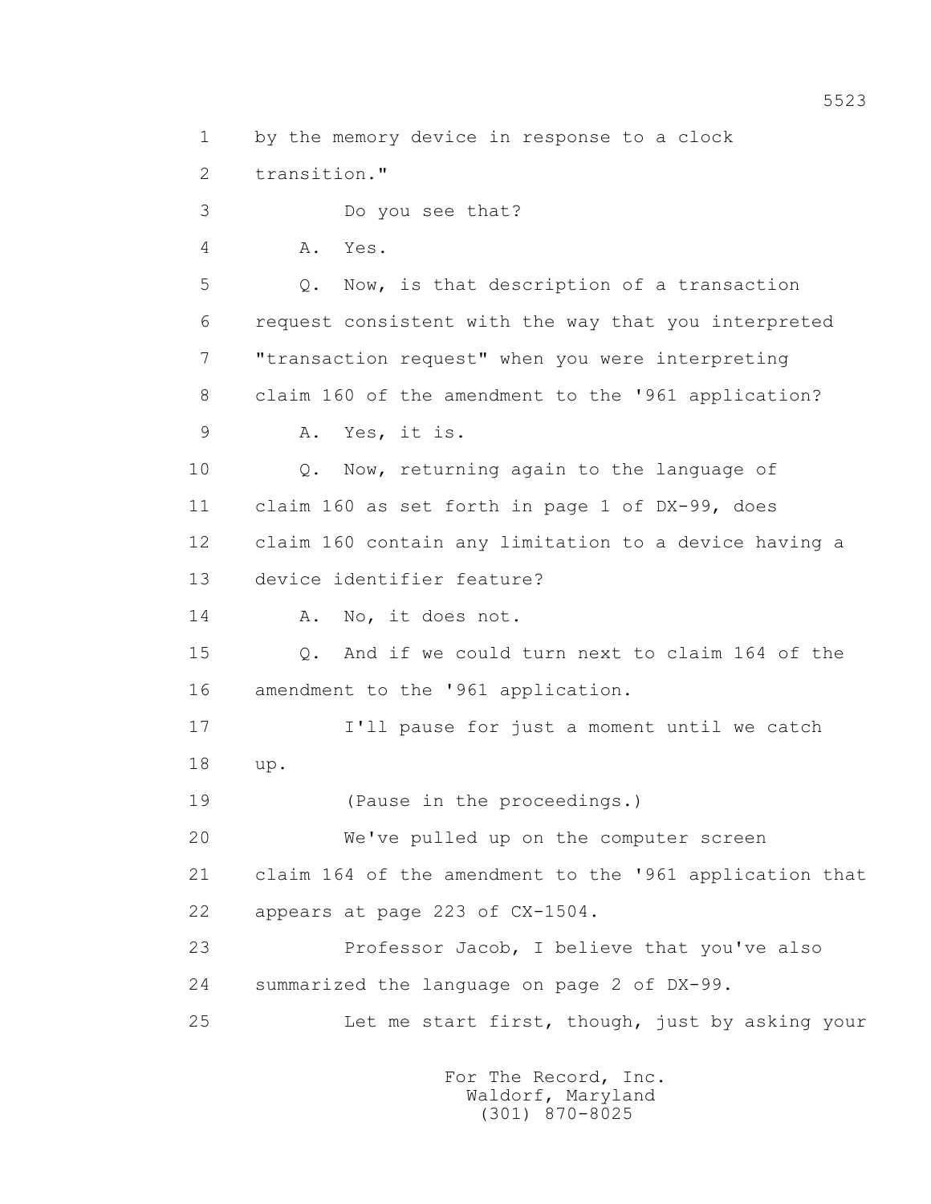1 by the memory device in response to a clock
2 transition."
3 Do you see that?
4 A. Yes.
5 Q. Now, is that description of a transaction
6 request consistent with the way that you interpreted
7 "transaction request" when you were interpreting
8 claim 160 of the amendment to the '961 application?
9 A. Yes, it is.
10 Q. Now, returning again to the language of
11 claim 160 as set forth in page 1 of DX-99, does
12 claim 160 contain any limitation to a device having a
13 device identifier feature?
14 A. No, it does not.
15 Q. And if we could turn next to claim 164 of the
16 amendment to the '961 application.
17 I'll pause for just a moment until we catch
18 up.
19 (Pause in the proceedings.)
20 We've pulled up on the computer screen
21 claim 164 of the amendment to the '961 application that
22 appears at page 223 of CX-1504.
23 Professor Jacob, I believe that you've also
24 summarized the language on page 2 of DX-99.
25 Let me start first, though, just by asking your

For The Record, Inc.
Waldorf, Maryland
(301) 870-8025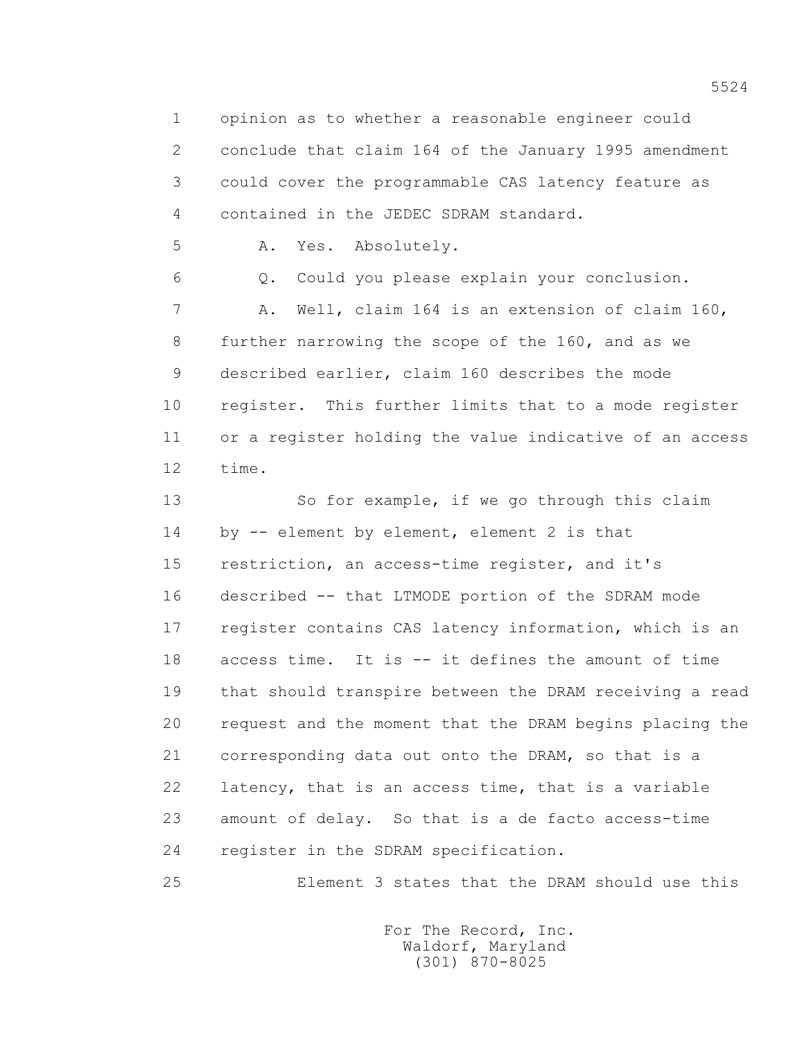opinion as to whether a reasonable engineer could conclude that claim 164 of the January 1995 amendment could cover the programmable CAS latency feature as contained in the JEDEC SDRAM standard.

A. Yes. Absolutely.

Q. Could you please explain your conclusion.

A. Well, claim 164 is an extension of claim 160, further narrowing the scope of the 160, and as we described earlier, claim 160 describes the mode register. This further limits that to a mode register or a register holding the value indicative of an access time.

So for example, if we go through this claim by -- element by element, element 2 is that restriction, an access-time register, and it's described -- that LTMODE portion of the SDRAM mode register contains CAS latency information, which is an access time. It is -- it defines the amount of time that should transpire between the DRAM receiving a read request and the moment that the DRAM begins placing the corresponding data out onto the DRAM, so that is a latency, that is an access time, that is a variable amount of delay. So that is a de facto access-time register in the SDRAM specification.

Element 3 states that the DRAM should use this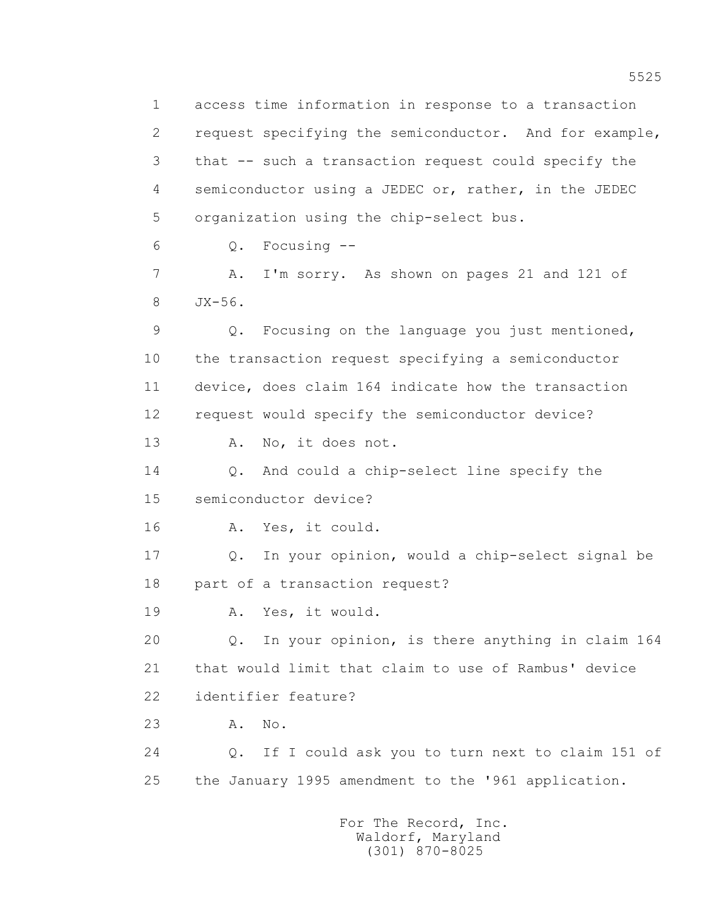access time information in response to a transaction request specifying the semiconductor. And for example, that -- such a transaction request could specify the semiconductor using a JEDEC or, rather, in the JEDEC organization using the chip-select bus.

Q. Focusing --

A. I'm sorry. As shown on pages 21 and 121 of JX-56.

Q. Focusing on the language you just mentioned, the transaction request specifying a semiconductor device, does claim 164 indicate how the transaction request would specify the semiconductor device?

A. No, it does not.

Q. And could a chip-select line specify the semiconductor device?

A. Yes, it could.

Q. In your opinion, would a chip-select signal be part of a transaction request?

A. Yes, it would.

Q. In your opinion, is there anything in claim 164 that would limit that claim to use of Rambus' device identifier feature?

A. No.

Q. If I could ask you to turn next to claim 151 of the January 1995 amendment to the '961 application.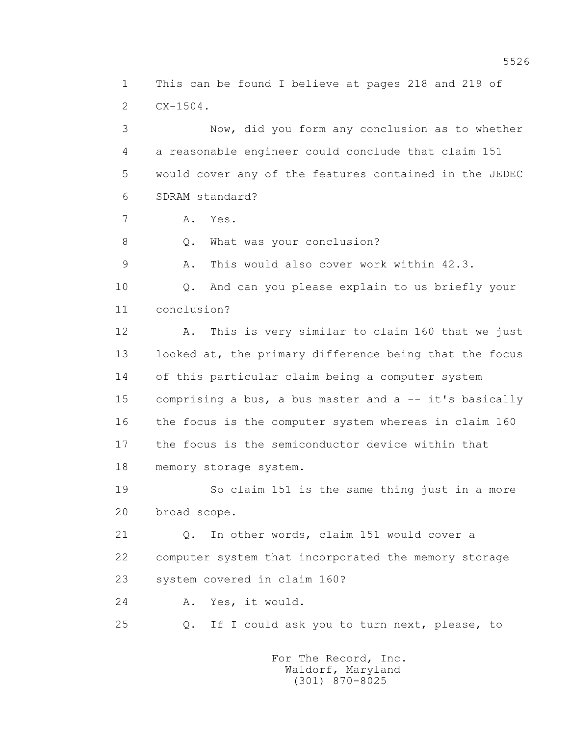1 This can be found I believe at pages 218 and 219 of
2 CX-1504.

3 Now, did you form any conclusion as to whether
4 a reasonable engineer could conclude that claim 151
5 would cover any of the features contained in the JEDEC
6 SDRAM standard?

7 A. Yes.

8 Q. What was your conclusion?

9 A. This would also cover work within 42.3.

10 Q. And can you please explain to us briefly your
11 conclusion?

12 A. This is very similar to claim 160 that we just
13 looked at, the primary difference being that the focus
14 of this particular claim being a computer system
15 comprising a bus, a bus master and a -- it's basically
16 the focus is the computer system whereas in claim 160
17 the focus is the semiconductor device within that
18 memory storage system.

19 So claim 151 is the same thing just in a more
20 broad scope.

21 Q. In other words, claim 151 would cover a
22 computer system that incorporated the memory storage
23 system covered in claim 160?

24 A. Yes, it would.

25 Q. If I could ask you to turn next, please, to

For The Record, Inc.
Waldorf, Maryland
(301) 870-8025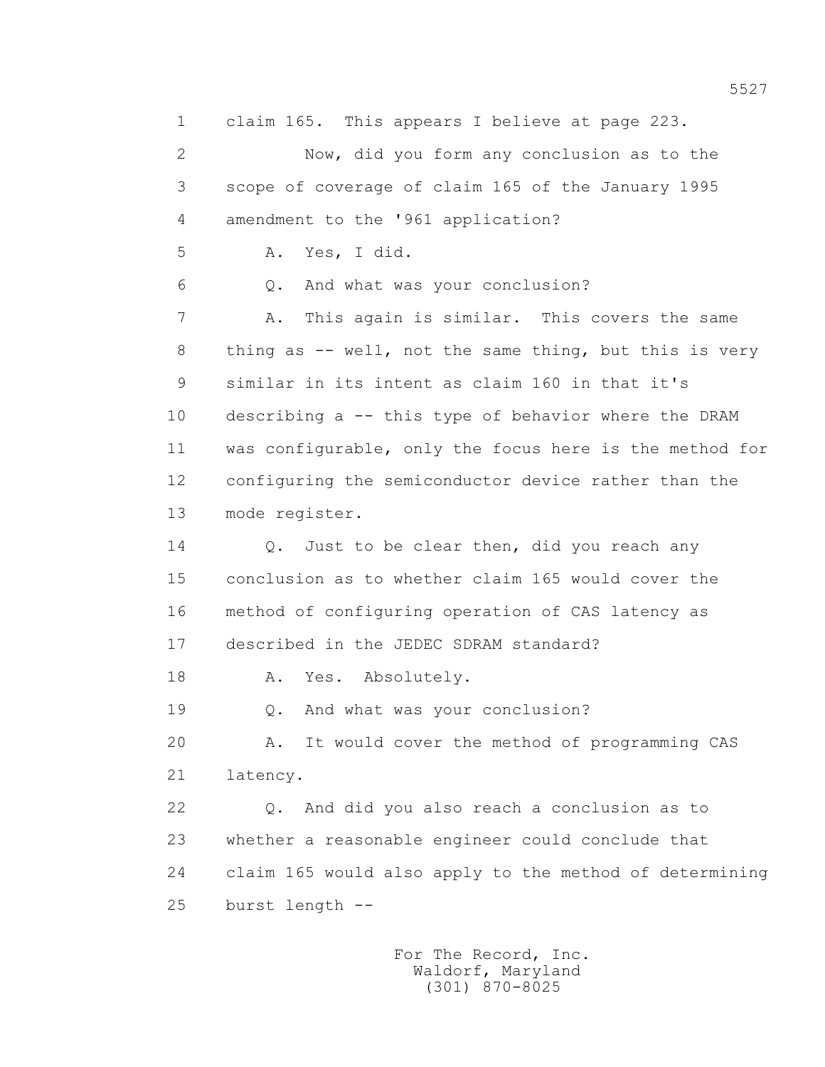claim 165. This appears I believe at page 223.

Now, did you form any conclusion as to the scope of coverage of claim 165 of the January 1995 amendment to the '961 application?

A. Yes, I did.

Q. And what was your conclusion?

A. This again is similar. This covers the same thing as -- well, not the same thing, but this is very similar in its intent as claim 160 in that it's describing a -- this type of behavior where the DRAM was configurable, only the focus here is the method for configuring the semiconductor device rather than the mode register.

Q. Just to be clear then, did you reach any conclusion as to whether claim 165 would cover the method of configuring operation of CAS latency as described in the JEDEC SDRAM standard?

A. Yes. Absolutely.

Q. And what was your conclusion?

A. It would cover the method of programming CAS latency.

Q. And did you also reach a conclusion as to whether a reasonable engineer could conclude that claim 165 would also apply to the method of determining burst length --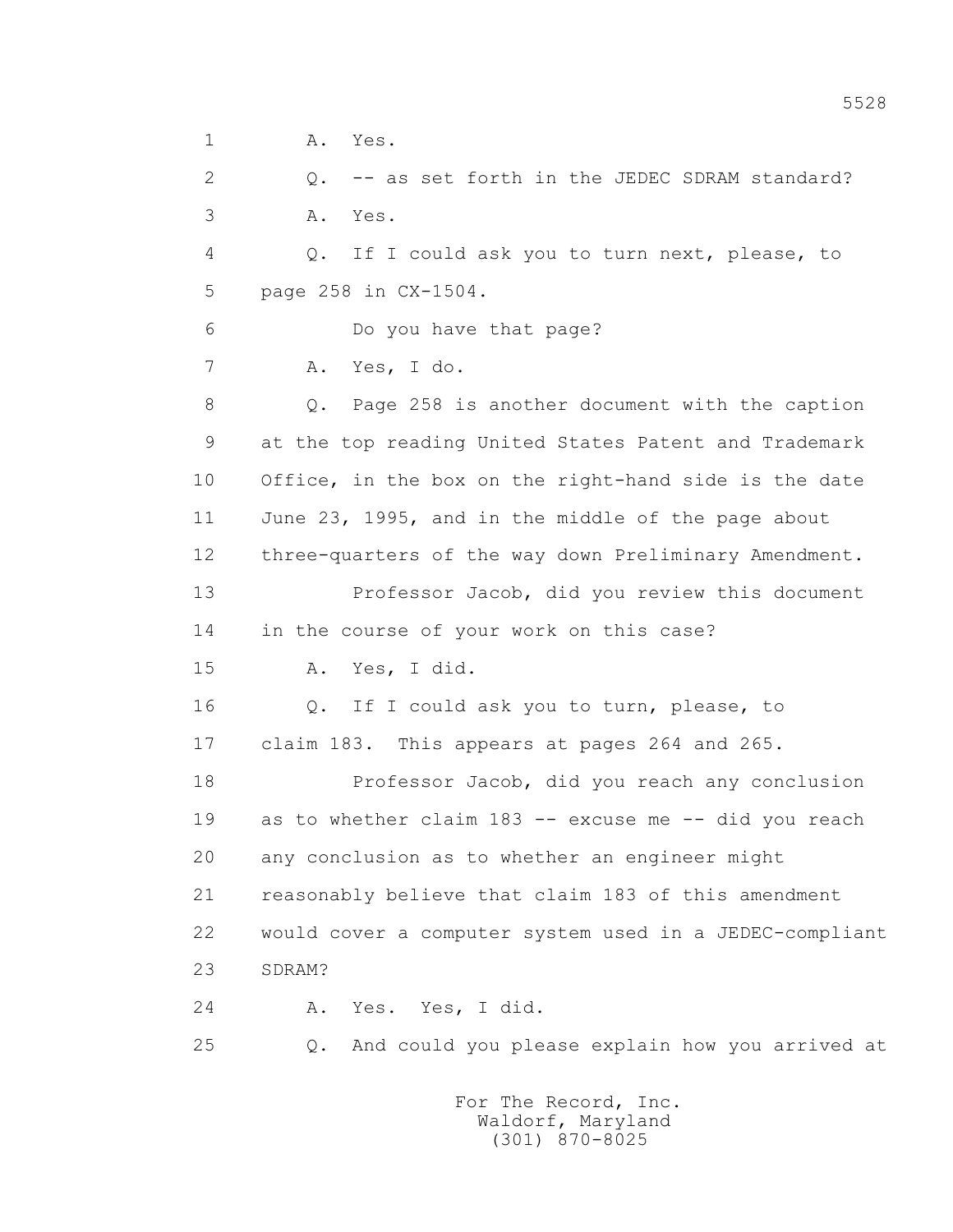1 A. Yes.

2 Q. -- as set forth in the JEDEC SDRAM standard?

3 A. Yes.

4 Q. If I could ask you to turn next, please, to

5 page 258 in CX-1504.

6 Do you have that page?

7 A. Yes, I do.

8 Q. Page 258 is another document with the caption

9 at the top reading United States Patent and Trademark

10 Office, in the box on the right-hand side is the date

11 June 23, 1995, and in the middle of the page about

12 three-quarters of the way down Preliminary Amendment.

13 Professor Jacob, did you review this document

14 in the course of your work on this case?

15 A. Yes, I did.

16 Q. If I could ask you to turn, please, to

17 claim 183. This appears at pages 264 and 265.

18 Professor Jacob, did you reach any conclusion

19 as to whether claim 183 -- excuse me -- did you reach

20 any conclusion as to whether an engineer might

21 reasonably believe that claim 183 of this amendment

22 would cover a computer system used in a JEDEC-compliant

23 SDRAM?

24 A. Yes. Yes, I did.

25 Q. And could you please explain how you arrived at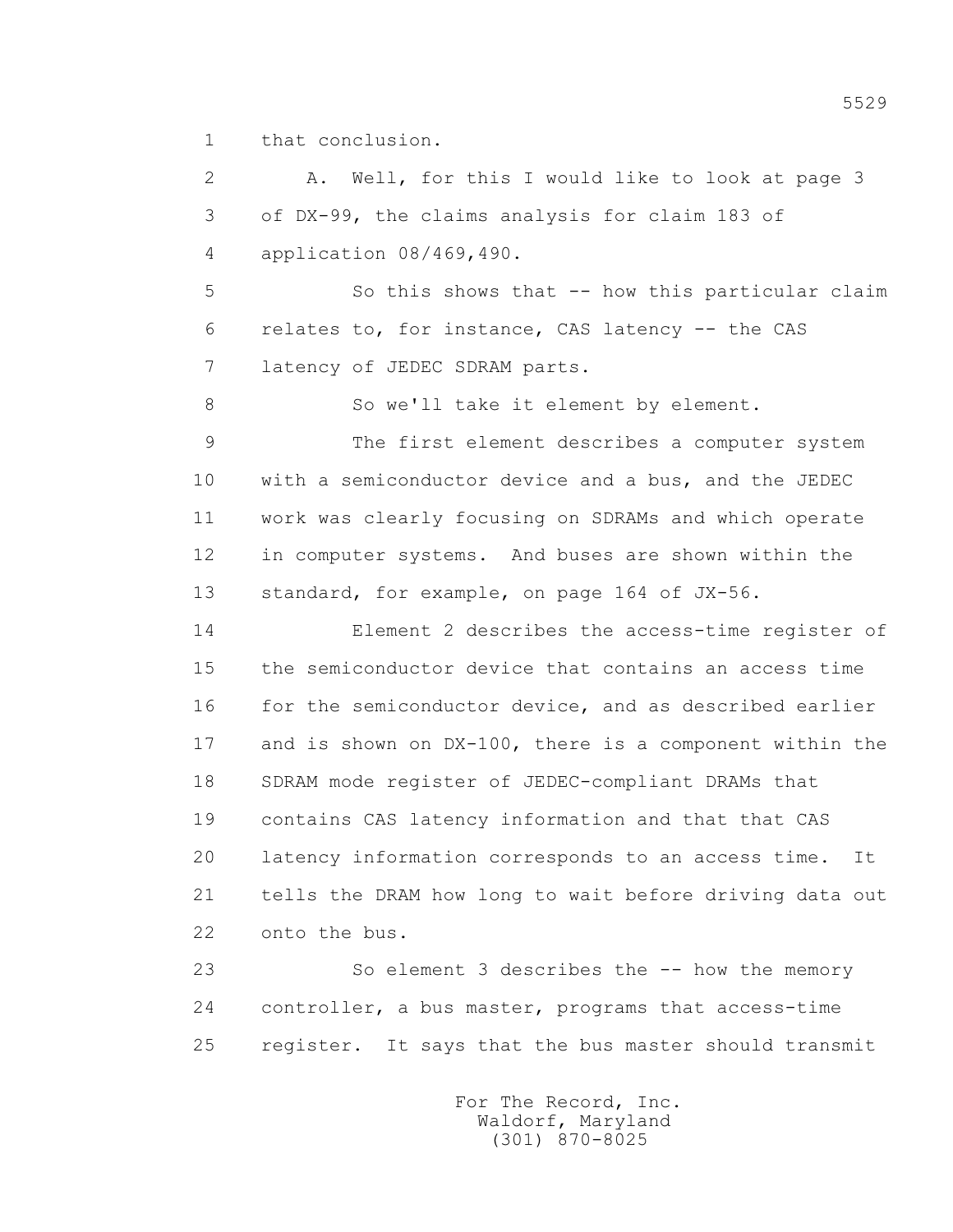1 that conclusion.

2 A. Well, for this I would like to look at page 3

3 of DX-99, the claims analysis for claim 183 of

4 application 08/469,490.

5 So this shows that -- how this particular claim

6 relates to, for instance, CAS latency -- the CAS

7 latency of JEDEC SDRAM parts.

8 So we'll take it element by element.

9 The first element describes a computer system

10 with a semiconductor device and a bus, and the JEDEC

11 work was clearly focusing on SDRAMs and which operate

12 in computer systems. And buses are shown within the

13 standard, for example, on page 164 of JX-56.

14 Element 2 describes the access-time register of

15 the semiconductor device that contains an access time

16 for the semiconductor device, and as described earlier

17 and is shown on DX-100, there is a component within the

18 SDRAM mode register of JEDEC-compliant DRAMs that

19 contains CAS latency information and that that CAS

20 latency information corresponds to an access time. It

21 tells the DRAM how long to wait before driving data out

22 onto the bus.

23 So element 3 describes the -- how the memory

24 controller, a bus master, programs that access-time

25 register. It says that the bus master should transmit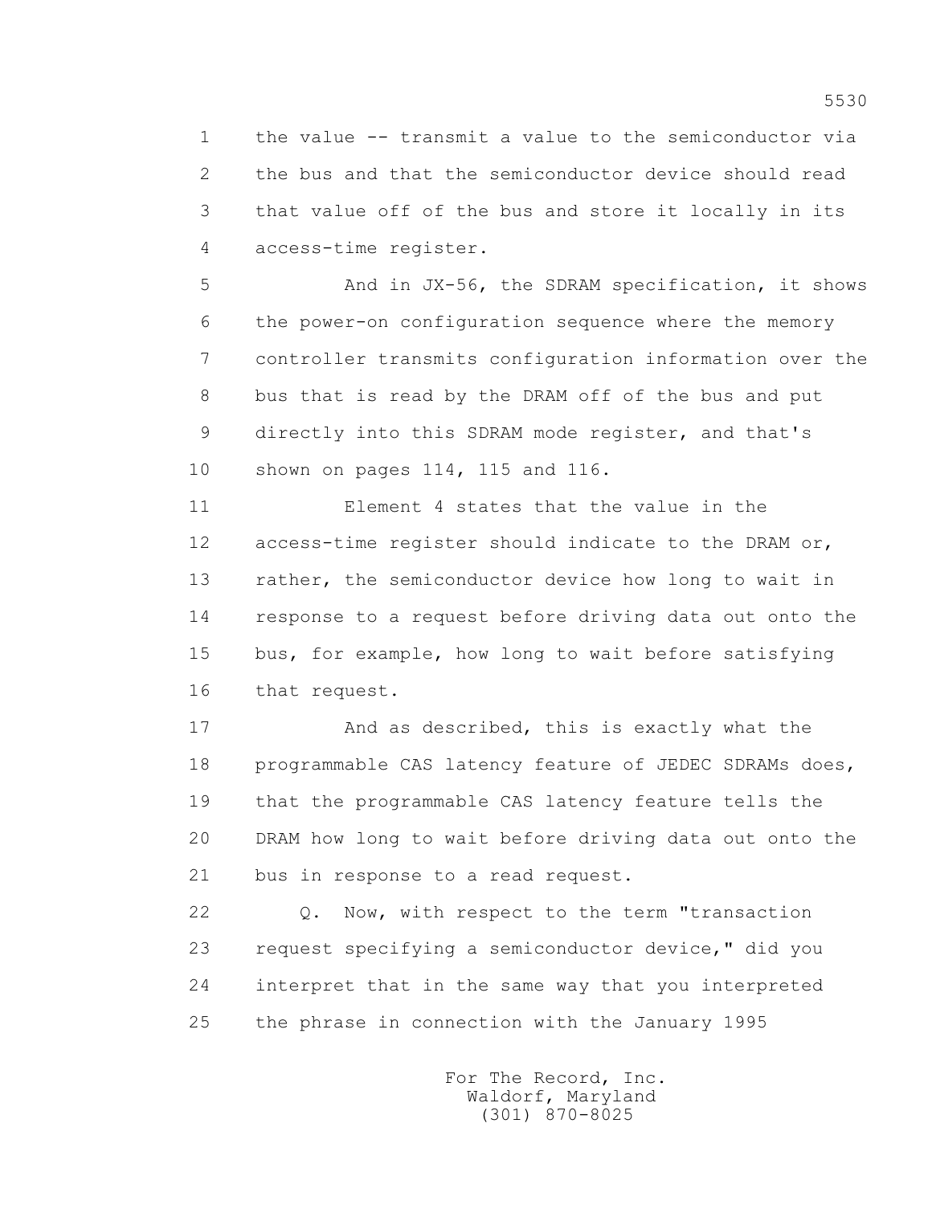the value -- transmit a value to the semiconductor via the bus and that the semiconductor device should read that value off of the bus and store it locally in its access-time register.

And in JX-56, the SDRAM specification, it shows the power-on configuration sequence where the memory controller transmits configuration information over the bus that is read by the DRAM off of the bus and put directly into this SDRAM mode register, and that's shown on pages 114, 115 and 116.

Element 4 states that the value in the access-time register should indicate to the DRAM or, rather, the semiconductor device how long to wait in response to a request before driving data out onto the bus, for example, how long to wait before satisfying that request.

And as described, this is exactly what the programmable CAS latency feature of JEDEC SDRAMs does, that the programmable CAS latency feature tells the DRAM how long to wait before driving data out onto the bus in response to a read request.

Q. Now, with respect to the term "transaction request specifying a semiconductor device," did you interpret that in the same way that you interpreted the phrase in connection with the January 1995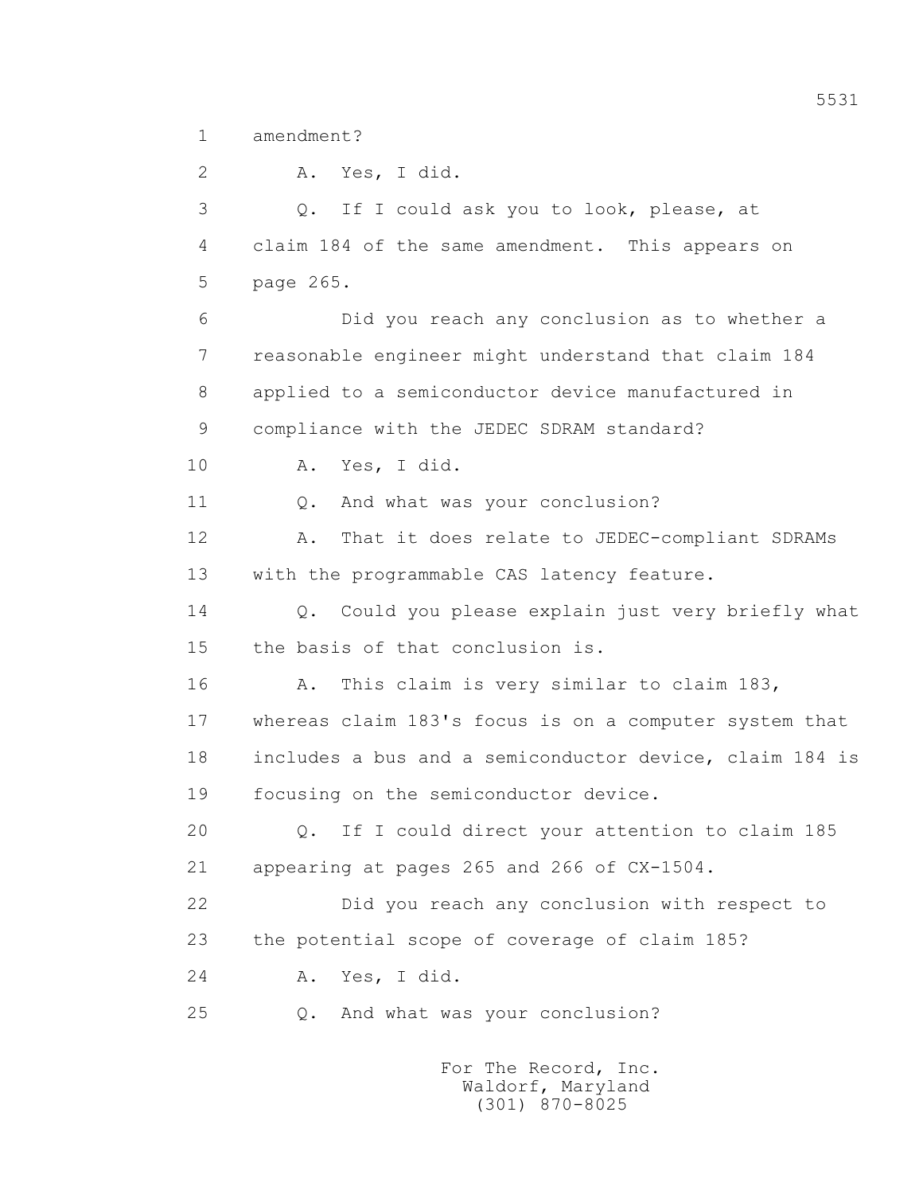1 amendment?

2 A. Yes, I did.

3 Q. If I could ask you to look, please, at

4 claim 184 of the same amendment. This appears on

5 page 265.

6 Did you reach any conclusion as to whether a

7 reasonable engineer might understand that claim 184

8 applied to a semiconductor device manufactured in

9 compliance with the JEDEC SDRAM standard?

10 A. Yes, I did.

11 Q. And what was your conclusion?

12 A. That it does relate to JEDEC-compliant SDRAMs

13 with the programmable CAS latency feature.

14 Q. Could you please explain just very briefly what

15 the basis of that conclusion is.

16 A. This claim is very similar to claim 183,

17 whereas claim 183's focus is on a computer system that

18 includes a bus and a semiconductor device, claim 184 is

19 focusing on the semiconductor device.

20 Q. If I could direct your attention to claim 185

21 appearing at pages 265 and 266 of CX-1504.

22 Did you reach any conclusion with respect to

23 the potential scope of coverage of claim 185?

24 A. Yes, I did.

25 Q. And what was your conclusion?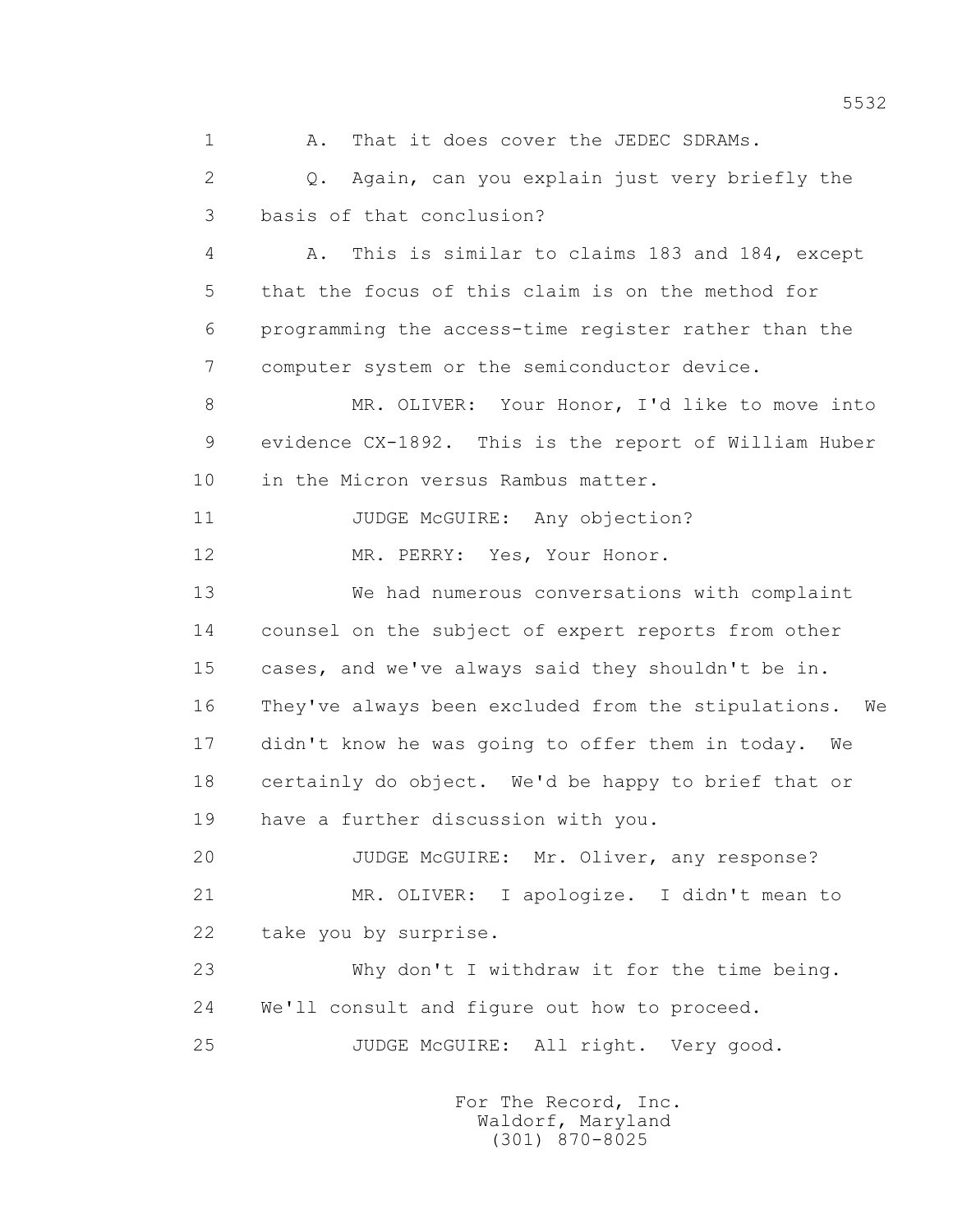1 A. That it does cover the JEDEC SDRAMs.

2 Q. Again, can you explain just very briefly the

3 basis of that conclusion?

4 A. This is similar to claims 183 and 184, except

5 that the focus of this claim is on the method for

6 programming the access-time register rather than the

7 computer system or the semiconductor device.

8 MR. OLIVER: Your Honor, I'd like to move into

9 evidence CX-1892. This is the report of William Huber

10 in the Micron versus Rambus matter.

11 JUDGE McGUIRE: Any objection?

12 MR. PERRY: Yes, Your Honor.

13 We had numerous conversations with complaint

14 counsel on the subject of expert reports from other

15 cases, and we've always said they shouldn't be in.

16 They've always been excluded from the stipulations. We

17 didn't know he was going to offer them in today. We

18 certainly do object. We'd be happy to brief that or

19 have a further discussion with you.

20 JUDGE McGUIRE: Mr. Oliver, any response?

21 MR. OLIVER: I apologize. I didn't mean to

22 take you by surprise.

23 Why don't I withdraw it for the time being.

24 We'll consult and figure out how to proceed.

25 JUDGE McGUIRE: All right. Very good.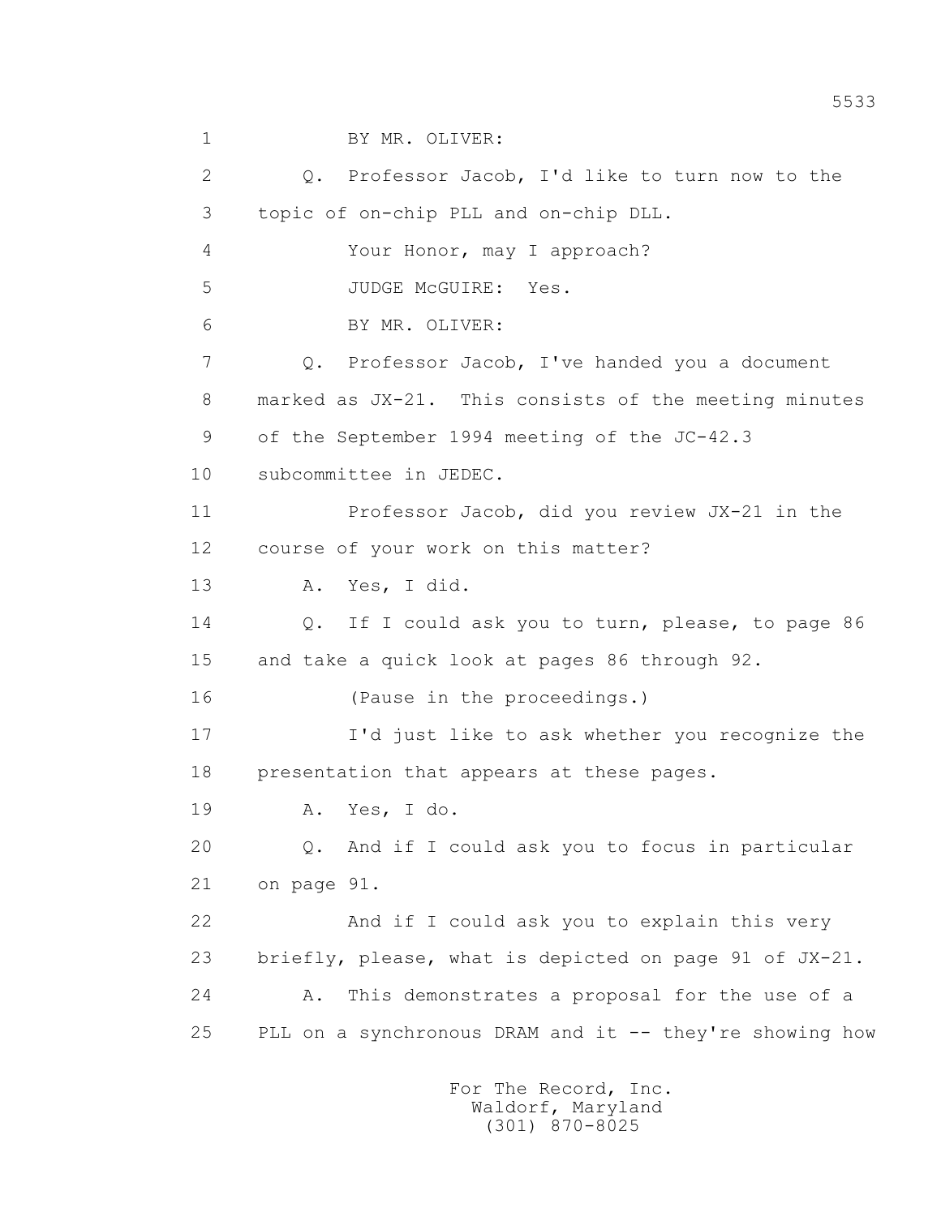1 BY MR. OLIVER:

2 Q. Professor Jacob, I'd like to turn now to the

3 topic of on-chip PLL and on-chip DLL.

4 Your Honor, may I approach?

5 JUDGE McGUIRE: Yes.

6 BY MR. OLIVER:

7 Q. Professor Jacob, I've handed you a document

8 marked as JX-21. This consists of the meeting minutes

9 of the September 1994 meeting of the JC-42.3

10 subcommittee in JEDEC.

11 Professor Jacob, did you review JX-21 in the

12 course of your work on this matter?

13 A. Yes, I did.

14 Q. If I could ask you to turn, please, to page 86

15 and take a quick look at pages 86 through 92.

16 (Pause in the proceedings.)

17 I'd just like to ask whether you recognize the

18 presentation that appears at these pages.

19 A. Yes, I do.

20 Q. And if I could ask you to focus in particular

21 on page 91.

22 And if I could ask you to explain this very

23 briefly, please, what is depicted on page 91 of JX-21.

24 A. This demonstrates a proposal for the use of a

25 PLL on a synchronous DRAM and it -- they're showing how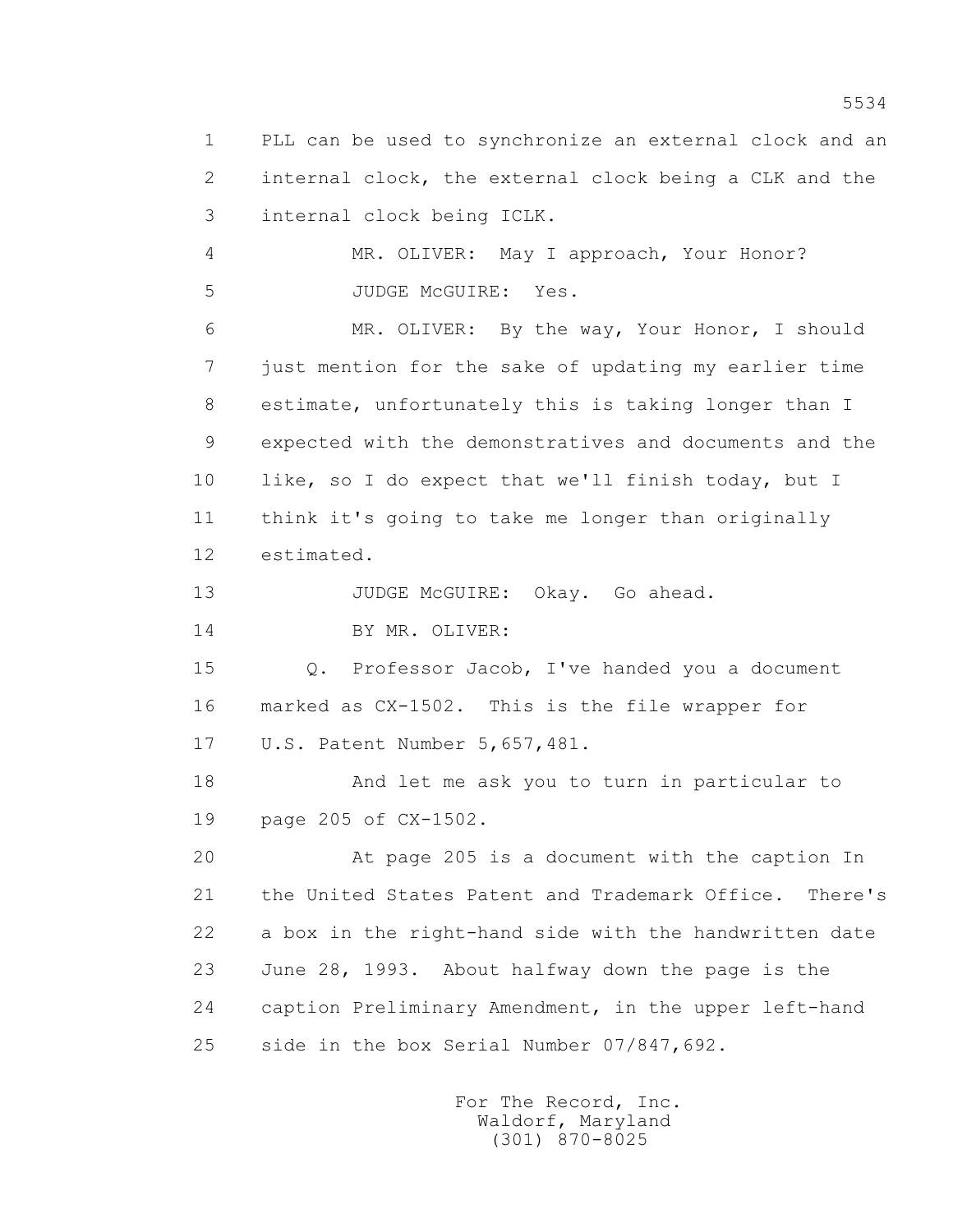1 PLL can be used to synchronize an external clock and an
2 internal clock, the external clock being a CLK and the
3 internal clock being ICLK.

4 MR. OLIVER: May I approach, Your Honor?

5 JUDGE McGUIRE: Yes.

6 MR. OLIVER: By the way, Your Honor, I should
7 just mention for the sake of updating my earlier time
8 estimate, unfortunately this is taking longer than I
9 expected with the demonstratives and documents and the
10 like, so I do expect that we'll finish today, but I
11 think it's going to take me longer than originally
12 estimated.

13 JUDGE McGUIRE: Okay. Go ahead.

14 BY MR. OLIVER:

15 Q. Professor Jacob, I've handed you a document
16 marked as CX-1502. This is the file wrapper for
17 U.S. Patent Number 5,657,481.

18 And let me ask you to turn in particular to
19 page 205 of CX-1502.

20 At page 205 is a document with the caption In
21 the United States Patent and Trademark Office. There's
22 a box in the right-hand side with the handwritten date
23 June 28, 1993. About halfway down the page is the
24 caption Preliminary Amendment, in the upper left-hand
25 side in the box Serial Number 07/847,692.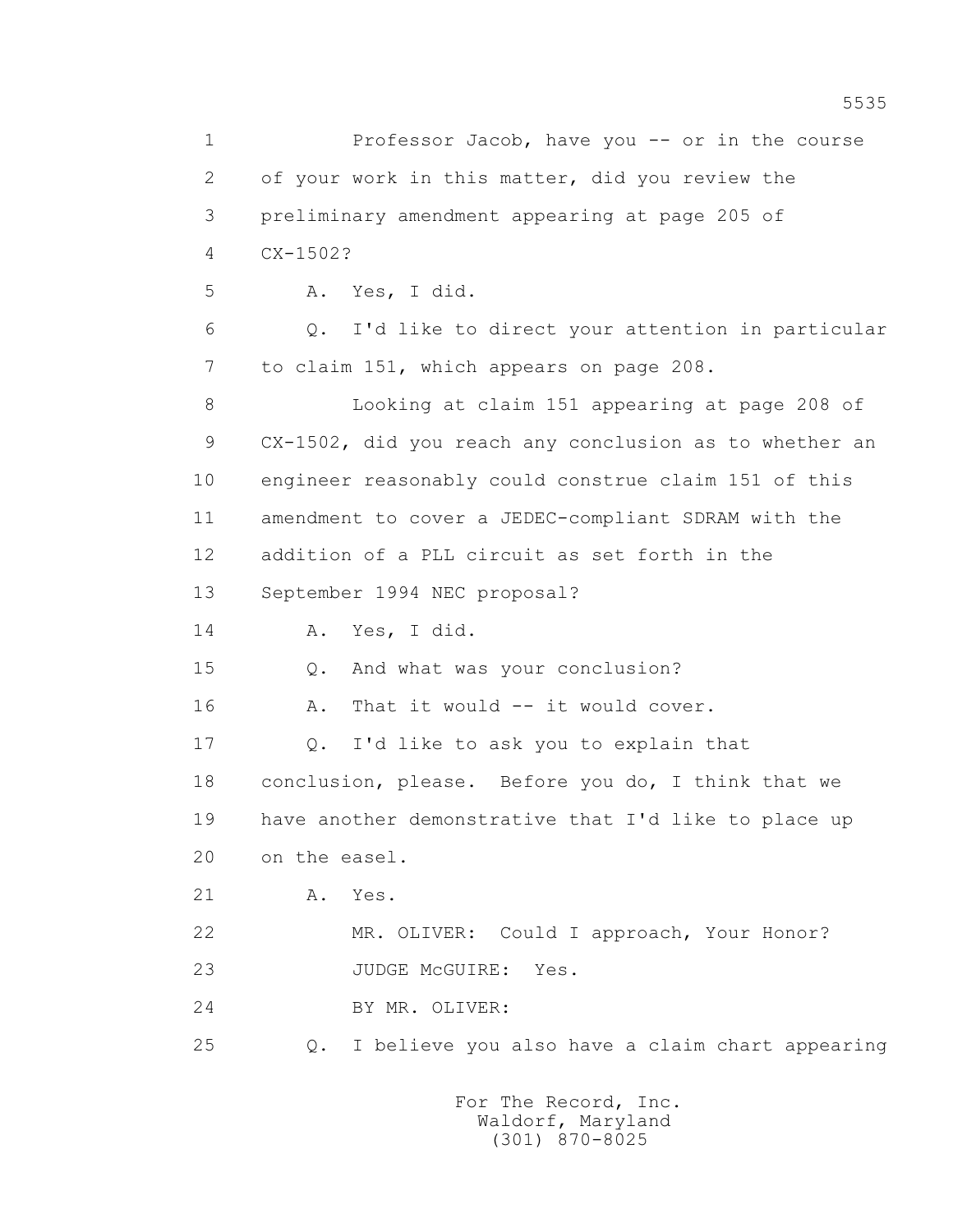Professor Jacob, have you -- or in the course of your work in this matter, did you review the preliminary amendment appearing at page 205 of CX-1502?

A. Yes, I did.

Q. I'd like to direct your attention in particular to claim 151, which appears on page 208.

Looking at claim 151 appearing at page 208 of CX-1502, did you reach any conclusion as to whether an engineer reasonably could construe claim 151 of this amendment to cover a JEDEC-compliant SDRAM with the addition of a PLL circuit as set forth in the September 1994 NEC proposal?

A. Yes, I did.

Q. And what was your conclusion?

A. That it would -- it would cover.

Q. I'd like to ask you to explain that conclusion, please. Before you do, I think that we have another demonstrative that I'd like to place up on the easel.

A. Yes.

MR. OLIVER: Could I approach, Your Honor?

JUDGE McGUIRE: Yes.

BY MR. OLIVER:

Q. I believe you also have a claim chart appearing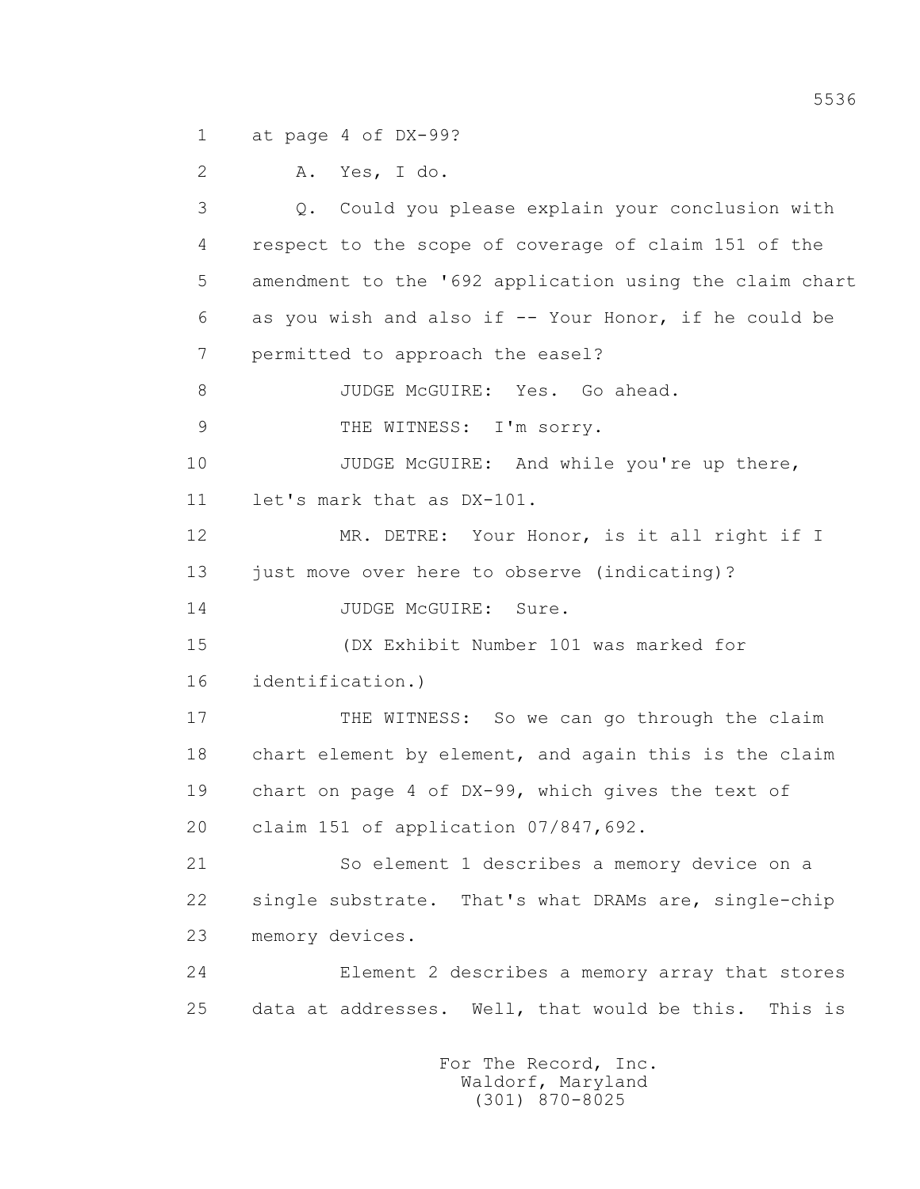1 at page 4 of DX-99?

2 A. Yes, I do.

3 Q. Could you please explain your conclusion with

4 respect to the scope of coverage of claim 151 of the

5 amendment to the '692 application using the claim chart

6 as you wish and also if -- Your Honor, if he could be

7 permitted to approach the easel?

8 JUDGE McGUIRE: Yes. Go ahead.

9 THE WITNESS: I'm sorry.

10 JUDGE McGUIRE: And while you're up there,

11 let's mark that as DX-101.

12 MR. DETRE: Your Honor, is it all right if I

13 just move over here to observe (indicating)?

14 JUDGE McGUIRE: Sure.

15 (DX Exhibit Number 101 was marked for

16 identification.)

17 THE WITNESS: So we can go through the claim

18 chart element by element, and again this is the claim

19 chart on page 4 of DX-99, which gives the text of

20 claim 151 of application 07/847,692.

21 So element 1 describes a memory device on a

22 single substrate. That's what DRAMs are, single-chip

23 memory devices.

24 Element 2 describes a memory array that stores

25 data at addresses. Well, that would be this. This is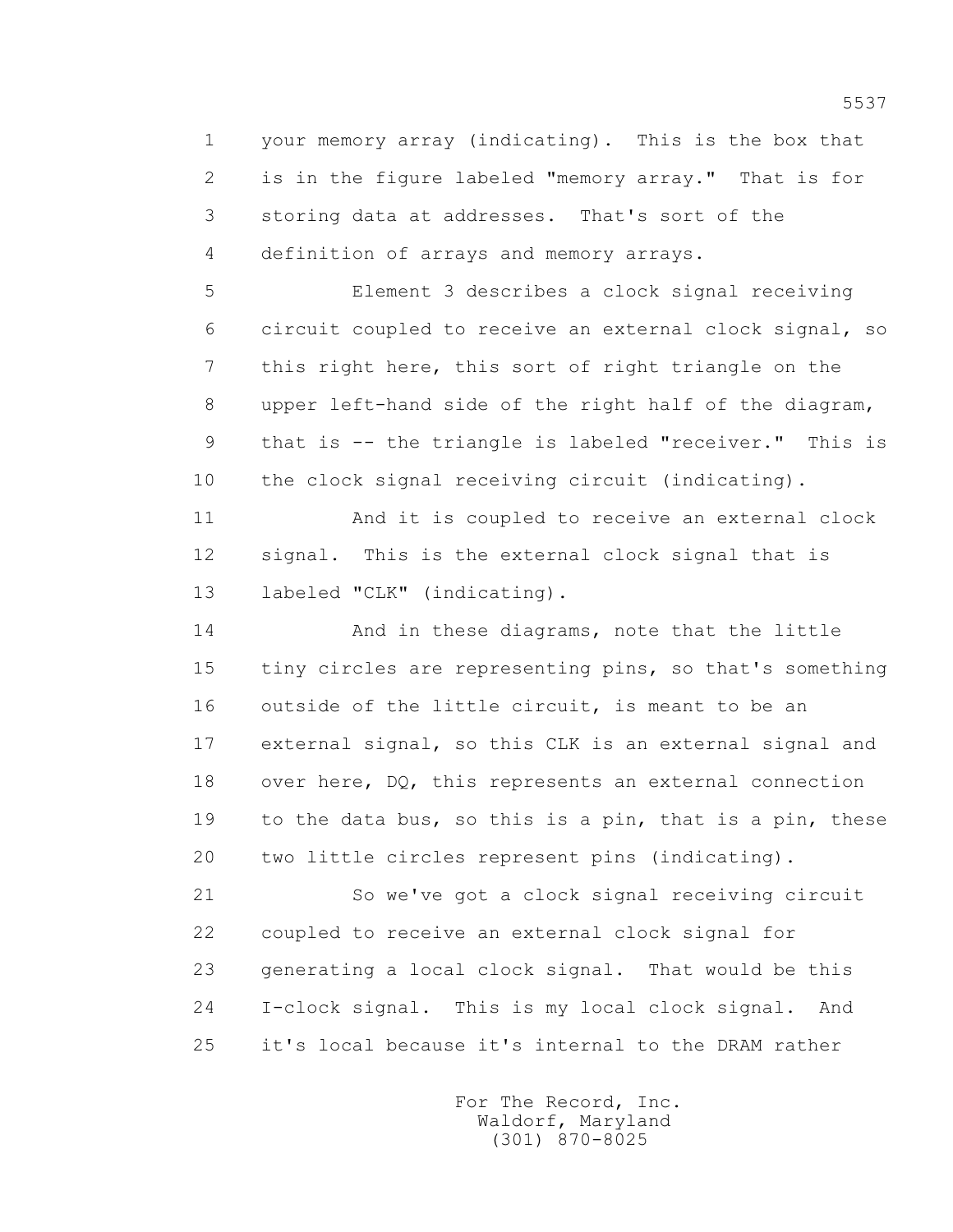1 your memory array (indicating). This is the box that
2 is in the figure labeled "memory array." That is for
3 storing data at addresses. That's sort of the
4 definition of arrays and memory arrays.

5 Element 3 describes a clock signal receiving
6 circuit coupled to receive an external clock signal, so
7 this right here, this sort of right triangle on the
8 upper left-hand side of the right half of the diagram,
9 that is -- the triangle is labeled "receiver." This is
10 the clock signal receiving circuit (indicating).

11 And it is coupled to receive an external clock
12 signal. This is the external clock signal that is
13 labeled "CLK" (indicating).

14 And in these diagrams, note that the little
15 tiny circles are representing pins, so that's something
16 outside of the little circuit, is meant to be an
17 external signal, so this CLK is an external signal and
18 over here, DQ, this represents an external connection
19 to the data bus, so this is a pin, that is a pin, these
20 two little circles represent pins (indicating).

21 So we've got a clock signal receiving circuit
22 coupled to receive an external clock signal for
23 generating a local clock signal. That would be this
24 I-clock signal. This is my local clock signal. And
25 it's local because it's internal to the DRAM rather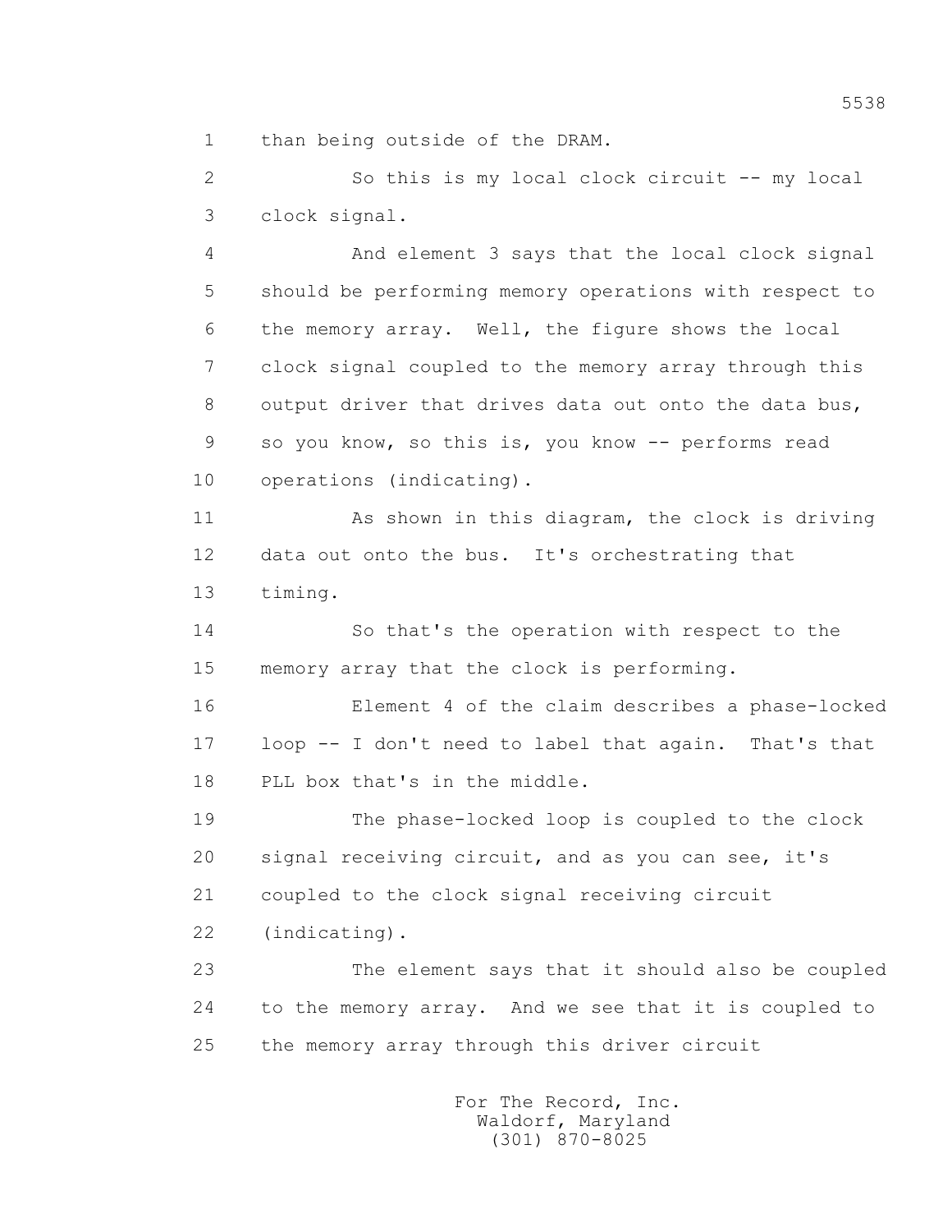1 than being outside of the DRAM.

2 So this is my local clock circuit -- my local

3 clock signal.

4 And element 3 says that the local clock signal

5 should be performing memory operations with respect to

6 the memory array. Well, the figure shows the local

7 clock signal coupled to the memory array through this

8 output driver that drives data out onto the data bus,

9 so you know, so this is, you know -- performs read

10 operations (indicating).

11 As shown in this diagram, the clock is driving

12 data out onto the bus. It's orchestrating that

13 timing.

14 So that's the operation with respect to the

15 memory array that the clock is performing.

16 Element 4 of the claim describes a phase-locked

17 loop -- I don't need to label that again. That's that

18 PLL box that's in the middle.

19 The phase-locked loop is coupled to the clock

20 signal receiving circuit, and as you can see, it's

21 coupled to the clock signal receiving circuit

22 (indicating).

23 The element says that it should also be coupled

24 to the memory array. And we see that it is coupled to

25 the memory array through this driver circuit

For The Record, Inc.
Waldorf, Maryland
(301) 870-8025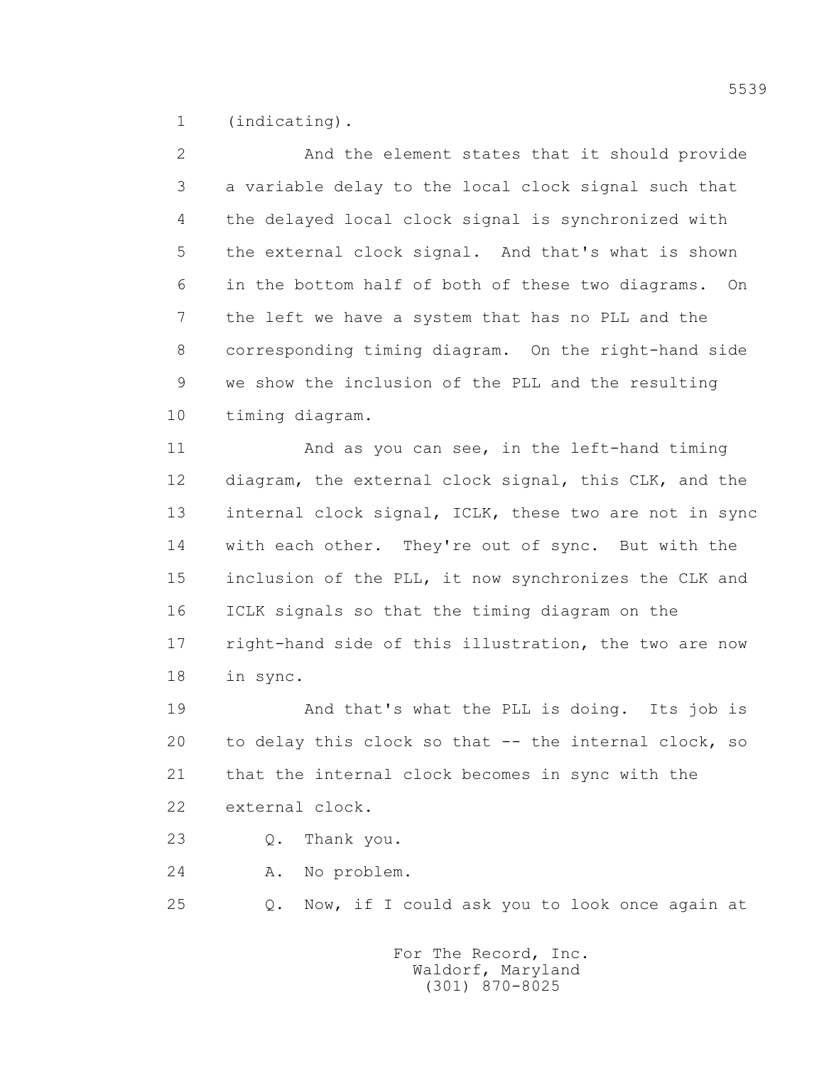1 (indicating).

2 And the element states that it should provide
3 a variable delay to the local clock signal such that
4 the delayed local clock signal is synchronized with
5 the external clock signal. And that's what is shown
6 in the bottom half of both of these two diagrams. On
7 the left we have a system that has no PLL and the
8 corresponding timing diagram. On the right-hand side
9 we show the inclusion of the PLL and the resulting
10 timing diagram.

11 And as you can see, in the left-hand timing
12 diagram, the external clock signal, this CLK, and the
13 internal clock signal, ICLK, these two are not in sync
14 with each other. They're out of sync. But with the
15 inclusion of the PLL, it now synchronizes the CLK and
16 ICLK signals so that the timing diagram on the
17 right-hand side of this illustration, the two are now
18 in sync.

19 And that's what the PLL is doing. Its job is
20 to delay this clock so that -- the internal clock, so
21 that the internal clock becomes in sync with the
22 external clock.

23 Q. Thank you.

24 A. No problem.

25 Q. Now, if I could ask you to look once again at

For The Record, Inc.
Waldorf, Maryland
(301) 870-8025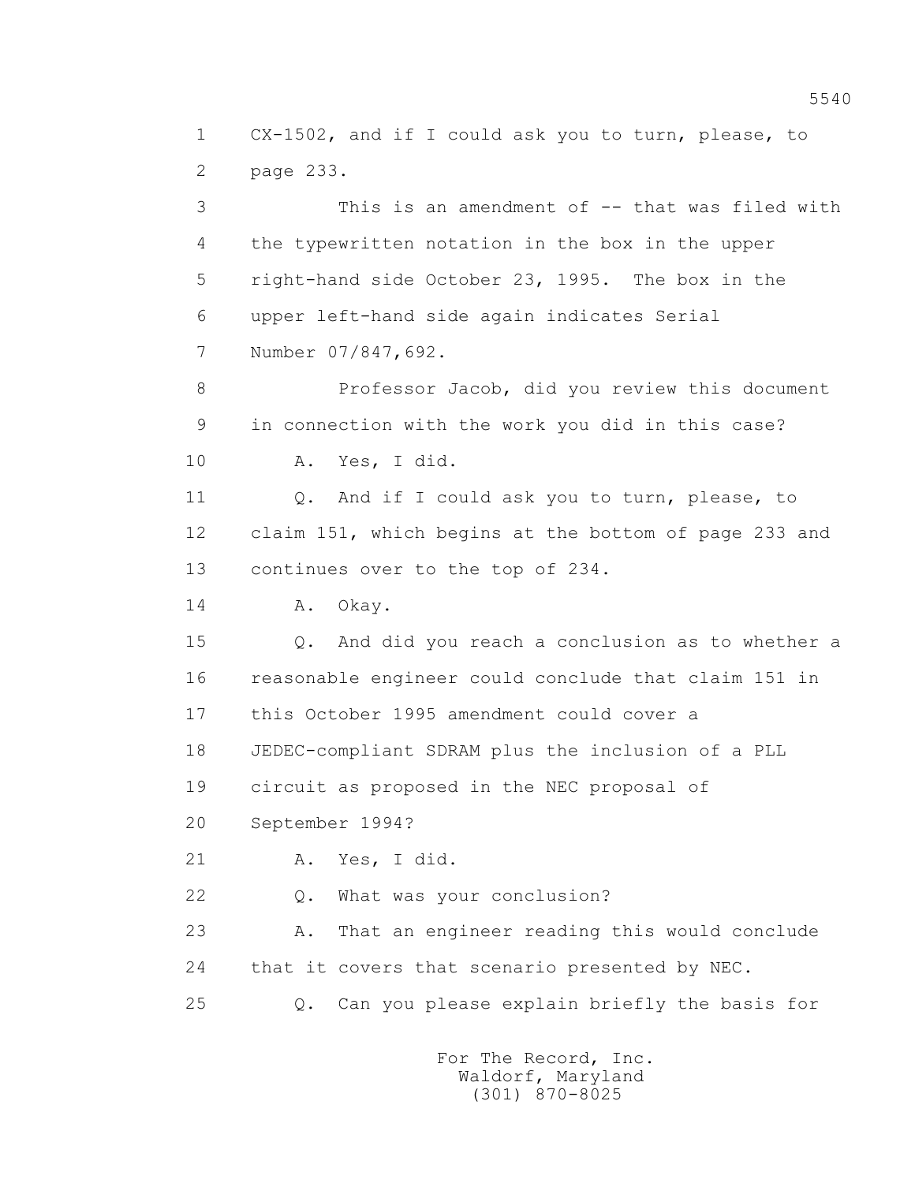CX-1502, and if I could ask you to turn, please, to page 233.

This is an amendment of -- that was filed with the typewritten notation in the box in the upper right-hand side October 23, 1995. The box in the upper left-hand side again indicates Serial Number 07/847,692.

Professor Jacob, did you review this document in connection with the work you did in this case?

A. Yes, I did.

Q. And if I could ask you to turn, please, to claim 151, which begins at the bottom of page 233 and continues over to the top of 234.

A. Okay.

Q. And did you reach a conclusion as to whether a reasonable engineer could conclude that claim 151 in this October 1995 amendment could cover a JEDEC-compliant SDRAM plus the inclusion of a PLL circuit as proposed in the NEC proposal of September 1994?

A. Yes, I did.

Q. What was your conclusion?

A. That an engineer reading this would conclude that it covers that scenario presented by NEC.

Q. Can you please explain briefly the basis for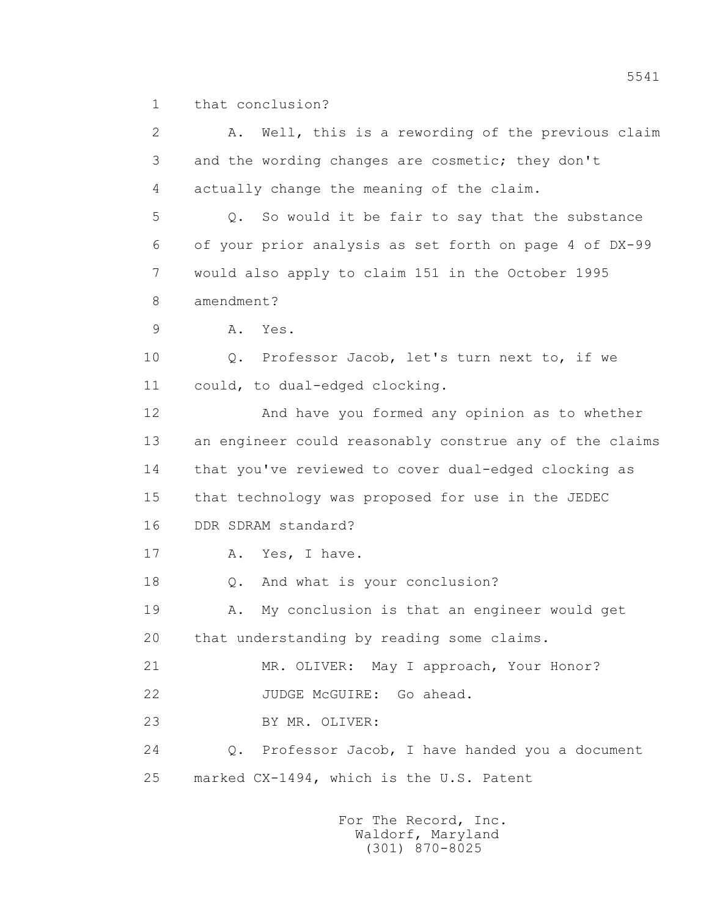1 that conclusion?

2 A. Well, this is a rewording of the previous claim

3 and the wording changes are cosmetic; they don't

4 actually change the meaning of the claim.

5 Q. So would it be fair to say that the substance

6 of your prior analysis as set forth on page 4 of DX-99

7 would also apply to claim 151 in the October 1995

8 amendment?

9 A. Yes.

10 Q. Professor Jacob, let's turn next to, if we

11 could, to dual-edged clocking.

12 And have you formed any opinion as to whether

13 an engineer could reasonably construe any of the claims

14 that you've reviewed to cover dual-edged clocking as

15 that technology was proposed for use in the JEDEC

16 DDR SDRAM standard?

17 A. Yes, I have.

18 Q. And what is your conclusion?

19 A. My conclusion is that an engineer would get

20 that understanding by reading some claims.

21 MR. OLIVER: May I approach, Your Honor?

22 JUDGE McGUIRE: Go ahead.

23 BY MR. OLIVER:

24 Q. Professor Jacob, I have handed you a document

25 marked CX-1494, which is the U.S. Patent

For The Record, Inc.
Waldorf, Maryland
(301) 870-8025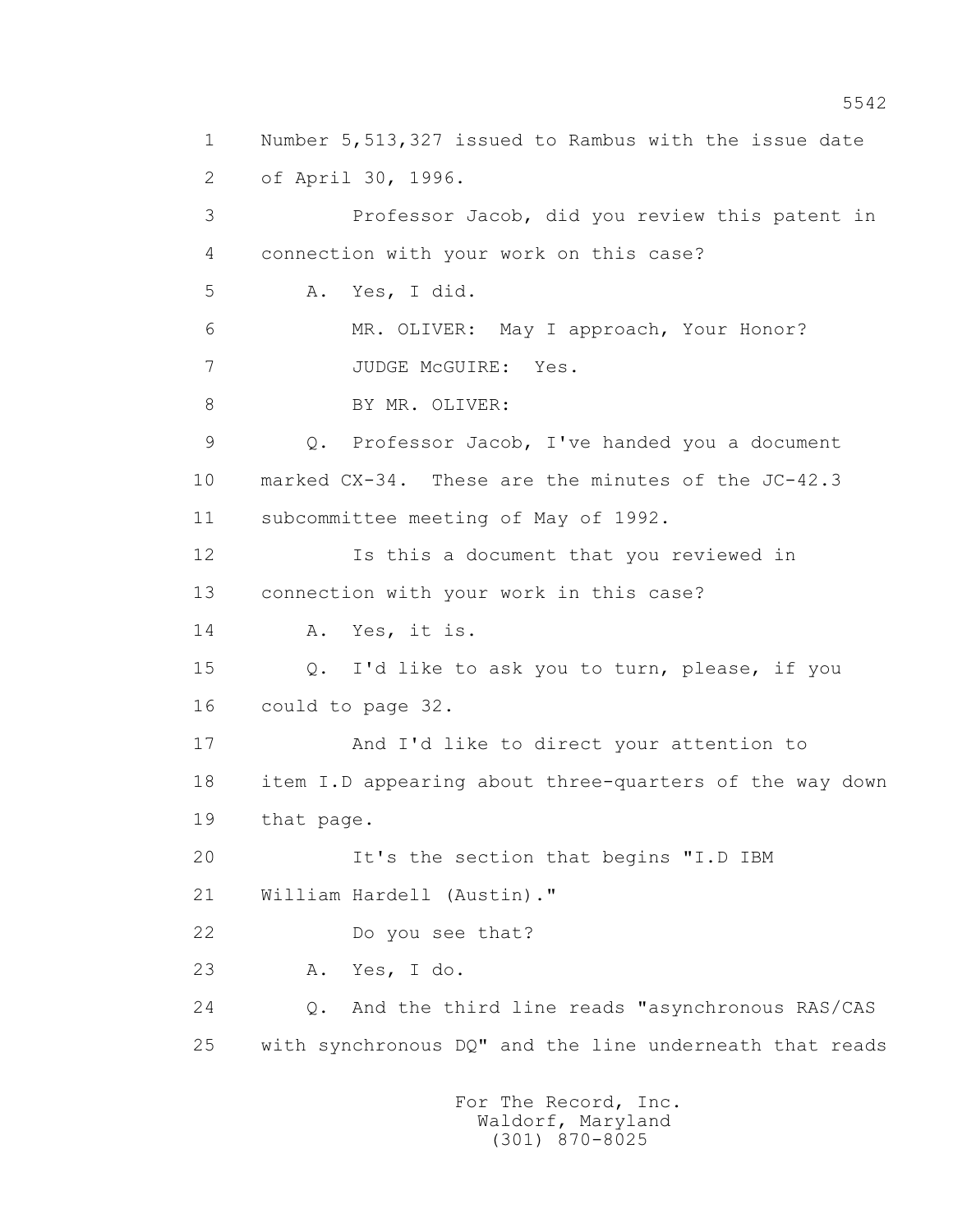1 Number 5,513,327 issued to Rambus with the issue date
2 of April 30, 1996.
3 Professor Jacob, did you review this patent in
4 connection with your work on this case?
5 A. Yes, I did.
6 MR. OLIVER: May I approach, Your Honor?
7 JUDGE McGUIRE: Yes.
8 BY MR. OLIVER:
9 Q. Professor Jacob, I've handed you a document
10 marked CX-34. These are the minutes of the JC-42.3
11 subcommittee meeting of May of 1992.
12 Is this a document that you reviewed in
13 connection with your work in this case?
14 A. Yes, it is.
15 Q. I'd like to ask you to turn, please, if you
16 could to page 32.
17 And I'd like to direct your attention to
18 item I.D appearing about three-quarters of the way down
19 that page.
20 It's the section that begins "I.D IBM
21 William Hardell (Austin)."
22 Do you see that?
23 A. Yes, I do.
24 Q. And the third line reads "asynchronous RAS/CAS
25 with synchronous DQ" and the line underneath that reads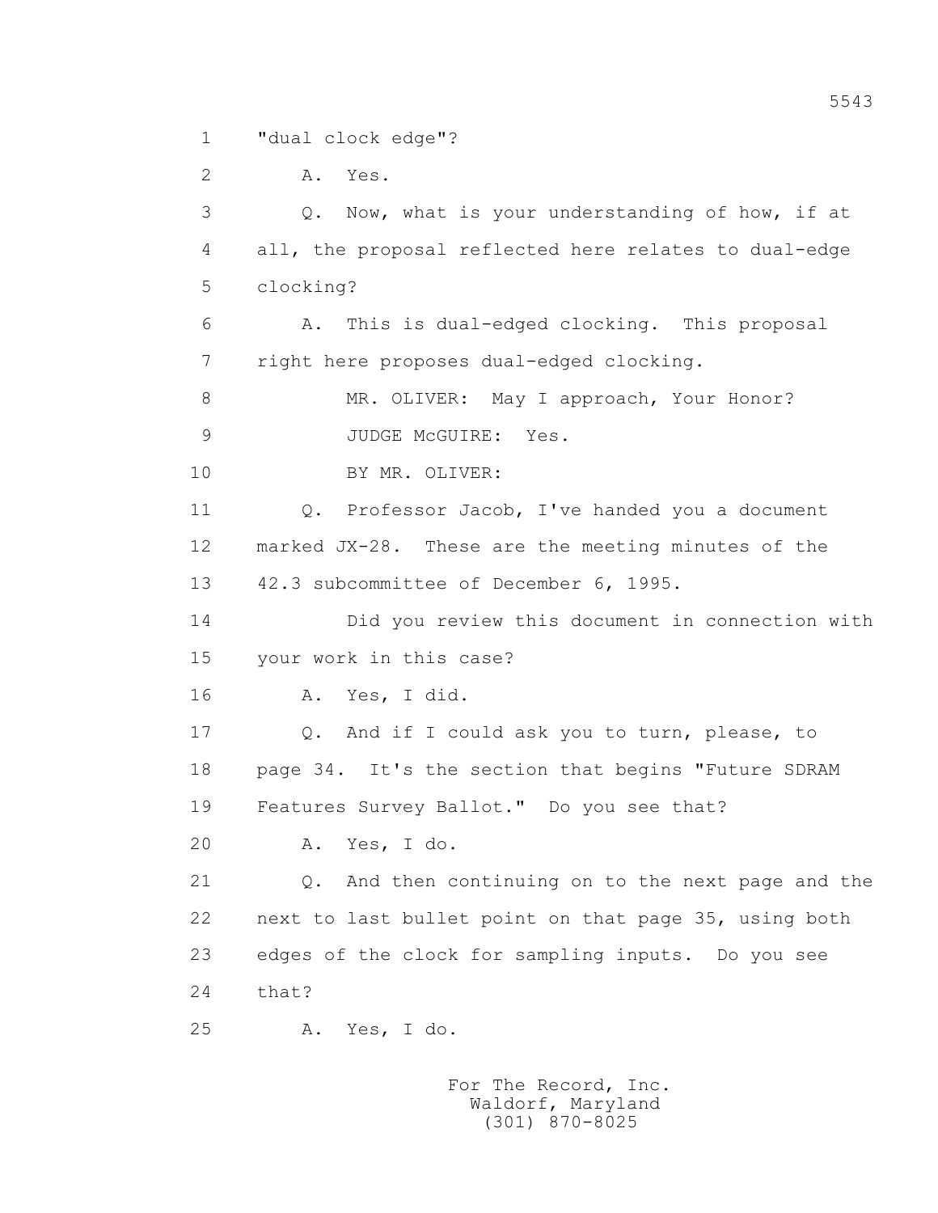1 "dual clock edge"?

2 A. Yes.

3 Q. Now, what is your understanding of how, if at

4 all, the proposal reflected here relates to dual-edge

5 clocking?

6 A. This is dual-edged clocking. This proposal

7 right here proposes dual-edged clocking.

8 MR. OLIVER: May I approach, Your Honor?

9 JUDGE McGUIRE: Yes.

10 BY MR. OLIVER:

11 Q. Professor Jacob, I've handed you a document

12 marked JX-28. These are the meeting minutes of the

13 42.3 subcommittee of December 6, 1995.

14 Did you review this document in connection with

15 your work in this case?

16 A. Yes, I did.

17 Q. And if I could ask you to turn, please, to

18 page 34. It's the section that begins "Future SDRAM

19 Features Survey Ballot." Do you see that?

20 A. Yes, I do.

21 Q. And then continuing on to the next page and the

22 next to last bullet point on that page 35, using both

23 edges of the clock for sampling inputs. Do you see

24 that?

25 A. Yes, I do.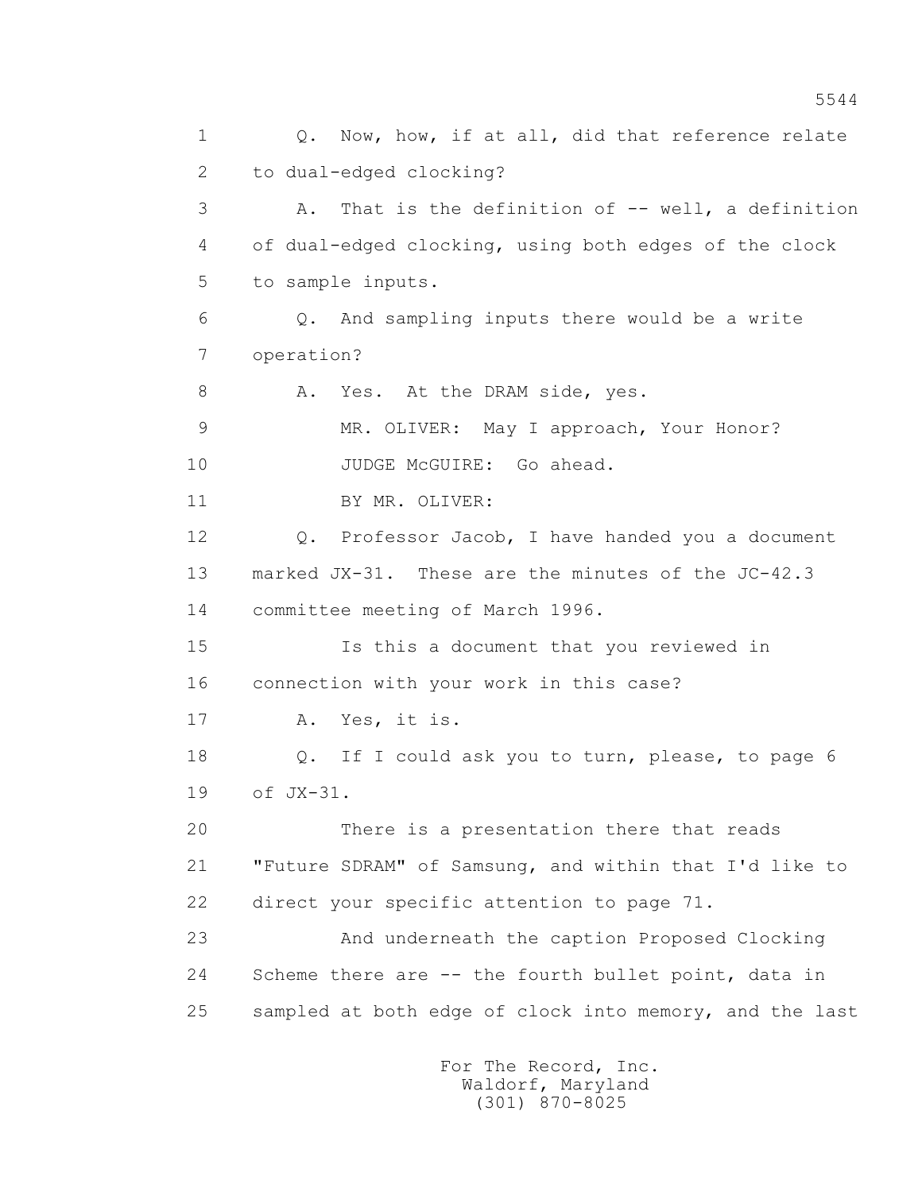1 Q. Now, how, if at all, did that reference relate
2 to dual-edged clocking?
3 A. That is the definition of -- well, a definition
4 of dual-edged clocking, using both edges of the clock
5 to sample inputs.
6 Q. And sampling inputs there would be a write
7 operation?
8 A. Yes. At the DRAM side, yes.
9 MR. OLIVER: May I approach, Your Honor?
10 JUDGE McGUIRE: Go ahead.
11 BY MR. OLIVER:
12 Q. Professor Jacob, I have handed you a document
13 marked JX-31. These are the minutes of the JC-42.3
14 committee meeting of March 1996.
15 Is this a document that you reviewed in
16 connection with your work in this case?
17 A. Yes, it is.
18 Q. If I could ask you to turn, please, to page 6
19 of JX-31.
20 There is a presentation there that reads
21 "Future SDRAM" of Samsung, and within that I'd like to
22 direct your specific attention to page 71.
23 And underneath the caption Proposed Clocking
24 Scheme there are -- the fourth bullet point, data in
25 sampled at both edge of clock into memory, and the last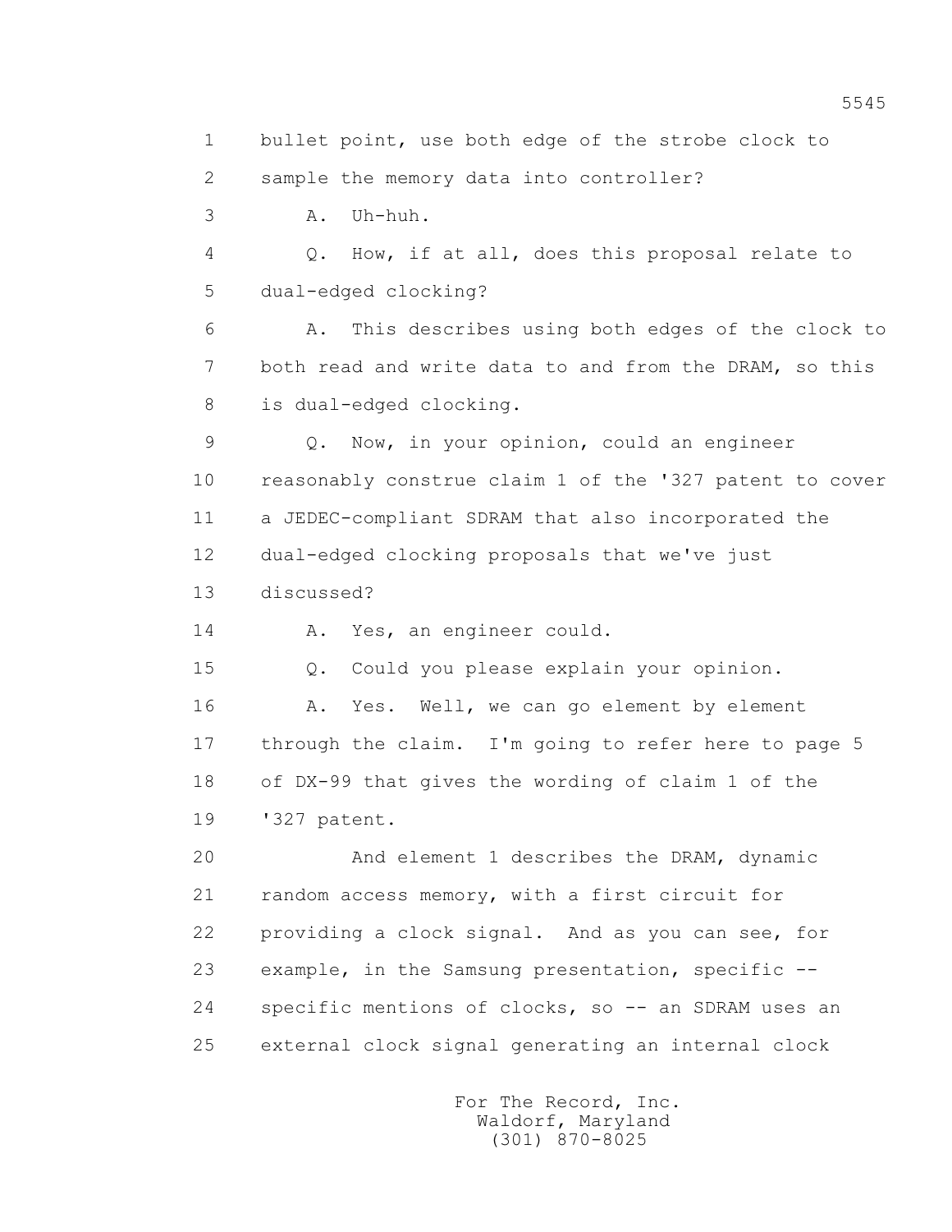1 bullet point, use both edge of the strobe clock to
2 sample the memory data into controller?
3 A. Uh-huh.
4 Q. How, if at all, does this proposal relate to
5 dual-edged clocking?
6 A. This describes using both edges of the clock to
7 both read and write data to and from the DRAM, so this
8 is dual-edged clocking.
9 Q. Now, in your opinion, could an engineer
10 reasonably construe claim 1 of the '327 patent to cover
11 a JEDEC-compliant SDRAM that also incorporated the
12 dual-edged clocking proposals that we've just
13 discussed?
14 A. Yes, an engineer could.
15 Q. Could you please explain your opinion.
16 A. Yes. Well, we can go element by element
17 through the claim. I'm going to refer here to page 5
18 of DX-99 that gives the wording of claim 1 of the
19 '327 patent.
20 And element 1 describes the DRAM, dynamic
21 random access memory, with a first circuit for
22 providing a clock signal. And as you can see, for
23 example, in the Samsung presentation, specific --
24 specific mentions of clocks, so -- an SDRAM uses an
25 external clock signal generating an internal clock

For The Record, Inc.
Waldorf, Maryland
(301) 870-8025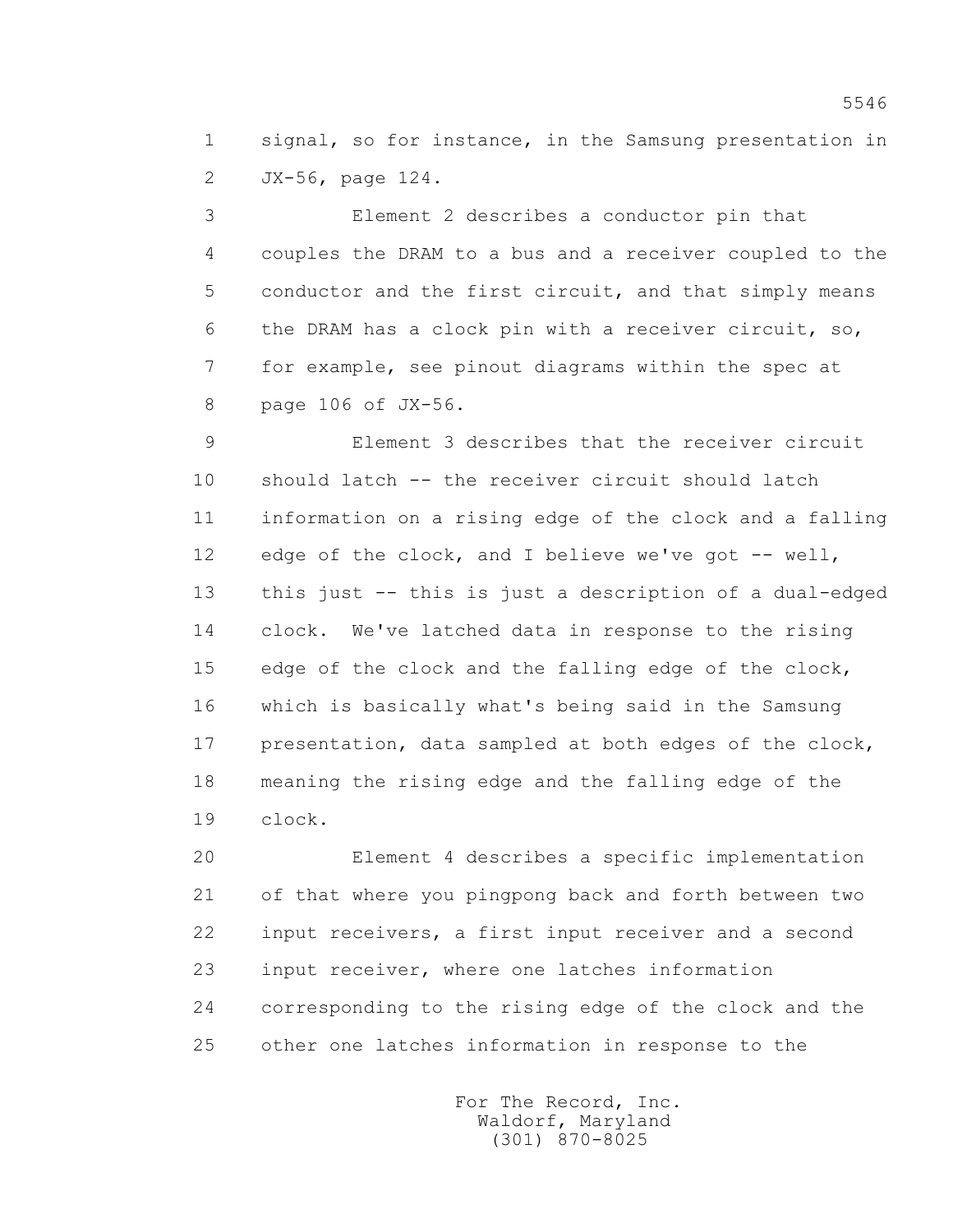signal, so for instance, in the Samsung presentation in JX-56, page 124.

Element 2 describes a conductor pin that couples the DRAM to a bus and a receiver coupled to the conductor and the first circuit, and that simply means the DRAM has a clock pin with a receiver circuit, so, for example, see pinout diagrams within the spec at page 106 of JX-56.

Element 3 describes that the receiver circuit should latch -- the receiver circuit should latch information on a rising edge of the clock and a falling edge of the clock, and I believe we've got -- well, this just -- this is just a description of a dual-edged clock. We've latched data in response to the rising edge of the clock and the falling edge of the clock, which is basically what's being said in the Samsung presentation, data sampled at both edges of the clock, meaning the rising edge and the falling edge of the clock.

Element 4 describes a specific implementation of that where you pingpong back and forth between two input receivers, a first input receiver and a second input receiver, where one latches information corresponding to the rising edge of the clock and the other one latches information in response to the

For The Record, Inc.
Waldorf, Maryland
(301) 870-8025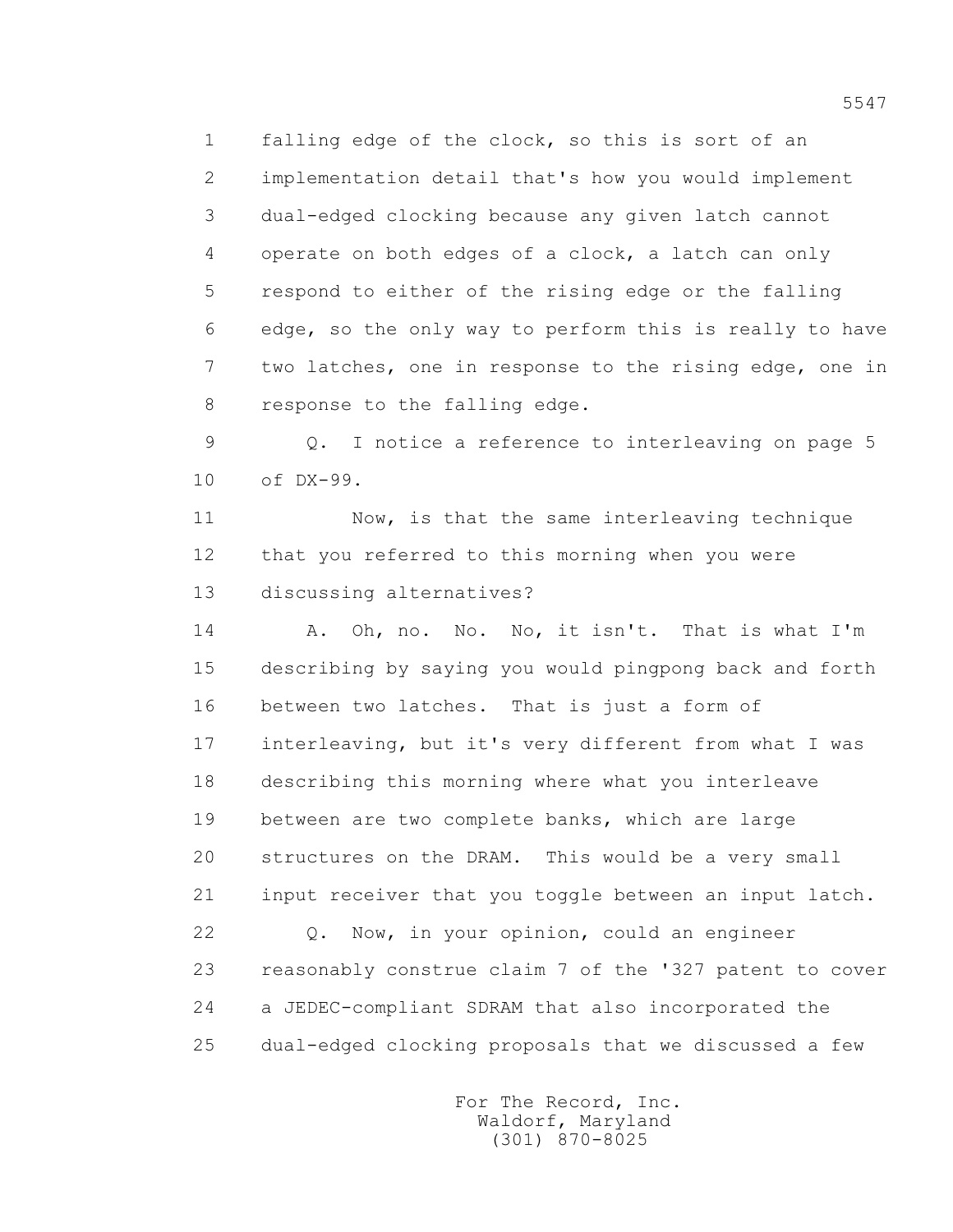1 falling edge of the clock, so this is sort of an
2 implementation detail that's how you would implement
3 dual-edged clocking because any given latch cannot
4 operate on both edges of a clock, a latch can only
5 respond to either of the rising edge or the falling
6 edge, so the only way to perform this is really to have
7 two latches, one in response to the rising edge, one in
8 response to the falling edge.

9 Q. I notice a reference to interleaving on page 5
10 of DX-99.

11 Now, is that the same interleaving technique
12 that you referred to this morning when you were
13 discussing alternatives?

14 A. Oh, no. No. No, it isn't. That is what I'm
15 describing by saying you would pingpong back and forth
16 between two latches. That is just a form of
17 interleaving, but it's very different from what I was
18 describing this morning where what you interleave
19 between are two complete banks, which are large
20 structures on the DRAM. This would be a very small
21 input receiver that you toggle between an input latch.

22 Q. Now, in your opinion, could an engineer
23 reasonably construe claim 7 of the '327 patent to cover
24 a JEDEC-compliant SDRAM that also incorporated the
25 dual-edged clocking proposals that we discussed a few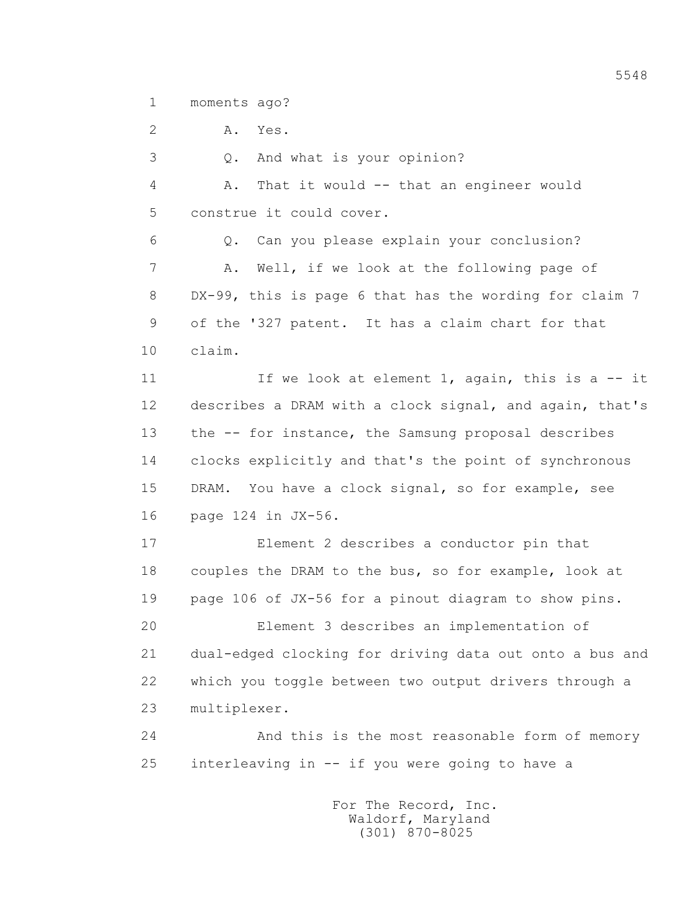moments ago?

A. Yes.

Q. And what is your opinion?

A. That it would -- that an engineer would construe it could cover.

Q. Can you please explain your conclusion?

A. Well, if we look at the following page of DX-99, this is page 6 that has the wording for claim 7 of the '327 patent. It has a claim chart for that claim.

If we look at element 1, again, this is a -- it describes a DRAM with a clock signal, and again, that's the -- for instance, the Samsung proposal describes clocks explicitly and that's the point of synchronous DRAM. You have a clock signal, so for example, see page 124 in JX-56.

Element 2 describes a conductor pin that couples the DRAM to the bus, so for example, look at page 106 of JX-56 for a pinout diagram to show pins.

Element 3 describes an implementation of dual-edged clocking for driving data out onto a bus and which you toggle between two output drivers through a multiplexer.

And this is the most reasonable form of memory interleaving in -- if you were going to have a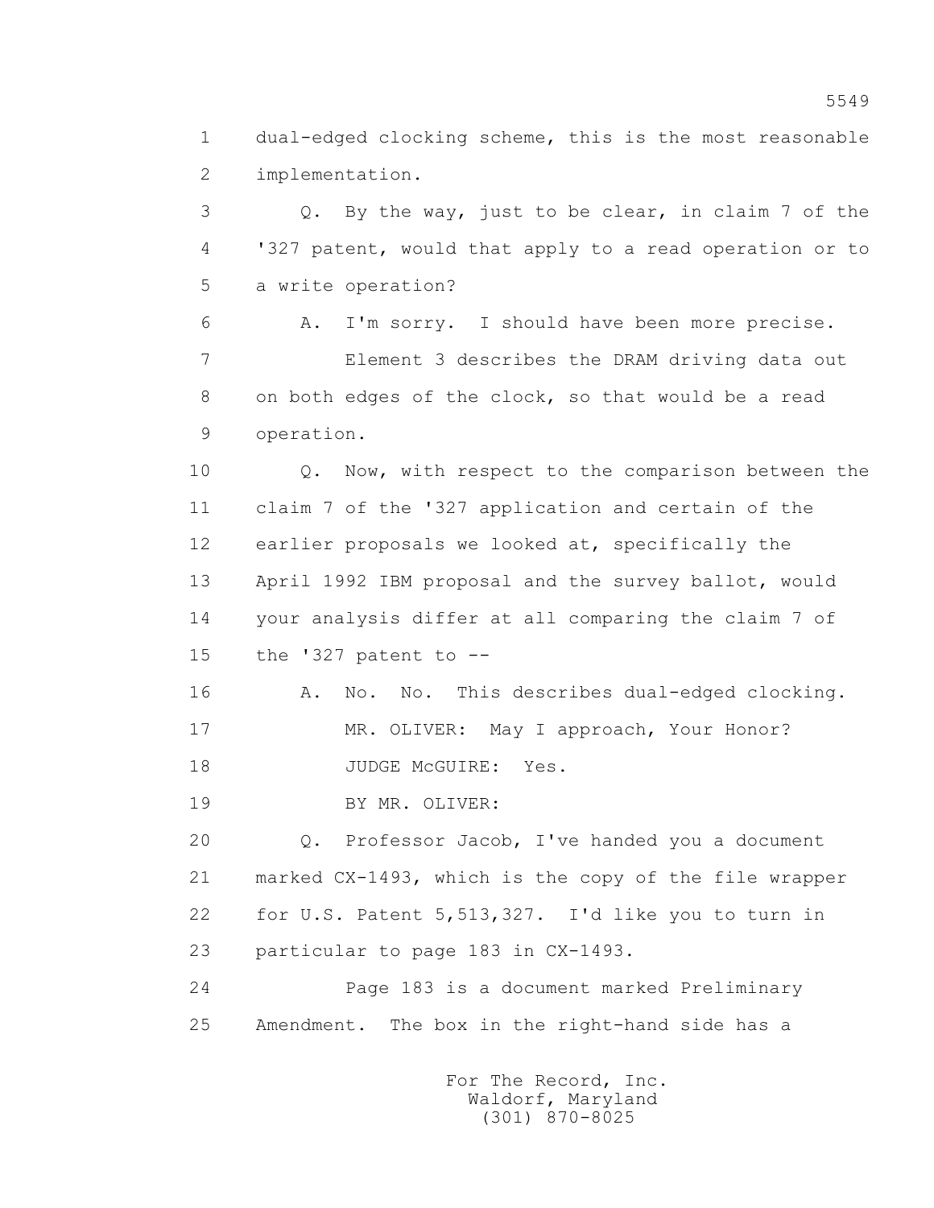1 dual-edged clocking scheme, this is the most reasonable
2 implementation.

3 Q. By the way, just to be clear, in claim 7 of the
4 '327 patent, would that apply to a read operation or to
5 a write operation?

6 A. I'm sorry. I should have been more precise.
7 Element 3 describes the DRAM driving data out
8 on both edges of the clock, so that would be a read
9 operation.

10 Q. Now, with respect to the comparison between the
11 claim 7 of the '327 application and certain of the
12 earlier proposals we looked at, specifically the
13 April 1992 IBM proposal and the survey ballot, would
14 your analysis differ at all comparing the claim 7 of
15 the '327 patent to --

16 A. No. No. This describes dual-edged clocking.
17 MR. OLIVER: May I approach, Your Honor?
18 JUDGE McGUIRE: Yes.
19 BY MR. OLIVER:
20 Q. Professor Jacob, I've handed you a document
21 marked CX-1493, which is the copy of the file wrapper
22 for U.S. Patent 5,513,327. I'd like you to turn in
23 particular to page 183 in CX-1493.
24 Page 183 is a document marked Preliminary
25 Amendment. The box in the right-hand side has a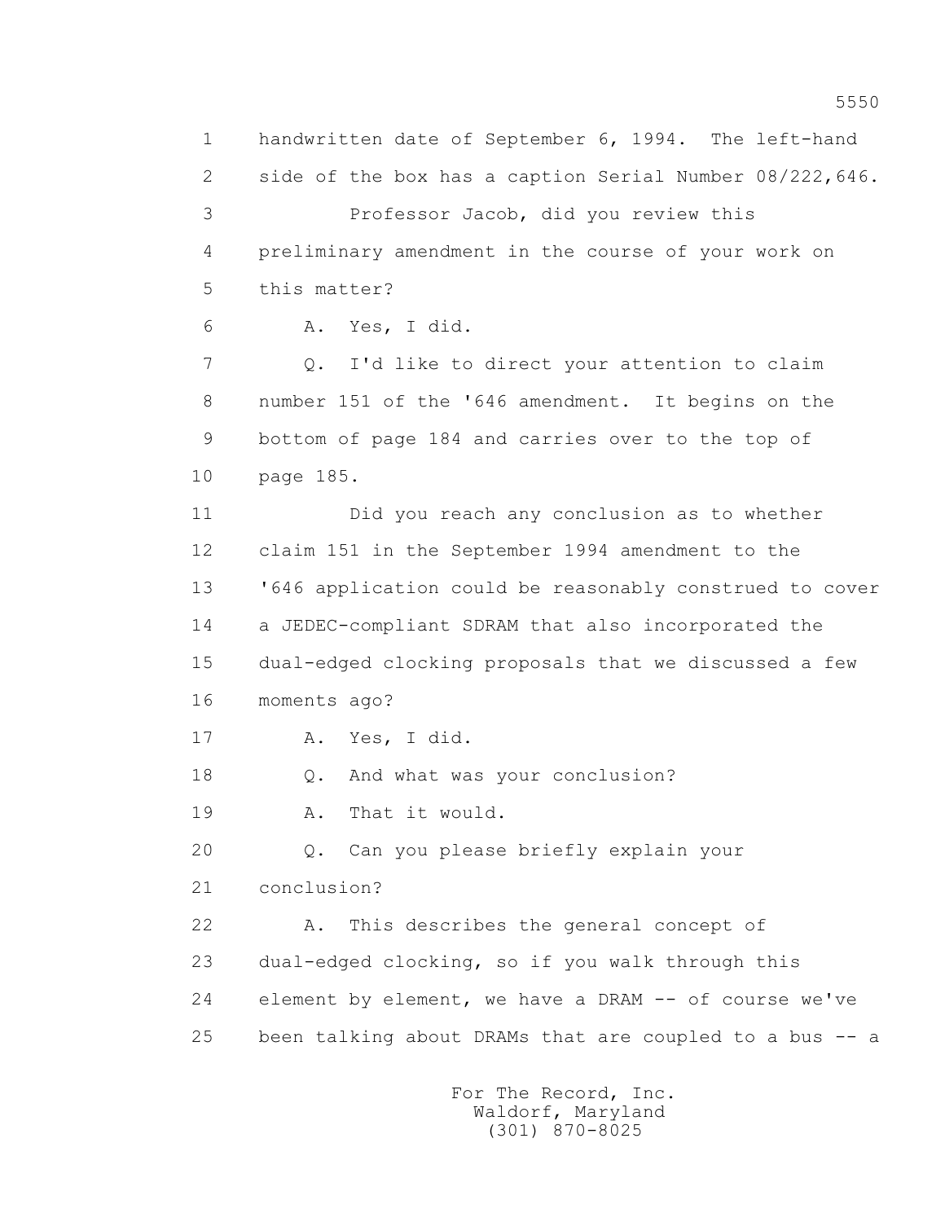1 handwritten date of September 6, 1994. The left-hand
2 side of the box has a caption Serial Number 08/222,646.
3 Professor Jacob, did you review this
4 preliminary amendment in the course of your work on
5 this matter?
6 A. Yes, I did.
7 Q. I'd like to direct your attention to claim
8 number 151 of the '646 amendment. It begins on the
9 bottom of page 184 and carries over to the top of
10 page 185.
11 Did you reach any conclusion as to whether
12 claim 151 in the September 1994 amendment to the
13 '646 application could be reasonably construed to cover
14 a JEDEC-compliant SDRAM that also incorporated the
15 dual-edged clocking proposals that we discussed a few
16 moments ago?
17 A. Yes, I did.
18 Q. And what was your conclusion?
19 A. That it would.
20 Q. Can you please briefly explain your
21 conclusion?
22 A. This describes the general concept of
23 dual-edged clocking, so if you walk through this
24 element by element, we have a DRAM -- of course we've
25 been talking about DRAMs that are coupled to a bus -- a

For The Record, Inc.
Waldorf, Maryland
(301) 870-8025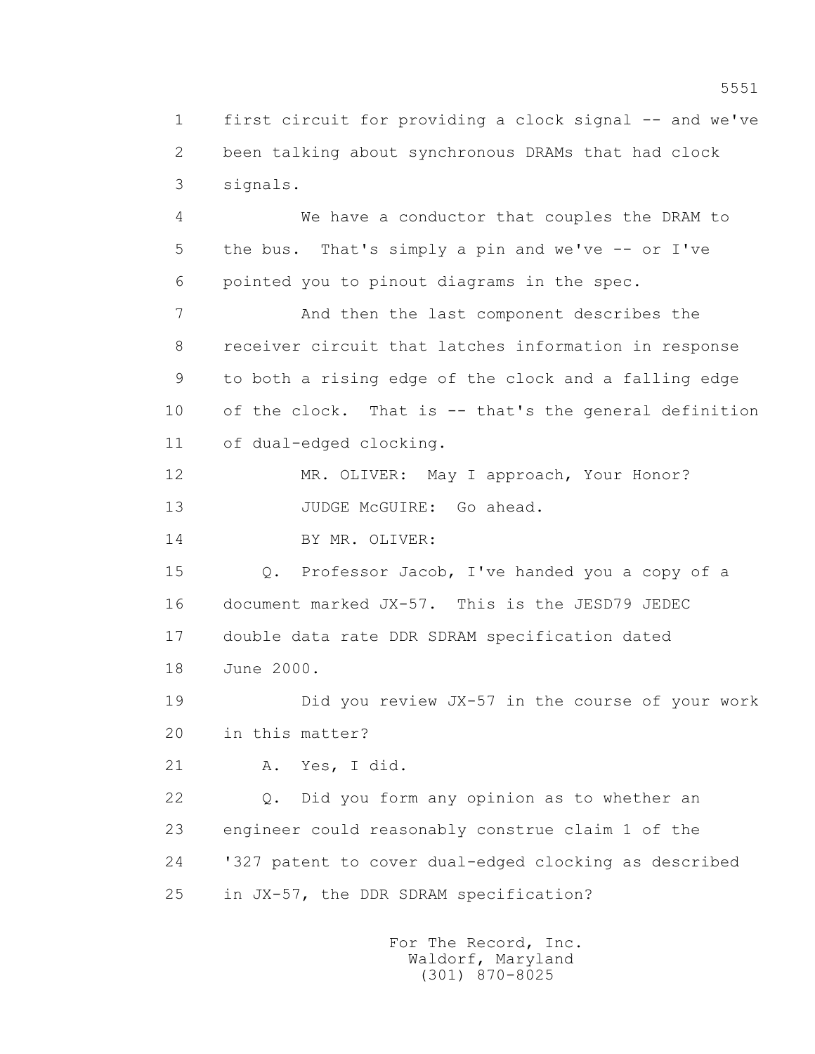1 first circuit for providing a clock signal -- and we've
2 been talking about synchronous DRAMs that had clock
3 signals.

4 We have a conductor that couples the DRAM to
5 the bus. That's simply a pin and we've -- or I've
6 pointed you to pinout diagrams in the spec.

7 And then the last component describes the
8 receiver circuit that latches information in response
9 to both a rising edge of the clock and a falling edge
10 of the clock. That is -- that's the general definition
11 of dual-edged clocking.

12 MR. OLIVER: May I approach, Your Honor?

13 JUDGE McGUIRE: Go ahead.

14 BY MR. OLIVER:

15 Q. Professor Jacob, I've handed you a copy of a
16 document marked JX-57. This is the JESD79 JEDEC
17 double data rate DDR SDRAM specification dated
18 June 2000.

19 Did you review JX-57 in the course of your work
20 in this matter?

21 A. Yes, I did.

22 Q. Did you form any opinion as to whether an
23 engineer could reasonably construe claim 1 of the
24 '327 patent to cover dual-edged clocking as described
25 in JX-57, the DDR SDRAM specification?

For The Record, Inc.
Waldorf, Maryland
(301) 870-8025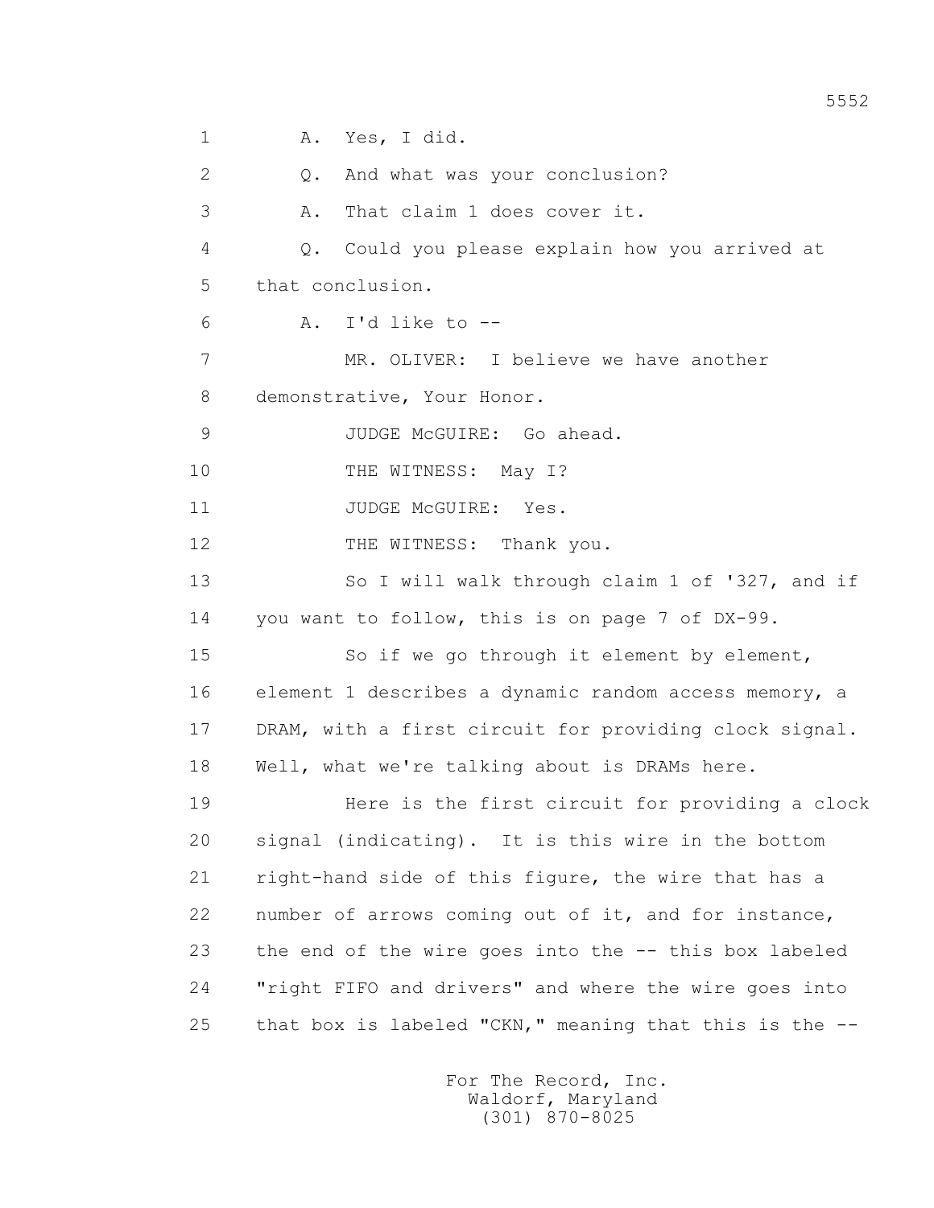1 A. Yes, I did.

2 Q. And what was your conclusion?

3 A. That claim 1 does cover it.

4 Q. Could you please explain how you arrived at

5 that conclusion.

6 A. I'd like to --

7 MR. OLIVER: I believe we have another

8 demonstrative, Your Honor.

9 JUDGE McGUIRE: Go ahead.

10 THE WITNESS: May I?

11 JUDGE McGUIRE: Yes.

12 THE WITNESS: Thank you.

13 So I will walk through claim 1 of '327, and if

14 you want to follow, this is on page 7 of DX-99.

15 So if we go through it element by element,

16 element 1 describes a dynamic random access memory, a

17 DRAM, with a first circuit for providing clock signal.

18 Well, what we're talking about is DRAMs here.

19 Here is the first circuit for providing a clock

20 signal (indicating). It is this wire in the bottom

21 right-hand side of this figure, the wire that has a

22 number of arrows coming out of it, and for instance,

23 the end of the wire goes into the -- this box labeled

24 "right FIFO and drivers" and where the wire goes into

25 that box is labeled "CKN," meaning that this is the --

For The Record, Inc.
Waldorf, Maryland
(301) 870-8025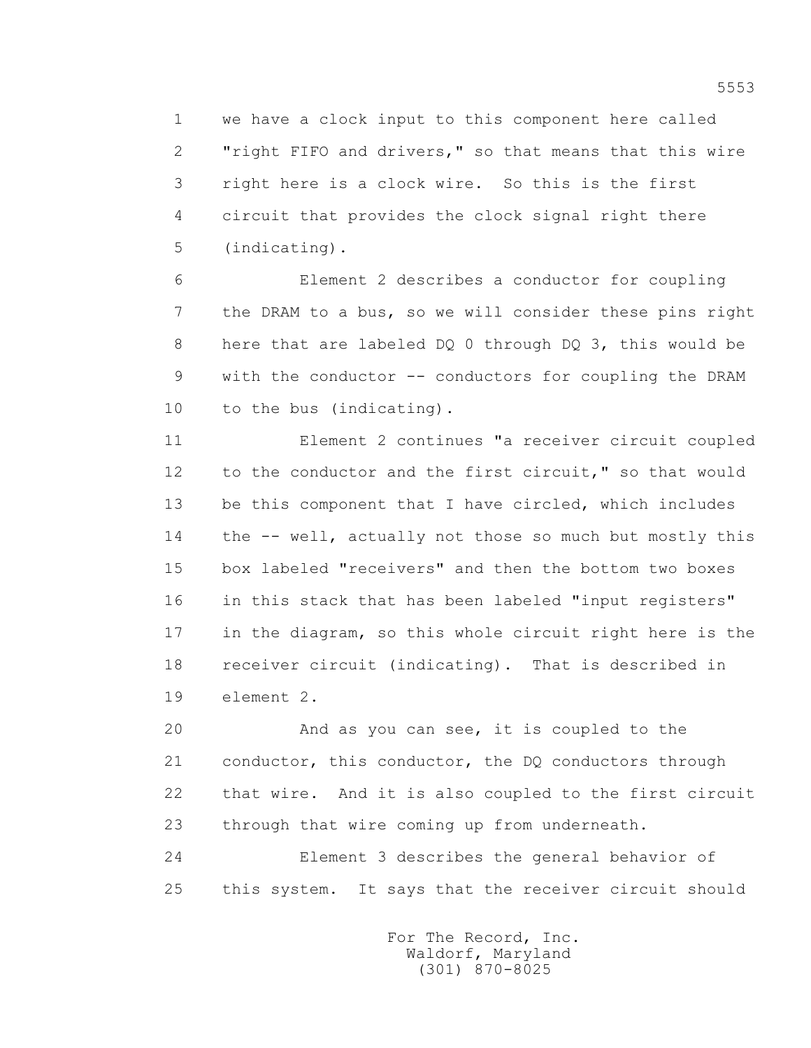1 we have a clock input to this component here called
2 "right FIFO and drivers," so that means that this wire
3 right here is a clock wire. So this is the first
4 circuit that provides the clock signal right there
5 (indicating).

6 Element 2 describes a conductor for coupling
7 the DRAM to a bus, so we will consider these pins right
8 here that are labeled DQ 0 through DQ 3, this would be
9 with the conductor -- conductors for coupling the DRAM
10 to the bus (indicating).

11 Element 2 continues "a receiver circuit coupled
12 to the conductor and the first circuit," so that would
13 be this component that I have circled, which includes
14 the -- well, actually not those so much but mostly this
15 box labeled "receivers" and then the bottom two boxes
16 in this stack that has been labeled "input registers"
17 in the diagram, so this whole circuit right here is the
18 receiver circuit (indicating). That is described in
19 element 2.

20 And as you can see, it is coupled to the
21 conductor, this conductor, the DQ conductors through
22 that wire. And it is also coupled to the first circuit
23 through that wire coming up from underneath.

24 Element 3 describes the general behavior of
25 this system. It says that the receiver circuit should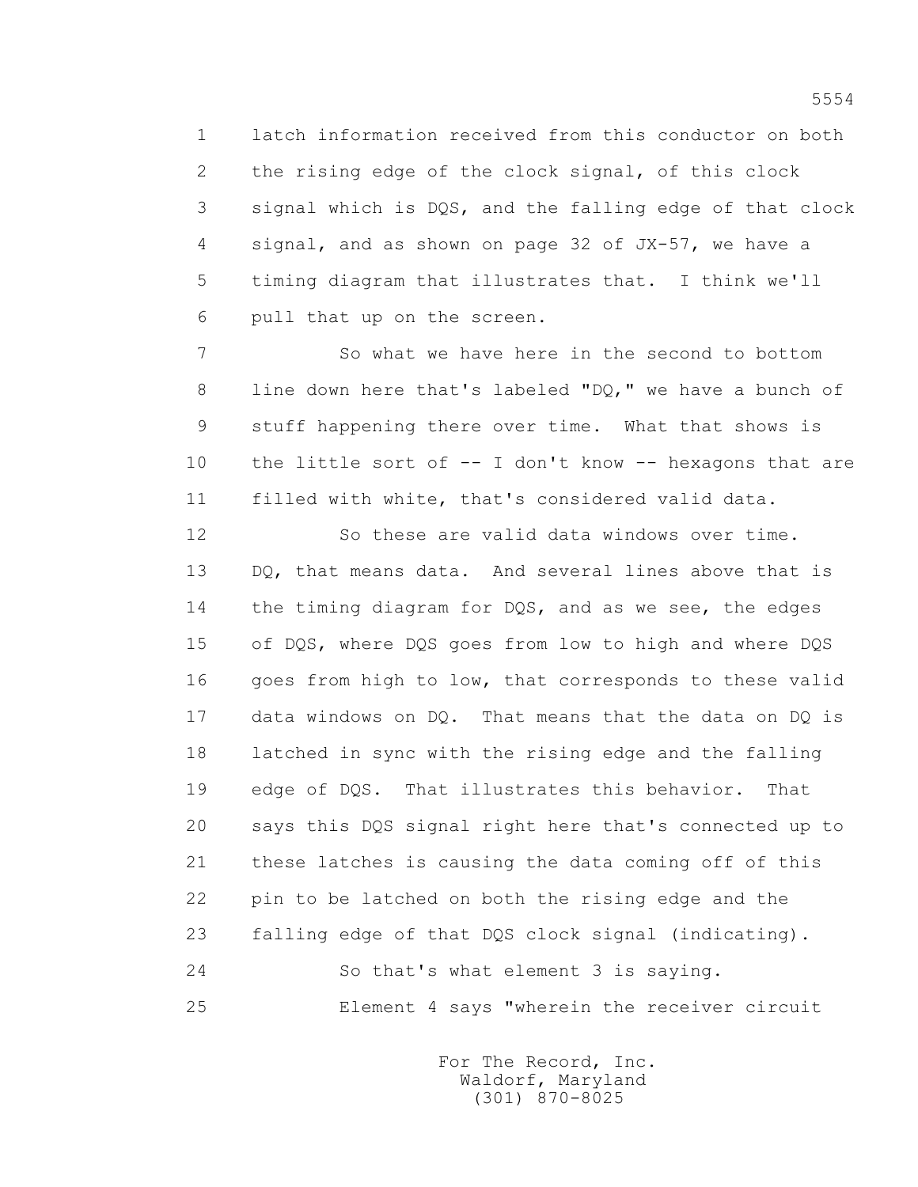1 latch information received from this conductor on both
2 the rising edge of the clock signal, of this clock
3 signal which is DQS, and the falling edge of that clock
4 signal, and as shown on page 32 of JX-57, we have a
5 timing diagram that illustrates that. I think we'll
6 pull that up on the screen.

7 So what we have here in the second to bottom
8 line down here that's labeled "DQ," we have a bunch of
9 stuff happening there over time. What that shows is
10 the little sort of -- I don't know -- hexagons that are
11 filled with white, that's considered valid data.

12 So these are valid data windows over time.
13 DQ, that means data. And several lines above that is
14 the timing diagram for DQS, and as we see, the edges
15 of DQS, where DQS goes from low to high and where DQS
16 goes from high to low, that corresponds to these valid
17 data windows on DQ. That means that the data on DQ is
18 latched in sync with the rising edge and the falling
19 edge of DQS. That illustrates this behavior. That
20 says this DQS signal right here that's connected up to
21 these latches is causing the data coming off of this
22 pin to be latched on both the rising edge and the
23 falling edge of that DQS clock signal (indicating).

24 So that's what element 3 is saying.

25 Element 4 says "wherein the receiver circuit

For The Record, Inc.
Waldorf, Maryland
(301) 870-8025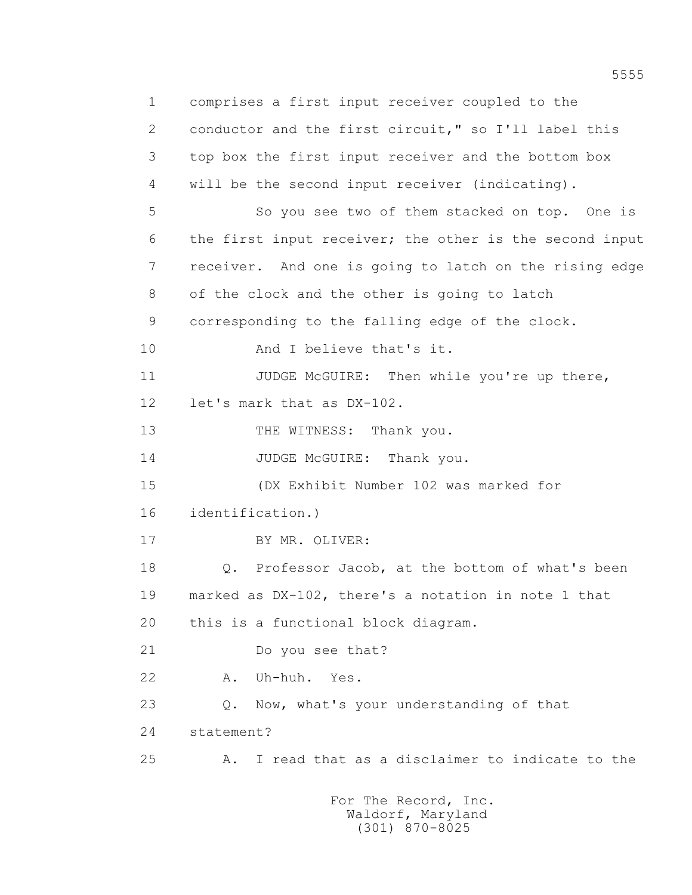1 comprises a first input receiver coupled to the
2 conductor and the first circuit," so I'll label this
3 top box the first input receiver and the bottom box
4 will be the second input receiver (indicating).
5 So you see two of them stacked on top. One is
6 the first input receiver; the other is the second input
7 receiver. And one is going to latch on the rising edge
8 of the clock and the other is going to latch
9 corresponding to the falling edge of the clock.
10 And I believe that's it.
11 JUDGE McGUIRE: Then while you're up there,
12 let's mark that as DX-102.
13 THE WITNESS: Thank you.
14 JUDGE McGUIRE: Thank you.
15 (DX Exhibit Number 102 was marked for
16 identification.)
17 BY MR. OLIVER:
18 Q. Professor Jacob, at the bottom of what's been
19 marked as DX-102, there's a notation in note 1 that
20 this is a functional block diagram.
21 Do you see that?
22 A. Uh-huh. Yes.
23 Q. Now, what's your understanding of that
24 statement?
25 A. I read that as a disclaimer to indicate to the

For The Record, Inc.
Waldorf, Maryland
(301) 870-8025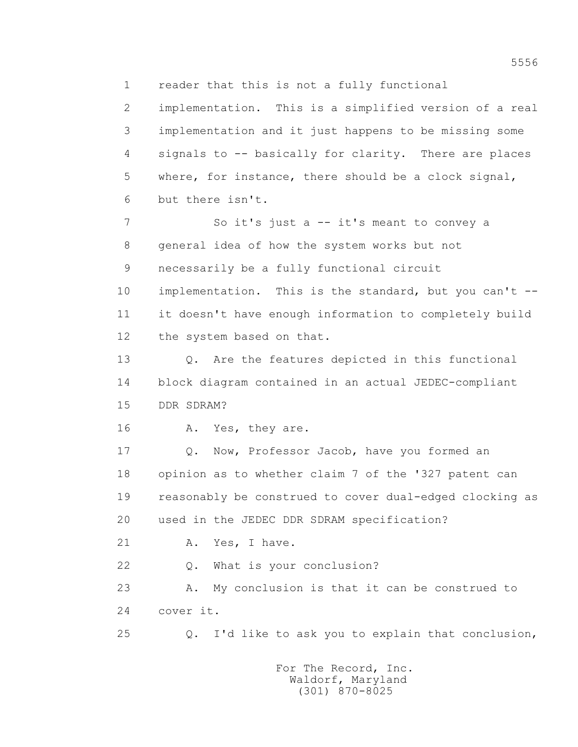1 reader that this is not a fully functional
2 implementation. This is a simplified version of a real
3 implementation and it just happens to be missing some
4 signals to -- basically for clarity. There are places
5 where, for instance, there should be a clock signal,
6 but there isn't.

7 So it's just a -- it's meant to convey a
8 general idea of how the system works but not
9 necessarily be a fully functional circuit
10 implementation. This is the standard, but you can't --
11 it doesn't have enough information to completely build
12 the system based on that.

13 Q. Are the features depicted in this functional
14 block diagram contained in an actual JEDEC-compliant
15 DDR SDRAM?

16 A. Yes, they are.

17 Q. Now, Professor Jacob, have you formed an
18 opinion as to whether claim 7 of the '327 patent can
19 reasonably be construed to cover dual-edged clocking as
20 used in the JEDEC DDR SDRAM specification?

21 A. Yes, I have.

22 Q. What is your conclusion?

23 A. My conclusion is that it can be construed to
24 cover it.

25 Q. I'd like to ask you to explain that conclusion,

For The Record, Inc.
Waldorf, Maryland
(301) 870-8025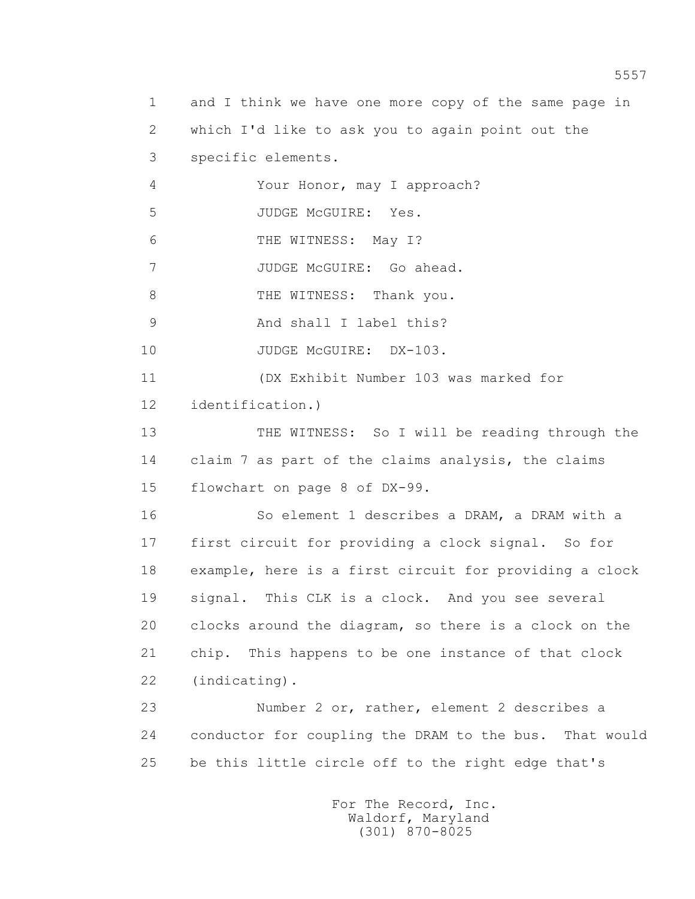1 and I think we have one more copy of the same page in
2 which I'd like to ask you to again point out the
3 specific elements.

4 Your Honor, may I approach?

5 JUDGE McGUIRE: Yes.

6 THE WITNESS: May I?

7 JUDGE McGUIRE: Go ahead.

8 THE WITNESS: Thank you.

9 And shall I label this?

10 JUDGE McGUIRE: DX-103.

11 (DX Exhibit Number 103 was marked for
12 identification.)

13 THE WITNESS: So I will be reading through the
14 claim 7 as part of the claims analysis, the claims
15 flowchart on page 8 of DX-99.

16 So element 1 describes a DRAM, a DRAM with a
17 first circuit for providing a clock signal. So for
18 example, here is a first circuit for providing a clock
19 signal. This CLK is a clock. And you see several
20 clocks around the diagram, so there is a clock on the
21 chip. This happens to be one instance of that clock
22 (indicating).

23 Number 2 or, rather, element 2 describes a
24 conductor for coupling the DRAM to the bus. That would
25 be this little circle off to the right edge that's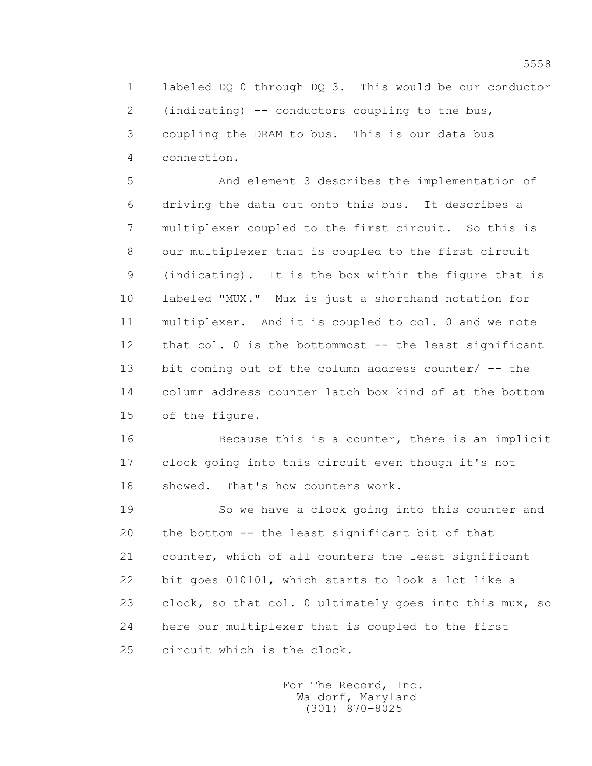1 labeled DQ 0 through DQ 3. This would be our conductor
2 (indicating) -- conductors coupling to the bus,
3 coupling the DRAM to bus. This is our data bus
4 connection.

5 And element 3 describes the implementation of
6 driving the data out onto this bus. It describes a
7 multiplexer coupled to the first circuit. So this is
8 our multiplexer that is coupled to the first circuit
9 (indicating). It is the box within the figure that is
10 labeled "MUX." Mux is just a shorthand notation for
11 multiplexer. And it is coupled to col. 0 and we note
12 that col. 0 is the bottommost -- the least significant
13 bit coming out of the column address counter/ -- the
14 column address counter latch box kind of at the bottom
15 of the figure.

16 Because this is a counter, there is an implicit
17 clock going into this circuit even though it's not
18 showed. That's how counters work.

19 So we have a clock going into this counter and
20 the bottom -- the least significant bit of that
21 counter, which of all counters the least significant
22 bit goes 010101, which starts to look a lot like a
23 clock, so that col. 0 ultimately goes into this mux, so
24 here our multiplexer that is coupled to the first
25 circuit which is the clock.

For The Record, Inc.
Waldorf, Maryland
(301) 870-8025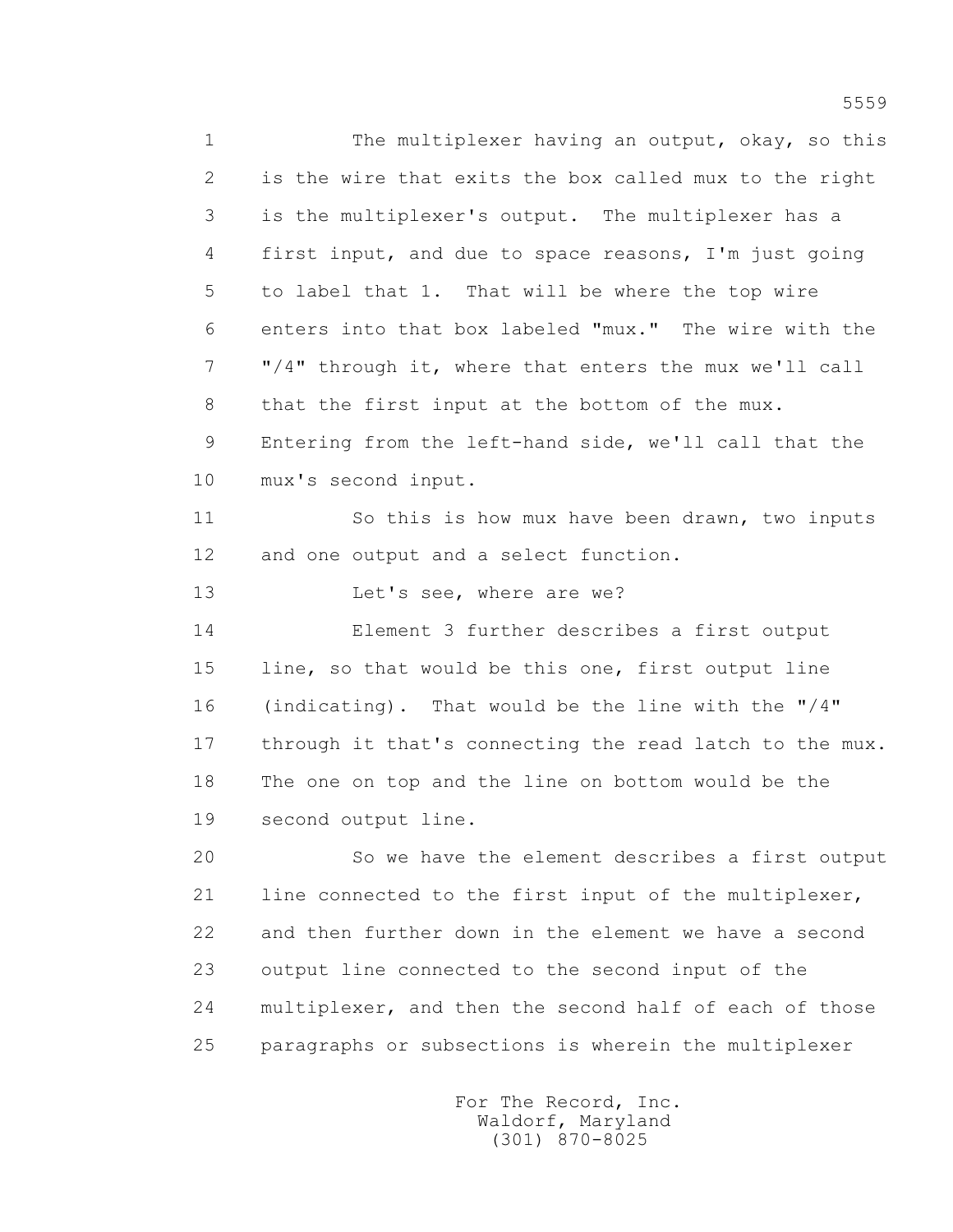1 The multiplexer having an output, okay, so this
2 is the wire that exits the box called mux to the right
3 is the multiplexer's output. The multiplexer has a
4 first input, and due to space reasons, I'm just going
5 to label that 1. That will be where the top wire
6 enters into that box labeled "mux." The wire with the
7 "/4" through it, where that enters the mux we'll call
8 that the first input at the bottom of the mux.
9 Entering from the left-hand side, we'll call that the
10 mux's second input.

11 So this is how mux have been drawn, two inputs
12 and one output and a select function.

13 Let's see, where are we?

14 Element 3 further describes a first output
15 line, so that would be this one, first output line
16 (indicating). That would be the line with the "/4"
17 through it that's connecting the read latch to the mux.
18 The one on top and the line on bottom would be the
19 second output line.

20 So we have the element describes a first output
21 line connected to the first input of the multiplexer,
22 and then further down in the element we have a second
23 output line connected to the second input of the
24 multiplexer, and then the second half of each of those
25 paragraphs or subsections is wherein the multiplexer

For The Record, Inc.
Waldorf, Maryland
(301) 870-8025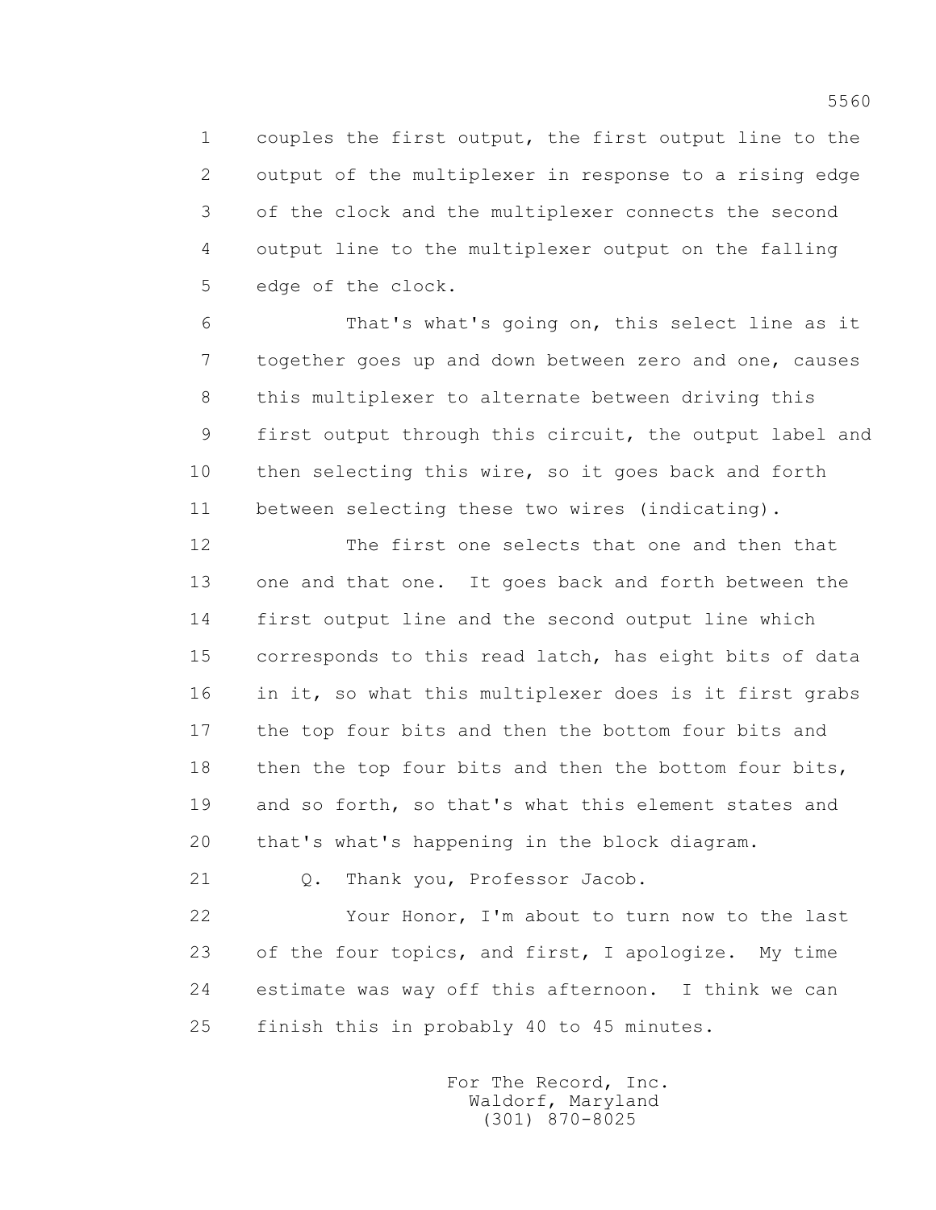1 couples the first output, the first output line to the
2 output of the multiplexer in response to a rising edge
3 of the clock and the multiplexer connects the second
4 output line to the multiplexer output on the falling
5 edge of the clock.

6 That's what's going on, this select line as it
7 together goes up and down between zero and one, causes
8 this multiplexer to alternate between driving this
9 first output through this circuit, the output label and
10 then selecting this wire, so it goes back and forth
11 between selecting these two wires (indicating).

12 The first one selects that one and then that
13 one and that one. It goes back and forth between the
14 first output line and the second output line which
15 corresponds to this read latch, has eight bits of data
16 in it, so what this multiplexer does is it first grabs
17 the top four bits and then the bottom four bits and
18 then the top four bits and then the bottom four bits,
19 and so forth, so that's what this element states and
20 that's what's happening in the block diagram.

21 Q. Thank you, Professor Jacob.

22 Your Honor, I'm about to turn now to the last
23 of the four topics, and first, I apologize. My time
24 estimate was way off this afternoon. I think we can
25 finish this in probably 40 to 45 minutes.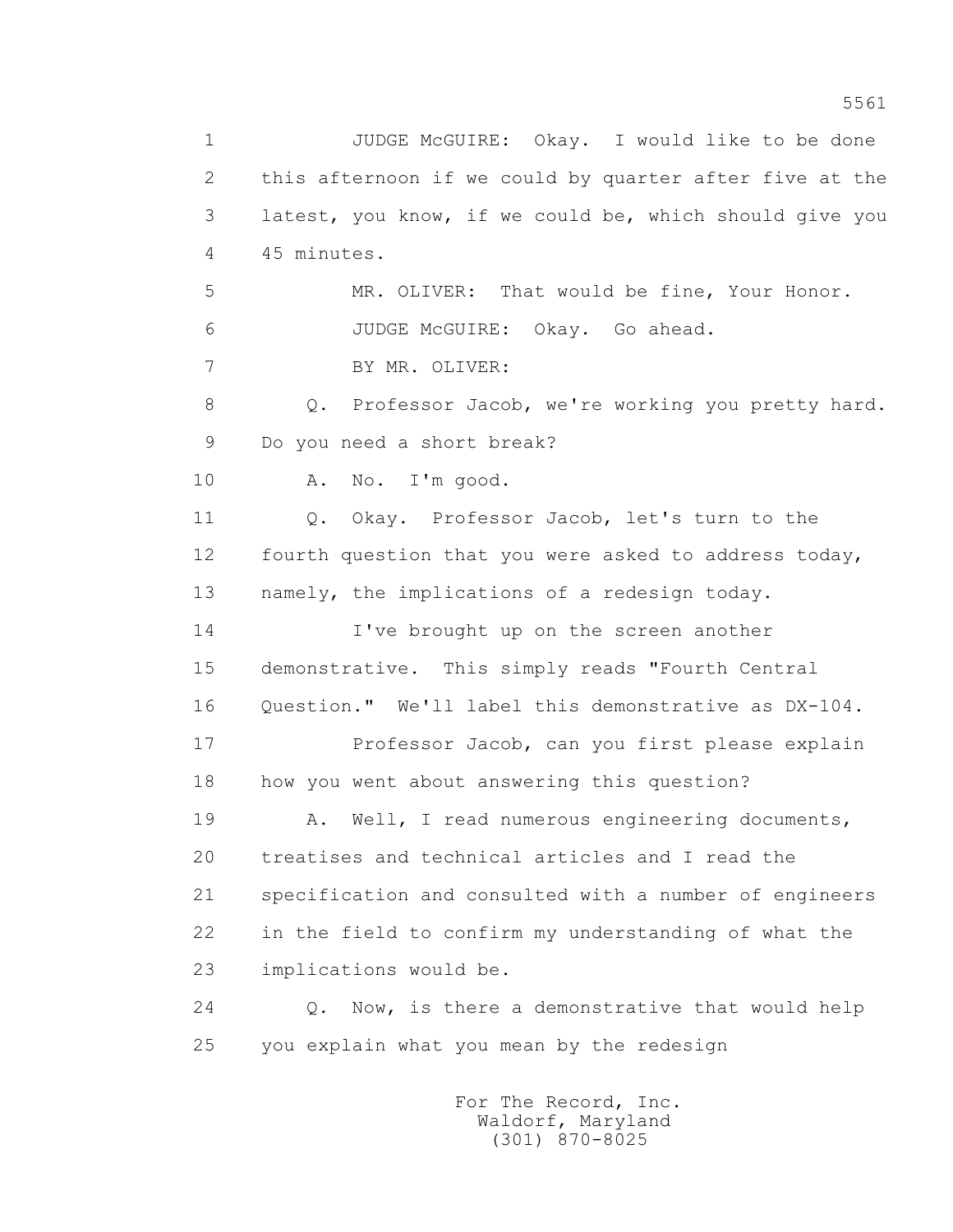1 JUDGE McGUIRE: Okay. I would like to be done
2 this afternoon if we could by quarter after five at the
3 latest, you know, if we could be, which should give you
4 45 minutes.
5 MR. OLIVER: That would be fine, Your Honor.
6 JUDGE McGUIRE: Okay. Go ahead.
7 BY MR. OLIVER:
8 Q. Professor Jacob, we're working you pretty hard.
9 Do you need a short break?
10 A. No. I'm good.
11 Q. Okay. Professor Jacob, let's turn to the
12 fourth question that you were asked to address today,
13 namely, the implications of a redesign today.
14 I've brought up on the screen another
15 demonstrative. This simply reads "Fourth Central
16 Question." We'll label this demonstrative as DX-104.
17 Professor Jacob, can you first please explain
18 how you went about answering this question?
19 A. Well, I read numerous engineering documents,
20 treatises and technical articles and I read the
21 specification and consulted with a number of engineers
22 in the field to confirm my understanding of what the
23 implications would be.
24 Q. Now, is there a demonstrative that would help
25 you explain what you mean by the redesign

For The Record, Inc.
Waldorf, Maryland
(301) 870-8025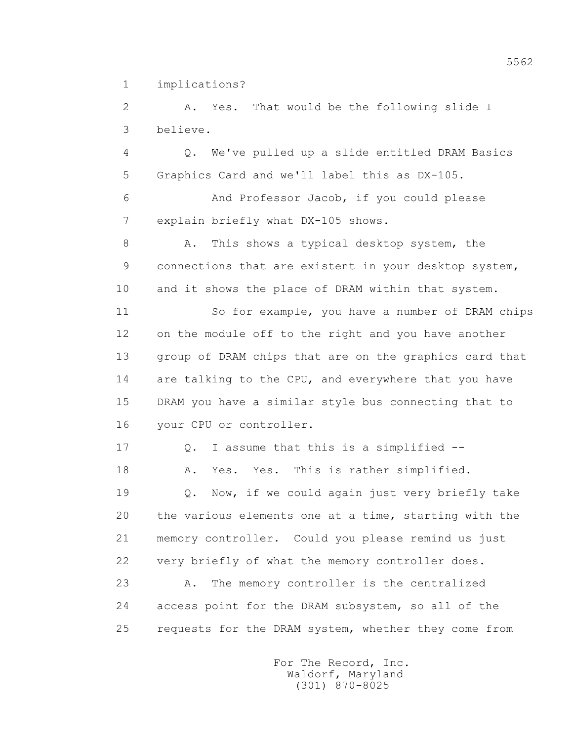1 implications?

2 A. Yes. That would be the following slide I

3 believe.

4 Q. We've pulled up a slide entitled DRAM Basics

5 Graphics Card and we'll label this as DX-105.

6 And Professor Jacob, if you could please

7 explain briefly what DX-105 shows.

8 A. This shows a typical desktop system, the

9 connections that are existent in your desktop system,

10 and it shows the place of DRAM within that system.

11 So for example, you have a number of DRAM chips

12 on the module off to the right and you have another

13 group of DRAM chips that are on the graphics card that

14 are talking to the CPU, and everywhere that you have

15 DRAM you have a similar style bus connecting that to

16 your CPU or controller.

17 Q. I assume that this is a simplified --

18 A. Yes. Yes. This is rather simplified.

19 Q. Now, if we could again just very briefly take

20 the various elements one at a time, starting with the

21 memory controller. Could you please remind us just

22 very briefly of what the memory controller does.

23 A. The memory controller is the centralized

24 access point for the DRAM subsystem, so all of the

25 requests for the DRAM system, whether they come from

For The Record, Inc.
Waldorf, Maryland
(301) 870-8025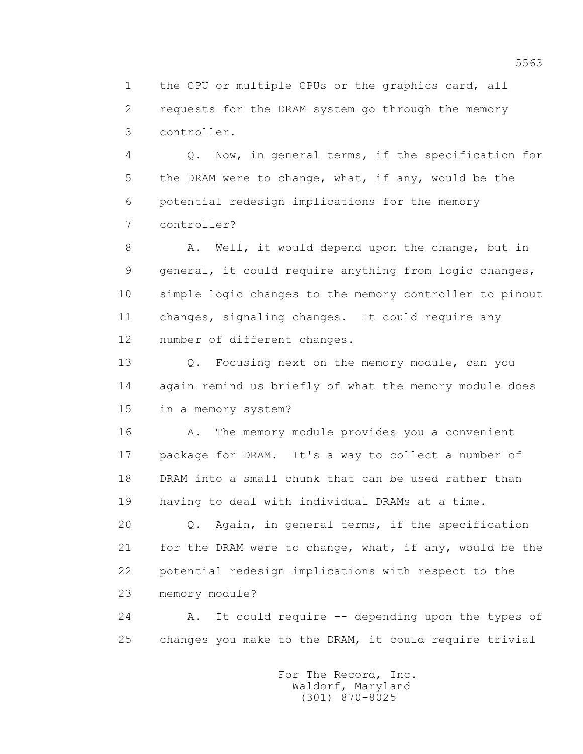the CPU or multiple CPUs or the graphics card, all requests for the DRAM system go through the memory controller.

Q. Now, in general terms, if the specification for the DRAM were to change, what, if any, would be the potential redesign implications for the memory controller?

A. Well, it would depend upon the change, but in general, it could require anything from logic changes, simple logic changes to the memory controller to pinout changes, signaling changes. It could require any number of different changes.

Q. Focusing next on the memory module, can you again remind us briefly of what the memory module does in a memory system?

A. The memory module provides you a convenient package for DRAM. It's a way to collect a number of DRAM into a small chunk that can be used rather than having to deal with individual DRAMs at a time.

Q. Again, in general terms, if the specification for the DRAM were to change, what, if any, would be the potential redesign implications with respect to the memory module?

A. It could require -- depending upon the types of changes you make to the DRAM, it could require trivial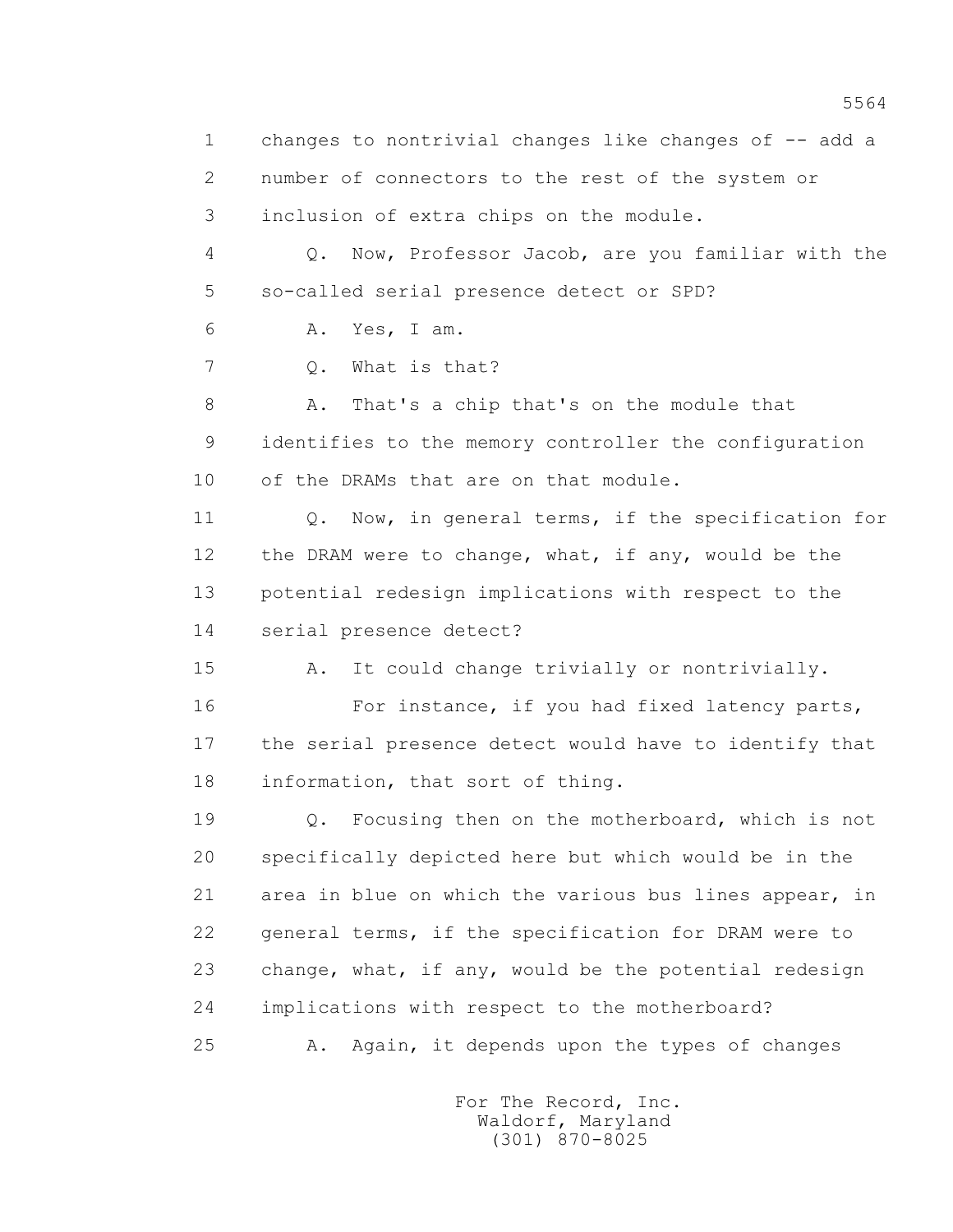changes to nontrivial changes like changes of -- add a number of connectors to the rest of the system or inclusion of extra chips on the module.

Q. Now, Professor Jacob, are you familiar with the so-called serial presence detect or SPD?

A. Yes, I am.

Q. What is that?

A. That's a chip that's on the module that identifies to the memory controller the configuration of the DRAMs that are on that module.

Q. Now, in general terms, if the specification for the DRAM were to change, what, if any, would be the potential redesign implications with respect to the serial presence detect?

A. It could change trivially or nontrivially.

For instance, if you had fixed latency parts, the serial presence detect would have to identify that information, that sort of thing.

Q. Focusing then on the motherboard, which is not specifically depicted here but which would be in the area in blue on which the various bus lines appear, in general terms, if the specification for DRAM were to change, what, if any, would be the potential redesign implications with respect to the motherboard?

A. Again, it depends upon the types of changes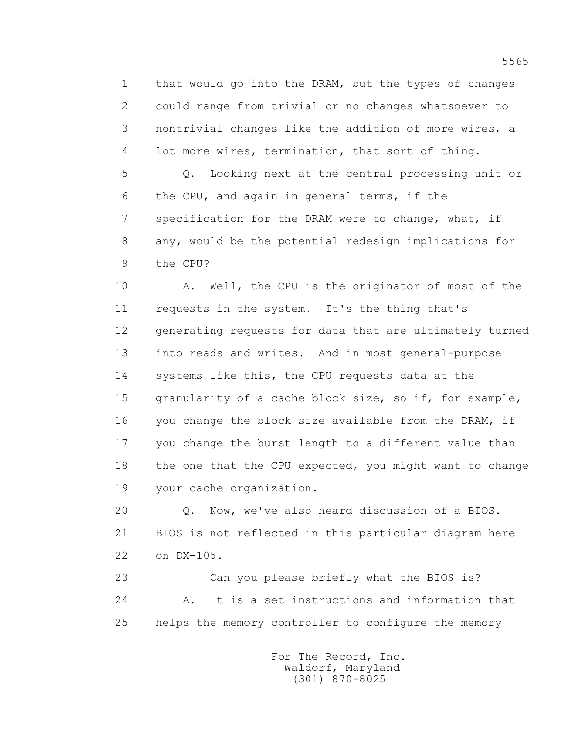that would go into the DRAM, but the types of changes could range from trivial or no changes whatsoever to nontrivial changes like the addition of more wires, a lot more wires, termination, that sort of thing.

Q. Looking next at the central processing unit or the CPU, and again in general terms, if the specification for the DRAM were to change, what, if any, would be the potential redesign implications for the CPU?

A. Well, the CPU is the originator of most of the requests in the system. It's the thing that's generating requests for data that are ultimately turned into reads and writes. And in most general-purpose systems like this, the CPU requests data at the granularity of a cache block size, so if, for example, you change the block size available from the DRAM, if you change the burst length to a different value than the one that the CPU expected, you might want to change your cache organization.

Q. Now, we've also heard discussion of a BIOS. BIOS is not reflected in this particular diagram here on DX-105.

Can you please briefly what the BIOS is?

A. It is a set instructions and information that helps the memory controller to configure the memory

For The Record, Inc.
Waldorf, Maryland
(301) 870-8025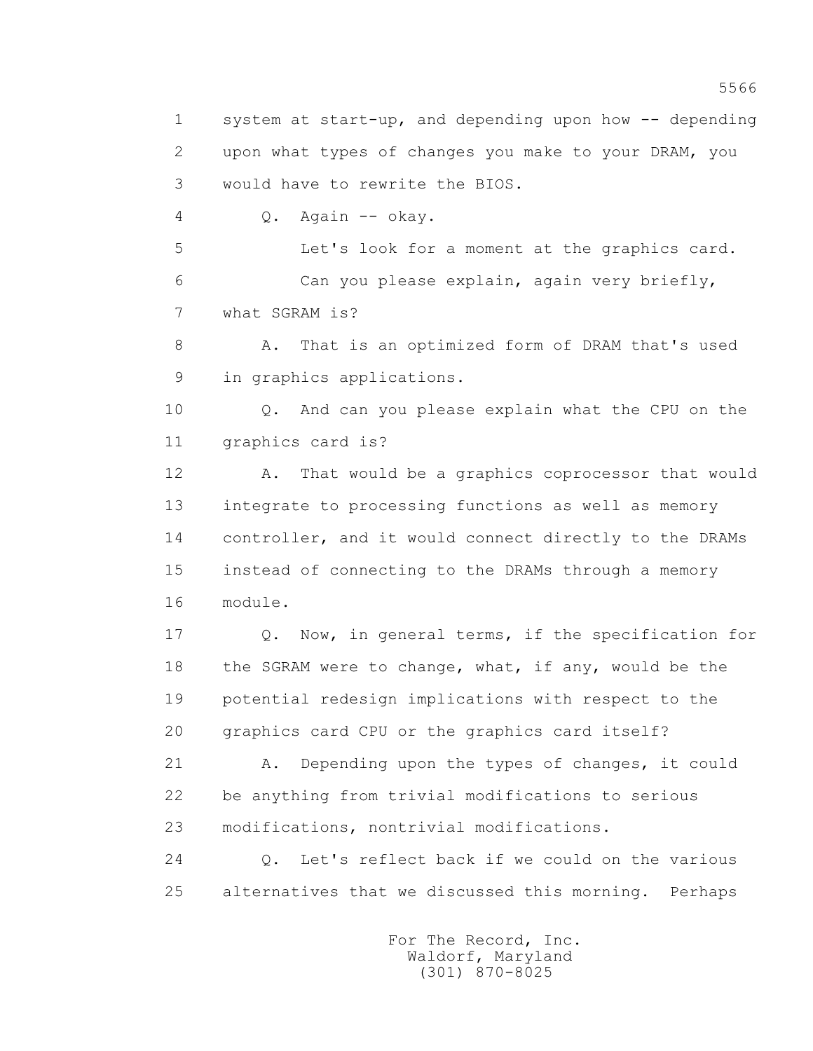1 system at start-up, and depending upon how -- depending
2 upon what types of changes you make to your DRAM, you
3 would have to rewrite the BIOS.

4 Q. Again -- okay.

5 Let's look for a moment at the graphics card.

6 Can you please explain, again very briefly,
7 what SGRAM is?

8 A. That is an optimized form of DRAM that's used
9 in graphics applications.

10 Q. And can you please explain what the CPU on the
11 graphics card is?

12 A. That would be a graphics coprocessor that would
13 integrate to processing functions as well as memory
14 controller, and it would connect directly to the DRAMs
15 instead of connecting to the DRAMs through a memory
16 module.

17 Q. Now, in general terms, if the specification for
18 the SGRAM were to change, what, if any, would be the
19 potential redesign implications with respect to the
20 graphics card CPU or the graphics card itself?

21 A. Depending upon the types of changes, it could
22 be anything from trivial modifications to serious
23 modifications, nontrivial modifications.

24 Q. Let's reflect back if we could on the various
25 alternatives that we discussed this morning. Perhaps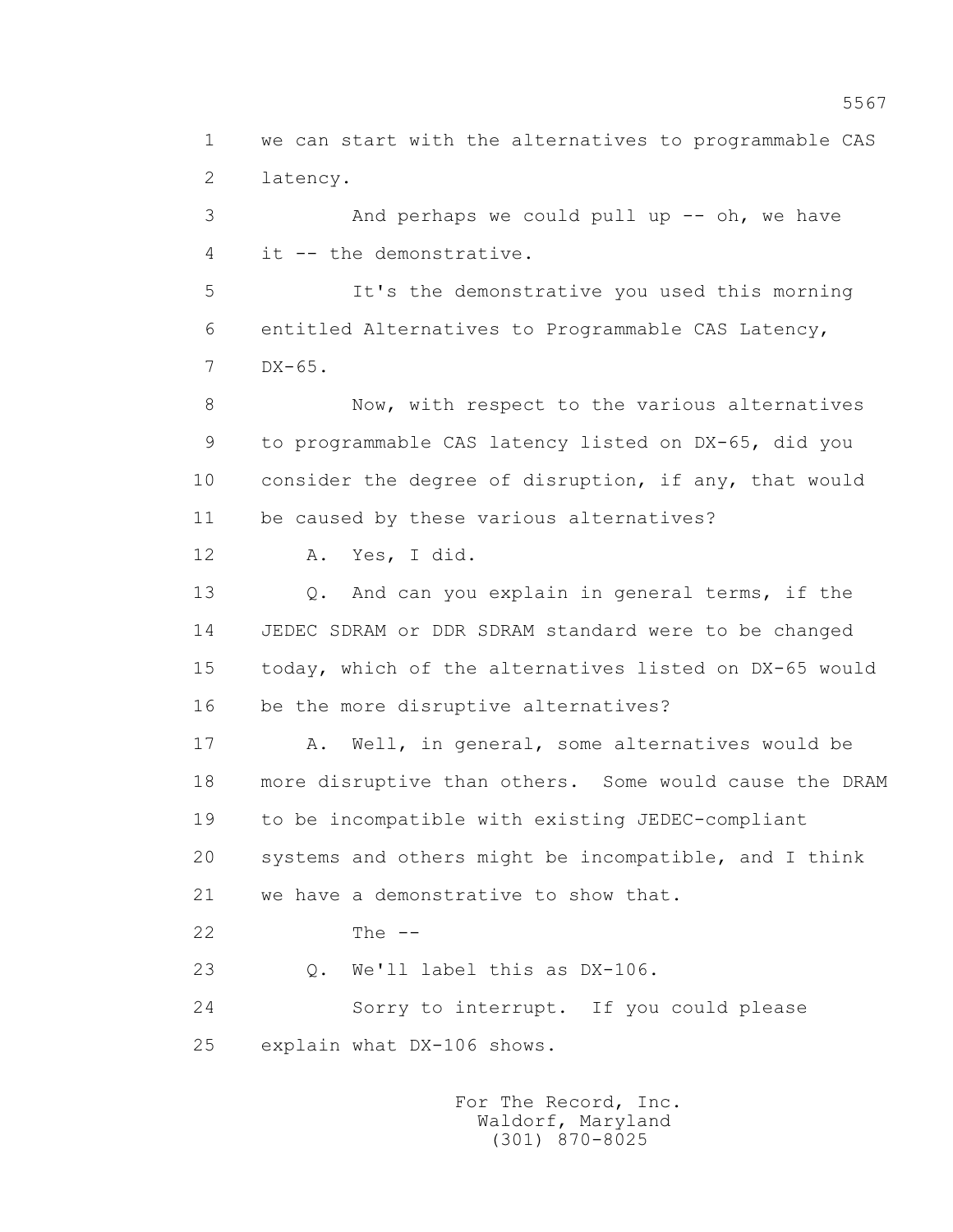1 we can start with the alternatives to programmable CAS
2 latency.

3 And perhaps we could pull up -- oh, we have
4 it -- the demonstrative.

5 It's the demonstrative you used this morning
6 entitled Alternatives to Programmable CAS Latency,
7 DX-65.

8 Now, with respect to the various alternatives
9 to programmable CAS latency listed on DX-65, did you
10 consider the degree of disruption, if any, that would
11 be caused by these various alternatives?

12 A. Yes, I did.

13 Q. And can you explain in general terms, if the
14 JEDEC SDRAM or DDR SDRAM standard were to be changed
15 today, which of the alternatives listed on DX-65 would
16 be the more disruptive alternatives?

17 A. Well, in general, some alternatives would be
18 more disruptive than others. Some would cause the DRAM
19 to be incompatible with existing JEDEC-compliant
20 systems and others might be incompatible, and I think
21 we have a demonstrative to show that.

22 The --

23 Q. We'll label this as DX-106.

24 Sorry to interrupt. If you could please
25 explain what DX-106 shows.

For The Record, Inc.
Waldorf, Maryland
(301) 870-8025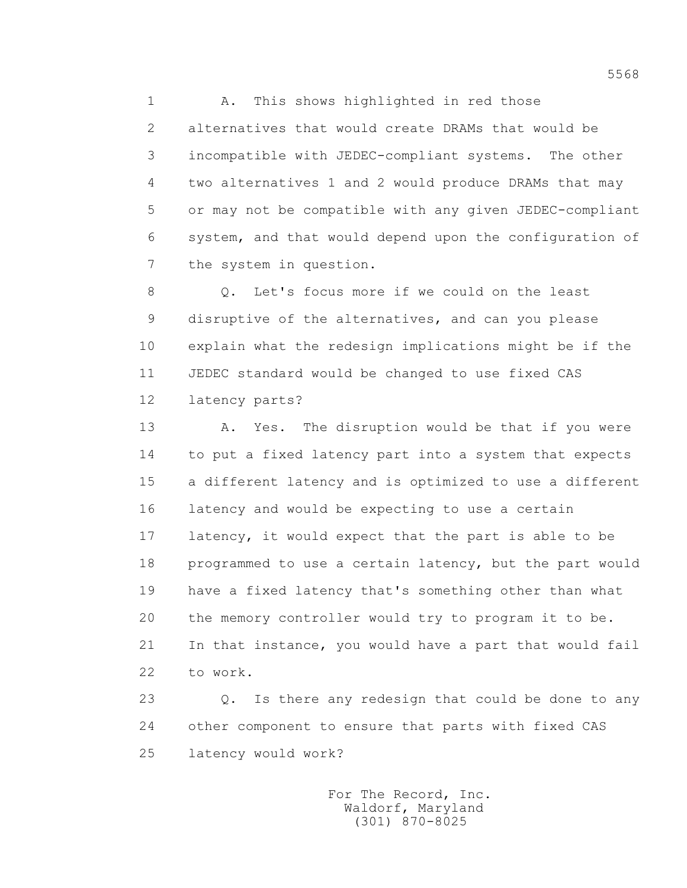1 A. This shows highlighted in red those
2 alternatives that would create DRAMs that would be
3 incompatible with JEDEC-compliant systems. The other
4 two alternatives 1 and 2 would produce DRAMs that may
5 or may not be compatible with any given JEDEC-compliant
6 system, and that would depend upon the configuration of
7 the system in question.

8 Q. Let's focus more if we could on the least
9 disruptive of the alternatives, and can you please
10 explain what the redesign implications might be if the
11 JEDEC standard would be changed to use fixed CAS
12 latency parts?

13 A. Yes. The disruption would be that if you were
14 to put a fixed latency part into a system that expects
15 a different latency and is optimized to use a different
16 latency and would be expecting to use a certain
17 latency, it would expect that the part is able to be
18 programmed to use a certain latency, but the part would
19 have a fixed latency that's something other than what
20 the memory controller would try to program it to be.
21 In that instance, you would have a part that would fail
22 to work.

23 Q. Is there any redesign that could be done to any
24 other component to ensure that parts with fixed CAS
25 latency would work?

For The Record, Inc.
Waldorf, Maryland
(301) 870-8025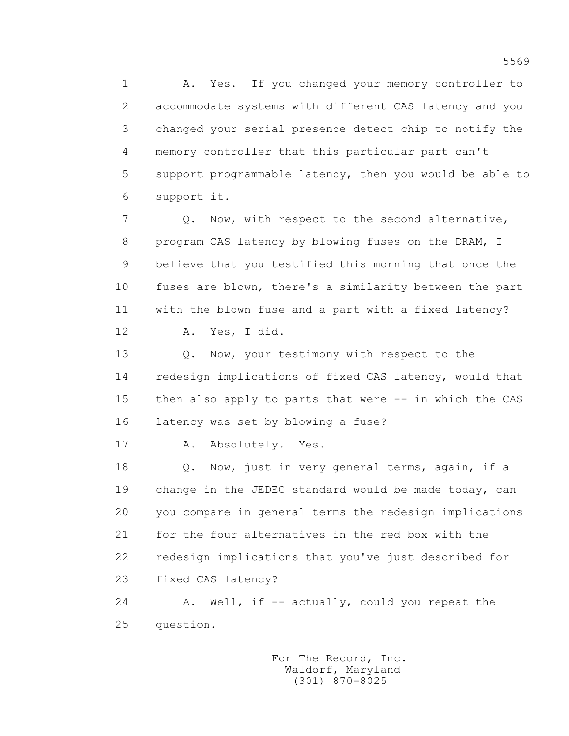1 A. Yes. If you changed your memory controller to
2 accommodate systems with different CAS latency and you
3 changed your serial presence detect chip to notify the
4 memory controller that this particular part can't
5 support programmable latency, then you would be able to
6 support it.

7 Q. Now, with respect to the second alternative,
8 program CAS latency by blowing fuses on the DRAM, I
9 believe that you testified this morning that once the
10 fuses are blown, there's a similarity between the part
11 with the blown fuse and a part with a fixed latency?

12 A. Yes, I did.

13 Q. Now, your testimony with respect to the
14 redesign implications of fixed CAS latency, would that
15 then also apply to parts that were -- in which the CAS
16 latency was set by blowing a fuse?

17 A. Absolutely. Yes.

18 Q. Now, just in very general terms, again, if a
19 change in the JEDEC standard would be made today, can
20 you compare in general terms the redesign implications
21 for the four alternatives in the red box with the
22 redesign implications that you've just described for
23 fixed CAS latency?

24 A. Well, if -- actually, could you repeat the
25 question.

For The Record, Inc.
Waldorf, Maryland
(301) 870-8025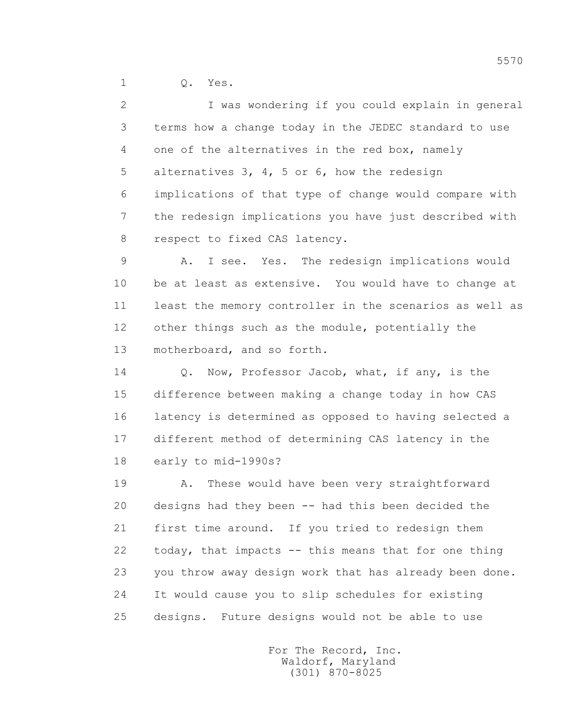1 Q. Yes.

2 I was wondering if you could explain in general
3 terms how a change today in the JEDEC standard to use
4 one of the alternatives in the red box, namely
5 alternatives 3, 4, 5 or 6, how the redesign
6 implications of that type of change would compare with
7 the redesign implications you have just described with
8 respect to fixed CAS latency.

9 A. I see. Yes. The redesign implications would
10 be at least as extensive. You would have to change at
11 least the memory controller in the scenarios as well as
12 other things such as the module, potentially the
13 motherboard, and so forth.

14 Q. Now, Professor Jacob, what, if any, is the
15 difference between making a change today in how CAS
16 latency is determined as opposed to having selected a
17 different method of determining CAS latency in the
18 early to mid-1990s?

19 A. These would have been very straightforward
20 designs had they been -- had this been decided the
21 first time around. If you tried to redesign them
22 today, that impacts -- this means that for one thing
23 you throw away design work that has already been done.
24 It would cause you to slip schedules for existing
25 designs. Future designs would not be able to use

For The Record, Inc.
Waldorf, Maryland
(301) 870-8025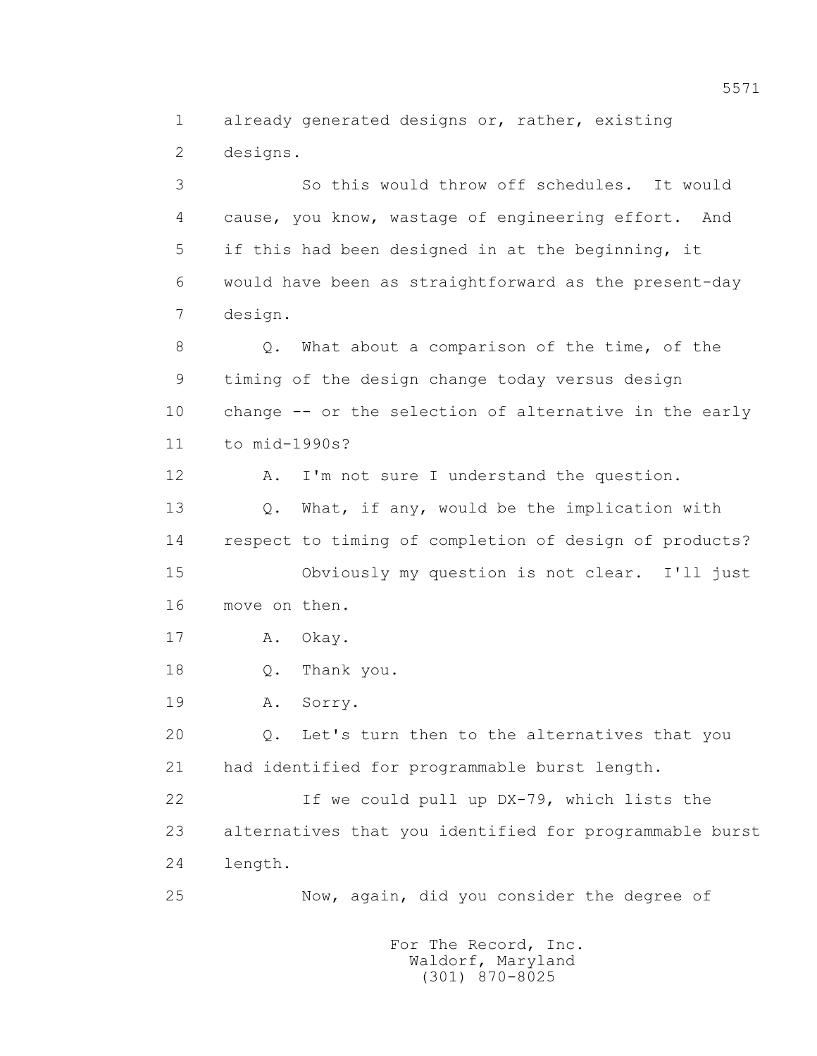1 already generated designs or, rather, existing
2 designs.
3 So this would throw off schedules. It would
4 cause, you know, wastage of engineering effort. And
5 if this had been designed in at the beginning, it
6 would have been as straightforward as the present-day
7 design.
8 Q. What about a comparison of the time, of the
9 timing of the design change today versus design
10 change -- or the selection of alternative in the early
11 to mid-1990s?
12 A. I'm not sure I understand the question.
13 Q. What, if any, would be the implication with
14 respect to timing of completion of design of products?
15 Obviously my question is not clear. I'll just
16 move on then.
17 A. Okay.
18 Q. Thank you.
19 A. Sorry.
20 Q. Let's turn then to the alternatives that you
21 had identified for programmable burst length.
22 If we could pull up DX-79, which lists the
23 alternatives that you identified for programmable burst
24 length.
25 Now, again, did you consider the degree of

For The Record, Inc.
Waldorf, Maryland
(301) 870-8025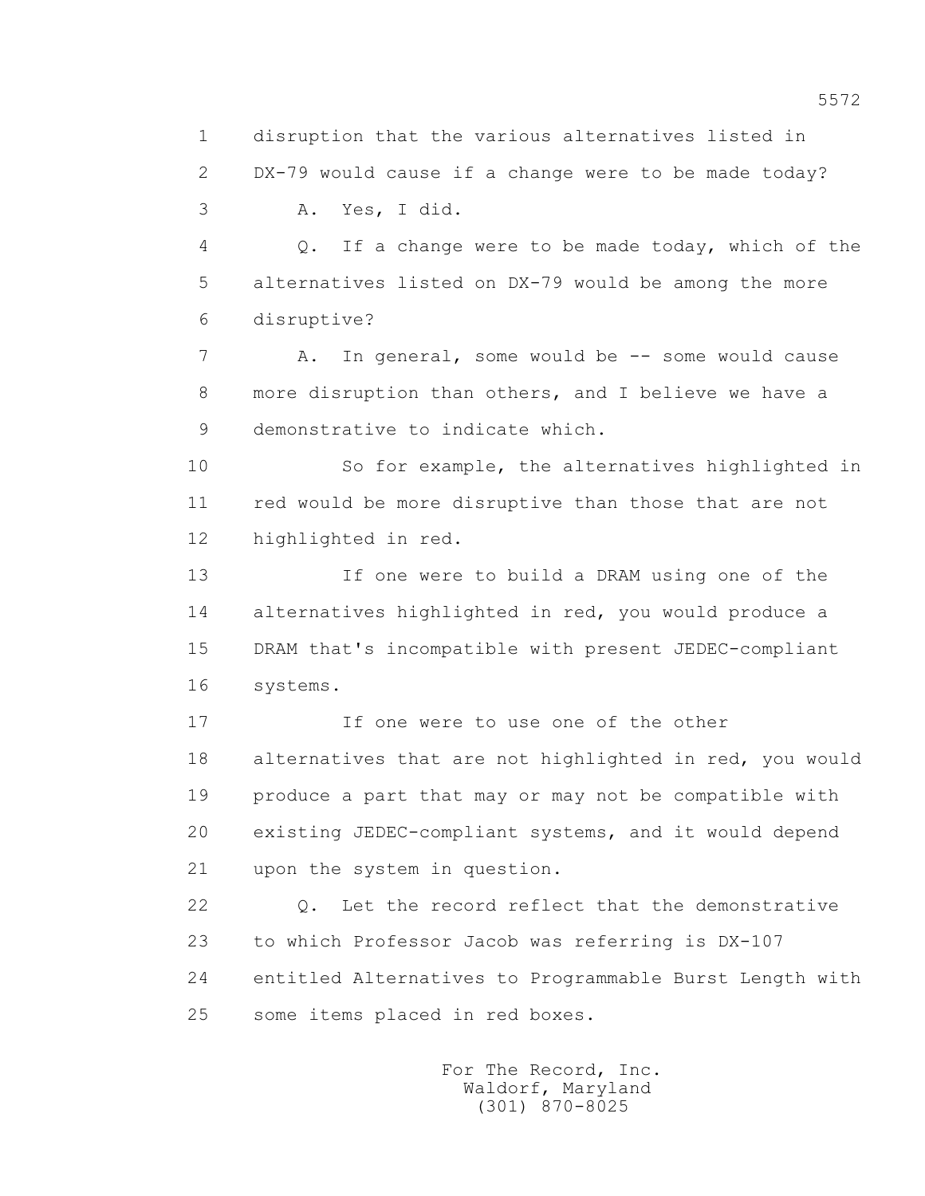1 disruption that the various alternatives listed in
2 DX-79 would cause if a change were to be made today?
3 A. Yes, I did.
4 Q. If a change were to be made today, which of the
5 alternatives listed on DX-79 would be among the more
6 disruptive?
7 A. In general, some would be -- some would cause
8 more disruption than others, and I believe we have a
9 demonstrative to indicate which.
10 So for example, the alternatives highlighted in
11 red would be more disruptive than those that are not
12 highlighted in red.
13 If one were to build a DRAM using one of the
14 alternatives highlighted in red, you would produce a
15 DRAM that's incompatible with present JEDEC-compliant
16 systems.
17 If one were to use one of the other
18 alternatives that are not highlighted in red, you would
19 produce a part that may or may not be compatible with
20 existing JEDEC-compliant systems, and it would depend
21 upon the system in question.
22 Q. Let the record reflect that the demonstrative
23 to which Professor Jacob was referring is DX-107
24 entitled Alternatives to Programmable Burst Length with
25 some items placed in red boxes.

For The Record, Inc.
Waldorf, Maryland
(301) 870-8025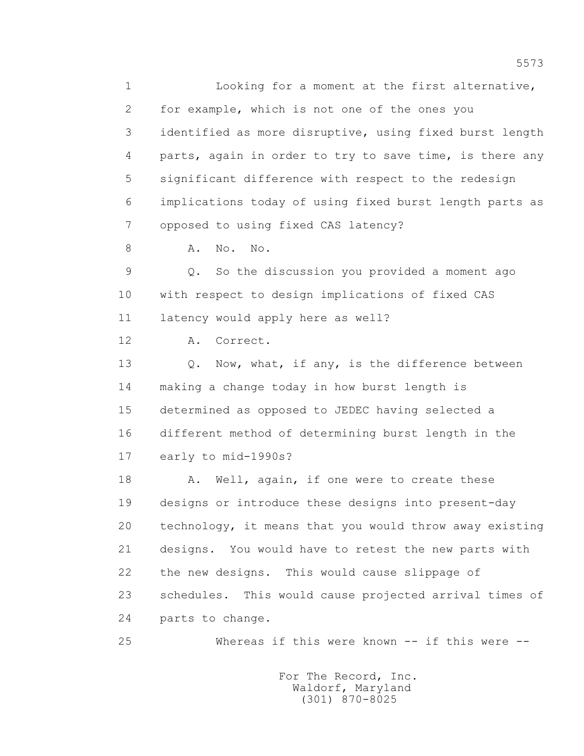1 Looking for a moment at the first alternative,
2 for example, which is not one of the ones you
3 identified as more disruptive, using fixed burst length
4 parts, again in order to try to save time, is there any
5 significant difference with respect to the redesign
6 implications today of using fixed burst length parts as
7 opposed to using fixed CAS latency?

8 A. No. No.

9 Q. So the discussion you provided a moment ago
10 with respect to design implications of fixed CAS
11 latency would apply here as well?

12 A. Correct.

13 Q. Now, what, if any, is the difference between
14 making a change today in how burst length is
15 determined as opposed to JEDEC having selected a
16 different method of determining burst length in the
17 early to mid-1990s?

18 A. Well, again, if one were to create these
19 designs or introduce these designs into present-day
20 technology, it means that you would throw away existing
21 designs. You would have to retest the new parts with
22 the new designs. This would cause slippage of
23 schedules. This would cause projected arrival times of
24 parts to change.

25 Whereas if this were known -- if this were --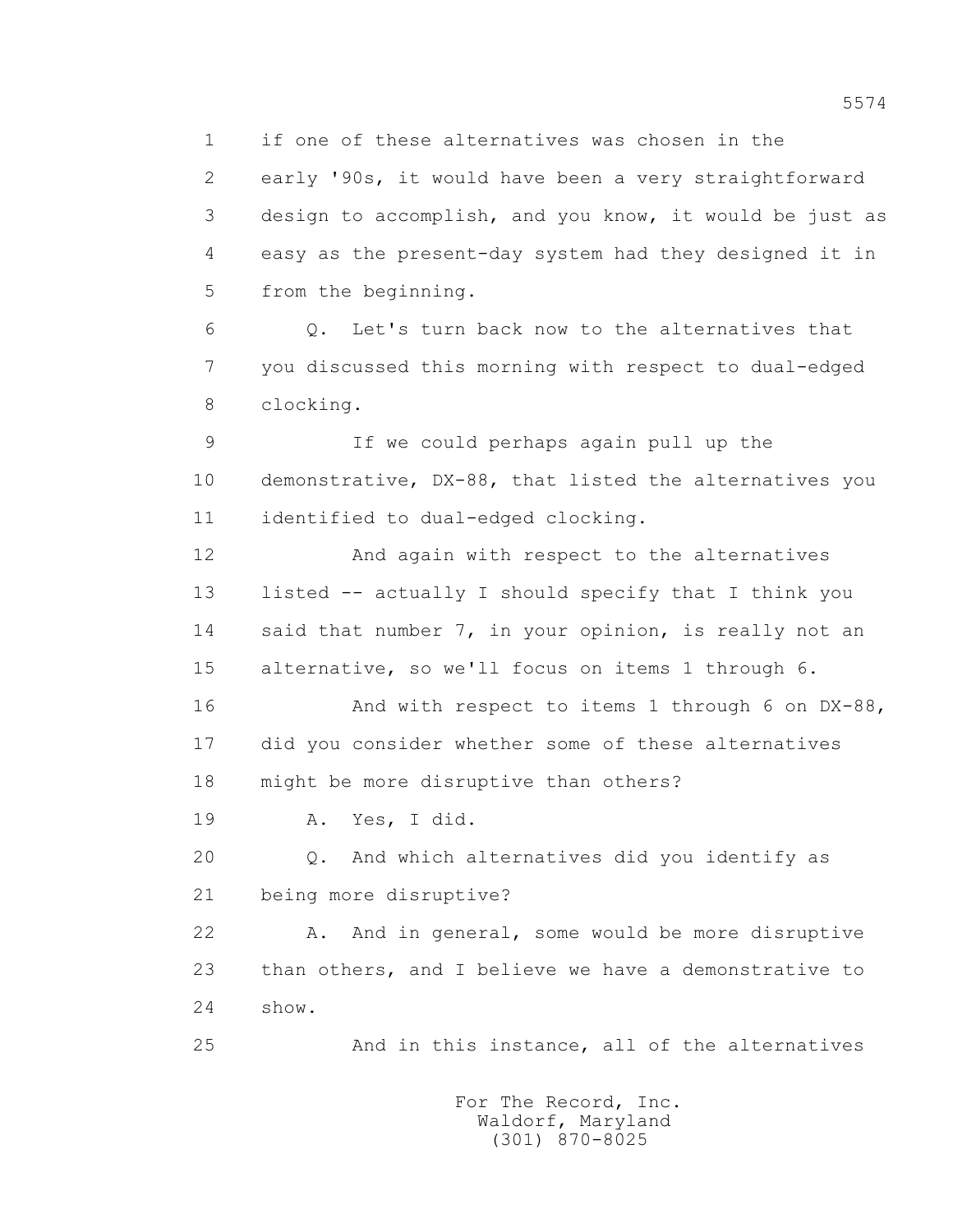1 if one of these alternatives was chosen in the
2 early '90s, it would have been a very straightforward
3 design to accomplish, and you know, it would be just as
4 easy as the present-day system had they designed it in
5 from the beginning.

6 Q. Let's turn back now to the alternatives that
7 you discussed this morning with respect to dual-edged
8 clocking.

9 If we could perhaps again pull up the
10 demonstrative, DX-88, that listed the alternatives you
11 identified to dual-edged clocking.

12 And again with respect to the alternatives
13 listed -- actually I should specify that I think you
14 said that number 7, in your opinion, is really not an
15 alternative, so we'll focus on items 1 through 6.

16 And with respect to items 1 through 6 on DX-88,
17 did you consider whether some of these alternatives
18 might be more disruptive than others?

19 A. Yes, I did.

20 Q. And which alternatives did you identify as
21 being more disruptive?

22 A. And in general, some would be more disruptive
23 than others, and I believe we have a demonstrative to
24 show.

25 And in this instance, all of the alternatives

For The Record, Inc.
Waldorf, Maryland
(301) 870-8025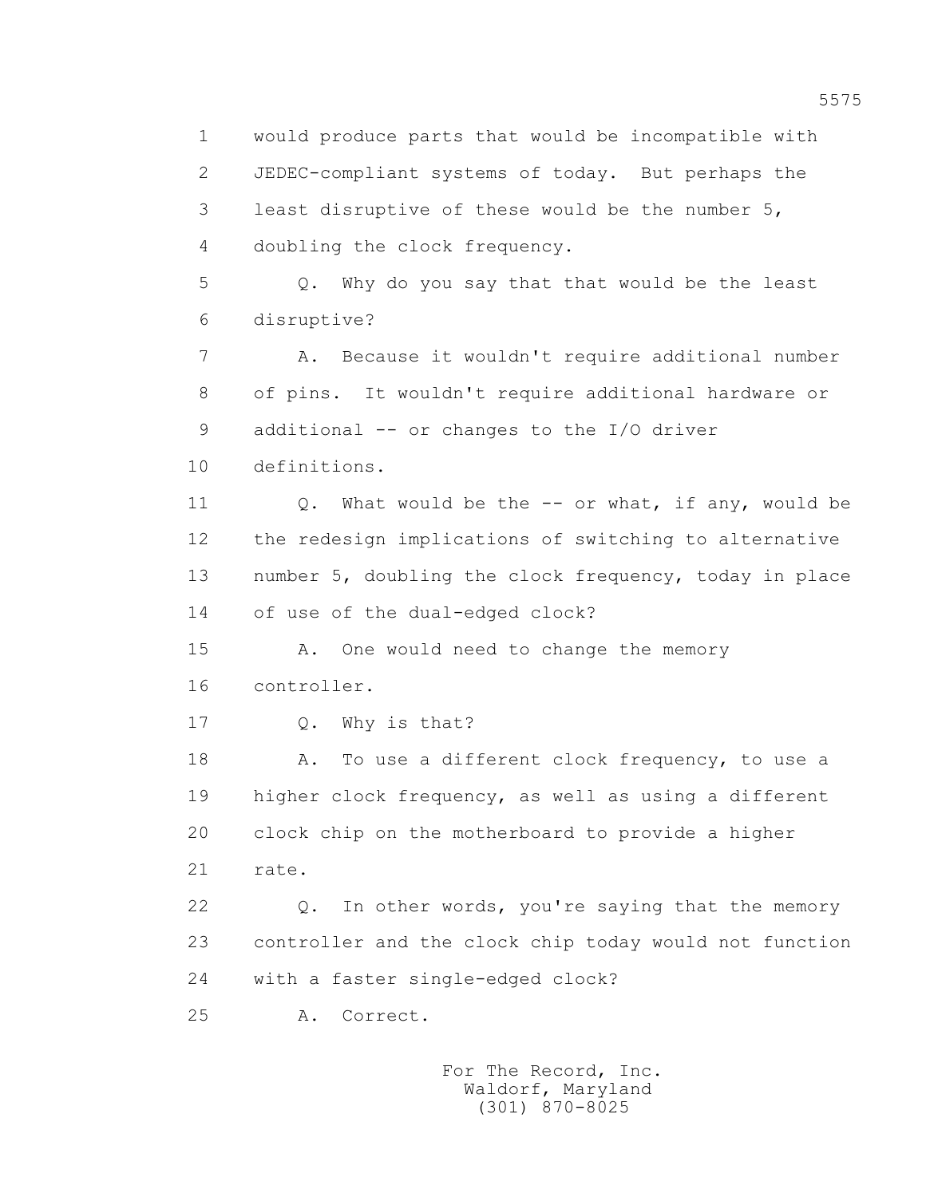would produce parts that would be incompatible with JEDEC-compliant systems of today. But perhaps the least disruptive of these would be the number 5, doubling the clock frequency.

Q. Why do you say that that would be the least disruptive?

A. Because it wouldn't require additional number of pins. It wouldn't require additional hardware or additional -- or changes to the I/O driver definitions.

Q. What would be the -- or what, if any, would be the redesign implications of switching to alternative number 5, doubling the clock frequency, today in place of use of the dual-edged clock?

A. One would need to change the memory controller.

Q. Why is that?

A. To use a different clock frequency, to use a higher clock frequency, as well as using a different clock chip on the motherboard to provide a higher rate.

Q. In other words, you're saying that the memory controller and the clock chip today would not function with a faster single-edged clock?

A. Correct.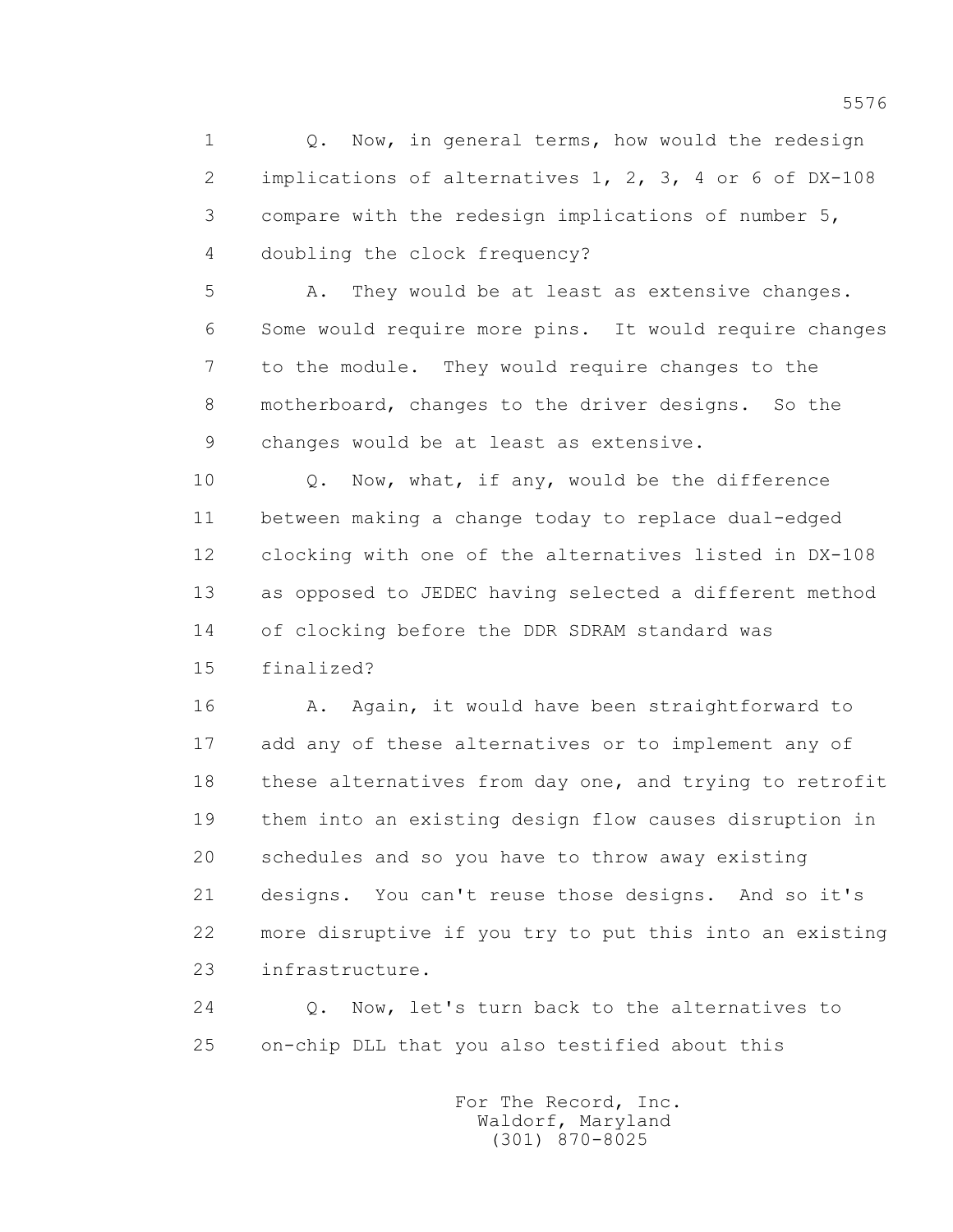Q. Now, in general terms, how would the redesign implications of alternatives 1, 2, 3, 4 or 6 of DX-108 compare with the redesign implications of number 5, doubling the clock frequency?

A. They would be at least as extensive changes. Some would require more pins. It would require changes to the module. They would require changes to the motherboard, changes to the driver designs. So the changes would be at least as extensive.

Q. Now, what, if any, would be the difference between making a change today to replace dual-edged clocking with one of the alternatives listed in DX-108 as opposed to JEDEC having selected a different method of clocking before the DDR SDRAM standard was finalized?

A. Again, it would have been straightforward to add any of these alternatives or to implement any of these alternatives from day one, and trying to retrofit them into an existing design flow causes disruption in schedules and so you have to throw away existing designs. You can't reuse those designs. And so it's more disruptive if you try to put this into an existing infrastructure.

Q. Now, let's turn back to the alternatives to on-chip DLL that you also testified about this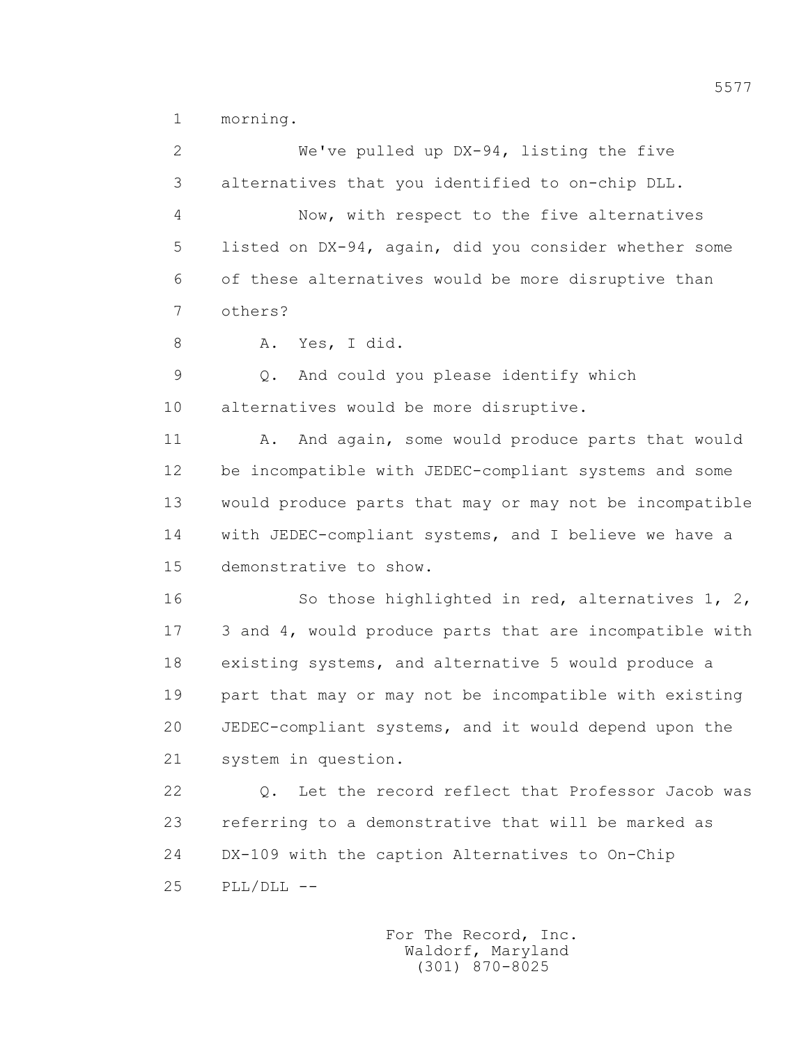1 morning.

2 We've pulled up DX-94, listing the five

3 alternatives that you identified to on-chip DLL.

4 Now, with respect to the five alternatives

5 listed on DX-94, again, did you consider whether some

6 of these alternatives would be more disruptive than

7 others?

8 A. Yes, I did.

9 Q. And could you please identify which

10 alternatives would be more disruptive.

11 A. And again, some would produce parts that would

12 be incompatible with JEDEC-compliant systems and some

13 would produce parts that may or may not be incompatible

14 with JEDEC-compliant systems, and I believe we have a

15 demonstrative to show.

16 So those highlighted in red, alternatives 1, 2,

17 3 and 4, would produce parts that are incompatible with

18 existing systems, and alternative 5 would produce a

19 part that may or may not be incompatible with existing

20 JEDEC-compliant systems, and it would depend upon the

21 system in question.

22 Q. Let the record reflect that Professor Jacob was

23 referring to a demonstrative that will be marked as

24 DX-109 with the caption Alternatives to On-Chip

25 PLL/DLL --

For The Record, Inc.
Waldorf, Maryland
(301) 870-8025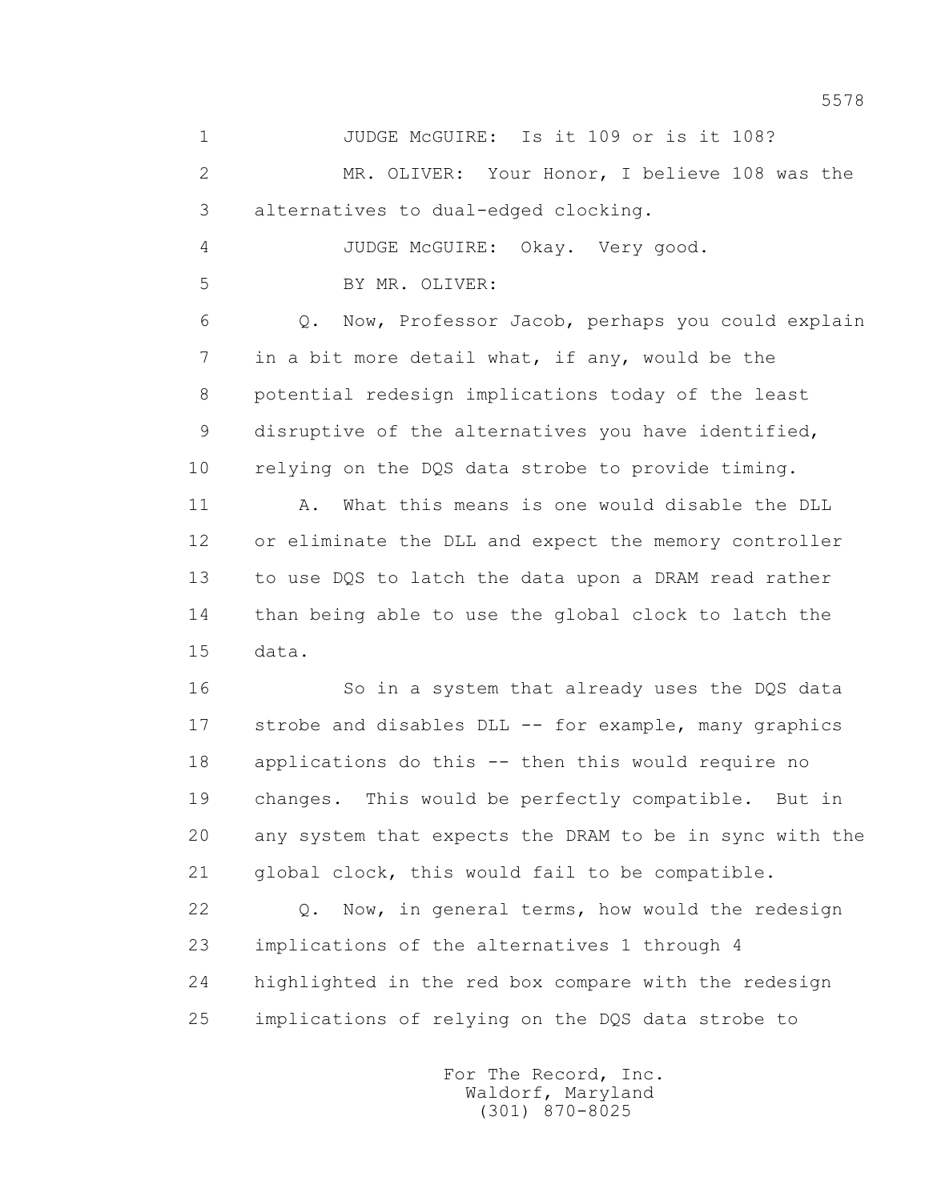JUDGE McGUIRE: Is it 109 or is it 108?

MR. OLIVER: Your Honor, I believe 108 was the alternatives to dual-edged clocking.

JUDGE McGUIRE: Okay. Very good.

BY MR. OLIVER:

Q. Now, Professor Jacob, perhaps you could explain in a bit more detail what, if any, would be the potential redesign implications today of the least disruptive of the alternatives you have identified, relying on the DQS data strobe to provide timing.

A. What this means is one would disable the DLL or eliminate the DLL and expect the memory controller to use DQS to latch the data upon a DRAM read rather than being able to use the global clock to latch the data.

So in a system that already uses the DQS data strobe and disables DLL -- for example, many graphics applications do this -- then this would require no changes. This would be perfectly compatible. But in any system that expects the DRAM to be in sync with the global clock, this would fail to be compatible.

Q. Now, in general terms, how would the redesign implications of the alternatives 1 through 4 highlighted in the red box compare with the redesign implications of relying on the DQS data strobe to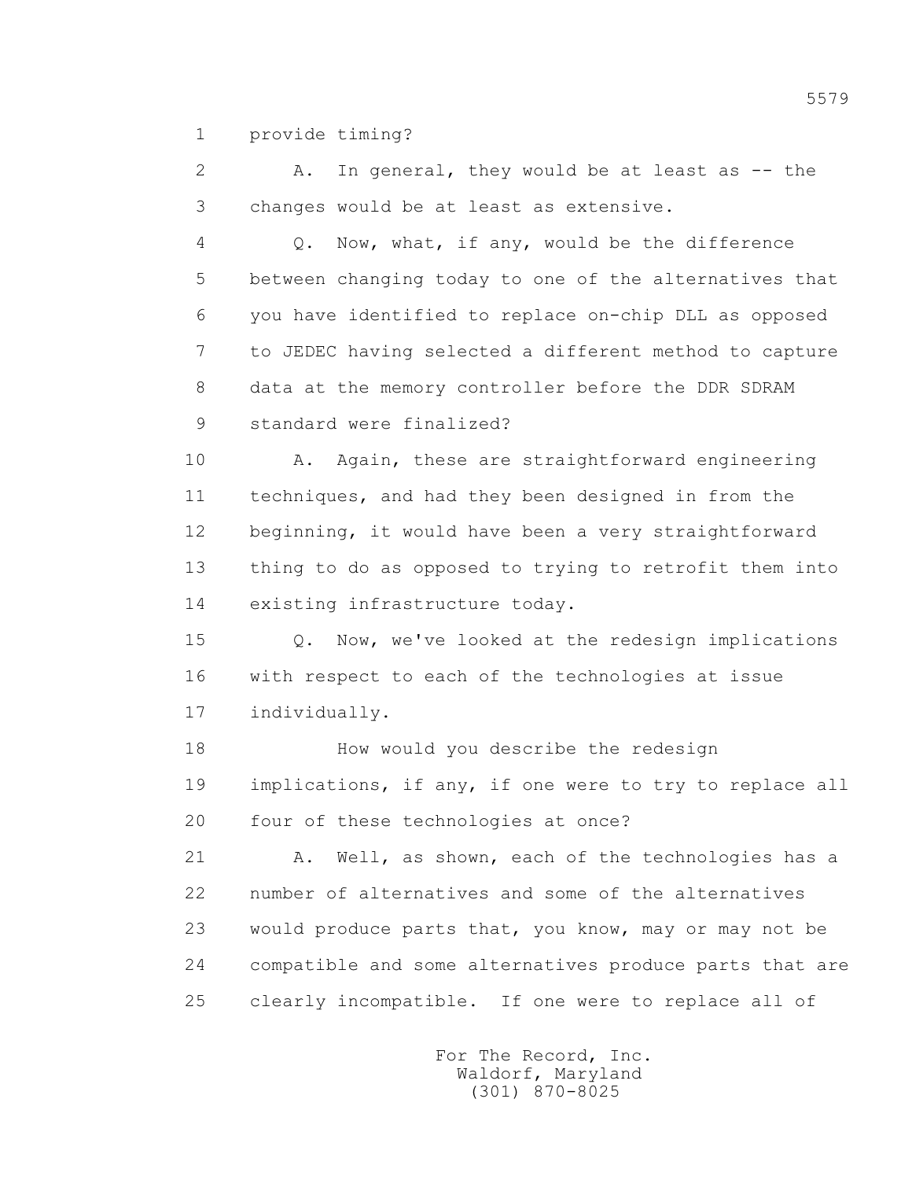1 provide timing?

2 A. In general, they would be at least as -- the

3 changes would be at least as extensive.

4 Q. Now, what, if any, would be the difference

5 between changing today to one of the alternatives that

6 you have identified to replace on-chip DLL as opposed

7 to JEDEC having selected a different method to capture

8 data at the memory controller before the DDR SDRAM

9 standard were finalized?

10 A. Again, these are straightforward engineering

11 techniques, and had they been designed in from the

12 beginning, it would have been a very straightforward

13 thing to do as opposed to trying to retrofit them into

14 existing infrastructure today.

15 Q. Now, we've looked at the redesign implications

16 with respect to each of the technologies at issue

17 individually.

18 How would you describe the redesign

19 implications, if any, if one were to try to replace all

20 four of these technologies at once?

21 A. Well, as shown, each of the technologies has a

22 number of alternatives and some of the alternatives

23 would produce parts that, you know, may or may not be

24 compatible and some alternatives produce parts that are

25 clearly incompatible. If one were to replace all of

For The Record, Inc.
Waldorf, Maryland
(301) 870-8025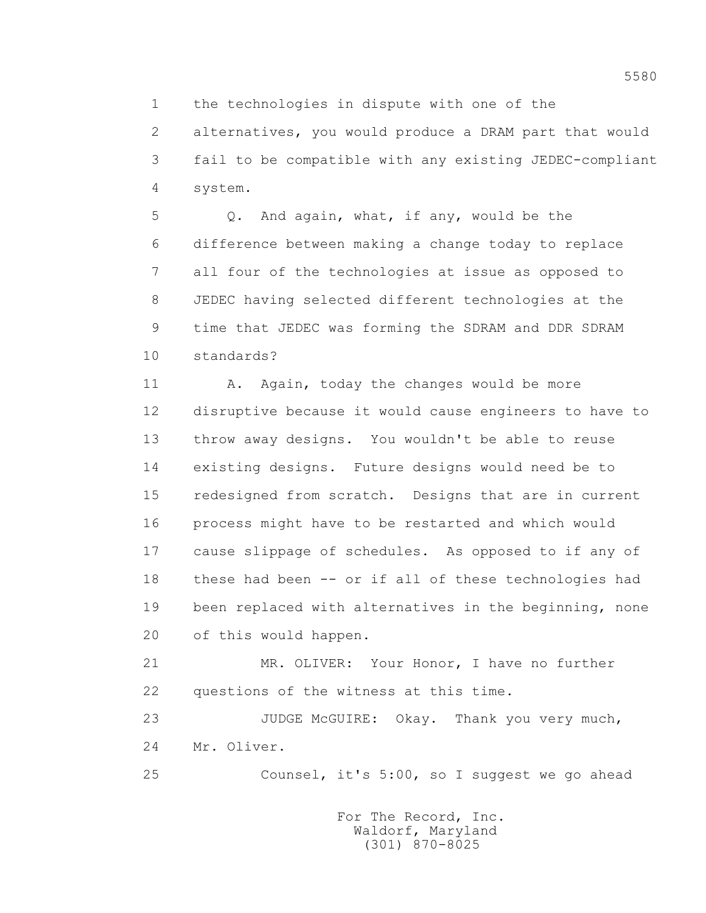1 the technologies in dispute with one of the
2 alternatives, you would produce a DRAM part that would
3 fail to be compatible with any existing JEDEC-compliant
4 system.

5 Q. And again, what, if any, would be the
6 difference between making a change today to replace
7 all four of the technologies at issue as opposed to
8 JEDEC having selected different technologies at the
9 time that JEDEC was forming the SDRAM and DDR SDRAM
10 standards?

11 A. Again, today the changes would be more
12 disruptive because it would cause engineers to have to
13 throw away designs. You wouldn't be able to reuse
14 existing designs. Future designs would need be to
15 redesigned from scratch. Designs that are in current
16 process might have to be restarted and which would
17 cause slippage of schedules. As opposed to if any of
18 these had been -- or if all of these technologies had
19 been replaced with alternatives in the beginning, none
20 of this would happen.

21 MR. OLIVER: Your Honor, I have no further
22 questions of the witness at this time.

23 JUDGE McGUIRE: Okay. Thank you very much,
24 Mr. Oliver.

25 Counsel, it's 5:00, so I suggest we go ahead

For The Record, Inc.
Waldorf, Maryland
(301) 870-8025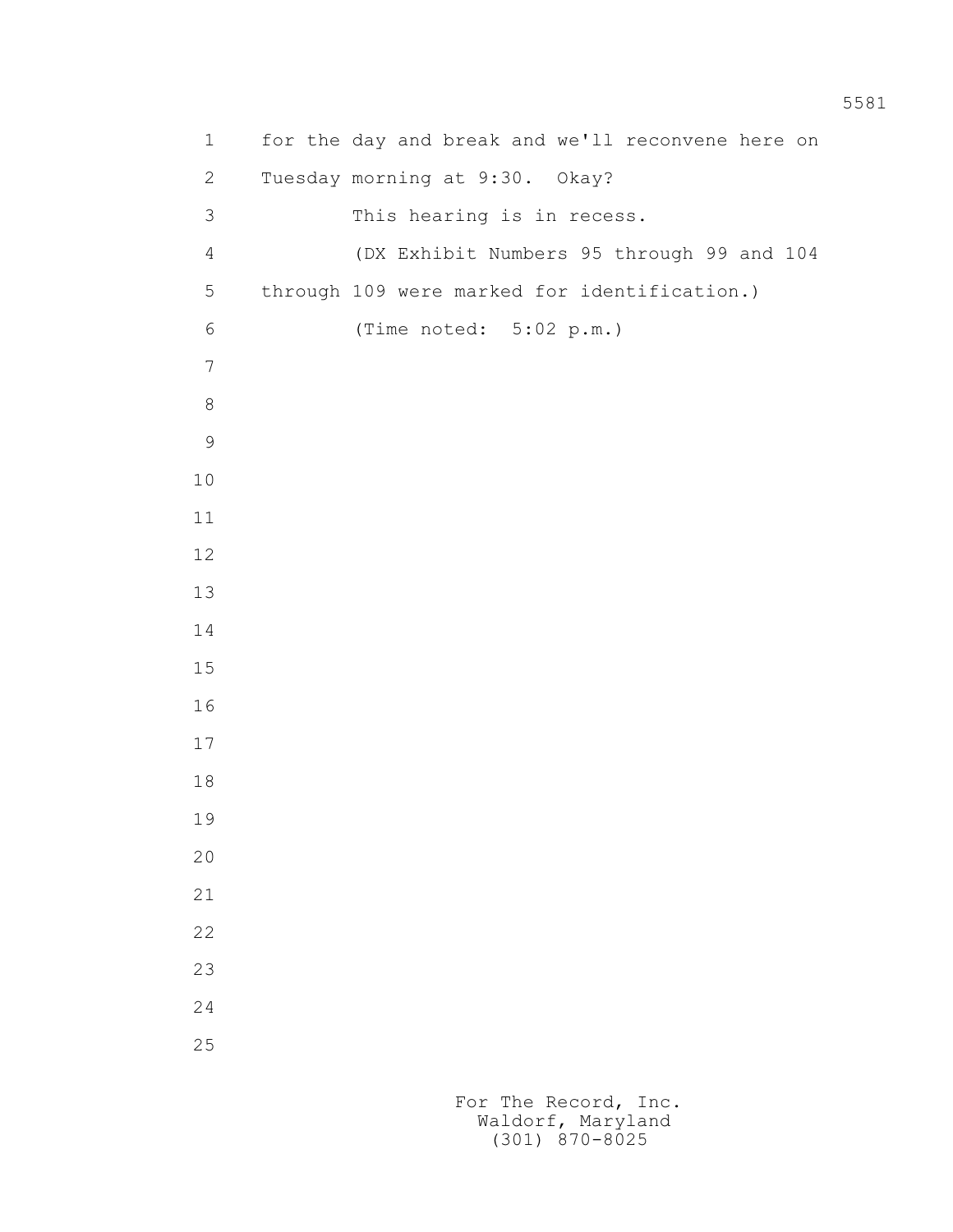for the day and break and we'll reconvene here on Tuesday morning at 9:30. Okay?

This hearing is in recess.

(DX Exhibit Numbers 95 through 99 and 104 through 109 were marked for identification.)

(Time noted: 5:02 p.m.)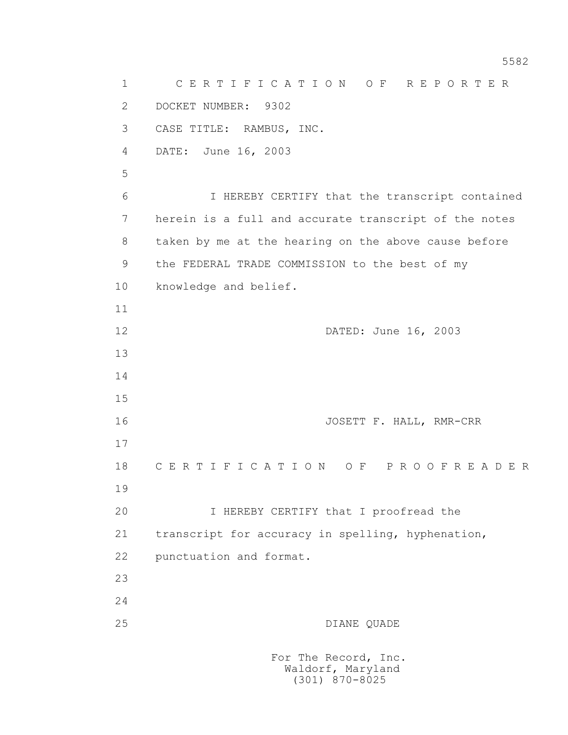# C E R T I F I C A T I O N O F R E P O R T E R

DOCKET NUMBER: 9302

CASE TITLE: RAMBUS, INC.

DATE: June 16, 2003

I HEREBY CERTIFY that the transcript contained herein is a full and accurate transcript of the notes taken by me at the hearing on the above cause before the FEDERAL TRADE COMMISSION to the best of my knowledge and belief.

DATED: June 16, 2003

JOSETT F. HALL, RMR-CRR

# C E R T I F I C A T I O N O F P R O O F R E A D E R

I HEREBY CERTIFY that I proofread the transcript for accuracy in spelling, hyphenation, punctuation and format.

DIANE QUADE

For The Record, Inc.
Waldorf, Maryland
(301) 870-8025